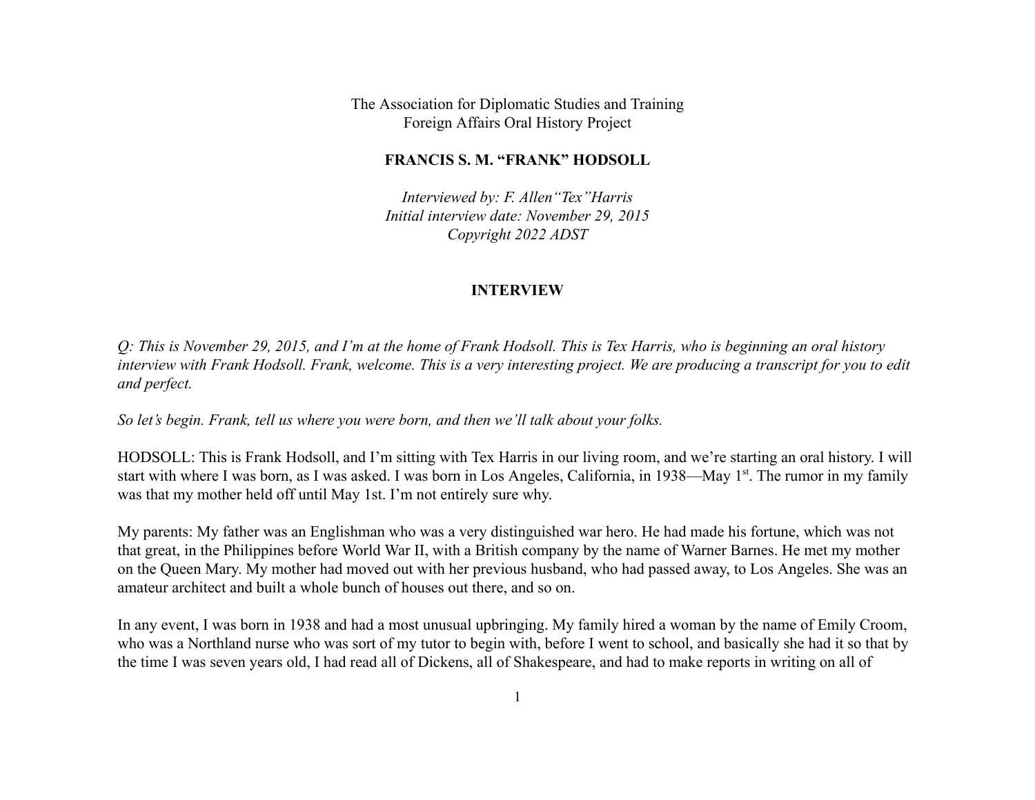The Association for Diplomatic Studies and Training
Foreign Affairs Oral History Project

**FRANCIS S. M. "FRANK" HODSOLL**

*Interviewed by: F. Allen"Tex"Harris*
*Initial interview date: November 29, 2015*
*Copyright 2022 ADST*

**INTERVIEW**

*Q: This is November 29, 2015, and I'm at the home of Frank Hodsoll. This is Tex Harris, who is beginning an oral history interview with Frank Hodsoll. Frank, welcome. This is a very interesting project. We are producing a transcript for you to edit and perfect.*

*So let's begin. Frank, tell us where you were born, and then we'll talk about your folks.*

HODSOLL: This is Frank Hodsoll, and I'm sitting with Tex Harris in our living room, and we're starting an oral history. I will start with where I was born, as I was asked. I was born in Los Angeles, California, in 1938—May 1st. The rumor in my family was that my mother held off until May 1st. I'm not entirely sure why.

My parents: My father was an Englishman who was a very distinguished war hero. He had made his fortune, which was not that great, in the Philippines before World War II, with a British company by the name of Warner Barnes. He met my mother on the Queen Mary. My mother had moved out with her previous husband, who had passed away, to Los Angeles. She was an amateur architect and built a whole bunch of houses out there, and so on.

In any event, I was born in 1938 and had a most unusual upbringing. My family hired a woman by the name of Emily Croom, who was a Northland nurse who was sort of my tutor to begin with, before I went to school, and basically she had it so that by the time I was seven years old, I had read all of Dickens, all of Shakespeare, and had to make reports in writing on all of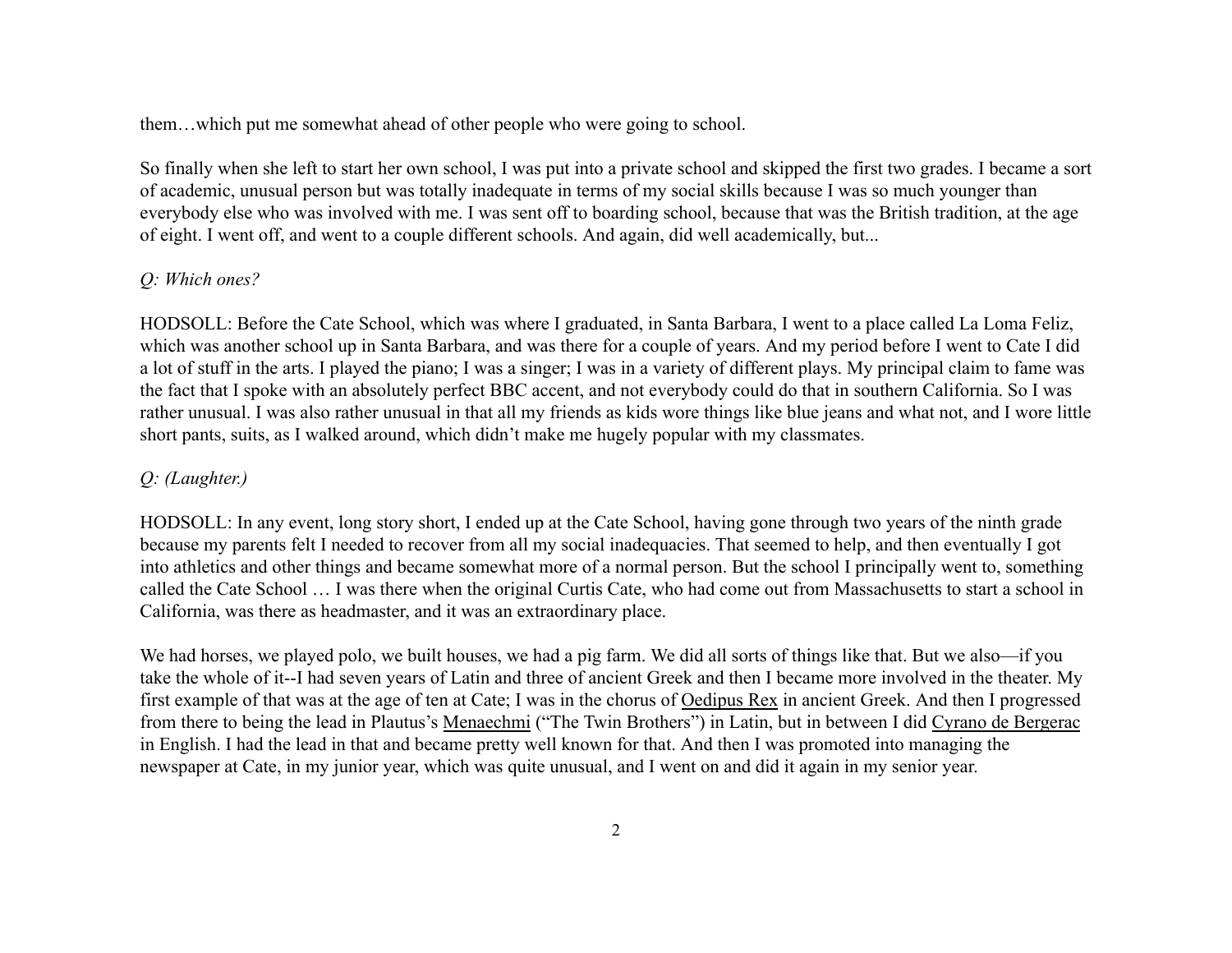them…which put me somewhat ahead of other people who were going to school.

So finally when she left to start her own school, I was put into a private school and skipped the first two grades. I became a sort of academic, unusual person but was totally inadequate in terms of my social skills because I was so much younger than everybody else who was involved with me. I was sent off to boarding school, because that was the British tradition, at the age of eight. I went off, and went to a couple different schools. And again, did well academically, but...

*Q: Which ones?*

HODSOLL: Before the Cate School, which was where I graduated, in Santa Barbara, I went to a place called La Loma Feliz, which was another school up in Santa Barbara, and was there for a couple of years. And my period before I went to Cate I did a lot of stuff in the arts. I played the piano; I was a singer; I was in a variety of different plays. My principal claim to fame was the fact that I spoke with an absolutely perfect BBC accent, and not everybody could do that in southern California. So I was rather unusual. I was also rather unusual in that all my friends as kids wore things like blue jeans and what not, and I wore little short pants, suits, as I walked around, which didn't make me hugely popular with my classmates.

*Q: (Laughter.)*

HODSOLL: In any event, long story short, I ended up at the Cate School, having gone through two years of the ninth grade because my parents felt I needed to recover from all my social inadequacies. That seemed to help, and then eventually I got into athletics and other things and became somewhat more of a normal person. But the school I principally went to, something called the Cate School … I was there when the original Curtis Cate, who had come out from Massachusetts to start a school in California, was there as headmaster, and it was an extraordinary place.

We had horses, we played polo, we built houses, we had a pig farm. We did all sorts of things like that. But we also—if you take the whole of it--I had seven years of Latin and three of ancient Greek and then I became more involved in the theater. My first example of that was at the age of ten at Cate; I was in the chorus of Oedipus Rex in ancient Greek. And then I progressed from there to being the lead in Plautus's Menaechmi ("The Twin Brothers") in Latin, but in between I did Cyrano de Bergerac in English. I had the lead in that and became pretty well known for that. And then I was promoted into managing the newspaper at Cate, in my junior year, which was quite unusual, and I went on and did it again in my senior year.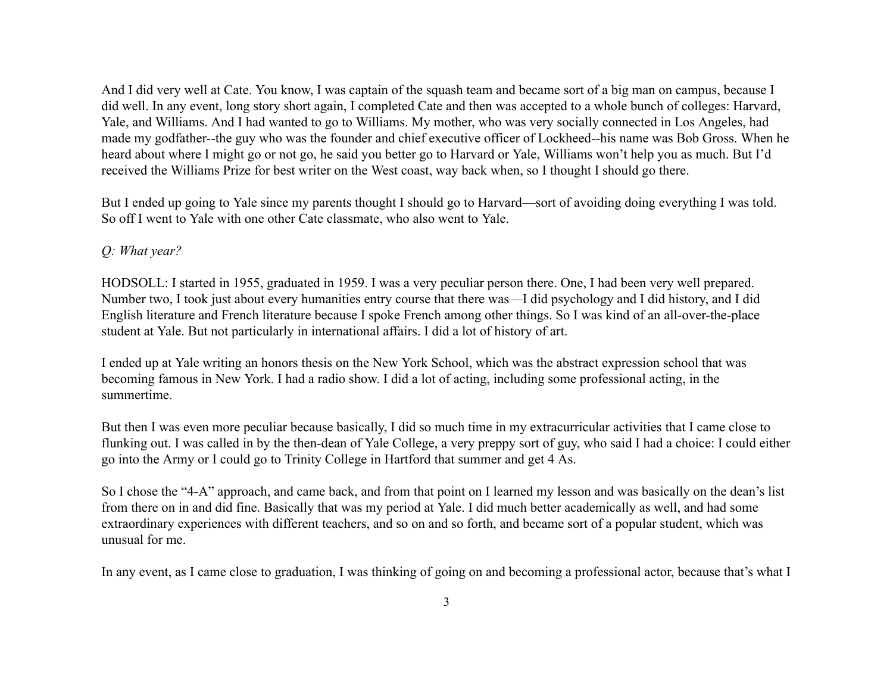And I did very well at Cate. You know, I was captain of the squash team and became sort of a big man on campus, because I did well. In any event, long story short again, I completed Cate and then was accepted to a whole bunch of colleges: Harvard, Yale, and Williams. And I had wanted to go to Williams. My mother, who was very socially connected in Los Angeles, had made my godfather--the guy who was the founder and chief executive officer of Lockheed--his name was Bob Gross. When he heard about where I might go or not go, he said you better go to Harvard or Yale, Williams won't help you as much. But I'd received the Williams Prize for best writer on the West coast, way back when, so I thought I should go there.

But I ended up going to Yale since my parents thought I should go to Harvard—sort of avoiding doing everything I was told. So off I went to Yale with one other Cate classmate, who also went to Yale.

*Q: What year?*

HODSOLL: I started in 1955, graduated in 1959. I was a very peculiar person there. One, I had been very well prepared. Number two, I took just about every humanities entry course that there was—I did psychology and I did history, and I did English literature and French literature because I spoke French among other things. So I was kind of an all-over-the-place student at Yale. But not particularly in international affairs. I did a lot of history of art.

I ended up at Yale writing an honors thesis on the New York School, which was the abstract expression school that was becoming famous in New York. I had a radio show. I did a lot of acting, including some professional acting, in the summertime.

But then I was even more peculiar because basically, I did so much time in my extracurricular activities that I came close to flunking out. I was called in by the then-dean of Yale College, a very preppy sort of guy, who said I had a choice: I could either go into the Army or I could go to Trinity College in Hartford that summer and get 4 As.

So I chose the "4-A" approach, and came back, and from that point on I learned my lesson and was basically on the dean's list from there on in and did fine. Basically that was my period at Yale. I did much better academically as well, and had some extraordinary experiences with different teachers, and so on and so forth, and became sort of a popular student, which was unusual for me.

In any event, as I came close to graduation, I was thinking of going on and becoming a professional actor, because that's what I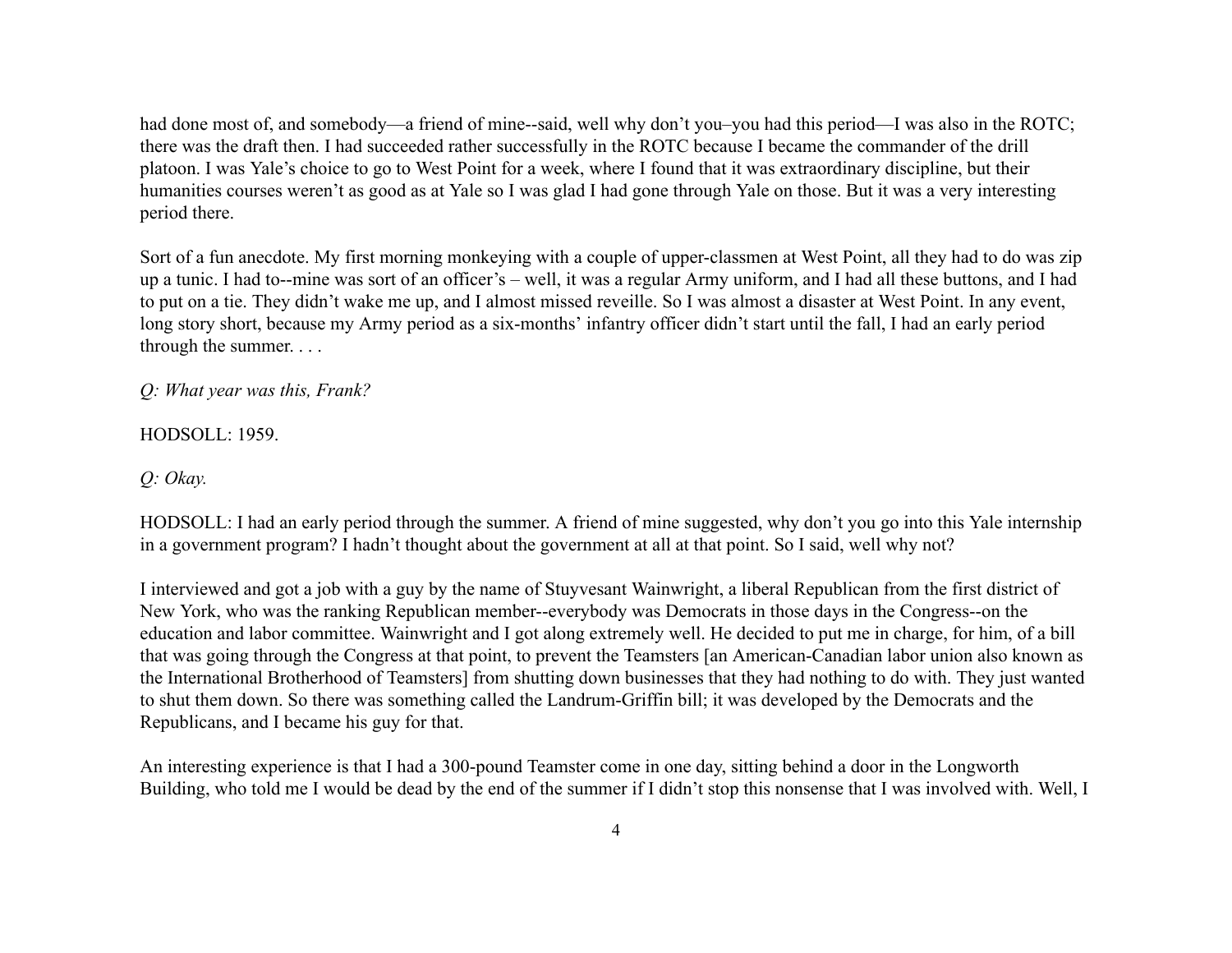had done most of, and somebody—a friend of mine--said, well why don't you–you had this period—I was also in the ROTC; there was the draft then. I had succeeded rather successfully in the ROTC because I became the commander of the drill platoon. I was Yale's choice to go to West Point for a week, where I found that it was extraordinary discipline, but their humanities courses weren't as good as at Yale so I was glad I had gone through Yale on those. But it was a very interesting period there.

Sort of a fun anecdote. My first morning monkeying with a couple of upper-classmen at West Point, all they had to do was zip up a tunic. I had to--mine was sort of an officer's – well, it was a regular Army uniform, and I had all these buttons, and I had to put on a tie. They didn't wake me up, and I almost missed reveille. So I was almost a disaster at West Point. In any event, long story short, because my Army period as a six-months' infantry officer didn't start until the fall, I had an early period through the summer. . . .

*Q: What year was this, Frank?*

HODSOLL: 1959.

*Q: Okay.*

HODSOLL: I had an early period through the summer. A friend of mine suggested, why don't you go into this Yale internship in a government program? I hadn't thought about the government at all at that point. So I said, well why not?

I interviewed and got a job with a guy by the name of Stuyvesant Wainwright, a liberal Republican from the first district of New York, who was the ranking Republican member--everybody was Democrats in those days in the Congress--on the education and labor committee. Wainwright and I got along extremely well. He decided to put me in charge, for him, of a bill that was going through the Congress at that point, to prevent the Teamsters [an American-Canadian labor union also known as the International Brotherhood of Teamsters] from shutting down businesses that they had nothing to do with. They just wanted to shut them down. So there was something called the Landrum-Griffin bill; it was developed by the Democrats and the Republicans, and I became his guy for that.

An interesting experience is that I had a 300-pound Teamster come in one day, sitting behind a door in the Longworth Building, who told me I would be dead by the end of the summer if I didn't stop this nonsense that I was involved with. Well, I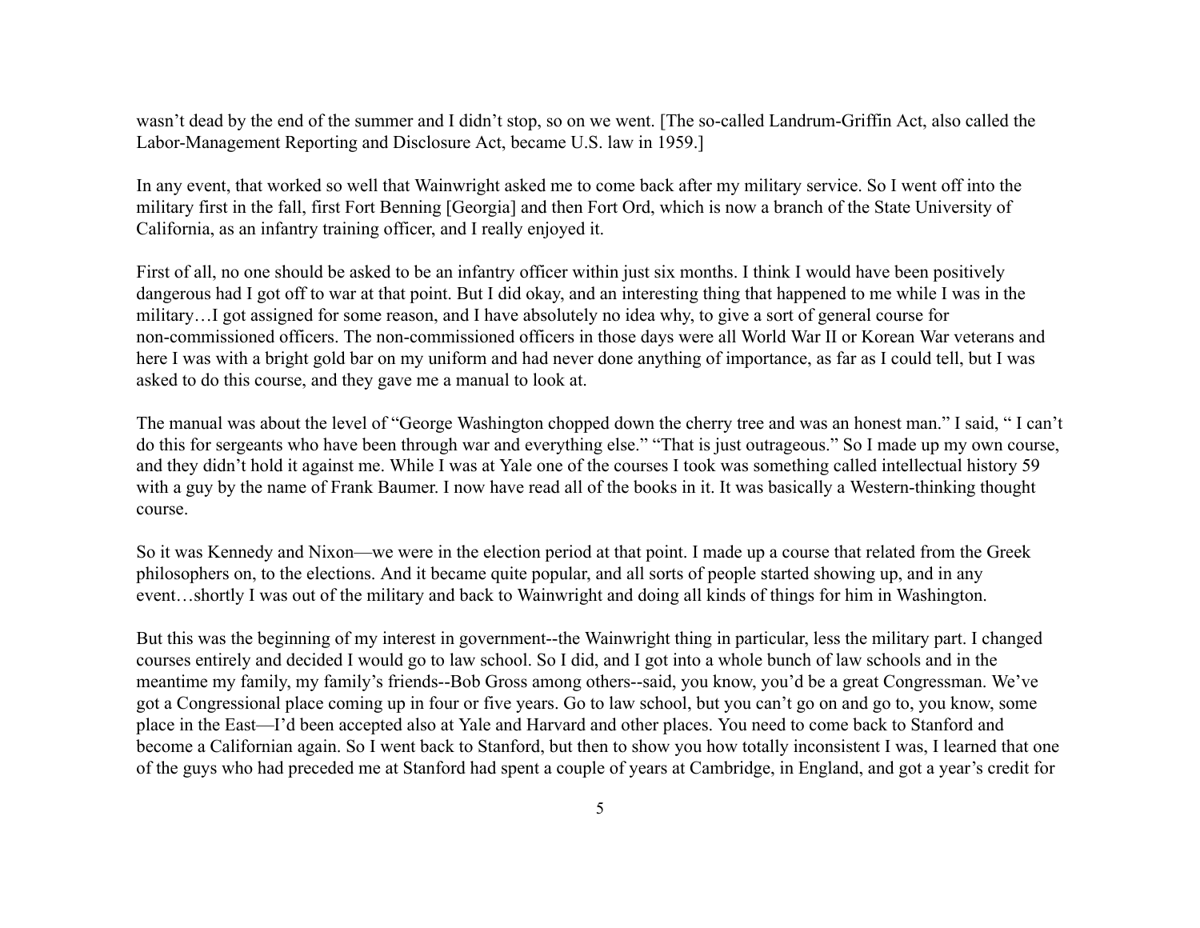wasn't dead by the end of the summer and I didn't stop, so on we went. [The so-called Landrum-Griffin Act, also called the Labor-Management Reporting and Disclosure Act, became U.S. law in 1959.]

In any event, that worked so well that Wainwright asked me to come back after my military service. So I went off into the military first in the fall, first Fort Benning [Georgia] and then Fort Ord, which is now a branch of the State University of California, as an infantry training officer, and I really enjoyed it.

First of all, no one should be asked to be an infantry officer within just six months. I think I would have been positively dangerous had I got off to war at that point. But I did okay, and an interesting thing that happened to me while I was in the military…I got assigned for some reason, and I have absolutely no idea why, to give a sort of general course for non-commissioned officers. The non-commissioned officers in those days were all World War II or Korean War veterans and here I was with a bright gold bar on my uniform and had never done anything of importance, as far as I could tell, but I was asked to do this course, and they gave me a manual to look at.

The manual was about the level of "George Washington chopped down the cherry tree and was an honest man." I said, " I can't do this for sergeants who have been through war and everything else." "That is just outrageous." So I made up my own course, and they didn't hold it against me. While I was at Yale one of the courses I took was something called intellectual history 59 with a guy by the name of Frank Baumer. I now have read all of the books in it. It was basically a Western-thinking thought course.

So it was Kennedy and Nixon—we were in the election period at that point. I made up a course that related from the Greek philosophers on, to the elections. And it became quite popular, and all sorts of people started showing up, and in any event…shortly I was out of the military and back to Wainwright and doing all kinds of things for him in Washington.

But this was the beginning of my interest in government--the Wainwright thing in particular, less the military part. I changed courses entirely and decided I would go to law school. So I did, and I got into a whole bunch of law schools and in the meantime my family, my family's friends--Bob Gross among others--said, you know, you'd be a great Congressman. We've got a Congressional place coming up in four or five years. Go to law school, but you can't go on and go to, you know, some place in the East—I'd been accepted also at Yale and Harvard and other places. You need to come back to Stanford and become a Californian again. So I went back to Stanford, but then to show you how totally inconsistent I was, I learned that one of the guys who had preceded me at Stanford had spent a couple of years at Cambridge, in England, and got a year's credit for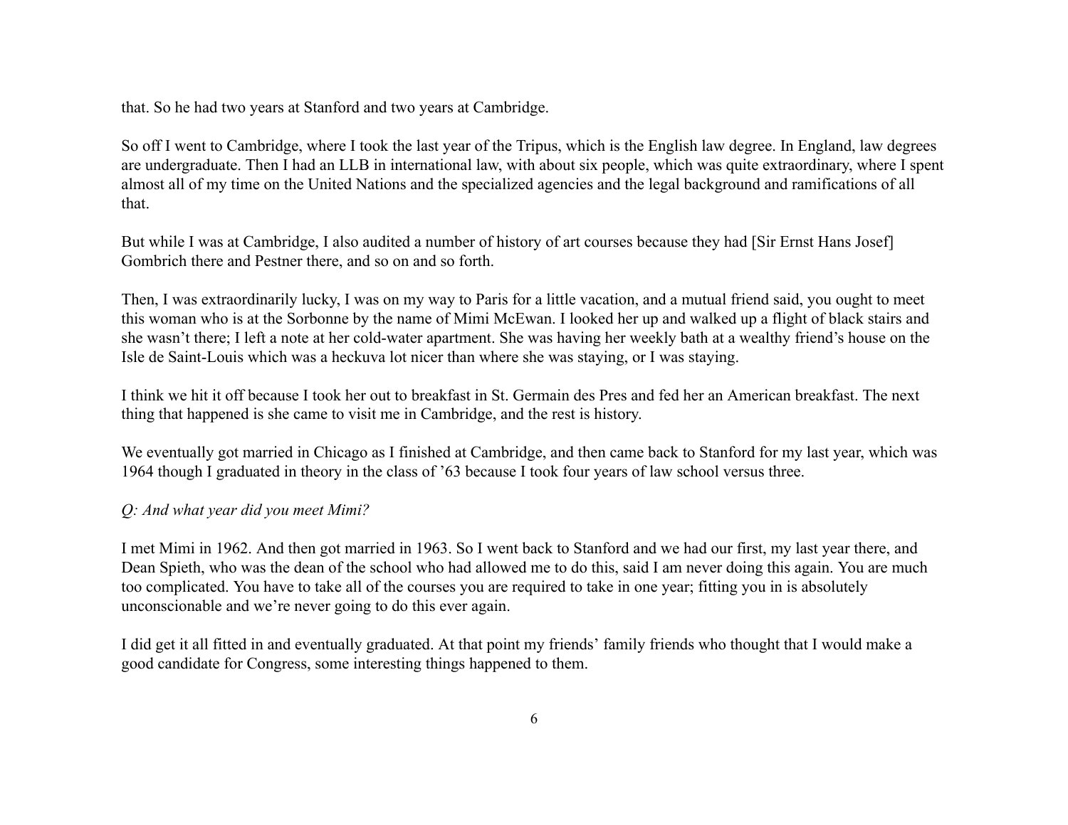that. So he had two years at Stanford and two years at Cambridge.

So off I went to Cambridge, where I took the last year of the Tripus, which is the English law degree. In England, law degrees are undergraduate. Then I had an LLB in international law, with about six people, which was quite extraordinary, where I spent almost all of my time on the United Nations and the specialized agencies and the legal background and ramifications of all that.

But while I was at Cambridge, I also audited a number of history of art courses because they had [Sir Ernst Hans Josef] Gombrich there and Pestner there, and so on and so forth.

Then, I was extraordinarily lucky, I was on my way to Paris for a little vacation, and a mutual friend said, you ought to meet this woman who is at the Sorbonne by the name of Mimi McEwan. I looked her up and walked up a flight of black stairs and she wasn't there; I left a note at her cold-water apartment. She was having her weekly bath at a wealthy friend's house on the Isle de Saint-Louis which was a heckuva lot nicer than where she was staying, or I was staying.

I think we hit it off because I took her out to breakfast in St. Germain des Pres and fed her an American breakfast. The next thing that happened is she came to visit me in Cambridge, and the rest is history.

We eventually got married in Chicago as I finished at Cambridge, and then came back to Stanford for my last year, which was 1964 though I graduated in theory in the class of '63 because I took four years of law school versus three.

*Q: And what year did you meet Mimi?*

I met Mimi in 1962. And then got married in 1963. So I went back to Stanford and we had our first, my last year there, and Dean Spieth, who was the dean of the school who had allowed me to do this, said I am never doing this again. You are much too complicated. You have to take all of the courses you are required to take in one year; fitting you in is absolutely unconscionable and we're never going to do this ever again.

I did get it all fitted in and eventually graduated. At that point my friends' family friends who thought that I would make a good candidate for Congress, some interesting things happened to them.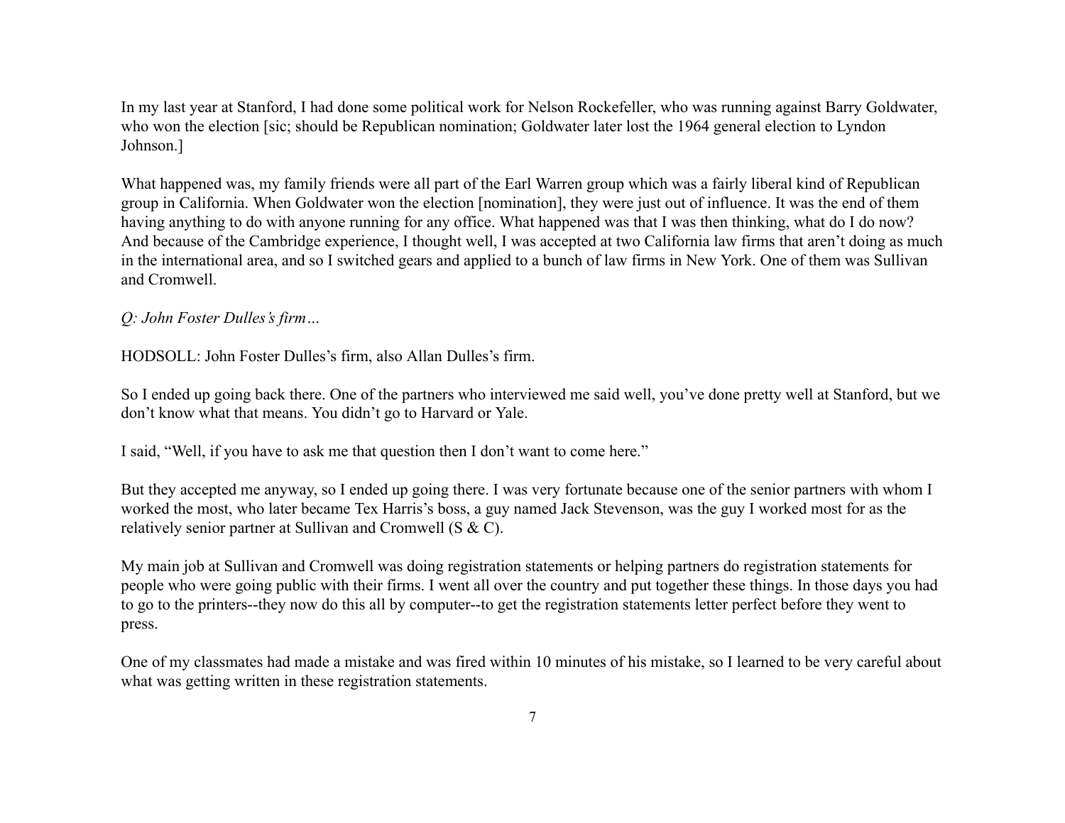In my last year at Stanford, I had done some political work for Nelson Rockefeller, who was running against Barry Goldwater, who won the election [sic; should be Republican nomination; Goldwater later lost the 1964 general election to Lyndon Johnson.]

What happened was, my family friends were all part of the Earl Warren group which was a fairly liberal kind of Republican group in California. When Goldwater won the election [nomination], they were just out of influence. It was the end of them having anything to do with anyone running for any office. What happened was that I was then thinking, what do I do now? And because of the Cambridge experience, I thought well, I was accepted at two California law firms that aren't doing as much in the international area, and so I switched gears and applied to a bunch of law firms in New York. One of them was Sullivan and Cromwell.

*Q: John Foster Dulles's firm…*

HODSOLL: John Foster Dulles's firm, also Allan Dulles's firm.

So I ended up going back there. One of the partners who interviewed me said well, you've done pretty well at Stanford, but we don't know what that means. You didn't go to Harvard or Yale.

I said, "Well, if you have to ask me that question then I don't want to come here."

But they accepted me anyway, so I ended up going there. I was very fortunate because one of the senior partners with whom I worked the most, who later became Tex Harris's boss, a guy named Jack Stevenson, was the guy I worked most for as the relatively senior partner at Sullivan and Cromwell (S & C).

My main job at Sullivan and Cromwell was doing registration statements or helping partners do registration statements for people who were going public with their firms. I went all over the country and put together these things. In those days you had to go to the printers--they now do this all by computer--to get the registration statements letter perfect before they went to press.

One of my classmates had made a mistake and was fired within 10 minutes of his mistake, so I learned to be very careful about what was getting written in these registration statements.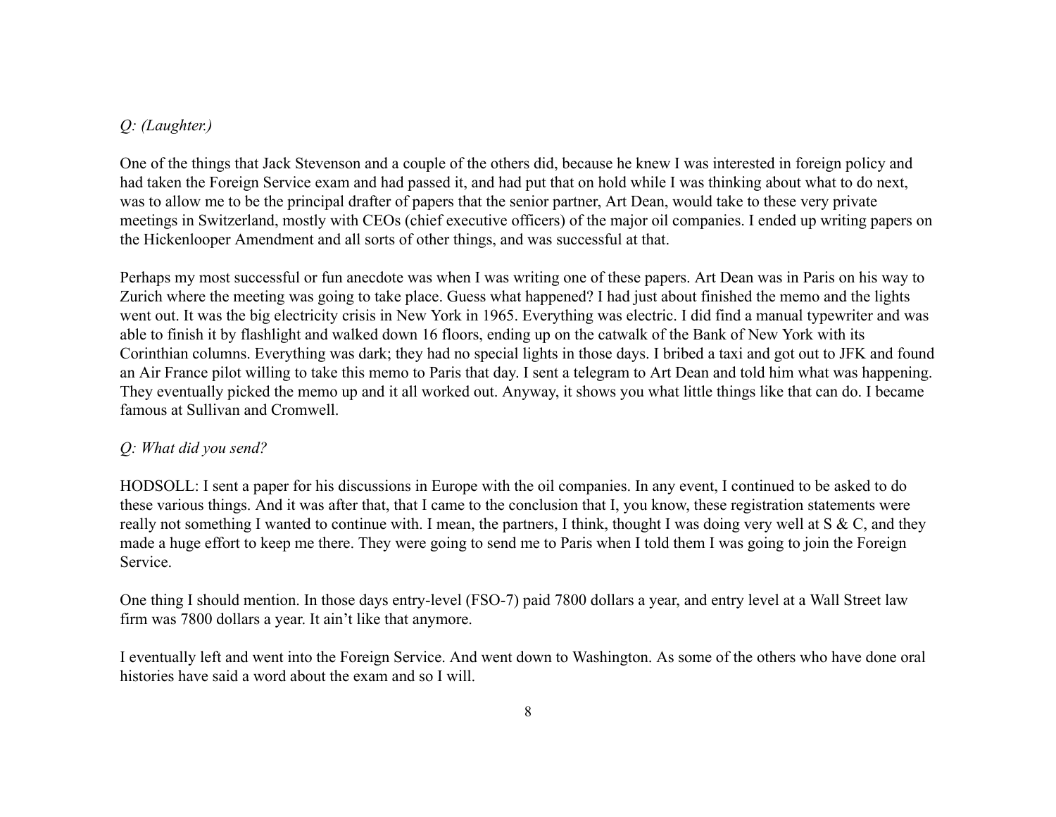*Q: (Laughter.)*

One of the things that Jack Stevenson and a couple of the others did, because he knew I was interested in foreign policy and had taken the Foreign Service exam and had passed it, and had put that on hold while I was thinking about what to do next, was to allow me to be the principal drafter of papers that the senior partner, Art Dean, would take to these very private meetings in Switzerland, mostly with CEOs (chief executive officers) of the major oil companies. I ended up writing papers on the Hickenlooper Amendment and all sorts of other things, and was successful at that.

Perhaps my most successful or fun anecdote was when I was writing one of these papers. Art Dean was in Paris on his way to Zurich where the meeting was going to take place. Guess what happened? I had just about finished the memo and the lights went out. It was the big electricity crisis in New York in 1965. Everything was electric. I did find a manual typewriter and was able to finish it by flashlight and walked down 16 floors, ending up on the catwalk of the Bank of New York with its Corinthian columns. Everything was dark; they had no special lights in those days. I bribed a taxi and got out to JFK and found an Air France pilot willing to take this memo to Paris that day. I sent a telegram to Art Dean and told him what was happening. They eventually picked the memo up and it all worked out. Anyway, it shows you what little things like that can do. I became famous at Sullivan and Cromwell.

*Q: What did you send?*

HODSOLL: I sent a paper for his discussions in Europe with the oil companies. In any event, I continued to be asked to do these various things. And it was after that, that I came to the conclusion that I, you know, these registration statements were really not something I wanted to continue with. I mean, the partners, I think, thought I was doing very well at S & C, and they made a huge effort to keep me there. They were going to send me to Paris when I told them I was going to join the Foreign Service.

One thing I should mention. In those days entry-level (FSO-7) paid 7800 dollars a year, and entry level at a Wall Street law firm was 7800 dollars a year. It ain't like that anymore.

I eventually left and went into the Foreign Service. And went down to Washington. As some of the others who have done oral histories have said a word about the exam and so I will.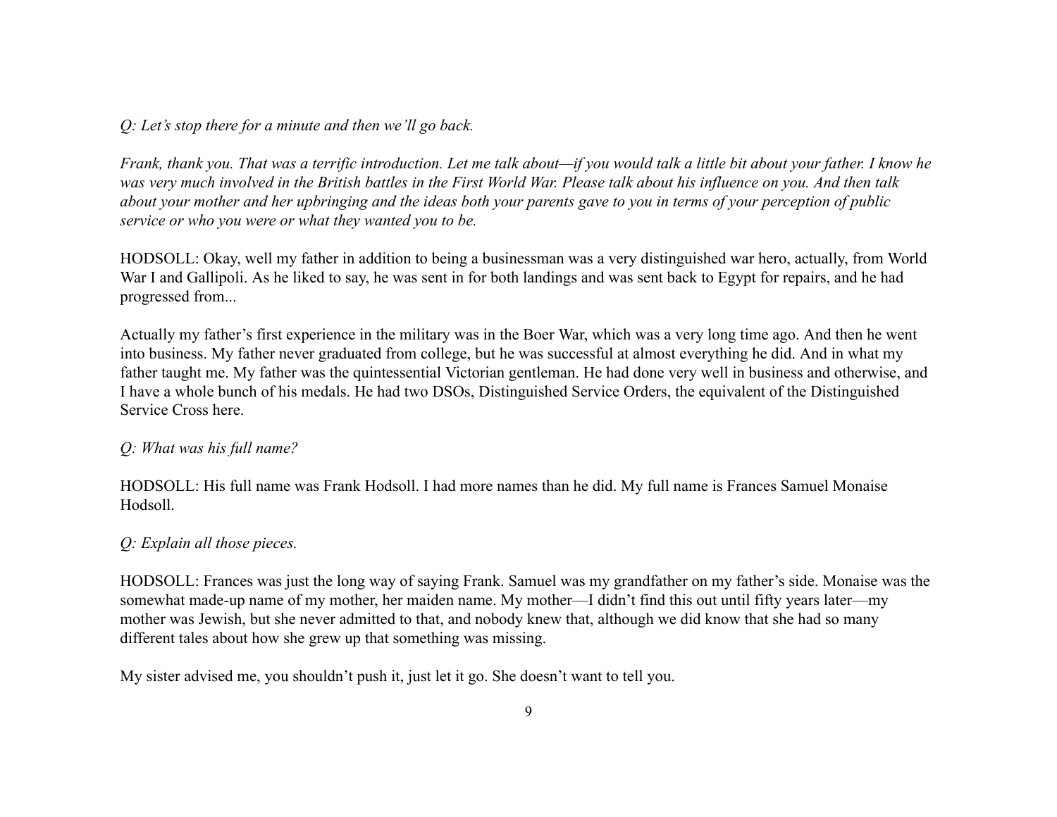*Q: Let's stop there for a minute and then we'll go back.*

*Frank, thank you. That was a terrific introduction. Let me talk about—if you would talk a little bit about your father. I know he was very much involved in the British battles in the First World War. Please talk about his influence on you. And then talk about your mother and her upbringing and the ideas both your parents gave to you in terms of your perception of public service or who you were or what they wanted you to be.*

HODSOLL: Okay, well my father in addition to being a businessman was a very distinguished war hero, actually, from World War I and Gallipoli. As he liked to say, he was sent in for both landings and was sent back to Egypt for repairs, and he had progressed from...

Actually my father's first experience in the military was in the Boer War, which was a very long time ago. And then he went into business. My father never graduated from college, but he was successful at almost everything he did. And in what my father taught me. My father was the quintessential Victorian gentleman. He had done very well in business and otherwise, and I have a whole bunch of his medals. He had two DSOs, Distinguished Service Orders, the equivalent of the Distinguished Service Cross here.

*Q: What was his full name?*

HODSOLL: His full name was Frank Hodsoll. I had more names than he did. My full name is Frances Samuel Monaise Hodsoll.

*Q: Explain all those pieces.*

HODSOLL: Frances was just the long way of saying Frank. Samuel was my grandfather on my father's side. Monaise was the somewhat made-up name of my mother, her maiden name. My mother—I didn't find this out until fifty years later—my mother was Jewish, but she never admitted to that, and nobody knew that, although we did know that she had so many different tales about how she grew up that something was missing.

My sister advised me, you shouldn't push it, just let it go. She doesn't want to tell you.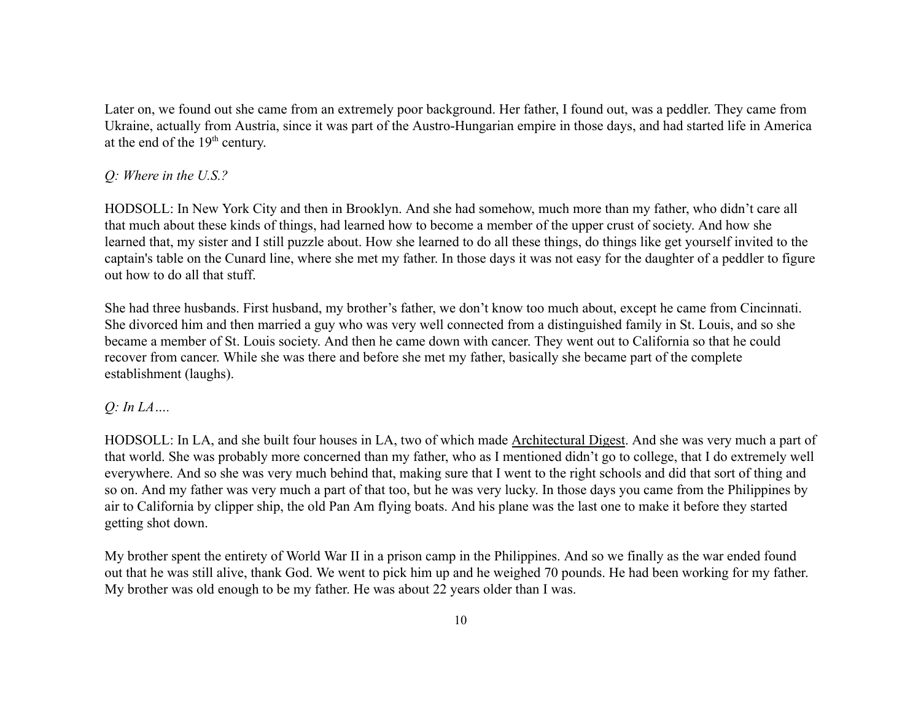Later on, we found out she came from an extremely poor background. Her father, I found out, was a peddler. They came from Ukraine, actually from Austria, since it was part of the Austro-Hungarian empire in those days, and had started life in America at the end of the 19th century.

*Q: Where in the U.S.?*

HODSOLL: In New York City and then in Brooklyn. And she had somehow, much more than my father, who didn't care all that much about these kinds of things, had learned how to become a member of the upper crust of society. And how she learned that, my sister and I still puzzle about. How she learned to do all these things, do things like get yourself invited to the captain's table on the Cunard line, where she met my father. In those days it was not easy for the daughter of a peddler to figure out how to do all that stuff.

She had three husbands. First husband, my brother's father, we don't know too much about, except he came from Cincinnati. She divorced him and then married a guy who was very well connected from a distinguished family in St. Louis, and so she became a member of St. Louis society. And then he came down with cancer. They went out to California so that he could recover from cancer. While she was there and before she met my father, basically she became part of the complete establishment (laughs).

*Q: In LA….*

HODSOLL: In LA, and she built four houses in LA, two of which made Architectural Digest. And she was very much a part of that world. She was probably more concerned than my father, who as I mentioned didn't go to college, that I do extremely well everywhere. And so she was very much behind that, making sure that I went to the right schools and did that sort of thing and so on. And my father was very much a part of that too, but he was very lucky. In those days you came from the Philippines by air to California by clipper ship, the old Pan Am flying boats. And his plane was the last one to make it before they started getting shot down.

My brother spent the entirety of World War II in a prison camp in the Philippines. And so we finally as the war ended found out that he was still alive, thank God. We went to pick him up and he weighed 70 pounds. He had been working for my father. My brother was old enough to be my father. He was about 22 years older than I was.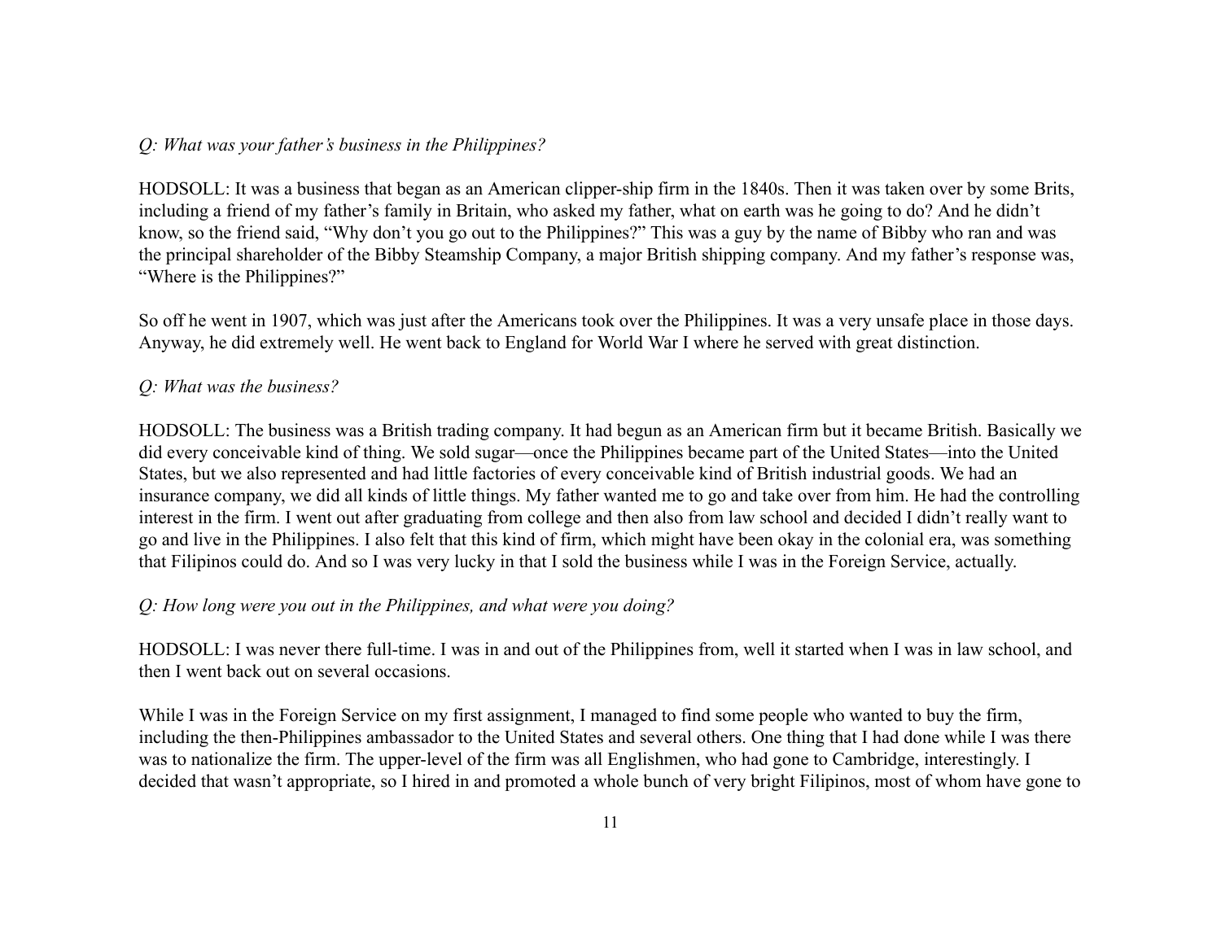*Q: What was your father's business in the Philippines?*

HODSOLL: It was a business that began as an American clipper-ship firm in the 1840s. Then it was taken over by some Brits, including a friend of my father's family in Britain, who asked my father, what on earth was he going to do? And he didn't know, so the friend said, "Why don't you go out to the Philippines?" This was a guy by the name of Bibby who ran and was the principal shareholder of the Bibby Steamship Company, a major British shipping company. And my father's response was, "Where is the Philippines?"

So off he went in 1907, which was just after the Americans took over the Philippines. It was a very unsafe place in those days. Anyway, he did extremely well. He went back to England for World War I where he served with great distinction.

*Q: What was the business?*

HODSOLL: The business was a British trading company. It had begun as an American firm but it became British. Basically we did every conceivable kind of thing. We sold sugar—once the Philippines became part of the United States—into the United States, but we also represented and had little factories of every conceivable kind of British industrial goods. We had an insurance company, we did all kinds of little things. My father wanted me to go and take over from him. He had the controlling interest in the firm. I went out after graduating from college and then also from law school and decided I didn't really want to go and live in the Philippines. I also felt that this kind of firm, which might have been okay in the colonial era, was something that Filipinos could do. And so I was very lucky in that I sold the business while I was in the Foreign Service, actually.

*Q: How long were you out in the Philippines, and what were you doing?*

HODSOLL: I was never there full-time. I was in and out of the Philippines from, well it started when I was in law school, and then I went back out on several occasions.

While I was in the Foreign Service on my first assignment, I managed to find some people who wanted to buy the firm, including the then-Philippines ambassador to the United States and several others. One thing that I had done while I was there was to nationalize the firm. The upper-level of the firm was all Englishmen, who had gone to Cambridge, interestingly. I decided that wasn't appropriate, so I hired in and promoted a whole bunch of very bright Filipinos, most of whom have gone to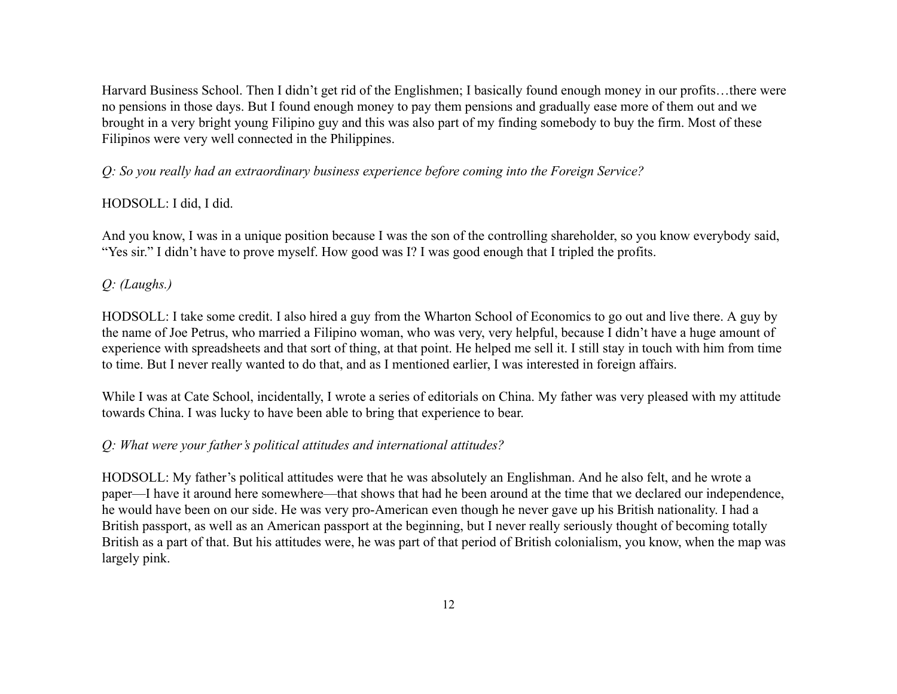Harvard Business School. Then I didn't get rid of the Englishmen; I basically found enough money in our profits…there were no pensions in those days. But I found enough money to pay them pensions and gradually ease more of them out and we brought in a very bright young Filipino guy and this was also part of my finding somebody to buy the firm. Most of these Filipinos were very well connected in the Philippines.

*Q: So you really had an extraordinary business experience before coming into the Foreign Service?*

HODSOLL: I did, I did.

And you know, I was in a unique position because I was the son of the controlling shareholder, so you know everybody said, "Yes sir." I didn't have to prove myself. How good was I? I was good enough that I tripled the profits.

*Q: (Laughs.)*

HODSOLL: I take some credit. I also hired a guy from the Wharton School of Economics to go out and live there. A guy by the name of Joe Petrus, who married a Filipino woman, who was very, very helpful, because I didn't have a huge amount of experience with spreadsheets and that sort of thing, at that point. He helped me sell it. I still stay in touch with him from time to time. But I never really wanted to do that, and as I mentioned earlier, I was interested in foreign affairs.

While I was at Cate School, incidentally, I wrote a series of editorials on China. My father was very pleased with my attitude towards China. I was lucky to have been able to bring that experience to bear.

*Q: What were your father's political attitudes and international attitudes?*

HODSOLL: My father's political attitudes were that he was absolutely an Englishman. And he also felt, and he wrote a paper—I have it around here somewhere—that shows that had he been around at the time that we declared our independence, he would have been on our side. He was very pro-American even though he never gave up his British nationality. I had a British passport, as well as an American passport at the beginning, but I never really seriously thought of becoming totally British as a part of that. But his attitudes were, he was part of that period of British colonialism, you know, when the map was largely pink.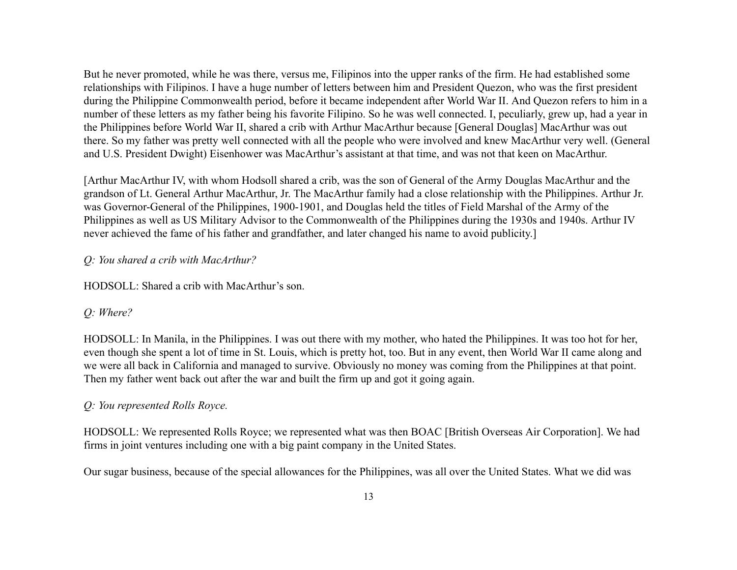But he never promoted, while he was there, versus me, Filipinos into the upper ranks of the firm. He had established some relationships with Filipinos. I have a huge number of letters between him and President Quezon, who was the first president during the Philippine Commonwealth period, before it became independent after World War II. And Quezon refers to him in a number of these letters as my father being his favorite Filipino. So he was well connected. I, peculiarly, grew up, had a year in the Philippines before World War II, shared a crib with Arthur MacArthur because [General Douglas] MacArthur was out there. So my father was pretty well connected with all the people who were involved and knew MacArthur very well. (General and U.S. President Dwight) Eisenhower was MacArthur's assistant at that time, and was not that keen on MacArthur.

[Arthur MacArthur IV, with whom Hodsoll shared a crib, was the son of General of the Army Douglas MacArthur and the grandson of Lt. General Arthur MacArthur, Jr. The MacArthur family had a close relationship with the Philippines. Arthur Jr. was Governor-General of the Philippines, 1900-1901, and Douglas held the titles of Field Marshal of the Army of the Philippines as well as US Military Advisor to the Commonwealth of the Philippines during the 1930s and 1940s. Arthur IV never achieved the fame of his father and grandfather, and later changed his name to avoid publicity.]

*Q: You shared a crib with MacArthur?*

HODSOLL: Shared a crib with MacArthur's son.

*Q: Where?*

HODSOLL: In Manila, in the Philippines. I was out there with my mother, who hated the Philippines. It was too hot for her, even though she spent a lot of time in St. Louis, which is pretty hot, too. But in any event, then World War II came along and we were all back in California and managed to survive. Obviously no money was coming from the Philippines at that point. Then my father went back out after the war and built the firm up and got it going again.

*Q: You represented Rolls Royce.*

HODSOLL: We represented Rolls Royce; we represented what was then BOAC [British Overseas Air Corporation]. We had firms in joint ventures including one with a big paint company in the United States.

Our sugar business, because of the special allowances for the Philippines, was all over the United States. What we did was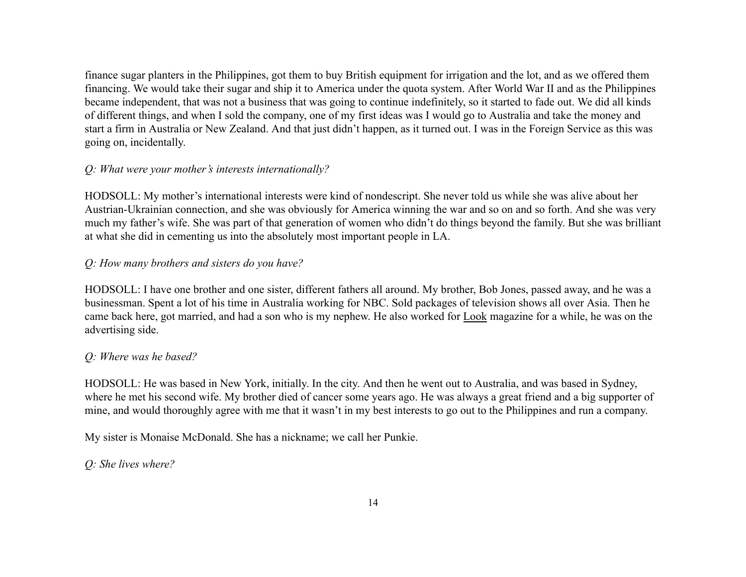finance sugar planters in the Philippines, got them to buy British equipment for irrigation and the lot, and as we offered them financing. We would take their sugar and ship it to America under the quota system. After World War II and as the Philippines became independent, that was not a business that was going to continue indefinitely, so it started to fade out. We did all kinds of different things, and when I sold the company, one of my first ideas was I would go to Australia and take the money and start a firm in Australia or New Zealand. And that just didn't happen, as it turned out. I was in the Foreign Service as this was going on, incidentally.

*Q: What were your mother's interests internationally?*

HODSOLL: My mother's international interests were kind of nondescript. She never told us while she was alive about her Austrian-Ukrainian connection, and she was obviously for America winning the war and so on and so forth. And she was very much my father's wife. She was part of that generation of women who didn't do things beyond the family. But she was brilliant at what she did in cementing us into the absolutely most important people in LA.

*Q: How many brothers and sisters do you have?*

HODSOLL: I have one brother and one sister, different fathers all around. My brother, Bob Jones, passed away, and he was a businessman. Spent a lot of his time in Australia working for NBC. Sold packages of television shows all over Asia. Then he came back here, got married, and had a son who is my nephew. He also worked for <u>Look</u> magazine for a while, he was on the advertising side.

*Q: Where was he based?*

HODSOLL: He was based in New York, initially. In the city. And then he went out to Australia, and was based in Sydney, where he met his second wife. My brother died of cancer some years ago. He was always a great friend and a big supporter of mine, and would thoroughly agree with me that it wasn't in my best interests to go out to the Philippines and run a company.

My sister is Monaise McDonald. She has a nickname; we call her Punkie.

*Q: She lives where?*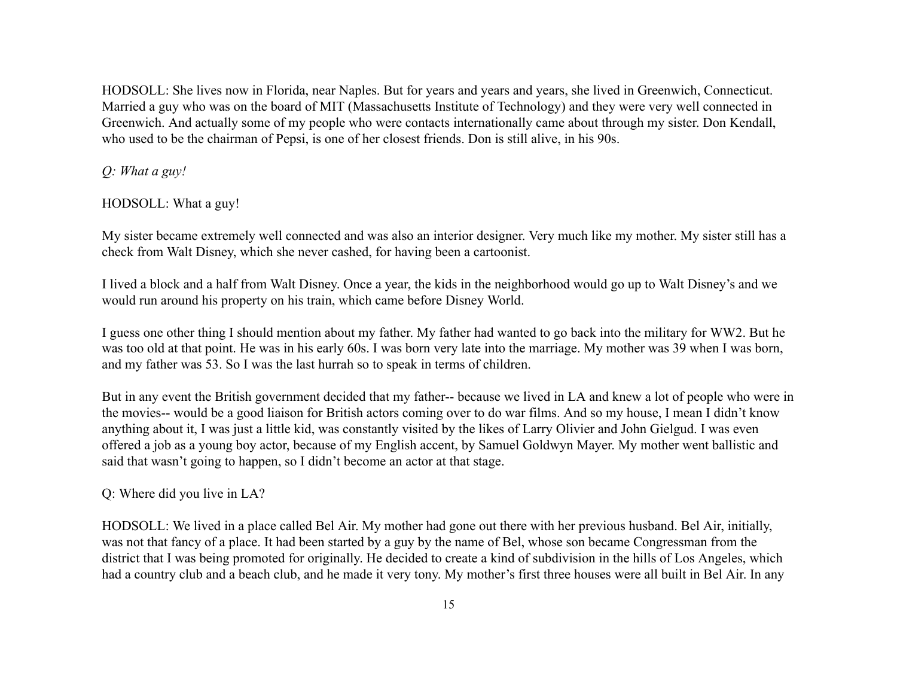HODSOLL: She lives now in Florida, near Naples. But for years and years and years, she lived in Greenwich, Connecticut. Married a guy who was on the board of MIT (Massachusetts Institute of Technology) and they were very well connected in Greenwich. And actually some of my people who were contacts internationally came about through my sister. Don Kendall, who used to be the chairman of Pepsi, is one of her closest friends. Don is still alive, in his 90s.

*Q: What a guy!*

HODSOLL: What a guy!

My sister became extremely well connected and was also an interior designer. Very much like my mother. My sister still has a check from Walt Disney, which she never cashed, for having been a cartoonist.

I lived a block and a half from Walt Disney. Once a year, the kids in the neighborhood would go up to Walt Disney's and we would run around his property on his train, which came before Disney World.

I guess one other thing I should mention about my father. My father had wanted to go back into the military for WW2. But he was too old at that point. He was in his early 60s. I was born very late into the marriage. My mother was 39 when I was born, and my father was 53. So I was the last hurrah so to speak in terms of children.

But in any event the British government decided that my father-- because we lived in LA and knew a lot of people who were in the movies-- would be a good liaison for British actors coming over to do war films. And so my house, I mean I didn't know anything about it, I was just a little kid, was constantly visited by the likes of Larry Olivier and John Gielgud. I was even offered a job as a young boy actor, because of my English accent, by Samuel Goldwyn Mayer. My mother went ballistic and said that wasn't going to happen, so I didn't become an actor at that stage.

Q: Where did you live in LA?

HODSOLL: We lived in a place called Bel Air. My mother had gone out there with her previous husband. Bel Air, initially, was not that fancy of a place. It had been started by a guy by the name of Bel, whose son became Congressman from the district that I was being promoted for originally. He decided to create a kind of subdivision in the hills of Los Angeles, which had a country club and a beach club, and he made it very tony. My mother's first three houses were all built in Bel Air. In any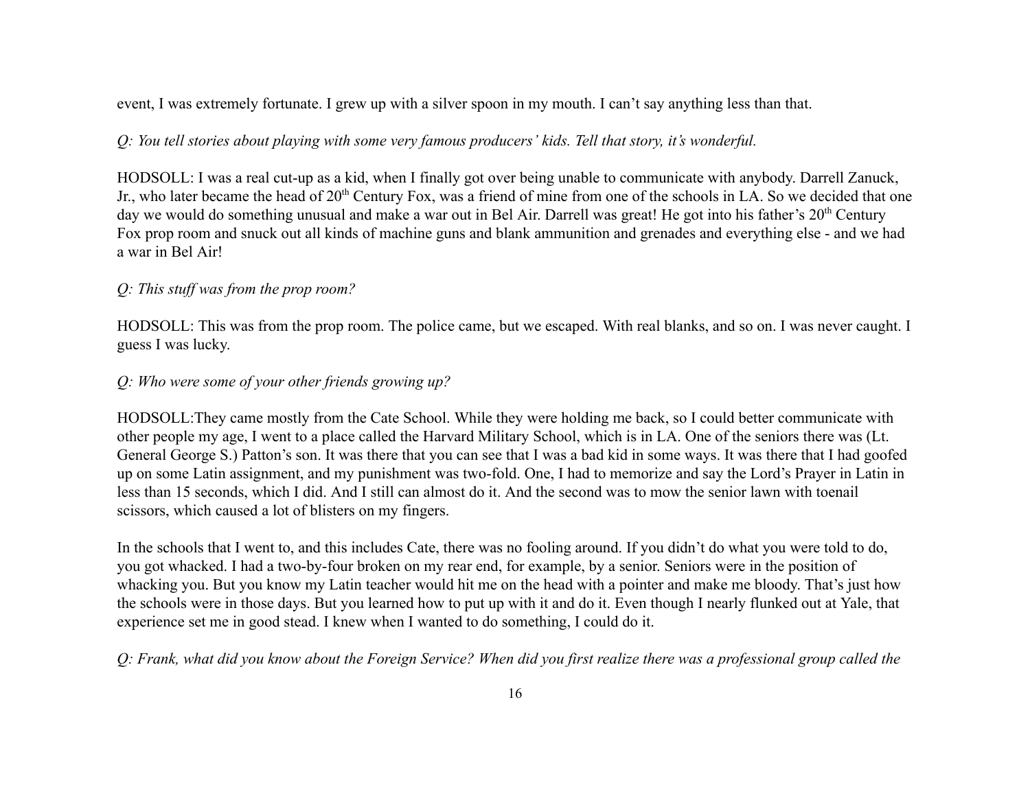event, I was extremely fortunate. I grew up with a silver spoon in my mouth. I can't say anything less than that.

*Q: You tell stories about playing with some very famous producers' kids. Tell that story, it's wonderful.*

HODSOLL: I was a real cut-up as a kid, when I finally got over being unable to communicate with anybody. Darrell Zanuck, Jr., who later became the head of 20th Century Fox, was a friend of mine from one of the schools in LA. So we decided that one day we would do something unusual and make a war out in Bel Air. Darrell was great! He got into his father's 20th Century Fox prop room and snuck out all kinds of machine guns and blank ammunition and grenades and everything else - and we had a war in Bel Air!

*Q: This stuff was from the prop room?*

HODSOLL: This was from the prop room. The police came, but we escaped. With real blanks, and so on. I was never caught. I guess I was lucky.

*Q: Who were some of your other friends growing up?*

HODSOLL:They came mostly from the Cate School. While they were holding me back, so I could better communicate with other people my age, I went to a place called the Harvard Military School, which is in LA. One of the seniors there was (Lt. General George S.) Patton's son. It was there that you can see that I was a bad kid in some ways. It was there that I had goofed up on some Latin assignment, and my punishment was two-fold. One, I had to memorize and say the Lord's Prayer in Latin in less than 15 seconds, which I did. And I still can almost do it. And the second was to mow the senior lawn with toenail scissors, which caused a lot of blisters on my fingers.

In the schools that I went to, and this includes Cate, there was no fooling around. If you didn't do what you were told to do, you got whacked. I had a two-by-four broken on my rear end, for example, by a senior. Seniors were in the position of whacking you. But you know my Latin teacher would hit me on the head with a pointer and make me bloody. That's just how the schools were in those days. But you learned how to put up with it and do it. Even though I nearly flunked out at Yale, that experience set me in good stead. I knew when I wanted to do something, I could do it.

*Q: Frank, what did you know about the Foreign Service? When did you first realize there was a professional group called the*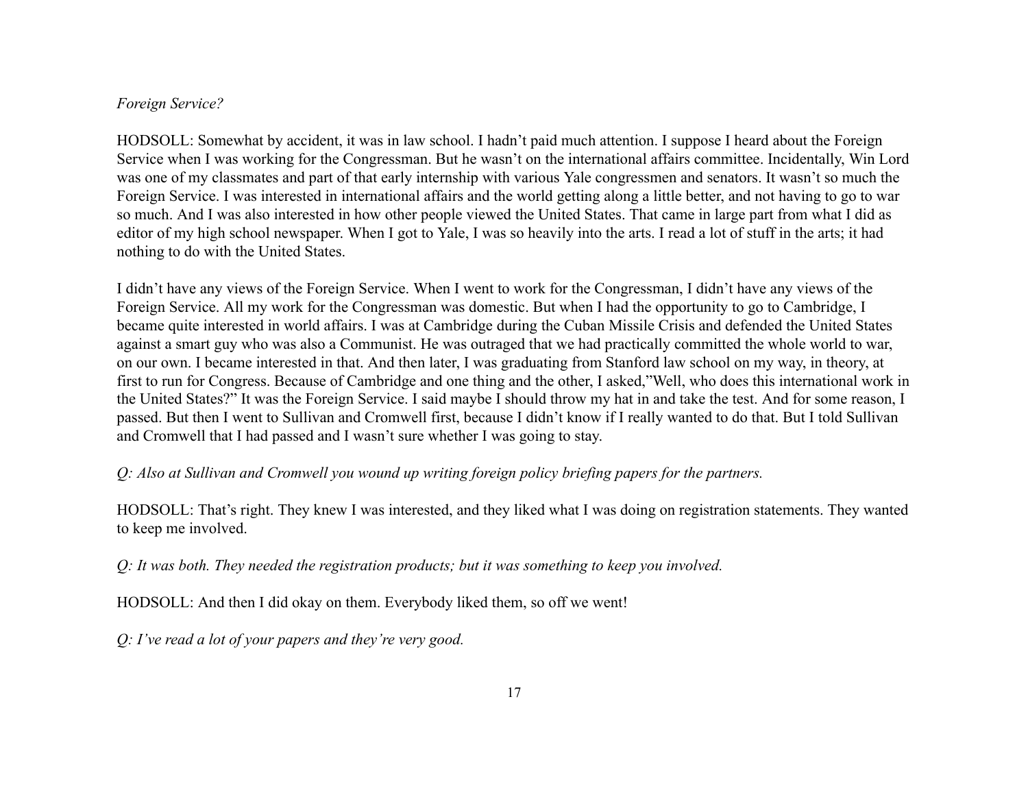*Foreign Service?*

HODSOLL: Somewhat by accident, it was in law school. I hadn't paid much attention. I suppose I heard about the Foreign Service when I was working for the Congressman. But he wasn't on the international affairs committee. Incidentally, Win Lord was one of my classmates and part of that early internship with various Yale congressmen and senators. It wasn't so much the Foreign Service. I was interested in international affairs and the world getting along a little better, and not having to go to war so much. And I was also interested in how other people viewed the United States. That came in large part from what I did as editor of my high school newspaper. When I got to Yale, I was so heavily into the arts. I read a lot of stuff in the arts; it had nothing to do with the United States.

I didn't have any views of the Foreign Service. When I went to work for the Congressman, I didn't have any views of the Foreign Service. All my work for the Congressman was domestic. But when I had the opportunity to go to Cambridge, I became quite interested in world affairs. I was at Cambridge during the Cuban Missile Crisis and defended the United States against a smart guy who was also a Communist. He was outraged that we had practically committed the whole world to war, on our own. I became interested in that. And then later, I was graduating from Stanford law school on my way, in theory, at first to run for Congress. Because of Cambridge and one thing and the other, I asked,"Well, who does this international work in the United States?" It was the Foreign Service. I said maybe I should throw my hat in and take the test. And for some reason, I passed. But then I went to Sullivan and Cromwell first, because I didn't know if I really wanted to do that. But I told Sullivan and Cromwell that I had passed and I wasn't sure whether I was going to stay.

*Q: Also at Sullivan and Cromwell you wound up writing foreign policy briefing papers for the partners.*

HODSOLL: That's right. They knew I was interested, and they liked what I was doing on registration statements. They wanted to keep me involved.

*Q: It was both. They needed the registration products; but it was something to keep you involved.*

HODSOLL: And then I did okay on them. Everybody liked them, so off we went!

*Q: I've read a lot of your papers and they're very good.*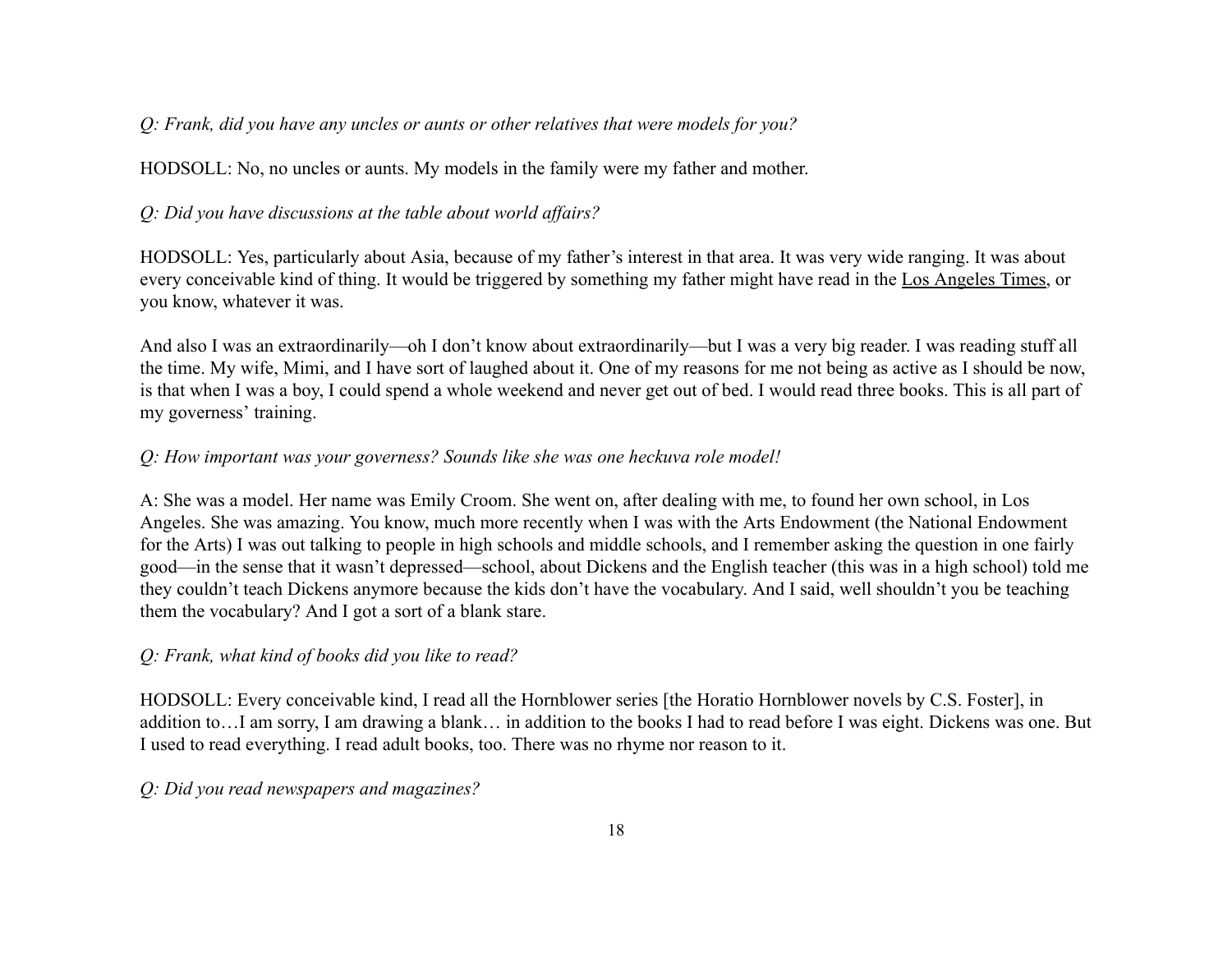*Q: Frank, did you have any uncles or aunts or other relatives that were models for you?*

HODSOLL: No, no uncles or aunts. My models in the family were my father and mother.

*Q: Did you have discussions at the table about world affairs?*

HODSOLL: Yes, particularly about Asia, because of my father's interest in that area. It was very wide ranging. It was about every conceivable kind of thing. It would be triggered by something my father might have read in the Los Angeles Times, or you know, whatever it was.

And also I was an extraordinarily—oh I don't know about extraordinarily—but I was a very big reader. I was reading stuff all the time. My wife, Mimi, and I have sort of laughed about it. One of my reasons for me not being as active as I should be now, is that when I was a boy, I could spend a whole weekend and never get out of bed. I would read three books. This is all part of my governess' training.

*Q: How important was your governess? Sounds like she was one heckuva role model!*

A: She was a model. Her name was Emily Croom. She went on, after dealing with me, to found her own school, in Los Angeles. She was amazing. You know, much more recently when I was with the Arts Endowment (the National Endowment for the Arts) I was out talking to people in high schools and middle schools, and I remember asking the question in one fairly good—in the sense that it wasn't depressed—school, about Dickens and the English teacher (this was in a high school) told me they couldn't teach Dickens anymore because the kids don't have the vocabulary. And I said, well shouldn't you be teaching them the vocabulary? And I got a sort of a blank stare.

*Q: Frank, what kind of books did you like to read?*

HODSOLL: Every conceivable kind, I read all the Hornblower series [the Horatio Hornblower novels by C.S. Foster], in addition to…I am sorry, I am drawing a blank… in addition to the books I had to read before I was eight. Dickens was one. But I used to read everything. I read adult books, too. There was no rhyme nor reason to it.

*Q: Did you read newspapers and magazines?*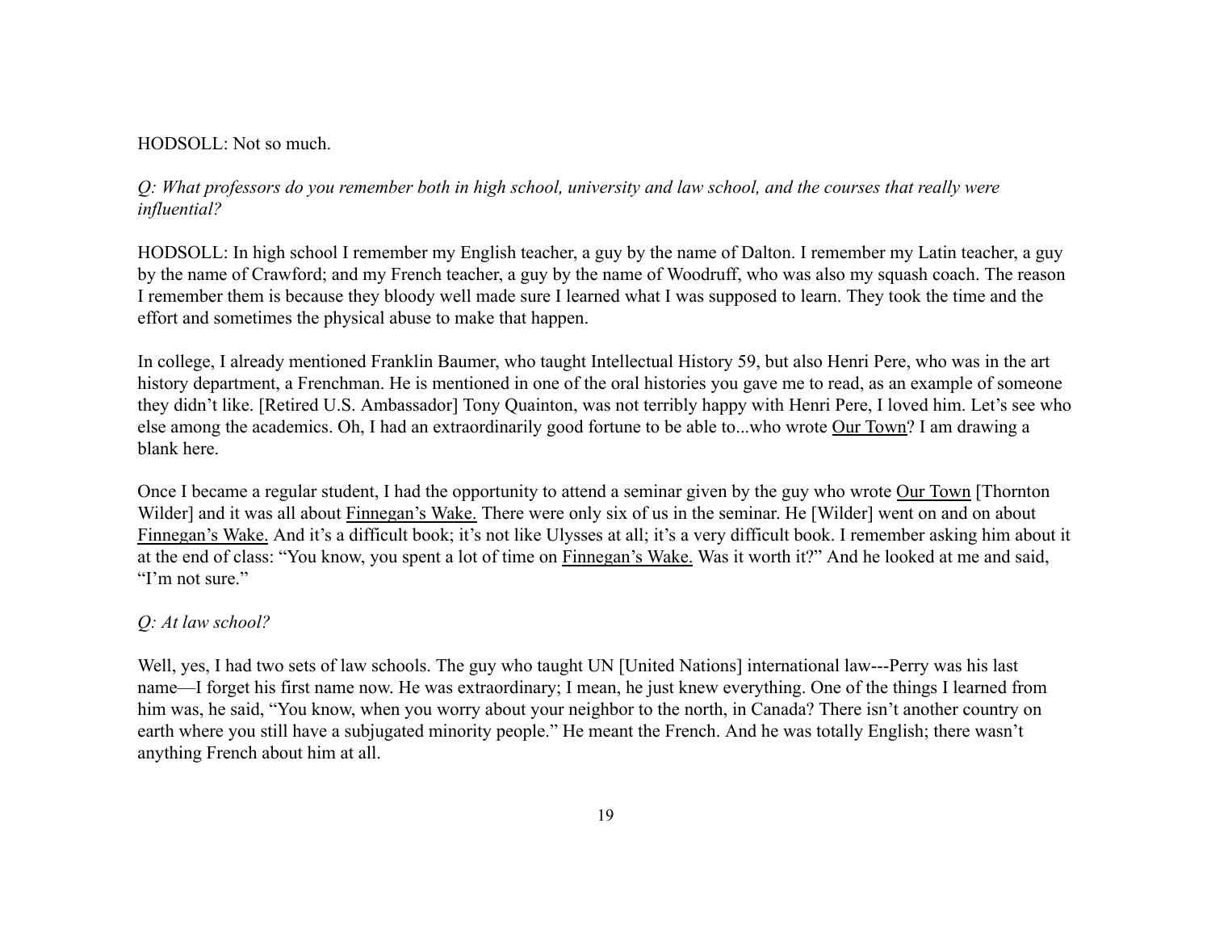HODSOLL: Not so much.

*Q: What professors do you remember both in high school, university and law school, and the courses that really were influential?*

HODSOLL: In high school I remember my English teacher, a guy by the name of Dalton. I remember my Latin teacher, a guy by the name of Crawford; and my French teacher, a guy by the name of Woodruff, who was also my squash coach. The reason I remember them is because they bloody well made sure I learned what I was supposed to learn. They took the time and the effort and sometimes the physical abuse to make that happen.

In college, I already mentioned Franklin Baumer, who taught Intellectual History 59, but also Henri Pere, who was in the art history department, a Frenchman. He is mentioned in one of the oral histories you gave me to read, as an example of someone they didn't like. [Retired U.S. Ambassador] Tony Quainton, was not terribly happy with Henri Pere, I loved him. Let's see who else among the academics. Oh, I had an extraordinarily good fortune to be able to...who wrote <u>Our Town</u>? I am drawing a blank here.

Once I became a regular student, I had the opportunity to attend a seminar given by the guy who wrote <u>Our Town</u> [Thornton Wilder] and it was all about <u>Finnegan's Wake.</u> There were only six of us in the seminar. He [Wilder] went on and on about <u>Finnegan's Wake.</u> And it's a difficult book; it's not like Ulysses at all; it's a very difficult book. I remember asking him about it at the end of class: "You know, you spent a lot of time on <u>Finnegan's Wake.</u> Was it worth it?" And he looked at me and said, "I'm not sure."

*Q: At law school?*

Well, yes, I had two sets of law schools. The guy who taught UN [United Nations] international law---Perry was his last name—I forget his first name now. He was extraordinary; I mean, he just knew everything. One of the things I learned from him was, he said, "You know, when you worry about your neighbor to the north, in Canada? There isn't another country on earth where you still have a subjugated minority people." He meant the French. And he was totally English; there wasn't anything French about him at all.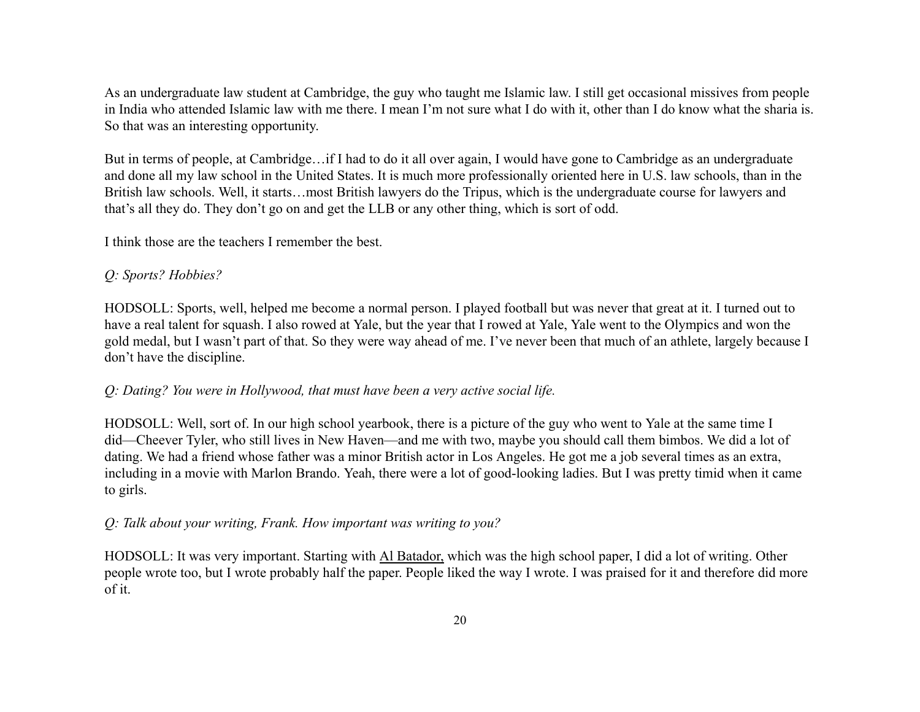As an undergraduate law student at Cambridge, the guy who taught me Islamic law. I still get occasional missives from people in India who attended Islamic law with me there. I mean I'm not sure what I do with it, other than I do know what the sharia is. So that was an interesting opportunity.

But in terms of people, at Cambridge…if I had to do it all over again, I would have gone to Cambridge as an undergraduate and done all my law school in the United States. It is much more professionally oriented here in U.S. law schools, than in the British law schools. Well, it starts…most British lawyers do the Tripus, which is the undergraduate course for lawyers and that's all they do. They don't go on and get the LLB or any other thing, which is sort of odd.

I think those are the teachers I remember the best.

*Q: Sports? Hobbies?*

HODSOLL: Sports, well, helped me become a normal person. I played football but was never that great at it. I turned out to have a real talent for squash. I also rowed at Yale, but the year that I rowed at Yale, Yale went to the Olympics and won the gold medal, but I wasn't part of that. So they were way ahead of me. I've never been that much of an athlete, largely because I don't have the discipline.

*Q: Dating? You were in Hollywood, that must have been a very active social life.*

HODSOLL: Well, sort of. In our high school yearbook, there is a picture of the guy who went to Yale at the same time I did—Cheever Tyler, who still lives in New Haven—and me with two, maybe you should call them bimbos. We did a lot of dating. We had a friend whose father was a minor British actor in Los Angeles. He got me a job several times as an extra, including in a movie with Marlon Brando. Yeah, there were a lot of good-looking ladies. But I was pretty timid when it came to girls.

*Q: Talk about your writing, Frank. How important was writing to you?*

HODSOLL: It was very important. Starting with <u>Al Batador,</u> which was the high school paper, I did a lot of writing. Other people wrote too, but I wrote probably half the paper. People liked the way I wrote. I was praised for it and therefore did more of it.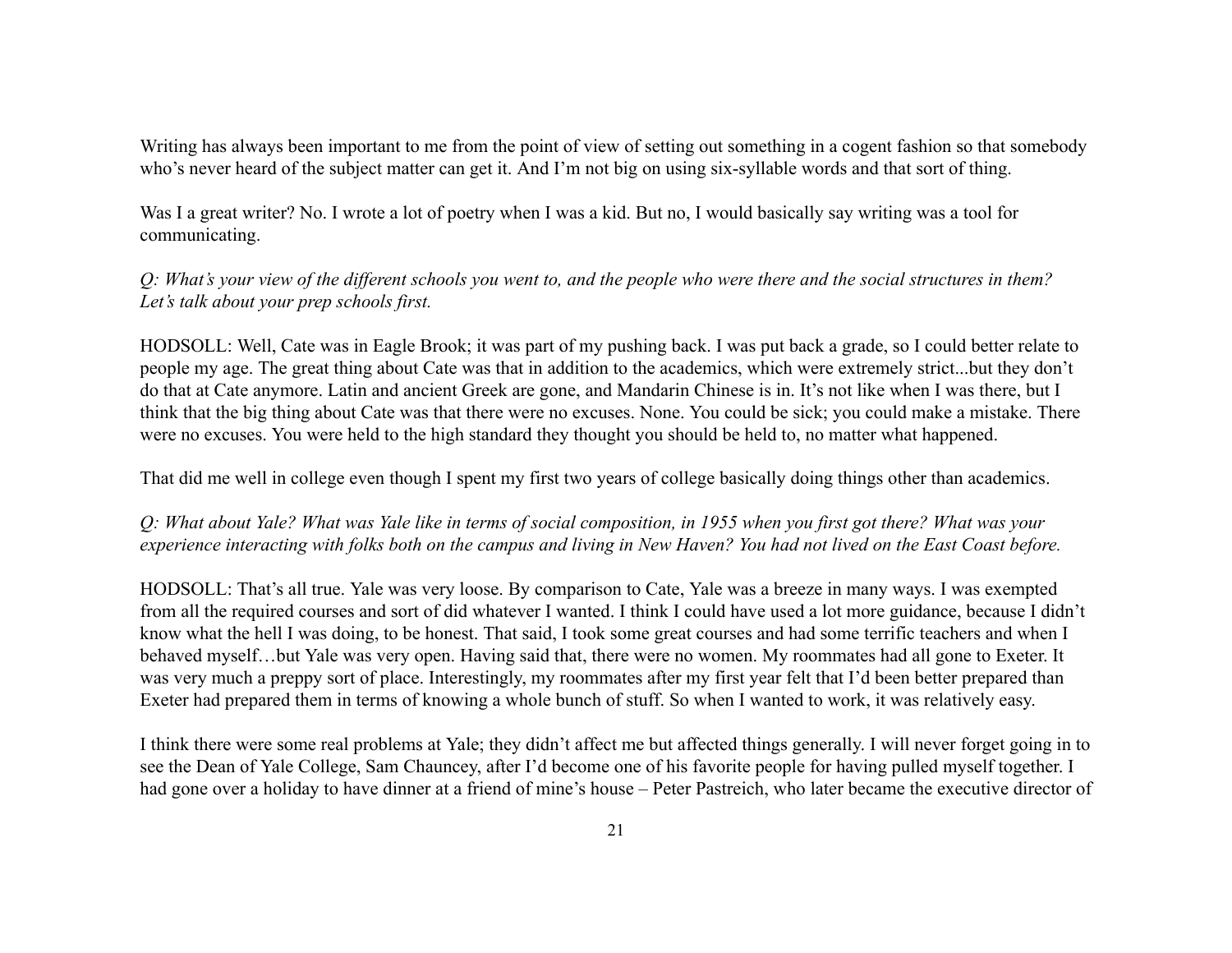Writing has always been important to me from the point of view of setting out something in a cogent fashion so that somebody who's never heard of the subject matter can get it. And I'm not big on using six-syllable words and that sort of thing.

Was I a great writer? No. I wrote a lot of poetry when I was a kid. But no, I would basically say writing was a tool for communicating.

*Q: What's your view of the different schools you went to, and the people who were there and the social structures in them? Let's talk about your prep schools first.*

HODSOLL: Well, Cate was in Eagle Brook; it was part of my pushing back. I was put back a grade, so I could better relate to people my age. The great thing about Cate was that in addition to the academics, which were extremely strict...but they don't do that at Cate anymore. Latin and ancient Greek are gone, and Mandarin Chinese is in. It's not like when I was there, but I think that the big thing about Cate was that there were no excuses. None. You could be sick; you could make a mistake. There were no excuses. You were held to the high standard they thought you should be held to, no matter what happened.

That did me well in college even though I spent my first two years of college basically doing things other than academics.

*Q: What about Yale? What was Yale like in terms of social composition, in 1955 when you first got there? What was your experience interacting with folks both on the campus and living in New Haven? You had not lived on the East Coast before.*

HODSOLL: That's all true. Yale was very loose. By comparison to Cate, Yale was a breeze in many ways. I was exempted from all the required courses and sort of did whatever I wanted. I think I could have used a lot more guidance, because I didn't know what the hell I was doing, to be honest. That said, I took some great courses and had some terrific teachers and when I behaved myself…but Yale was very open. Having said that, there were no women. My roommates had all gone to Exeter. It was very much a preppy sort of place. Interestingly, my roommates after my first year felt that I'd been better prepared than Exeter had prepared them in terms of knowing a whole bunch of stuff. So when I wanted to work, it was relatively easy.

I think there were some real problems at Yale; they didn't affect me but affected things generally. I will never forget going in to see the Dean of Yale College, Sam Chauncey, after I'd become one of his favorite people for having pulled myself together. I had gone over a holiday to have dinner at a friend of mine's house – Peter Pastreich, who later became the executive director of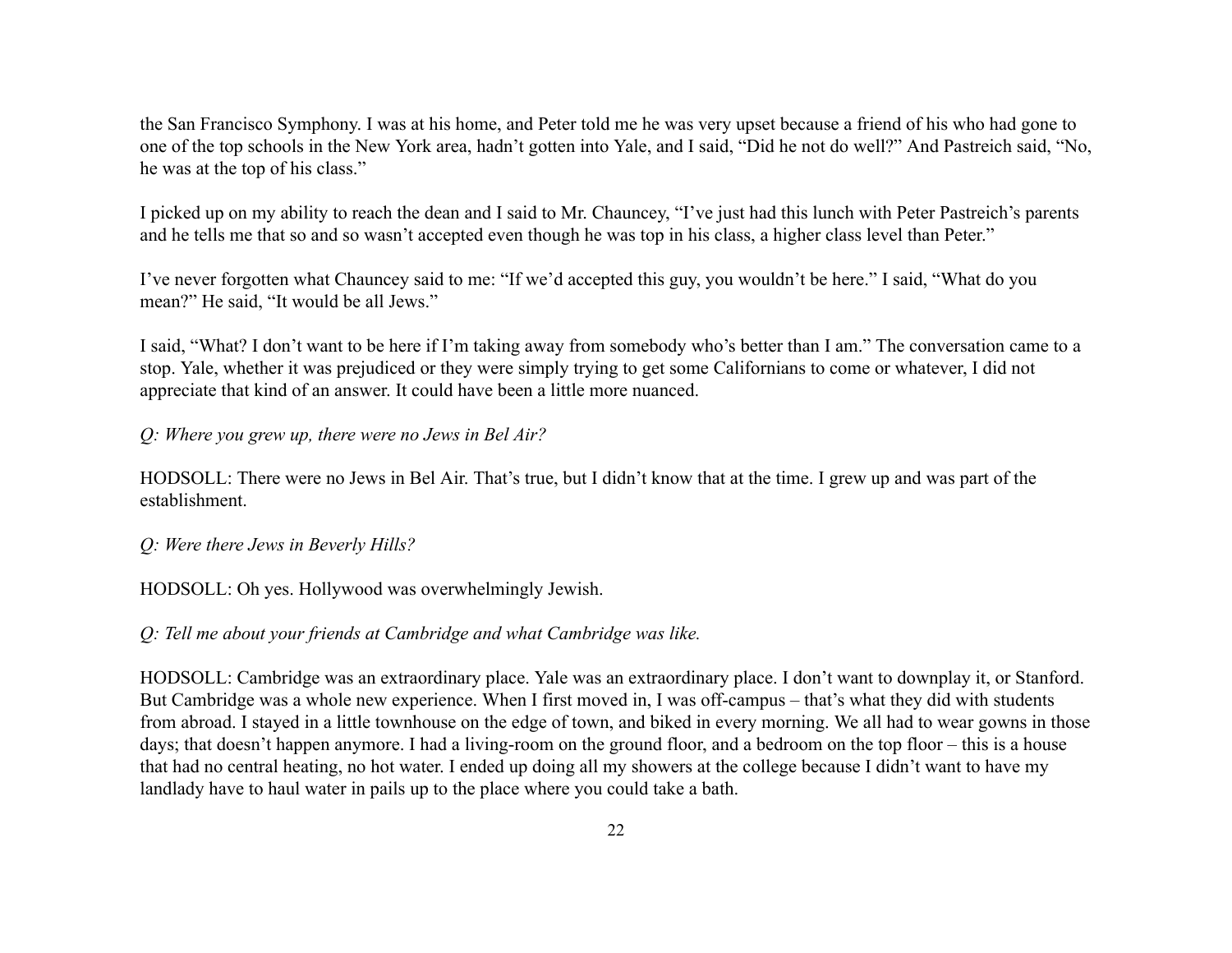the San Francisco Symphony. I was at his home, and Peter told me he was very upset because a friend of his who had gone to one of the top schools in the New York area, hadn't gotten into Yale, and I said, "Did he not do well?" And Pastreich said, "No, he was at the top of his class."

I picked up on my ability to reach the dean and I said to Mr. Chauncey, "I've just had this lunch with Peter Pastreich's parents and he tells me that so and so wasn't accepted even though he was top in his class, a higher class level than Peter."

I've never forgotten what Chauncey said to me: "If we'd accepted this guy, you wouldn't be here." I said, "What do you mean?" He said, "It would be all Jews."

I said, "What? I don't want to be here if I'm taking away from somebody who's better than I am." The conversation came to a stop. Yale, whether it was prejudiced or they were simply trying to get some Californians to come or whatever, I did not appreciate that kind of an answer. It could have been a little more nuanced.

*Q: Where you grew up, there were no Jews in Bel Air?*

HODSOLL: There were no Jews in Bel Air. That's true, but I didn't know that at the time. I grew up and was part of the establishment.

*Q: Were there Jews in Beverly Hills?*

HODSOLL: Oh yes. Hollywood was overwhelmingly Jewish.

*Q: Tell me about your friends at Cambridge and what Cambridge was like.*

HODSOLL: Cambridge was an extraordinary place. Yale was an extraordinary place. I don't want to downplay it, or Stanford. But Cambridge was a whole new experience. When I first moved in, I was off-campus – that's what they did with students from abroad. I stayed in a little townhouse on the edge of town, and biked in every morning. We all had to wear gowns in those days; that doesn't happen anymore. I had a living-room on the ground floor, and a bedroom on the top floor – this is a house that had no central heating, no hot water. I ended up doing all my showers at the college because I didn't want to have my landlady have to haul water in pails up to the place where you could take a bath.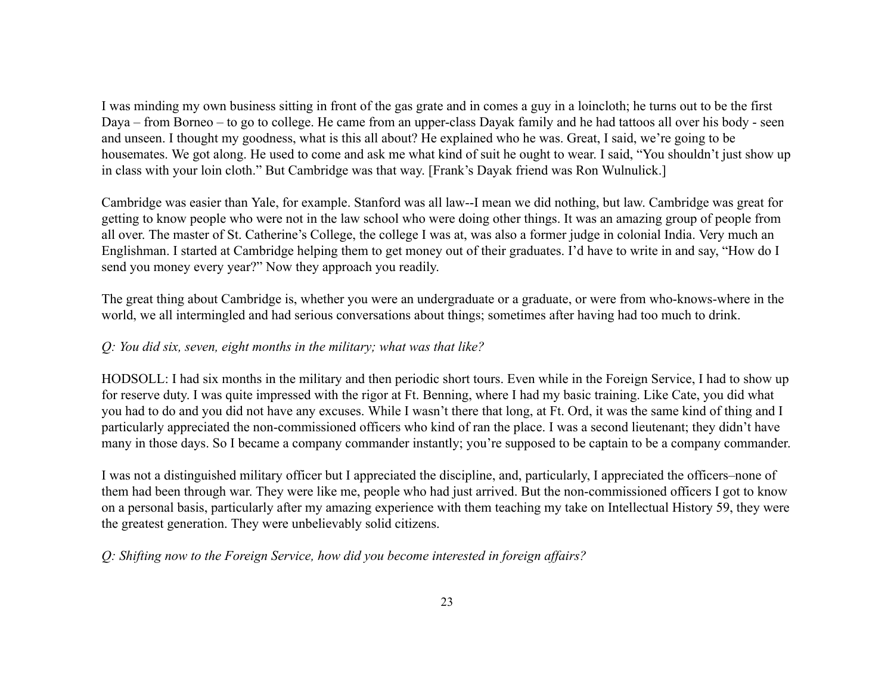I was minding my own business sitting in front of the gas grate and in comes a guy in a loincloth; he turns out to be the first Daya – from Borneo – to go to college. He came from an upper-class Dayak family and he had tattoos all over his body - seen and unseen. I thought my goodness, what is this all about? He explained who he was. Great, I said, we're going to be housemates. We got along. He used to come and ask me what kind of suit he ought to wear. I said, "You shouldn't just show up in class with your loin cloth." But Cambridge was that way. [Frank's Dayak friend was Ron Wulnulick.]

Cambridge was easier than Yale, for example. Stanford was all law--I mean we did nothing, but law. Cambridge was great for getting to know people who were not in the law school who were doing other things. It was an amazing group of people from all over. The master of St. Catherine's College, the college I was at, was also a former judge in colonial India. Very much an Englishman. I started at Cambridge helping them to get money out of their graduates. I'd have to write in and say, "How do I send you money every year?" Now they approach you readily.

The great thing about Cambridge is, whether you were an undergraduate or a graduate, or were from who-knows-where in the world, we all intermingled and had serious conversations about things; sometimes after having had too much to drink.

*Q: You did six, seven, eight months in the military; what was that like?*

HODSOLL: I had six months in the military and then periodic short tours. Even while in the Foreign Service, I had to show up for reserve duty. I was quite impressed with the rigor at Ft. Benning, where I had my basic training. Like Cate, you did what you had to do and you did not have any excuses. While I wasn't there that long, at Ft. Ord, it was the same kind of thing and I particularly appreciated the non-commissioned officers who kind of ran the place. I was a second lieutenant; they didn't have many in those days. So I became a company commander instantly; you're supposed to be captain to be a company commander.

I was not a distinguished military officer but I appreciated the discipline, and, particularly, I appreciated the officers–none of them had been through war. They were like me, people who had just arrived. But the non-commissioned officers I got to know on a personal basis, particularly after my amazing experience with them teaching my take on Intellectual History 59, they were the greatest generation. They were unbelievably solid citizens.

*Q: Shifting now to the Foreign Service, how did you become interested in foreign affairs?*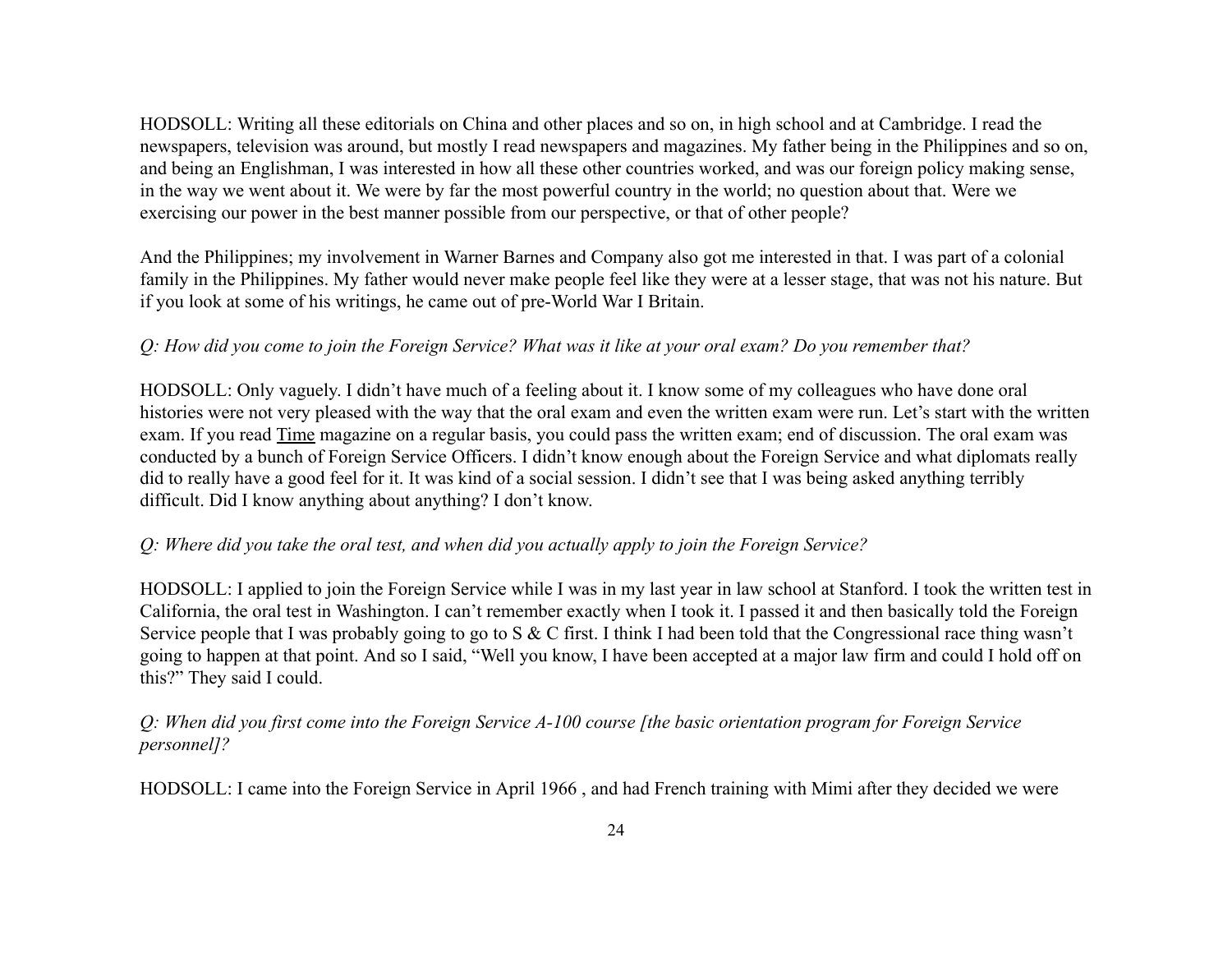HODSOLL: Writing all these editorials on China and other places and so on, in high school and at Cambridge. I read the newspapers, television was around, but mostly I read newspapers and magazines. My father being in the Philippines and so on, and being an Englishman, I was interested in how all these other countries worked, and was our foreign policy making sense, in the way we went about it. We were by far the most powerful country in the world; no question about that. Were we exercising our power in the best manner possible from our perspective, or that of other people?

And the Philippines; my involvement in Warner Barnes and Company also got me interested in that. I was part of a colonial family in the Philippines. My father would never make people feel like they were at a lesser stage, that was not his nature. But if you look at some of his writings, he came out of pre-World War I Britain.

*Q: How did you come to join the Foreign Service? What was it like at your oral exam? Do you remember that?*

HODSOLL: Only vaguely. I didn't have much of a feeling about it. I know some of my colleagues who have done oral histories were not very pleased with the way that the oral exam and even the written exam were run. Let's start with the written exam. If you read Time magazine on a regular basis, you could pass the written exam; end of discussion. The oral exam was conducted by a bunch of Foreign Service Officers. I didn't know enough about the Foreign Service and what diplomats really did to really have a good feel for it. It was kind of a social session. I didn't see that I was being asked anything terribly difficult. Did I know anything about anything? I don't know.

*Q: Where did you take the oral test, and when did you actually apply to join the Foreign Service?*

HODSOLL: I applied to join the Foreign Service while I was in my last year in law school at Stanford. I took the written test in California, the oral test in Washington. I can't remember exactly when I took it. I passed it and then basically told the Foreign Service people that I was probably going to go to S & C first. I think I had been told that the Congressional race thing wasn't going to happen at that point. And so I said, "Well you know, I have been accepted at a major law firm and could I hold off on this?" They said I could.

*Q: When did you first come into the Foreign Service A-100 course [the basic orientation program for Foreign Service personnel]?*

HODSOLL: I came into the Foreign Service in April 1966 , and had French training with Mimi after they decided we were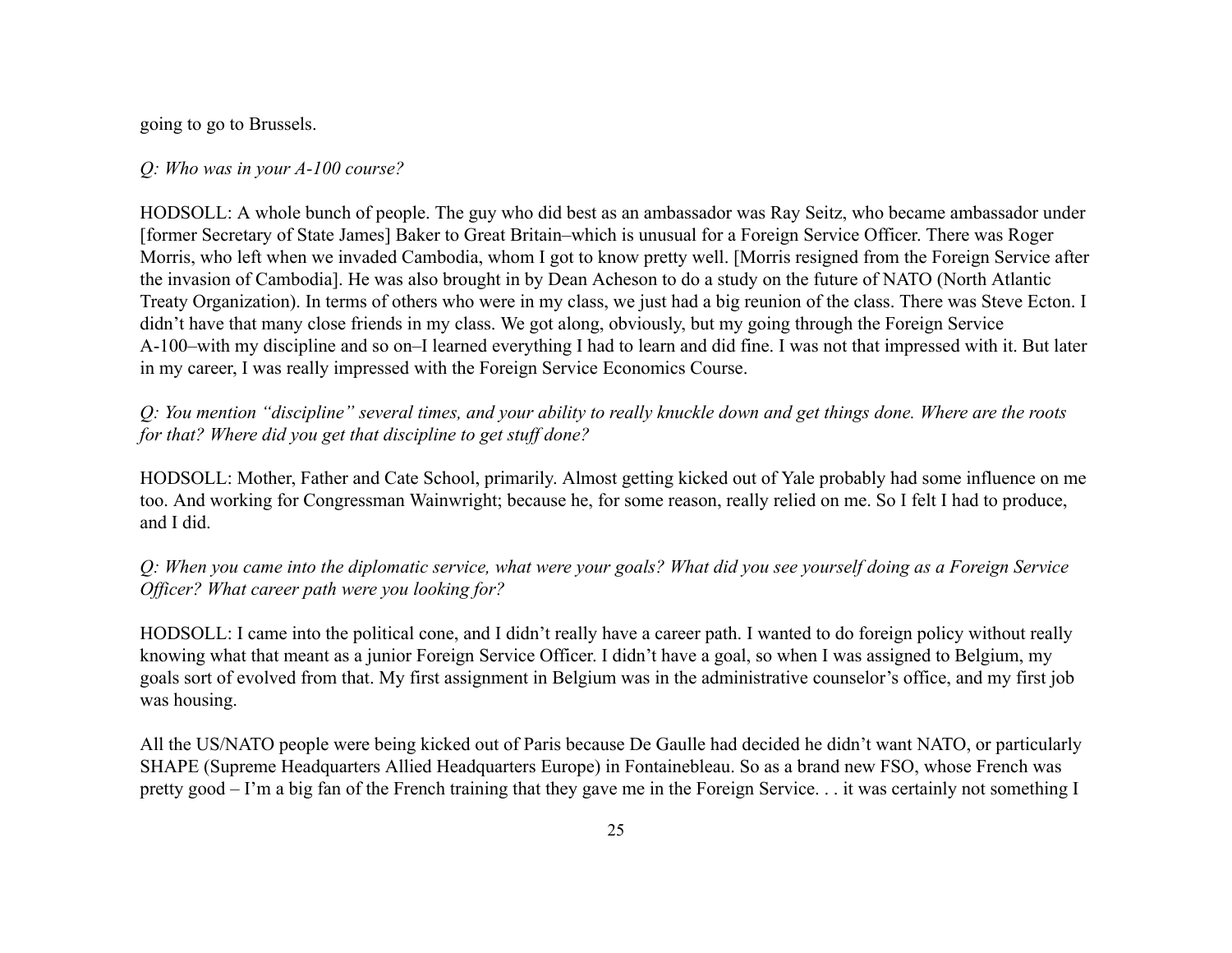going to go to Brussels.

*Q: Who was in your A-100 course?*

HODSOLL: A whole bunch of people. The guy who did best as an ambassador was Ray Seitz, who became ambassador under [former Secretary of State James] Baker to Great Britain–which is unusual for a Foreign Service Officer. There was Roger Morris, who left when we invaded Cambodia, whom I got to know pretty well. [Morris resigned from the Foreign Service after the invasion of Cambodia]. He was also brought in by Dean Acheson to do a study on the future of NATO (North Atlantic Treaty Organization). In terms of others who were in my class, we just had a big reunion of the class. There was Steve Ecton. I didn't have that many close friends in my class. We got along, obviously, but my going through the Foreign Service A-100–with my discipline and so on–I learned everything I had to learn and did fine. I was not that impressed with it. But later in my career, I was really impressed with the Foreign Service Economics Course.

*Q: You mention "discipline" several times, and your ability to really knuckle down and get things done. Where are the roots for that? Where did you get that discipline to get stuff done?*

HODSOLL: Mother, Father and Cate School, primarily. Almost getting kicked out of Yale probably had some influence on me too. And working for Congressman Wainwright; because he, for some reason, really relied on me. So I felt I had to produce, and I did.

*Q: When you came into the diplomatic service, what were your goals? What did you see yourself doing as a Foreign Service Officer? What career path were you looking for?*

HODSOLL: I came into the political cone, and I didn't really have a career path. I wanted to do foreign policy without really knowing what that meant as a junior Foreign Service Officer. I didn't have a goal, so when I was assigned to Belgium, my goals sort of evolved from that. My first assignment in Belgium was in the administrative counselor's office, and my first job was housing.

All the US/NATO people were being kicked out of Paris because De Gaulle had decided he didn't want NATO, or particularly SHAPE (Supreme Headquarters Allied Headquarters Europe) in Fontainebleau. So as a brand new FSO, whose French was pretty good – I'm a big fan of the French training that they gave me in the Foreign Service. . . it was certainly not something I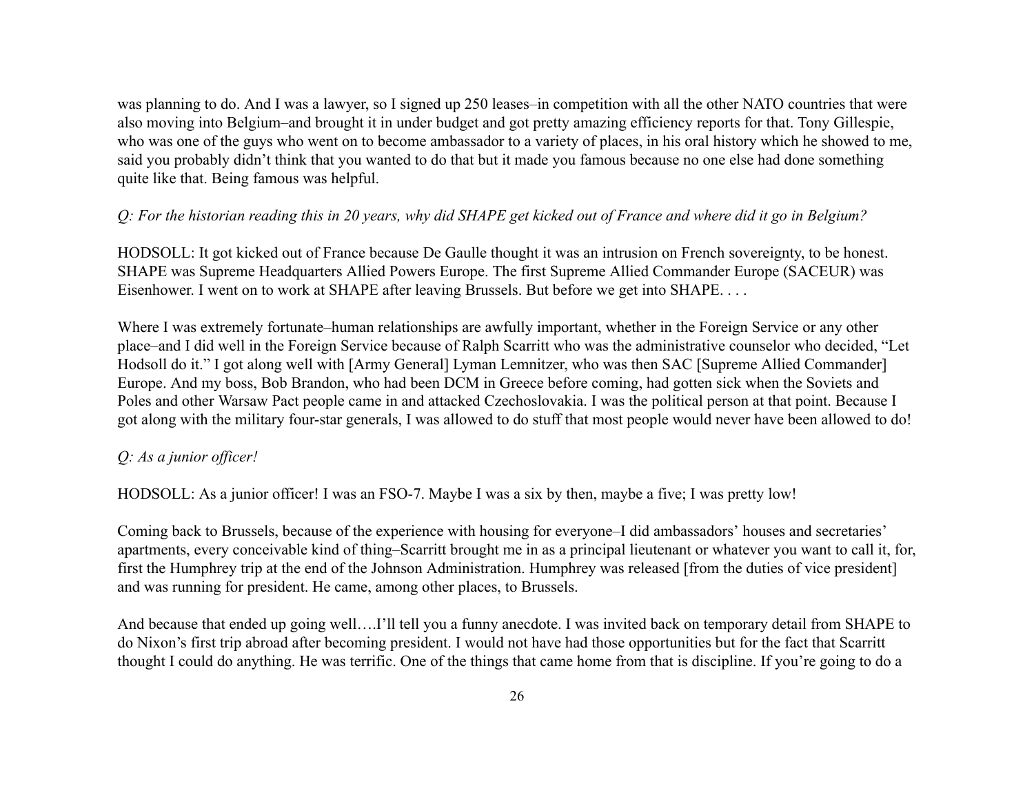was planning to do. And I was a lawyer, so I signed up 250 leases–in competition with all the other NATO countries that were also moving into Belgium–and brought it in under budget and got pretty amazing efficiency reports for that. Tony Gillespie, who was one of the guys who went on to become ambassador to a variety of places, in his oral history which he showed to me, said you probably didn't think that you wanted to do that but it made you famous because no one else had done something quite like that. Being famous was helpful.

*Q: For the historian reading this in 20 years, why did SHAPE get kicked out of France and where did it go in Belgium?*

HODSOLL: It got kicked out of France because De Gaulle thought it was an intrusion on French sovereignty, to be honest. SHAPE was Supreme Headquarters Allied Powers Europe. The first Supreme Allied Commander Europe (SACEUR) was Eisenhower. I went on to work at SHAPE after leaving Brussels. But before we get into SHAPE. . . .

Where I was extremely fortunate–human relationships are awfully important, whether in the Foreign Service or any other place–and I did well in the Foreign Service because of Ralph Scarritt who was the administrative counselor who decided, "Let Hodsoll do it." I got along well with [Army General] Lyman Lemnitzer, who was then SAC [Supreme Allied Commander] Europe. And my boss, Bob Brandon, who had been DCM in Greece before coming, had gotten sick when the Soviets and Poles and other Warsaw Pact people came in and attacked Czechoslovakia. I was the political person at that point. Because I got along with the military four-star generals, I was allowed to do stuff that most people would never have been allowed to do!

*Q: As a junior officer!*

HODSOLL: As a junior officer! I was an FSO-7. Maybe I was a six by then, maybe a five; I was pretty low!

Coming back to Brussels, because of the experience with housing for everyone–I did ambassadors' houses and secretaries' apartments, every conceivable kind of thing–Scarritt brought me in as a principal lieutenant or whatever you want to call it, for, first the Humphrey trip at the end of the Johnson Administration. Humphrey was released [from the duties of vice president] and was running for president. He came, among other places, to Brussels.

And because that ended up going well….I'll tell you a funny anecdote. I was invited back on temporary detail from SHAPE to do Nixon's first trip abroad after becoming president. I would not have had those opportunities but for the fact that Scarritt thought I could do anything. He was terrific. One of the things that came home from that is discipline. If you're going to do a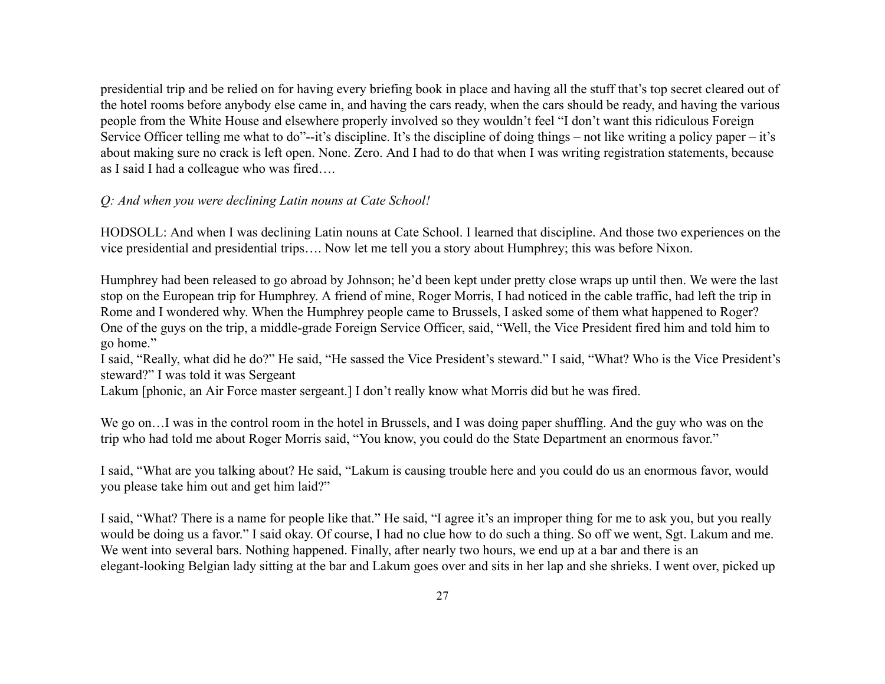presidential trip and be relied on for having every briefing book in place and having all the stuff that's top secret cleared out of the hotel rooms before anybody else came in, and having the cars ready, when the cars should be ready, and having the various people from the White House and elsewhere properly involved so they wouldn't feel "I don't want this ridiculous Foreign Service Officer telling me what to do"--it's discipline. It's the discipline of doing things – not like writing a policy paper – it's about making sure no crack is left open. None. Zero. And I had to do that when I was writing registration statements, because as I said I had a colleague who was fired….

*Q: And when you were declining Latin nouns at Cate School!*

HODSOLL: And when I was declining Latin nouns at Cate School. I learned that discipline. And those two experiences on the vice presidential and presidential trips…. Now let me tell you a story about Humphrey; this was before Nixon.

Humphrey had been released to go abroad by Johnson; he'd been kept under pretty close wraps up until then. We were the last stop on the European trip for Humphrey. A friend of mine, Roger Morris, I had noticed in the cable traffic, had left the trip in Rome and I wondered why. When the Humphrey people came to Brussels, I asked some of them what happened to Roger? One of the guys on the trip, a middle-grade Foreign Service Officer, said, "Well, the Vice President fired him and told him to go home."

I said, "Really, what did he do?" He said, "He sassed the Vice President's steward." I said, "What? Who is the Vice President's steward?" I was told it was Sergeant Lakum [phonic, an Air Force master sergeant.] I don't really know what Morris did but he was fired.

We go on…I was in the control room in the hotel in Brussels, and I was doing paper shuffling. And the guy who was on the trip who had told me about Roger Morris said, "You know, you could do the State Department an enormous favor."

I said, "What are you talking about? He said, "Lakum is causing trouble here and you could do us an enormous favor, would you please take him out and get him laid?"

I said, "What? There is a name for people like that." He said, "I agree it's an improper thing for me to ask you, but you really would be doing us a favor." I said okay. Of course, I had no clue how to do such a thing. So off we went, Sgt. Lakum and me. We went into several bars. Nothing happened. Finally, after nearly two hours, we end up at a bar and there is an elegant-looking Belgian lady sitting at the bar and Lakum goes over and sits in her lap and she shrieks. I went over, picked up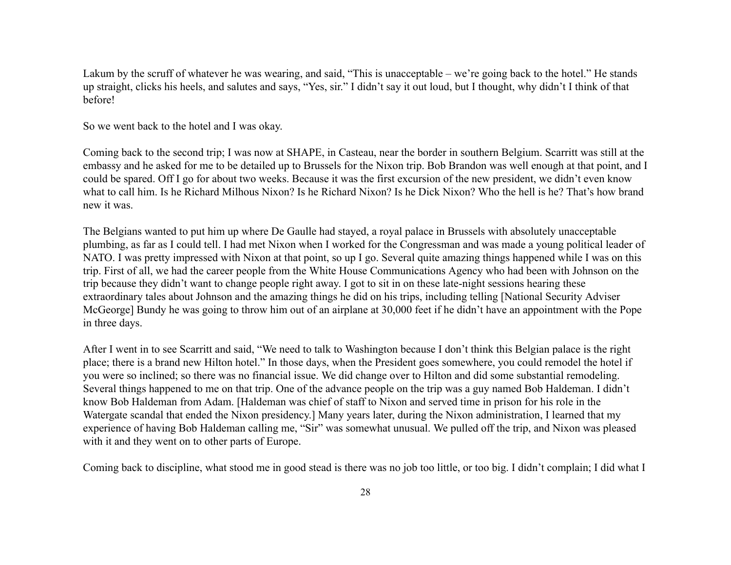Lakum by the scruff of whatever he was wearing, and said, "This is unacceptable – we're going back to the hotel." He stands up straight, clicks his heels, and salutes and says, "Yes, sir." I didn't say it out loud, but I thought, why didn't I think of that before!

So we went back to the hotel and I was okay.

Coming back to the second trip; I was now at SHAPE, in Casteau, near the border in southern Belgium. Scarritt was still at the embassy and he asked for me to be detailed up to Brussels for the Nixon trip. Bob Brandon was well enough at that point, and I could be spared. Off I go for about two weeks. Because it was the first excursion of the new president, we didn't even know what to call him. Is he Richard Milhous Nixon? Is he Richard Nixon? Is he Dick Nixon? Who the hell is he? That's how brand new it was.

The Belgians wanted to put him up where De Gaulle had stayed, a royal palace in Brussels with absolutely unacceptable plumbing, as far as I could tell. I had met Nixon when I worked for the Congressman and was made a young political leader of NATO. I was pretty impressed with Nixon at that point, so up I go. Several quite amazing things happened while I was on this trip. First of all, we had the career people from the White House Communications Agency who had been with Johnson on the trip because they didn't want to change people right away. I got to sit in on these late-night sessions hearing these extraordinary tales about Johnson and the amazing things he did on his trips, including telling [National Security Adviser McGeorge] Bundy he was going to throw him out of an airplane at 30,000 feet if he didn't have an appointment with the Pope in three days.

After I went in to see Scarritt and said, "We need to talk to Washington because I don't think this Belgian palace is the right place; there is a brand new Hilton hotel." In those days, when the President goes somewhere, you could remodel the hotel if you were so inclined; so there was no financial issue. We did change over to Hilton and did some substantial remodeling. Several things happened to me on that trip. One of the advance people on the trip was a guy named Bob Haldeman. I didn't know Bob Haldeman from Adam. [Haldeman was chief of staff to Nixon and served time in prison for his role in the Watergate scandal that ended the Nixon presidency.] Many years later, during the Nixon administration, I learned that my experience of having Bob Haldeman calling me, "Sir" was somewhat unusual. We pulled off the trip, and Nixon was pleased with it and they went on to other parts of Europe.

Coming back to discipline, what stood me in good stead is there was no job too little, or too big. I didn't complain; I did what I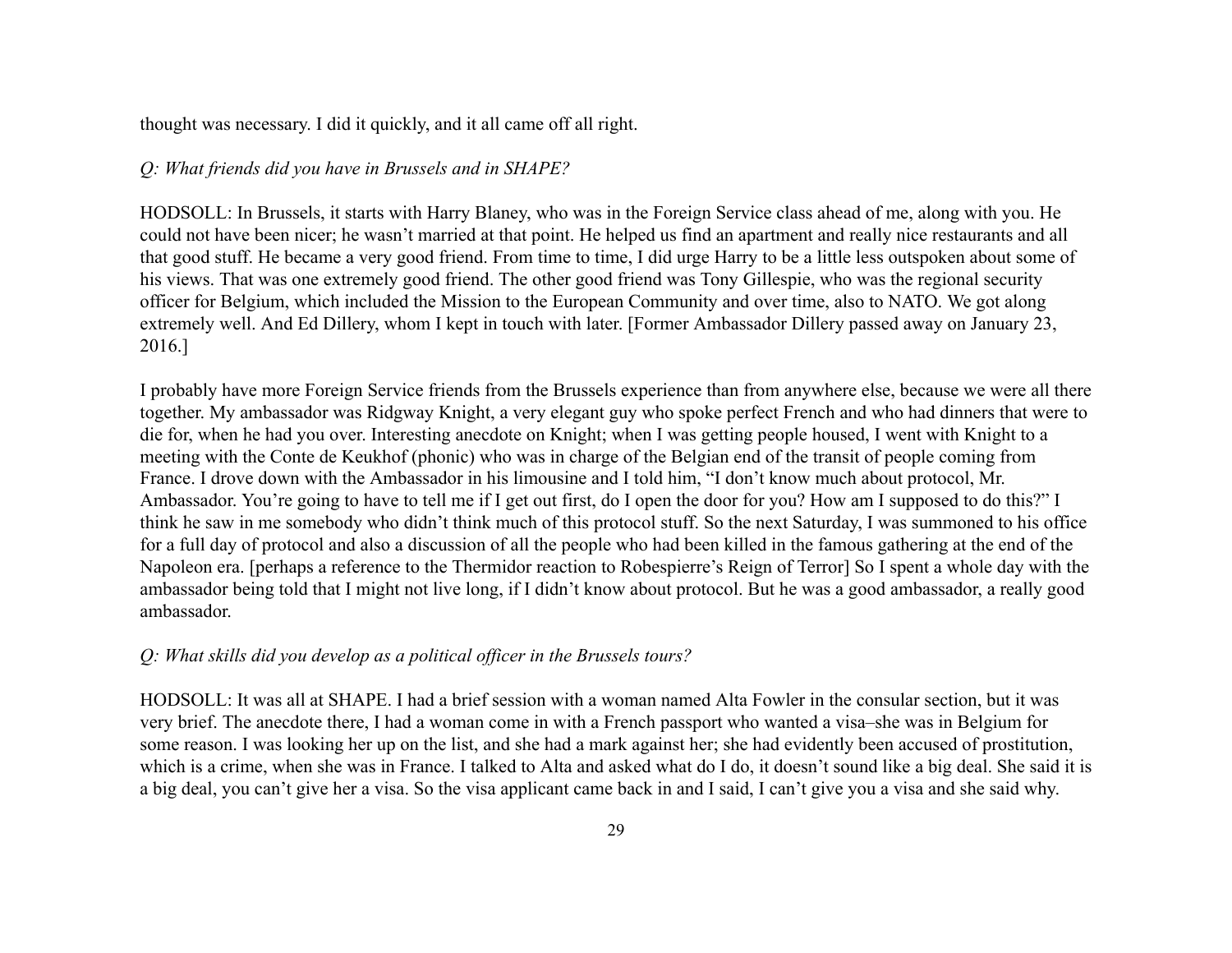thought was necessary. I did it quickly, and it all came off all right.

*Q: What friends did you have in Brussels and in SHAPE?*

HODSOLL: In Brussels, it starts with Harry Blaney, who was in the Foreign Service class ahead of me, along with you. He could not have been nicer; he wasn't married at that point. He helped us find an apartment and really nice restaurants and all that good stuff. He became a very good friend. From time to time, I did urge Harry to be a little less outspoken about some of his views. That was one extremely good friend. The other good friend was Tony Gillespie, who was the regional security officer for Belgium, which included the Mission to the European Community and over time, also to NATO. We got along extremely well. And Ed Dillery, whom I kept in touch with later. [Former Ambassador Dillery passed away on January 23, 2016.]

I probably have more Foreign Service friends from the Brussels experience than from anywhere else, because we were all there together. My ambassador was Ridgway Knight, a very elegant guy who spoke perfect French and who had dinners that were to die for, when he had you over. Interesting anecdote on Knight; when I was getting people housed, I went with Knight to a meeting with the Conte de Keukhof (phonic) who was in charge of the Belgian end of the transit of people coming from France. I drove down with the Ambassador in his limousine and I told him, "I don't know much about protocol, Mr. Ambassador. You're going to have to tell me if I get out first, do I open the door for you? How am I supposed to do this?" I think he saw in me somebody who didn't think much of this protocol stuff. So the next Saturday, I was summoned to his office for a full day of protocol and also a discussion of all the people who had been killed in the famous gathering at the end of the Napoleon era. [perhaps a reference to the Thermidor reaction to Robespierre's Reign of Terror] So I spent a whole day with the ambassador being told that I might not live long, if I didn't know about protocol. But he was a good ambassador, a really good ambassador.

*Q: What skills did you develop as a political officer in the Brussels tours?*

HODSOLL: It was all at SHAPE. I had a brief session with a woman named Alta Fowler in the consular section, but it was very brief. The anecdote there, I had a woman come in with a French passport who wanted a visa–she was in Belgium for some reason. I was looking her up on the list, and she had a mark against her; she had evidently been accused of prostitution, which is a crime, when she was in France. I talked to Alta and asked what do I do, it doesn't sound like a big deal. She said it is a big deal, you can't give her a visa. So the visa applicant came back in and I said, I can't give you a visa and she said why.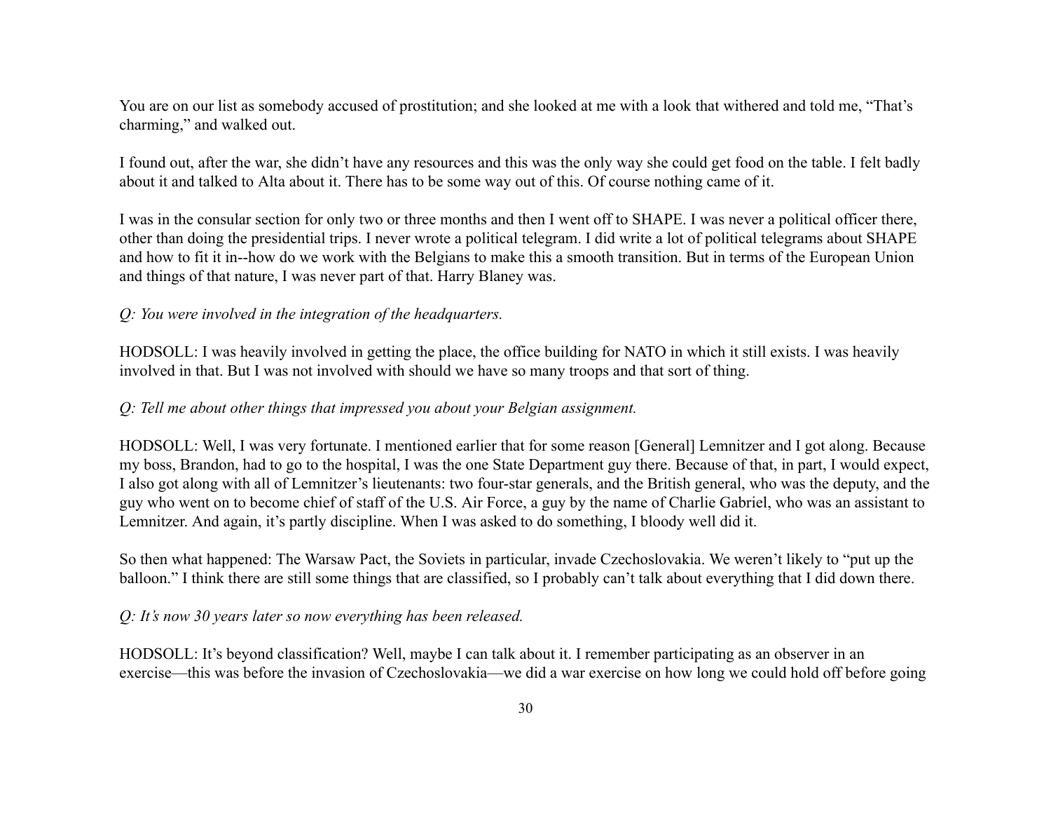You are on our list as somebody accused of prostitution; and she looked at me with a look that withered and told me, "That's charming," and walked out.

I found out, after the war, she didn't have any resources and this was the only way she could get food on the table. I felt badly about it and talked to Alta about it. There has to be some way out of this. Of course nothing came of it.

I was in the consular section for only two or three months and then I went off to SHAPE. I was never a political officer there, other than doing the presidential trips. I never wrote a political telegram. I did write a lot of political telegrams about SHAPE and how to fit it in--how do we work with the Belgians to make this a smooth transition. But in terms of the European Union and things of that nature, I was never part of that. Harry Blaney was.

*Q: You were involved in the integration of the headquarters.*

HODSOLL: I was heavily involved in getting the place, the office building for NATO in which it still exists. I was heavily involved in that. But I was not involved with should we have so many troops and that sort of thing.

*Q: Tell me about other things that impressed you about your Belgian assignment.*

HODSOLL: Well, I was very fortunate. I mentioned earlier that for some reason [General] Lemnitzer and I got along. Because my boss, Brandon, had to go to the hospital, I was the one State Department guy there. Because of that, in part, I would expect, I also got along with all of Lemnitzer's lieutenants: two four-star generals, and the British general, who was the deputy, and the guy who went on to become chief of staff of the U.S. Air Force, a guy by the name of Charlie Gabriel, who was an assistant to Lemnitzer. And again, it's partly discipline. When I was asked to do something, I bloody well did it.

So then what happened: The Warsaw Pact, the Soviets in particular, invade Czechoslovakia. We weren't likely to "put up the balloon." I think there are still some things that are classified, so I probably can't talk about everything that I did down there.

*Q: It's now 30 years later so now everything has been released.*

HODSOLL: It's beyond classification? Well, maybe I can talk about it. I remember participating as an observer in an exercise—this was before the invasion of Czechoslovakia—we did a war exercise on how long we could hold off before going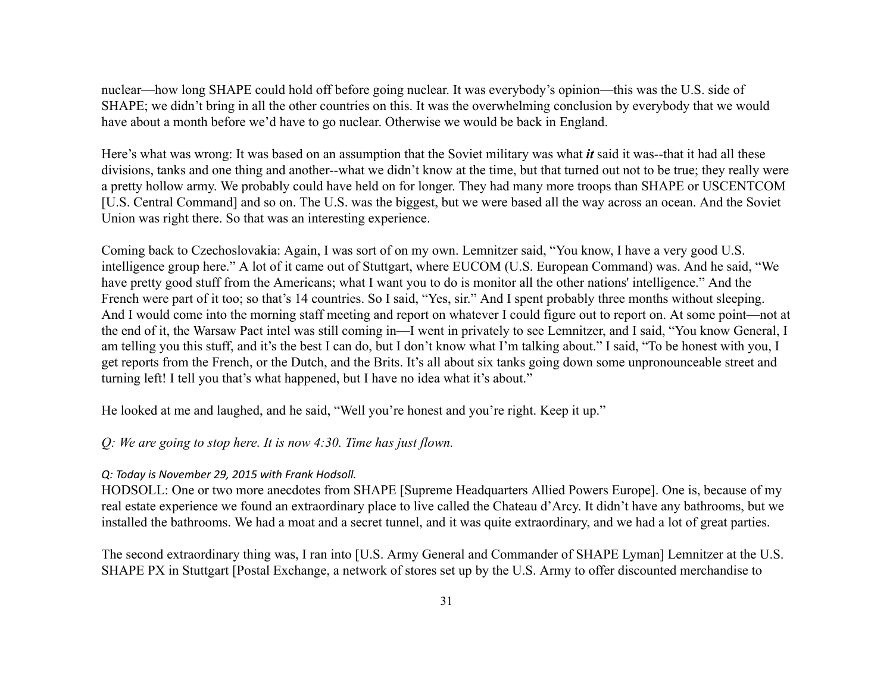nuclear—how long SHAPE could hold off before going nuclear. It was everybody's opinion—this was the U.S. side of SHAPE; we didn't bring in all the other countries on this. It was the overwhelming conclusion by everybody that we would have about a month before we'd have to go nuclear. Otherwise we would be back in England.

Here's what was wrong: It was based on an assumption that the Soviet military was what ***it*** said it was--that it had all these divisions, tanks and one thing and another--what we didn't know at the time, but that turned out not to be true; they really were a pretty hollow army. We probably could have held on for longer. They had many more troops than SHAPE or USCENTCOM [U.S. Central Command] and so on. The U.S. was the biggest, but we were based all the way across an ocean. And the Soviet Union was right there. So that was an interesting experience.

Coming back to Czechoslovakia: Again, I was sort of on my own. Lemnitzer said, "You know, I have a very good U.S. intelligence group here." A lot of it came out of Stuttgart, where EUCOM (U.S. European Command) was. And he said, "We have pretty good stuff from the Americans; what I want you to do is monitor all the other nations' intelligence." And the French were part of it too; so that's 14 countries. So I said, "Yes, sir." And I spent probably three months without sleeping. And I would come into the morning staff meeting and report on whatever I could figure out to report on. At some point—not at the end of it, the Warsaw Pact intel was still coming in—I went in privately to see Lemnitzer, and I said, "You know General, I am telling you this stuff, and it's the best I can do, but I don't know what I'm talking about." I said, "To be honest with you, I get reports from the French, or the Dutch, and the Brits. It's all about six tanks going down some unpronounceable street and turning left! I tell you that's what happened, but I have no idea what it's about."

He looked at me and laughed, and he said, "Well you're honest and you're right. Keep it up."

*Q: We are going to stop here. It is now 4:30. Time has just flown.*

*Q: Today is November 29, 2015 with Frank Hodsoll.*

HODSOLL: One or two more anecdotes from SHAPE [Supreme Headquarters Allied Powers Europe]. One is, because of my real estate experience we found an extraordinary place to live called the Chateau d'Arcy. It didn't have any bathrooms, but we installed the bathrooms. We had a moat and a secret tunnel, and it was quite extraordinary, and we had a lot of great parties.

The second extraordinary thing was, I ran into [U.S. Army General and Commander of SHAPE Lyman] Lemnitzer at the U.S. SHAPE PX in Stuttgart [Postal Exchange, a network of stores set up by the U.S. Army to offer discounted merchandise to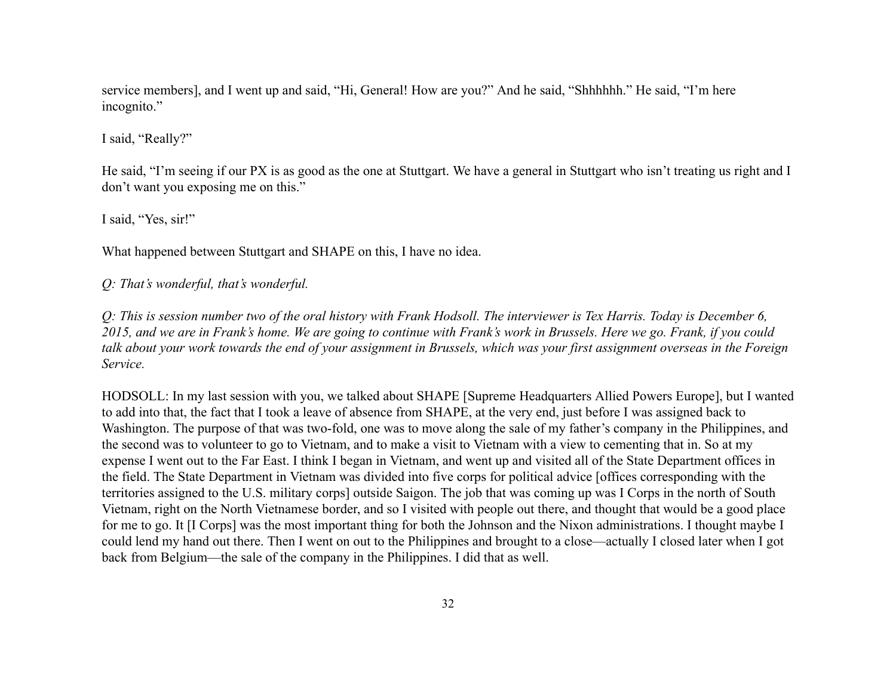service members], and I went up and said, "Hi, General! How are you?" And he said, "Shhhhhh." He said, "I'm here incognito."

I said, "Really?"

He said, "I'm seeing if our PX is as good as the one at Stuttgart. We have a general in Stuttgart who isn't treating us right and I don't want you exposing me on this."

I said, "Yes, sir!"

What happened between Stuttgart and SHAPE on this, I have no idea.

*Q: That's wonderful, that's wonderful.*

*Q: This is session number two of the oral history with Frank Hodsoll. The interviewer is Tex Harris. Today is December 6, 2015, and we are in Frank's home. We are going to continue with Frank's work in Brussels. Here we go. Frank, if you could talk about your work towards the end of your assignment in Brussels, which was your first assignment overseas in the Foreign Service.*

HODSOLL: In my last session with you, we talked about SHAPE [Supreme Headquarters Allied Powers Europe], but I wanted to add into that, the fact that I took a leave of absence from SHAPE, at the very end, just before I was assigned back to Washington. The purpose of that was two-fold, one was to move along the sale of my father's company in the Philippines, and the second was to volunteer to go to Vietnam, and to make a visit to Vietnam with a view to cementing that in. So at my expense I went out to the Far East. I think I began in Vietnam, and went up and visited all of the State Department offices in the field. The State Department in Vietnam was divided into five corps for political advice [offices corresponding with the territories assigned to the U.S. military corps] outside Saigon. The job that was coming up was I Corps in the north of South Vietnam, right on the North Vietnamese border, and so I visited with people out there, and thought that would be a good place for me to go. It [I Corps] was the most important thing for both the Johnson and the Nixon administrations. I thought maybe I could lend my hand out there. Then I went on out to the Philippines and brought to a close—actually I closed later when I got back from Belgium—the sale of the company in the Philippines. I did that as well.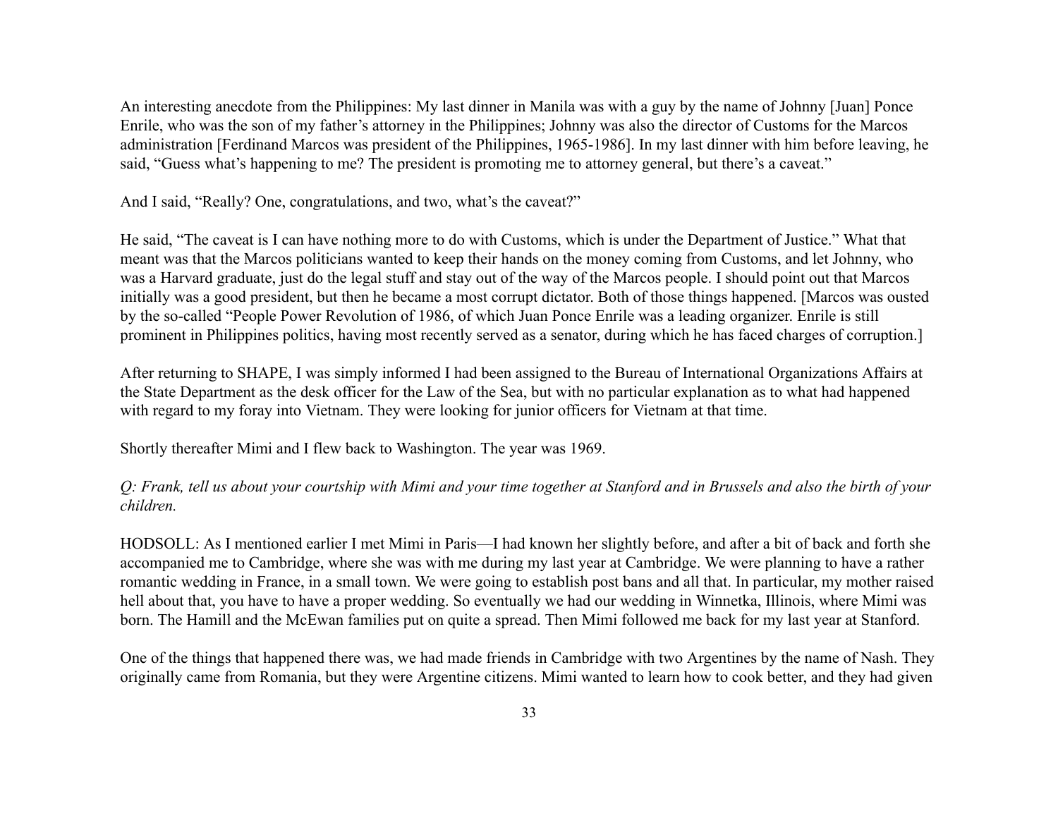An interesting anecdote from the Philippines: My last dinner in Manila was with a guy by the name of Johnny [Juan] Ponce Enrile, who was the son of my father's attorney in the Philippines; Johnny was also the director of Customs for the Marcos administration [Ferdinand Marcos was president of the Philippines, 1965-1986]. In my last dinner with him before leaving, he said, "Guess what's happening to me? The president is promoting me to attorney general, but there's a caveat."

And I said, "Really? One, congratulations, and two, what's the caveat?"

He said, "The caveat is I can have nothing more to do with Customs, which is under the Department of Justice." What that meant was that the Marcos politicians wanted to keep their hands on the money coming from Customs, and let Johnny, who was a Harvard graduate, just do the legal stuff and stay out of the way of the Marcos people. I should point out that Marcos initially was a good president, but then he became a most corrupt dictator. Both of those things happened. [Marcos was ousted by the so-called "People Power Revolution of 1986, of which Juan Ponce Enrile was a leading organizer. Enrile is still prominent in Philippines politics, having most recently served as a senator, during which he has faced charges of corruption.]

After returning to SHAPE, I was simply informed I had been assigned to the Bureau of International Organizations Affairs at the State Department as the desk officer for the Law of the Sea, but with no particular explanation as to what had happened with regard to my foray into Vietnam. They were looking for junior officers for Vietnam at that time.

Shortly thereafter Mimi and I flew back to Washington. The year was 1969.

*Q: Frank, tell us about your courtship with Mimi and your time together at Stanford and in Brussels and also the birth of your children.*

HODSOLL: As I mentioned earlier I met Mimi in Paris—I had known her slightly before, and after a bit of back and forth she accompanied me to Cambridge, where she was with me during my last year at Cambridge. We were planning to have a rather romantic wedding in France, in a small town. We were going to establish post bans and all that. In particular, my mother raised hell about that, you have to have a proper wedding. So eventually we had our wedding in Winnetka, Illinois, where Mimi was born. The Hamill and the McEwan families put on quite a spread. Then Mimi followed me back for my last year at Stanford.

One of the things that happened there was, we had made friends in Cambridge with two Argentines by the name of Nash. They originally came from Romania, but they were Argentine citizens. Mimi wanted to learn how to cook better, and they had given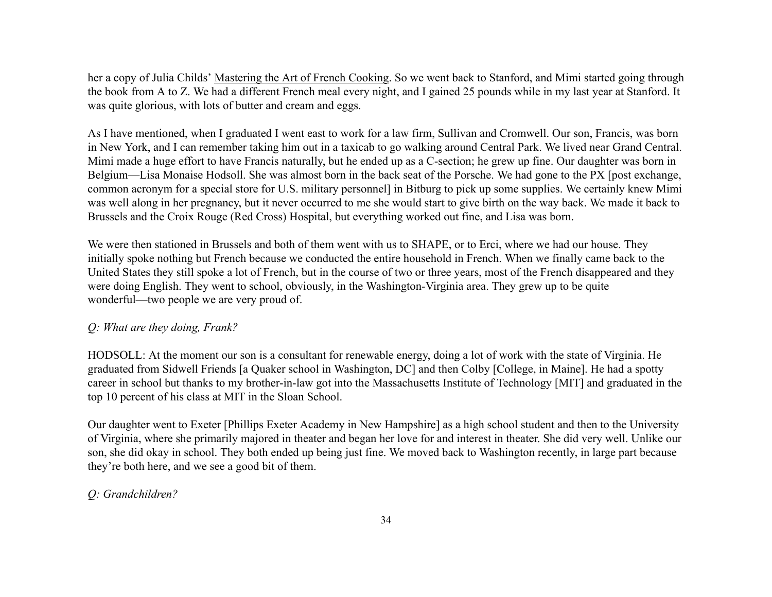her a copy of Julia Childs' Mastering the Art of French Cooking. So we went back to Stanford, and Mimi started going through the book from A to Z. We had a different French meal every night, and I gained 25 pounds while in my last year at Stanford. It was quite glorious, with lots of butter and cream and eggs.

As I have mentioned, when I graduated I went east to work for a law firm, Sullivan and Cromwell. Our son, Francis, was born in New York, and I can remember taking him out in a taxicab to go walking around Central Park. We lived near Grand Central. Mimi made a huge effort to have Francis naturally, but he ended up as a C-section; he grew up fine. Our daughter was born in Belgium—Lisa Monaise Hodsoll. She was almost born in the back seat of the Porsche. We had gone to the PX [post exchange, common acronym for a special store for U.S. military personnel] in Bitburg to pick up some supplies. We certainly knew Mimi was well along in her pregnancy, but it never occurred to me she would start to give birth on the way back. We made it back to Brussels and the Croix Rouge (Red Cross) Hospital, but everything worked out fine, and Lisa was born.

We were then stationed in Brussels and both of them went with us to SHAPE, or to Erci, where we had our house. They initially spoke nothing but French because we conducted the entire household in French. When we finally came back to the United States they still spoke a lot of French, but in the course of two or three years, most of the French disappeared and they were doing English. They went to school, obviously, in the Washington-Virginia area. They grew up to be quite wonderful—two people we are very proud of.

*Q: What are they doing, Frank?*

HODSOLL: At the moment our son is a consultant for renewable energy, doing a lot of work with the state of Virginia. He graduated from Sidwell Friends [a Quaker school in Washington, DC] and then Colby [College, in Maine]. He had a spotty career in school but thanks to my brother-in-law got into the Massachusetts Institute of Technology [MIT] and graduated in the top 10 percent of his class at MIT in the Sloan School.

Our daughter went to Exeter [Phillips Exeter Academy in New Hampshire] as a high school student and then to the University of Virginia, where she primarily majored in theater and began her love for and interest in theater. She did very well. Unlike our son, she did okay in school. They both ended up being just fine. We moved back to Washington recently, in large part because they're both here, and we see a good bit of them.

*Q: Grandchildren?*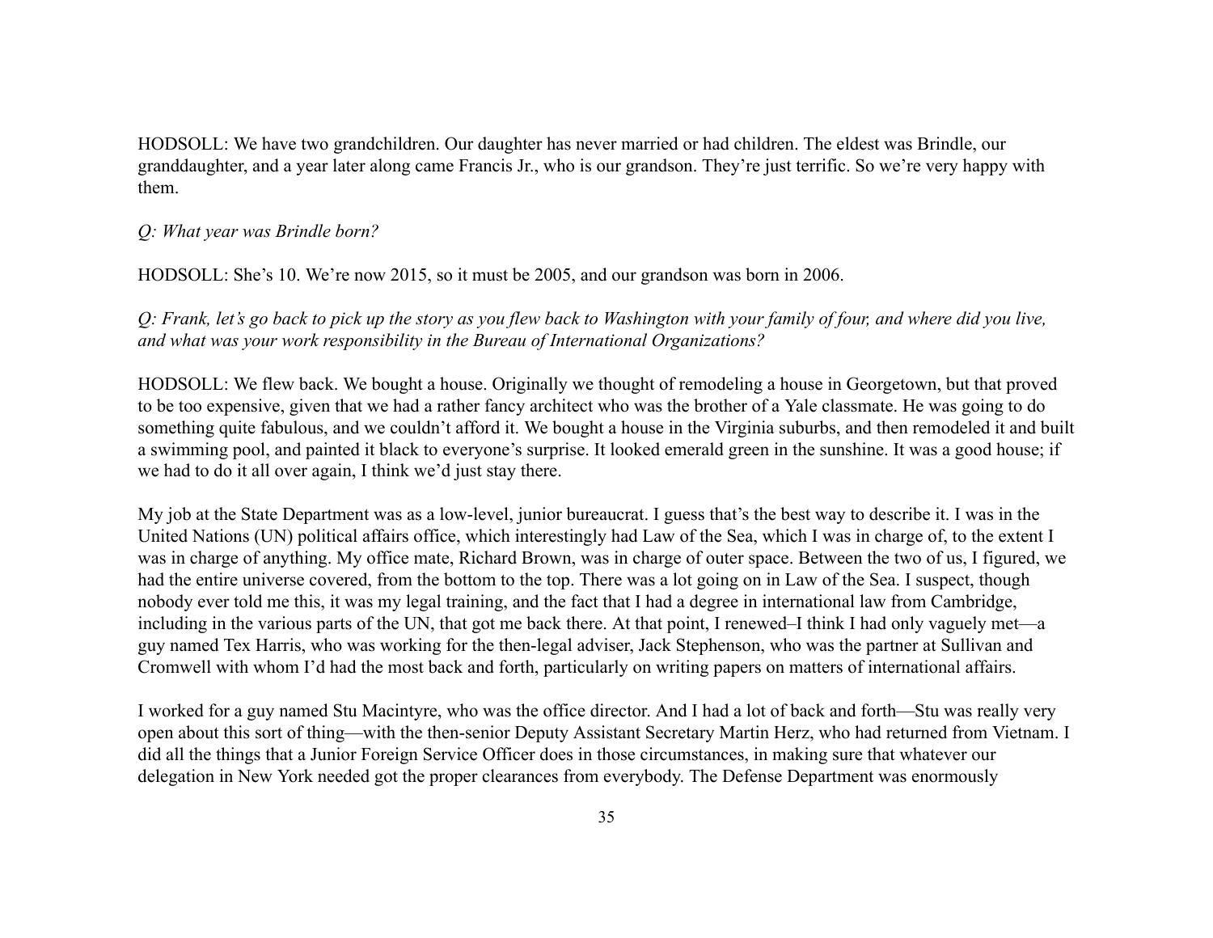HODSOLL: We have two grandchildren. Our daughter has never married or had children. The eldest was Brindle, our granddaughter, and a year later along came Francis Jr., who is our grandson. They're just terrific. So we're very happy with them.

*Q: What year was Brindle born?*

HODSOLL: She's 10. We're now 2015, so it must be 2005, and our grandson was born in 2006.

*Q: Frank, let's go back to pick up the story as you flew back to Washington with your family of four, and where did you live, and what was your work responsibility in the Bureau of International Organizations?*

HODSOLL: We flew back. We bought a house. Originally we thought of remodeling a house in Georgetown, but that proved to be too expensive, given that we had a rather fancy architect who was the brother of a Yale classmate. He was going to do something quite fabulous, and we couldn't afford it. We bought a house in the Virginia suburbs, and then remodeled it and built a swimming pool, and painted it black to everyone's surprise. It looked emerald green in the sunshine. It was a good house; if we had to do it all over again, I think we'd just stay there.

My job at the State Department was as a low-level, junior bureaucrat. I guess that's the best way to describe it. I was in the United Nations (UN) political affairs office, which interestingly had Law of the Sea, which I was in charge of, to the extent I was in charge of anything. My office mate, Richard Brown, was in charge of outer space. Between the two of us, I figured, we had the entire universe covered, from the bottom to the top. There was a lot going on in Law of the Sea. I suspect, though nobody ever told me this, it was my legal training, and the fact that I had a degree in international law from Cambridge, including in the various parts of the UN, that got me back there. At that point, I renewed–I think I had only vaguely met—a guy named Tex Harris, who was working for the then-legal adviser, Jack Stephenson, who was the partner at Sullivan and Cromwell with whom I'd had the most back and forth, particularly on writing papers on matters of international affairs.

I worked for a guy named Stu Macintyre, who was the office director. And I had a lot of back and forth—Stu was really very open about this sort of thing—with the then-senior Deputy Assistant Secretary Martin Herz, who had returned from Vietnam. I did all the things that a Junior Foreign Service Officer does in those circumstances, in making sure that whatever our delegation in New York needed got the proper clearances from everybody. The Defense Department was enormously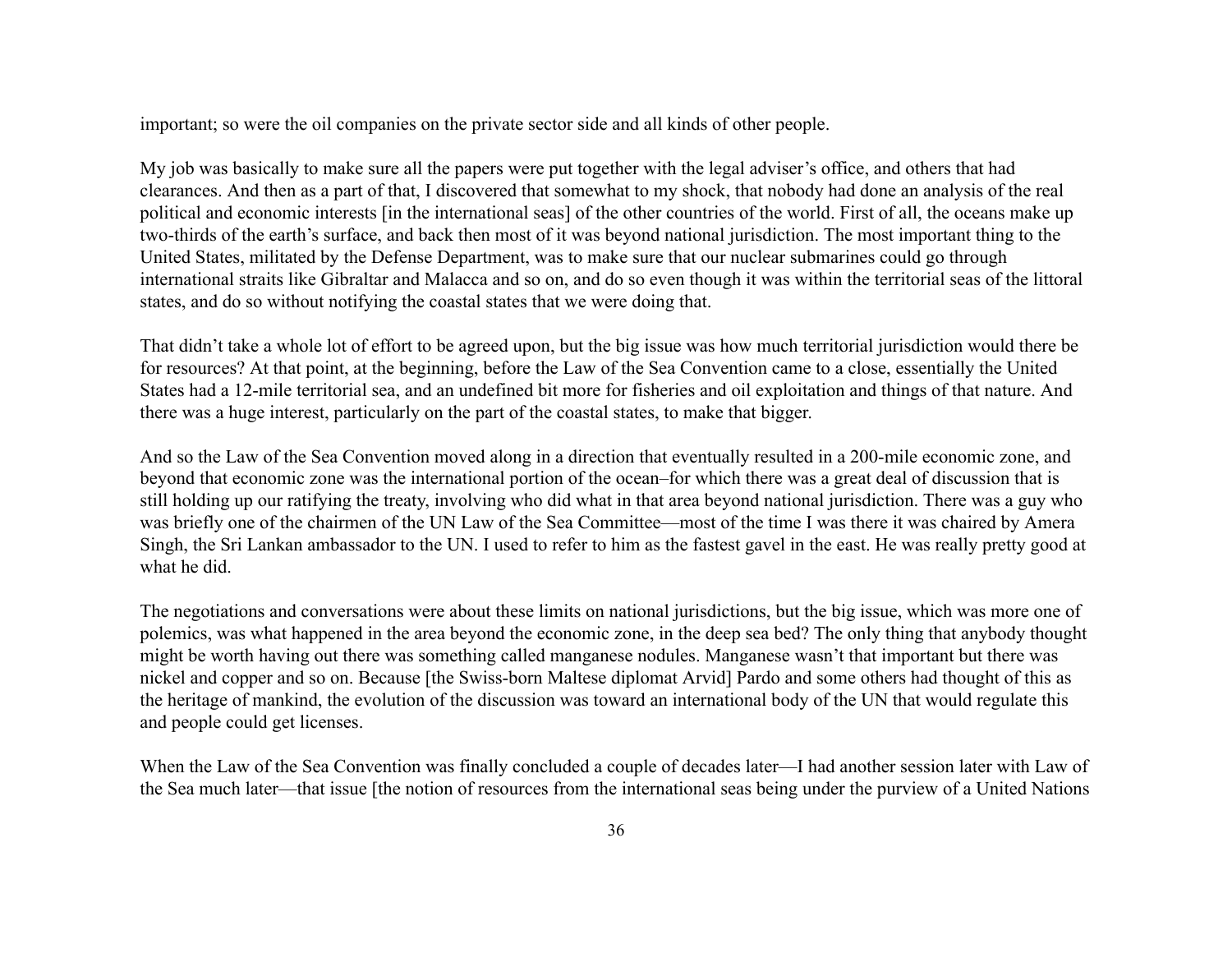important; so were the oil companies on the private sector side and all kinds of other people.

My job was basically to make sure all the papers were put together with the legal adviser's office, and others that had clearances. And then as a part of that, I discovered that somewhat to my shock, that nobody had done an analysis of the real political and economic interests [in the international seas] of the other countries of the world. First of all, the oceans make up two-thirds of the earth's surface, and back then most of it was beyond national jurisdiction. The most important thing to the United States, militated by the Defense Department, was to make sure that our nuclear submarines could go through international straits like Gibraltar and Malacca and so on, and do so even though it was within the territorial seas of the littoral states, and do so without notifying the coastal states that we were doing that.

That didn't take a whole lot of effort to be agreed upon, but the big issue was how much territorial jurisdiction would there be for resources? At that point, at the beginning, before the Law of the Sea Convention came to a close, essentially the United States had a 12-mile territorial sea, and an undefined bit more for fisheries and oil exploitation and things of that nature. And there was a huge interest, particularly on the part of the coastal states, to make that bigger.

And so the Law of the Sea Convention moved along in a direction that eventually resulted in a 200-mile economic zone, and beyond that economic zone was the international portion of the ocean–for which there was a great deal of discussion that is still holding up our ratifying the treaty, involving who did what in that area beyond national jurisdiction. There was a guy who was briefly one of the chairmen of the UN Law of the Sea Committee—most of the time I was there it was chaired by Amera Singh, the Sri Lankan ambassador to the UN. I used to refer to him as the fastest gavel in the east. He was really pretty good at what he did.

The negotiations and conversations were about these limits on national jurisdictions, but the big issue, which was more one of polemics, was what happened in the area beyond the economic zone, in the deep sea bed? The only thing that anybody thought might be worth having out there was something called manganese nodules. Manganese wasn't that important but there was nickel and copper and so on. Because [the Swiss-born Maltese diplomat Arvid] Pardo and some others had thought of this as the heritage of mankind, the evolution of the discussion was toward an international body of the UN that would regulate this and people could get licenses.

When the Law of the Sea Convention was finally concluded a couple of decades later—I had another session later with Law of the Sea much later—that issue [the notion of resources from the international seas being under the purview of a United Nations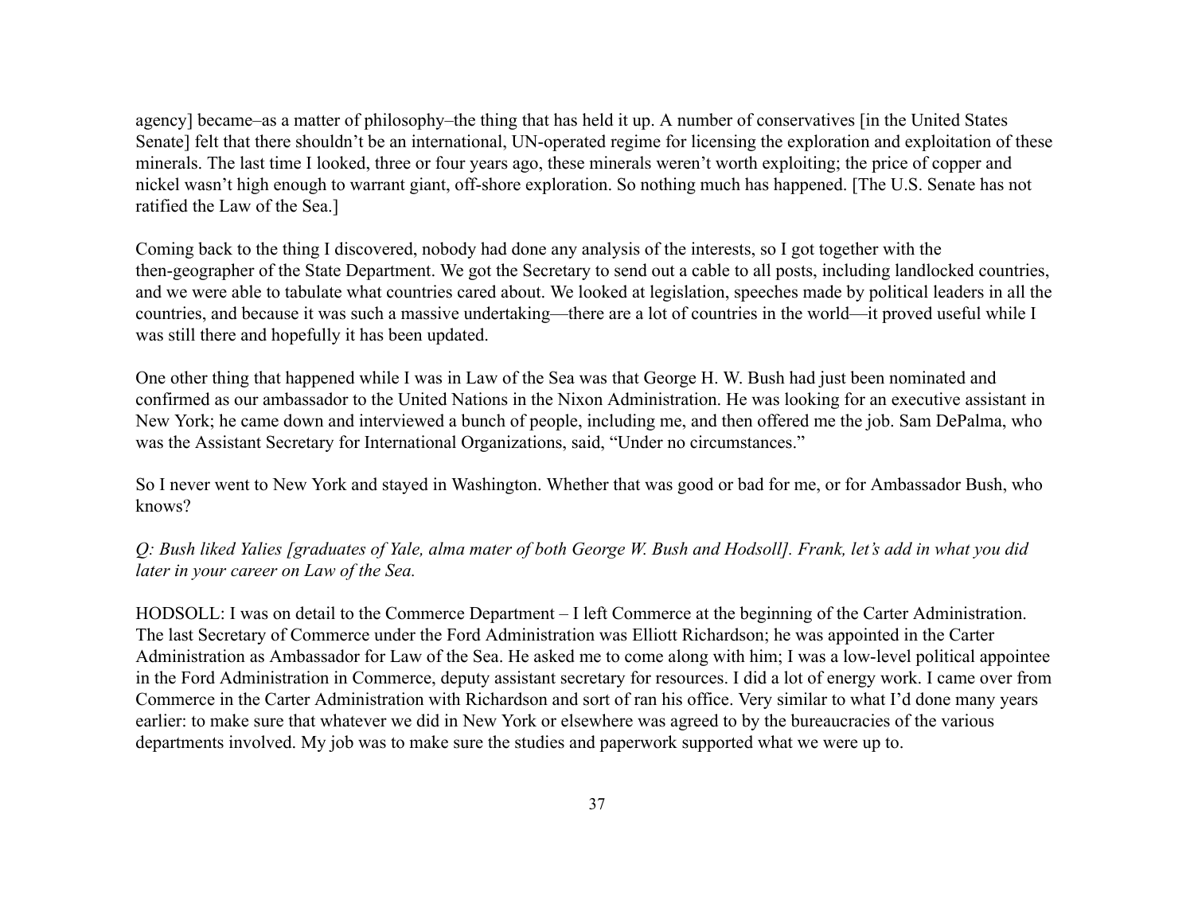agency] became–as a matter of philosophy–the thing that has held it up. A number of conservatives [in the United States Senate] felt that there shouldn't be an international, UN-operated regime for licensing the exploration and exploitation of these minerals. The last time I looked, three or four years ago, these minerals weren't worth exploiting; the price of copper and nickel wasn't high enough to warrant giant, off-shore exploration. So nothing much has happened. [The U.S. Senate has not ratified the Law of the Sea.]

Coming back to the thing I discovered, nobody had done any analysis of the interests, so I got together with the then-geographer of the State Department. We got the Secretary to send out a cable to all posts, including landlocked countries, and we were able to tabulate what countries cared about. We looked at legislation, speeches made by political leaders in all the countries, and because it was such a massive undertaking—there are a lot of countries in the world—it proved useful while I was still there and hopefully it has been updated.

One other thing that happened while I was in Law of the Sea was that George H. W. Bush had just been nominated and confirmed as our ambassador to the United Nations in the Nixon Administration. He was looking for an executive assistant in New York; he came down and interviewed a bunch of people, including me, and then offered me the job. Sam DePalma, who was the Assistant Secretary for International Organizations, said, "Under no circumstances."

So I never went to New York and stayed in Washington. Whether that was good or bad for me, or for Ambassador Bush, who knows?

*Q: Bush liked Yalies [graduates of Yale, alma mater of both George W. Bush and Hodsoll]. Frank, let's add in what you did later in your career on Law of the Sea.*

HODSOLL: I was on detail to the Commerce Department – I left Commerce at the beginning of the Carter Administration. The last Secretary of Commerce under the Ford Administration was Elliott Richardson; he was appointed in the Carter Administration as Ambassador for Law of the Sea. He asked me to come along with him; I was a low-level political appointee in the Ford Administration in Commerce, deputy assistant secretary for resources. I did a lot of energy work. I came over from Commerce in the Carter Administration with Richardson and sort of ran his office. Very similar to what I'd done many years earlier: to make sure that whatever we did in New York or elsewhere was agreed to by the bureaucracies of the various departments involved. My job was to make sure the studies and paperwork supported what we were up to.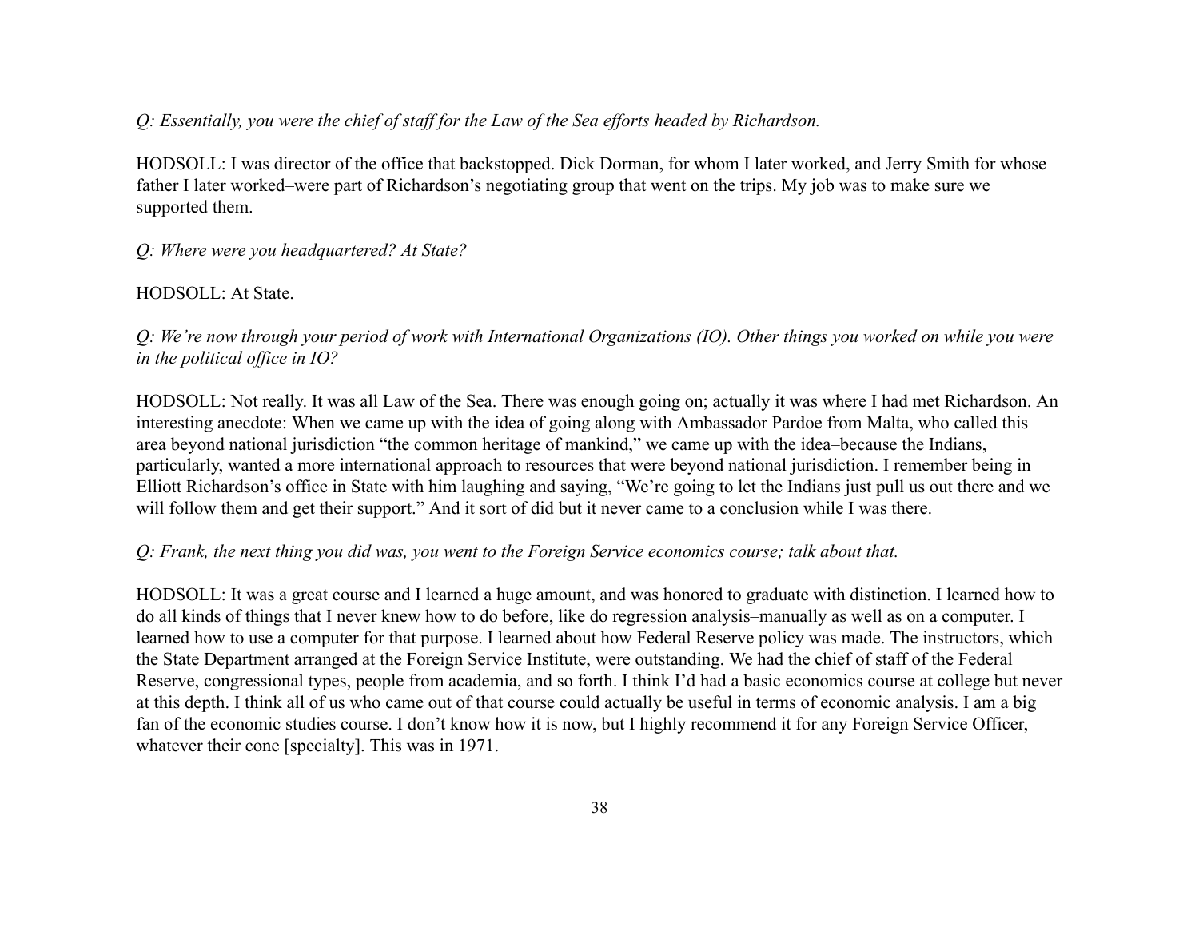*Q: Essentially, you were the chief of staff for the Law of the Sea efforts headed by Richardson.*

HODSOLL: I was director of the office that backstopped. Dick Dorman, for whom I later worked, and Jerry Smith for whose father I later worked–were part of Richardson's negotiating group that went on the trips. My job was to make sure we supported them.

*Q: Where were you headquartered? At State?*

HODSOLL: At State.

*Q: We're now through your period of work with International Organizations (IO). Other things you worked on while you were in the political office in IO?*

HODSOLL: Not really. It was all Law of the Sea. There was enough going on; actually it was where I had met Richardson. An interesting anecdote: When we came up with the idea of going along with Ambassador Pardoe from Malta, who called this area beyond national jurisdiction "the common heritage of mankind," we came up with the idea–because the Indians, particularly, wanted a more international approach to resources that were beyond national jurisdiction. I remember being in Elliott Richardson's office in State with him laughing and saying, "We're going to let the Indians just pull us out there and we will follow them and get their support." And it sort of did but it never came to a conclusion while I was there.

*Q: Frank, the next thing you did was, you went to the Foreign Service economics course; talk about that.*

HODSOLL: It was a great course and I learned a huge amount, and was honored to graduate with distinction. I learned how to do all kinds of things that I never knew how to do before, like do regression analysis–manually as well as on a computer. I learned how to use a computer for that purpose. I learned about how Federal Reserve policy was made. The instructors, which the State Department arranged at the Foreign Service Institute, were outstanding. We had the chief of staff of the Federal Reserve, congressional types, people from academia, and so forth. I think I'd had a basic economics course at college but never at this depth. I think all of us who came out of that course could actually be useful in terms of economic analysis. I am a big fan of the economic studies course. I don't know how it is now, but I highly recommend it for any Foreign Service Officer, whatever their cone [specialty]. This was in 1971.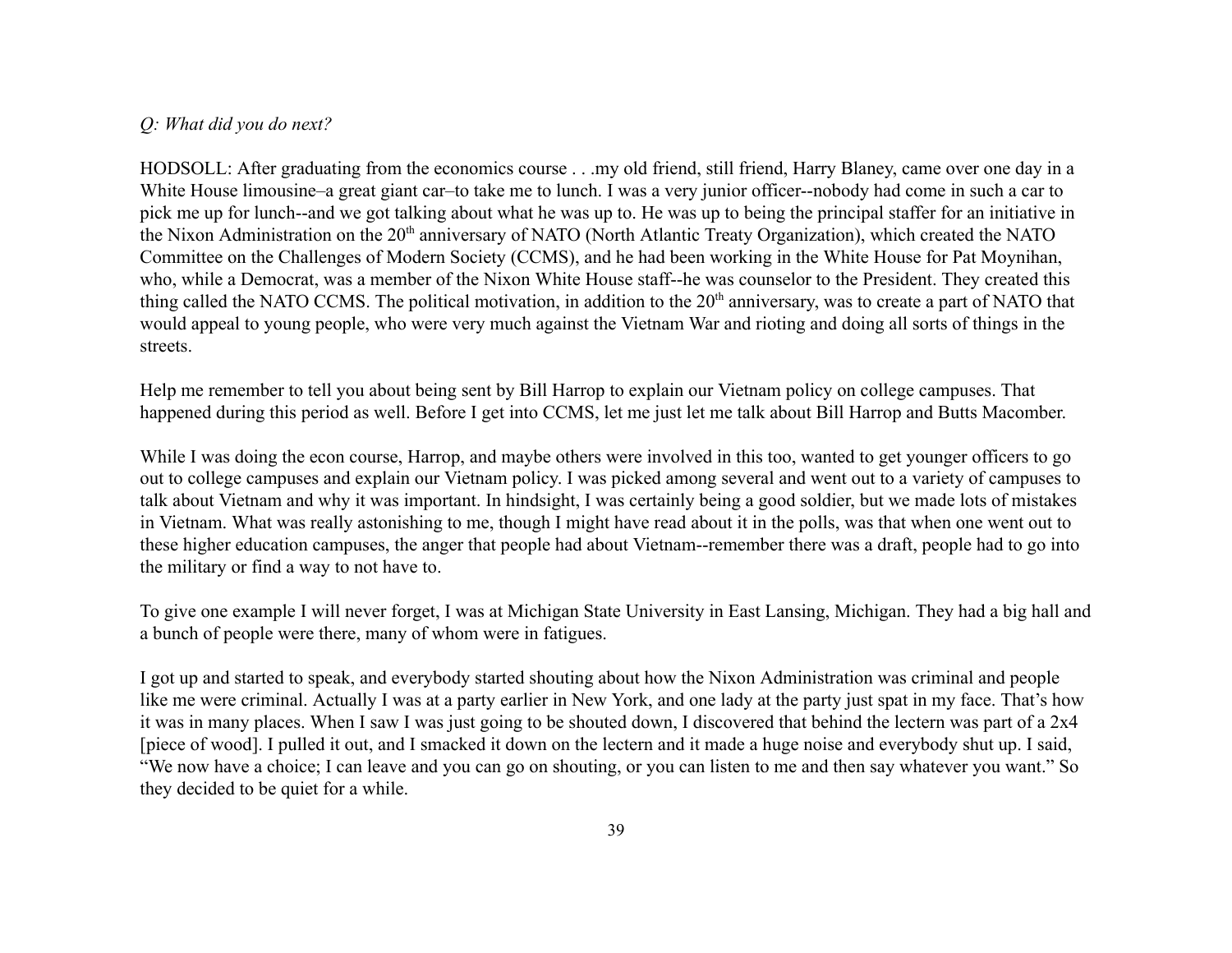*Q: What did you do next?*

HODSOLL: After graduating from the economics course . . .my old friend, still friend, Harry Blaney, came over one day in a White House limousine–a great giant car–to take me to lunch. I was a very junior officer--nobody had come in such a car to pick me up for lunch--and we got talking about what he was up to. He was up to being the principal staffer for an initiative in the Nixon Administration on the 20th anniversary of NATO (North Atlantic Treaty Organization), which created the NATO Committee on the Challenges of Modern Society (CCMS), and he had been working in the White House for Pat Moynihan, who, while a Democrat, was a member of the Nixon White House staff--he was counselor to the President. They created this thing called the NATO CCMS. The political motivation, in addition to the 20th anniversary, was to create a part of NATO that would appeal to young people, who were very much against the Vietnam War and rioting and doing all sorts of things in the streets.

Help me remember to tell you about being sent by Bill Harrop to explain our Vietnam policy on college campuses. That happened during this period as well. Before I get into CCMS, let me just let me talk about Bill Harrop and Butts Macomber.

While I was doing the econ course, Harrop, and maybe others were involved in this too, wanted to get younger officers to go out to college campuses and explain our Vietnam policy. I was picked among several and went out to a variety of campuses to talk about Vietnam and why it was important. In hindsight, I was certainly being a good soldier, but we made lots of mistakes in Vietnam. What was really astonishing to me, though I might have read about it in the polls, was that when one went out to these higher education campuses, the anger that people had about Vietnam--remember there was a draft, people had to go into the military or find a way to not have to.

To give one example I will never forget, I was at Michigan State University in East Lansing, Michigan. They had a big hall and a bunch of people were there, many of whom were in fatigues.

I got up and started to speak, and everybody started shouting about how the Nixon Administration was criminal and people like me were criminal. Actually I was at a party earlier in New York, and one lady at the party just spat in my face. That's how it was in many places. When I saw I was just going to be shouted down, I discovered that behind the lectern was part of a 2x4 [piece of wood]. I pulled it out, and I smacked it down on the lectern and it made a huge noise and everybody shut up. I said, "We now have a choice; I can leave and you can go on shouting, or you can listen to me and then say whatever you want." So they decided to be quiet for a while.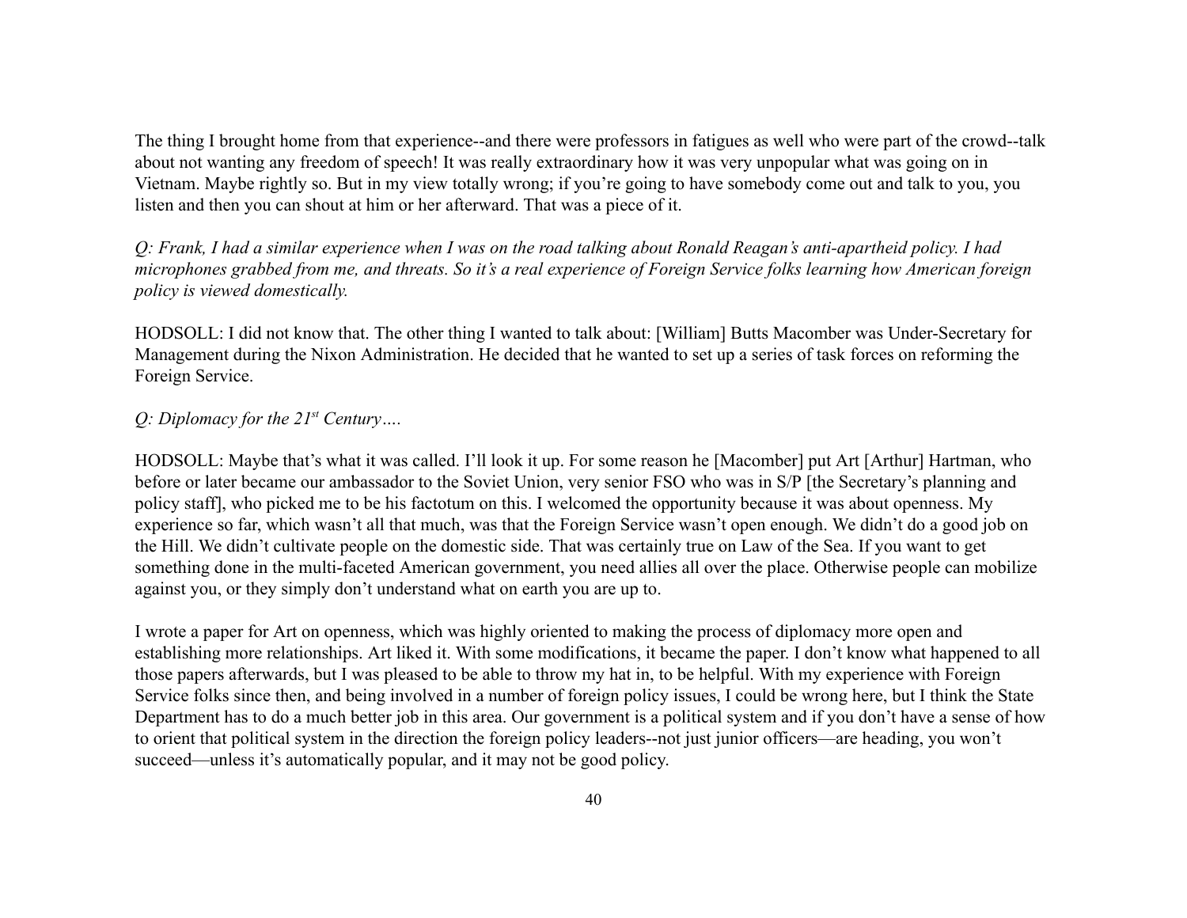The thing I brought home from that experience--and there were professors in fatigues as well who were part of the crowd--talk about not wanting any freedom of speech! It was really extraordinary how it was very unpopular what was going on in Vietnam. Maybe rightly so. But in my view totally wrong; if you're going to have somebody come out and talk to you, you listen and then you can shout at him or her afterward. That was a piece of it.

*Q: Frank, I had a similar experience when I was on the road talking about Ronald Reagan's anti-apartheid policy. I had microphones grabbed from me, and threats. So it's a real experience of Foreign Service folks learning how American foreign policy is viewed domestically.*

HODSOLL: I did not know that. The other thing I wanted to talk about: [William] Butts Macomber was Under-Secretary for Management during the Nixon Administration. He decided that he wanted to set up a series of task forces on reforming the Foreign Service.

*Q: Diplomacy for the 21st Century….*

HODSOLL: Maybe that's what it was called. I'll look it up. For some reason he [Macomber] put Art [Arthur] Hartman, who before or later became our ambassador to the Soviet Union, very senior FSO who was in S/P [the Secretary's planning and policy staff], who picked me to be his factotum on this. I welcomed the opportunity because it was about openness. My experience so far, which wasn't all that much, was that the Foreign Service wasn't open enough. We didn't do a good job on the Hill. We didn't cultivate people on the domestic side. That was certainly true on Law of the Sea. If you want to get something done in the multi-faceted American government, you need allies all over the place. Otherwise people can mobilize against you, or they simply don't understand what on earth you are up to.

I wrote a paper for Art on openness, which was highly oriented to making the process of diplomacy more open and establishing more relationships. Art liked it. With some modifications, it became the paper. I don't know what happened to all those papers afterwards, but I was pleased to be able to throw my hat in, to be helpful. With my experience with Foreign Service folks since then, and being involved in a number of foreign policy issues, I could be wrong here, but I think the State Department has to do a much better job in this area. Our government is a political system and if you don't have a sense of how to orient that political system in the direction the foreign policy leaders--not just junior officers—are heading, you won't succeed—unless it's automatically popular, and it may not be good policy.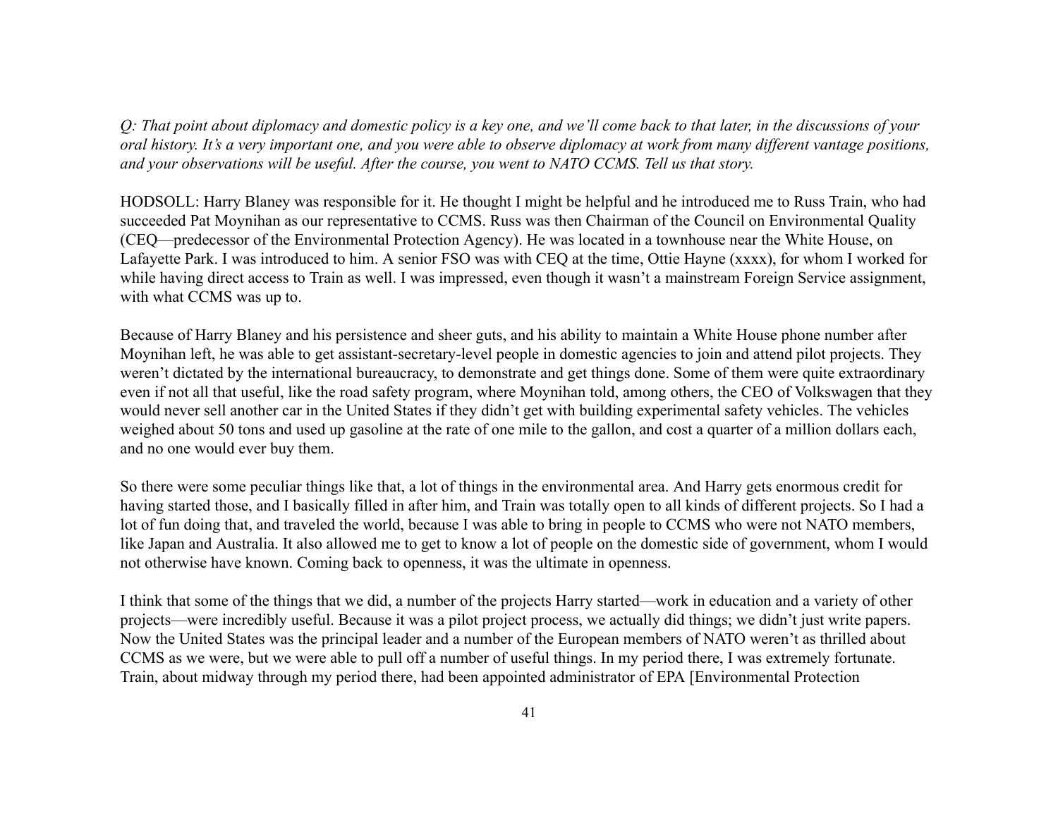*Q: That point about diplomacy and domestic policy is a key one, and we'll come back to that later, in the discussions of your oral history. It's a very important one, and you were able to observe diplomacy at work from many different vantage positions, and your observations will be useful. After the course, you went to NATO CCMS. Tell us that story.*

HODSOLL: Harry Blaney was responsible for it. He thought I might be helpful and he introduced me to Russ Train, who had succeeded Pat Moynihan as our representative to CCMS. Russ was then Chairman of the Council on Environmental Quality (CEQ—predecessor of the Environmental Protection Agency). He was located in a townhouse near the White House, on Lafayette Park. I was introduced to him. A senior FSO was with CEQ at the time, Ottie Hayne (xxxx), for whom I worked for while having direct access to Train as well. I was impressed, even though it wasn't a mainstream Foreign Service assignment, with what CCMS was up to.

Because of Harry Blaney and his persistence and sheer guts, and his ability to maintain a White House phone number after Moynihan left, he was able to get assistant-secretary-level people in domestic agencies to join and attend pilot projects. They weren't dictated by the international bureaucracy, to demonstrate and get things done. Some of them were quite extraordinary even if not all that useful, like the road safety program, where Moynihan told, among others, the CEO of Volkswagen that they would never sell another car in the United States if they didn't get with building experimental safety vehicles. The vehicles weighed about 50 tons and used up gasoline at the rate of one mile to the gallon, and cost a quarter of a million dollars each, and no one would ever buy them.

So there were some peculiar things like that, a lot of things in the environmental area. And Harry gets enormous credit for having started those, and I basically filled in after him, and Train was totally open to all kinds of different projects. So I had a lot of fun doing that, and traveled the world, because I was able to bring in people to CCMS who were not NATO members, like Japan and Australia. It also allowed me to get to know a lot of people on the domestic side of government, whom I would not otherwise have known. Coming back to openness, it was the ultimate in openness.

I think that some of the things that we did, a number of the projects Harry started—work in education and a variety of other projects—were incredibly useful. Because it was a pilot project process, we actually did things; we didn't just write papers. Now the United States was the principal leader and a number of the European members of NATO weren't as thrilled about CCMS as we were, but we were able to pull off a number of useful things. In my period there, I was extremely fortunate. Train, about midway through my period there, had been appointed administrator of EPA [Environmental Protection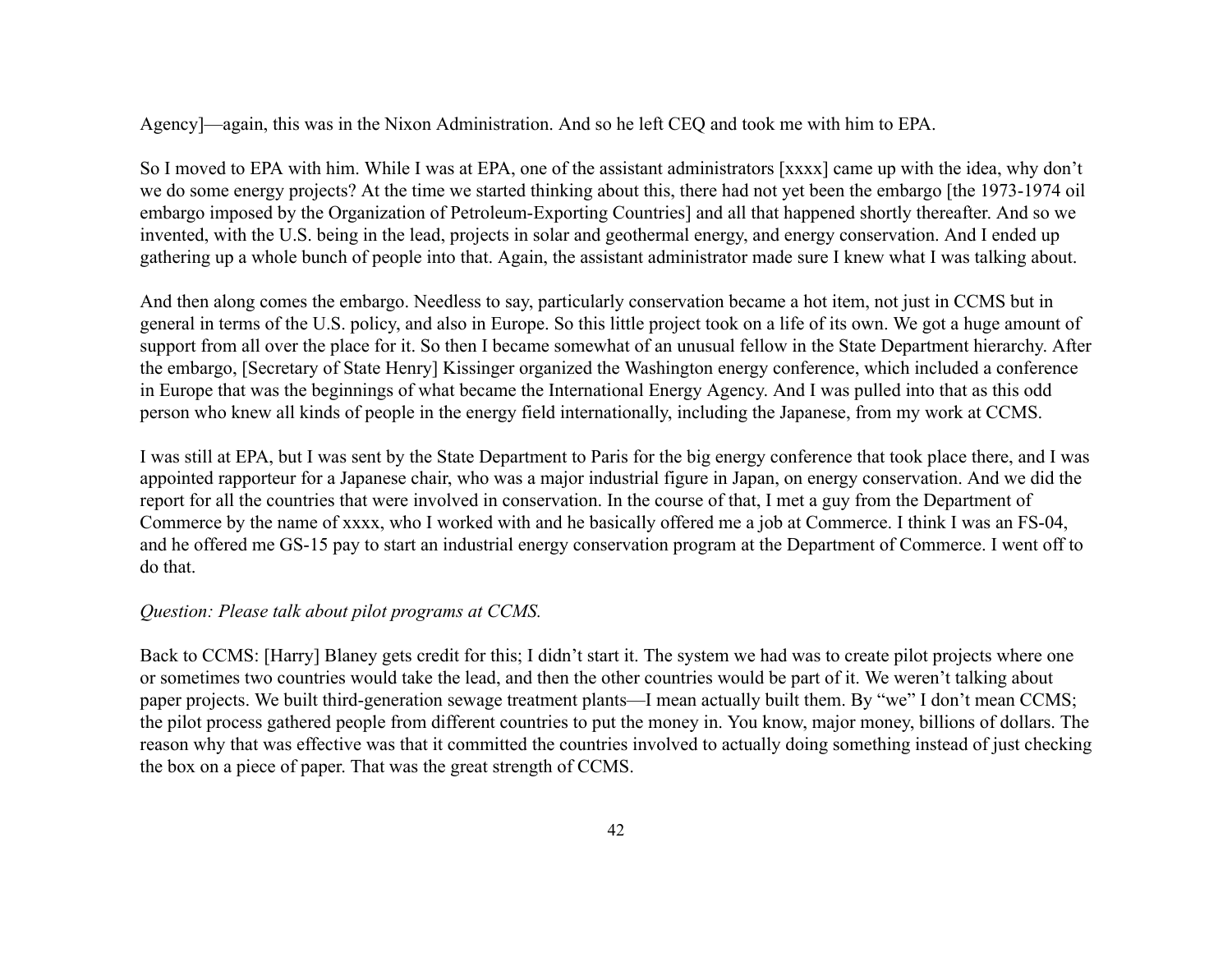Agency]—again, this was in the Nixon Administration. And so he left CEQ and took me with him to EPA.

So I moved to EPA with him. While I was at EPA, one of the assistant administrators [xxxx] came up with the idea, why don't we do some energy projects? At the time we started thinking about this, there had not yet been the embargo [the 1973-1974 oil embargo imposed by the Organization of Petroleum-Exporting Countries] and all that happened shortly thereafter. And so we invented, with the U.S. being in the lead, projects in solar and geothermal energy, and energy conservation. And I ended up gathering up a whole bunch of people into that. Again, the assistant administrator made sure I knew what I was talking about.

And then along comes the embargo. Needless to say, particularly conservation became a hot item, not just in CCMS but in general in terms of the U.S. policy, and also in Europe. So this little project took on a life of its own. We got a huge amount of support from all over the place for it. So then I became somewhat of an unusual fellow in the State Department hierarchy. After the embargo, [Secretary of State Henry] Kissinger organized the Washington energy conference, which included a conference in Europe that was the beginnings of what became the International Energy Agency. And I was pulled into that as this odd person who knew all kinds of people in the energy field internationally, including the Japanese, from my work at CCMS.

I was still at EPA, but I was sent by the State Department to Paris for the big energy conference that took place there, and I was appointed rapporteur for a Japanese chair, who was a major industrial figure in Japan, on energy conservation. And we did the report for all the countries that were involved in conservation. In the course of that, I met a guy from the Department of Commerce by the name of xxxx, who I worked with and he basically offered me a job at Commerce. I think I was an FS-04, and he offered me GS-15 pay to start an industrial energy conservation program at the Department of Commerce. I went off to do that.

*Question: Please talk about pilot programs at CCMS.*

Back to CCMS: [Harry] Blaney gets credit for this; I didn't start it. The system we had was to create pilot projects where one or sometimes two countries would take the lead, and then the other countries would be part of it. We weren't talking about paper projects. We built third-generation sewage treatment plants—I mean actually built them. By "we" I don't mean CCMS; the pilot process gathered people from different countries to put the money in. You know, major money, billions of dollars. The reason why that was effective was that it committed the countries involved to actually doing something instead of just checking the box on a piece of paper. That was the great strength of CCMS.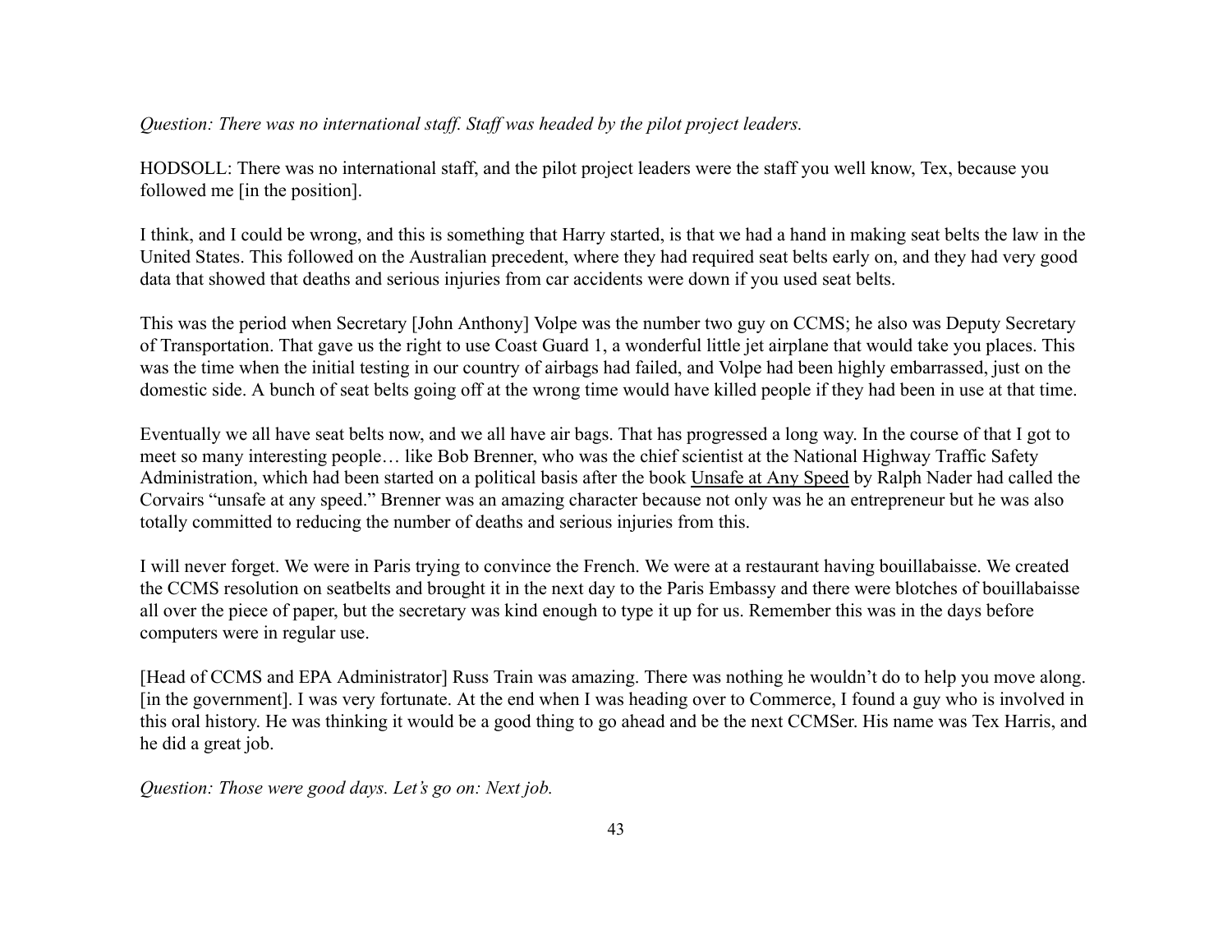*Question: There was no international staff. Staff was headed by the pilot project leaders.*

HODSOLL: There was no international staff, and the pilot project leaders were the staff you well know, Tex, because you followed me [in the position].

I think, and I could be wrong, and this is something that Harry started, is that we had a hand in making seat belts the law in the United States. This followed on the Australian precedent, where they had required seat belts early on, and they had very good data that showed that deaths and serious injuries from car accidents were down if you used seat belts.

This was the period when Secretary [John Anthony] Volpe was the number two guy on CCMS; he also was Deputy Secretary of Transportation. That gave us the right to use Coast Guard 1, a wonderful little jet airplane that would take you places. This was the time when the initial testing in our country of airbags had failed, and Volpe had been highly embarrassed, just on the domestic side. A bunch of seat belts going off at the wrong time would have killed people if they had been in use at that time.

Eventually we all have seat belts now, and we all have air bags. That has progressed a long way. In the course of that I got to meet so many interesting people… like Bob Brenner, who was the chief scientist at the National Highway Traffic Safety Administration, which had been started on a political basis after the book Unsafe at Any Speed by Ralph Nader had called the Corvairs "unsafe at any speed." Brenner was an amazing character because not only was he an entrepreneur but he was also totally committed to reducing the number of deaths and serious injuries from this.

I will never forget. We were in Paris trying to convince the French. We were at a restaurant having bouillabaisse. We created the CCMS resolution on seatbelts and brought it in the next day to the Paris Embassy and there were blotches of bouillabaisse all over the piece of paper, but the secretary was kind enough to type it up for us. Remember this was in the days before computers were in regular use.

[Head of CCMS and EPA Administrator] Russ Train was amazing. There was nothing he wouldn't do to help you move along. [in the government]. I was very fortunate. At the end when I was heading over to Commerce, I found a guy who is involved in this oral history. He was thinking it would be a good thing to go ahead and be the next CCMSer. His name was Tex Harris, and he did a great job.

*Question: Those were good days. Let's go on: Next job.*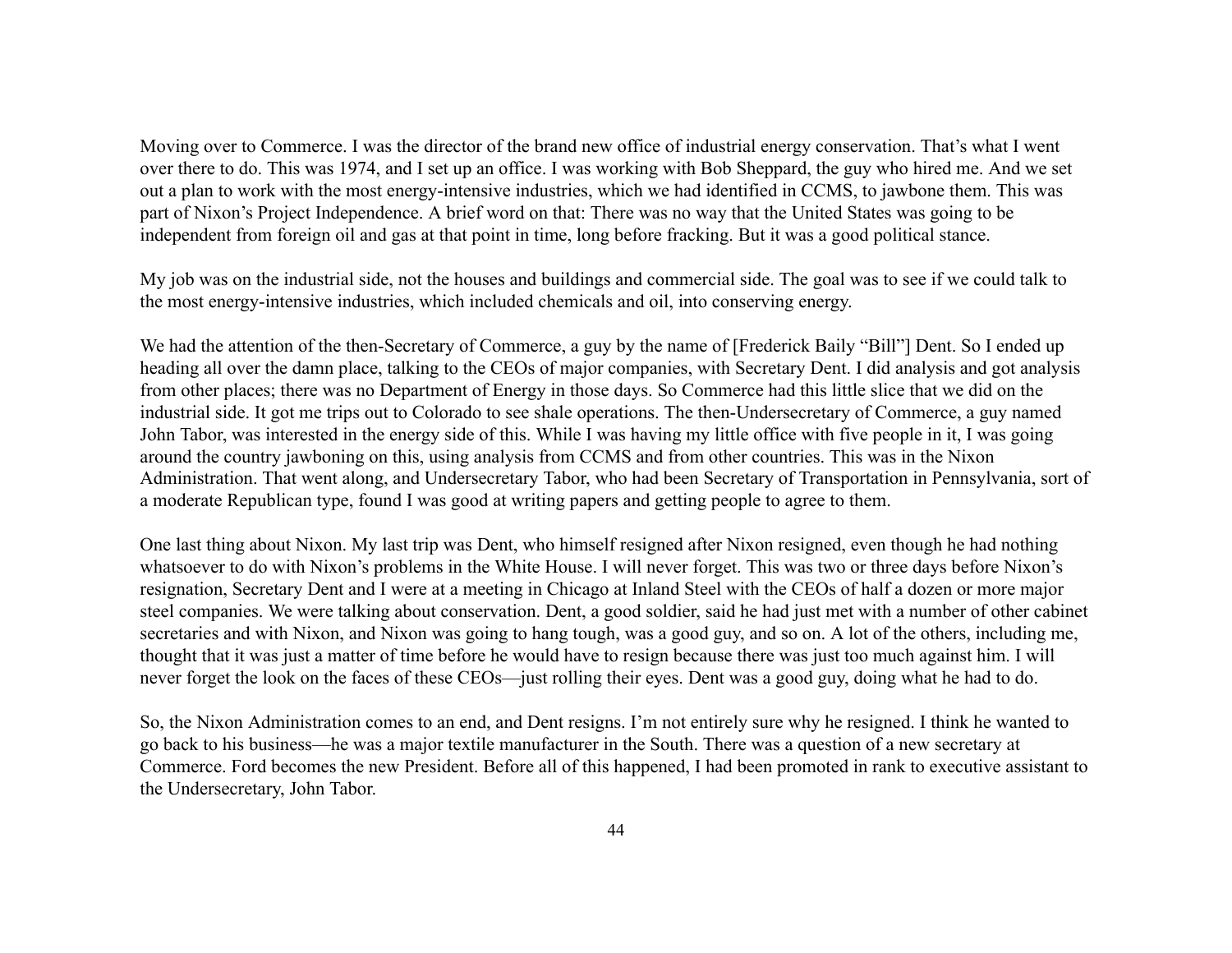Moving over to Commerce. I was the director of the brand new office of industrial energy conservation. That's what I went over there to do. This was 1974, and I set up an office. I was working with Bob Sheppard, the guy who hired me. And we set out a plan to work with the most energy-intensive industries, which we had identified in CCMS, to jawbone them. This was part of Nixon's Project Independence. A brief word on that: There was no way that the United States was going to be independent from foreign oil and gas at that point in time, long before fracking. But it was a good political stance.

My job was on the industrial side, not the houses and buildings and commercial side. The goal was to see if we could talk to the most energy-intensive industries, which included chemicals and oil, into conserving energy.

We had the attention of the then-Secretary of Commerce, a guy by the name of [Frederick Baily "Bill"] Dent. So I ended up heading all over the damn place, talking to the CEOs of major companies, with Secretary Dent. I did analysis and got analysis from other places; there was no Department of Energy in those days. So Commerce had this little slice that we did on the industrial side. It got me trips out to Colorado to see shale operations. The then-Undersecretary of Commerce, a guy named John Tabor, was interested in the energy side of this. While I was having my little office with five people in it, I was going around the country jawboning on this, using analysis from CCMS and from other countries. This was in the Nixon Administration. That went along, and Undersecretary Tabor, who had been Secretary of Transportation in Pennsylvania, sort of a moderate Republican type, found I was good at writing papers and getting people to agree to them.

One last thing about Nixon. My last trip was Dent, who himself resigned after Nixon resigned, even though he had nothing whatsoever to do with Nixon's problems in the White House. I will never forget. This was two or three days before Nixon's resignation, Secretary Dent and I were at a meeting in Chicago at Inland Steel with the CEOs of half a dozen or more major steel companies. We were talking about conservation. Dent, a good soldier, said he had just met with a number of other cabinet secretaries and with Nixon, and Nixon was going to hang tough, was a good guy, and so on. A lot of the others, including me, thought that it was just a matter of time before he would have to resign because there was just too much against him. I will never forget the look on the faces of these CEOs—just rolling their eyes. Dent was a good guy, doing what he had to do.

So, the Nixon Administration comes to an end, and Dent resigns. I'm not entirely sure why he resigned. I think he wanted to go back to his business—he was a major textile manufacturer in the South. There was a question of a new secretary at Commerce. Ford becomes the new President. Before all of this happened, I had been promoted in rank to executive assistant to the Undersecretary, John Tabor.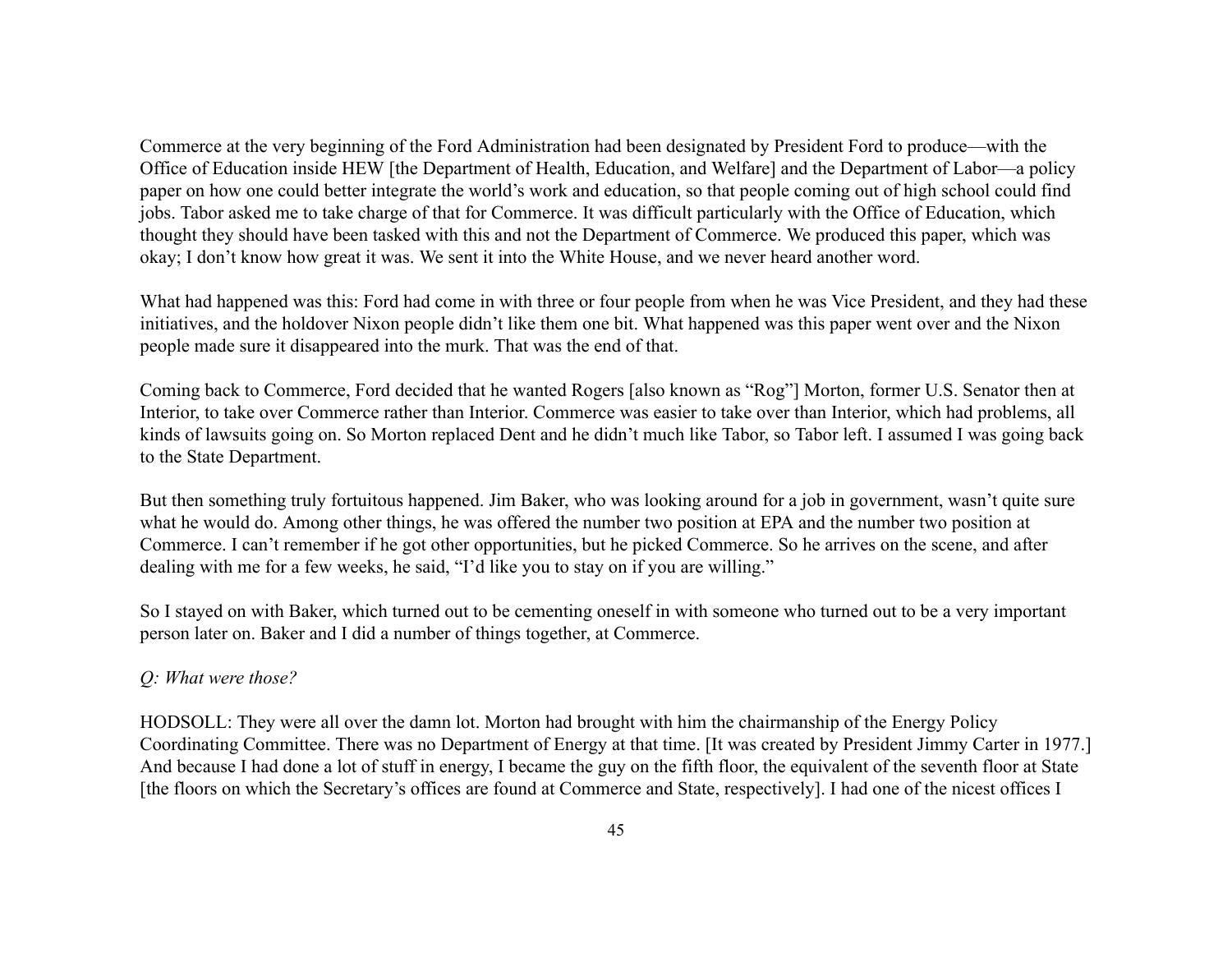Commerce at the very beginning of the Ford Administration had been designated by President Ford to produce—with the Office of Education inside HEW [the Department of Health, Education, and Welfare] and the Department of Labor—a policy paper on how one could better integrate the world's work and education, so that people coming out of high school could find jobs. Tabor asked me to take charge of that for Commerce. It was difficult particularly with the Office of Education, which thought they should have been tasked with this and not the Department of Commerce. We produced this paper, which was okay; I don't know how great it was. We sent it into the White House, and we never heard another word.

What had happened was this: Ford had come in with three or four people from when he was Vice President, and they had these initiatives, and the holdover Nixon people didn't like them one bit. What happened was this paper went over and the Nixon people made sure it disappeared into the murk. That was the end of that.

Coming back to Commerce, Ford decided that he wanted Rogers [also known as "Rog"] Morton, former U.S. Senator then at Interior, to take over Commerce rather than Interior. Commerce was easier to take over than Interior, which had problems, all kinds of lawsuits going on. So Morton replaced Dent and he didn't much like Tabor, so Tabor left. I assumed I was going back to the State Department.

But then something truly fortuitous happened. Jim Baker, who was looking around for a job in government, wasn't quite sure what he would do. Among other things, he was offered the number two position at EPA and the number two position at Commerce. I can't remember if he got other opportunities, but he picked Commerce. So he arrives on the scene, and after dealing with me for a few weeks, he said, "I'd like you to stay on if you are willing."

So I stayed on with Baker, which turned out to be cementing oneself in with someone who turned out to be a very important person later on. Baker and I did a number of things together, at Commerce.

*Q: What were those?*

HODSOLL: They were all over the damn lot. Morton had brought with him the chairmanship of the Energy Policy Coordinating Committee. There was no Department of Energy at that time. [It was created by President Jimmy Carter in 1977.] And because I had done a lot of stuff in energy, I became the guy on the fifth floor, the equivalent of the seventh floor at State [the floors on which the Secretary's offices are found at Commerce and State, respectively]. I had one of the nicest offices I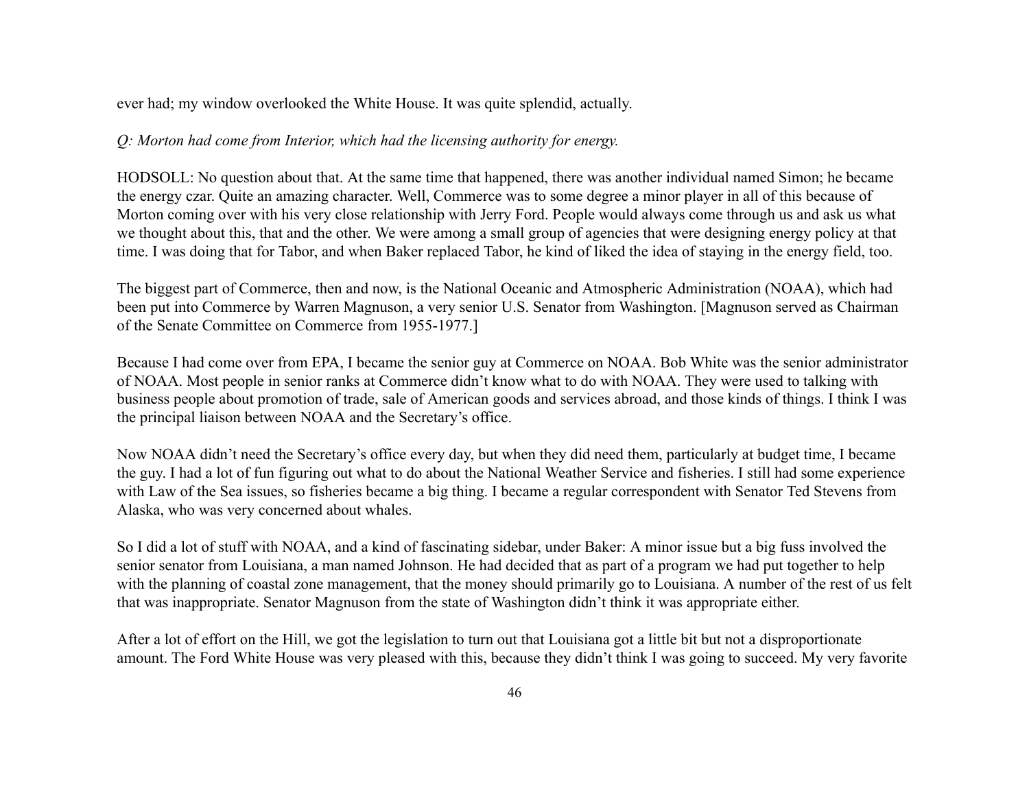ever had; my window overlooked the White House. It was quite splendid, actually.

*Q: Morton had come from Interior, which had the licensing authority for energy.*

HODSOLL: No question about that. At the same time that happened, there was another individual named Simon; he became the energy czar. Quite an amazing character. Well, Commerce was to some degree a minor player in all of this because of Morton coming over with his very close relationship with Jerry Ford. People would always come through us and ask us what we thought about this, that and the other. We were among a small group of agencies that were designing energy policy at that time. I was doing that for Tabor, and when Baker replaced Tabor, he kind of liked the idea of staying in the energy field, too.

The biggest part of Commerce, then and now, is the National Oceanic and Atmospheric Administration (NOAA), which had been put into Commerce by Warren Magnuson, a very senior U.S. Senator from Washington. [Magnuson served as Chairman of the Senate Committee on Commerce from 1955-1977.]

Because I had come over from EPA, I became the senior guy at Commerce on NOAA. Bob White was the senior administrator of NOAA. Most people in senior ranks at Commerce didn't know what to do with NOAA. They were used to talking with business people about promotion of trade, sale of American goods and services abroad, and those kinds of things. I think I was the principal liaison between NOAA and the Secretary's office.

Now NOAA didn't need the Secretary's office every day, but when they did need them, particularly at budget time, I became the guy. I had a lot of fun figuring out what to do about the National Weather Service and fisheries. I still had some experience with Law of the Sea issues, so fisheries became a big thing. I became a regular correspondent with Senator Ted Stevens from Alaska, who was very concerned about whales.

So I did a lot of stuff with NOAA, and a kind of fascinating sidebar, under Baker: A minor issue but a big fuss involved the senior senator from Louisiana, a man named Johnson. He had decided that as part of a program we had put together to help with the planning of coastal zone management, that the money should primarily go to Louisiana. A number of the rest of us felt that was inappropriate. Senator Magnuson from the state of Washington didn't think it was appropriate either.

After a lot of effort on the Hill, we got the legislation to turn out that Louisiana got a little bit but not a disproportionate amount. The Ford White House was very pleased with this, because they didn't think I was going to succeed. My very favorite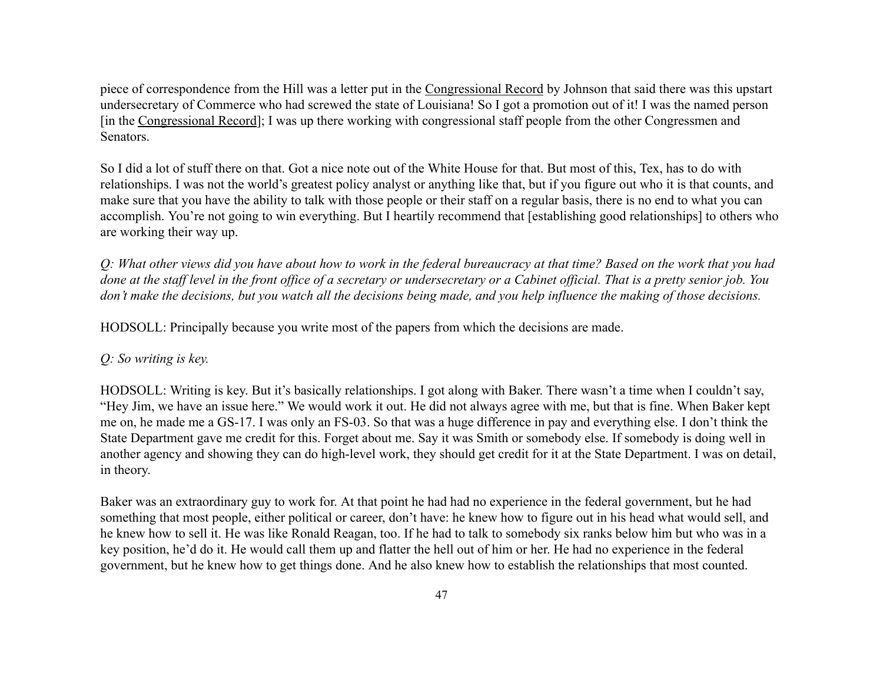piece of correspondence from the Hill was a letter put in the Congressional Record by Johnson that said there was this upstart undersecretary of Commerce who had screwed the state of Louisiana! So I got a promotion out of it! I was the named person [in the Congressional Record]; I was up there working with congressional staff people from the other Congressmen and Senators.

So I did a lot of stuff there on that. Got a nice note out of the White House for that. But most of this, Tex, has to do with relationships. I was not the world's greatest policy analyst or anything like that, but if you figure out who it is that counts, and make sure that you have the ability to talk with those people or their staff on a regular basis, there is no end to what you can accomplish. You're not going to win everything. But I heartily recommend that [establishing good relationships] to others who are working their way up.

*Q: What other views did you have about how to work in the federal bureaucracy at that time? Based on the work that you had done at the staff level in the front office of a secretary or undersecretary or a Cabinet official. That is a pretty senior job. You don't make the decisions, but you watch all the decisions being made, and you help influence the making of those decisions.*

HODSOLL: Principally because you write most of the papers from which the decisions are made.

*Q: So writing is key.*

HODSOLL: Writing is key. But it's basically relationships. I got along with Baker. There wasn't a time when I couldn't say, "Hey Jim, we have an issue here." We would work it out. He did not always agree with me, but that is fine. When Baker kept me on, he made me a GS-17. I was only an FS-03. So that was a huge difference in pay and everything else. I don't think the State Department gave me credit for this. Forget about me. Say it was Smith or somebody else. If somebody is doing well in another agency and showing they can do high-level work, they should get credit for it at the State Department. I was on detail, in theory.

Baker was an extraordinary guy to work for. At that point he had had no experience in the federal government, but he had something that most people, either political or career, don't have: he knew how to figure out in his head what would sell, and he knew how to sell it. He was like Ronald Reagan, too. If he had to talk to somebody six ranks below him but who was in a key position, he'd do it. He would call them up and flatter the hell out of him or her. He had no experience in the federal government, but he knew how to get things done. And he also knew how to establish the relationships that most counted.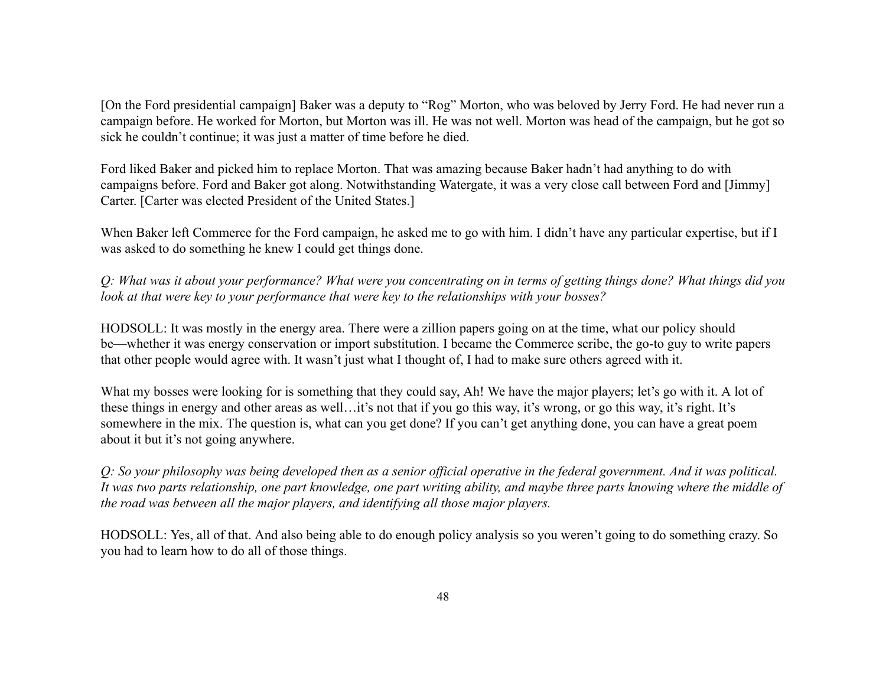[On the Ford presidential campaign] Baker was a deputy to "Rog" Morton, who was beloved by Jerry Ford. He had never run a campaign before. He worked for Morton, but Morton was ill. He was not well. Morton was head of the campaign, but he got so sick he couldn't continue; it was just a matter of time before he died.

Ford liked Baker and picked him to replace Morton. That was amazing because Baker hadn't had anything to do with campaigns before. Ford and Baker got along. Notwithstanding Watergate, it was a very close call between Ford and [Jimmy] Carter. [Carter was elected President of the United States.]

When Baker left Commerce for the Ford campaign, he asked me to go with him. I didn't have any particular expertise, but if I was asked to do something he knew I could get things done.

*Q: What was it about your performance? What were you concentrating on in terms of getting things done? What things did you look at that were key to your performance that were key to the relationships with your bosses?*

HODSOLL: It was mostly in the energy area. There were a zillion papers going on at the time, what our policy should be—whether it was energy conservation or import substitution. I became the Commerce scribe, the go-to guy to write papers that other people would agree with. It wasn't just what I thought of, I had to make sure others agreed with it.

What my bosses were looking for is something that they could say, Ah! We have the major players; let's go with it. A lot of these things in energy and other areas as well…it's not that if you go this way, it's wrong, or go this way, it's right. It's somewhere in the mix. The question is, what can you get done? If you can't get anything done, you can have a great poem about it but it's not going anywhere.

*Q: So your philosophy was being developed then as a senior official operative in the federal government. And it was political. It was two parts relationship, one part knowledge, one part writing ability, and maybe three parts knowing where the middle of the road was between all the major players, and identifying all those major players.*

HODSOLL: Yes, all of that. And also being able to do enough policy analysis so you weren't going to do something crazy. So you had to learn how to do all of those things.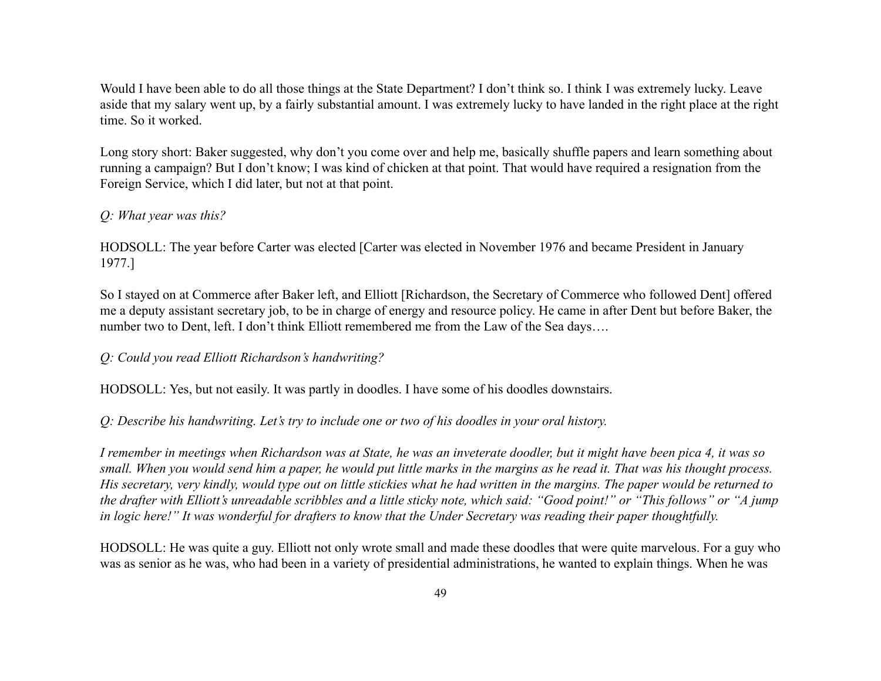Would I have been able to do all those things at the State Department? I don't think so. I think I was extremely lucky. Leave aside that my salary went up, by a fairly substantial amount. I was extremely lucky to have landed in the right place at the right time. So it worked.

Long story short: Baker suggested, why don't you come over and help me, basically shuffle papers and learn something about running a campaign? But I don't know; I was kind of chicken at that point. That would have required a resignation from the Foreign Service, which I did later, but not at that point.

*Q: What year was this?*

HODSOLL: The year before Carter was elected [Carter was elected in November 1976 and became President in January 1977.]

So I stayed on at Commerce after Baker left, and Elliott [Richardson, the Secretary of Commerce who followed Dent] offered me a deputy assistant secretary job, to be in charge of energy and resource policy. He came in after Dent but before Baker, the number two to Dent, left. I don't think Elliott remembered me from the Law of the Sea days….

*Q: Could you read Elliott Richardson's handwriting?*

HODSOLL: Yes, but not easily. It was partly in doodles. I have some of his doodles downstairs.

*Q: Describe his handwriting. Let's try to include one or two of his doodles in your oral history.*

*I remember in meetings when Richardson was at State, he was an inveterate doodler, but it might have been pica 4, it was so small. When you would send him a paper, he would put little marks in the margins as he read it. That was his thought process. His secretary, very kindly, would type out on little stickies what he had written in the margins. The paper would be returned to the drafter with Elliott's unreadable scribbles and a little sticky note, which said: "Good point!" or "This follows" or "A jump in logic here!" It was wonderful for drafters to know that the Under Secretary was reading their paper thoughtfully.*

HODSOLL: He was quite a guy. Elliott not only wrote small and made these doodles that were quite marvelous. For a guy who was as senior as he was, who had been in a variety of presidential administrations, he wanted to explain things. When he was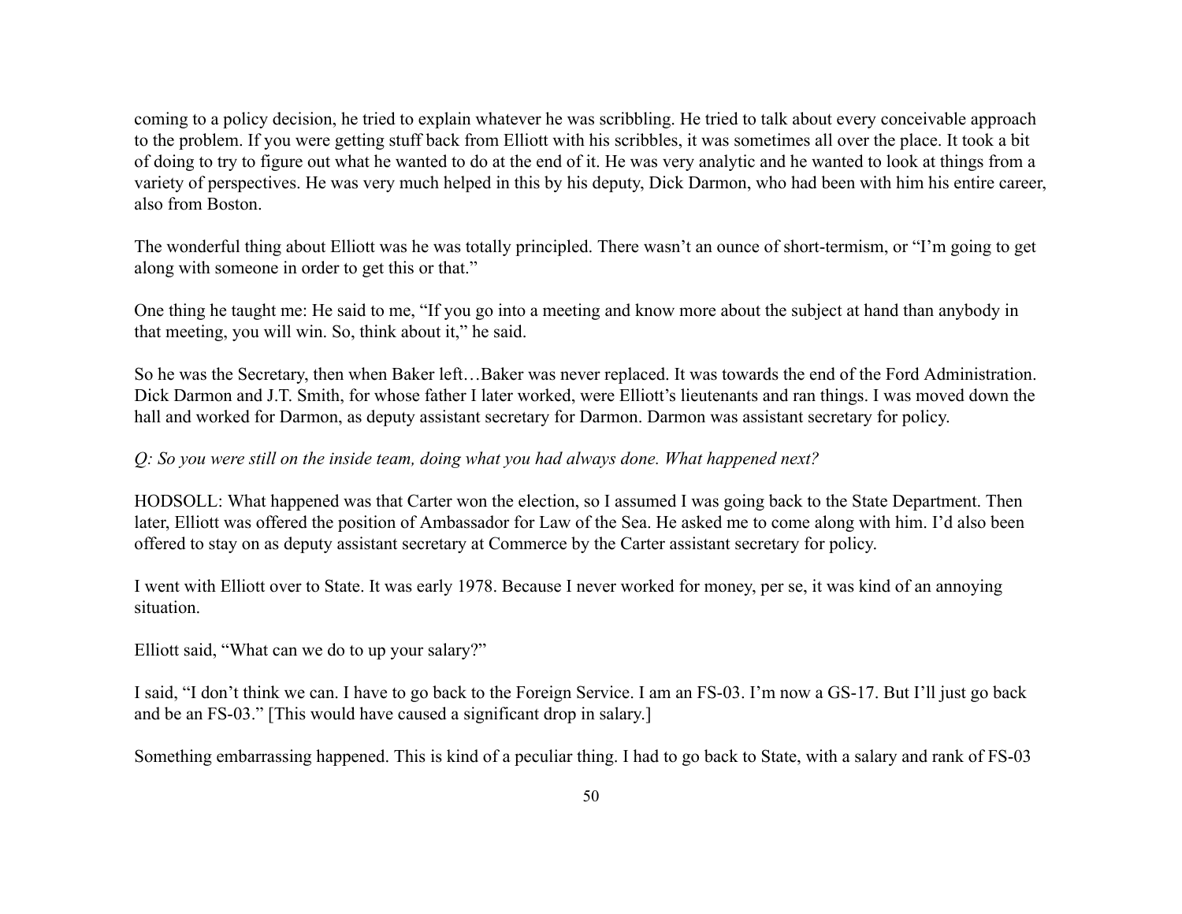coming to a policy decision, he tried to explain whatever he was scribbling. He tried to talk about every conceivable approach to the problem. If you were getting stuff back from Elliott with his scribbles, it was sometimes all over the place. It took a bit of doing to try to figure out what he wanted to do at the end of it. He was very analytic and he wanted to look at things from a variety of perspectives. He was very much helped in this by his deputy, Dick Darmon, who had been with him his entire career, also from Boston.

The wonderful thing about Elliott was he was totally principled. There wasn't an ounce of short-termism, or "I'm going to get along with someone in order to get this or that."

One thing he taught me: He said to me, "If you go into a meeting and know more about the subject at hand than anybody in that meeting, you will win. So, think about it," he said.

So he was the Secretary, then when Baker left…Baker was never replaced. It was towards the end of the Ford Administration. Dick Darmon and J.T. Smith, for whose father I later worked, were Elliott's lieutenants and ran things. I was moved down the hall and worked for Darmon, as deputy assistant secretary for Darmon. Darmon was assistant secretary for policy.

*Q: So you were still on the inside team, doing what you had always done. What happened next?*

HODSOLL: What happened was that Carter won the election, so I assumed I was going back to the State Department. Then later, Elliott was offered the position of Ambassador for Law of the Sea. He asked me to come along with him. I'd also been offered to stay on as deputy assistant secretary at Commerce by the Carter assistant secretary for policy.

I went with Elliott over to State. It was early 1978. Because I never worked for money, per se, it was kind of an annoying situation.

Elliott said, "What can we do to up your salary?"

I said, "I don't think we can. I have to go back to the Foreign Service. I am an FS-03. I'm now a GS-17. But I'll just go back and be an FS-03." [This would have caused a significant drop in salary.]

Something embarrassing happened. This is kind of a peculiar thing. I had to go back to State, with a salary and rank of FS-03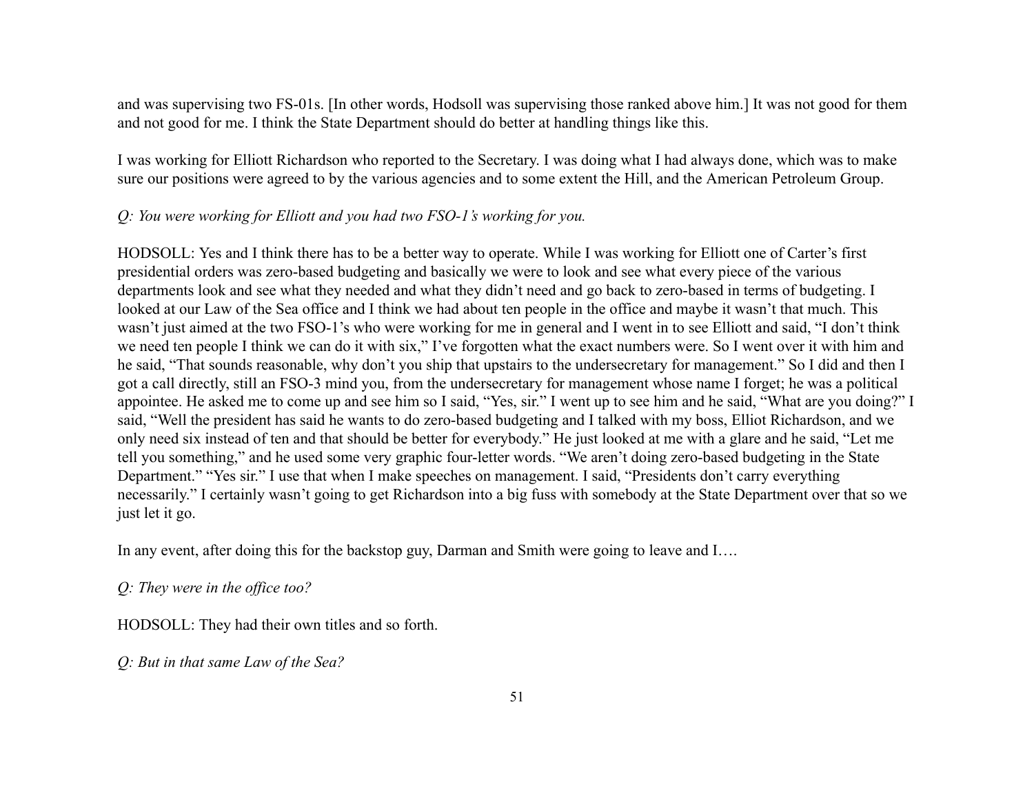and was supervising two FS-01s. [In other words, Hodsoll was supervising those ranked above him.] It was not good for them and not good for me. I think the State Department should do better at handling things like this.

I was working for Elliott Richardson who reported to the Secretary. I was doing what I had always done, which was to make sure our positions were agreed to by the various agencies and to some extent the Hill, and the American Petroleum Group.

*Q: You were working for Elliott and you had two FSO-1's working for you.*

HODSOLL: Yes and I think there has to be a better way to operate. While I was working for Elliott one of Carter's first presidential orders was zero-based budgeting and basically we were to look and see what every piece of the various departments look and see what they needed and what they didn't need and go back to zero-based in terms of budgeting. I looked at our Law of the Sea office and I think we had about ten people in the office and maybe it wasn't that much. This wasn't just aimed at the two FSO-1's who were working for me in general and I went in to see Elliott and said, "I don't think we need ten people I think we can do it with six," I've forgotten what the exact numbers were. So I went over it with him and he said, "That sounds reasonable, why don't you ship that upstairs to the undersecretary for management." So I did and then I got a call directly, still an FSO-3 mind you, from the undersecretary for management whose name I forget; he was a political appointee. He asked me to come up and see him so I said, "Yes, sir." I went up to see him and he said, "What are you doing?" I said, "Well the president has said he wants to do zero-based budgeting and I talked with my boss, Elliot Richardson, and we only need six instead of ten and that should be better for everybody." He just looked at me with a glare and he said, "Let me tell you something," and he used some very graphic four-letter words. "We aren't doing zero-based budgeting in the State Department." "Yes sir." I use that when I make speeches on management. I said, "Presidents don't carry everything necessarily." I certainly wasn't going to get Richardson into a big fuss with somebody at the State Department over that so we just let it go.

In any event, after doing this for the backstop guy, Darman and Smith were going to leave and I….

*Q: They were in the office too?*

HODSOLL: They had their own titles and so forth.

*Q: But in that same Law of the Sea?*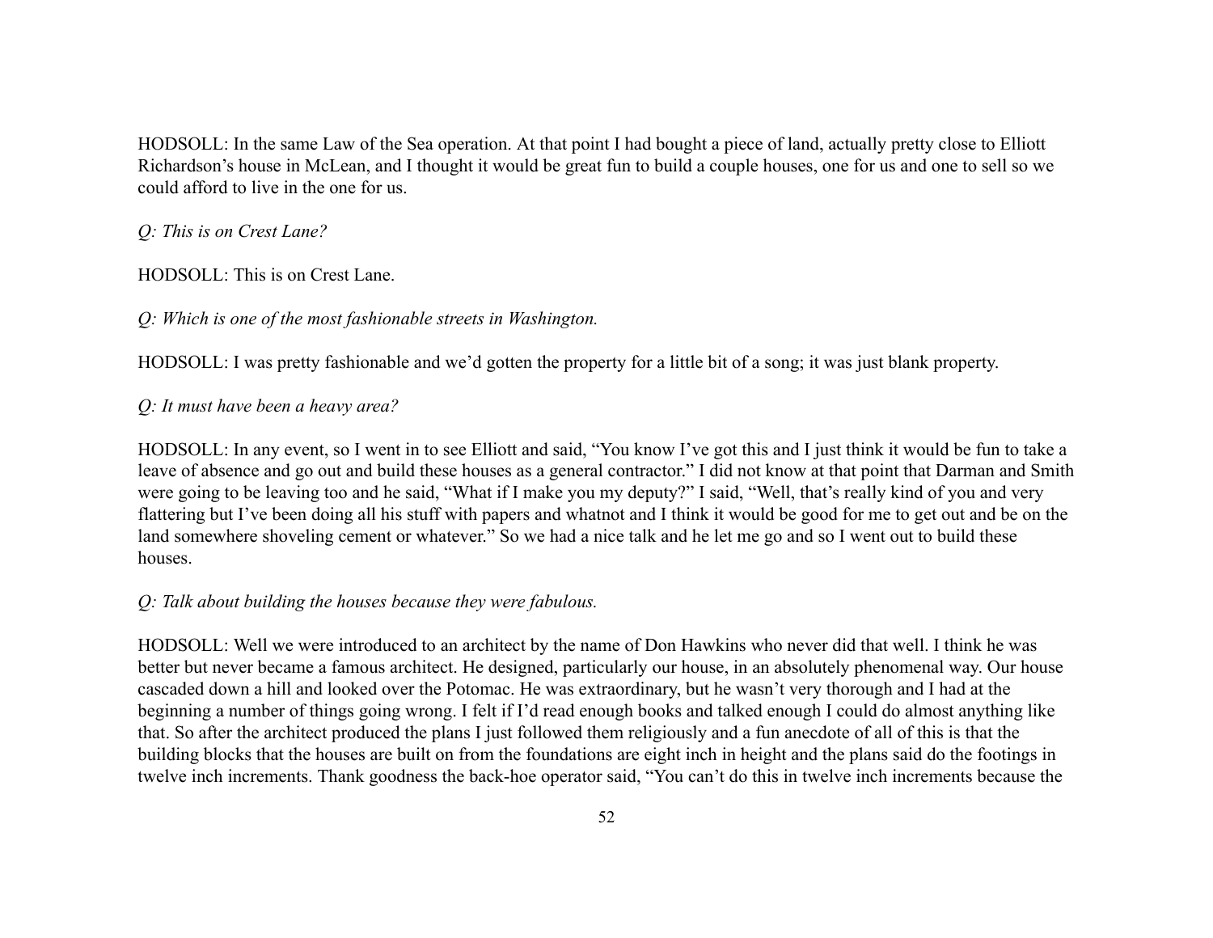HODSOLL: In the same Law of the Sea operation. At that point I had bought a piece of land, actually pretty close to Elliott Richardson's house in McLean, and I thought it would be great fun to build a couple houses, one for us and one to sell so we could afford to live in the one for us.

*Q: This is on Crest Lane?*

HODSOLL: This is on Crest Lane.

*Q: Which is one of the most fashionable streets in Washington.*

HODSOLL: I was pretty fashionable and we'd gotten the property for a little bit of a song; it was just blank property.

*Q: It must have been a heavy area?*

HODSOLL: In any event, so I went in to see Elliott and said, "You know I've got this and I just think it would be fun to take a leave of absence and go out and build these houses as a general contractor." I did not know at that point that Darman and Smith were going to be leaving too and he said, "What if I make you my deputy?" I said, "Well, that's really kind of you and very flattering but I've been doing all his stuff with papers and whatnot and I think it would be good for me to get out and be on the land somewhere shoveling cement or whatever." So we had a nice talk and he let me go and so I went out to build these houses.

*Q: Talk about building the houses because they were fabulous.*

HODSOLL: Well we were introduced to an architect by the name of Don Hawkins who never did that well. I think he was better but never became a famous architect. He designed, particularly our house, in an absolutely phenomenal way. Our house cascaded down a hill and looked over the Potomac. He was extraordinary, but he wasn't very thorough and I had at the beginning a number of things going wrong. I felt if I'd read enough books and talked enough I could do almost anything like that. So after the architect produced the plans I just followed them religiously and a fun anecdote of all of this is that the building blocks that the houses are built on from the foundations are eight inch in height and the plans said do the footings in twelve inch increments. Thank goodness the back-hoe operator said, "You can't do this in twelve inch increments because the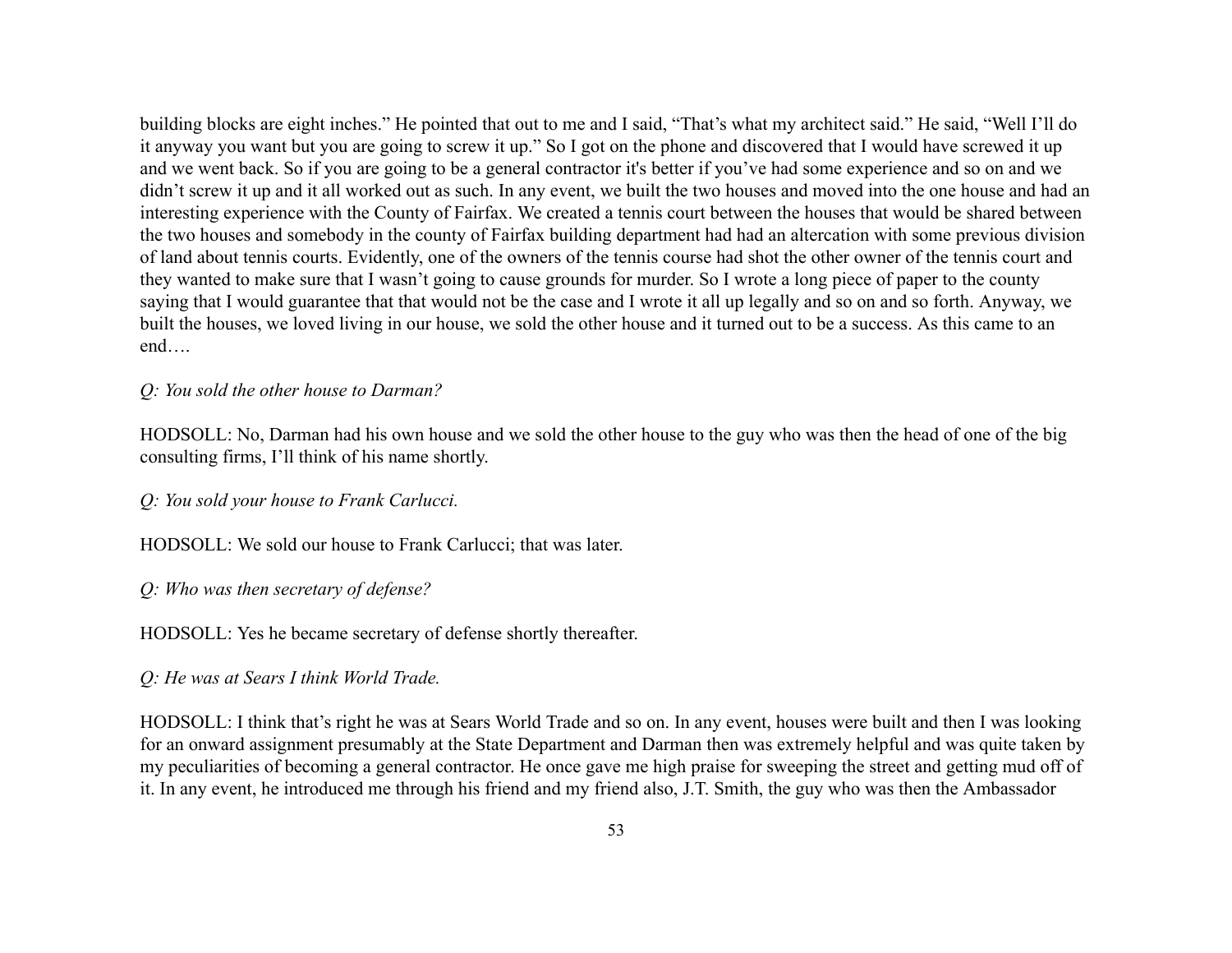building blocks are eight inches." He pointed that out to me and I said, "That's what my architect said." He said, "Well I'll do it anyway you want but you are going to screw it up." So I got on the phone and discovered that I would have screwed it up and we went back. So if you are going to be a general contractor it's better if you've had some experience and so on and we didn't screw it up and it all worked out as such. In any event, we built the two houses and moved into the one house and had an interesting experience with the County of Fairfax. We created a tennis court between the houses that would be shared between the two houses and somebody in the county of Fairfax building department had had an altercation with some previous division of land about tennis courts. Evidently, one of the owners of the tennis course had shot the other owner of the tennis court and they wanted to make sure that I wasn't going to cause grounds for murder. So I wrote a long piece of paper to the county saying that I would guarantee that that would not be the case and I wrote it all up legally and so on and so forth. Anyway, we built the houses, we loved living in our house, we sold the other house and it turned out to be a success. As this came to an end….

*Q: You sold the other house to Darman?*

HODSOLL: No, Darman had his own house and we sold the other house to the guy who was then the head of one of the big consulting firms, I'll think of his name shortly.

*Q: You sold your house to Frank Carlucci.*

HODSOLL: We sold our house to Frank Carlucci; that was later.

*Q: Who was then secretary of defense?*

HODSOLL: Yes he became secretary of defense shortly thereafter.

*Q: He was at Sears I think World Trade.*

HODSOLL: I think that's right he was at Sears World Trade and so on. In any event, houses were built and then I was looking for an onward assignment presumably at the State Department and Darman then was extremely helpful and was quite taken by my peculiarities of becoming a general contractor. He once gave me high praise for sweeping the street and getting mud off of it. In any event, he introduced me through his friend and my friend also, J.T. Smith, the guy who was then the Ambassador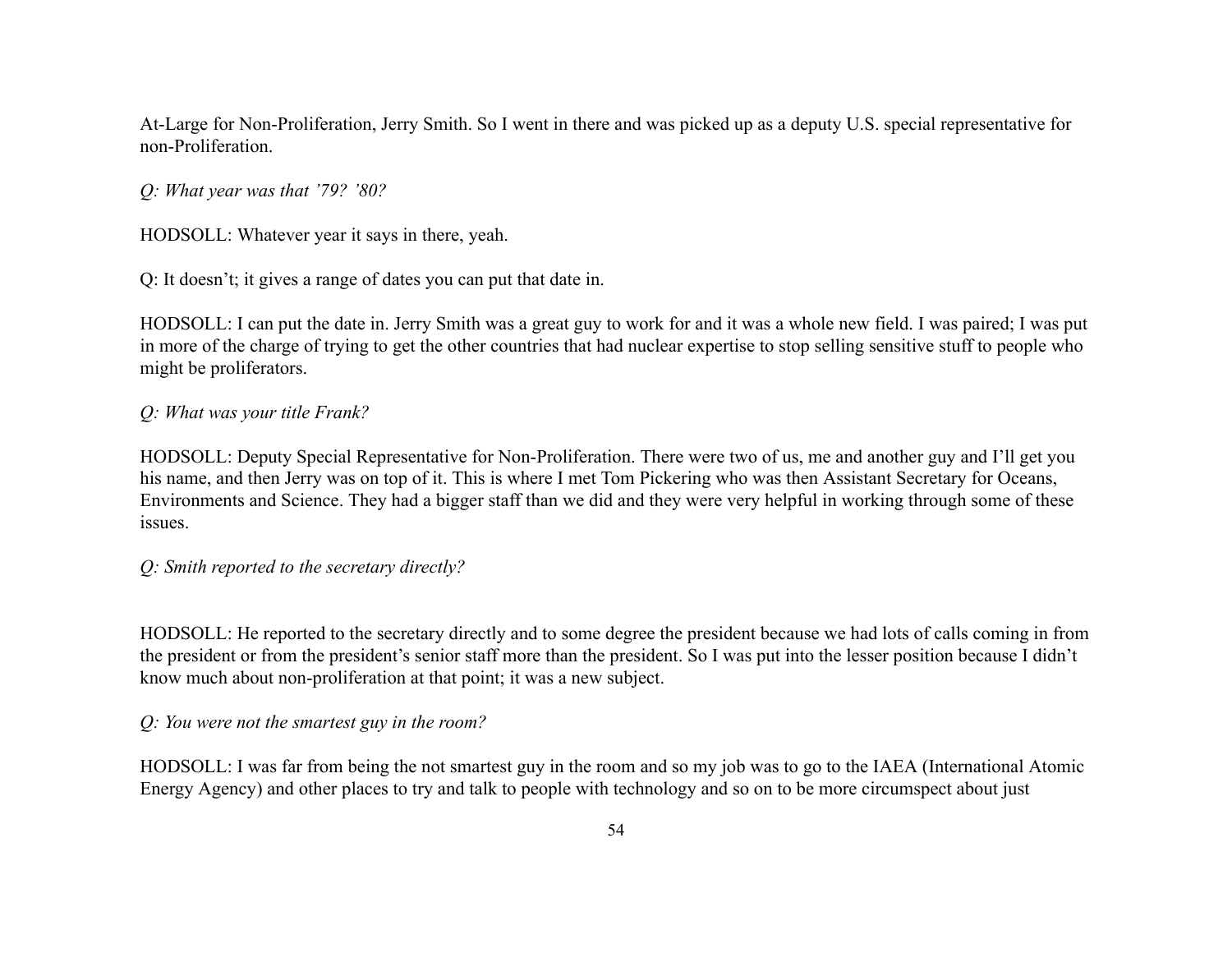At-Large for Non-Proliferation, Jerry Smith. So I went in there and was picked up as a deputy U.S. special representative for non-Proliferation.

*Q: What year was that ’79? ’80?*

HODSOLL: Whatever year it says in there, yeah.

Q: It doesn’t; it gives a range of dates you can put that date in.

HODSOLL: I can put the date in. Jerry Smith was a great guy to work for and it was a whole new field. I was paired; I was put in more of the charge of trying to get the other countries that had nuclear expertise to stop selling sensitive stuff to people who might be proliferators.

*Q: What was your title Frank?*

HODSOLL: Deputy Special Representative for Non-Proliferation. There were two of us, me and another guy and I’ll get you his name, and then Jerry was on top of it. This is where I met Tom Pickering who was then Assistant Secretary for Oceans, Environments and Science. They had a bigger staff than we did and they were very helpful in working through some of these issues.

*Q: Smith reported to the secretary directly?*

HODSOLL: He reported to the secretary directly and to some degree the president because we had lots of calls coming in from the president or from the president’s senior staff more than the president. So I was put into the lesser position because I didn’t know much about non-proliferation at that point; it was a new subject.

*Q: You were not the smartest guy in the room?*

HODSOLL: I was far from being the not smartest guy in the room and so my job was to go to the IAEA (International Atomic Energy Agency) and other places to try and talk to people with technology and so on to be more circumspect about just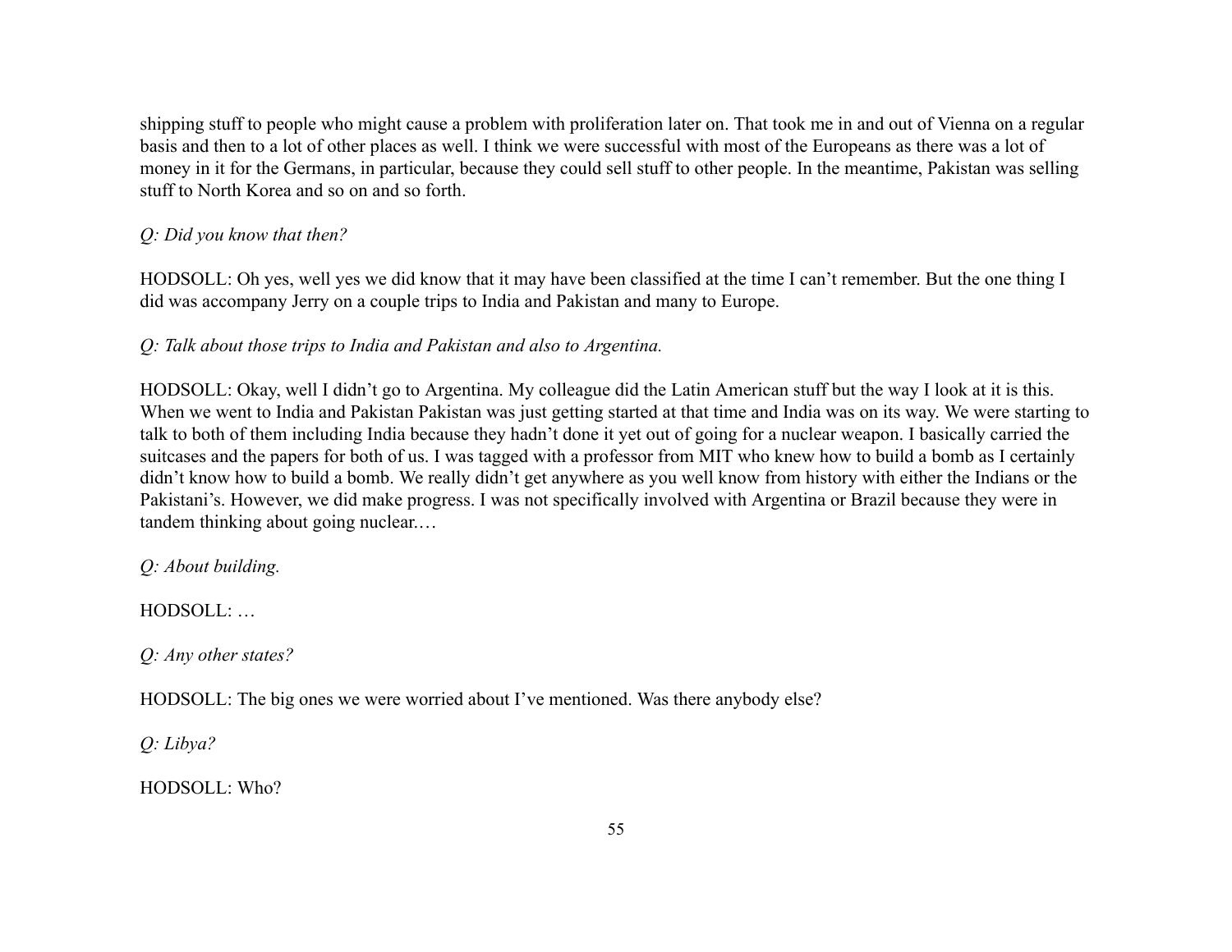shipping stuff to people who might cause a problem with proliferation later on. That took me in and out of Vienna on a regular basis and then to a lot of other places as well. I think we were successful with most of the Europeans as there was a lot of money in it for the Germans, in particular, because they could sell stuff to other people. In the meantime, Pakistan was selling stuff to North Korea and so on and so forth.

*Q: Did you know that then?*

HODSOLL: Oh yes, well yes we did know that it may have been classified at the time I can't remember. But the one thing I did was accompany Jerry on a couple trips to India and Pakistan and many to Europe.

*Q: Talk about those trips to India and Pakistan and also to Argentina.*

HODSOLL: Okay, well I didn't go to Argentina. My colleague did the Latin American stuff but the way I look at it is this. When we went to India and Pakistan Pakistan was just getting started at that time and India was on its way. We were starting to talk to both of them including India because they hadn't done it yet out of going for a nuclear weapon. I basically carried the suitcases and the papers for both of us. I was tagged with a professor from MIT who knew how to build a bomb as I certainly didn't know how to build a bomb. We really didn't get anywhere as you well know from history with either the Indians or the Pakistani's. However, we did make progress. I was not specifically involved with Argentina or Brazil because they were in tandem thinking about going nuclear.…

*Q: About building.*

HODSOLL: …

*Q: Any other states?*

HODSOLL: The big ones we were worried about I've mentioned. Was there anybody else?

*Q: Libya?*

HODSOLL: Who?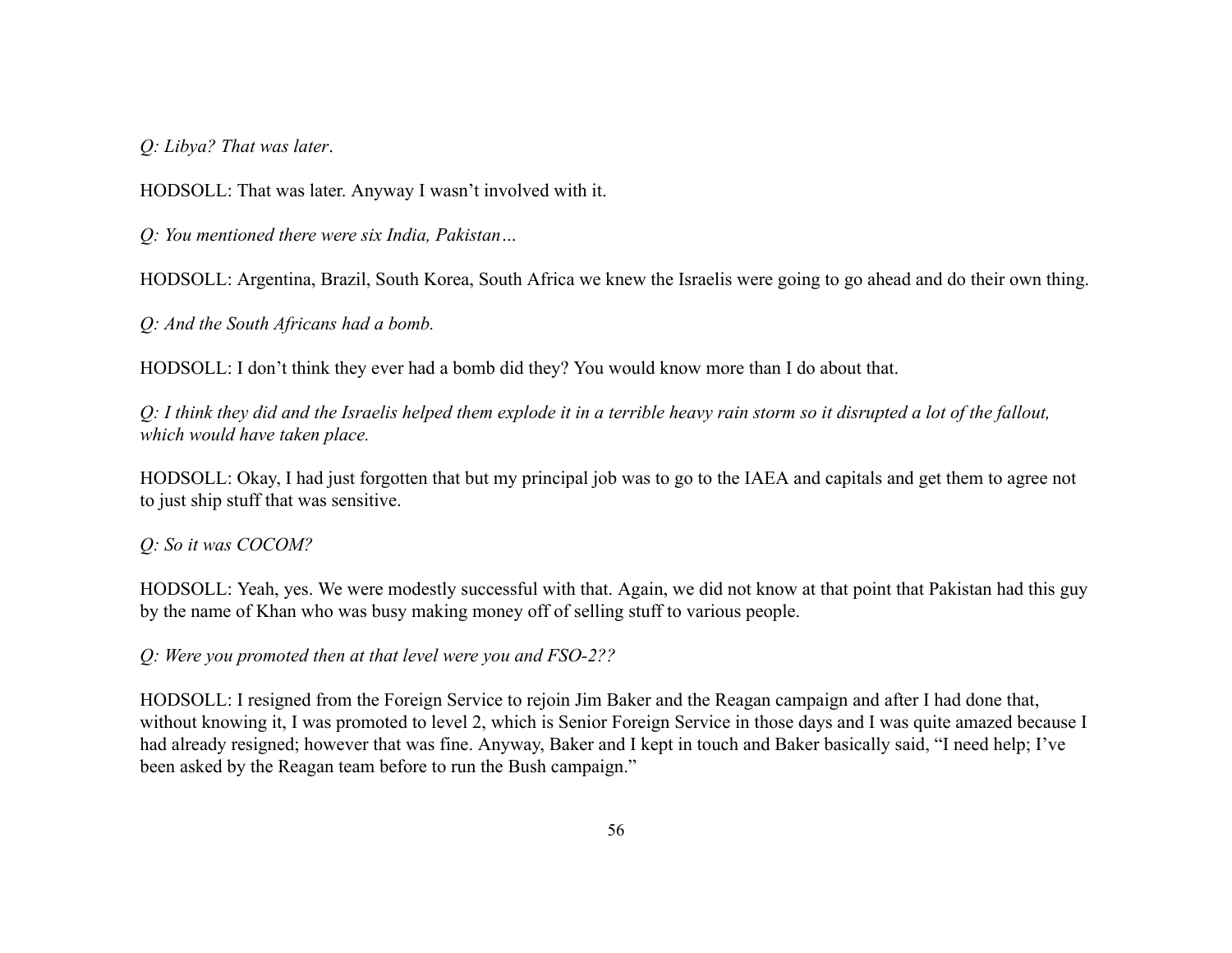*Q: Libya? That was later*.

HODSOLL: That was later. Anyway I wasn't involved with it.

*Q: You mentioned there were six India, Pakistan…*

HODSOLL: Argentina, Brazil, South Korea, South Africa we knew the Israelis were going to go ahead and do their own thing.

*Q: And the South Africans had a bomb.*

HODSOLL: I don't think they ever had a bomb did they? You would know more than I do about that.

*Q: I think they did and the Israelis helped them explode it in a terrible heavy rain storm so it disrupted a lot of the fallout, which would have taken place.*

HODSOLL: Okay, I had just forgotten that but my principal job was to go to the IAEA and capitals and get them to agree not to just ship stuff that was sensitive.

*Q: So it was COCOM?*

HODSOLL: Yeah, yes. We were modestly successful with that. Again, we did not know at that point that Pakistan had this guy by the name of Khan who was busy making money off of selling stuff to various people.

*Q: Were you promoted then at that level were you and FSO-2??*

HODSOLL: I resigned from the Foreign Service to rejoin Jim Baker and the Reagan campaign and after I had done that, without knowing it, I was promoted to level 2, which is Senior Foreign Service in those days and I was quite amazed because I had already resigned; however that was fine. Anyway, Baker and I kept in touch and Baker basically said, "I need help; I've been asked by the Reagan team before to run the Bush campaign."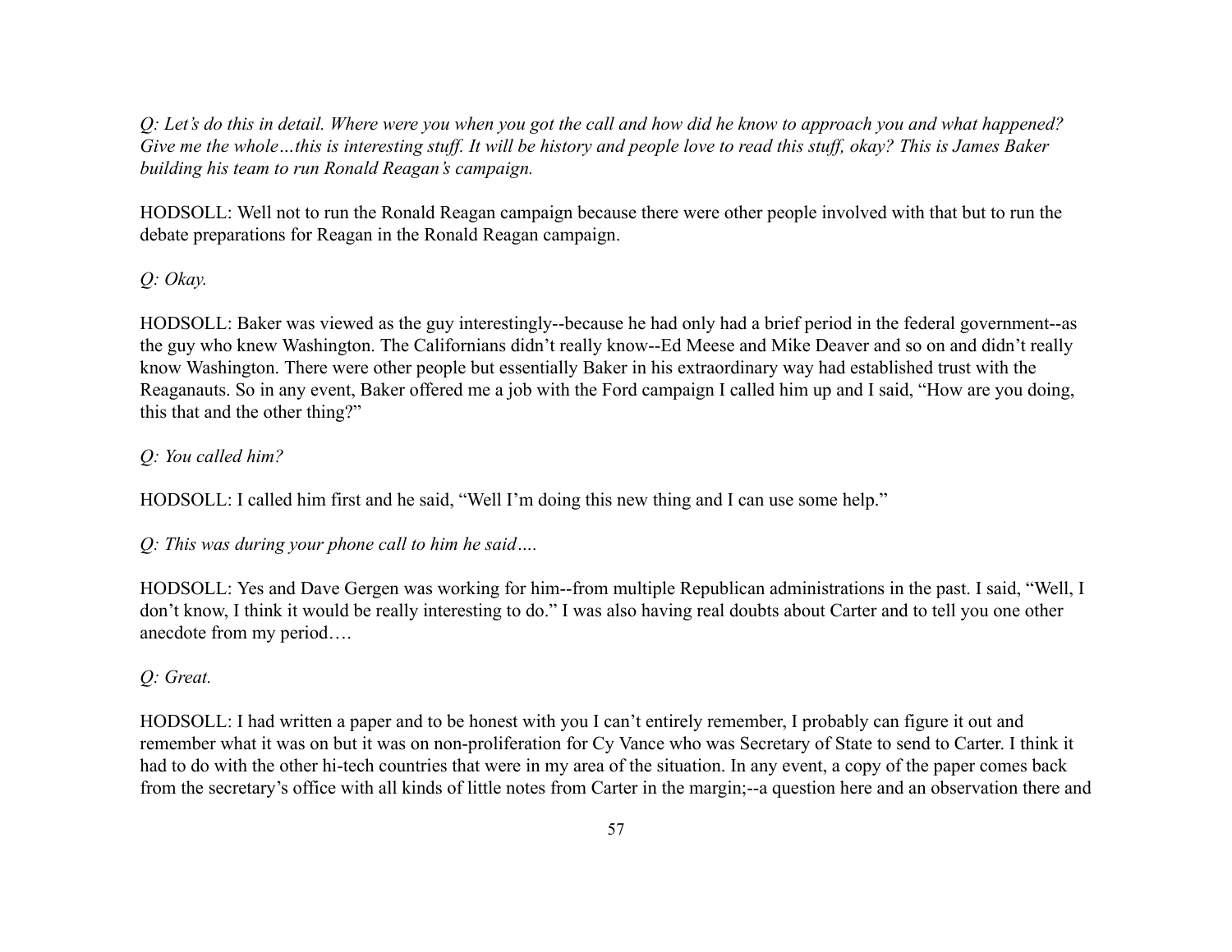*Q: Let's do this in detail. Where were you when you got the call and how did he know to approach you and what happened? Give me the whole…this is interesting stuff. It will be history and people love to read this stuff, okay? This is James Baker building his team to run Ronald Reagan's campaign.*

HODSOLL: Well not to run the Ronald Reagan campaign because there were other people involved with that but to run the debate preparations for Reagan in the Ronald Reagan campaign.

*Q: Okay.*

HODSOLL: Baker was viewed as the guy interestingly--because he had only had a brief period in the federal government--as the guy who knew Washington. The Californians didn't really know--Ed Meese and Mike Deaver and so on and didn't really know Washington. There were other people but essentially Baker in his extraordinary way had established trust with the Reaganauts. So in any event, Baker offered me a job with the Ford campaign I called him up and I said, "How are you doing, this that and the other thing?"

*Q: You called him?*

HODSOLL: I called him first and he said, "Well I'm doing this new thing and I can use some help."

*Q: This was during your phone call to him he said….*

HODSOLL: Yes and Dave Gergen was working for him--from multiple Republican administrations in the past. I said, "Well, I don't know, I think it would be really interesting to do." I was also having real doubts about Carter and to tell you one other anecdote from my period….

*Q: Great.*

HODSOLL: I had written a paper and to be honest with you I can't entirely remember, I probably can figure it out and remember what it was on but it was on non-proliferation for Cy Vance who was Secretary of State to send to Carter. I think it had to do with the other hi-tech countries that were in my area of the situation. In any event, a copy of the paper comes back from the secretary's office with all kinds of little notes from Carter in the margin;--a question here and an observation there and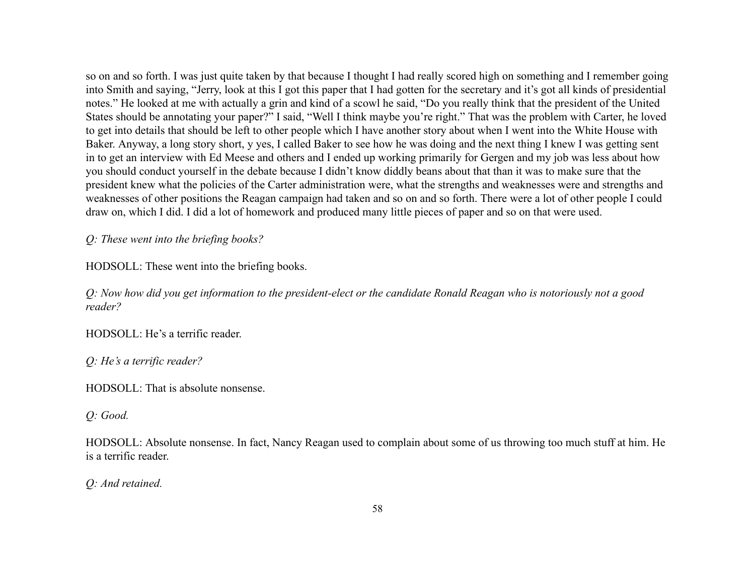so on and so forth. I was just quite taken by that because I thought I had really scored high on something and I remember going into Smith and saying, "Jerry, look at this I got this paper that I had gotten for the secretary and it's got all kinds of presidential notes." He looked at me with actually a grin and kind of a scowl he said, "Do you really think that the president of the United States should be annotating your paper?" I said, "Well I think maybe you're right." That was the problem with Carter, he loved to get into details that should be left to other people which I have another story about when I went into the White House with Baker. Anyway, a long story short, y yes, I called Baker to see how he was doing and the next thing I knew I was getting sent in to get an interview with Ed Meese and others and I ended up working primarily for Gergen and my job was less about how you should conduct yourself in the debate because I didn't know diddly beans about that than it was to make sure that the president knew what the policies of the Carter administration were, what the strengths and weaknesses were and strengths and weaknesses of other positions the Reagan campaign had taken and so on and so forth. There were a lot of other people I could draw on, which I did. I did a lot of homework and produced many little pieces of paper and so on that were used.

*Q: These went into the briefing books?*

HODSOLL: These went into the briefing books.

*Q: Now how did you get information to the president-elect or the candidate Ronald Reagan who is notoriously not a good reader?*

HODSOLL: He's a terrific reader.

*Q: He's a terrific reader?*

HODSOLL: That is absolute nonsense.

*Q: Good.*

HODSOLL: Absolute nonsense. In fact, Nancy Reagan used to complain about some of us throwing too much stuff at him. He is a terrific reader.

*Q: And retained.*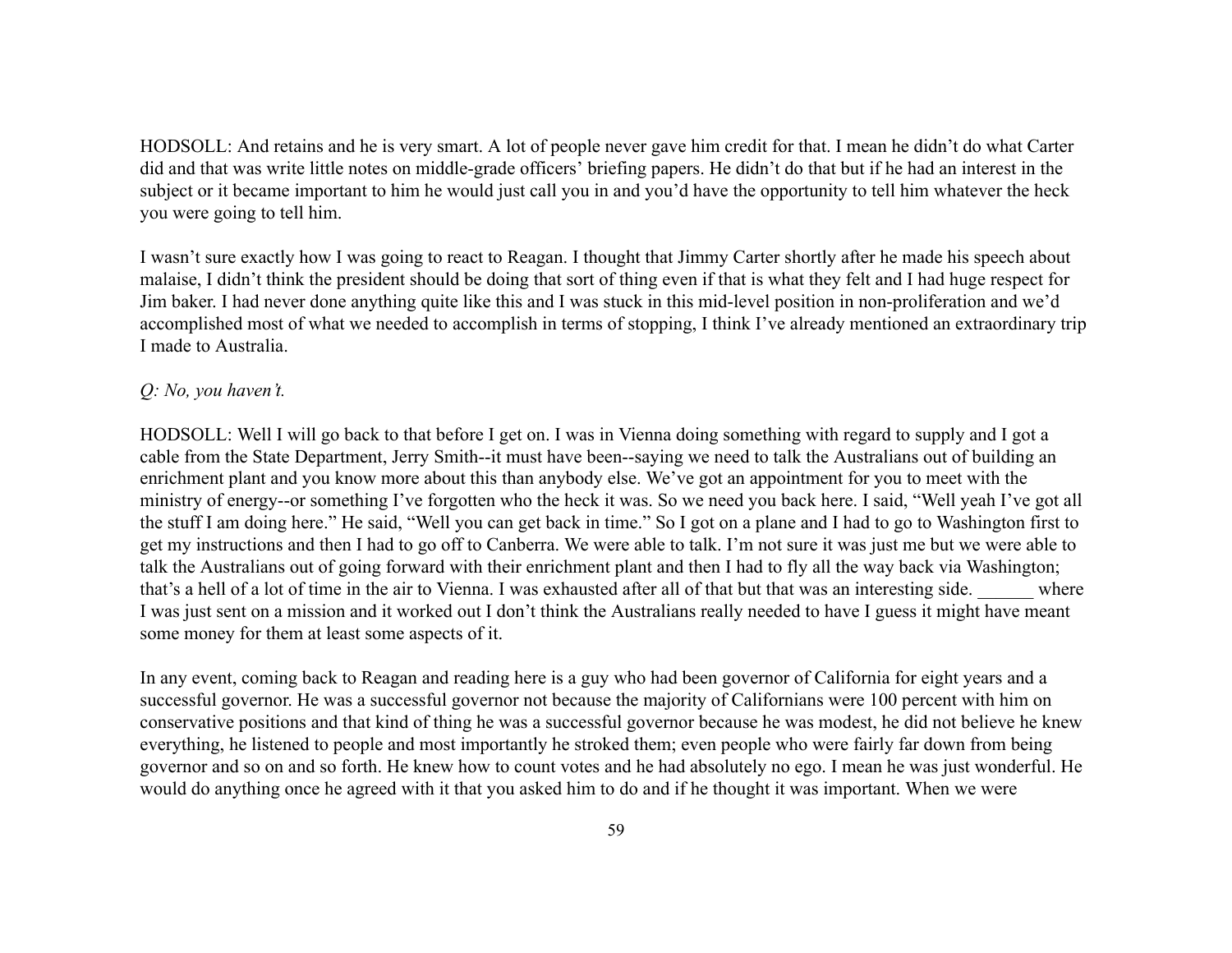HODSOLL: And retains and he is very smart. A lot of people never gave him credit for that. I mean he didn't do what Carter did and that was write little notes on middle-grade officers' briefing papers. He didn't do that but if he had an interest in the subject or it became important to him he would just call you in and you'd have the opportunity to tell him whatever the heck you were going to tell him.

I wasn't sure exactly how I was going to react to Reagan. I thought that Jimmy Carter shortly after he made his speech about malaise, I didn't think the president should be doing that sort of thing even if that is what they felt and I had huge respect for Jim baker. I had never done anything quite like this and I was stuck in this mid-level position in non-proliferation and we'd accomplished most of what we needed to accomplish in terms of stopping, I think I've already mentioned an extraordinary trip I made to Australia.

*Q: No, you haven't.*

HODSOLL: Well I will go back to that before I get on. I was in Vienna doing something with regard to supply and I got a cable from the State Department, Jerry Smith--it must have been--saying we need to talk the Australians out of building an enrichment plant and you know more about this than anybody else. We've got an appointment for you to meet with the ministry of energy--or something I've forgotten who the heck it was. So we need you back here. I said, "Well yeah I've got all the stuff I am doing here." He said, "Well you can get back in time." So I got on a plane and I had to go to Washington first to get my instructions and then I had to go off to Canberra. We were able to talk. I'm not sure it was just me but we were able to talk the Australians out of going forward with their enrichment plant and then I had to fly all the way back via Washington; that's a hell of a lot of time in the air to Vienna. I was exhausted after all of that but that was an interesting side. ______ where I was just sent on a mission and it worked out I don't think the Australians really needed to have I guess it might have meant some money for them at least some aspects of it.

In any event, coming back to Reagan and reading here is a guy who had been governor of California for eight years and a successful governor. He was a successful governor not because the majority of Californians were 100 percent with him on conservative positions and that kind of thing he was a successful governor because he was modest, he did not believe he knew everything, he listened to people and most importantly he stroked them; even people who were fairly far down from being governor and so on and so forth. He knew how to count votes and he had absolutely no ego. I mean he was just wonderful. He would do anything once he agreed with it that you asked him to do and if he thought it was important. When we were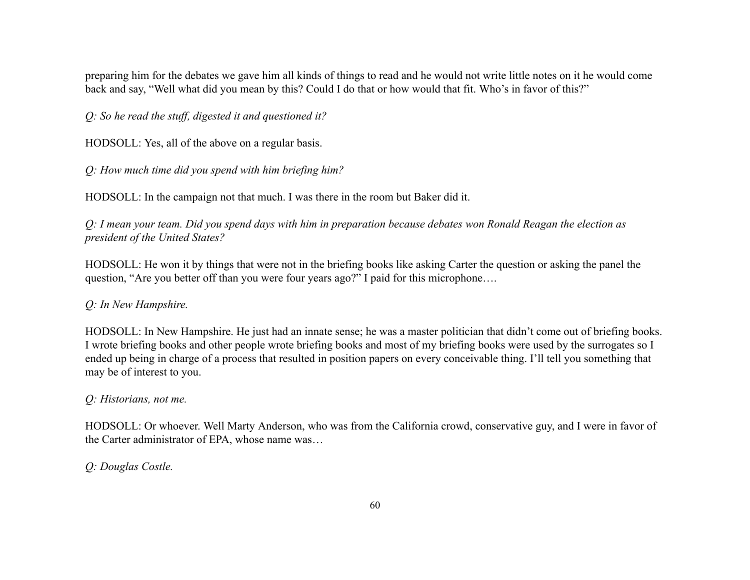preparing him for the debates we gave him all kinds of things to read and he would not write little notes on it he would come back and say, “Well what did you mean by this? Could I do that or how would that fit. Who’s in favor of this?”

*Q: So he read the stuff, digested it and questioned it?*

HODSOLL: Yes, all of the above on a regular basis.

*Q: How much time did you spend with him briefing him?*

HODSOLL: In the campaign not that much. I was there in the room but Baker did it.

*Q: I mean your team. Did you spend days with him in preparation because debates won Ronald Reagan the election as president of the United States?*

HODSOLL: He won it by things that were not in the briefing books like asking Carter the question or asking the panel the question, “Are you better off than you were four years ago?” I paid for this microphone….

*Q: In New Hampshire.*

HODSOLL: In New Hampshire. He just had an innate sense; he was a master politician that didn’t come out of briefing books. I wrote briefing books and other people wrote briefing books and most of my briefing books were used by the surrogates so I ended up being in charge of a process that resulted in position papers on every conceivable thing. I’ll tell you something that may be of interest to you.

*Q: Historians, not me.*

HODSOLL: Or whoever. Well Marty Anderson, who was from the California crowd, conservative guy, and I were in favor of the Carter administrator of EPA, whose name was…

*Q: Douglas Costle.*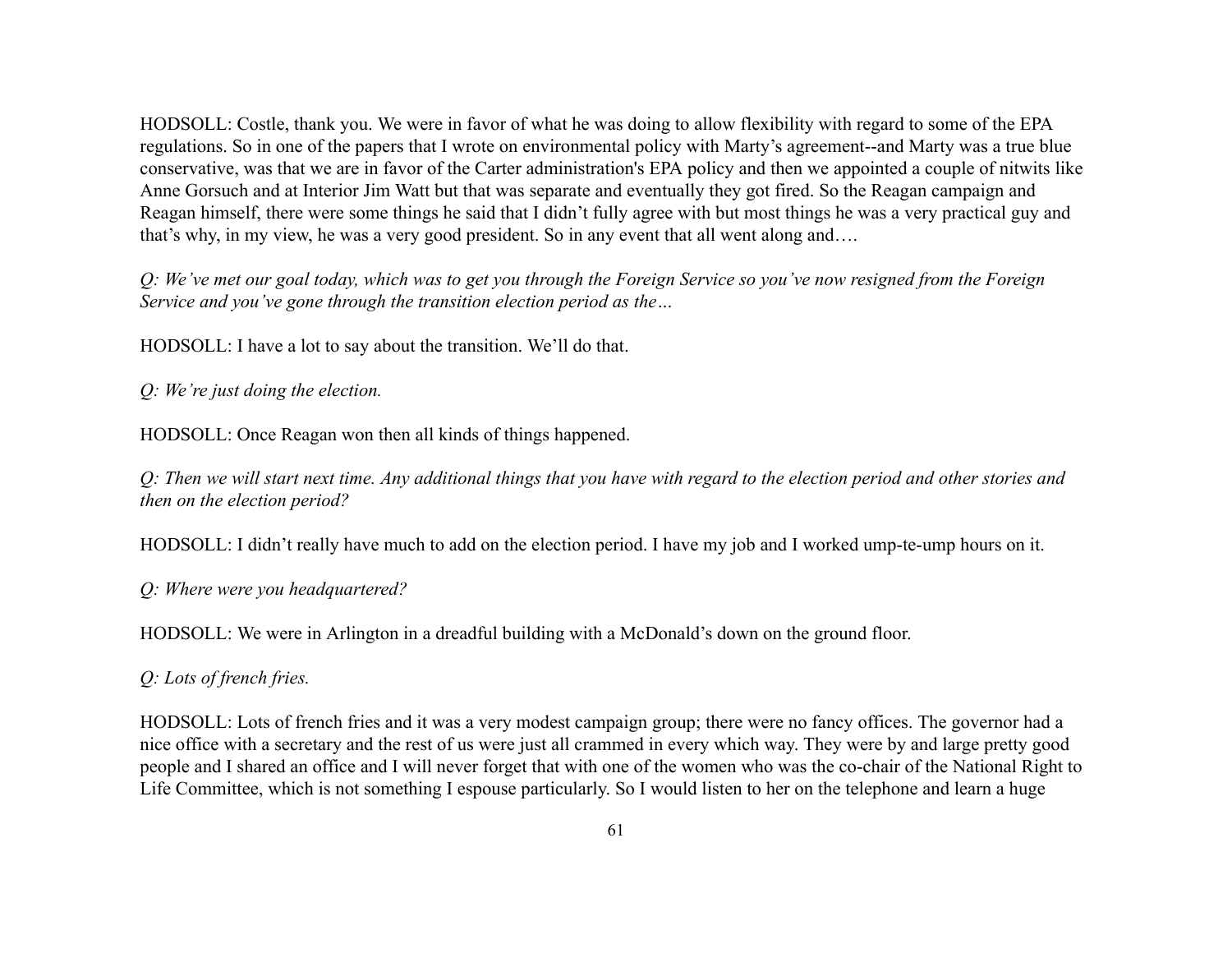HODSOLL: Costle, thank you. We were in favor of what he was doing to allow flexibility with regard to some of the EPA regulations. So in one of the papers that I wrote on environmental policy with Marty's agreement--and Marty was a true blue conservative, was that we are in favor of the Carter administration's EPA policy and then we appointed a couple of nitwits like Anne Gorsuch and at Interior Jim Watt but that was separate and eventually they got fired. So the Reagan campaign and Reagan himself, there were some things he said that I didn't fully agree with but most things he was a very practical guy and that's why, in my view, he was a very good president. So in any event that all went along and….

*Q: We've met our goal today, which was to get you through the Foreign Service so you've now resigned from the Foreign Service and you've gone through the transition election period as the…*

HODSOLL: I have a lot to say about the transition. We'll do that.

*Q: We're just doing the election.*

HODSOLL: Once Reagan won then all kinds of things happened.

*Q: Then we will start next time. Any additional things that you have with regard to the election period and other stories and then on the election period?*

HODSOLL: I didn't really have much to add on the election period. I have my job and I worked ump-te-ump hours on it.

*Q: Where were you headquartered?*

HODSOLL: We were in Arlington in a dreadful building with a McDonald's down on the ground floor.

*Q: Lots of french fries.*

HODSOLL: Lots of french fries and it was a very modest campaign group; there were no fancy offices. The governor had a nice office with a secretary and the rest of us were just all crammed in every which way. They were by and large pretty good people and I shared an office and I will never forget that with one of the women who was the co-chair of the National Right to Life Committee, which is not something I espouse particularly. So I would listen to her on the telephone and learn a huge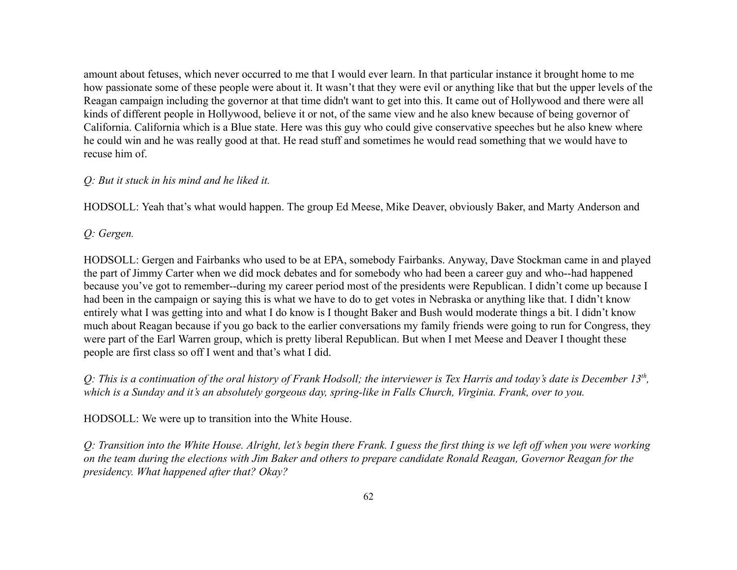amount about fetuses, which never occurred to me that I would ever learn. In that particular instance it brought home to me how passionate some of these people were about it. It wasn't that they were evil or anything like that but the upper levels of the Reagan campaign including the governor at that time didn't want to get into this. It came out of Hollywood and there were all kinds of different people in Hollywood, believe it or not, of the same view and he also knew because of being governor of California. California which is a Blue state. Here was this guy who could give conservative speeches but he also knew where he could win and he was really good at that. He read stuff and sometimes he would read something that we would have to recuse him of.

*Q: But it stuck in his mind and he liked it.*

HODSOLL: Yeah that's what would happen. The group Ed Meese, Mike Deaver, obviously Baker, and Marty Anderson and

*Q: Gergen.*

HODSOLL: Gergen and Fairbanks who used to be at EPA, somebody Fairbanks. Anyway, Dave Stockman came in and played the part of Jimmy Carter when we did mock debates and for somebody who had been a career guy and who--had happened because you've got to remember--during my career period most of the presidents were Republican. I didn't come up because I had been in the campaign or saying this is what we have to do to get votes in Nebraska or anything like that. I didn't know entirely what I was getting into and what I do know is I thought Baker and Bush would moderate things a bit. I didn't know much about Reagan because if you go back to the earlier conversations my family friends were going to run for Congress, they were part of the Earl Warren group, which is pretty liberal Republican. But when I met Meese and Deaver I thought these people are first class so off I went and that's what I did.

*Q: This is a continuation of the oral history of Frank Hodsoll; the interviewer is Tex Harris and today's date is December 13th, which is a Sunday and it's an absolutely gorgeous day, spring-like in Falls Church, Virginia. Frank, over to you.*

HODSOLL: We were up to transition into the White House.

*Q: Transition into the White House. Alright, let's begin there Frank. I guess the first thing is we left off when you were working on the team during the elections with Jim Baker and others to prepare candidate Ronald Reagan, Governor Reagan for the presidency. What happened after that? Okay?*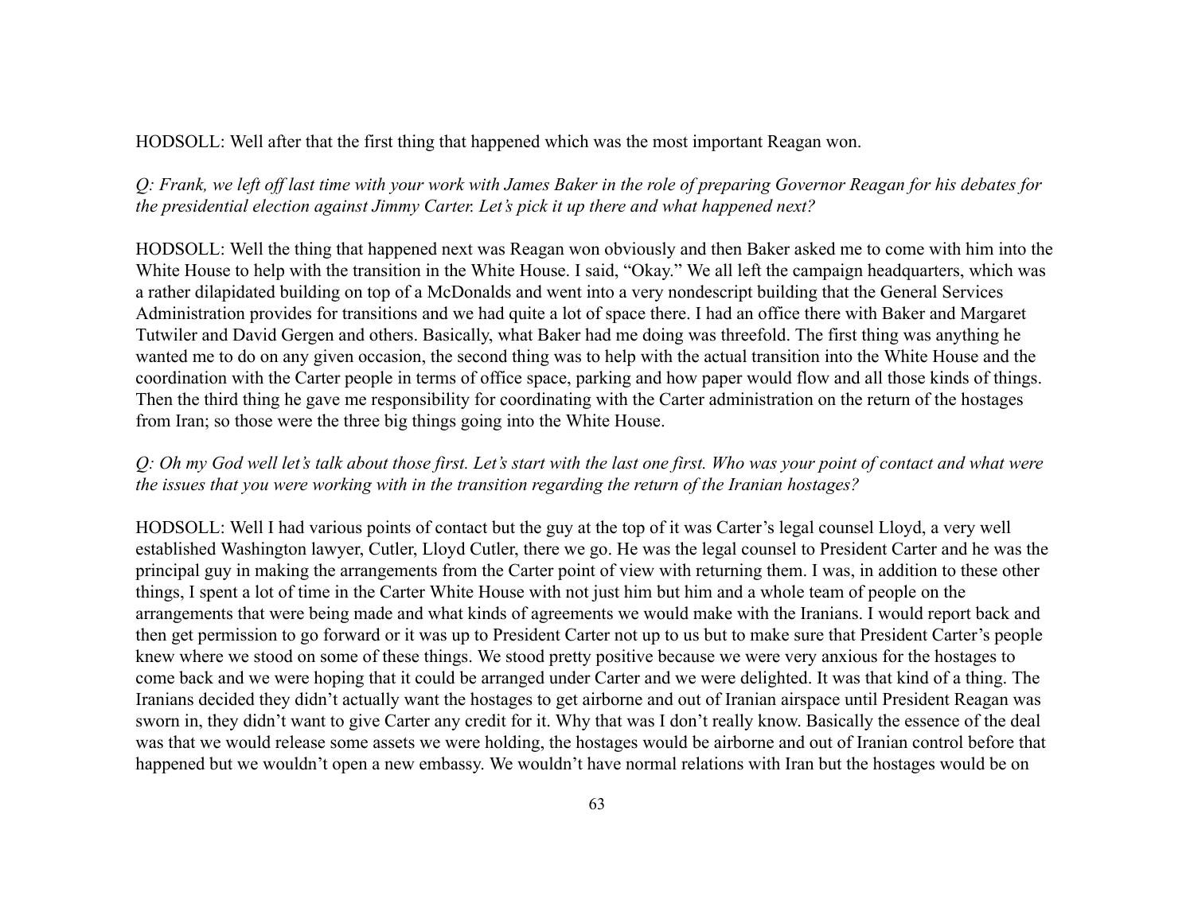HODSOLL: Well after that the first thing that happened which was the most important Reagan won.

*Q: Frank, we left off last time with your work with James Baker in the role of preparing Governor Reagan for his debates for the presidential election against Jimmy Carter. Let's pick it up there and what happened next?*

HODSOLL: Well the thing that happened next was Reagan won obviously and then Baker asked me to come with him into the White House to help with the transition in the White House. I said, "Okay." We all left the campaign headquarters, which was a rather dilapidated building on top of a McDonalds and went into a very nondescript building that the General Services Administration provides for transitions and we had quite a lot of space there. I had an office there with Baker and Margaret Tutwiler and David Gergen and others. Basically, what Baker had me doing was threefold. The first thing was anything he wanted me to do on any given occasion, the second thing was to help with the actual transition into the White House and the coordination with the Carter people in terms of office space, parking and how paper would flow and all those kinds of things. Then the third thing he gave me responsibility for coordinating with the Carter administration on the return of the hostages from Iran; so those were the three big things going into the White House.

*Q: Oh my God well let's talk about those first. Let's start with the last one first. Who was your point of contact and what were the issues that you were working with in the transition regarding the return of the Iranian hostages?*

HODSOLL: Well I had various points of contact but the guy at the top of it was Carter's legal counsel Lloyd, a very well established Washington lawyer, Cutler, Lloyd Cutler, there we go. He was the legal counsel to President Carter and he was the principal guy in making the arrangements from the Carter point of view with returning them. I was, in addition to these other things, I spent a lot of time in the Carter White House with not just him but him and a whole team of people on the arrangements that were being made and what kinds of agreements we would make with the Iranians. I would report back and then get permission to go forward or it was up to President Carter not up to us but to make sure that President Carter's people knew where we stood on some of these things. We stood pretty positive because we were very anxious for the hostages to come back and we were hoping that it could be arranged under Carter and we were delighted. It was that kind of a thing. The Iranians decided they didn't actually want the hostages to get airborne and out of Iranian airspace until President Reagan was sworn in, they didn't want to give Carter any credit for it. Why that was I don't really know. Basically the essence of the deal was that we would release some assets we were holding, the hostages would be airborne and out of Iranian control before that happened but we wouldn't open a new embassy. We wouldn't have normal relations with Iran but the hostages would be on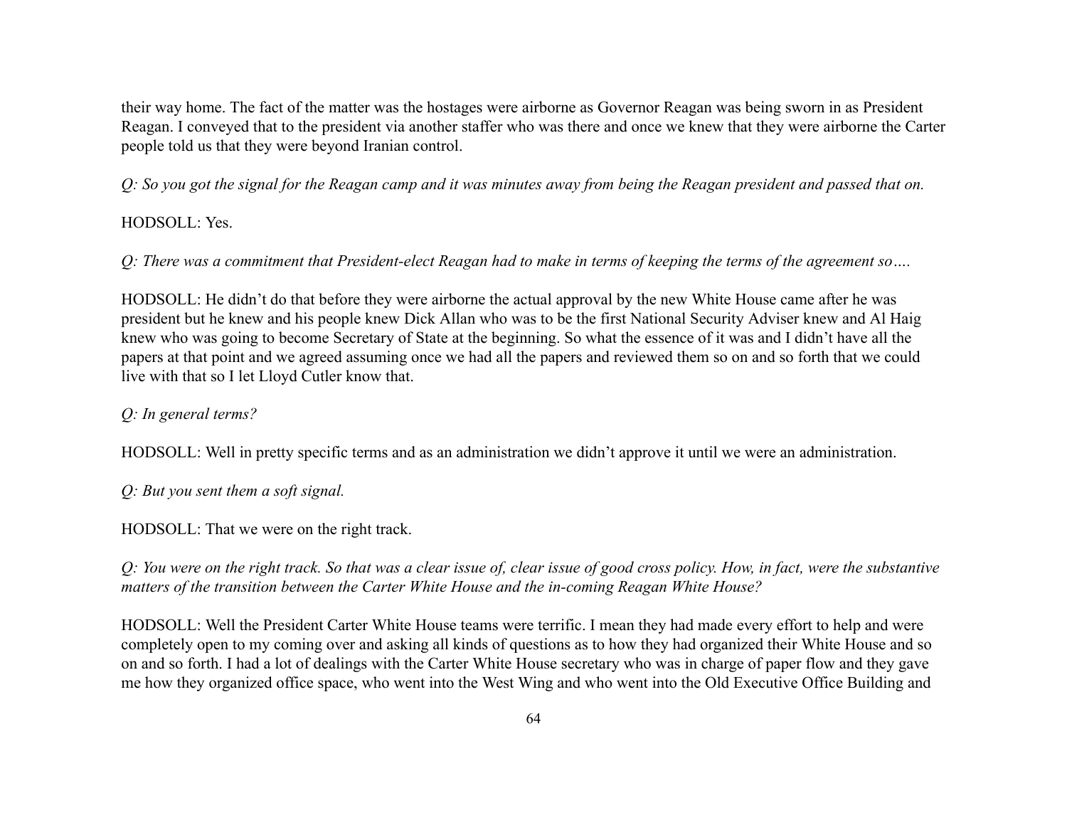their way home. The fact of the matter was the hostages were airborne as Governor Reagan was being sworn in as President Reagan. I conveyed that to the president via another staffer who was there and once we knew that they were airborne the Carter people told us that they were beyond Iranian control.

*Q: So you got the signal for the Reagan camp and it was minutes away from being the Reagan president and passed that on.*

HODSOLL: Yes.

*Q: There was a commitment that President-elect Reagan had to make in terms of keeping the terms of the agreement so….*

HODSOLL: He didn't do that before they were airborne the actual approval by the new White House came after he was president but he knew and his people knew Dick Allan who was to be the first National Security Adviser knew and Al Haig knew who was going to become Secretary of State at the beginning. So what the essence of it was and I didn't have all the papers at that point and we agreed assuming once we had all the papers and reviewed them so on and so forth that we could live with that so I let Lloyd Cutler know that.

*Q: In general terms?*

HODSOLL: Well in pretty specific terms and as an administration we didn't approve it until we were an administration.

*Q: But you sent them a soft signal.*

HODSOLL: That we were on the right track.

*Q: You were on the right track. So that was a clear issue of, clear issue of good cross policy. How, in fact, were the substantive matters of the transition between the Carter White House and the in-coming Reagan White House?*

HODSOLL: Well the President Carter White House teams were terrific. I mean they had made every effort to help and were completely open to my coming over and asking all kinds of questions as to how they had organized their White House and so on and so forth. I had a lot of dealings with the Carter White House secretary who was in charge of paper flow and they gave me how they organized office space, who went into the West Wing and who went into the Old Executive Office Building and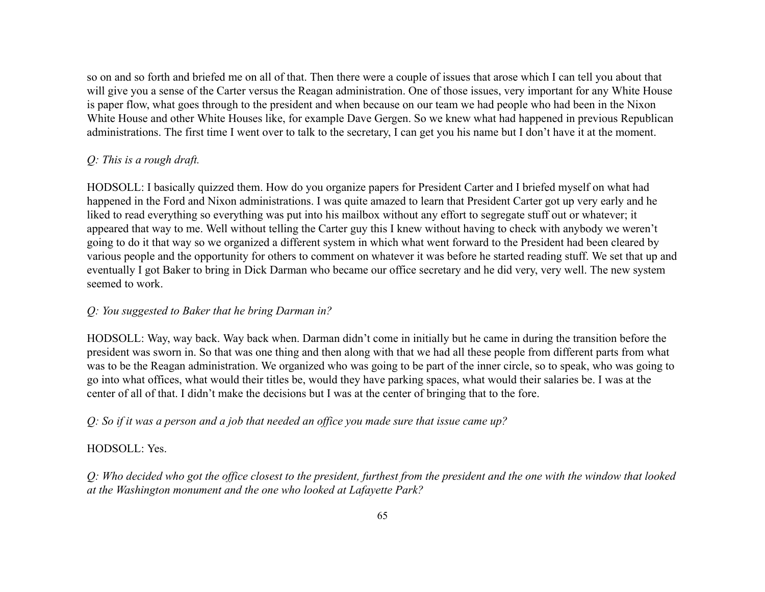so on and so forth and briefed me on all of that. Then there were a couple of issues that arose which I can tell you about that will give you a sense of the Carter versus the Reagan administration. One of those issues, very important for any White House is paper flow, what goes through to the president and when because on our team we had people who had been in the Nixon White House and other White Houses like, for example Dave Gergen. So we knew what had happened in previous Republican administrations. The first time I went over to talk to the secretary, I can get you his name but I don't have it at the moment.

*Q: This is a rough draft.*

HODSOLL: I basically quizzed them. How do you organize papers for President Carter and I briefed myself on what had happened in the Ford and Nixon administrations. I was quite amazed to learn that President Carter got up very early and he liked to read everything so everything was put into his mailbox without any effort to segregate stuff out or whatever; it appeared that way to me. Well without telling the Carter guy this I knew without having to check with anybody we weren't going to do it that way so we organized a different system in which what went forward to the President had been cleared by various people and the opportunity for others to comment on whatever it was before he started reading stuff. We set that up and eventually I got Baker to bring in Dick Darman who became our office secretary and he did very, very well. The new system seemed to work.

*Q: You suggested to Baker that he bring Darman in?*

HODSOLL: Way, way back. Way back when. Darman didn't come in initially but he came in during the transition before the president was sworn in. So that was one thing and then along with that we had all these people from different parts from what was to be the Reagan administration. We organized who was going to be part of the inner circle, so to speak, who was going to go into what offices, what would their titles be, would they have parking spaces, what would their salaries be. I was at the center of all of that. I didn't make the decisions but I was at the center of bringing that to the fore.

*Q: So if it was a person and a job that needed an office you made sure that issue came up?*

HODSOLL: Yes.

*Q: Who decided who got the office closest to the president, furthest from the president and the one with the window that looked at the Washington monument and the one who looked at Lafayette Park?*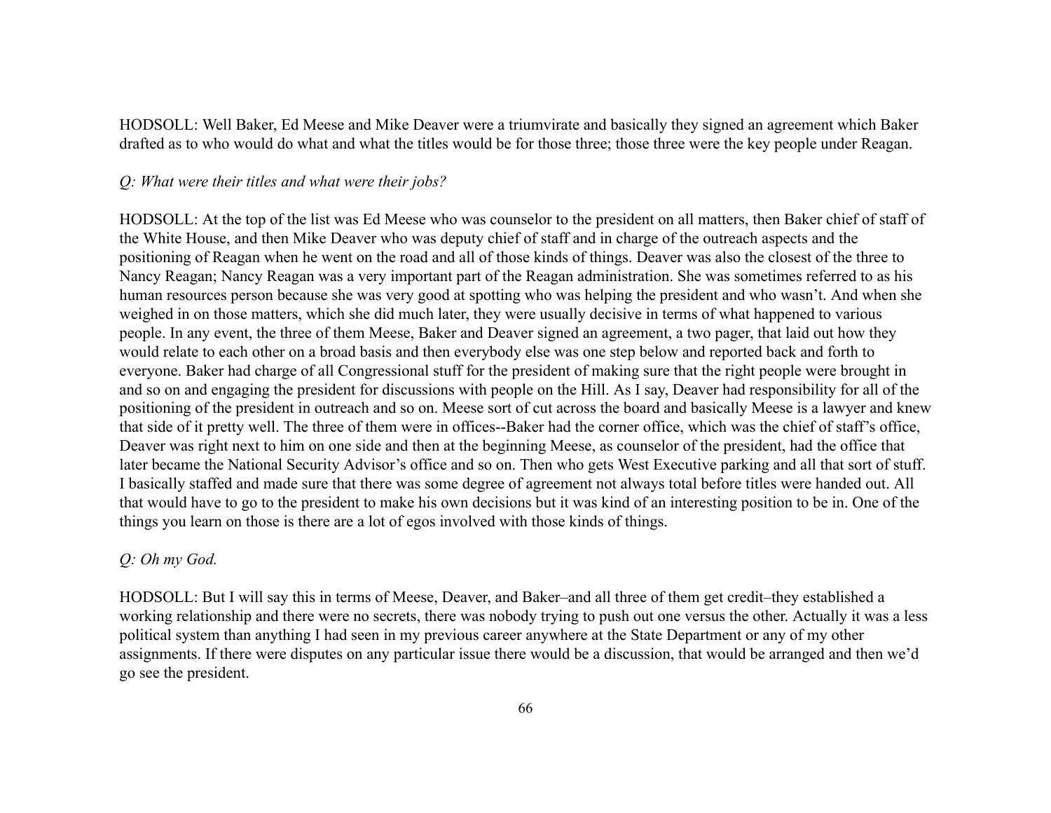HODSOLL: Well Baker, Ed Meese and Mike Deaver were a triumvirate and basically they signed an agreement which Baker drafted as to who would do what and what the titles would be for those three; those three were the key people under Reagan.

*Q: What were their titles and what were their jobs?*

HODSOLL: At the top of the list was Ed Meese who was counselor to the president on all matters, then Baker chief of staff of the White House, and then Mike Deaver who was deputy chief of staff and in charge of the outreach aspects and the positioning of Reagan when he went on the road and all of those kinds of things. Deaver was also the closest of the three to Nancy Reagan; Nancy Reagan was a very important part of the Reagan administration. She was sometimes referred to as his human resources person because she was very good at spotting who was helping the president and who wasn't. And when she weighed in on those matters, which she did much later, they were usually decisive in terms of what happened to various people. In any event, the three of them Meese, Baker and Deaver signed an agreement, a two pager, that laid out how they would relate to each other on a broad basis and then everybody else was one step below and reported back and forth to everyone. Baker had charge of all Congressional stuff for the president of making sure that the right people were brought in and so on and engaging the president for discussions with people on the Hill. As I say, Deaver had responsibility for all of the positioning of the president in outreach and so on. Meese sort of cut across the board and basically Meese is a lawyer and knew that side of it pretty well. The three of them were in offices--Baker had the corner office, which was the chief of staff's office, Deaver was right next to him on one side and then at the beginning Meese, as counselor of the president, had the office that later became the National Security Advisor's office and so on. Then who gets West Executive parking and all that sort of stuff. I basically staffed and made sure that there was some degree of agreement not always total before titles were handed out. All that would have to go to the president to make his own decisions but it was kind of an interesting position to be in. One of the things you learn on those is there are a lot of egos involved with those kinds of things.

*Q: Oh my God.*

HODSOLL: But I will say this in terms of Meese, Deaver, and Baker–and all three of them get credit–they established a working relationship and there were no secrets, there was nobody trying to push out one versus the other. Actually it was a less political system than anything I had seen in my previous career anywhere at the State Department or any of my other assignments. If there were disputes on any particular issue there would be a discussion, that would be arranged and then we'd go see the president.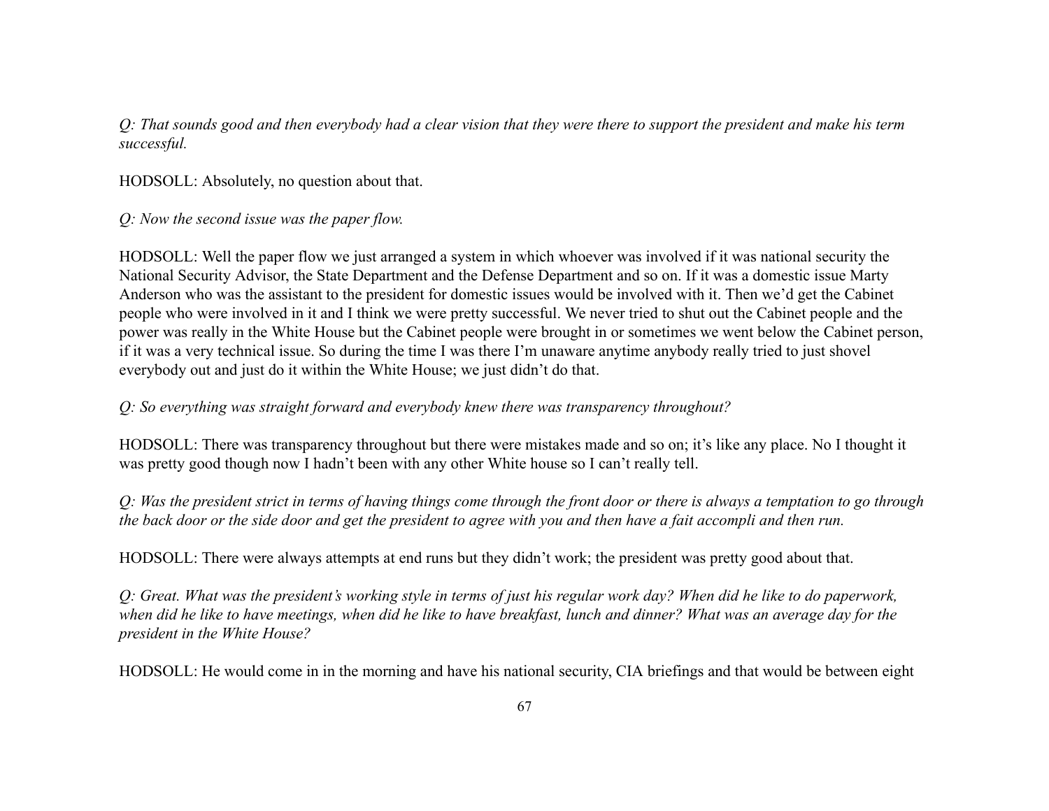*Q: That sounds good and then everybody had a clear vision that they were there to support the president and make his term successful.*

HODSOLL: Absolutely, no question about that.

*Q: Now the second issue was the paper flow.*

HODSOLL: Well the paper flow we just arranged a system in which whoever was involved if it was national security the National Security Advisor, the State Department and the Defense Department and so on. If it was a domestic issue Marty Anderson who was the assistant to the president for domestic issues would be involved with it. Then we'd get the Cabinet people who were involved in it and I think we were pretty successful. We never tried to shut out the Cabinet people and the power was really in the White House but the Cabinet people were brought in or sometimes we went below the Cabinet person, if it was a very technical issue. So during the time I was there I'm unaware anytime anybody really tried to just shovel everybody out and just do it within the White House; we just didn't do that.

*Q: So everything was straight forward and everybody knew there was transparency throughout?*

HODSOLL: There was transparency throughout but there were mistakes made and so on; it's like any place. No I thought it was pretty good though now I hadn't been with any other White house so I can't really tell.

*Q: Was the president strict in terms of having things come through the front door or there is always a temptation to go through the back door or the side door and get the president to agree with you and then have a fait accompli and then run.*

HODSOLL: There were always attempts at end runs but they didn't work; the president was pretty good about that.

*Q: Great. What was the president's working style in terms of just his regular work day? When did he like to do paperwork, when did he like to have meetings, when did he like to have breakfast, lunch and dinner? What was an average day for the president in the White House?*

HODSOLL: He would come in in the morning and have his national security, CIA briefings and that would be between eight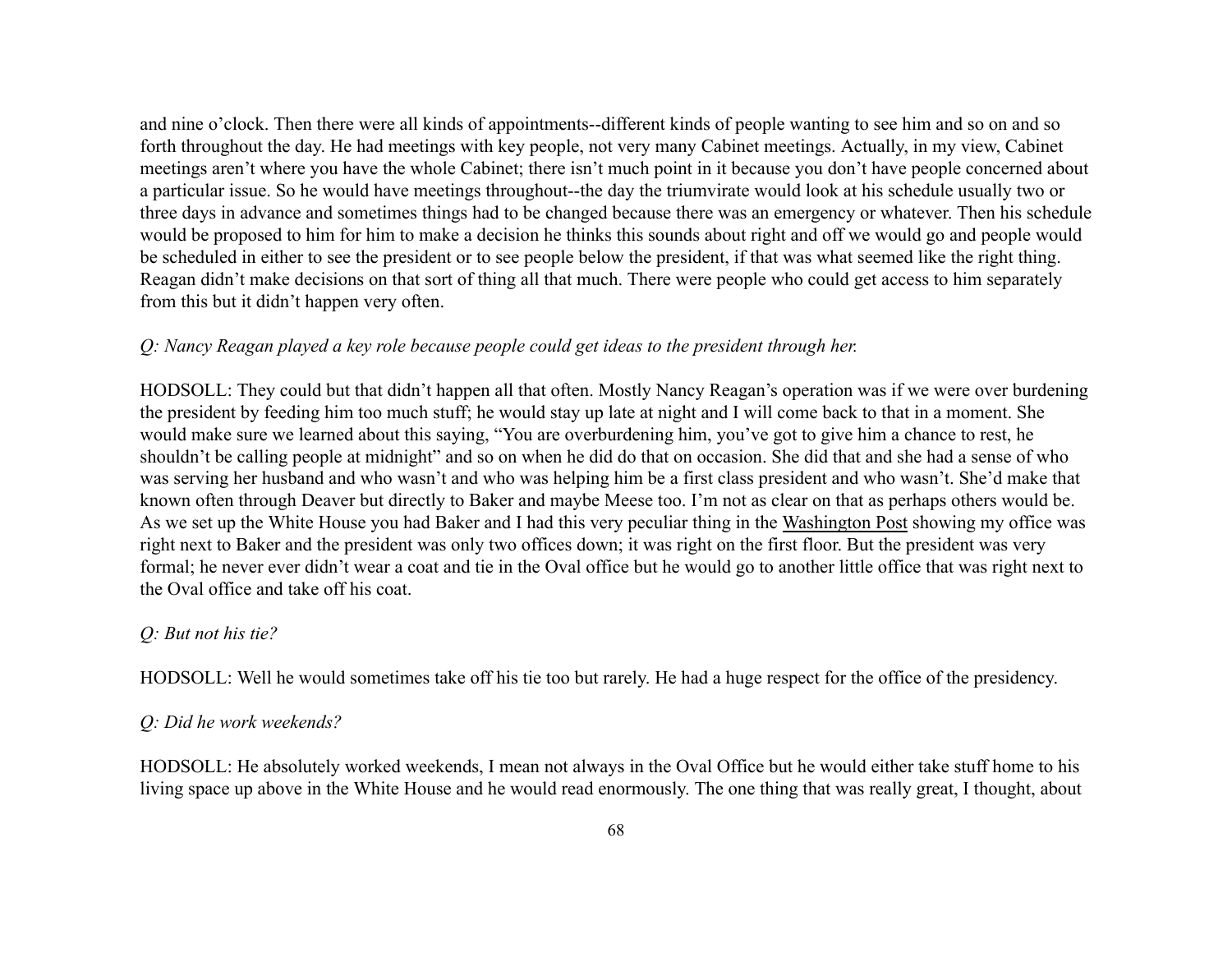and nine o'clock. Then there were all kinds of appointments--different kinds of people wanting to see him and so on and so forth throughout the day. He had meetings with key people, not very many Cabinet meetings. Actually, in my view, Cabinet meetings aren't where you have the whole Cabinet; there isn't much point in it because you don't have people concerned about a particular issue. So he would have meetings throughout--the day the triumvirate would look at his schedule usually two or three days in advance and sometimes things had to be changed because there was an emergency or whatever. Then his schedule would be proposed to him for him to make a decision he thinks this sounds about right and off we would go and people would be scheduled in either to see the president or to see people below the president, if that was what seemed like the right thing. Reagan didn't make decisions on that sort of thing all that much. There were people who could get access to him separately from this but it didn't happen very often.

*Q: Nancy Reagan played a key role because people could get ideas to the president through her.*

HODSOLL: They could but that didn't happen all that often. Mostly Nancy Reagan's operation was if we were over burdening the president by feeding him too much stuff; he would stay up late at night and I will come back to that in a moment. She would make sure we learned about this saying, "You are overburdening him, you've got to give him a chance to rest, he shouldn't be calling people at midnight" and so on when he did do that on occasion. She did that and she had a sense of who was serving her husband and who wasn't and who was helping him be a first class president and who wasn't. She'd make that known often through Deaver but directly to Baker and maybe Meese too. I'm not as clear on that as perhaps others would be. As we set up the White House you had Baker and I had this very peculiar thing in the Washington Post showing my office was right next to Baker and the president was only two offices down; it was right on the first floor. But the president was very formal; he never ever didn't wear a coat and tie in the Oval office but he would go to another little office that was right next to the Oval office and take off his coat.

*Q: But not his tie?*

HODSOLL: Well he would sometimes take off his tie too but rarely. He had a huge respect for the office of the presidency.

*Q: Did he work weekends?*

HODSOLL: He absolutely worked weekends, I mean not always in the Oval Office but he would either take stuff home to his living space up above in the White House and he would read enormously. The one thing that was really great, I thought, about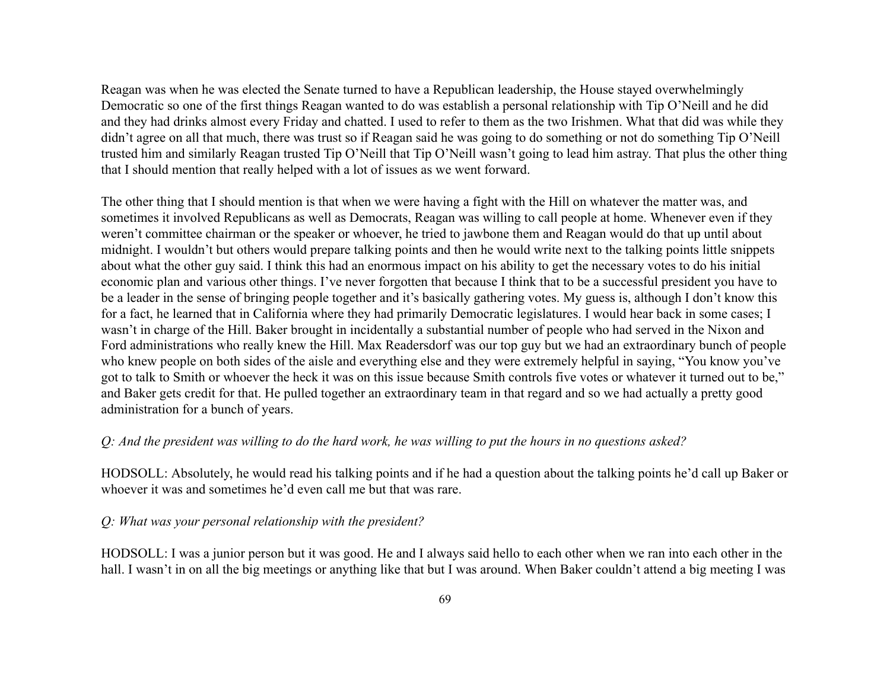Reagan was when he was elected the Senate turned to have a Republican leadership, the House stayed overwhelmingly Democratic so one of the first things Reagan wanted to do was establish a personal relationship with Tip O'Neill and he did and they had drinks almost every Friday and chatted. I used to refer to them as the two Irishmen. What that did was while they didn't agree on all that much, there was trust so if Reagan said he was going to do something or not do something Tip O'Neill trusted him and similarly Reagan trusted Tip O'Neill that Tip O'Neill wasn't going to lead him astray. That plus the other thing that I should mention that really helped with a lot of issues as we went forward.

The other thing that I should mention is that when we were having a fight with the Hill on whatever the matter was, and sometimes it involved Republicans as well as Democrats, Reagan was willing to call people at home. Whenever even if they weren't committee chairman or the speaker or whoever, he tried to jawbone them and Reagan would do that up until about midnight. I wouldn't but others would prepare talking points and then he would write next to the talking points little snippets about what the other guy said. I think this had an enormous impact on his ability to get the necessary votes to do his initial economic plan and various other things. I've never forgotten that because I think that to be a successful president you have to be a leader in the sense of bringing people together and it's basically gathering votes. My guess is, although I don't know this for a fact, he learned that in California where they had primarily Democratic legislatures. I would hear back in some cases; I wasn't in charge of the Hill. Baker brought in incidentally a substantial number of people who had served in the Nixon and Ford administrations who really knew the Hill. Max Readersdorf was our top guy but we had an extraordinary bunch of people who knew people on both sides of the aisle and everything else and they were extremely helpful in saying, "You know you've got to talk to Smith or whoever the heck it was on this issue because Smith controls five votes or whatever it turned out to be," and Baker gets credit for that. He pulled together an extraordinary team in that regard and so we had actually a pretty good administration for a bunch of years.

*Q: And the president was willing to do the hard work, he was willing to put the hours in no questions asked?*

HODSOLL: Absolutely, he would read his talking points and if he had a question about the talking points he'd call up Baker or whoever it was and sometimes he'd even call me but that was rare.

*Q: What was your personal relationship with the president?*

HODSOLL: I was a junior person but it was good. He and I always said hello to each other when we ran into each other in the hall. I wasn't in on all the big meetings or anything like that but I was around. When Baker couldn't attend a big meeting I was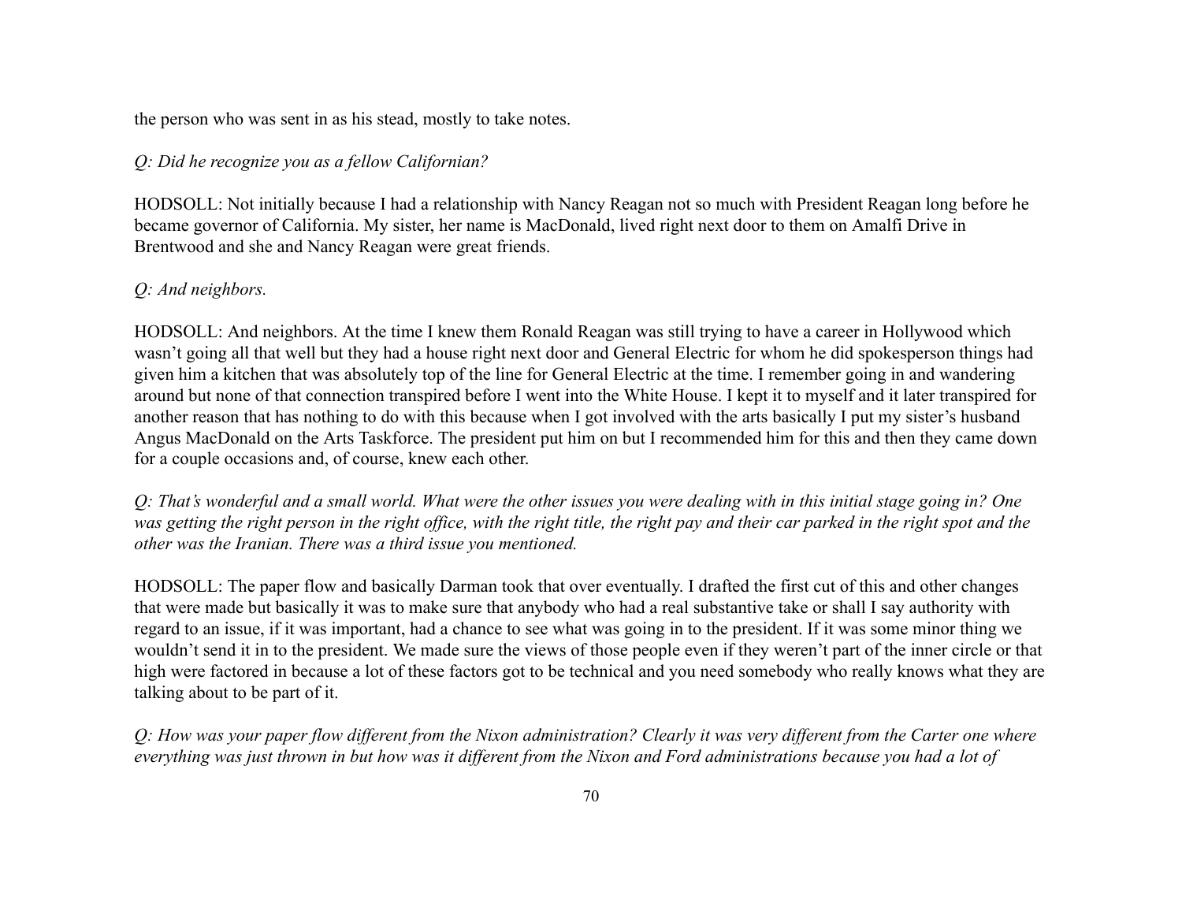the person who was sent in as his stead, mostly to take notes.

*Q: Did he recognize you as a fellow Californian?*

HODSOLL: Not initially because I had a relationship with Nancy Reagan not so much with President Reagan long before he became governor of California. My sister, her name is MacDonald, lived right next door to them on Amalfi Drive in Brentwood and she and Nancy Reagan were great friends.

*Q: And neighbors.*

HODSOLL: And neighbors. At the time I knew them Ronald Reagan was still trying to have a career in Hollywood which wasn't going all that well but they had a house right next door and General Electric for whom he did spokesperson things had given him a kitchen that was absolutely top of the line for General Electric at the time. I remember going in and wandering around but none of that connection transpired before I went into the White House. I kept it to myself and it later transpired for another reason that has nothing to do with this because when I got involved with the arts basically I put my sister's husband Angus MacDonald on the Arts Taskforce. The president put him on but I recommended him for this and then they came down for a couple occasions and, of course, knew each other.

*Q: That's wonderful and a small world. What were the other issues you were dealing with in this initial stage going in? One was getting the right person in the right office, with the right title, the right pay and their car parked in the right spot and the other was the Iranian. There was a third issue you mentioned.*

HODSOLL: The paper flow and basically Darman took that over eventually. I drafted the first cut of this and other changes that were made but basically it was to make sure that anybody who had a real substantive take or shall I say authority with regard to an issue, if it was important, had a chance to see what was going in to the president. If it was some minor thing we wouldn't send it in to the president. We made sure the views of those people even if they weren't part of the inner circle or that high were factored in because a lot of these factors got to be technical and you need somebody who really knows what they are talking about to be part of it.

*Q: How was your paper flow different from the Nixon administration? Clearly it was very different from the Carter one where everything was just thrown in but how was it different from the Nixon and Ford administrations because you had a lot of*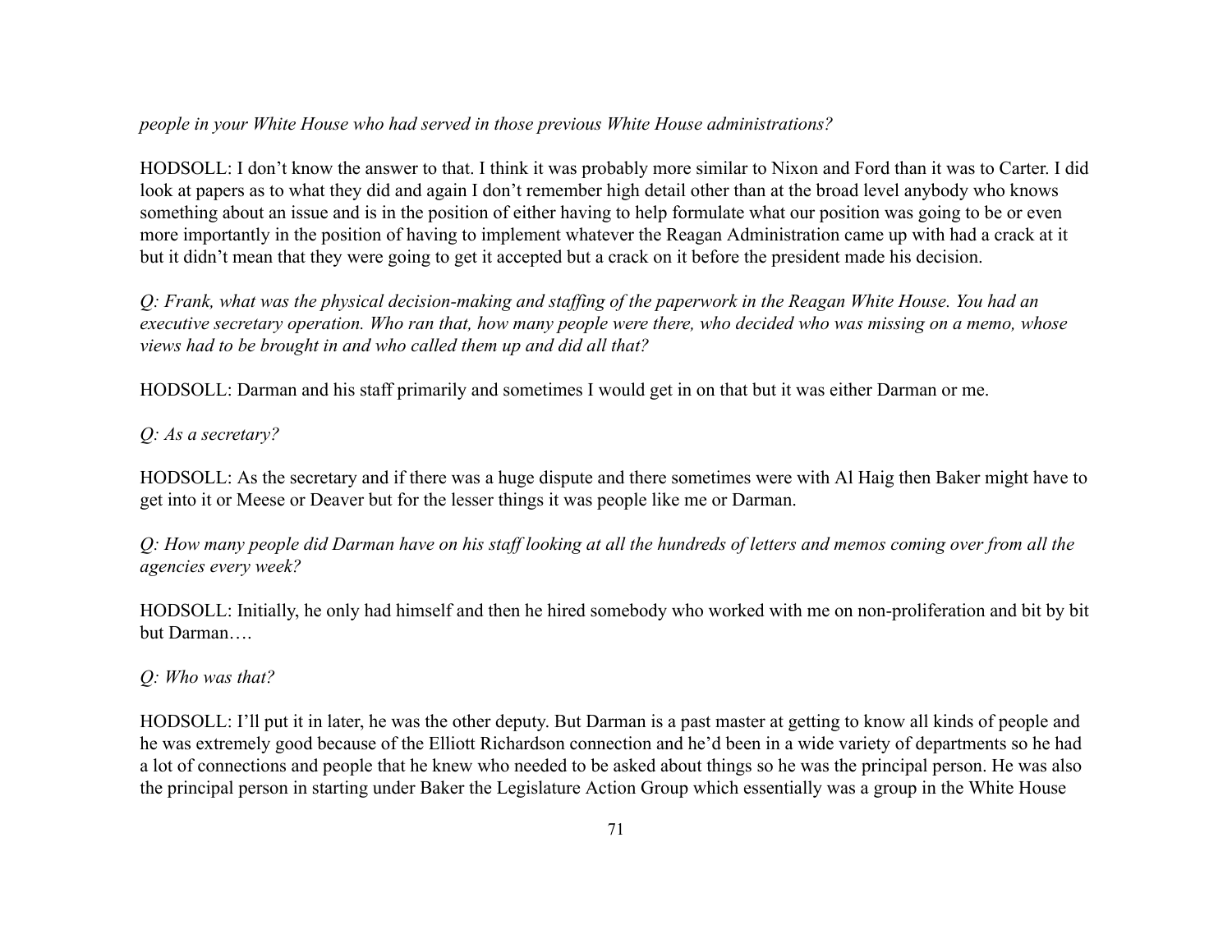*people in your White House who had served in those previous White House administrations?*

HODSOLL: I don't know the answer to that. I think it was probably more similar to Nixon and Ford than it was to Carter. I did look at papers as to what they did and again I don't remember high detail other than at the broad level anybody who knows something about an issue and is in the position of either having to help formulate what our position was going to be or even more importantly in the position of having to implement whatever the Reagan Administration came up with had a crack at it but it didn't mean that they were going to get it accepted but a crack on it before the president made his decision.

*Q: Frank, what was the physical decision-making and staffing of the paperwork in the Reagan White House. You had an executive secretary operation. Who ran that, how many people were there, who decided who was missing on a memo, whose views had to be brought in and who called them up and did all that?*

HODSOLL: Darman and his staff primarily and sometimes I would get in on that but it was either Darman or me.

*Q: As a secretary?*

HODSOLL: As the secretary and if there was a huge dispute and there sometimes were with Al Haig then Baker might have to get into it or Meese or Deaver but for the lesser things it was people like me or Darman.

*Q: How many people did Darman have on his staff looking at all the hundreds of letters and memos coming over from all the agencies every week?*

HODSOLL: Initially, he only had himself and then he hired somebody who worked with me on non-proliferation and bit by bit but Darman….

*Q: Who was that?*

HODSOLL: I'll put it in later, he was the other deputy. But Darman is a past master at getting to know all kinds of people and he was extremely good because of the Elliott Richardson connection and he'd been in a wide variety of departments so he had a lot of connections and people that he knew who needed to be asked about things so he was the principal person. He was also the principal person in starting under Baker the Legislature Action Group which essentially was a group in the White House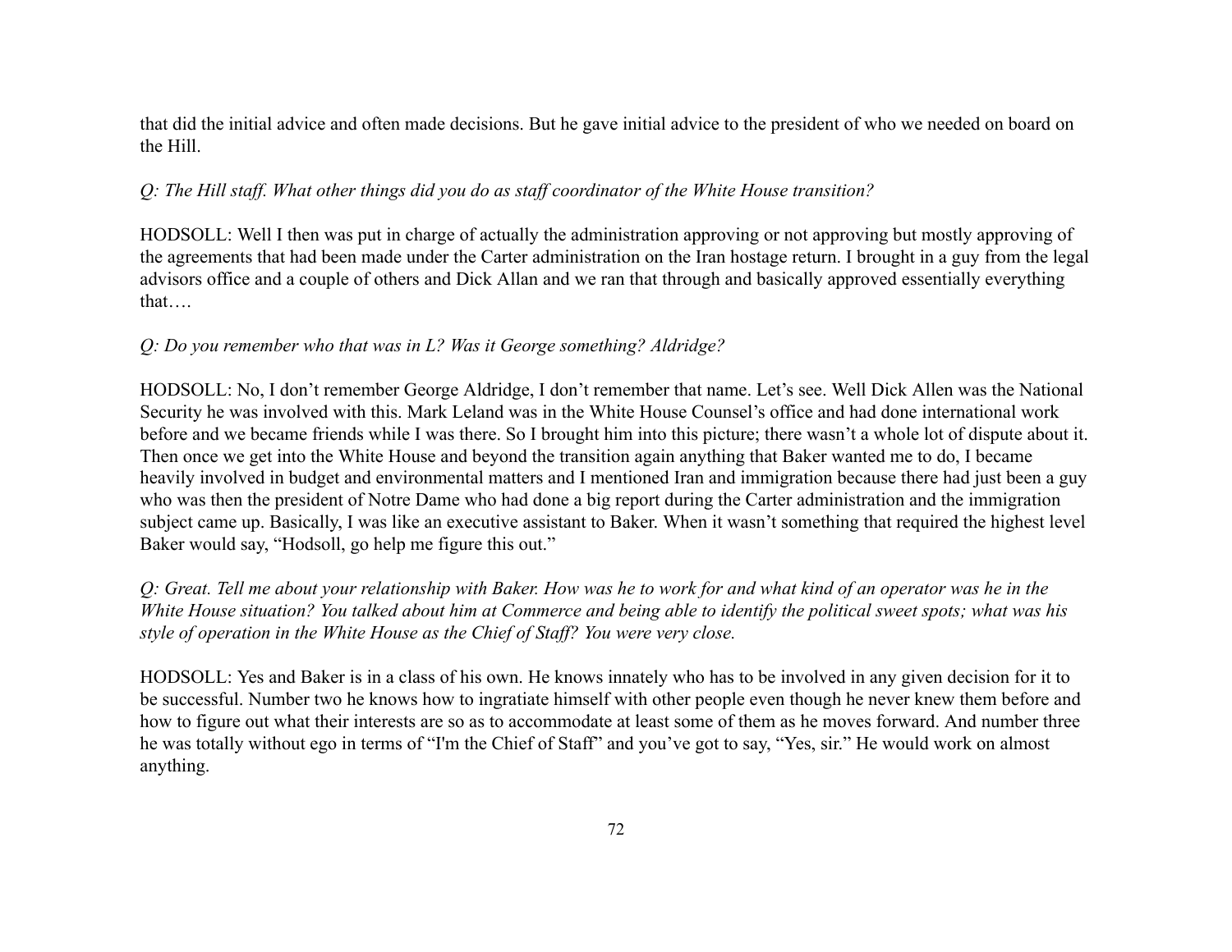that did the initial advice and often made decisions. But he gave initial advice to the president of who we needed on board on the Hill.

*Q: The Hill staff. What other things did you do as staff coordinator of the White House transition?*

HODSOLL: Well I then was put in charge of actually the administration approving or not approving but mostly approving of the agreements that had been made under the Carter administration on the Iran hostage return. I brought in a guy from the legal advisors office and a couple of others and Dick Allan and we ran that through and basically approved essentially everything that….

*Q: Do you remember who that was in L? Was it George something? Aldridge?*

HODSOLL: No, I don't remember George Aldridge, I don't remember that name. Let's see. Well Dick Allen was the National Security he was involved with this. Mark Leland was in the White House Counsel's office and had done international work before and we became friends while I was there. So I brought him into this picture; there wasn't a whole lot of dispute about it. Then once we get into the White House and beyond the transition again anything that Baker wanted me to do, I became heavily involved in budget and environmental matters and I mentioned Iran and immigration because there had just been a guy who was then the president of Notre Dame who had done a big report during the Carter administration and the immigration subject came up. Basically, I was like an executive assistant to Baker. When it wasn't something that required the highest level Baker would say, "Hodsoll, go help me figure this out."

*Q: Great. Tell me about your relationship with Baker. How was he to work for and what kind of an operator was he in the White House situation? You talked about him at Commerce and being able to identify the political sweet spots; what was his style of operation in the White House as the Chief of Staff? You were very close.*

HODSOLL: Yes and Baker is in a class of his own. He knows innately who has to be involved in any given decision for it to be successful. Number two he knows how to ingratiate himself with other people even though he never knew them before and how to figure out what their interests are so as to accommodate at least some of them as he moves forward. And number three he was totally without ego in terms of "I'm the Chief of Staff" and you've got to say, "Yes, sir." He would work on almost anything.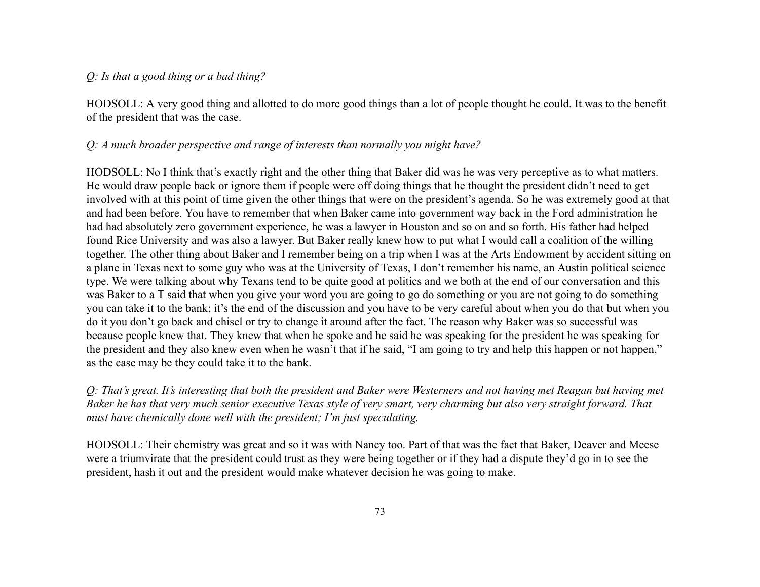*Q: Is that a good thing or a bad thing?*

HODSOLL: A very good thing and allotted to do more good things than a lot of people thought he could. It was to the benefit of the president that was the case.

*Q: A much broader perspective and range of interests than normally you might have?*

HODSOLL: No I think that's exactly right and the other thing that Baker did was he was very perceptive as to what matters. He would draw people back or ignore them if people were off doing things that he thought the president didn't need to get involved with at this point of time given the other things that were on the president's agenda. So he was extremely good at that and had been before. You have to remember that when Baker came into government way back in the Ford administration he had had absolutely zero government experience, he was a lawyer in Houston and so on and so forth. His father had helped found Rice University and was also a lawyer. But Baker really knew how to put what I would call a coalition of the willing together. The other thing about Baker and I remember being on a trip when I was at the Arts Endowment by accident sitting on a plane in Texas next to some guy who was at the University of Texas, I don't remember his name, an Austin political science type. We were talking about why Texans tend to be quite good at politics and we both at the end of our conversation and this was Baker to a T said that when you give your word you are going to go do something or you are not going to do something you can take it to the bank; it's the end of the discussion and you have to be very careful about when you do that but when you do it you don't go back and chisel or try to change it around after the fact. The reason why Baker was so successful was because people knew that. They knew that when he spoke and he said he was speaking for the president he was speaking for the president and they also knew even when he wasn't that if he said, "I am going to try and help this happen or not happen," as the case may be they could take it to the bank.

*Q: That's great. It's interesting that both the president and Baker were Westerners and not having met Reagan but having met Baker he has that very much senior executive Texas style of very smart, very charming but also very straight forward. That must have chemically done well with the president; I'm just speculating.*

HODSOLL: Their chemistry was great and so it was with Nancy too. Part of that was the fact that Baker, Deaver and Meese were a triumvirate that the president could trust as they were being together or if they had a dispute they'd go in to see the president, hash it out and the president would make whatever decision he was going to make.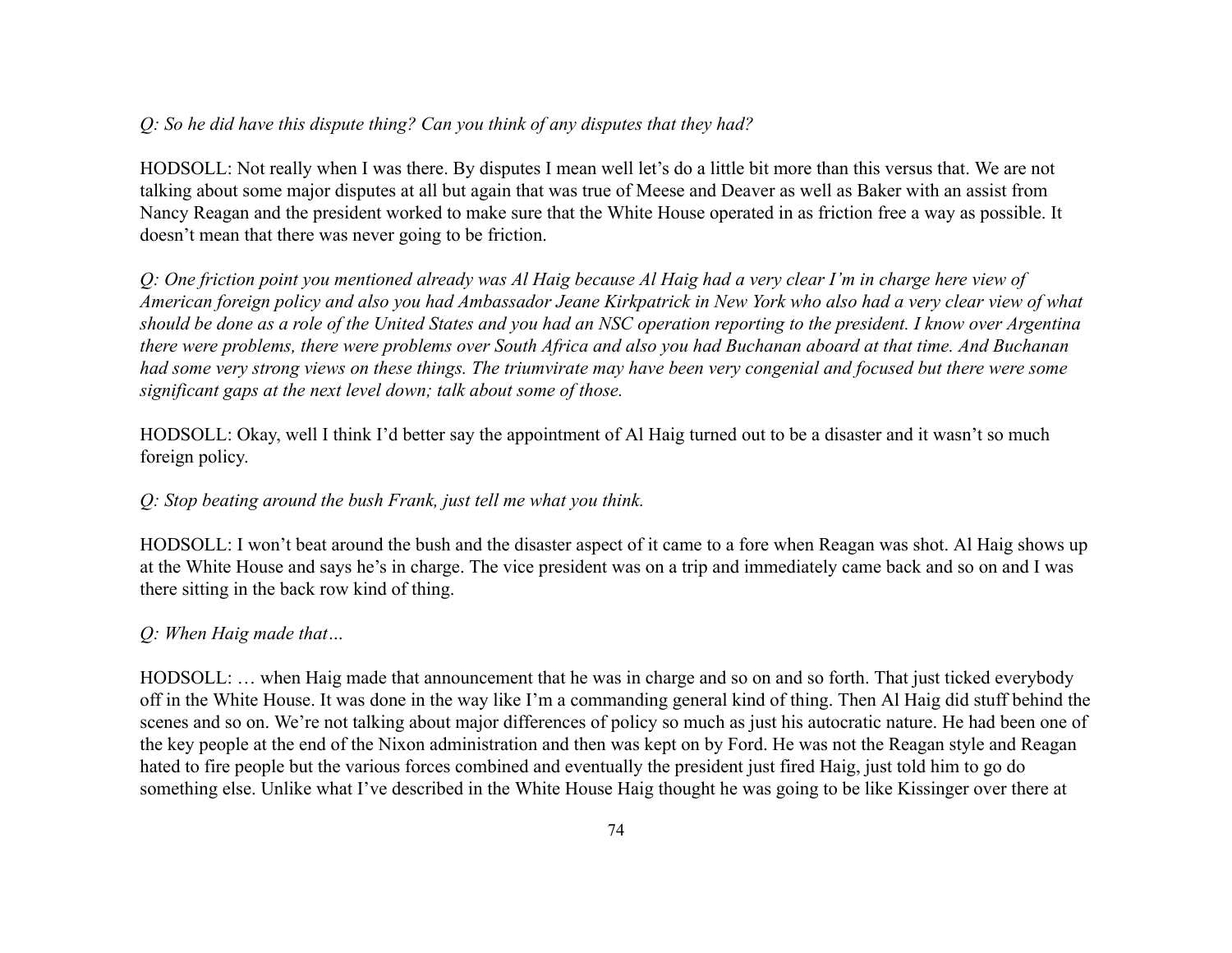*Q: So he did have this dispute thing? Can you think of any disputes that they had?*

HODSOLL: Not really when I was there. By disputes I mean well let's do a little bit more than this versus that. We are not talking about some major disputes at all but again that was true of Meese and Deaver as well as Baker with an assist from Nancy Reagan and the president worked to make sure that the White House operated in as friction free a way as possible. It doesn't mean that there was never going to be friction.

*Q: One friction point you mentioned already was Al Haig because Al Haig had a very clear I'm in charge here view of American foreign policy and also you had Ambassador Jeane Kirkpatrick in New York who also had a very clear view of what should be done as a role of the United States and you had an NSC operation reporting to the president. I know over Argentina there were problems, there were problems over South Africa and also you had Buchanan aboard at that time. And Buchanan had some very strong views on these things. The triumvirate may have been very congenial and focused but there were some significant gaps at the next level down; talk about some of those.*

HODSOLL: Okay, well I think I'd better say the appointment of Al Haig turned out to be a disaster and it wasn't so much foreign policy.

*Q: Stop beating around the bush Frank, just tell me what you think.*

HODSOLL: I won't beat around the bush and the disaster aspect of it came to a fore when Reagan was shot. Al Haig shows up at the White House and says he's in charge. The vice president was on a trip and immediately came back and so on and I was there sitting in the back row kind of thing.

*Q: When Haig made that…*

HODSOLL: … when Haig made that announcement that he was in charge and so on and so forth. That just ticked everybody off in the White House. It was done in the way like I'm a commanding general kind of thing. Then Al Haig did stuff behind the scenes and so on. We're not talking about major differences of policy so much as just his autocratic nature. He had been one of the key people at the end of the Nixon administration and then was kept on by Ford. He was not the Reagan style and Reagan hated to fire people but the various forces combined and eventually the president just fired Haig, just told him to go do something else. Unlike what I've described in the White House Haig thought he was going to be like Kissinger over there at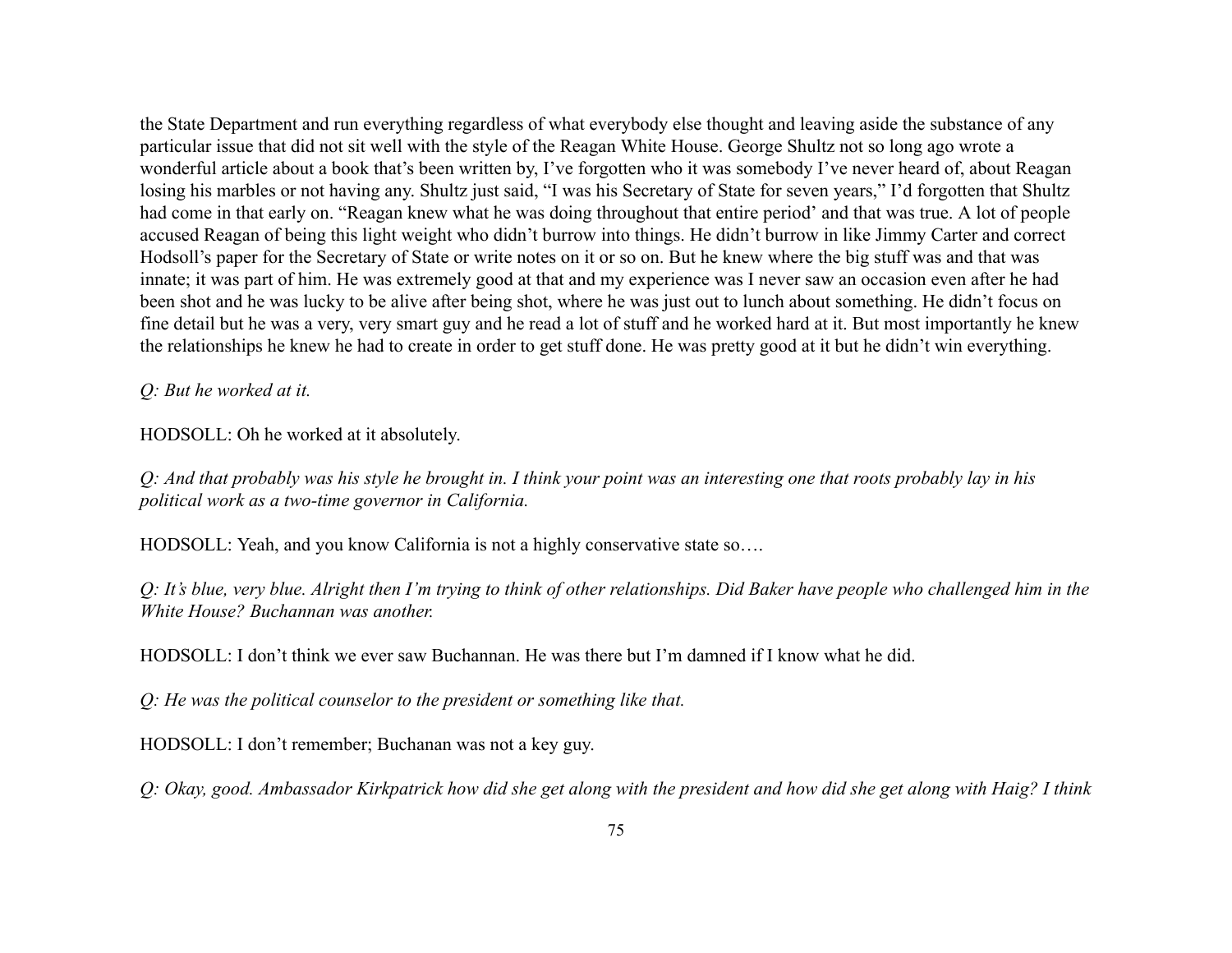the State Department and run everything regardless of what everybody else thought and leaving aside the substance of any particular issue that did not sit well with the style of the Reagan White House. George Shultz not so long ago wrote a wonderful article about a book that's been written by, I've forgotten who it was somebody I've never heard of, about Reagan losing his marbles or not having any. Shultz just said, "I was his Secretary of State for seven years," I'd forgotten that Shultz had come in that early on. "Reagan knew what he was doing throughout that entire period' and that was true. A lot of people accused Reagan of being this light weight who didn't burrow into things. He didn't burrow in like Jimmy Carter and correct Hodsoll's paper for the Secretary of State or write notes on it or so on. But he knew where the big stuff was and that was innate; it was part of him. He was extremely good at that and my experience was I never saw an occasion even after he had been shot and he was lucky to be alive after being shot, where he was just out to lunch about something. He didn't focus on fine detail but he was a very, very smart guy and he read a lot of stuff and he worked hard at it. But most importantly he knew the relationships he knew he had to create in order to get stuff done. He was pretty good at it but he didn't win everything.

*Q: But he worked at it.*

HODSOLL: Oh he worked at it absolutely.

*Q: And that probably was his style he brought in. I think your point was an interesting one that roots probably lay in his political work as a two-time governor in California.*

HODSOLL: Yeah, and you know California is not a highly conservative state so….

*Q: It's blue, very blue. Alright then I'm trying to think of other relationships. Did Baker have people who challenged him in the White House? Buchannan was another.*

HODSOLL: I don't think we ever saw Buchannan. He was there but I'm damned if I know what he did.

*Q: He was the political counselor to the president or something like that.*

HODSOLL: I don't remember; Buchanan was not a key guy.

*Q: Okay, good. Ambassador Kirkpatrick how did she get along with the president and how did she get along with Haig? I think*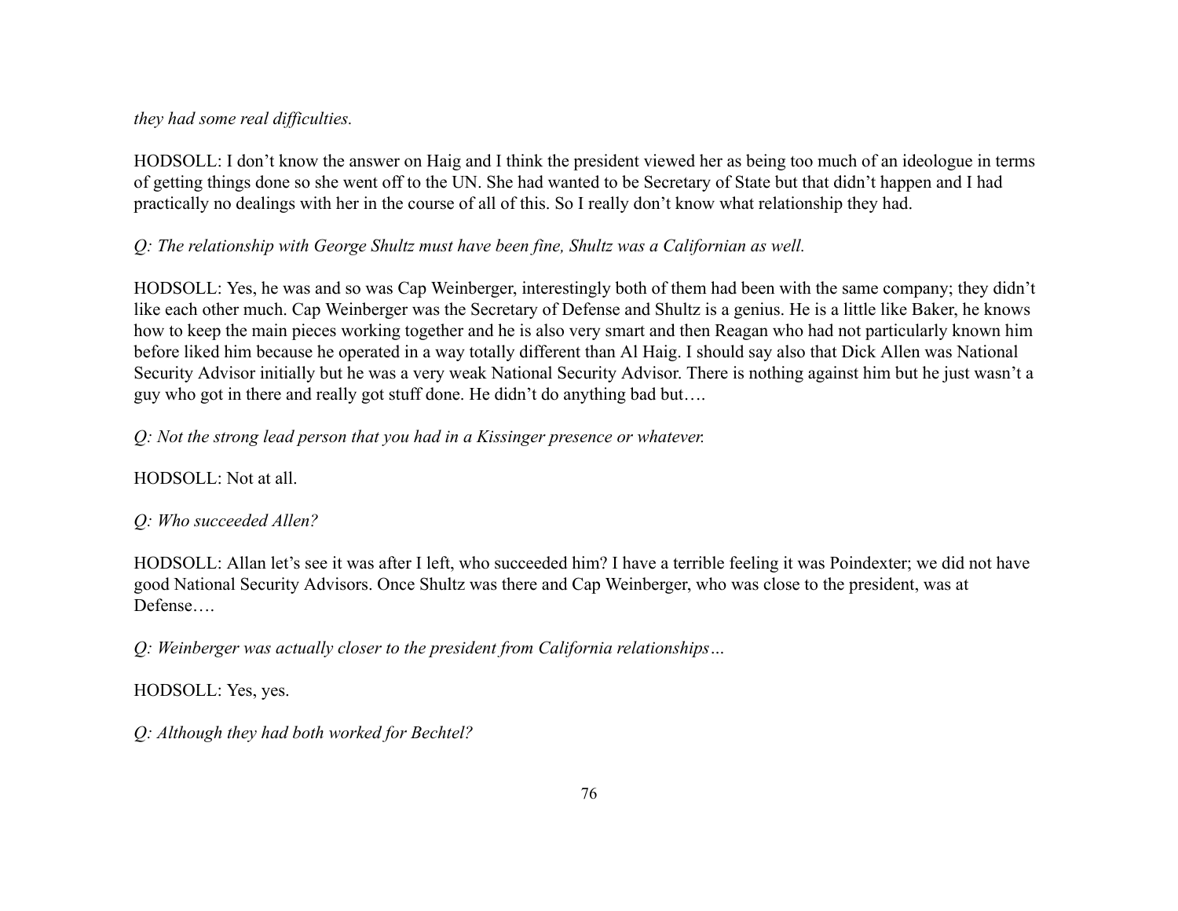*they had some real difficulties.*

HODSOLL: I don't know the answer on Haig and I think the president viewed her as being too much of an ideologue in terms of getting things done so she went off to the UN. She had wanted to be Secretary of State but that didn't happen and I had practically no dealings with her in the course of all of this. So I really don't know what relationship they had.

*Q: The relationship with George Shultz must have been fine, Shultz was a Californian as well.*

HODSOLL: Yes, he was and so was Cap Weinberger, interestingly both of them had been with the same company; they didn't like each other much. Cap Weinberger was the Secretary of Defense and Shultz is a genius. He is a little like Baker, he knows how to keep the main pieces working together and he is also very smart and then Reagan who had not particularly known him before liked him because he operated in a way totally different than Al Haig. I should say also that Dick Allen was National Security Advisor initially but he was a very weak National Security Advisor. There is nothing against him but he just wasn't a guy who got in there and really got stuff done. He didn't do anything bad but….

*Q: Not the strong lead person that you had in a Kissinger presence or whatever.*

HODSOLL: Not at all.

*Q: Who succeeded Allen?*

HODSOLL: Allan let's see it was after I left, who succeeded him? I have a terrible feeling it was Poindexter; we did not have good National Security Advisors. Once Shultz was there and Cap Weinberger, who was close to the president, was at Defense….

*Q: Weinberger was actually closer to the president from California relationships…*

HODSOLL: Yes, yes.

*Q: Although they had both worked for Bechtel?*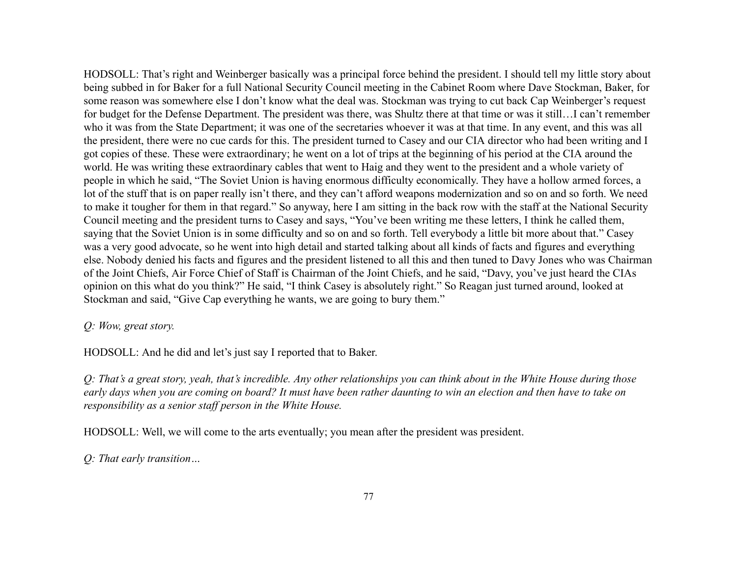HODSOLL: That's right and Weinberger basically was a principal force behind the president. I should tell my little story about being subbed in for Baker for a full National Security Council meeting in the Cabinet Room where Dave Stockman, Baker, for some reason was somewhere else I don't know what the deal was. Stockman was trying to cut back Cap Weinberger's request for budget for the Defense Department. The president was there, was Shultz there at that time or was it still…I can't remember who it was from the State Department; it was one of the secretaries whoever it was at that time. In any event, and this was all the president, there were no cue cards for this. The president turned to Casey and our CIA director who had been writing and I got copies of these. These were extraordinary; he went on a lot of trips at the beginning of his period at the CIA around the world. He was writing these extraordinary cables that went to Haig and they went to the president and a whole variety of people in which he said, "The Soviet Union is having enormous difficulty economically. They have a hollow armed forces, a lot of the stuff that is on paper really isn't there, and they can't afford weapons modernization and so on and so forth. We need to make it tougher for them in that regard." So anyway, here I am sitting in the back row with the staff at the National Security Council meeting and the president turns to Casey and says, "You've been writing me these letters, I think he called them, saying that the Soviet Union is in some difficulty and so on and so forth. Tell everybody a little bit more about that." Casey was a very good advocate, so he went into high detail and started talking about all kinds of facts and figures and everything else. Nobody denied his facts and figures and the president listened to all this and then tuned to Davy Jones who was Chairman of the Joint Chiefs, Air Force Chief of Staff is Chairman of the Joint Chiefs, and he said, "Davy, you've just heard the CIAs opinion on this what do you think?" He said, "I think Casey is absolutely right." So Reagan just turned around, looked at Stockman and said, "Give Cap everything he wants, we are going to bury them."

*Q: Wow, great story.*

HODSOLL: And he did and let's just say I reported that to Baker.

*Q: That's a great story, yeah, that's incredible. Any other relationships you can think about in the White House during those early days when you are coming on board? It must have been rather daunting to win an election and then have to take on responsibility as a senior staff person in the White House.*

HODSOLL: Well, we will come to the arts eventually; you mean after the president was president.

*Q: That early transition…*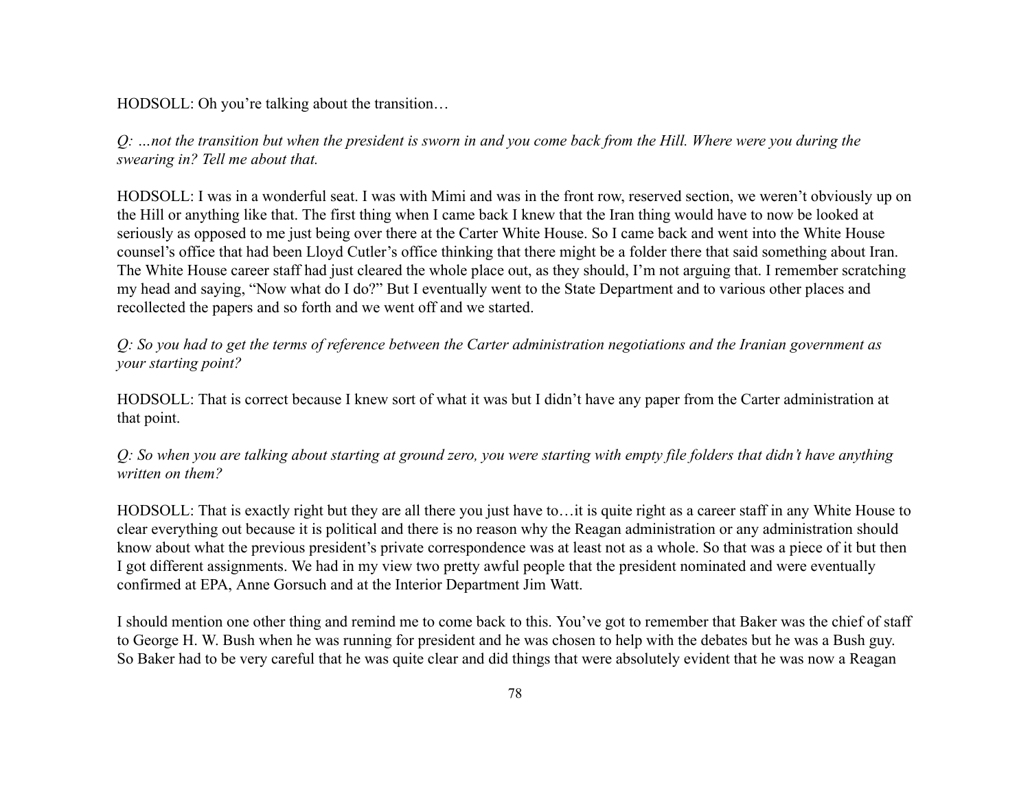HODSOLL: Oh you're talking about the transition…

*Q: …not the transition but when the president is sworn in and you come back from the Hill. Where were you during the swearing in? Tell me about that.*

HODSOLL: I was in a wonderful seat. I was with Mimi and was in the front row, reserved section, we weren't obviously up on the Hill or anything like that. The first thing when I came back I knew that the Iran thing would have to now be looked at seriously as opposed to me just being over there at the Carter White House. So I came back and went into the White House counsel's office that had been Lloyd Cutler's office thinking that there might be a folder there that said something about Iran. The White House career staff had just cleared the whole place out, as they should, I'm not arguing that. I remember scratching my head and saying, "Now what do I do?" But I eventually went to the State Department and to various other places and recollected the papers and so forth and we went off and we started.

*Q: So you had to get the terms of reference between the Carter administration negotiations and the Iranian government as your starting point?*

HODSOLL: That is correct because I knew sort of what it was but I didn't have any paper from the Carter administration at that point.

*Q: So when you are talking about starting at ground zero, you were starting with empty file folders that didn't have anything written on them?*

HODSOLL: That is exactly right but they are all there you just have to…it is quite right as a career staff in any White House to clear everything out because it is political and there is no reason why the Reagan administration or any administration should know about what the previous president's private correspondence was at least not as a whole. So that was a piece of it but then I got different assignments. We had in my view two pretty awful people that the president nominated and were eventually confirmed at EPA, Anne Gorsuch and at the Interior Department Jim Watt.

I should mention one other thing and remind me to come back to this. You've got to remember that Baker was the chief of staff to George H. W. Bush when he was running for president and he was chosen to help with the debates but he was a Bush guy. So Baker had to be very careful that he was quite clear and did things that were absolutely evident that he was now a Reagan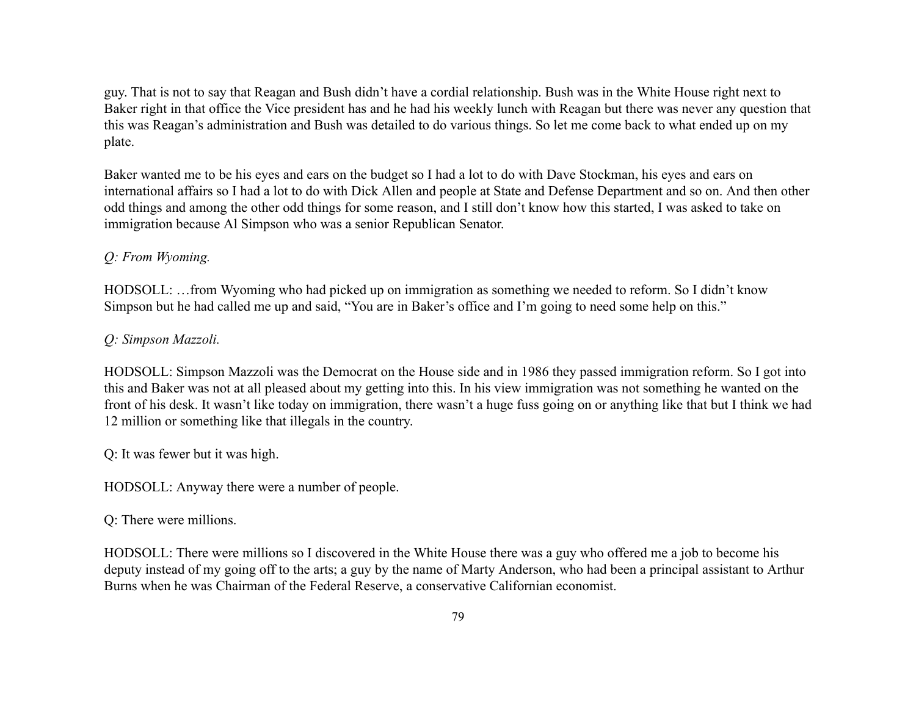guy. That is not to say that Reagan and Bush didn't have a cordial relationship. Bush was in the White House right next to Baker right in that office the Vice president has and he had his weekly lunch with Reagan but there was never any question that this was Reagan's administration and Bush was detailed to do various things. So let me come back to what ended up on my plate.

Baker wanted me to be his eyes and ears on the budget so I had a lot to do with Dave Stockman, his eyes and ears on international affairs so I had a lot to do with Dick Allen and people at State and Defense Department and so on. And then other odd things and among the other odd things for some reason, and I still don't know how this started, I was asked to take on immigration because Al Simpson who was a senior Republican Senator.

*Q: From Wyoming.*

HODSOLL: …from Wyoming who had picked up on immigration as something we needed to reform. So I didn't know Simpson but he had called me up and said, "You are in Baker's office and I'm going to need some help on this."

*Q: Simpson Mazzoli.*

HODSOLL: Simpson Mazzoli was the Democrat on the House side and in 1986 they passed immigration reform. So I got into this and Baker was not at all pleased about my getting into this. In his view immigration was not something he wanted on the front of his desk. It wasn't like today on immigration, there wasn't a huge fuss going on or anything like that but I think we had 12 million or something like that illegals in the country.

Q: It was fewer but it was high.

HODSOLL: Anyway there were a number of people.

Q: There were millions.

HODSOLL: There were millions so I discovered in the White House there was a guy who offered me a job to become his deputy instead of my going off to the arts; a guy by the name of Marty Anderson, who had been a principal assistant to Arthur Burns when he was Chairman of the Federal Reserve, a conservative Californian economist.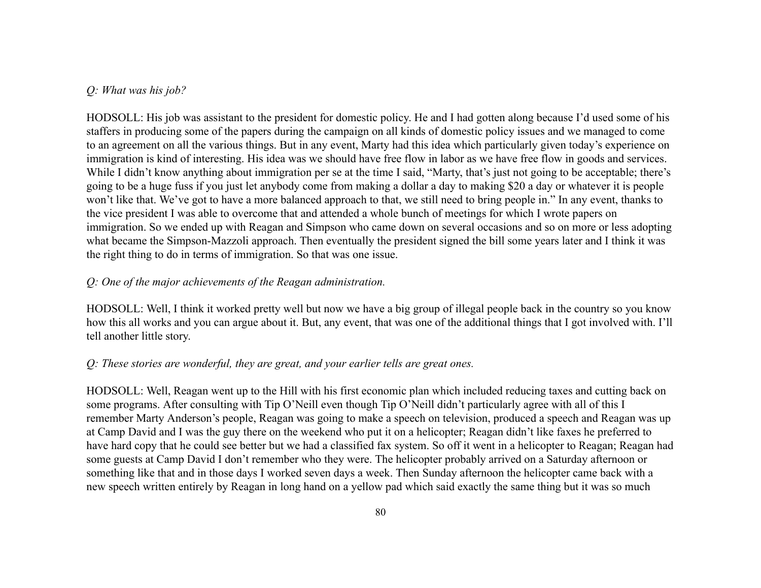*Q: What was his job?*

HODSOLL: His job was assistant to the president for domestic policy. He and I had gotten along because I'd used some of his staffers in producing some of the papers during the campaign on all kinds of domestic policy issues and we managed to come to an agreement on all the various things. But in any event, Marty had this idea which particularly given today's experience on immigration is kind of interesting. His idea was we should have free flow in labor as we have free flow in goods and services. While I didn't know anything about immigration per se at the time I said, "Marty, that's just not going to be acceptable; there's going to be a huge fuss if you just let anybody come from making a dollar a day to making $20 a day or whatever it is people won't like that. We've got to have a more balanced approach to that, we still need to bring people in." In any event, thanks to the vice president I was able to overcome that and attended a whole bunch of meetings for which I wrote papers on immigration. So we ended up with Reagan and Simpson who came down on several occasions and so on more or less adopting what became the Simpson-Mazzoli approach. Then eventually the president signed the bill some years later and I think it was the right thing to do in terms of immigration. So that was one issue.

*Q: One of the major achievements of the Reagan administration.*

HODSOLL: Well, I think it worked pretty well but now we have a big group of illegal people back in the country so you know how this all works and you can argue about it. But, any event, that was one of the additional things that I got involved with. I'll tell another little story.

*Q: These stories are wonderful, they are great, and your earlier tells are great ones.*

HODSOLL: Well, Reagan went up to the Hill with his first economic plan which included reducing taxes and cutting back on some programs. After consulting with Tip O'Neill even though Tip O'Neill didn't particularly agree with all of this I remember Marty Anderson's people, Reagan was going to make a speech on television, produced a speech and Reagan was up at Camp David and I was the guy there on the weekend who put it on a helicopter; Reagan didn't like faxes he preferred to have hard copy that he could see better but we had a classified fax system. So off it went in a helicopter to Reagan; Reagan had some guests at Camp David I don't remember who they were. The helicopter probably arrived on a Saturday afternoon or something like that and in those days I worked seven days a week. Then Sunday afternoon the helicopter came back with a new speech written entirely by Reagan in long hand on a yellow pad which said exactly the same thing but it was so much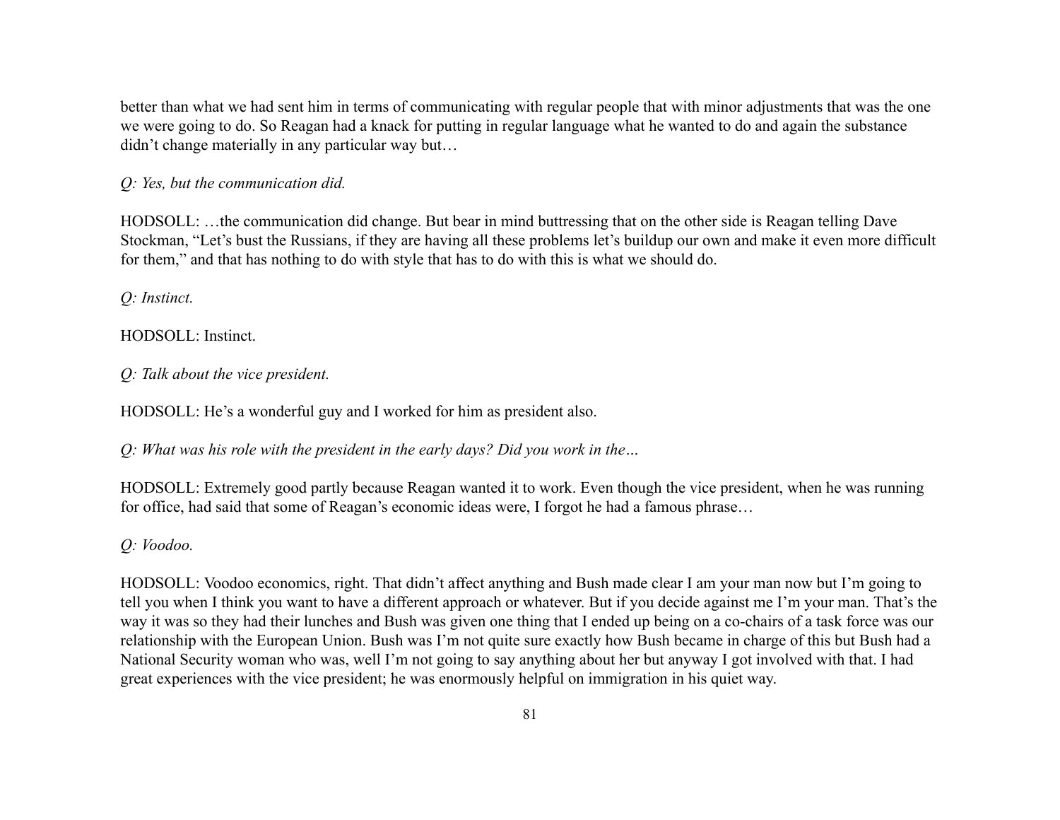better than what we had sent him in terms of communicating with regular people that with minor adjustments that was the one we were going to do. So Reagan had a knack for putting in regular language what he wanted to do and again the substance didn't change materially in any particular way but…

*Q: Yes, but the communication did.*

HODSOLL: …the communication did change. But bear in mind buttressing that on the other side is Reagan telling Dave Stockman, "Let's bust the Russians, if they are having all these problems let's buildup our own and make it even more difficult for them," and that has nothing to do with style that has to do with this is what we should do.

*Q: Instinct.*

HODSOLL: Instinct.

*Q: Talk about the vice president.*

HODSOLL: He's a wonderful guy and I worked for him as president also.

*Q: What was his role with the president in the early days? Did you work in the…*

HODSOLL: Extremely good partly because Reagan wanted it to work. Even though the vice president, when he was running for office, had said that some of Reagan's economic ideas were, I forgot he had a famous phrase…

*Q: Voodoo.*

HODSOLL: Voodoo economics, right. That didn't affect anything and Bush made clear I am your man now but I'm going to tell you when I think you want to have a different approach or whatever. But if you decide against me I'm your man. That's the way it was so they had their lunches and Bush was given one thing that I ended up being on a co-chairs of a task force was our relationship with the European Union. Bush was I'm not quite sure exactly how Bush became in charge of this but Bush had a National Security woman who was, well I'm not going to say anything about her but anyway I got involved with that. I had great experiences with the vice president; he was enormously helpful on immigration in his quiet way.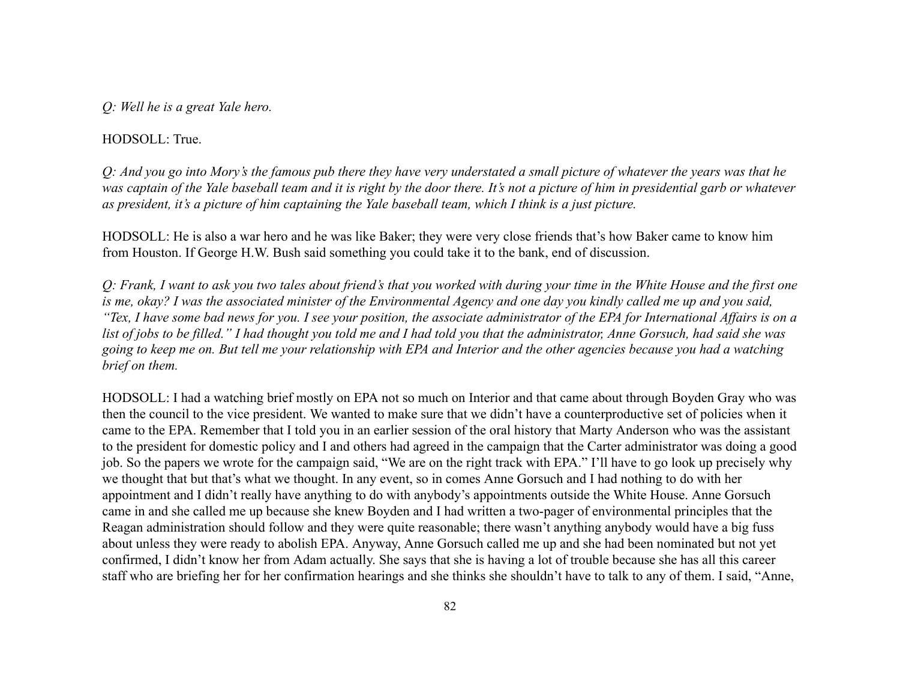*Q: Well he is a great Yale hero.*

HODSOLL: True.

*Q: And you go into Mory's the famous pub there they have very understated a small picture of whatever the years was that he was captain of the Yale baseball team and it is right by the door there. It's not a picture of him in presidential garb or whatever as president, it's a picture of him captaining the Yale baseball team, which I think is a just picture.*

HODSOLL: He is also a war hero and he was like Baker; they were very close friends that's how Baker came to know him from Houston. If George H.W. Bush said something you could take it to the bank, end of discussion.

*Q: Frank, I want to ask you two tales about friend's that you worked with during your time in the White House and the first one is me, okay? I was the associated minister of the Environmental Agency and one day you kindly called me up and you said, "Tex, I have some bad news for you. I see your position, the associate administrator of the EPA for International Affairs is on a list of jobs to be filled." I had thought you told me and I had told you that the administrator, Anne Gorsuch, had said she was going to keep me on. But tell me your relationship with EPA and Interior and the other agencies because you had a watching brief on them.*

HODSOLL: I had a watching brief mostly on EPA not so much on Interior and that came about through Boyden Gray who was then the council to the vice president. We wanted to make sure that we didn't have a counterproductive set of policies when it came to the EPA. Remember that I told you in an earlier session of the oral history that Marty Anderson who was the assistant to the president for domestic policy and I and others had agreed in the campaign that the Carter administrator was doing a good job. So the papers we wrote for the campaign said, "We are on the right track with EPA." I'll have to go look up precisely why we thought that but that's what we thought. In any event, so in comes Anne Gorsuch and I had nothing to do with her appointment and I didn't really have anything to do with anybody's appointments outside the White House. Anne Gorsuch came in and she called me up because she knew Boyden and I had written a two-pager of environmental principles that the Reagan administration should follow and they were quite reasonable; there wasn't anything anybody would have a big fuss about unless they were ready to abolish EPA. Anyway, Anne Gorsuch called me up and she had been nominated but not yet confirmed, I didn't know her from Adam actually. She says that she is having a lot of trouble because she has all this career staff who are briefing her for her confirmation hearings and she thinks she shouldn't have to talk to any of them. I said, "Anne,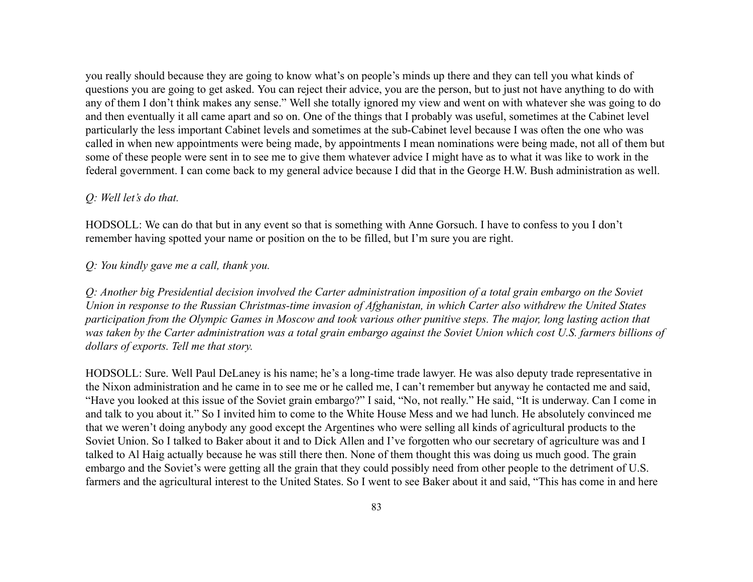you really should because they are going to know what's on people's minds up there and they can tell you what kinds of questions you are going to get asked. You can reject their advice, you are the person, but to just not have anything to do with any of them I don't think makes any sense." Well she totally ignored my view and went on with whatever she was going to do and then eventually it all came apart and so on. One of the things that I probably was useful, sometimes at the Cabinet level particularly the less important Cabinet levels and sometimes at the sub-Cabinet level because I was often the one who was called in when new appointments were being made, by appointments I mean nominations were being made, not all of them but some of these people were sent in to see me to give them whatever advice I might have as to what it was like to work in the federal government. I can come back to my general advice because I did that in the George H.W. Bush administration as well.

*Q: Well let's do that.*

HODSOLL: We can do that but in any event so that is something with Anne Gorsuch. I have to confess to you I don't remember having spotted your name or position on the to be filled, but I'm sure you are right.

*Q: You kindly gave me a call, thank you.*

*Q: Another big Presidential decision involved the Carter administration imposition of a total grain embargo on the Soviet Union in response to the Russian Christmas-time invasion of Afghanistan, in which Carter also withdrew the United States participation from the Olympic Games in Moscow and took various other punitive steps. The major, long lasting action that was taken by the Carter administration was a total grain embargo against the Soviet Union which cost U.S. farmers billions of dollars of exports. Tell me that story.*

HODSOLL: Sure. Well Paul DeLaney is his name; he's a long-time trade lawyer. He was also deputy trade representative in the Nixon administration and he came in to see me or he called me, I can't remember but anyway he contacted me and said, "Have you looked at this issue of the Soviet grain embargo?" I said, "No, not really." He said, "It is underway. Can I come in and talk to you about it." So I invited him to come to the White House Mess and we had lunch. He absolutely convinced me that we weren't doing anybody any good except the Argentines who were selling all kinds of agricultural products to the Soviet Union. So I talked to Baker about it and to Dick Allen and I've forgotten who our secretary of agriculture was and I talked to Al Haig actually because he was still there then. None of them thought this was doing us much good. The grain embargo and the Soviet's were getting all the grain that they could possibly need from other people to the detriment of U.S. farmers and the agricultural interest to the United States. So I went to see Baker about it and said, "This has come in and here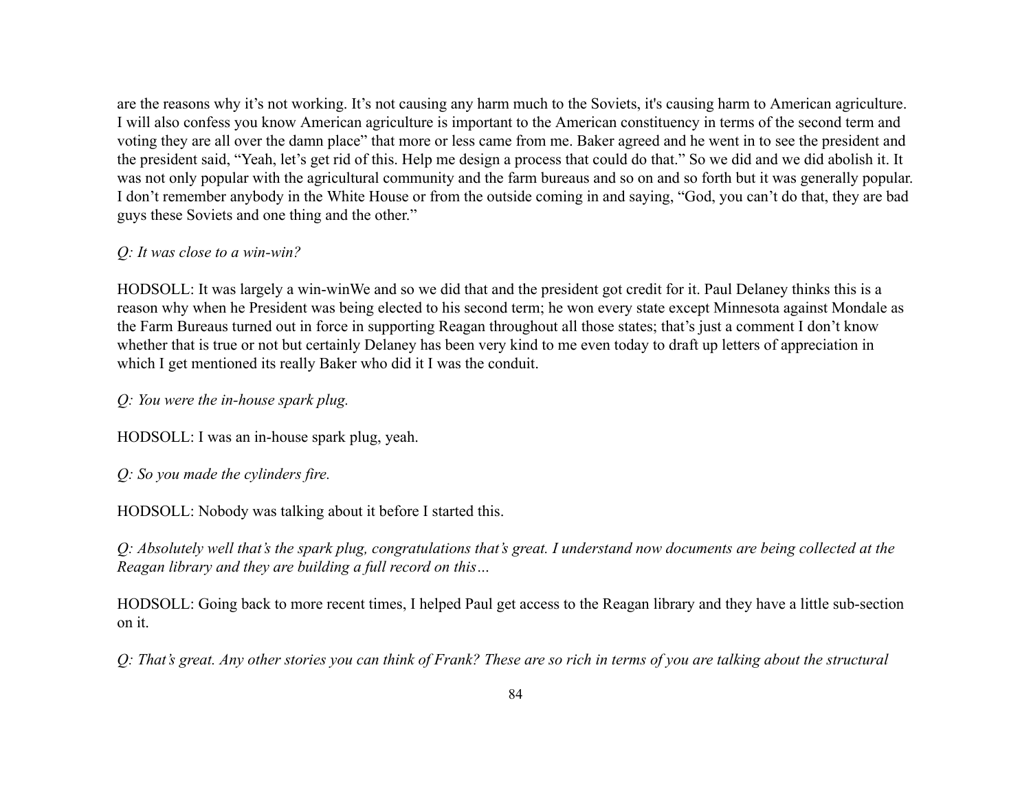are the reasons why it's not working. It's not causing any harm much to the Soviets, it's causing harm to American agriculture. I will also confess you know American agriculture is important to the American constituency in terms of the second term and voting they are all over the damn place" that more or less came from me. Baker agreed and he went in to see the president and the president said, "Yeah, let's get rid of this. Help me design a process that could do that." So we did and we did abolish it. It was not only popular with the agricultural community and the farm bureaus and so on and so forth but it was generally popular. I don't remember anybody in the White House or from the outside coming in and saying, "God, you can't do that, they are bad guys these Soviets and one thing and the other."

*Q: It was close to a win-win?*

HODSOLL: It was largely a win-winWe and so we did that and the president got credit for it. Paul Delaney thinks this is a reason why when he President was being elected to his second term; he won every state except Minnesota against Mondale as the Farm Bureaus turned out in force in supporting Reagan throughout all those states; that's just a comment I don't know whether that is true or not but certainly Delaney has been very kind to me even today to draft up letters of appreciation in which I get mentioned its really Baker who did it I was the conduit.

*Q: You were the in-house spark plug.*

HODSOLL: I was an in-house spark plug, yeah.

*Q: So you made the cylinders fire.*

HODSOLL: Nobody was talking about it before I started this.

*Q: Absolutely well that's the spark plug, congratulations that's great. I understand now documents are being collected at the Reagan library and they are building a full record on this…*

HODSOLL: Going back to more recent times, I helped Paul get access to the Reagan library and they have a little sub-section on it.

*Q: That's great. Any other stories you can think of Frank? These are so rich in terms of you are talking about the structural*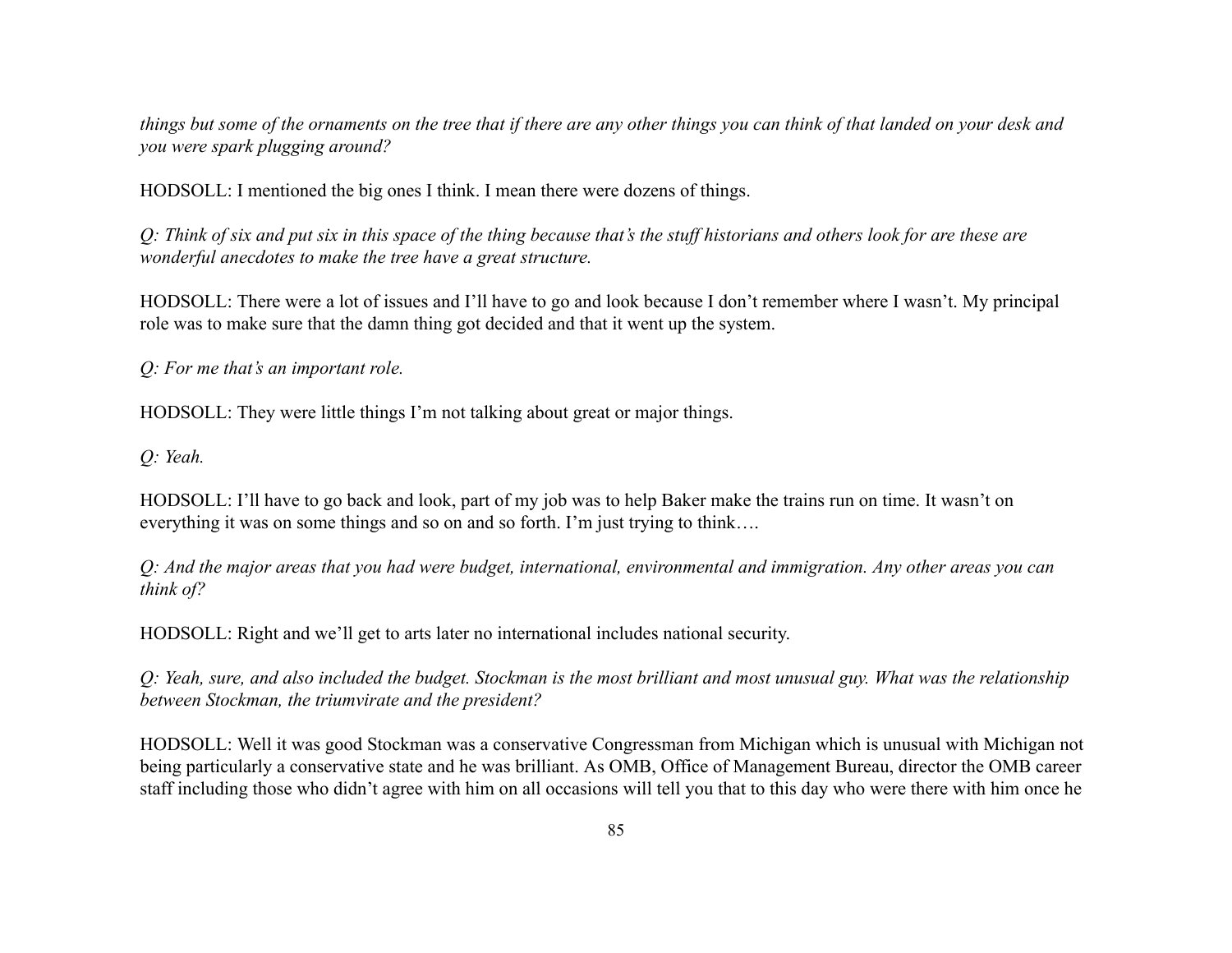*things but some of the ornaments on the tree that if there are any other things you can think of that landed on your desk and you were spark plugging around?*

HODSOLL: I mentioned the big ones I think. I mean there were dozens of things.

*Q: Think of six and put six in this space of the thing because that's the stuff historians and others look for are these are wonderful anecdotes to make the tree have a great structure.*

HODSOLL: There were a lot of issues and I'll have to go and look because I don't remember where I wasn't. My principal role was to make sure that the damn thing got decided and that it went up the system.

*Q: For me that's an important role.*

HODSOLL: They were little things I'm not talking about great or major things.

*Q: Yeah.*

HODSOLL: I'll have to go back and look, part of my job was to help Baker make the trains run on time. It wasn't on everything it was on some things and so on and so forth. I'm just trying to think….

*Q: And the major areas that you had were budget, international, environmental and immigration. Any other areas you can think of?*

HODSOLL: Right and we'll get to arts later no international includes national security.

*Q: Yeah, sure, and also included the budget. Stockman is the most brilliant and most unusual guy. What was the relationship between Stockman, the triumvirate and the president?*

HODSOLL: Well it was good Stockman was a conservative Congressman from Michigan which is unusual with Michigan not being particularly a conservative state and he was brilliant. As OMB, Office of Management Bureau, director the OMB career staff including those who didn't agree with him on all occasions will tell you that to this day who were there with him once he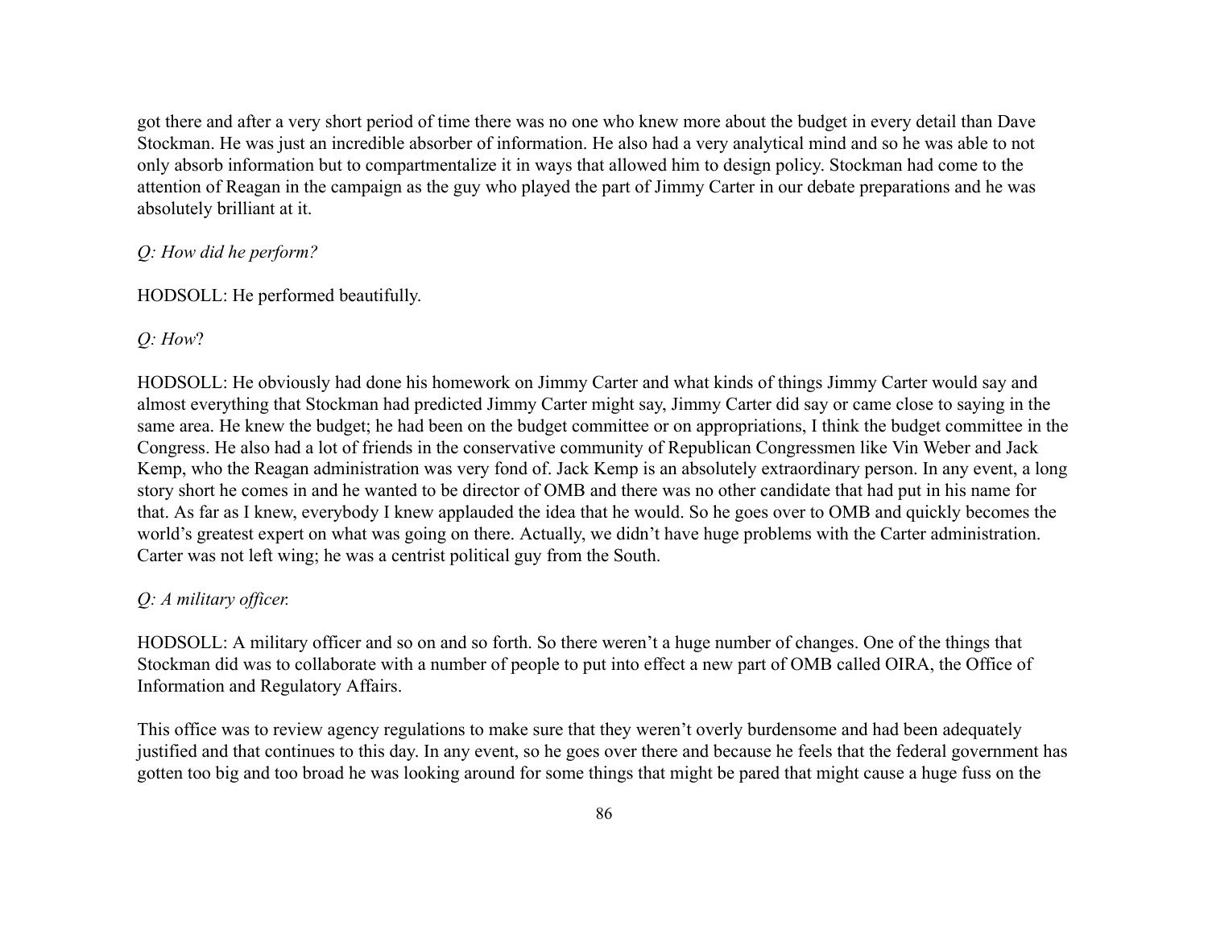got there and after a very short period of time there was no one who knew more about the budget in every detail than Dave Stockman. He was just an incredible absorber of information. He also had a very analytical mind and so he was able to not only absorb information but to compartmentalize it in ways that allowed him to design policy. Stockman had come to the attention of Reagan in the campaign as the guy who played the part of Jimmy Carter in our debate preparations and he was absolutely brilliant at it.

*Q: How did he perform?*

HODSOLL: He performed beautifully.

*Q: How*?

HODSOLL: He obviously had done his homework on Jimmy Carter and what kinds of things Jimmy Carter would say and almost everything that Stockman had predicted Jimmy Carter might say, Jimmy Carter did say or came close to saying in the same area. He knew the budget; he had been on the budget committee or on appropriations, I think the budget committee in the Congress. He also had a lot of friends in the conservative community of Republican Congressmen like Vin Weber and Jack Kemp, who the Reagan administration was very fond of. Jack Kemp is an absolutely extraordinary person. In any event, a long story short he comes in and he wanted to be director of OMB and there was no other candidate that had put in his name for that. As far as I knew, everybody I knew applauded the idea that he would. So he goes over to OMB and quickly becomes the world's greatest expert on what was going on there. Actually, we didn't have huge problems with the Carter administration. Carter was not left wing; he was a centrist political guy from the South.

*Q: A military officer.*

HODSOLL: A military officer and so on and so forth. So there weren't a huge number of changes. One of the things that Stockman did was to collaborate with a number of people to put into effect a new part of OMB called OIRA, the Office of Information and Regulatory Affairs.

This office was to review agency regulations to make sure that they weren't overly burdensome and had been adequately justified and that continues to this day. In any event, so he goes over there and because he feels that the federal government has gotten too big and too broad he was looking around for some things that might be pared that might cause a huge fuss on the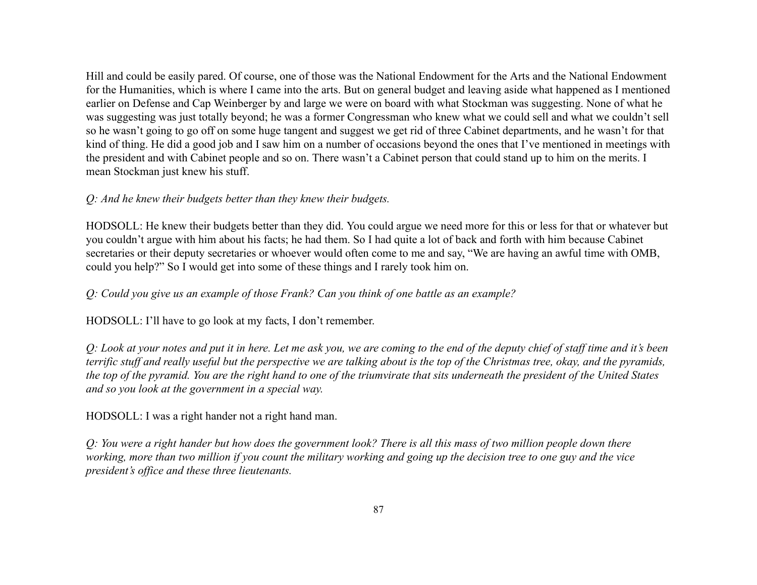Hill and could be easily pared. Of course, one of those was the National Endowment for the Arts and the National Endowment for the Humanities, which is where I came into the arts. But on general budget and leaving aside what happened as I mentioned earlier on Defense and Cap Weinberger by and large we were on board with what Stockman was suggesting. None of what he was suggesting was just totally beyond; he was a former Congressman who knew what we could sell and what we couldn't sell so he wasn't going to go off on some huge tangent and suggest we get rid of three Cabinet departments, and he wasn't for that kind of thing. He did a good job and I saw him on a number of occasions beyond the ones that I've mentioned in meetings with the president and with Cabinet people and so on. There wasn't a Cabinet person that could stand up to him on the merits. I mean Stockman just knew his stuff.

*Q: And he knew their budgets better than they knew their budgets.*

HODSOLL: He knew their budgets better than they did. You could argue we need more for this or less for that or whatever but you couldn't argue with him about his facts; he had them. So I had quite a lot of back and forth with him because Cabinet secretaries or their deputy secretaries or whoever would often come to me and say, "We are having an awful time with OMB, could you help?" So I would get into some of these things and I rarely took him on.

*Q: Could you give us an example of those Frank? Can you think of one battle as an example?*

HODSOLL: I'll have to go look at my facts, I don't remember.

*Q: Look at your notes and put it in here. Let me ask you, we are coming to the end of the deputy chief of staff time and it's been terrific stuff and really useful but the perspective we are talking about is the top of the Christmas tree, okay, and the pyramids, the top of the pyramid. You are the right hand to one of the triumvirate that sits underneath the president of the United States and so you look at the government in a special way.*

HODSOLL: I was a right hander not a right hand man.

*Q: You were a right hander but how does the government look? There is all this mass of two million people down there working, more than two million if you count the military working and going up the decision tree to one guy and the vice president's office and these three lieutenants.*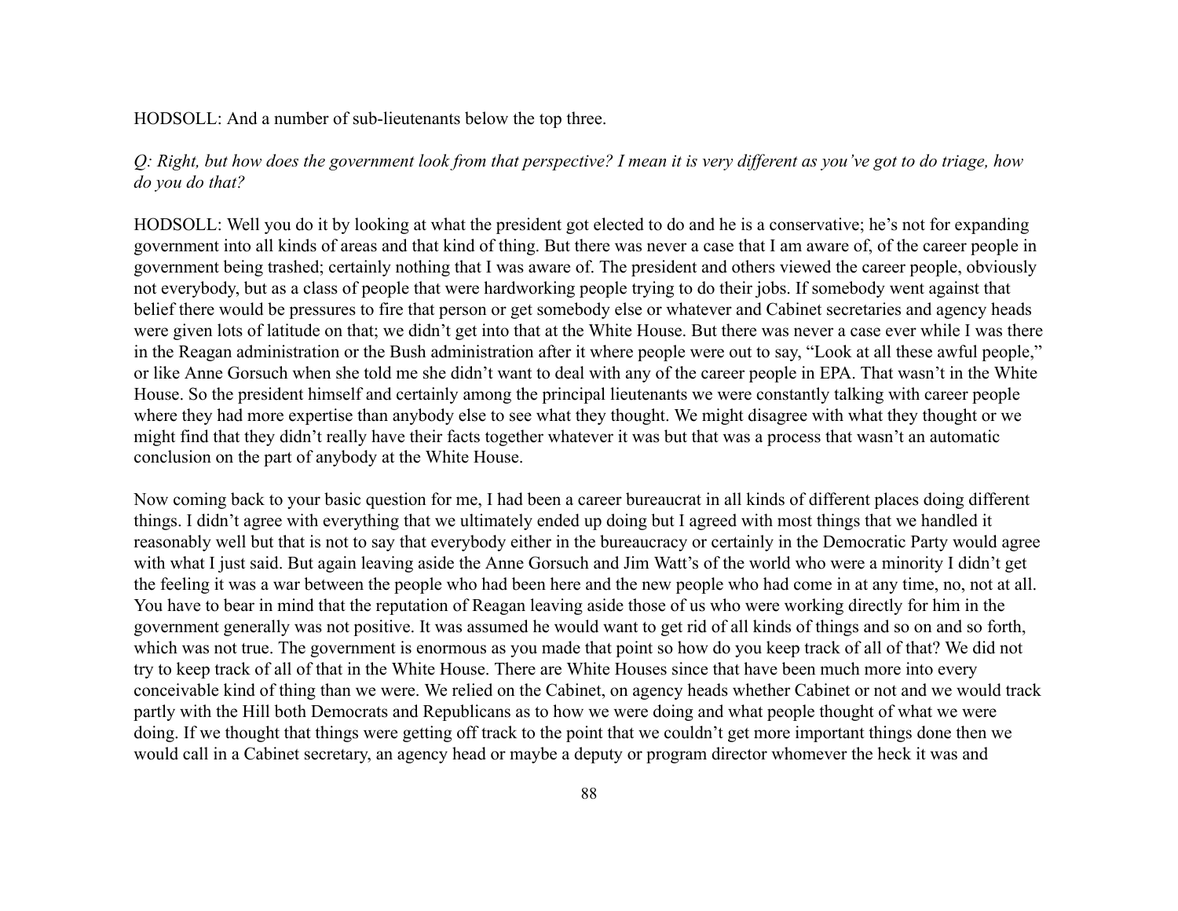HODSOLL: And a number of sub-lieutenants below the top three.

*Q: Right, but how does the government look from that perspective? I mean it is very different as you've got to do triage, how do you do that?*

HODSOLL: Well you do it by looking at what the president got elected to do and he is a conservative; he's not for expanding government into all kinds of areas and that kind of thing. But there was never a case that I am aware of, of the career people in government being trashed; certainly nothing that I was aware of. The president and others viewed the career people, obviously not everybody, but as a class of people that were hardworking people trying to do their jobs. If somebody went against that belief there would be pressures to fire that person or get somebody else or whatever and Cabinet secretaries and agency heads were given lots of latitude on that; we didn't get into that at the White House. But there was never a case ever while I was there in the Reagan administration or the Bush administration after it where people were out to say, "Look at all these awful people," or like Anne Gorsuch when she told me she didn't want to deal with any of the career people in EPA. That wasn't in the White House. So the president himself and certainly among the principal lieutenants we were constantly talking with career people where they had more expertise than anybody else to see what they thought. We might disagree with what they thought or we might find that they didn't really have their facts together whatever it was but that was a process that wasn't an automatic conclusion on the part of anybody at the White House.

Now coming back to your basic question for me, I had been a career bureaucrat in all kinds of different places doing different things. I didn't agree with everything that we ultimately ended up doing but I agreed with most things that we handled it reasonably well but that is not to say that everybody either in the bureaucracy or certainly in the Democratic Party would agree with what I just said. But again leaving aside the Anne Gorsuch and Jim Watt's of the world who were a minority I didn't get the feeling it was a war between the people who had been here and the new people who had come in at any time, no, not at all. You have to bear in mind that the reputation of Reagan leaving aside those of us who were working directly for him in the government generally was not positive. It was assumed he would want to get rid of all kinds of things and so on and so forth, which was not true. The government is enormous as you made that point so how do you keep track of all of that? We did not try to keep track of all of that in the White House. There are White Houses since that have been much more into every conceivable kind of thing than we were. We relied on the Cabinet, on agency heads whether Cabinet or not and we would track partly with the Hill both Democrats and Republicans as to how we were doing and what people thought of what we were doing. If we thought that things were getting off track to the point that we couldn't get more important things done then we would call in a Cabinet secretary, an agency head or maybe a deputy or program director whomever the heck it was and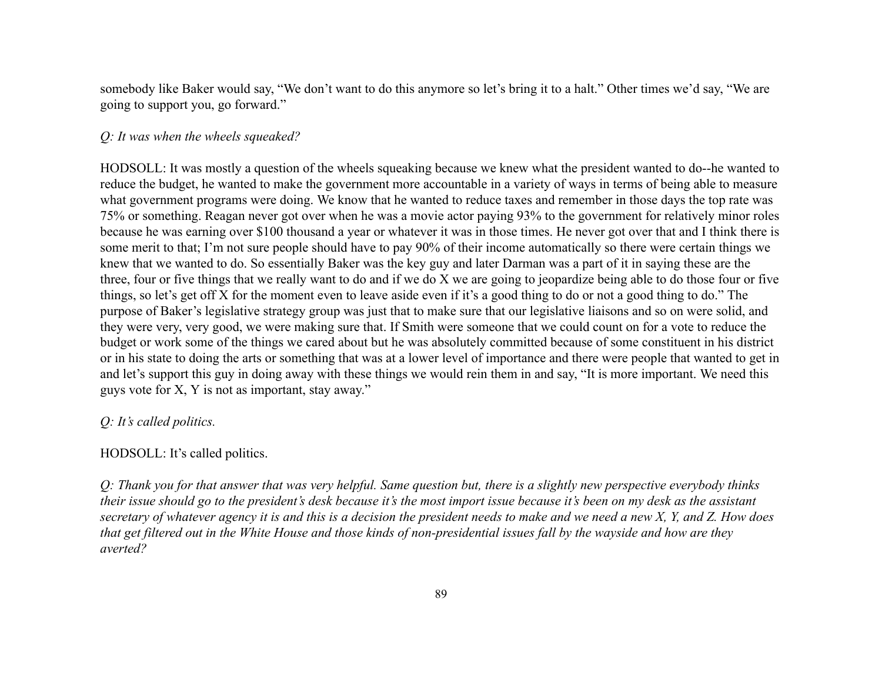somebody like Baker would say, "We don't want to do this anymore so let's bring it to a halt." Other times we'd say, "We are going to support you, go forward."

*Q: It was when the wheels squeaked?*

HODSOLL: It was mostly a question of the wheels squeaking because we knew what the president wanted to do--he wanted to reduce the budget, he wanted to make the government more accountable in a variety of ways in terms of being able to measure what government programs were doing. We know that he wanted to reduce taxes and remember in those days the top rate was 75% or something. Reagan never got over when he was a movie actor paying 93% to the government for relatively minor roles because he was earning over $100 thousand a year or whatever it was in those times. He never got over that and I think there is some merit to that; I'm not sure people should have to pay 90% of their income automatically so there were certain things we knew that we wanted to do. So essentially Baker was the key guy and later Darman was a part of it in saying these are the three, four or five things that we really want to do and if we do X we are going to jeopardize being able to do those four or five things, so let's get off X for the moment even to leave aside even if it's a good thing to do or not a good thing to do." The purpose of Baker's legislative strategy group was just that to make sure that our legislative liaisons and so on were solid, and they were very, very good, we were making sure that. If Smith were someone that we could count on for a vote to reduce the budget or work some of the things we cared about but he was absolutely committed because of some constituent in his district or in his state to doing the arts or something that was at a lower level of importance and there were people that wanted to get in and let's support this guy in doing away with these things we would rein them in and say, "It is more important. We need this guys vote for X, Y is not as important, stay away."

*Q: It's called politics.*

HODSOLL: It's called politics.

*Q: Thank you for that answer that was very helpful. Same question but, there is a slightly new perspective everybody thinks their issue should go to the president's desk because it's the most import issue because it's been on my desk as the assistant secretary of whatever agency it is and this is a decision the president needs to make and we need a new X, Y, and Z. How does that get filtered out in the White House and those kinds of non-presidential issues fall by the wayside and how are they averted?*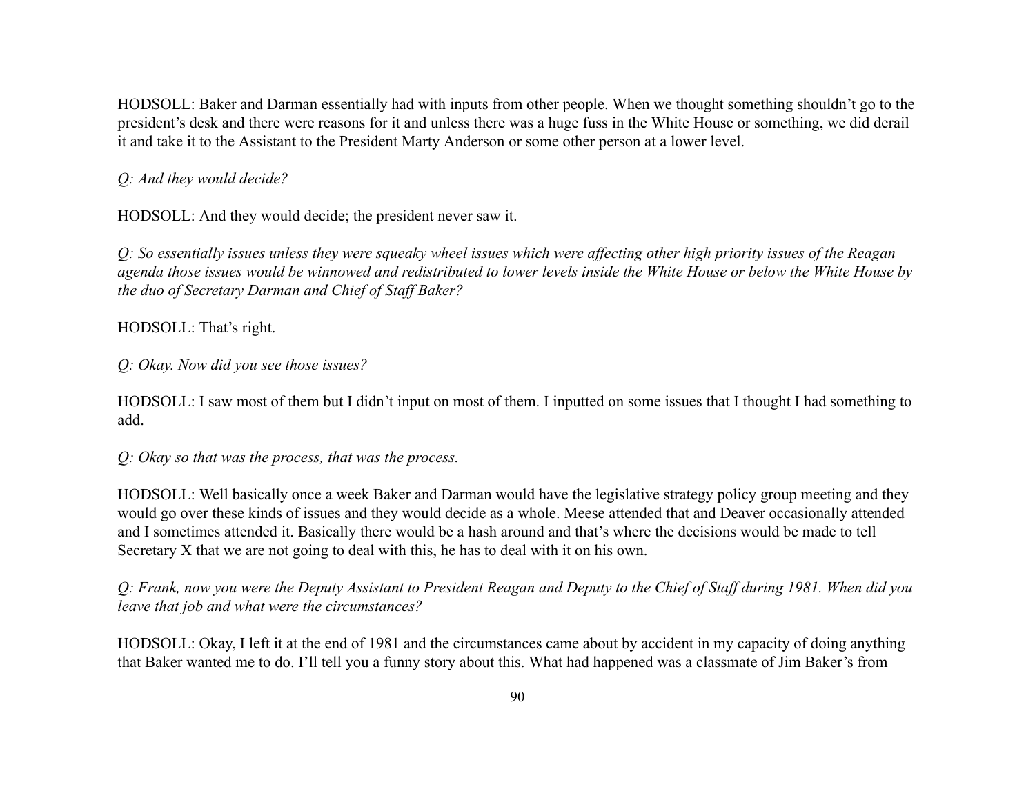HODSOLL: Baker and Darman essentially had with inputs from other people. When we thought something shouldn't go to the president's desk and there were reasons for it and unless there was a huge fuss in the White House or something, we did derail it and take it to the Assistant to the President Marty Anderson or some other person at a lower level.

*Q: And they would decide?*

HODSOLL: And they would decide; the president never saw it.

*Q: So essentially issues unless they were squeaky wheel issues which were affecting other high priority issues of the Reagan agenda those issues would be winnowed and redistributed to lower levels inside the White House or below the White House by the duo of Secretary Darman and Chief of Staff Baker?*

HODSOLL: That's right.

*Q: Okay. Now did you see those issues?*

HODSOLL: I saw most of them but I didn't input on most of them. I inputted on some issues that I thought I had something to add.

*Q: Okay so that was the process, that was the process.*

HODSOLL: Well basically once a week Baker and Darman would have the legislative strategy policy group meeting and they would go over these kinds of issues and they would decide as a whole. Meese attended that and Deaver occasionally attended and I sometimes attended it. Basically there would be a hash around and that's where the decisions would be made to tell Secretary X that we are not going to deal with this, he has to deal with it on his own.

*Q: Frank, now you were the Deputy Assistant to President Reagan and Deputy to the Chief of Staff during 1981. When did you leave that job and what were the circumstances?*

HODSOLL: Okay, I left it at the end of 1981 and the circumstances came about by accident in my capacity of doing anything that Baker wanted me to do. I'll tell you a funny story about this. What had happened was a classmate of Jim Baker's from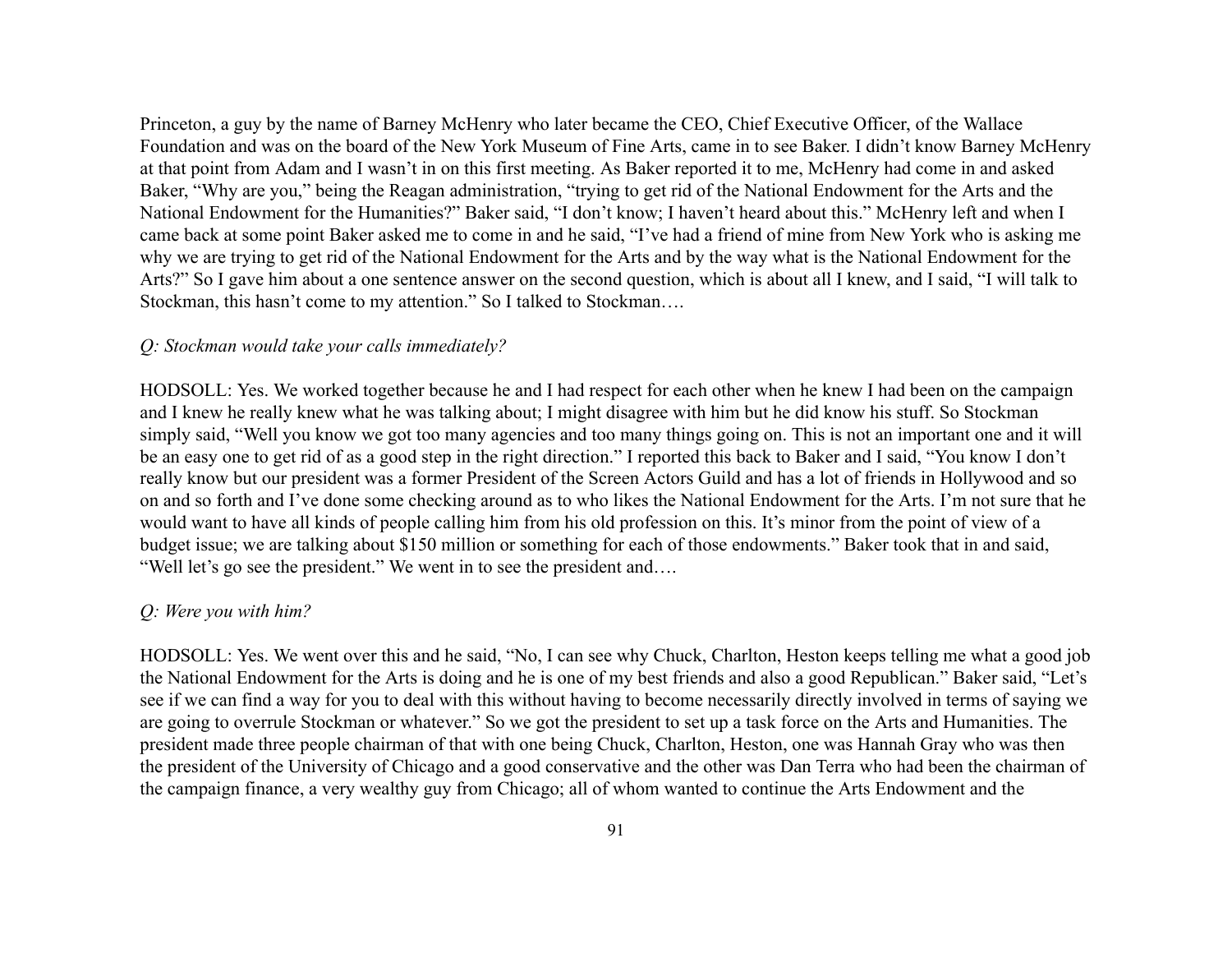Princeton, a guy by the name of Barney McHenry who later became the CEO, Chief Executive Officer, of the Wallace Foundation and was on the board of the New York Museum of Fine Arts, came in to see Baker. I didn't know Barney McHenry at that point from Adam and I wasn't in on this first meeting. As Baker reported it to me, McHenry had come in and asked Baker, "Why are you," being the Reagan administration, "trying to get rid of the National Endowment for the Arts and the National Endowment for the Humanities?" Baker said, "I don't know; I haven't heard about this." McHenry left and when I came back at some point Baker asked me to come in and he said, "I've had a friend of mine from New York who is asking me why we are trying to get rid of the National Endowment for the Arts and by the way what is the National Endowment for the Arts?" So I gave him about a one sentence answer on the second question, which is about all I knew, and I said, "I will talk to Stockman, this hasn't come to my attention." So I talked to Stockman….

*Q: Stockman would take your calls immediately?*

HODSOLL: Yes. We worked together because he and I had respect for each other when he knew I had been on the campaign and I knew he really knew what he was talking about; I might disagree with him but he did know his stuff. So Stockman simply said, "Well you know we got too many agencies and too many things going on. This is not an important one and it will be an easy one to get rid of as a good step in the right direction." I reported this back to Baker and I said, "You know I don't really know but our president was a former President of the Screen Actors Guild and has a lot of friends in Hollywood and so on and so forth and I've done some checking around as to who likes the National Endowment for the Arts. I'm not sure that he would want to have all kinds of people calling him from his old profession on this. It's minor from the point of view of a budget issue; we are talking about $150 million or something for each of those endowments." Baker took that in and said, "Well let's go see the president." We went in to see the president and….

*Q: Were you with him?*

HODSOLL: Yes. We went over this and he said, "No, I can see why Chuck, Charlton, Heston keeps telling me what a good job the National Endowment for the Arts is doing and he is one of my best friends and also a good Republican." Baker said, "Let's see if we can find a way for you to deal with this without having to become necessarily directly involved in terms of saying we are going to overrule Stockman or whatever." So we got the president to set up a task force on the Arts and Humanities. The president made three people chairman of that with one being Chuck, Charlton, Heston, one was Hannah Gray who was then the president of the University of Chicago and a good conservative and the other was Dan Terra who had been the chairman of the campaign finance, a very wealthy guy from Chicago; all of whom wanted to continue the Arts Endowment and the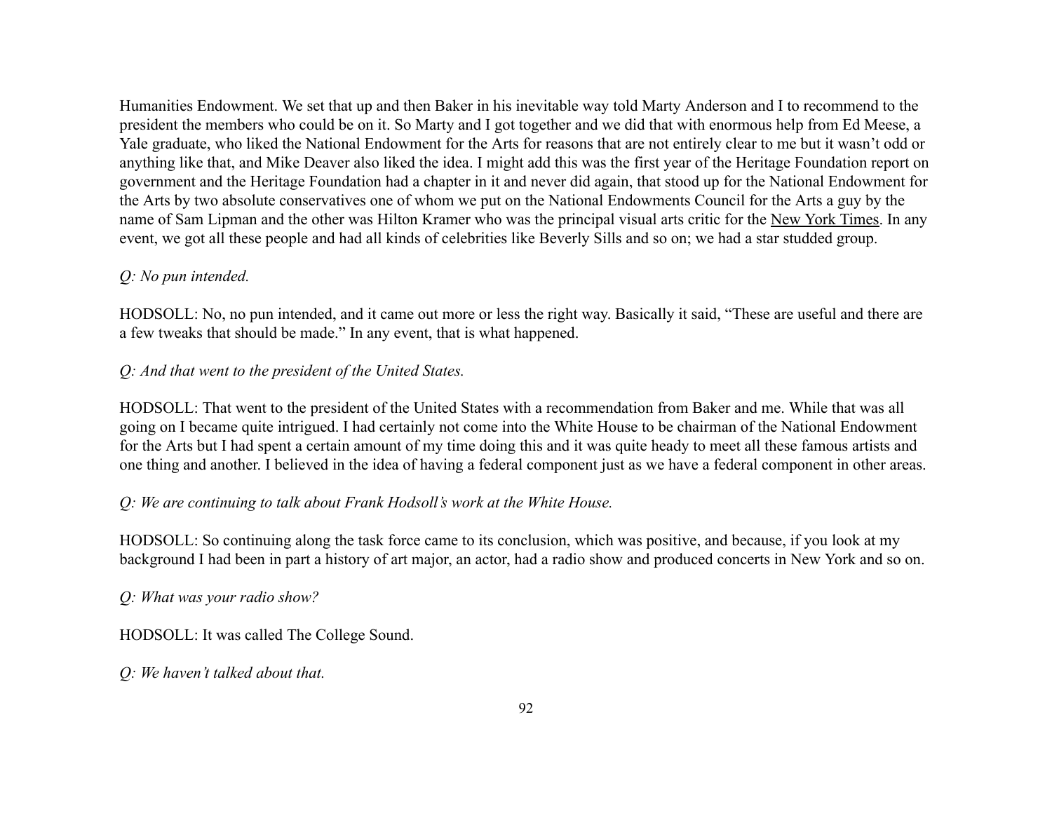Humanities Endowment. We set that up and then Baker in his inevitable way told Marty Anderson and I to recommend to the president the members who could be on it. So Marty and I got together and we did that with enormous help from Ed Meese, a Yale graduate, who liked the National Endowment for the Arts for reasons that are not entirely clear to me but it wasn't odd or anything like that, and Mike Deaver also liked the idea. I might add this was the first year of the Heritage Foundation report on government and the Heritage Foundation had a chapter in it and never did again, that stood up for the National Endowment for the Arts by two absolute conservatives one of whom we put on the National Endowments Council for the Arts a guy by the name of Sam Lipman and the other was Hilton Kramer who was the principal visual arts critic for the New York Times. In any event, we got all these people and had all kinds of celebrities like Beverly Sills and so on; we had a star studded group.

*Q: No pun intended.*

HODSOLL: No, no pun intended, and it came out more or less the right way. Basically it said, "These are useful and there are a few tweaks that should be made." In any event, that is what happened.

*Q: And that went to the president of the United States.*

HODSOLL: That went to the president of the United States with a recommendation from Baker and me. While that was all going on I became quite intrigued. I had certainly not come into the White House to be chairman of the National Endowment for the Arts but I had spent a certain amount of my time doing this and it was quite heady to meet all these famous artists and one thing and another. I believed in the idea of having a federal component just as we have a federal component in other areas.

*Q: We are continuing to talk about Frank Hodsoll's work at the White House.*

HODSOLL: So continuing along the task force came to its conclusion, which was positive, and because, if you look at my background I had been in part a history of art major, an actor, had a radio show and produced concerts in New York and so on.

*Q: What was your radio show?*

HODSOLL: It was called The College Sound.

*Q: We haven't talked about that.*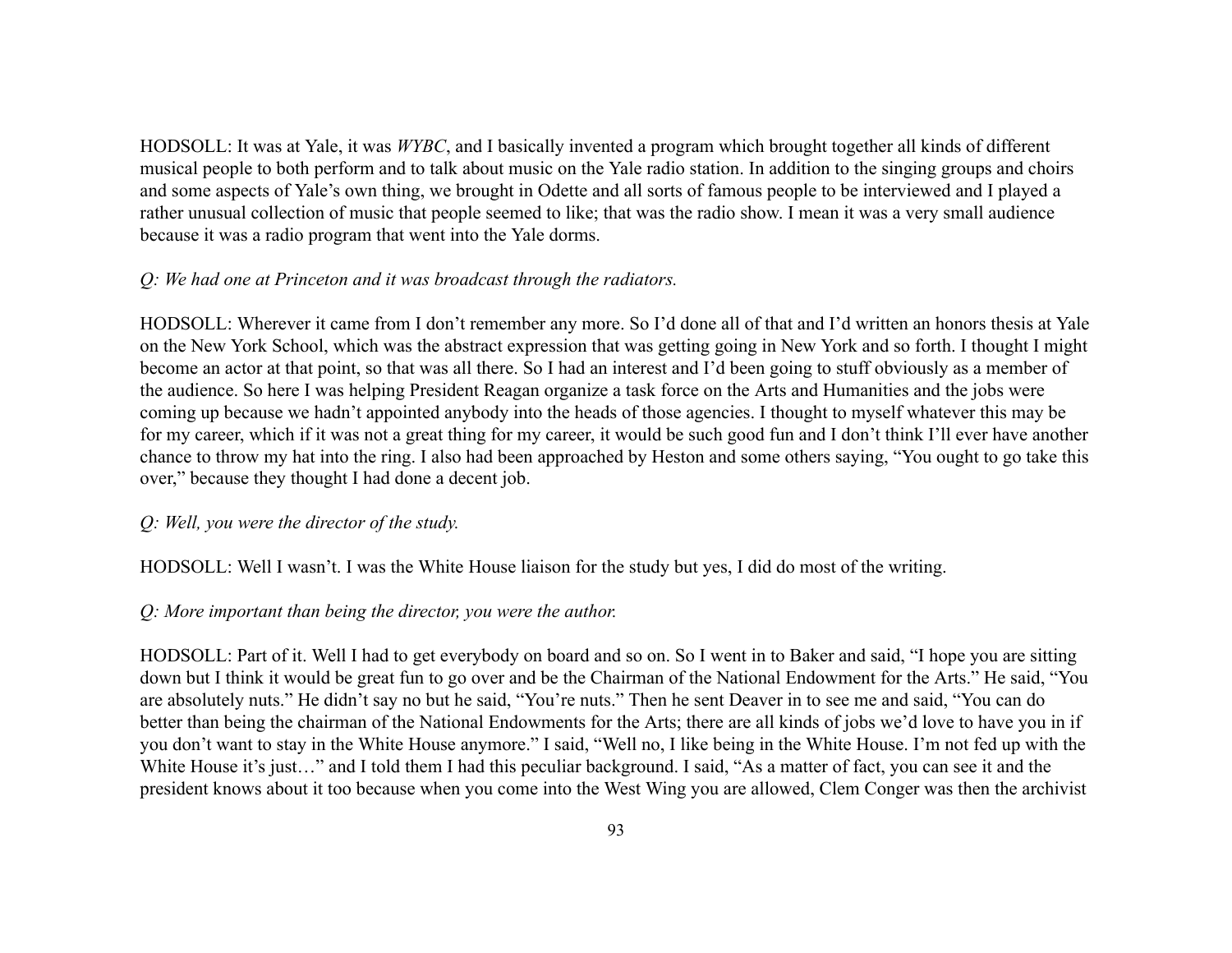HODSOLL: It was at Yale, it was *WYBC*, and I basically invented a program which brought together all kinds of different musical people to both perform and to talk about music on the Yale radio station. In addition to the singing groups and choirs and some aspects of Yale's own thing, we brought in Odette and all sorts of famous people to be interviewed and I played a rather unusual collection of music that people seemed to like; that was the radio show. I mean it was a very small audience because it was a radio program that went into the Yale dorms.

*Q: We had one at Princeton and it was broadcast through the radiators.*

HODSOLL: Wherever it came from I don't remember any more. So I'd done all of that and I'd written an honors thesis at Yale on the New York School, which was the abstract expression that was getting going in New York and so forth. I thought I might become an actor at that point, so that was all there. So I had an interest and I'd been going to stuff obviously as a member of the audience. So here I was helping President Reagan organize a task force on the Arts and Humanities and the jobs were coming up because we hadn't appointed anybody into the heads of those agencies. I thought to myself whatever this may be for my career, which if it was not a great thing for my career, it would be such good fun and I don't think I'll ever have another chance to throw my hat into the ring. I also had been approached by Heston and some others saying, "You ought to go take this over," because they thought I had done a decent job.

*Q: Well, you were the director of the study.*

HODSOLL: Well I wasn't. I was the White House liaison for the study but yes, I did do most of the writing.

*Q: More important than being the director, you were the author.*

HODSOLL: Part of it. Well I had to get everybody on board and so on. So I went in to Baker and said, "I hope you are sitting down but I think it would be great fun to go over and be the Chairman of the National Endowment for the Arts." He said, "You are absolutely nuts." He didn't say no but he said, "You're nuts." Then he sent Deaver in to see me and said, "You can do better than being the chairman of the National Endowments for the Arts; there are all kinds of jobs we'd love to have you in if you don't want to stay in the White House anymore." I said, "Well no, I like being in the White House. I'm not fed up with the White House it's just…" and I told them I had this peculiar background. I said, "As a matter of fact, you can see it and the president knows about it too because when you come into the West Wing you are allowed, Clem Conger was then the archivist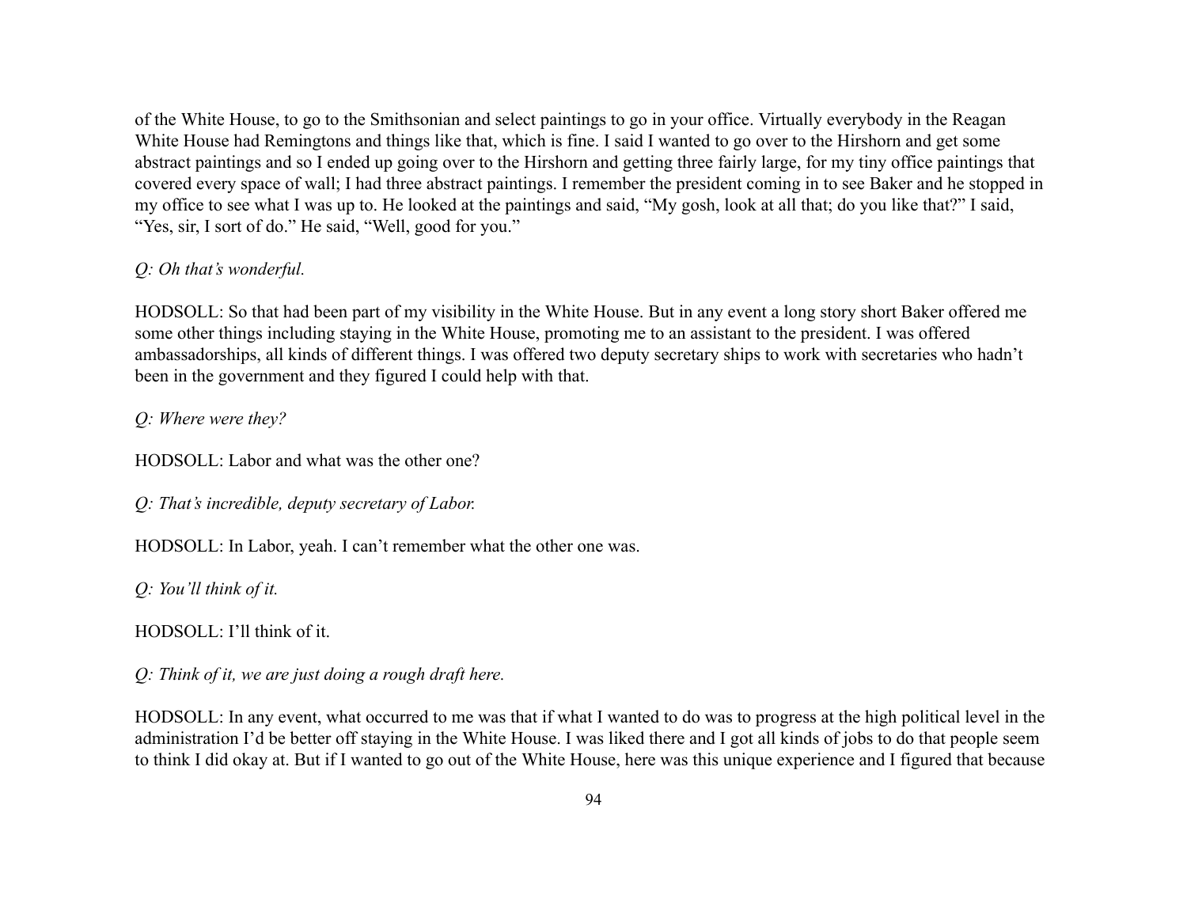of the White House, to go to the Smithsonian and select paintings to go in your office. Virtually everybody in the Reagan White House had Remingtons and things like that, which is fine. I said I wanted to go over to the Hirshorn and get some abstract paintings and so I ended up going over to the Hirshorn and getting three fairly large, for my tiny office paintings that covered every space of wall; I had three abstract paintings. I remember the president coming in to see Baker and he stopped in my office to see what I was up to. He looked at the paintings and said, "My gosh, look at all that; do you like that?" I said, "Yes, sir, I sort of do." He said, "Well, good for you."

*Q: Oh that's wonderful.*

HODSOLL: So that had been part of my visibility in the White House. But in any event a long story short Baker offered me some other things including staying in the White House, promoting me to an assistant to the president. I was offered ambassadorships, all kinds of different things. I was offered two deputy secretary ships to work with secretaries who hadn't been in the government and they figured I could help with that.

*Q: Where were they?*

HODSOLL: Labor and what was the other one?

*Q: That's incredible, deputy secretary of Labor.*

HODSOLL: In Labor, yeah. I can't remember what the other one was.

*Q: You'll think of it.*

HODSOLL: I'll think of it.

*Q: Think of it, we are just doing a rough draft here.*

HODSOLL: In any event, what occurred to me was that if what I wanted to do was to progress at the high political level in the administration I'd be better off staying in the White House. I was liked there and I got all kinds of jobs to do that people seem to think I did okay at. But if I wanted to go out of the White House, here was this unique experience and I figured that because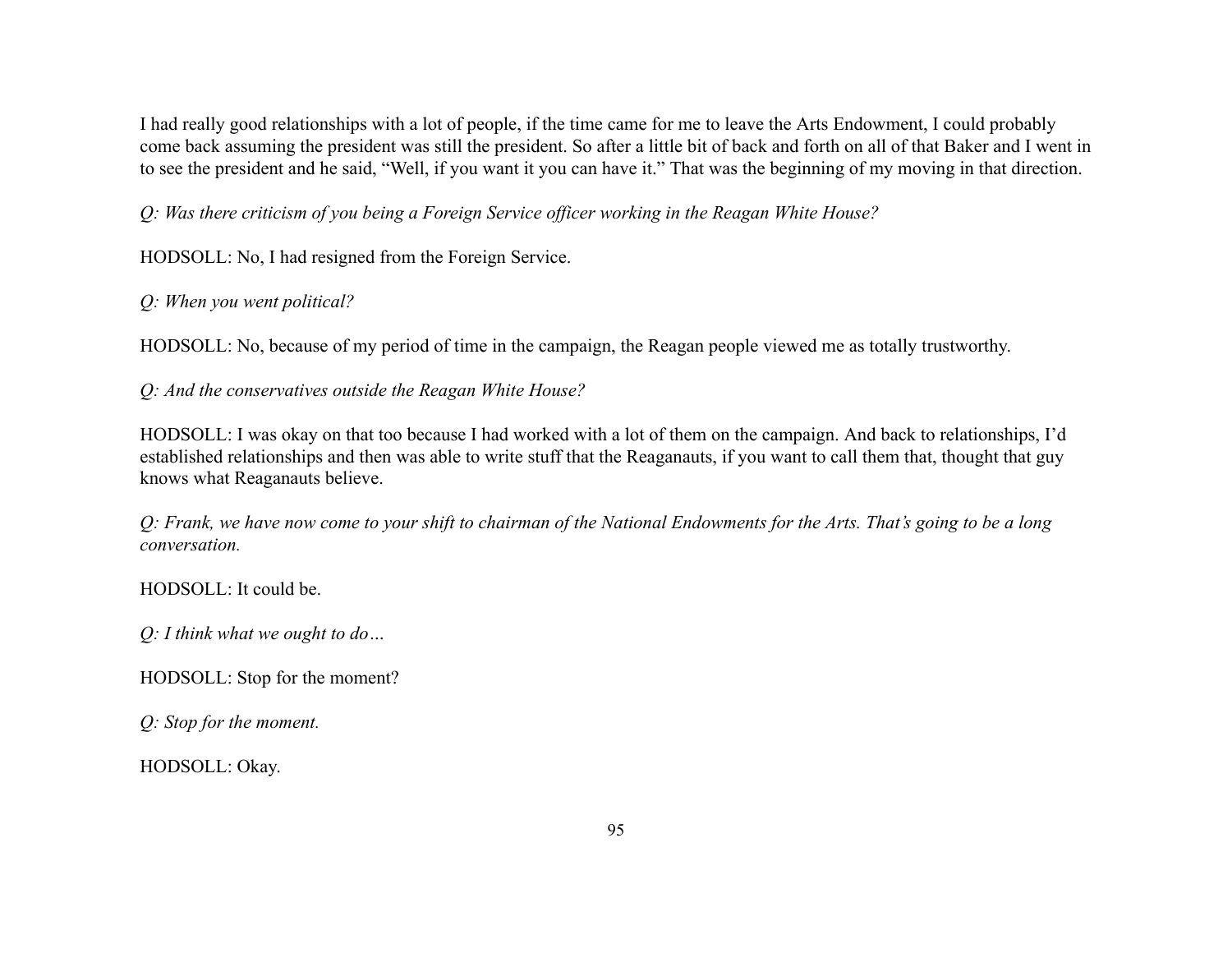I had really good relationships with a lot of people, if the time came for me to leave the Arts Endowment, I could probably come back assuming the president was still the president. So after a little bit of back and forth on all of that Baker and I went in to see the president and he said, "Well, if you want it you can have it." That was the beginning of my moving in that direction.

*Q: Was there criticism of you being a Foreign Service officer working in the Reagan White House?*

HODSOLL: No, I had resigned from the Foreign Service.

*Q: When you went political?*

HODSOLL: No, because of my period of time in the campaign, the Reagan people viewed me as totally trustworthy.

*Q: And the conservatives outside the Reagan White House?*

HODSOLL: I was okay on that too because I had worked with a lot of them on the campaign. And back to relationships, I'd established relationships and then was able to write stuff that the Reaganauts, if you want to call them that, thought that guy knows what Reaganauts believe.

*Q: Frank, we have now come to your shift to chairman of the National Endowments for the Arts. That's going to be a long conversation.*

HODSOLL: It could be.

*Q: I think what we ought to do…*

HODSOLL: Stop for the moment?

*Q: Stop for the moment.*

HODSOLL: Okay.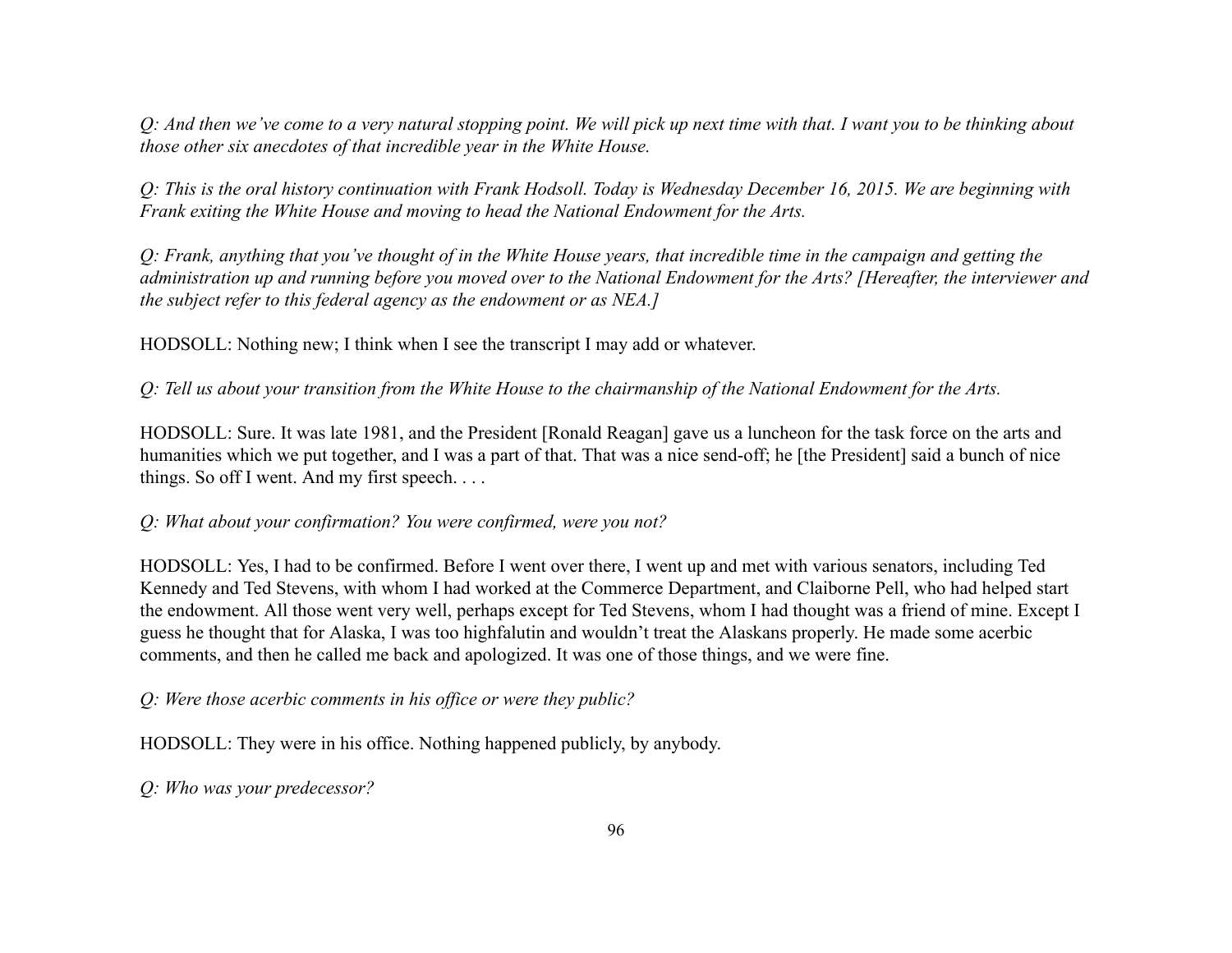*Q: And then we've come to a very natural stopping point. We will pick up next time with that. I want you to be thinking about those other six anecdotes of that incredible year in the White House.*

*Q: This is the oral history continuation with Frank Hodsoll. Today is Wednesday December 16, 2015. We are beginning with Frank exiting the White House and moving to head the National Endowment for the Arts.*

*Q: Frank, anything that you've thought of in the White House years, that incredible time in the campaign and getting the administration up and running before you moved over to the National Endowment for the Arts? [Hereafter, the interviewer and the subject refer to this federal agency as the endowment or as NEA.]*

HODSOLL: Nothing new; I think when I see the transcript I may add or whatever.

*Q: Tell us about your transition from the White House to the chairmanship of the National Endowment for the Arts.*

HODSOLL: Sure. It was late 1981, and the President [Ronald Reagan] gave us a luncheon for the task force on the arts and humanities which we put together, and I was a part of that. That was a nice send-off; he [the President] said a bunch of nice things. So off I went. And my first speech. . . .

*Q: What about your confirmation? You were confirmed, were you not?*

HODSOLL: Yes, I had to be confirmed. Before I went over there, I went up and met with various senators, including Ted Kennedy and Ted Stevens, with whom I had worked at the Commerce Department, and Claiborne Pell, who had helped start the endowment. All those went very well, perhaps except for Ted Stevens, whom I had thought was a friend of mine. Except I guess he thought that for Alaska, I was too highfalutin and wouldn't treat the Alaskans properly. He made some acerbic comments, and then he called me back and apologized. It was one of those things, and we were fine.

*Q: Were those acerbic comments in his office or were they public?*

HODSOLL: They were in his office. Nothing happened publicly, by anybody.

*Q: Who was your predecessor?*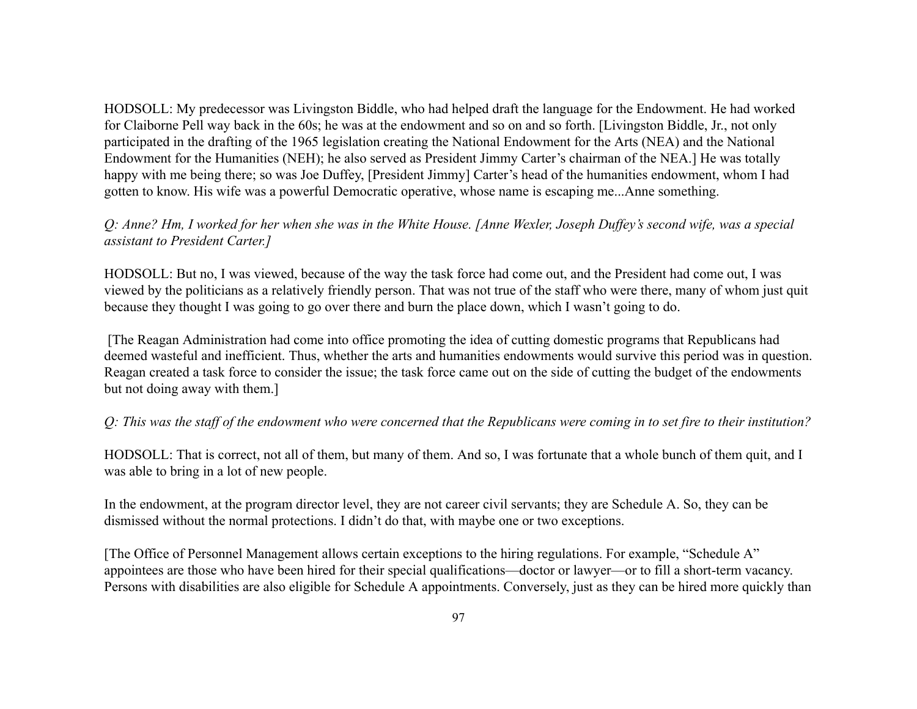HODSOLL: My predecessor was Livingston Biddle, who had helped draft the language for the Endowment. He had worked for Claiborne Pell way back in the 60s; he was at the endowment and so on and so forth. [Livingston Biddle, Jr., not only participated in the drafting of the 1965 legislation creating the National Endowment for the Arts (NEA) and the National Endowment for the Humanities (NEH); he also served as President Jimmy Carter's chairman of the NEA.] He was totally happy with me being there; so was Joe Duffey, [President Jimmy] Carter's head of the humanities endowment, whom I had gotten to know. His wife was a powerful Democratic operative, whose name is escaping me...Anne something.

*Q: Anne? Hm, I worked for her when she was in the White House. [Anne Wexler, Joseph Duffey's second wife, was a special assistant to President Carter.]*

HODSOLL: But no, I was viewed, because of the way the task force had come out, and the President had come out, I was viewed by the politicians as a relatively friendly person. That was not true of the staff who were there, many of whom just quit because they thought I was going to go over there and burn the place down, which I wasn't going to do.

[The Reagan Administration had come into office promoting the idea of cutting domestic programs that Republicans had deemed wasteful and inefficient. Thus, whether the arts and humanities endowments would survive this period was in question. Reagan created a task force to consider the issue; the task force came out on the side of cutting the budget of the endowments but not doing away with them.]

*Q: This was the staff of the endowment who were concerned that the Republicans were coming in to set fire to their institution?*

HODSOLL: That is correct, not all of them, but many of them. And so, I was fortunate that a whole bunch of them quit, and I was able to bring in a lot of new people.

In the endowment, at the program director level, they are not career civil servants; they are Schedule A. So, they can be dismissed without the normal protections. I didn't do that, with maybe one or two exceptions.

[The Office of Personnel Management allows certain exceptions to the hiring regulations. For example, "Schedule A" appointees are those who have been hired for their special qualifications—doctor or lawyer—or to fill a short-term vacancy. Persons with disabilities are also eligible for Schedule A appointments. Conversely, just as they can be hired more quickly than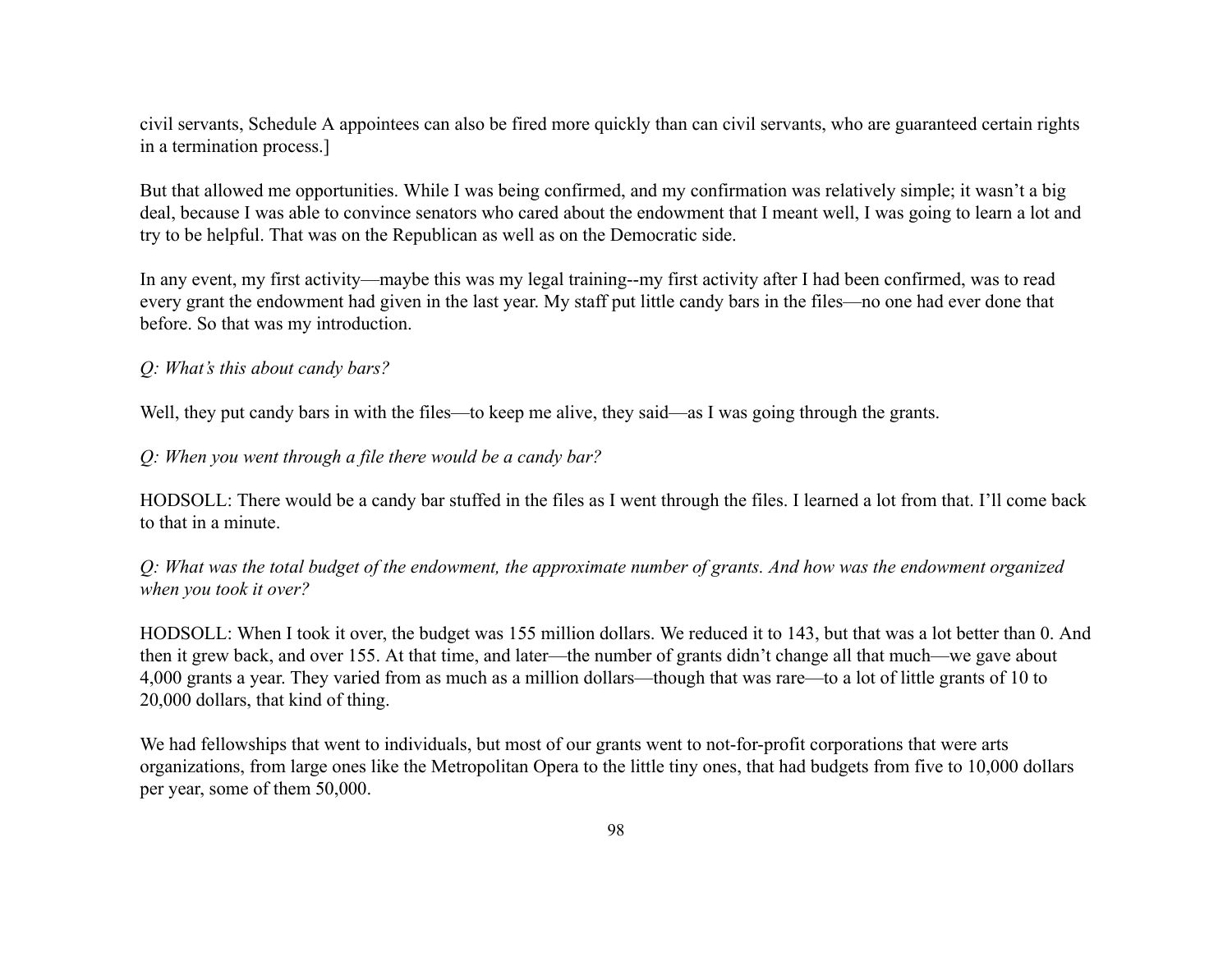civil servants, Schedule A appointees can also be fired more quickly than can civil servants, who are guaranteed certain rights in a termination process.]

But that allowed me opportunities. While I was being confirmed, and my confirmation was relatively simple; it wasn't a big deal, because I was able to convince senators who cared about the endowment that I meant well, I was going to learn a lot and try to be helpful. That was on the Republican as well as on the Democratic side.

In any event, my first activity—maybe this was my legal training--my first activity after I had been confirmed, was to read every grant the endowment had given in the last year. My staff put little candy bars in the files—no one had ever done that before. So that was my introduction.

*Q: What's this about candy bars?*

Well, they put candy bars in with the files—to keep me alive, they said—as I was going through the grants.

*Q: When you went through a file there would be a candy bar?*

HODSOLL: There would be a candy bar stuffed in the files as I went through the files. I learned a lot from that. I'll come back to that in a minute.

*Q: What was the total budget of the endowment, the approximate number of grants. And how was the endowment organized when you took it over?*

HODSOLL: When I took it over, the budget was 155 million dollars. We reduced it to 143, but that was a lot better than 0. And then it grew back, and over 155. At that time, and later—the number of grants didn't change all that much—we gave about 4,000 grants a year. They varied from as much as a million dollars—though that was rare—to a lot of little grants of 10 to 20,000 dollars, that kind of thing.

We had fellowships that went to individuals, but most of our grants went to not-for-profit corporations that were arts organizations, from large ones like the Metropolitan Opera to the little tiny ones, that had budgets from five to 10,000 dollars per year, some of them 50,000.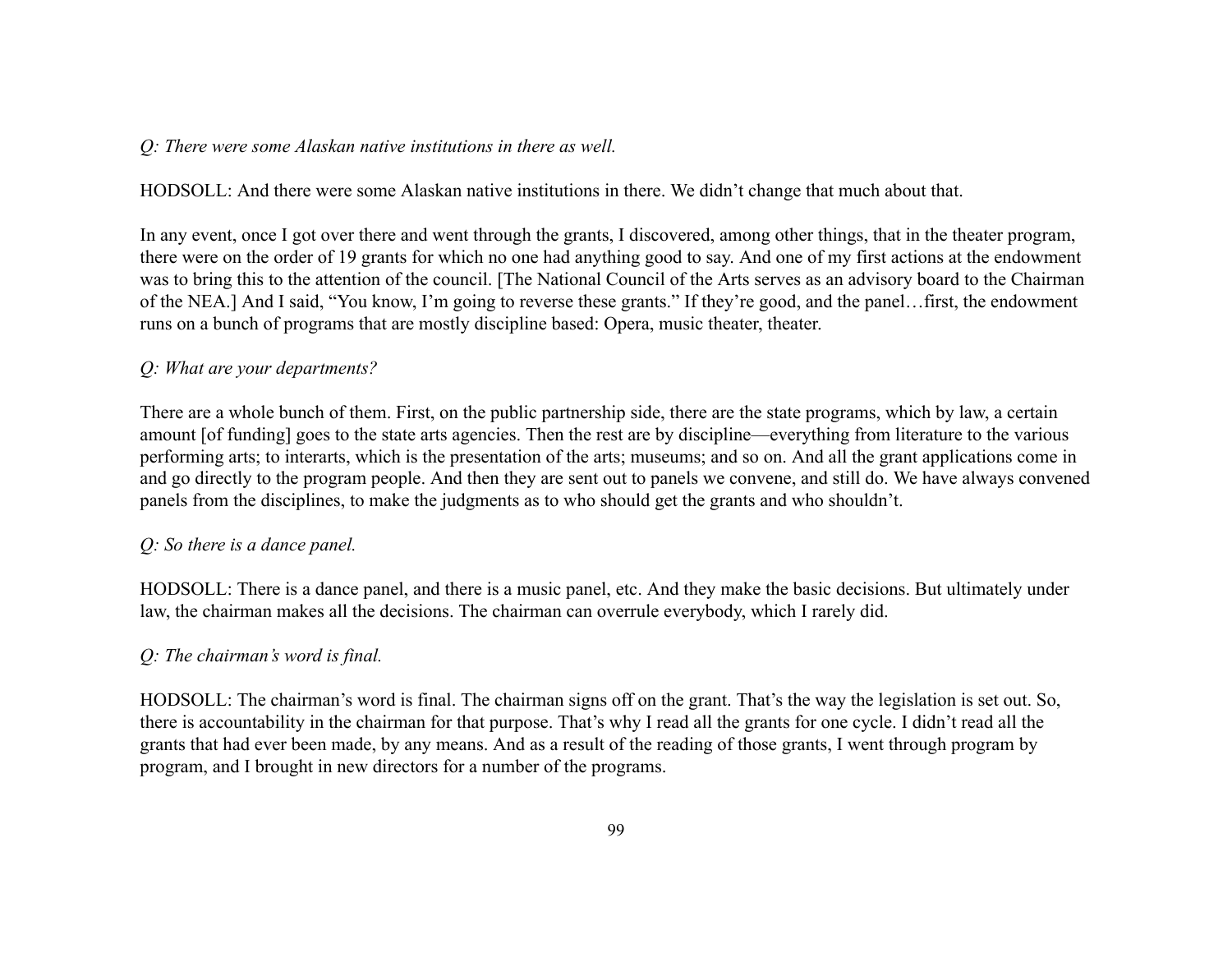*Q: There were some Alaskan native institutions in there as well.*

HODSOLL: And there were some Alaskan native institutions in there. We didn't change that much about that.

In any event, once I got over there and went through the grants, I discovered, among other things, that in the theater program, there were on the order of 19 grants for which no one had anything good to say. And one of my first actions at the endowment was to bring this to the attention of the council. [The National Council of the Arts serves as an advisory board to the Chairman of the NEA.] And I said, "You know, I'm going to reverse these grants." If they're good, and the panel…first, the endowment runs on a bunch of programs that are mostly discipline based: Opera, music theater, theater.

*Q: What are your departments?*

There are a whole bunch of them. First, on the public partnership side, there are the state programs, which by law, a certain amount [of funding] goes to the state arts agencies. Then the rest are by discipline—everything from literature to the various performing arts; to interarts, which is the presentation of the arts; museums; and so on. And all the grant applications come in and go directly to the program people. And then they are sent out to panels we convene, and still do. We have always convened panels from the disciplines, to make the judgments as to who should get the grants and who shouldn't.

*Q: So there is a dance panel.*

HODSOLL: There is a dance panel, and there is a music panel, etc. And they make the basic decisions. But ultimately under law, the chairman makes all the decisions. The chairman can overrule everybody, which I rarely did.

*Q: The chairman's word is final.*

HODSOLL: The chairman's word is final. The chairman signs off on the grant. That's the way the legislation is set out. So, there is accountability in the chairman for that purpose. That's why I read all the grants for one cycle. I didn't read all the grants that had ever been made, by any means. And as a result of the reading of those grants, I went through program by program, and I brought in new directors for a number of the programs.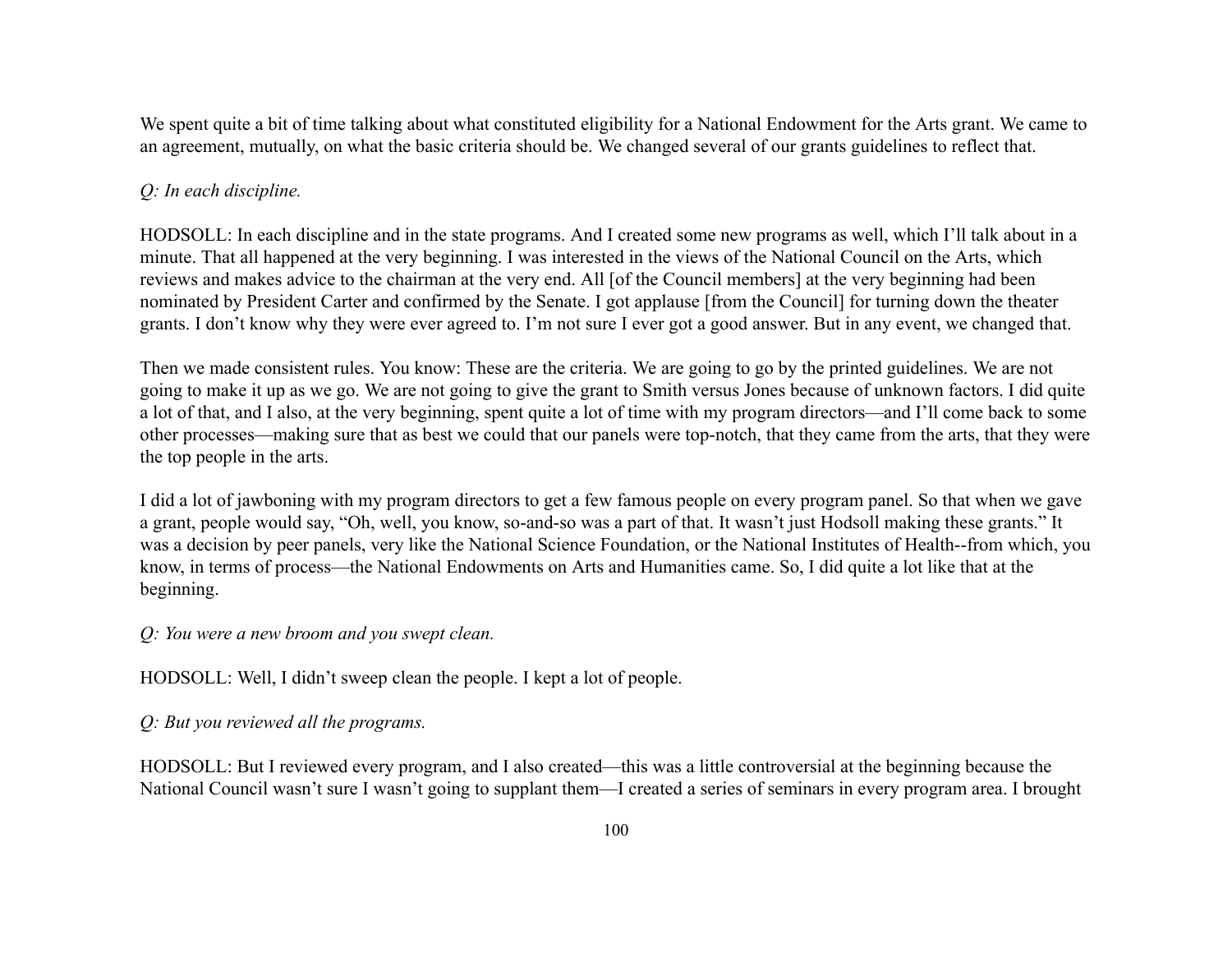We spent quite a bit of time talking about what constituted eligibility for a National Endowment for the Arts grant. We came to an agreement, mutually, on what the basic criteria should be. We changed several of our grants guidelines to reflect that.

*Q: In each discipline.*

HODSOLL: In each discipline and in the state programs. And I created some new programs as well, which I'll talk about in a minute. That all happened at the very beginning. I was interested in the views of the National Council on the Arts, which reviews and makes advice to the chairman at the very end. All [of the Council members] at the very beginning had been nominated by President Carter and confirmed by the Senate. I got applause [from the Council] for turning down the theater grants. I don't know why they were ever agreed to. I'm not sure I ever got a good answer. But in any event, we changed that.

Then we made consistent rules. You know: These are the criteria. We are going to go by the printed guidelines. We are not going to make it up as we go. We are not going to give the grant to Smith versus Jones because of unknown factors. I did quite a lot of that, and I also, at the very beginning, spent quite a lot of time with my program directors—and I'll come back to some other processes—making sure that as best we could that our panels were top-notch, that they came from the arts, that they were the top people in the arts.

I did a lot of jawboning with my program directors to get a few famous people on every program panel. So that when we gave a grant, people would say, "Oh, well, you know, so-and-so was a part of that. It wasn't just Hodsoll making these grants." It was a decision by peer panels, very like the National Science Foundation, or the National Institutes of Health--from which, you know, in terms of process—the National Endowments on Arts and Humanities came. So, I did quite a lot like that at the beginning.

*Q: You were a new broom and you swept clean.*

HODSOLL: Well, I didn't sweep clean the people. I kept a lot of people.

*Q: But you reviewed all the programs.*

HODSOLL: But I reviewed every program, and I also created—this was a little controversial at the beginning because the National Council wasn't sure I wasn't going to supplant them—I created a series of seminars in every program area. I brought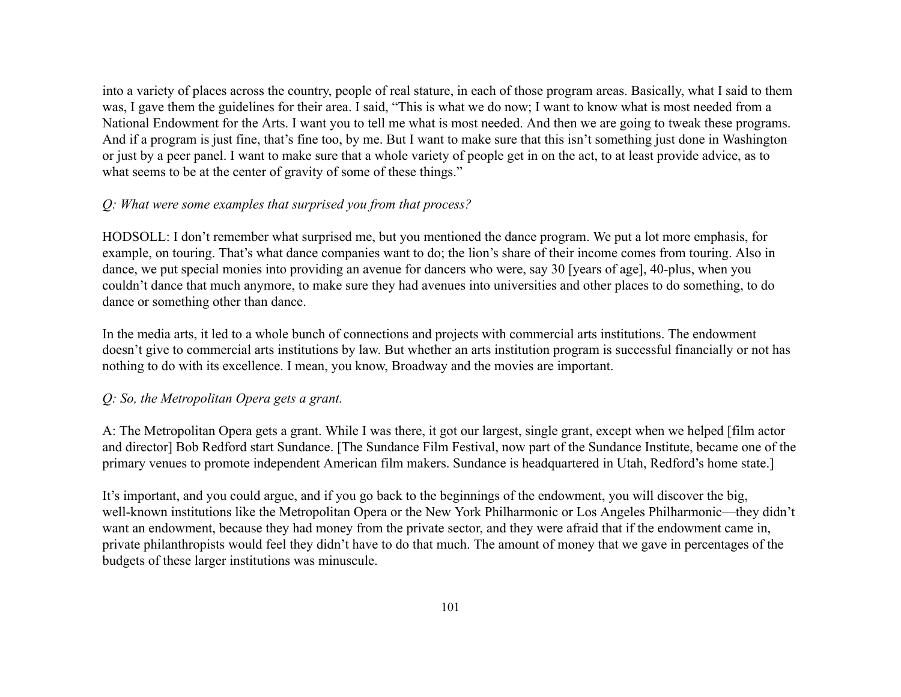into a variety of places across the country, people of real stature, in each of those program areas. Basically, what I said to them was, I gave them the guidelines for their area. I said, "This is what we do now; I want to know what is most needed from a National Endowment for the Arts. I want you to tell me what is most needed. And then we are going to tweak these programs. And if a program is just fine, that's fine too, by me. But I want to make sure that this isn't something just done in Washington or just by a peer panel. I want to make sure that a whole variety of people get in on the act, to at least provide advice, as to what seems to be at the center of gravity of some of these things."

*Q: What were some examples that surprised you from that process?*

HODSOLL: I don't remember what surprised me, but you mentioned the dance program. We put a lot more emphasis, for example, on touring. That's what dance companies want to do; the lion's share of their income comes from touring. Also in dance, we put special monies into providing an avenue for dancers who were, say 30 [years of age], 40-plus, when you couldn't dance that much anymore, to make sure they had avenues into universities and other places to do something, to do dance or something other than dance.

In the media arts, it led to a whole bunch of connections and projects with commercial arts institutions. The endowment doesn't give to commercial arts institutions by law. But whether an arts institution program is successful financially or not has nothing to do with its excellence. I mean, you know, Broadway and the movies are important.

*Q: So, the Metropolitan Opera gets a grant.*

A: The Metropolitan Opera gets a grant. While I was there, it got our largest, single grant, except when we helped [film actor and director] Bob Redford start Sundance. [The Sundance Film Festival, now part of the Sundance Institute, became one of the primary venues to promote independent American film makers. Sundance is headquartered in Utah, Redford's home state.]

It's important, and you could argue, and if you go back to the beginnings of the endowment, you will discover the big, well-known institutions like the Metropolitan Opera or the New York Philharmonic or Los Angeles Philharmonic—they didn't want an endowment, because they had money from the private sector, and they were afraid that if the endowment came in, private philanthropists would feel they didn't have to do that much. The amount of money that we gave in percentages of the budgets of these larger institutions was minuscule.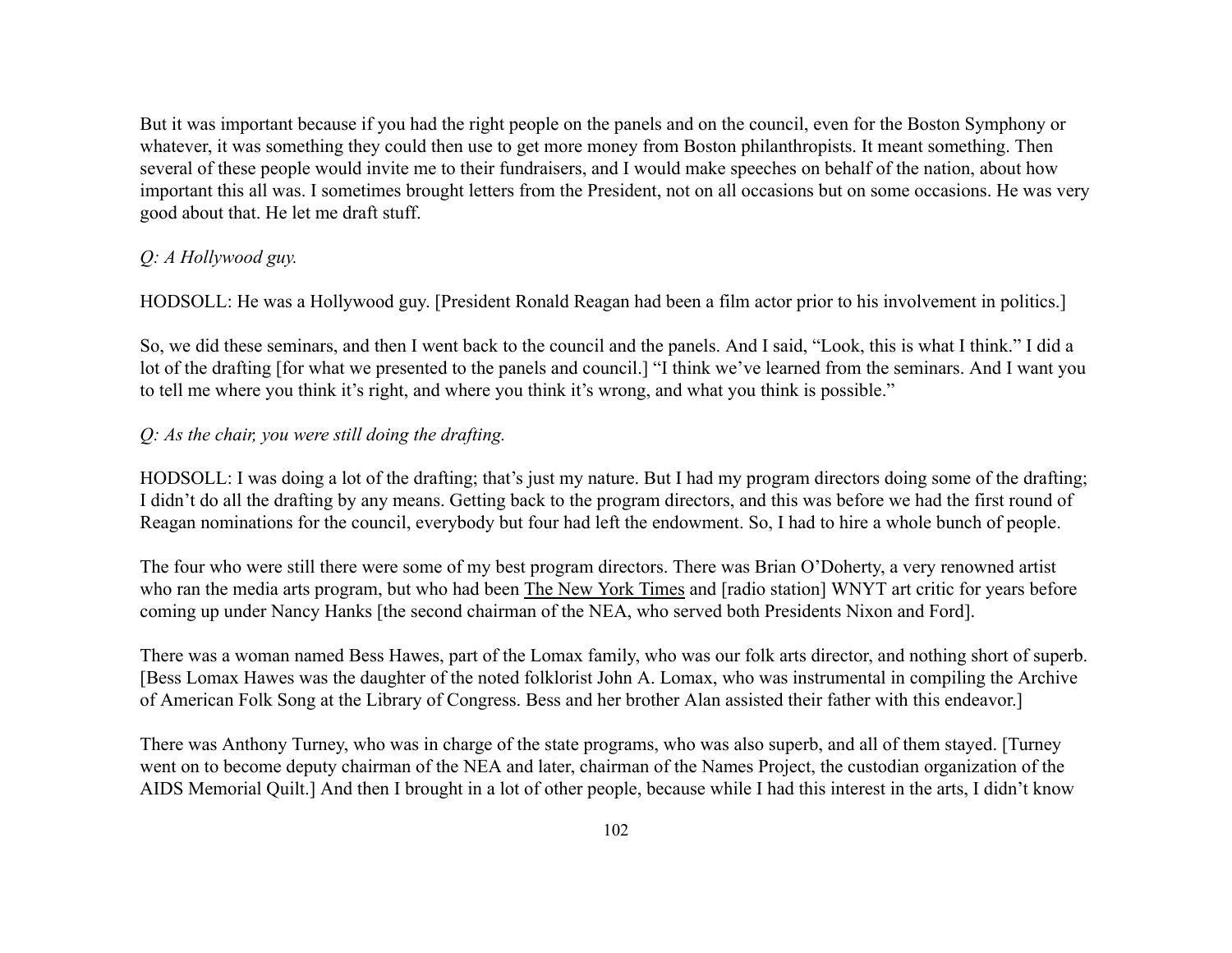But it was important because if you had the right people on the panels and on the council, even for the Boston Symphony or whatever, it was something they could then use to get more money from Boston philanthropists. It meant something. Then several of these people would invite me to their fundraisers, and I would make speeches on behalf of the nation, about how important this all was. I sometimes brought letters from the President, not on all occasions but on some occasions. He was very good about that. He let me draft stuff.

*Q: A Hollywood guy.*

HODSOLL: He was a Hollywood guy. [President Ronald Reagan had been a film actor prior to his involvement in politics.]

So, we did these seminars, and then I went back to the council and the panels. And I said, "Look, this is what I think." I did a lot of the drafting [for what we presented to the panels and council.] "I think we've learned from the seminars. And I want you to tell me where you think it's right, and where you think it's wrong, and what you think is possible."

*Q: As the chair, you were still doing the drafting.*

HODSOLL: I was doing a lot of the drafting; that's just my nature. But I had my program directors doing some of the drafting; I didn't do all the drafting by any means. Getting back to the program directors, and this was before we had the first round of Reagan nominations for the council, everybody but four had left the endowment. So, I had to hire a whole bunch of people.

The four who were still there were some of my best program directors. There was Brian O'Doherty, a very renowned artist who ran the media arts program, but who had been The New York Times and [radio station] WNYT art critic for years before coming up under Nancy Hanks [the second chairman of the NEA, who served both Presidents Nixon and Ford].

There was a woman named Bess Hawes, part of the Lomax family, who was our folk arts director, and nothing short of superb. [Bess Lomax Hawes was the daughter of the noted folklorist John A. Lomax, who was instrumental in compiling the Archive of American Folk Song at the Library of Congress. Bess and her brother Alan assisted their father with this endeavor.]

There was Anthony Turney, who was in charge of the state programs, who was also superb, and all of them stayed. [Turney went on to become deputy chairman of the NEA and later, chairman of the Names Project, the custodian organization of the AIDS Memorial Quilt.] And then I brought in a lot of other people, because while I had this interest in the arts, I didn't know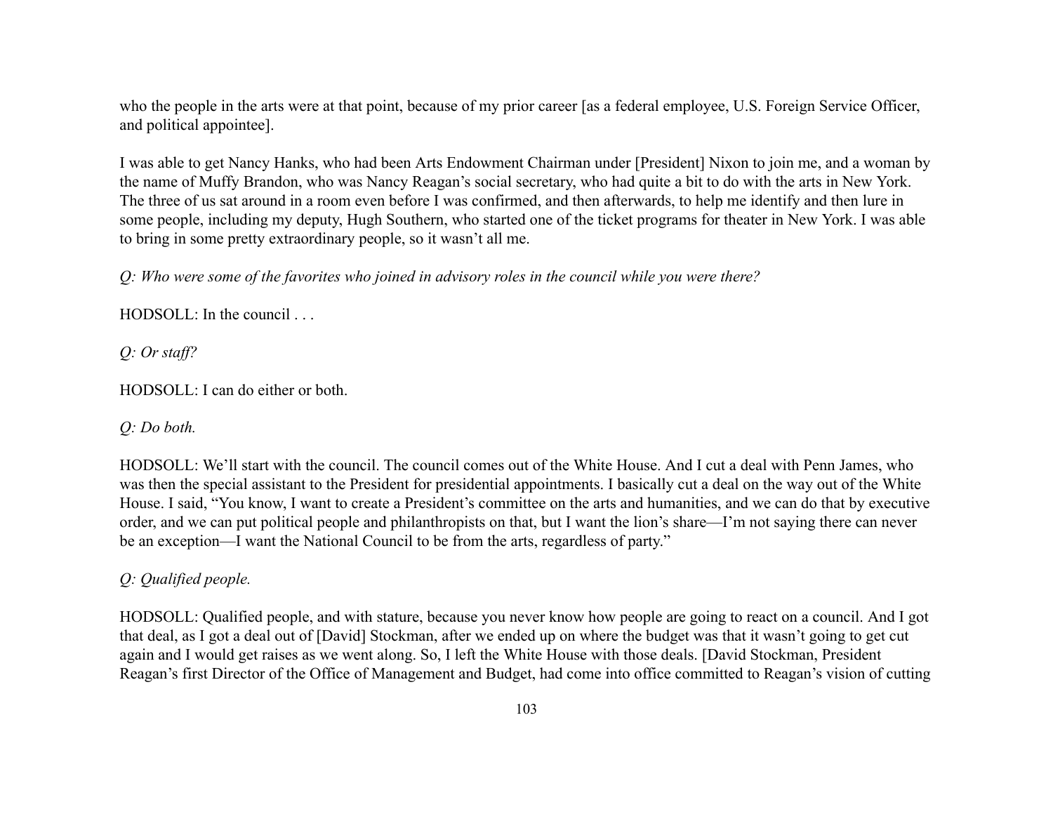who the people in the arts were at that point, because of my prior career [as a federal employee, U.S. Foreign Service Officer, and political appointee].

I was able to get Nancy Hanks, who had been Arts Endowment Chairman under [President] Nixon to join me, and a woman by the name of Muffy Brandon, who was Nancy Reagan's social secretary, who had quite a bit to do with the arts in New York. The three of us sat around in a room even before I was confirmed, and then afterwards, to help me identify and then lure in some people, including my deputy, Hugh Southern, who started one of the ticket programs for theater in New York. I was able to bring in some pretty extraordinary people, so it wasn't all me.

*Q: Who were some of the favorites who joined in advisory roles in the council while you were there?*

HODSOLL: In the council . . .

*Q: Or staff?*

HODSOLL: I can do either or both.

*Q: Do both.*

HODSOLL: We'll start with the council. The council comes out of the White House. And I cut a deal with Penn James, who was then the special assistant to the President for presidential appointments. I basically cut a deal on the way out of the White House. I said, "You know, I want to create a President's committee on the arts and humanities, and we can do that by executive order, and we can put political people and philanthropists on that, but I want the lion's share—I'm not saying there can never be an exception—I want the National Council to be from the arts, regardless of party."

*Q: Qualified people.*

HODSOLL: Qualified people, and with stature, because you never know how people are going to react on a council. And I got that deal, as I got a deal out of [David] Stockman, after we ended up on where the budget was that it wasn't going to get cut again and I would get raises as we went along. So, I left the White House with those deals. [David Stockman, President Reagan's first Director of the Office of Management and Budget, had come into office committed to Reagan's vision of cutting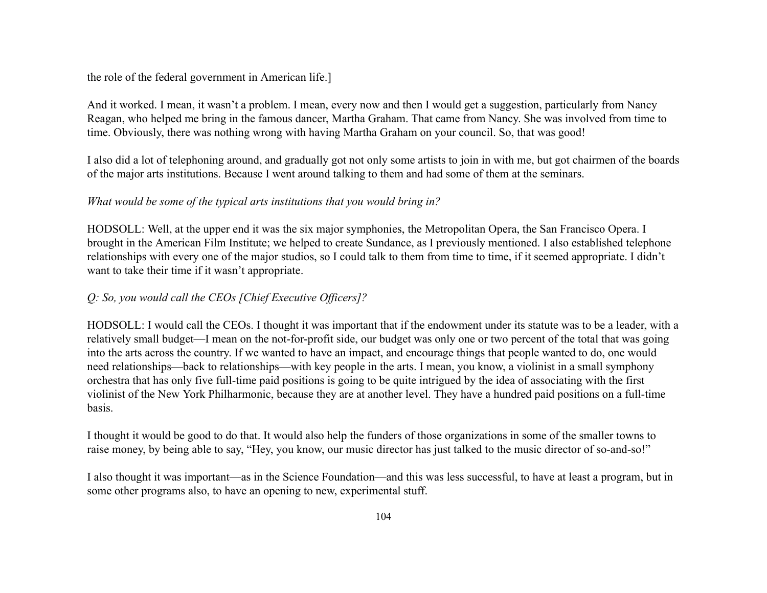the role of the federal government in American life.]

And it worked. I mean, it wasn't a problem. I mean, every now and then I would get a suggestion, particularly from Nancy Reagan, who helped me bring in the famous dancer, Martha Graham. That came from Nancy. She was involved from time to time. Obviously, there was nothing wrong with having Martha Graham on your council. So, that was good!

I also did a lot of telephoning around, and gradually got not only some artists to join in with me, but got chairmen of the boards of the major arts institutions. Because I went around talking to them and had some of them at the seminars.

*What would be some of the typical arts institutions that you would bring in?*

HODSOLL: Well, at the upper end it was the six major symphonies, the Metropolitan Opera, the San Francisco Opera. I brought in the American Film Institute; we helped to create Sundance, as I previously mentioned. I also established telephone relationships with every one of the major studios, so I could talk to them from time to time, if it seemed appropriate. I didn't want to take their time if it wasn't appropriate.

*Q: So, you would call the CEOs [Chief Executive Officers]?*

HODSOLL: I would call the CEOs. I thought it was important that if the endowment under its statute was to be a leader, with a relatively small budget—I mean on the not-for-profit side, our budget was only one or two percent of the total that was going into the arts across the country. If we wanted to have an impact, and encourage things that people wanted to do, one would need relationships—back to relationships—with key people in the arts. I mean, you know, a violinist in a small symphony orchestra that has only five full-time paid positions is going to be quite intrigued by the idea of associating with the first violinist of the New York Philharmonic, because they are at another level. They have a hundred paid positions on a full-time basis.

I thought it would be good to do that. It would also help the funders of those organizations in some of the smaller towns to raise money, by being able to say, "Hey, you know, our music director has just talked to the music director of so-and-so!"

I also thought it was important—as in the Science Foundation—and this was less successful, to have at least a program, but in some other programs also, to have an opening to new, experimental stuff.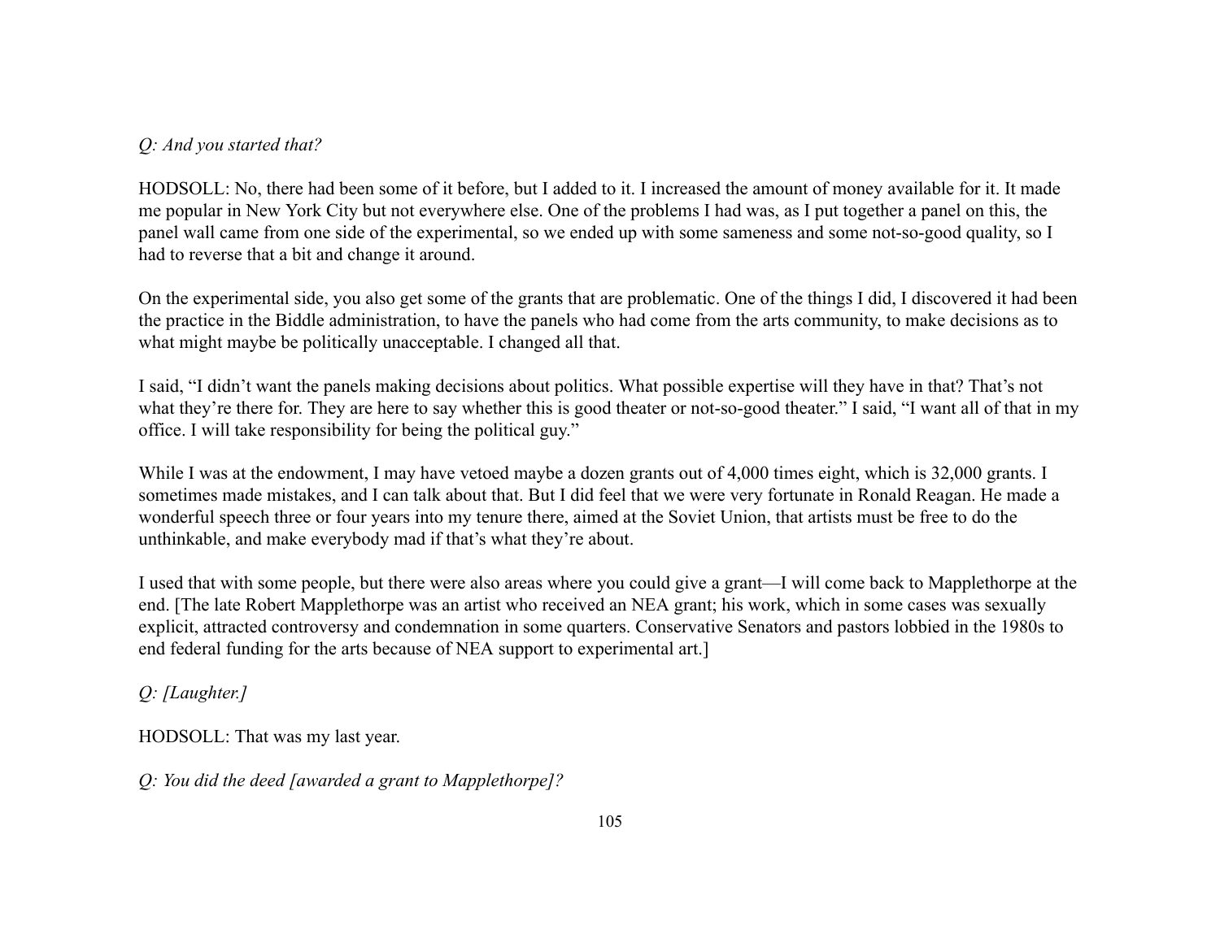*Q: And you started that?*

HODSOLL: No, there had been some of it before, but I added to it. I increased the amount of money available for it. It made me popular in New York City but not everywhere else. One of the problems I had was, as I put together a panel on this, the panel wall came from one side of the experimental, so we ended up with some sameness and some not-so-good quality, so I had to reverse that a bit and change it around.

On the experimental side, you also get some of the grants that are problematic. One of the things I did, I discovered it had been the practice in the Biddle administration, to have the panels who had come from the arts community, to make decisions as to what might maybe be politically unacceptable. I changed all that.

I said, "I didn't want the panels making decisions about politics. What possible expertise will they have in that? That's not what they're there for. They are here to say whether this is good theater or not-so-good theater." I said, "I want all of that in my office. I will take responsibility for being the political guy."

While I was at the endowment, I may have vetoed maybe a dozen grants out of 4,000 times eight, which is 32,000 grants. I sometimes made mistakes, and I can talk about that. But I did feel that we were very fortunate in Ronald Reagan. He made a wonderful speech three or four years into my tenure there, aimed at the Soviet Union, that artists must be free to do the unthinkable, and make everybody mad if that's what they're about.

I used that with some people, but there were also areas where you could give a grant—I will come back to Mapplethorpe at the end. [The late Robert Mapplethorpe was an artist who received an NEA grant; his work, which in some cases was sexually explicit, attracted controversy and condemnation in some quarters. Conservative Senators and pastors lobbied in the 1980s to end federal funding for the arts because of NEA support to experimental art.]

*Q: [Laughter.]*

HODSOLL: That was my last year.

*Q: You did the deed [awarded a grant to Mapplethorpe]?*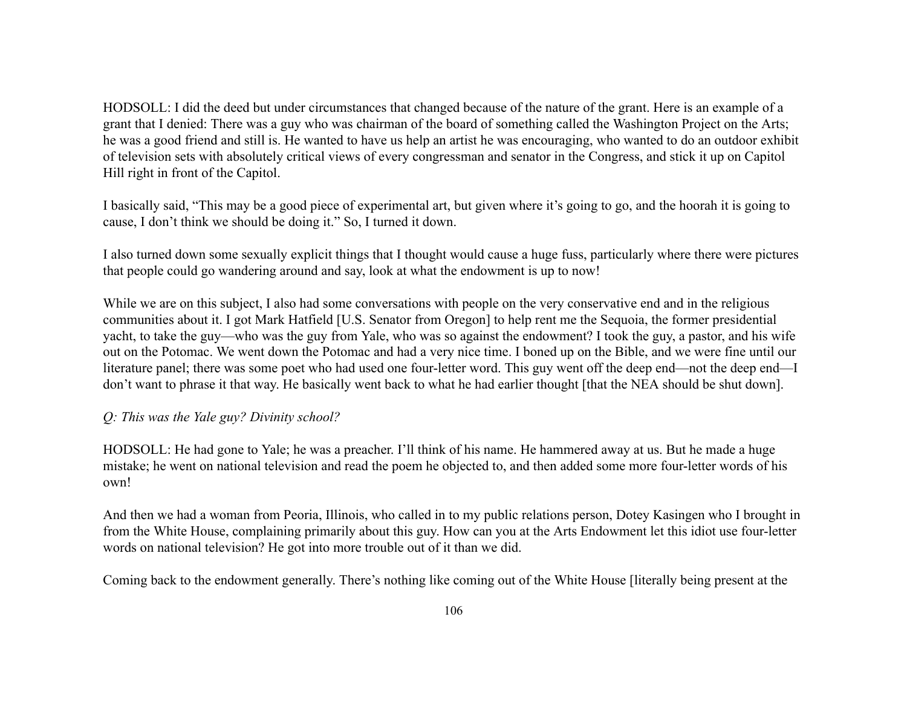HODSOLL: I did the deed but under circumstances that changed because of the nature of the grant. Here is an example of a grant that I denied: There was a guy who was chairman of the board of something called the Washington Project on the Arts; he was a good friend and still is. He wanted to have us help an artist he was encouraging, who wanted to do an outdoor exhibit of television sets with absolutely critical views of every congressman and senator in the Congress, and stick it up on Capitol Hill right in front of the Capitol.

I basically said, “This may be a good piece of experimental art, but given where it’s going to go, and the hoorah it is going to cause, I don’t think we should be doing it.” So, I turned it down.

I also turned down some sexually explicit things that I thought would cause a huge fuss, particularly where there were pictures that people could go wandering around and say, look at what the endowment is up to now!

While we are on this subject, I also had some conversations with people on the very conservative end and in the religious communities about it. I got Mark Hatfield [U.S. Senator from Oregon] to help rent me the Sequoia, the former presidential yacht, to take the guy—who was the guy from Yale, who was so against the endowment? I took the guy, a pastor, and his wife out on the Potomac. We went down the Potomac and had a very nice time. I boned up on the Bible, and we were fine until our literature panel; there was some poet who had used one four-letter word. This guy went off the deep end—not the deep end—I don’t want to phrase it that way. He basically went back to what he had earlier thought [that the NEA should be shut down].

*Q: This was the Yale guy? Divinity school?*

HODSOLL: He had gone to Yale; he was a preacher. I’ll think of his name. He hammered away at us. But he made a huge mistake; he went on national television and read the poem he objected to, and then added some more four-letter words of his own!

And then we had a woman from Peoria, Illinois, who called in to my public relations person, Dotey Kasingen who I brought in from the White House, complaining primarily about this guy. How can you at the Arts Endowment let this idiot use four-letter words on national television? He got into more trouble out of it than we did.

Coming back to the endowment generally. There’s nothing like coming out of the White House [literally being present at the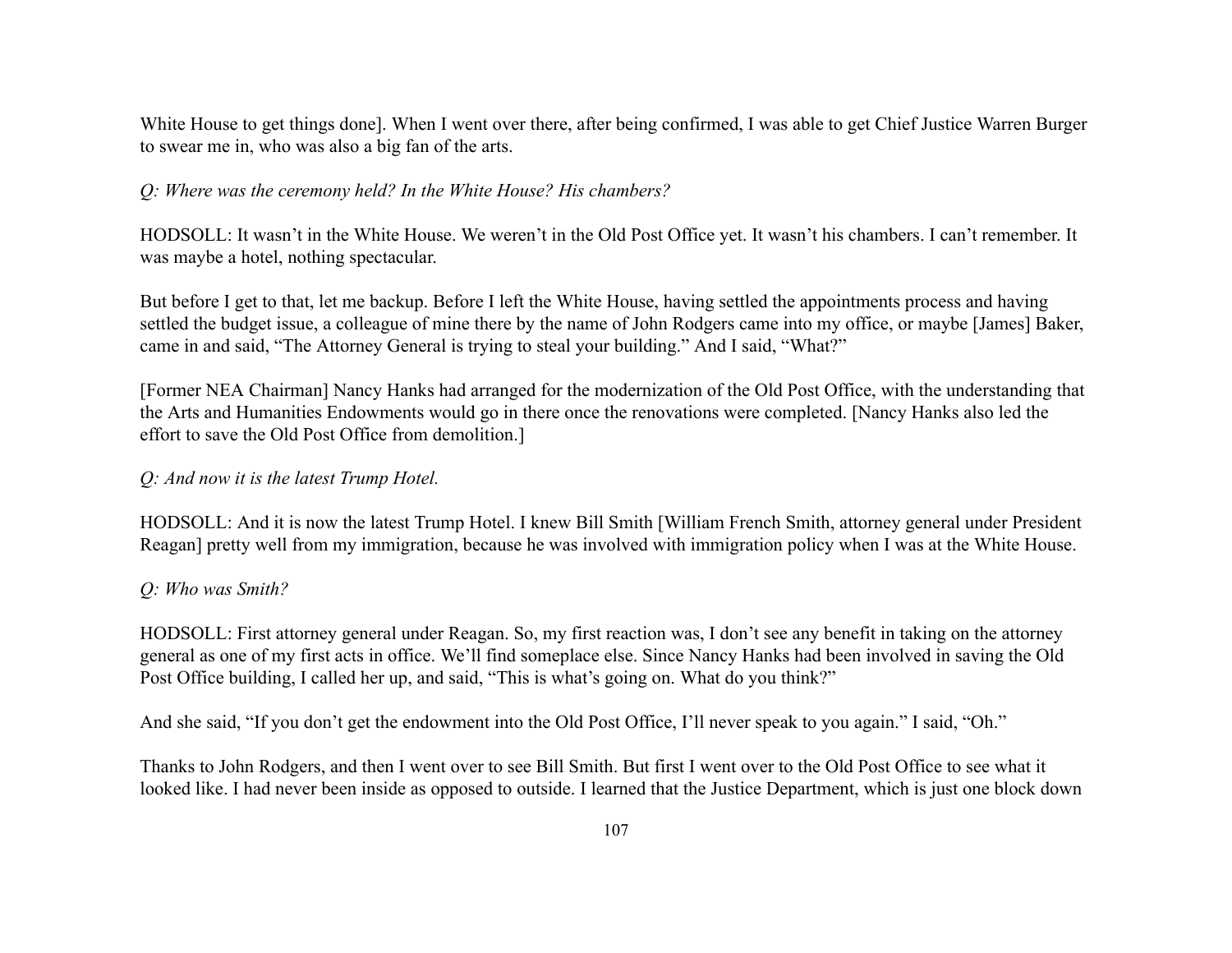White House to get things done]. When I went over there, after being confirmed, I was able to get Chief Justice Warren Burger to swear me in, who was also a big fan of the arts.

*Q: Where was the ceremony held? In the White House? His chambers?*

HODSOLL: It wasn't in the White House. We weren't in the Old Post Office yet. It wasn't his chambers. I can't remember. It was maybe a hotel, nothing spectacular.

But before I get to that, let me backup. Before I left the White House, having settled the appointments process and having settled the budget issue, a colleague of mine there by the name of John Rodgers came into my office, or maybe [James] Baker, came in and said, "The Attorney General is trying to steal your building." And I said, "What?"

[Former NEA Chairman] Nancy Hanks had arranged for the modernization of the Old Post Office, with the understanding that the Arts and Humanities Endowments would go in there once the renovations were completed. [Nancy Hanks also led the effort to save the Old Post Office from demolition.]

*Q: And now it is the latest Trump Hotel.*

HODSOLL: And it is now the latest Trump Hotel. I knew Bill Smith [William French Smith, attorney general under President Reagan] pretty well from my immigration, because he was involved with immigration policy when I was at the White House.

*Q: Who was Smith?*

HODSOLL: First attorney general under Reagan. So, my first reaction was, I don't see any benefit in taking on the attorney general as one of my first acts in office. We'll find someplace else. Since Nancy Hanks had been involved in saving the Old Post Office building, I called her up, and said, "This is what's going on. What do you think?"

And she said, "If you don't get the endowment into the Old Post Office, I'll never speak to you again." I said, "Oh."

Thanks to John Rodgers, and then I went over to see Bill Smith. But first I went over to the Old Post Office to see what it looked like. I had never been inside as opposed to outside. I learned that the Justice Department, which is just one block down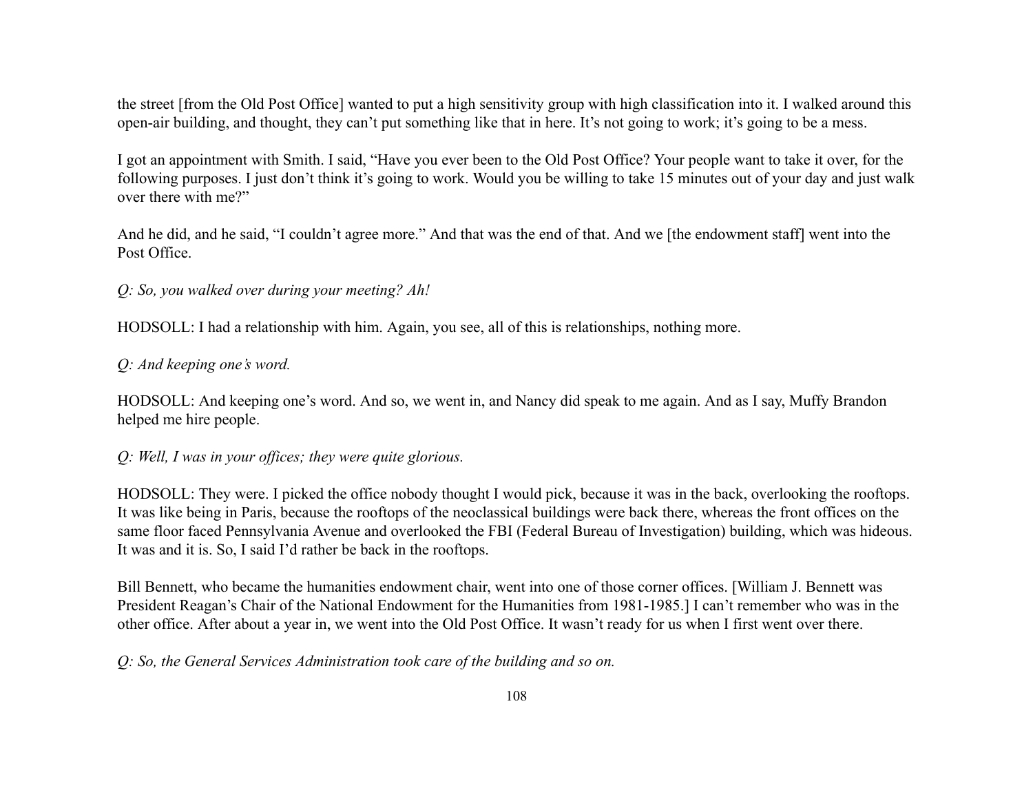the street [from the Old Post Office] wanted to put a high sensitivity group with high classification into it. I walked around this open-air building, and thought, they can't put something like that in here. It's not going to work; it's going to be a mess.

I got an appointment with Smith. I said, "Have you ever been to the Old Post Office? Your people want to take it over, for the following purposes. I just don't think it's going to work. Would you be willing to take 15 minutes out of your day and just walk over there with me?"

And he did, and he said, "I couldn't agree more." And that was the end of that. And we [the endowment staff] went into the Post Office.

*Q: So, you walked over during your meeting? Ah!*

HODSOLL: I had a relationship with him. Again, you see, all of this is relationships, nothing more.

*Q: And keeping one's word.*

HODSOLL: And keeping one's word. And so, we went in, and Nancy did speak to me again. And as I say, Muffy Brandon helped me hire people.

*Q: Well, I was in your offices; they were quite glorious.*

HODSOLL: They were. I picked the office nobody thought I would pick, because it was in the back, overlooking the rooftops. It was like being in Paris, because the rooftops of the neoclassical buildings were back there, whereas the front offices on the same floor faced Pennsylvania Avenue and overlooked the FBI (Federal Bureau of Investigation) building, which was hideous. It was and it is. So, I said I'd rather be back in the rooftops.

Bill Bennett, who became the humanities endowment chair, went into one of those corner offices. [William J. Bennett was President Reagan's Chair of the National Endowment for the Humanities from 1981-1985.] I can't remember who was in the other office. After about a year in, we went into the Old Post Office. It wasn't ready for us when I first went over there.

*Q: So, the General Services Administration took care of the building and so on.*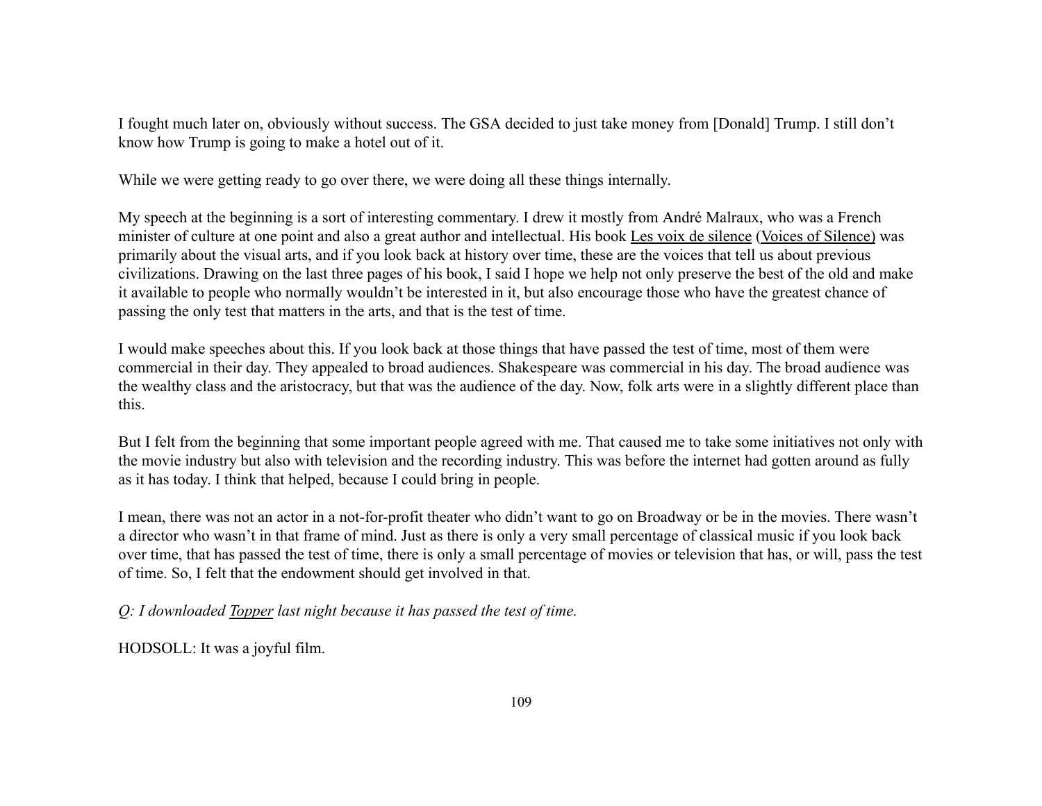I fought much later on, obviously without success. The GSA decided to just take money from [Donald] Trump. I still don't know how Trump is going to make a hotel out of it.

While we were getting ready to go over there, we were doing all these things internally.

My speech at the beginning is a sort of interesting commentary. I drew it mostly from André Malraux, who was a French minister of culture at one point and also a great author and intellectual. His book Les voix de silence (Voices of Silence) was primarily about the visual arts, and if you look back at history over time, these are the voices that tell us about previous civilizations. Drawing on the last three pages of his book, I said I hope we help not only preserve the best of the old and make it available to people who normally wouldn't be interested in it, but also encourage those who have the greatest chance of passing the only test that matters in the arts, and that is the test of time.

I would make speeches about this. If you look back at those things that have passed the test of time, most of them were commercial in their day. They appealed to broad audiences. Shakespeare was commercial in his day. The broad audience was the wealthy class and the aristocracy, but that was the audience of the day. Now, folk arts were in a slightly different place than this.

But I felt from the beginning that some important people agreed with me. That caused me to take some initiatives not only with the movie industry but also with television and the recording industry. This was before the internet had gotten around as fully as it has today. I think that helped, because I could bring in people.

I mean, there was not an actor in a not-for-profit theater who didn't want to go on Broadway or be in the movies. There wasn't a director who wasn't in that frame of mind. Just as there is only a very small percentage of classical music if you look back over time, that has passed the test of time, there is only a small percentage of movies or television that has, or will, pass the test of time. So, I felt that the endowment should get involved in that.

*Q: I downloaded Topper last night because it has passed the test of time.*

HODSOLL: It was a joyful film.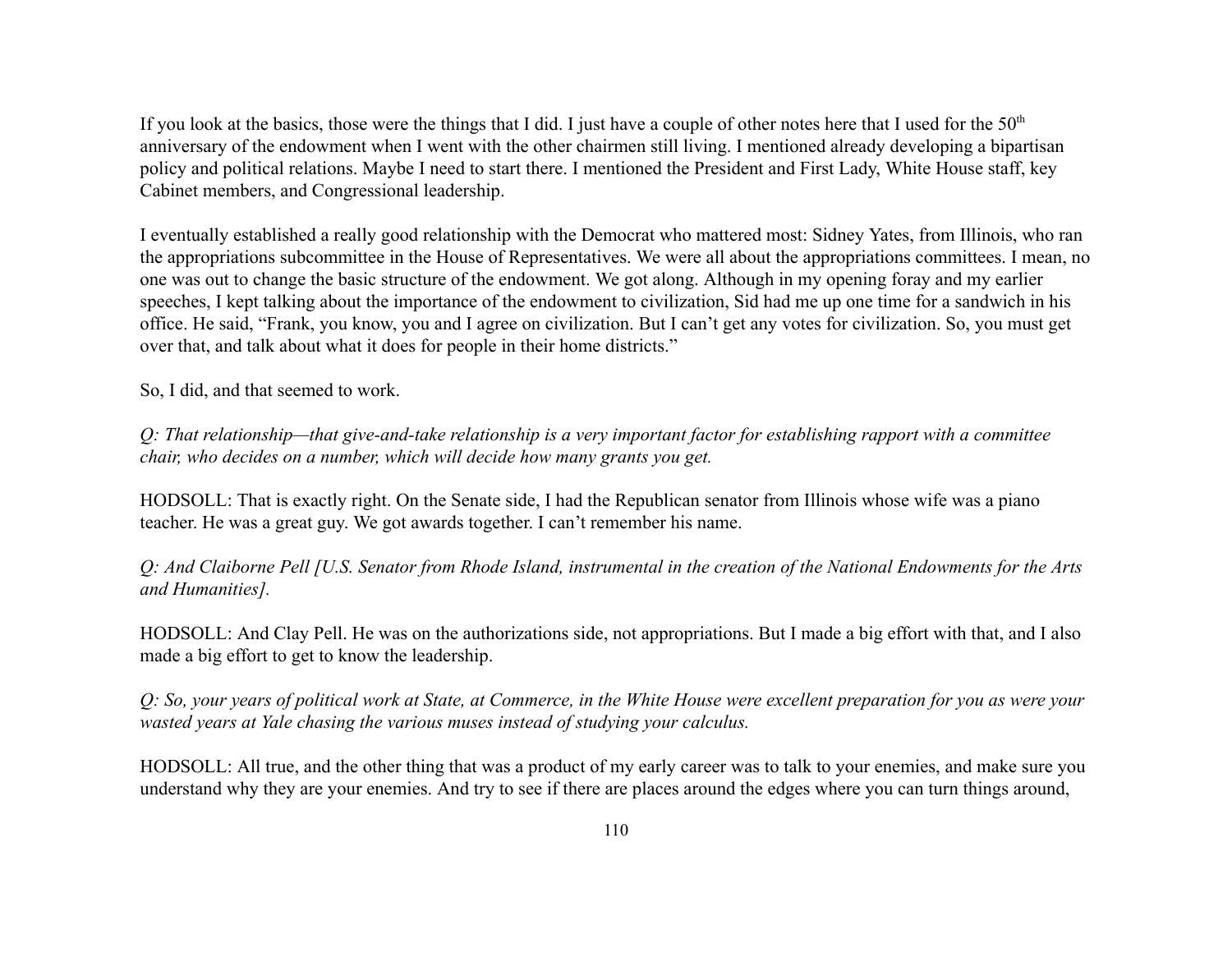If you look at the basics, those were the things that I did. I just have a couple of other notes here that I used for the 50th anniversary of the endowment when I went with the other chairmen still living. I mentioned already developing a bipartisan policy and political relations. Maybe I need to start there. I mentioned the President and First Lady, White House staff, key Cabinet members, and Congressional leadership.

I eventually established a really good relationship with the Democrat who mattered most: Sidney Yates, from Illinois, who ran the appropriations subcommittee in the House of Representatives. We were all about the appropriations committees. I mean, no one was out to change the basic structure of the endowment. We got along. Although in my opening foray and my earlier speeches, I kept talking about the importance of the endowment to civilization, Sid had me up one time for a sandwich in his office. He said, "Frank, you know, you and I agree on civilization. But I can't get any votes for civilization. So, you must get over that, and talk about what it does for people in their home districts."

So, I did, and that seemed to work.

*Q: That relationship—that give-and-take relationship is a very important factor for establishing rapport with a committee chair, who decides on a number, which will decide how many grants you get.*

HODSOLL: That is exactly right. On the Senate side, I had the Republican senator from Illinois whose wife was a piano teacher. He was a great guy. We got awards together. I can't remember his name.

*Q: And Claiborne Pell [U.S. Senator from Rhode Island, instrumental in the creation of the National Endowments for the Arts and Humanities].*

HODSOLL: And Clay Pell. He was on the authorizations side, not appropriations. But I made a big effort with that, and I also made a big effort to get to know the leadership.

*Q: So, your years of political work at State, at Commerce, in the White House were excellent preparation for you as were your wasted years at Yale chasing the various muses instead of studying your calculus.*

HODSOLL: All true, and the other thing that was a product of my early career was to talk to your enemies, and make sure you understand why they are your enemies. And try to see if there are places around the edges where you can turn things around,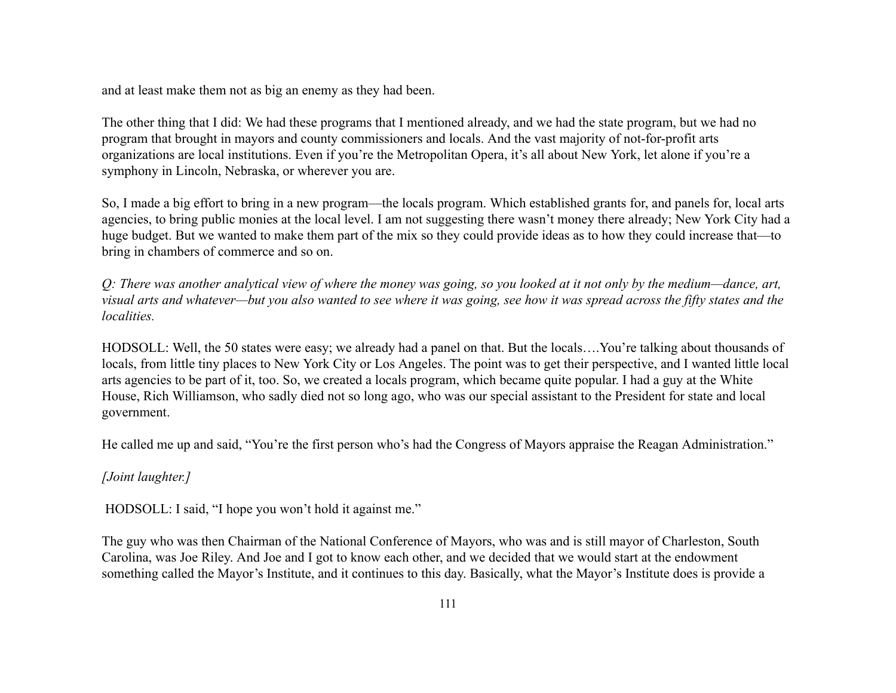and at least make them not as big an enemy as they had been.

The other thing that I did: We had these programs that I mentioned already, and we had the state program, but we had no program that brought in mayors and county commissioners and locals. And the vast majority of not-for-profit arts organizations are local institutions. Even if you're the Metropolitan Opera, it's all about New York, let alone if you're a symphony in Lincoln, Nebraska, or wherever you are.

So, I made a big effort to bring in a new program—the locals program. Which established grants for, and panels for, local arts agencies, to bring public monies at the local level. I am not suggesting there wasn't money there already; New York City had a huge budget. But we wanted to make them part of the mix so they could provide ideas as to how they could increase that—to bring in chambers of commerce and so on.

*Q: There was another analytical view of where the money was going, so you looked at it not only by the medium—dance, art, visual arts and whatever—but you also wanted to see where it was going, see how it was spread across the fifty states and the localities.*

HODSOLL: Well, the 50 states were easy; we already had a panel on that. But the locals….You're talking about thousands of locals, from little tiny places to New York City or Los Angeles. The point was to get their perspective, and I wanted little local arts agencies to be part of it, too. So, we created a locals program, which became quite popular. I had a guy at the White House, Rich Williamson, who sadly died not so long ago, who was our special assistant to the President for state and local government.

He called me up and said, "You're the first person who's had the Congress of Mayors appraise the Reagan Administration."

*[Joint laughter.]*

HODSOLL: I said, "I hope you won't hold it against me."

The guy who was then Chairman of the National Conference of Mayors, who was and is still mayor of Charleston, South Carolina, was Joe Riley. And Joe and I got to know each other, and we decided that we would start at the endowment something called the Mayor's Institute, and it continues to this day. Basically, what the Mayor's Institute does is provide a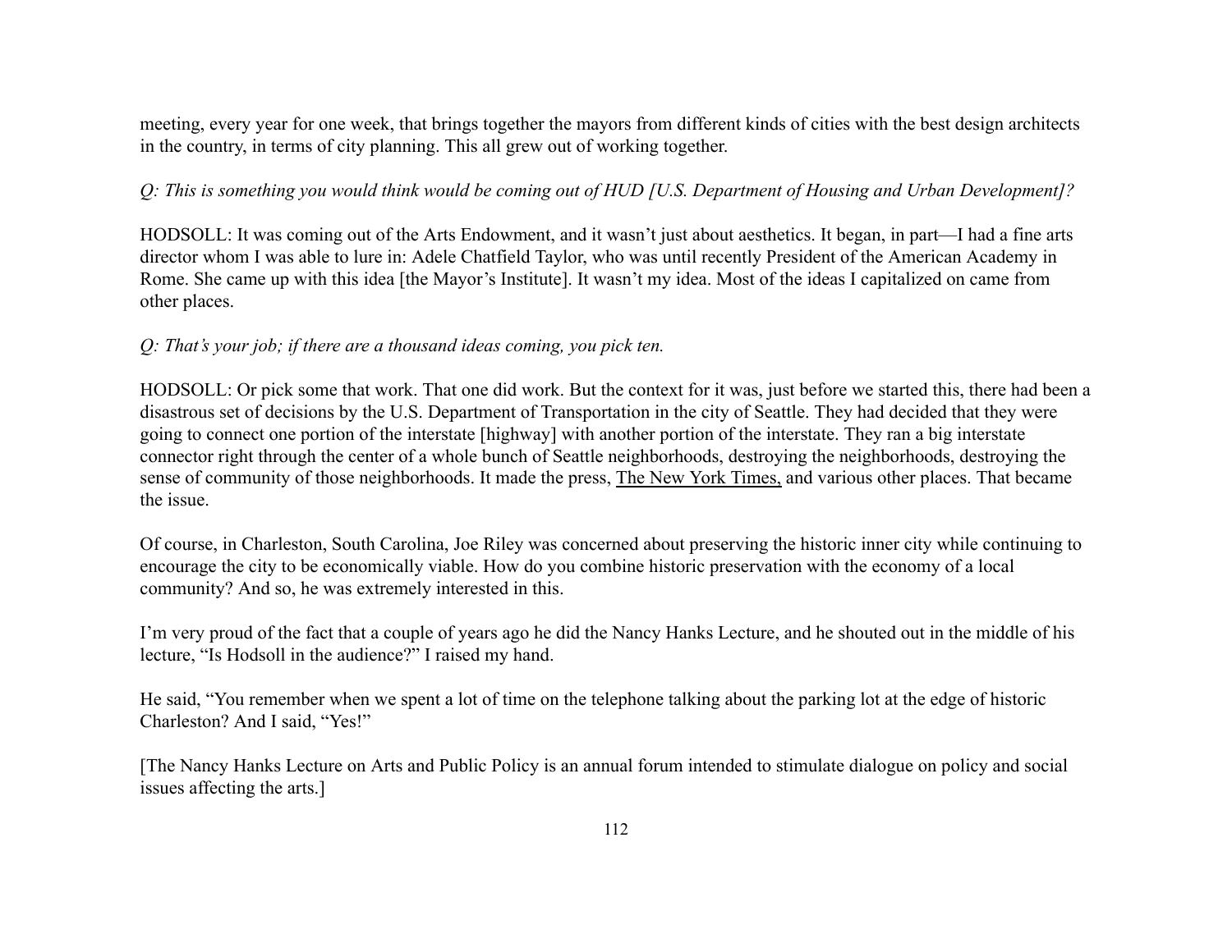meeting, every year for one week, that brings together the mayors from different kinds of cities with the best design architects in the country, in terms of city planning. This all grew out of working together.

*Q: This is something you would think would be coming out of HUD [U.S. Department of Housing and Urban Development]?*

HODSOLL: It was coming out of the Arts Endowment, and it wasn't just about aesthetics. It began, in part—I had a fine arts director whom I was able to lure in: Adele Chatfield Taylor, who was until recently President of the American Academy in Rome. She came up with this idea [the Mayor's Institute]. It wasn't my idea. Most of the ideas I capitalized on came from other places.

*Q: That's your job; if there are a thousand ideas coming, you pick ten.*

HODSOLL: Or pick some that work. That one did work. But the context for it was, just before we started this, there had been a disastrous set of decisions by the U.S. Department of Transportation in the city of Seattle. They had decided that they were going to connect one portion of the interstate [highway] with another portion of the interstate. They ran a big interstate connector right through the center of a whole bunch of Seattle neighborhoods, destroying the neighborhoods, destroying the sense of community of those neighborhoods. It made the press, The New York Times, and various other places. That became the issue.

Of course, in Charleston, South Carolina, Joe Riley was concerned about preserving the historic inner city while continuing to encourage the city to be economically viable. How do you combine historic preservation with the economy of a local community? And so, he was extremely interested in this.

I'm very proud of the fact that a couple of years ago he did the Nancy Hanks Lecture, and he shouted out in the middle of his lecture, "Is Hodsoll in the audience?" I raised my hand.

He said, "You remember when we spent a lot of time on the telephone talking about the parking lot at the edge of historic Charleston? And I said, "Yes!"

[The Nancy Hanks Lecture on Arts and Public Policy is an annual forum intended to stimulate dialogue on policy and social issues affecting the arts.]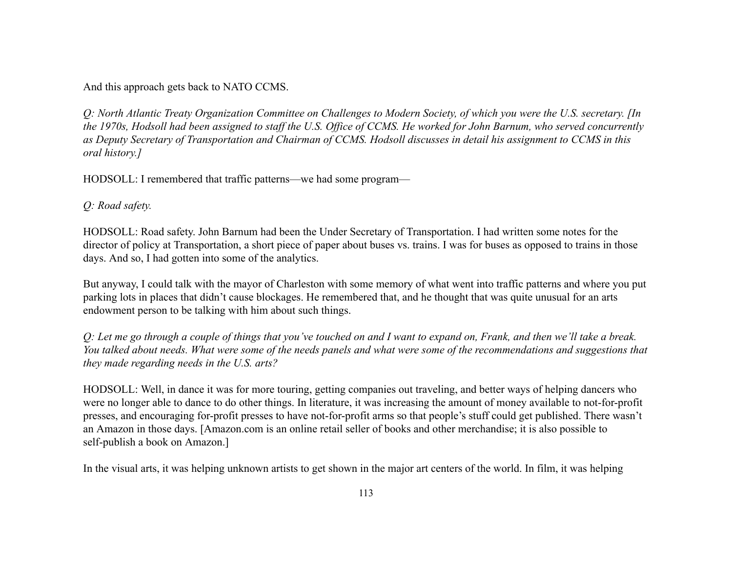And this approach gets back to NATO CCMS.

*Q: North Atlantic Treaty Organization Committee on Challenges to Modern Society, of which you were the U.S. secretary. [In the 1970s, Hodsoll had been assigned to staff the U.S. Office of CCMS. He worked for John Barnum, who served concurrently as Deputy Secretary of Transportation and Chairman of CCMS. Hodsoll discusses in detail his assignment to CCMS in this oral history.]*

HODSOLL: I remembered that traffic patterns—we had some program—

*Q: Road safety.*

HODSOLL: Road safety. John Barnum had been the Under Secretary of Transportation. I had written some notes for the director of policy at Transportation, a short piece of paper about buses vs. trains. I was for buses as opposed to trains in those days. And so, I had gotten into some of the analytics.

But anyway, I could talk with the mayor of Charleston with some memory of what went into traffic patterns and where you put parking lots in places that didn't cause blockages. He remembered that, and he thought that was quite unusual for an arts endowment person to be talking with him about such things.

*Q: Let me go through a couple of things that you've touched on and I want to expand on, Frank, and then we'll take a break. You talked about needs. What were some of the needs panels and what were some of the recommendations and suggestions that they made regarding needs in the U.S. arts?*

HODSOLL: Well, in dance it was for more touring, getting companies out traveling, and better ways of helping dancers who were no longer able to dance to do other things. In literature, it was increasing the amount of money available to not-for-profit presses, and encouraging for-profit presses to have not-for-profit arms so that people's stuff could get published. There wasn't an Amazon in those days. [Amazon.com is an online retail seller of books and other merchandise; it is also possible to self-publish a book on Amazon.]

In the visual arts, it was helping unknown artists to get shown in the major art centers of the world. In film, it was helping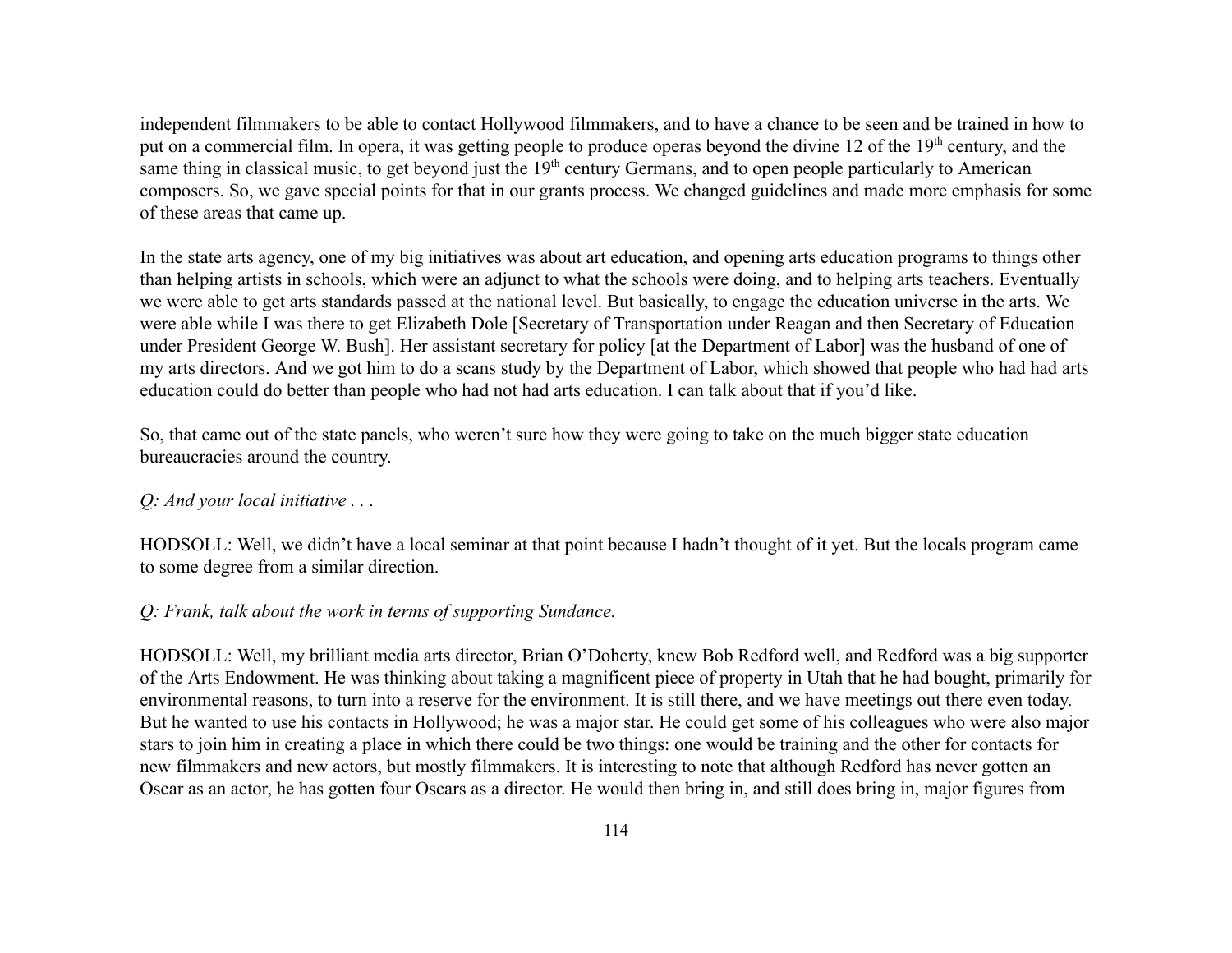independent filmmakers to be able to contact Hollywood filmmakers, and to have a chance to be seen and be trained in how to put on a commercial film. In opera, it was getting people to produce operas beyond the divine 12 of the 19th century, and the same thing in classical music, to get beyond just the 19th century Germans, and to open people particularly to American composers. So, we gave special points for that in our grants process. We changed guidelines and made more emphasis for some of these areas that came up.

In the state arts agency, one of my big initiatives was about art education, and opening arts education programs to things other than helping artists in schools, which were an adjunct to what the schools were doing, and to helping arts teachers. Eventually we were able to get arts standards passed at the national level. But basically, to engage the education universe in the arts. We were able while I was there to get Elizabeth Dole [Secretary of Transportation under Reagan and then Secretary of Education under President George W. Bush]. Her assistant secretary for policy [at the Department of Labor] was the husband of one of my arts directors. And we got him to do a scans study by the Department of Labor, which showed that people who had had arts education could do better than people who had not had arts education. I can talk about that if you'd like.

So, that came out of the state panels, who weren't sure how they were going to take on the much bigger state education bureaucracies around the country.

*Q: And your local initiative . . .*

HODSOLL: Well, we didn't have a local seminar at that point because I hadn't thought of it yet. But the locals program came to some degree from a similar direction.

*Q: Frank, talk about the work in terms of supporting Sundance.*

HODSOLL: Well, my brilliant media arts director, Brian O'Doherty, knew Bob Redford well, and Redford was a big supporter of the Arts Endowment. He was thinking about taking a magnificent piece of property in Utah that he had bought, primarily for environmental reasons, to turn into a reserve for the environment. It is still there, and we have meetings out there even today. But he wanted to use his contacts in Hollywood; he was a major star. He could get some of his colleagues who were also major stars to join him in creating a place in which there could be two things: one would be training and the other for contacts for new filmmakers and new actors, but mostly filmmakers. It is interesting to note that although Redford has never gotten an Oscar as an actor, he has gotten four Oscars as a director. He would then bring in, and still does bring in, major figures from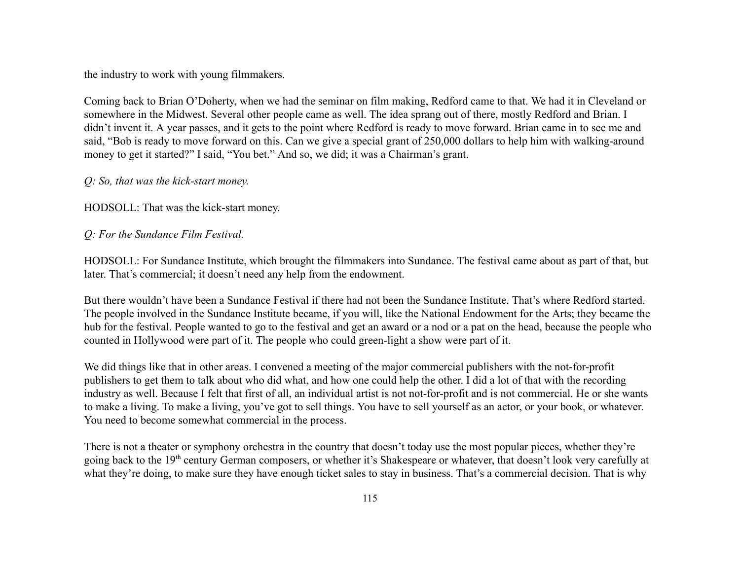the industry to work with young filmmakers.

Coming back to Brian O'Doherty, when we had the seminar on film making, Redford came to that. We had it in Cleveland or somewhere in the Midwest. Several other people came as well. The idea sprang out of there, mostly Redford and Brian. I didn't invent it. A year passes, and it gets to the point where Redford is ready to move forward. Brian came in to see me and said, "Bob is ready to move forward on this. Can we give a special grant of 250,000 dollars to help him with walking-around money to get it started?" I said, "You bet." And so, we did; it was a Chairman's grant.

*Q: So, that was the kick-start money.*

HODSOLL: That was the kick-start money.

*Q: For the Sundance Film Festival.*

HODSOLL: For Sundance Institute, which brought the filmmakers into Sundance. The festival came about as part of that, but later. That's commercial; it doesn't need any help from the endowment.

But there wouldn't have been a Sundance Festival if there had not been the Sundance Institute. That's where Redford started. The people involved in the Sundance Institute became, if you will, like the National Endowment for the Arts; they became the hub for the festival. People wanted to go to the festival and get an award or a nod or a pat on the head, because the people who counted in Hollywood were part of it. The people who could green-light a show were part of it.

We did things like that in other areas. I convened a meeting of the major commercial publishers with the not-for-profit publishers to get them to talk about who did what, and how one could help the other. I did a lot of that with the recording industry as well. Because I felt that first of all, an individual artist is not not-for-profit and is not commercial. He or she wants to make a living. To make a living, you've got to sell things. You have to sell yourself as an actor, or your book, or whatever. You need to become somewhat commercial in the process.

There is not a theater or symphony orchestra in the country that doesn't today use the most popular pieces, whether they're going back to the 19th century German composers, or whether it's Shakespeare or whatever, that doesn't look very carefully at what they're doing, to make sure they have enough ticket sales to stay in business. That's a commercial decision. That is why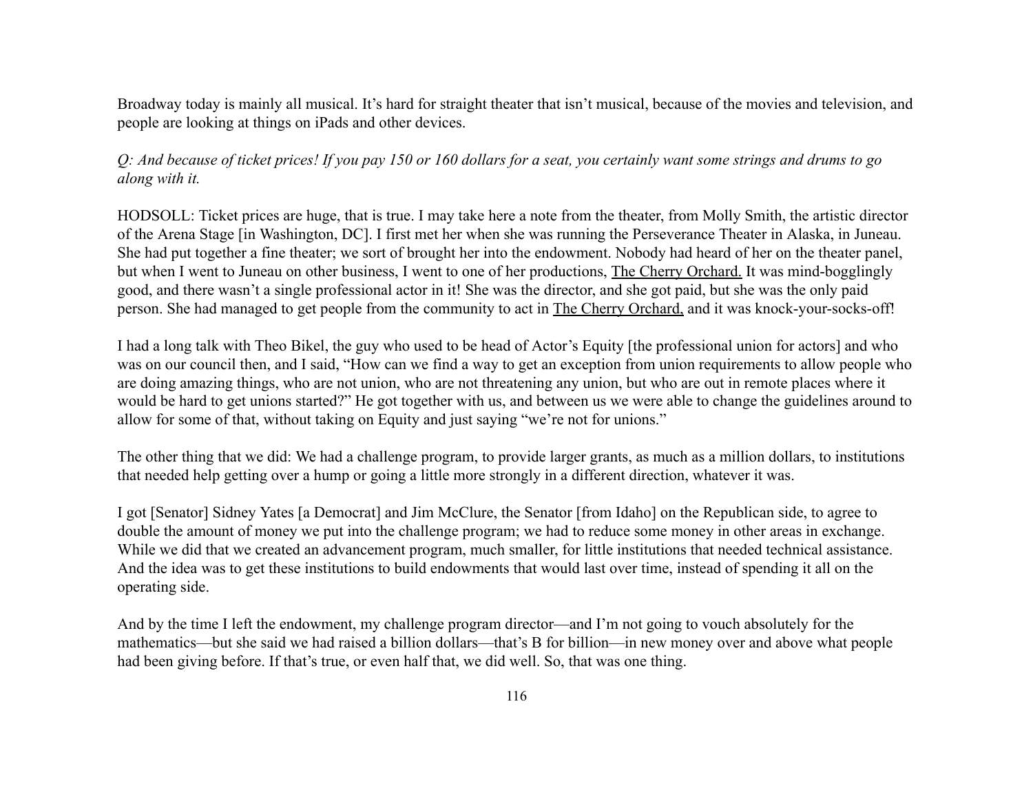Broadway today is mainly all musical. It's hard for straight theater that isn't musical, because of the movies and television, and people are looking at things on iPads and other devices.

*Q: And because of ticket prices! If you pay 150 or 160 dollars for a seat, you certainly want some strings and drums to go along with it.*

HODSOLL: Ticket prices are huge, that is true. I may take here a note from the theater, from Molly Smith, the artistic director of the Arena Stage [in Washington, DC]. I first met her when she was running the Perseverance Theater in Alaska, in Juneau. She had put together a fine theater; we sort of brought her into the endowment. Nobody had heard of her on the theater panel, but when I went to Juneau on other business, I went to one of her productions, <u>The Cherry Orchard.</u> It was mind-bogglingly good, and there wasn't a single professional actor in it! She was the director, and she got paid, but she was the only paid person. She had managed to get people from the community to act in <u>The Cherry Orchard,</u> and it was knock-your-socks-off!

I had a long talk with Theo Bikel, the guy who used to be head of Actor's Equity [the professional union for actors] and who was on our council then, and I said, "How can we find a way to get an exception from union requirements to allow people who are doing amazing things, who are not union, who are not threatening any union, but who are out in remote places where it would be hard to get unions started?" He got together with us, and between us we were able to change the guidelines around to allow for some of that, without taking on Equity and just saying "we're not for unions."

The other thing that we did: We had a challenge program, to provide larger grants, as much as a million dollars, to institutions that needed help getting over a hump or going a little more strongly in a different direction, whatever it was.

I got [Senator] Sidney Yates [a Democrat] and Jim McClure, the Senator [from Idaho] on the Republican side, to agree to double the amount of money we put into the challenge program; we had to reduce some money in other areas in exchange. While we did that we created an advancement program, much smaller, for little institutions that needed technical assistance. And the idea was to get these institutions to build endowments that would last over time, instead of spending it all on the operating side.

And by the time I left the endowment, my challenge program director—and I'm not going to vouch absolutely for the mathematics—but she said we had raised a billion dollars—that's B for billion—in new money over and above what people had been giving before. If that's true, or even half that, we did well. So, that was one thing.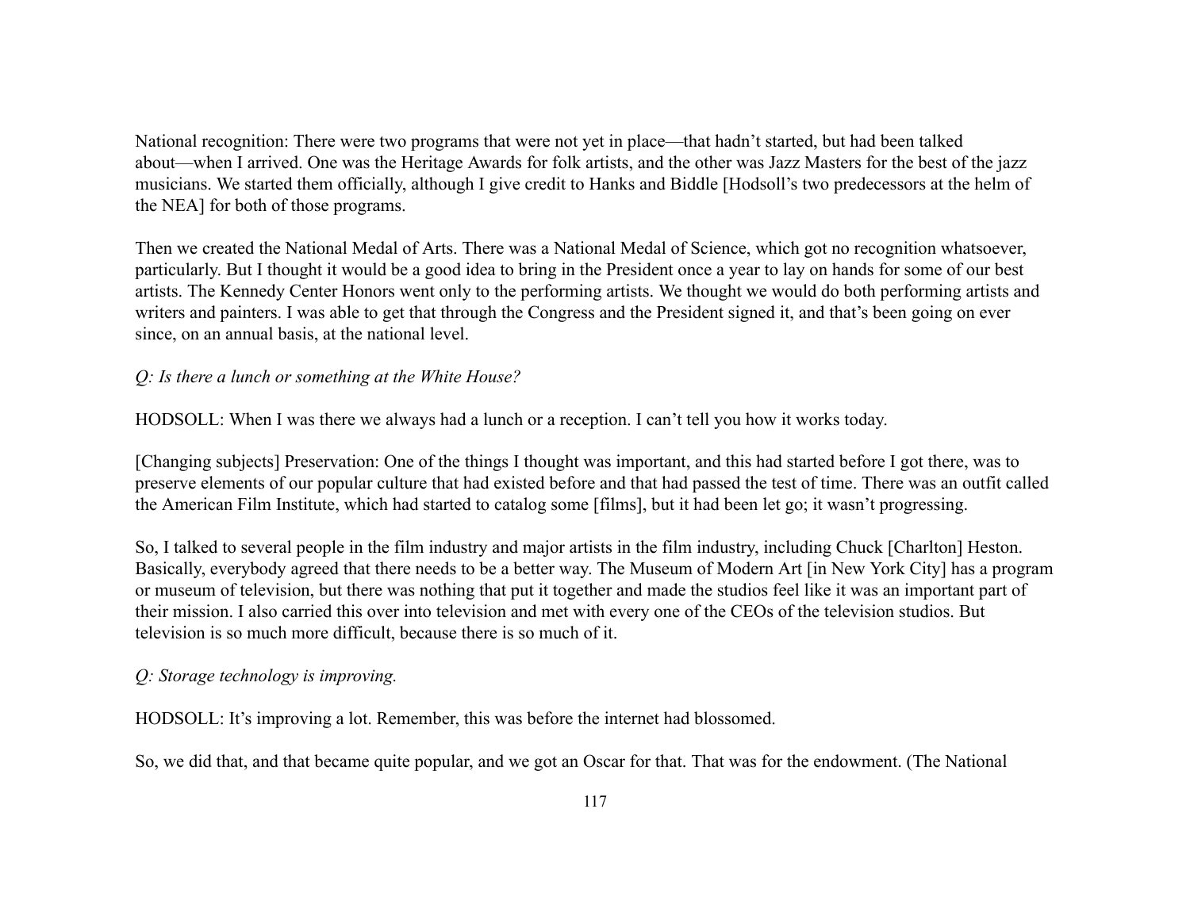National recognition: There were two programs that were not yet in place—that hadn't started, but had been talked about—when I arrived. One was the Heritage Awards for folk artists, and the other was Jazz Masters for the best of the jazz musicians. We started them officially, although I give credit to Hanks and Biddle [Hodsoll's two predecessors at the helm of the NEA] for both of those programs.

Then we created the National Medal of Arts. There was a National Medal of Science, which got no recognition whatsoever, particularly. But I thought it would be a good idea to bring in the President once a year to lay on hands for some of our best artists. The Kennedy Center Honors went only to the performing artists. We thought we would do both performing artists and writers and painters. I was able to get that through the Congress and the President signed it, and that's been going on ever since, on an annual basis, at the national level.

*Q: Is there a lunch or something at the White House?*

HODSOLL: When I was there we always had a lunch or a reception. I can't tell you how it works today.

[Changing subjects] Preservation: One of the things I thought was important, and this had started before I got there, was to preserve elements of our popular culture that had existed before and that had passed the test of time. There was an outfit called the American Film Institute, which had started to catalog some [films], but it had been let go; it wasn't progressing.

So, I talked to several people in the film industry and major artists in the film industry, including Chuck [Charlton] Heston. Basically, everybody agreed that there needs to be a better way. The Museum of Modern Art [in New York City] has a program or museum of television, but there was nothing that put it together and made the studios feel like it was an important part of their mission. I also carried this over into television and met with every one of the CEOs of the television studios. But television is so much more difficult, because there is so much of it.

*Q: Storage technology is improving.*

HODSOLL: It's improving a lot. Remember, this was before the internet had blossomed.

So, we did that, and that became quite popular, and we got an Oscar for that. That was for the endowment. (The National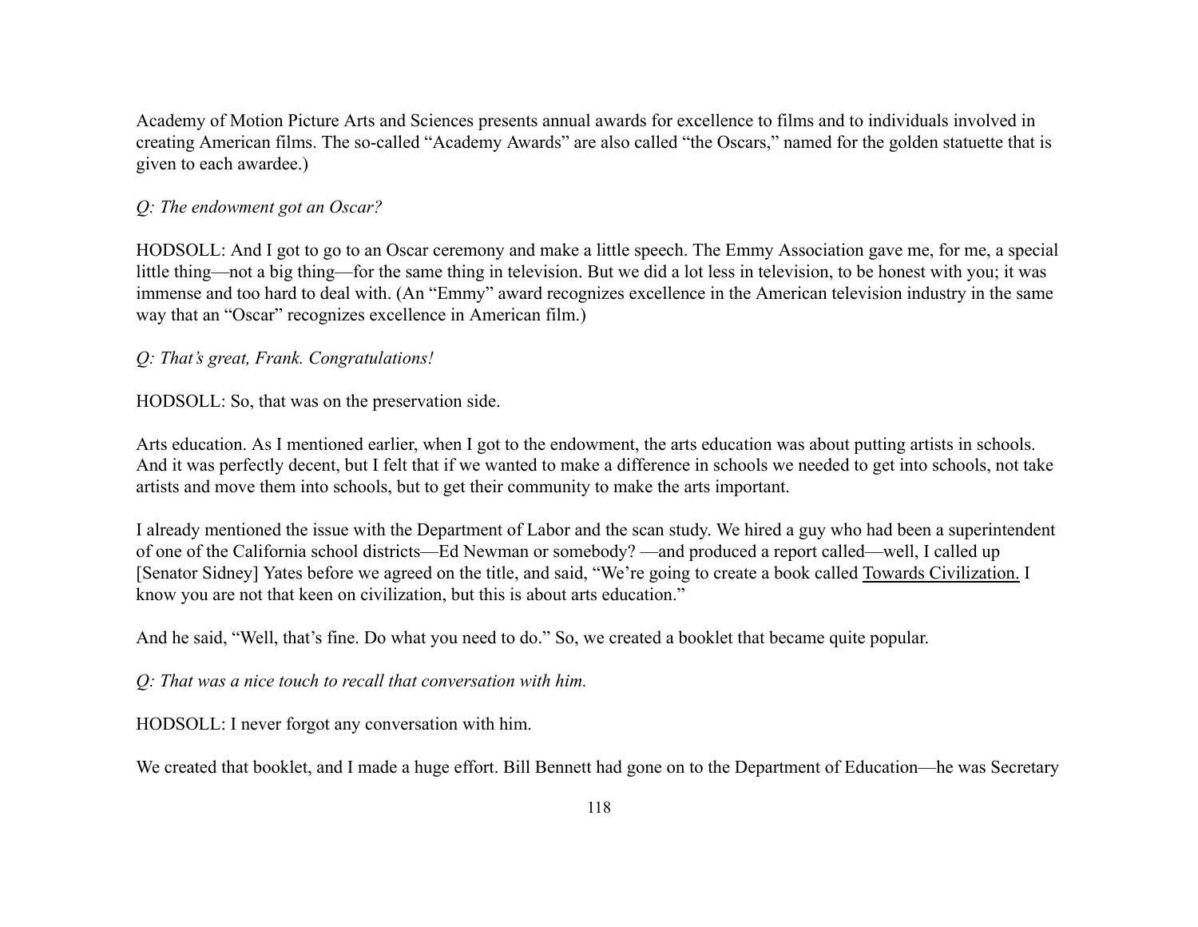Academy of Motion Picture Arts and Sciences presents annual awards for excellence to films and to individuals involved in creating American films. The so-called "Academy Awards" are also called "the Oscars," named for the golden statuette that is given to each awardee.)

*Q: The endowment got an Oscar?*

HODSOLL: And I got to go to an Oscar ceremony and make a little speech. The Emmy Association gave me, for me, a special little thing—not a big thing—for the same thing in television. But we did a lot less in television, to be honest with you; it was immense and too hard to deal with. (An "Emmy" award recognizes excellence in the American television industry in the same way that an "Oscar" recognizes excellence in American film.)

*Q: That's great, Frank. Congratulations!*

HODSOLL: So, that was on the preservation side.

Arts education. As I mentioned earlier, when I got to the endowment, the arts education was about putting artists in schools. And it was perfectly decent, but I felt that if we wanted to make a difference in schools we needed to get into schools, not take artists and move them into schools, but to get their community to make the arts important.

I already mentioned the issue with the Department of Labor and the scan study. We hired a guy who had been a superintendent of one of the California school districts—Ed Newman or somebody? —and produced a report called—well, I called up [Senator Sidney] Yates before we agreed on the title, and said, "We're going to create a book called <u>Towards Civilization.</u> I know you are not that keen on civilization, but this is about arts education."

And he said, "Well, that's fine. Do what you need to do." So, we created a booklet that became quite popular.

*Q: That was a nice touch to recall that conversation with him.*

HODSOLL: I never forgot any conversation with him.

We created that booklet, and I made a huge effort. Bill Bennett had gone on to the Department of Education—he was Secretary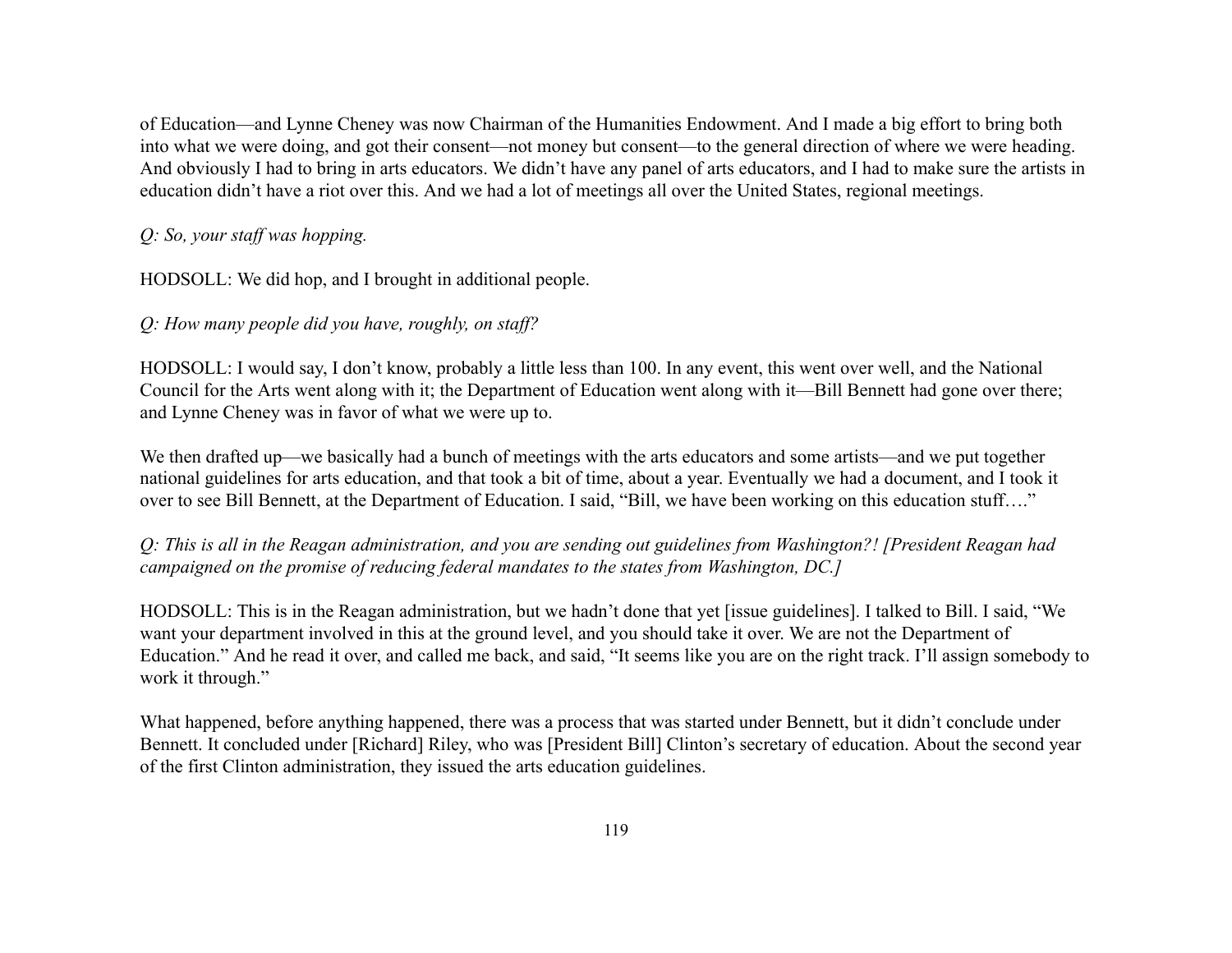of Education—and Lynne Cheney was now Chairman of the Humanities Endowment. And I made a big effort to bring both into what we were doing, and got their consent—not money but consent—to the general direction of where we were heading. And obviously I had to bring in arts educators. We didn't have any panel of arts educators, and I had to make sure the artists in education didn't have a riot over this. And we had a lot of meetings all over the United States, regional meetings.

*Q: So, your staff was hopping.*

HODSOLL: We did hop, and I brought in additional people.

*Q: How many people did you have, roughly, on staff?*

HODSOLL: I would say, I don't know, probably a little less than 100. In any event, this went over well, and the National Council for the Arts went along with it; the Department of Education went along with it—Bill Bennett had gone over there; and Lynne Cheney was in favor of what we were up to.

We then drafted up—we basically had a bunch of meetings with the arts educators and some artists—and we put together national guidelines for arts education, and that took a bit of time, about a year. Eventually we had a document, and I took it over to see Bill Bennett, at the Department of Education. I said, "Bill, we have been working on this education stuff…."

*Q: This is all in the Reagan administration, and you are sending out guidelines from Washington?! [President Reagan had campaigned on the promise of reducing federal mandates to the states from Washington, DC.]*

HODSOLL: This is in the Reagan administration, but we hadn't done that yet [issue guidelines]. I talked to Bill. I said, "We want your department involved in this at the ground level, and you should take it over. We are not the Department of Education." And he read it over, and called me back, and said, "It seems like you are on the right track. I'll assign somebody to work it through."

What happened, before anything happened, there was a process that was started under Bennett, but it didn't conclude under Bennett. It concluded under [Richard] Riley, who was [President Bill] Clinton's secretary of education. About the second year of the first Clinton administration, they issued the arts education guidelines.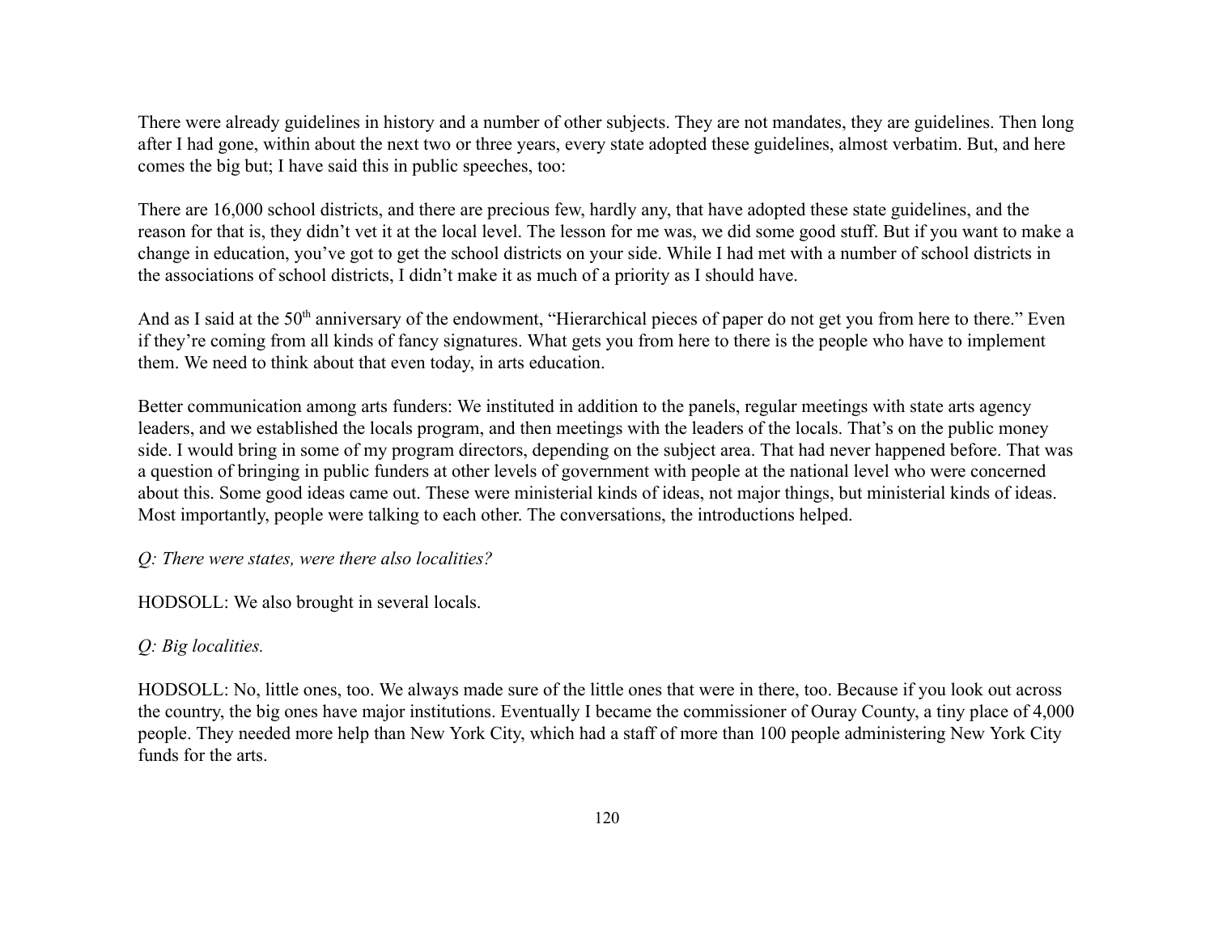There were already guidelines in history and a number of other subjects. They are not mandates, they are guidelines. Then long after I had gone, within about the next two or three years, every state adopted these guidelines, almost verbatim. But, and here comes the big but; I have said this in public speeches, too:

There are 16,000 school districts, and there are precious few, hardly any, that have adopted these state guidelines, and the reason for that is, they didn't vet it at the local level. The lesson for me was, we did some good stuff. But if you want to make a change in education, you've got to get the school districts on your side. While I had met with a number of school districts in the associations of school districts, I didn't make it as much of a priority as I should have.

And as I said at the 50th anniversary of the endowment, "Hierarchical pieces of paper do not get you from here to there." Even if they're coming from all kinds of fancy signatures. What gets you from here to there is the people who have to implement them. We need to think about that even today, in arts education.

Better communication among arts funders: We instituted in addition to the panels, regular meetings with state arts agency leaders, and we established the locals program, and then meetings with the leaders of the locals. That's on the public money side. I would bring in some of my program directors, depending on the subject area. That had never happened before. That was a question of bringing in public funders at other levels of government with people at the national level who were concerned about this. Some good ideas came out. These were ministerial kinds of ideas, not major things, but ministerial kinds of ideas. Most importantly, people were talking to each other. The conversations, the introductions helped.

*Q: There were states, were there also localities?*

HODSOLL: We also brought in several locals.

*Q: Big localities.*

HODSOLL: No, little ones, too. We always made sure of the little ones that were in there, too. Because if you look out across the country, the big ones have major institutions. Eventually I became the commissioner of Ouray County, a tiny place of 4,000 people. They needed more help than New York City, which had a staff of more than 100 people administering New York City funds for the arts.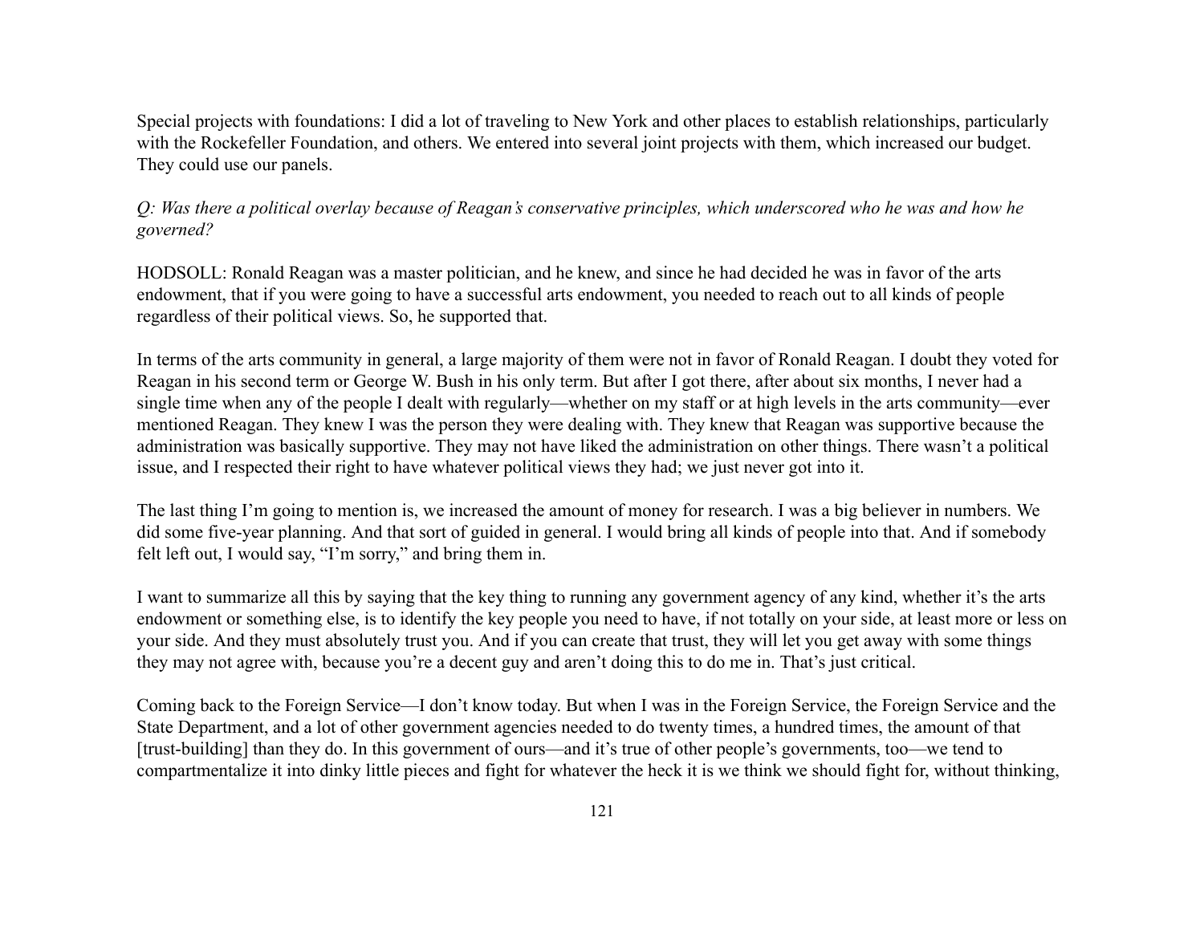Special projects with foundations: I did a lot of traveling to New York and other places to establish relationships, particularly with the Rockefeller Foundation, and others. We entered into several joint projects with them, which increased our budget. They could use our panels.

*Q: Was there a political overlay because of Reagan's conservative principles, which underscored who he was and how he governed?*

HODSOLL: Ronald Reagan was a master politician, and he knew, and since he had decided he was in favor of the arts endowment, that if you were going to have a successful arts endowment, you needed to reach out to all kinds of people regardless of their political views. So, he supported that.

In terms of the arts community in general, a large majority of them were not in favor of Ronald Reagan. I doubt they voted for Reagan in his second term or George W. Bush in his only term. But after I got there, after about six months, I never had a single time when any of the people I dealt with regularly—whether on my staff or at high levels in the arts community—ever mentioned Reagan. They knew I was the person they were dealing with. They knew that Reagan was supportive because the administration was basically supportive. They may not have liked the administration on other things. There wasn't a political issue, and I respected their right to have whatever political views they had; we just never got into it.

The last thing I'm going to mention is, we increased the amount of money for research. I was a big believer in numbers. We did some five-year planning. And that sort of guided in general. I would bring all kinds of people into that. And if somebody felt left out, I would say, "I'm sorry," and bring them in.

I want to summarize all this by saying that the key thing to running any government agency of any kind, whether it's the arts endowment or something else, is to identify the key people you need to have, if not totally on your side, at least more or less on your side. And they must absolutely trust you. And if you can create that trust, they will let you get away with some things they may not agree with, because you're a decent guy and aren't doing this to do me in. That's just critical.

Coming back to the Foreign Service—I don't know today. But when I was in the Foreign Service, the Foreign Service and the State Department, and a lot of other government agencies needed to do twenty times, a hundred times, the amount of that [trust-building] than they do. In this government of ours—and it's true of other people's governments, too—we tend to compartmentalize it into dinky little pieces and fight for whatever the heck it is we think we should fight for, without thinking,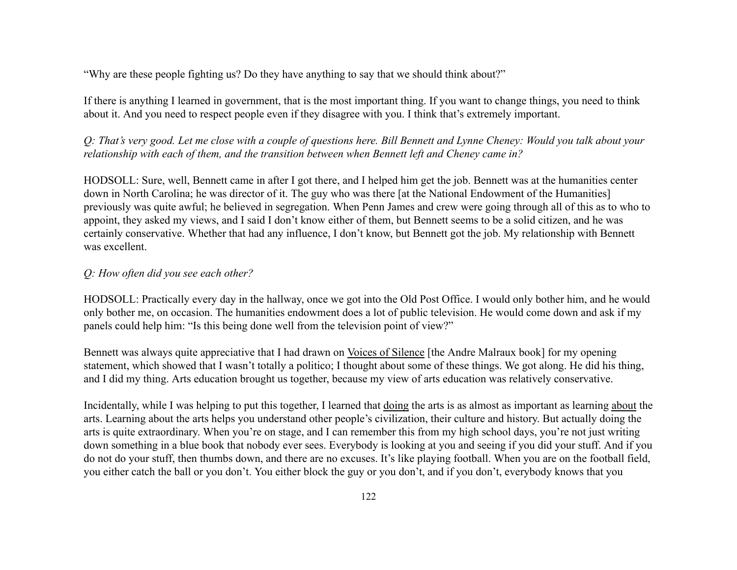"Why are these people fighting us? Do they have anything to say that we should think about?"

If there is anything I learned in government, that is the most important thing. If you want to change things, you need to think about it. And you need to respect people even if they disagree with you. I think that's extremely important.

*Q: That's very good. Let me close with a couple of questions here. Bill Bennett and Lynne Cheney: Would you talk about your relationship with each of them, and the transition between when Bennett left and Cheney came in?*

HODSOLL: Sure, well, Bennett came in after I got there, and I helped him get the job. Bennett was at the humanities center down in North Carolina; he was director of it. The guy who was there [at the National Endowment of the Humanities] previously was quite awful; he believed in segregation. When Penn James and crew were going through all of this as to who to appoint, they asked my views, and I said I don't know either of them, but Bennett seems to be a solid citizen, and he was certainly conservative. Whether that had any influence, I don't know, but Bennett got the job. My relationship with Bennett was excellent.

*Q: How often did you see each other?*

HODSOLL: Practically every day in the hallway, once we got into the Old Post Office. I would only bother him, and he would only bother me, on occasion. The humanities endowment does a lot of public television. He would come down and ask if my panels could help him: "Is this being done well from the television point of view?"

Bennett was always quite appreciative that I had drawn on <u>Voices of Silence</u> [the Andre Malraux book] for my opening statement, which showed that I wasn't totally a politico; I thought about some of these things. We got along. He did his thing, and I did my thing. Arts education brought us together, because my view of arts education was relatively conservative.

Incidentally, while I was helping to put this together, I learned that <u>doing</u> the arts is as almost as important as learning <u>about</u> the arts. Learning about the arts helps you understand other people's civilization, their culture and history. But actually doing the arts is quite extraordinary. When you're on stage, and I can remember this from my high school days, you're not just writing down something in a blue book that nobody ever sees. Everybody is looking at you and seeing if you did your stuff. And if you do not do your stuff, then thumbs down, and there are no excuses. It's like playing football. When you are on the football field, you either catch the ball or you don't. You either block the guy or you don't, and if you don't, everybody knows that you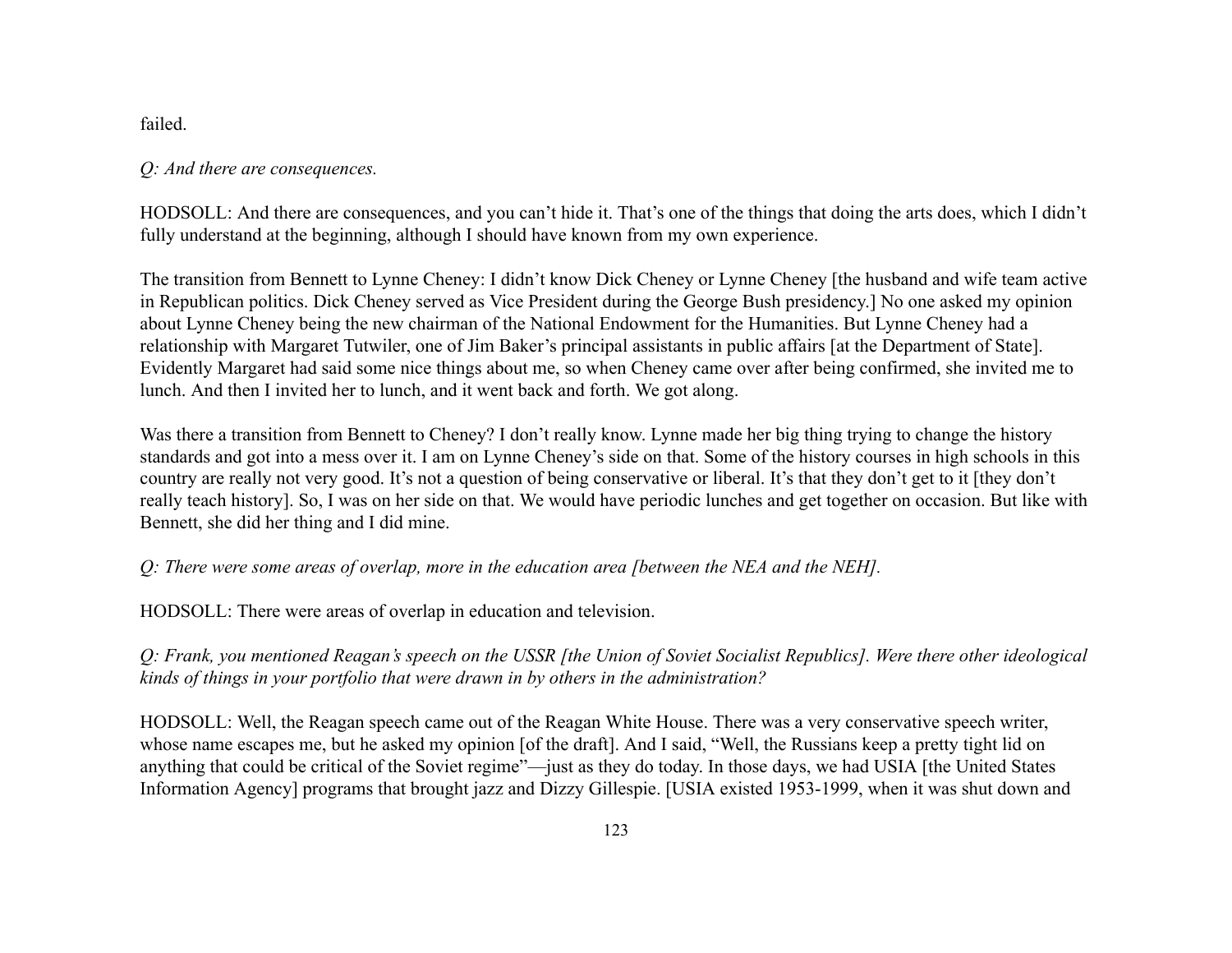failed.

*Q: And there are consequences.*

HODSOLL: And there are consequences, and you can't hide it. That's one of the things that doing the arts does, which I didn't fully understand at the beginning, although I should have known from my own experience.

The transition from Bennett to Lynne Cheney: I didn't know Dick Cheney or Lynne Cheney [the husband and wife team active in Republican politics. Dick Cheney served as Vice President during the George Bush presidency.] No one asked my opinion about Lynne Cheney being the new chairman of the National Endowment for the Humanities. But Lynne Cheney had a relationship with Margaret Tutwiler, one of Jim Baker's principal assistants in public affairs [at the Department of State]. Evidently Margaret had said some nice things about me, so when Cheney came over after being confirmed, she invited me to lunch. And then I invited her to lunch, and it went back and forth. We got along.

Was there a transition from Bennett to Cheney? I don't really know. Lynne made her big thing trying to change the history standards and got into a mess over it. I am on Lynne Cheney's side on that. Some of the history courses in high schools in this country are really not very good. It's not a question of being conservative or liberal. It's that they don't get to it [they don't really teach history]. So, I was on her side on that. We would have periodic lunches and get together on occasion. But like with Bennett, she did her thing and I did mine.

*Q: There were some areas of overlap, more in the education area [between the NEA and the NEH].*

HODSOLL: There were areas of overlap in education and television.

*Q: Frank, you mentioned Reagan's speech on the USSR [the Union of Soviet Socialist Republics]. Were there other ideological kinds of things in your portfolio that were drawn in by others in the administration?*

HODSOLL: Well, the Reagan speech came out of the Reagan White House. There was a very conservative speech writer, whose name escapes me, but he asked my opinion [of the draft]. And I said, "Well, the Russians keep a pretty tight lid on anything that could be critical of the Soviet regime"—just as they do today. In those days, we had USIA [the United States Information Agency] programs that brought jazz and Dizzy Gillespie. [USIA existed 1953-1999, when it was shut down and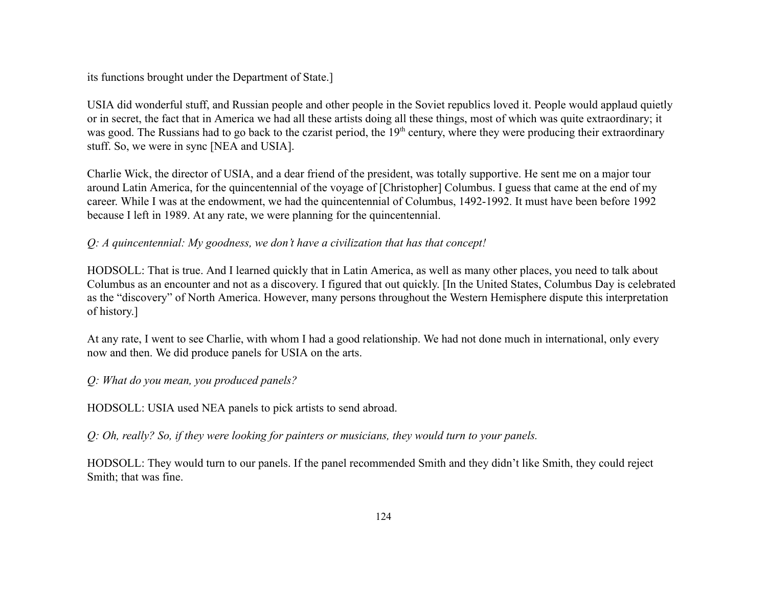its functions brought under the Department of State.]

USIA did wonderful stuff, and Russian people and other people in the Soviet republics loved it. People would applaud quietly or in secret, the fact that in America we had all these artists doing all these things, most of which was quite extraordinary; it was good. The Russians had to go back to the czarist period, the 19th century, where they were producing their extraordinary stuff. So, we were in sync [NEA and USIA].

Charlie Wick, the director of USIA, and a dear friend of the president, was totally supportive. He sent me on a major tour around Latin America, for the quincentennial of the voyage of [Christopher] Columbus. I guess that came at the end of my career. While I was at the endowment, we had the quincentennial of Columbus, 1492-1992. It must have been before 1992 because I left in 1989. At any rate, we were planning for the quincentennial.

*Q: A quincentennial: My goodness, we don't have a civilization that has that concept!*

HODSOLL: That is true. And I learned quickly that in Latin America, as well as many other places, you need to talk about Columbus as an encounter and not as a discovery. I figured that out quickly. [In the United States, Columbus Day is celebrated as the "discovery" of North America. However, many persons throughout the Western Hemisphere dispute this interpretation of history.]

At any rate, I went to see Charlie, with whom I had a good relationship. We had not done much in international, only every now and then. We did produce panels for USIA on the arts.

*Q: What do you mean, you produced panels?*

HODSOLL: USIA used NEA panels to pick artists to send abroad.

*Q: Oh, really? So, if they were looking for painters or musicians, they would turn to your panels.*

HODSOLL: They would turn to our panels. If the panel recommended Smith and they didn't like Smith, they could reject Smith; that was fine.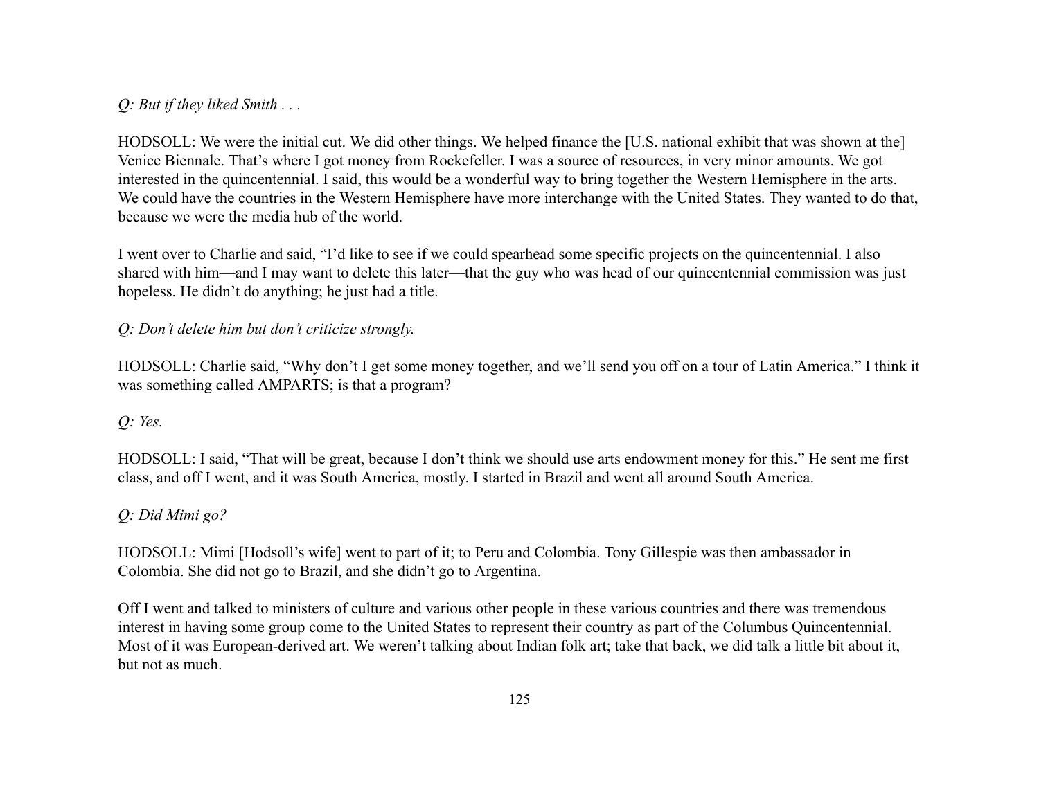*Q: But if they liked Smith . . .*

HODSOLL: We were the initial cut. We did other things. We helped finance the [U.S. national exhibit that was shown at the] Venice Biennale. That's where I got money from Rockefeller. I was a source of resources, in very minor amounts. We got interested in the quincentennial. I said, this would be a wonderful way to bring together the Western Hemisphere in the arts. We could have the countries in the Western Hemisphere have more interchange with the United States. They wanted to do that, because we were the media hub of the world.

I went over to Charlie and said, "I'd like to see if we could spearhead some specific projects on the quincentennial. I also shared with him—and I may want to delete this later—that the guy who was head of our quincentennial commission was just hopeless. He didn't do anything; he just had a title.

*Q: Don't delete him but don't criticize strongly.*

HODSOLL: Charlie said, "Why don't I get some money together, and we'll send you off on a tour of Latin America." I think it was something called AMPARTS; is that a program?

*Q: Yes.*

HODSOLL: I said, "That will be great, because I don't think we should use arts endowment money for this." He sent me first class, and off I went, and it was South America, mostly. I started in Brazil and went all around South America.

*Q: Did Mimi go?*

HODSOLL: Mimi [Hodsoll's wife] went to part of it; to Peru and Colombia. Tony Gillespie was then ambassador in Colombia. She did not go to Brazil, and she didn't go to Argentina.

Off I went and talked to ministers of culture and various other people in these various countries and there was tremendous interest in having some group come to the United States to represent their country as part of the Columbus Quincentennial. Most of it was European-derived art. We weren't talking about Indian folk art; take that back, we did talk a little bit about it, but not as much.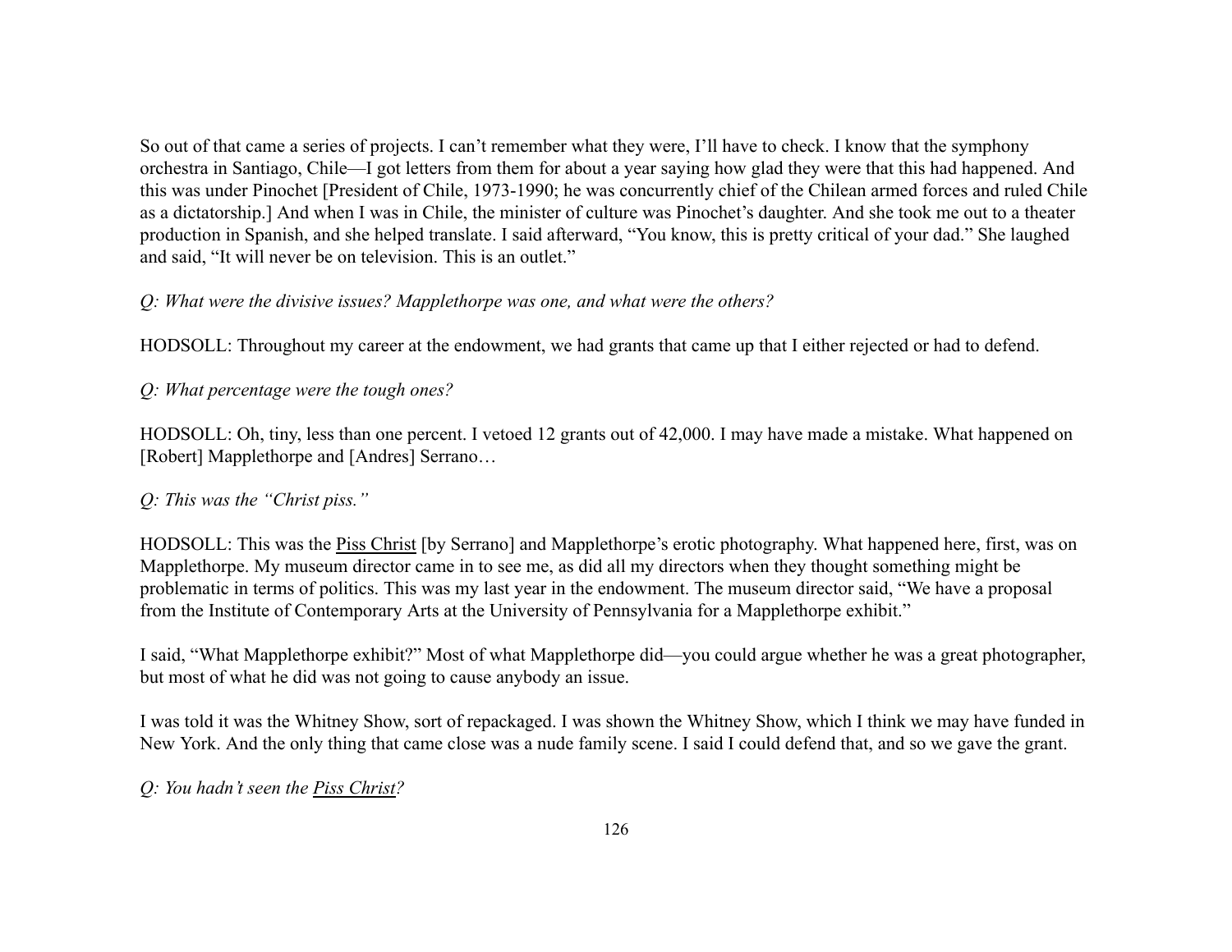So out of that came a series of projects. I can't remember what they were, I'll have to check. I know that the symphony orchestra in Santiago, Chile—I got letters from them for about a year saying how glad they were that this had happened. And this was under Pinochet [President of Chile, 1973-1990; he was concurrently chief of the Chilean armed forces and ruled Chile as a dictatorship.] And when I was in Chile, the minister of culture was Pinochet's daughter. And she took me out to a theater production in Spanish, and she helped translate. I said afterward, "You know, this is pretty critical of your dad." She laughed and said, "It will never be on television. This is an outlet."

*Q: What were the divisive issues? Mapplethorpe was one, and what were the others?*

HODSOLL: Throughout my career at the endowment, we had grants that came up that I either rejected or had to defend.

*Q: What percentage were the tough ones?*

HODSOLL: Oh, tiny, less than one percent. I vetoed 12 grants out of 42,000. I may have made a mistake. What happened on [Robert] Mapplethorpe and [Andres] Serrano…

*Q: This was the "Christ piss."*

HODSOLL: This was the <u>Piss Christ</u> [by Serrano] and Mapplethorpe's erotic photography. What happened here, first, was on Mapplethorpe. My museum director came in to see me, as did all my directors when they thought something might be problematic in terms of politics. This was my last year in the endowment. The museum director said, "We have a proposal from the Institute of Contemporary Arts at the University of Pennsylvania for a Mapplethorpe exhibit."

I said, "What Mapplethorpe exhibit?" Most of what Mapplethorpe did—you could argue whether he was a great photographer, but most of what he did was not going to cause anybody an issue.

I was told it was the Whitney Show, sort of repackaged. I was shown the Whitney Show, which I think we may have funded in New York. And the only thing that came close was a nude family scene. I said I could defend that, and so we gave the grant.

*Q: You hadn't seen the <u>Piss Christ</u>?*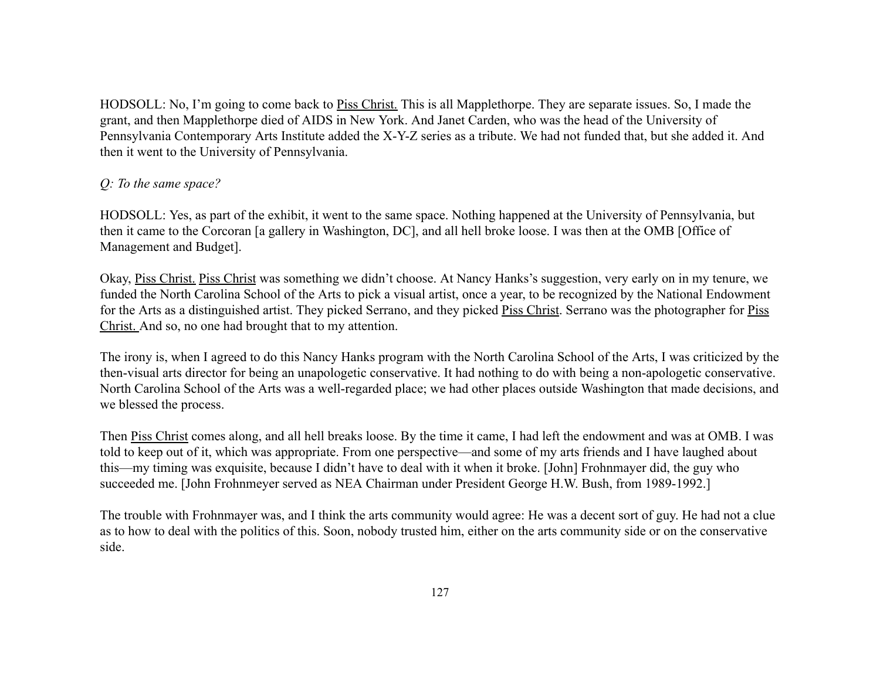HODSOLL: No, I'm going to come back to Piss Christ. This is all Mapplethorpe. They are separate issues. So, I made the grant, and then Mapplethorpe died of AIDS in New York. And Janet Carden, who was the head of the University of Pennsylvania Contemporary Arts Institute added the X-Y-Z series as a tribute. We had not funded that, but she added it. And then it went to the University of Pennsylvania.

*Q: To the same space?*

HODSOLL: Yes, as part of the exhibit, it went to the same space. Nothing happened at the University of Pennsylvania, but then it came to the Corcoran [a gallery in Washington, DC], and all hell broke loose. I was then at the OMB [Office of Management and Budget].

Okay, Piss Christ. Piss Christ was something we didn't choose. At Nancy Hanks's suggestion, very early on in my tenure, we funded the North Carolina School of the Arts to pick a visual artist, once a year, to be recognized by the National Endowment for the Arts as a distinguished artist. They picked Serrano, and they picked Piss Christ. Serrano was the photographer for Piss Christ. And so, no one had brought that to my attention.

The irony is, when I agreed to do this Nancy Hanks program with the North Carolina School of the Arts, I was criticized by the then-visual arts director for being an unapologetic conservative. It had nothing to do with being a non-apologetic conservative. North Carolina School of the Arts was a well-regarded place; we had other places outside Washington that made decisions, and we blessed the process.

Then Piss Christ comes along, and all hell breaks loose. By the time it came, I had left the endowment and was at OMB. I was told to keep out of it, which was appropriate. From one perspective—and some of my arts friends and I have laughed about this—my timing was exquisite, because I didn't have to deal with it when it broke. [John] Frohnmayer did, the guy who succeeded me. [John Frohnmeyer served as NEA Chairman under President George H.W. Bush, from 1989-1992.]

The trouble with Frohnmayer was, and I think the arts community would agree: He was a decent sort of guy. He had not a clue as to how to deal with the politics of this. Soon, nobody trusted him, either on the arts community side or on the conservative side.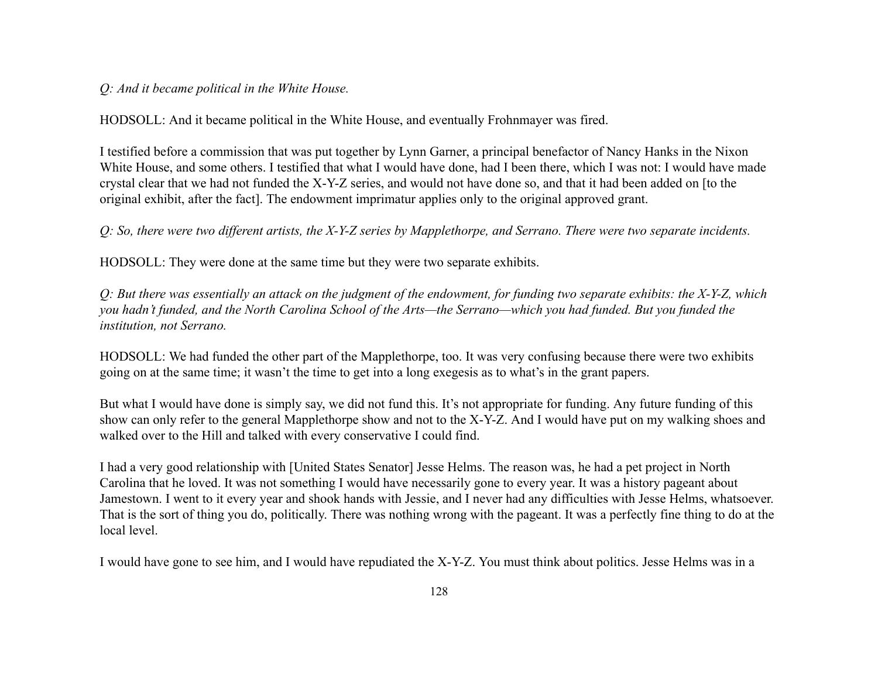*Q: And it became political in the White House.*

HODSOLL: And it became political in the White House, and eventually Frohnmayer was fired.

I testified before a commission that was put together by Lynn Garner, a principal benefactor of Nancy Hanks in the Nixon White House, and some others. I testified that what I would have done, had I been there, which I was not: I would have made crystal clear that we had not funded the X-Y-Z series, and would not have done so, and that it had been added on [to the original exhibit, after the fact]. The endowment imprimatur applies only to the original approved grant.

*Q: So, there were two different artists, the X-Y-Z series by Mapplethorpe, and Serrano. There were two separate incidents.*

HODSOLL: They were done at the same time but they were two separate exhibits.

*Q: But there was essentially an attack on the judgment of the endowment, for funding two separate exhibits: the X-Y-Z, which you hadn't funded, and the North Carolina School of the Arts—the Serrano—which you had funded. But you funded the institution, not Serrano.*

HODSOLL: We had funded the other part of the Mapplethorpe, too. It was very confusing because there were two exhibits going on at the same time; it wasn't the time to get into a long exegesis as to what's in the grant papers.

But what I would have done is simply say, we did not fund this. It's not appropriate for funding. Any future funding of this show can only refer to the general Mapplethorpe show and not to the X-Y-Z. And I would have put on my walking shoes and walked over to the Hill and talked with every conservative I could find.

I had a very good relationship with [United States Senator] Jesse Helms. The reason was, he had a pet project in North Carolina that he loved. It was not something I would have necessarily gone to every year. It was a history pageant about Jamestown. I went to it every year and shook hands with Jessie, and I never had any difficulties with Jesse Helms, whatsoever. That is the sort of thing you do, politically. There was nothing wrong with the pageant. It was a perfectly fine thing to do at the local level.

I would have gone to see him, and I would have repudiated the X-Y-Z. You must think about politics. Jesse Helms was in a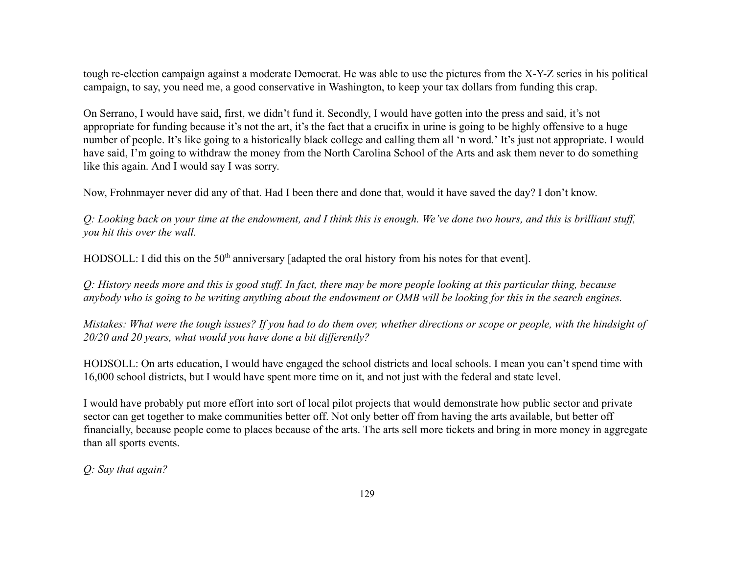tough re-election campaign against a moderate Democrat. He was able to use the pictures from the X-Y-Z series in his political campaign, to say, you need me, a good conservative in Washington, to keep your tax dollars from funding this crap.

On Serrano, I would have said, first, we didn't fund it. Secondly, I would have gotten into the press and said, it's not appropriate for funding because it's not the art, it's the fact that a crucifix in urine is going to be highly offensive to a huge number of people. It's like going to a historically black college and calling them all 'n word.' It's just not appropriate. I would have said, I'm going to withdraw the money from the North Carolina School of the Arts and ask them never to do something like this again. And I would say I was sorry.

Now, Frohnmayer never did any of that. Had I been there and done that, would it have saved the day? I don't know.

*Q: Looking back on your time at the endowment, and I think this is enough. We've done two hours, and this is brilliant stuff, you hit this over the wall.*

HODSOLL: I did this on the 50th anniversary [adapted the oral history from his notes for that event].

*Q: History needs more and this is good stuff. In fact, there may be more people looking at this particular thing, because anybody who is going to be writing anything about the endowment or OMB will be looking for this in the search engines.*

*Mistakes: What were the tough issues? If you had to do them over, whether directions or scope or people, with the hindsight of 20/20 and 20 years, what would you have done a bit differently?*

HODSOLL: On arts education, I would have engaged the school districts and local schools. I mean you can't spend time with 16,000 school districts, but I would have spent more time on it, and not just with the federal and state level.

I would have probably put more effort into sort of local pilot projects that would demonstrate how public sector and private sector can get together to make communities better off. Not only better off from having the arts available, but better off financially, because people come to places because of the arts. The arts sell more tickets and bring in more money in aggregate than all sports events.

*Q: Say that again?*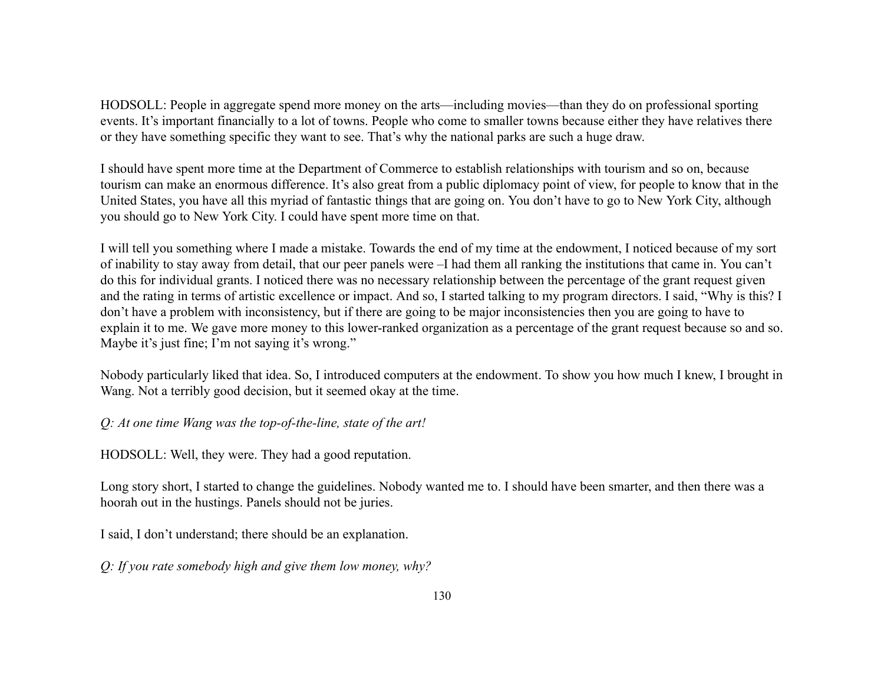HODSOLL: People in aggregate spend more money on the arts—including movies—than they do on professional sporting events. It's important financially to a lot of towns. People who come to smaller towns because either they have relatives there or they have something specific they want to see. That's why the national parks are such a huge draw.

I should have spent more time at the Department of Commerce to establish relationships with tourism and so on, because tourism can make an enormous difference. It's also great from a public diplomacy point of view, for people to know that in the United States, you have all this myriad of fantastic things that are going on. You don't have to go to New York City, although you should go to New York City. I could have spent more time on that.

I will tell you something where I made a mistake. Towards the end of my time at the endowment, I noticed because of my sort of inability to stay away from detail, that our peer panels were –I had them all ranking the institutions that came in. You can't do this for individual grants. I noticed there was no necessary relationship between the percentage of the grant request given and the rating in terms of artistic excellence or impact. And so, I started talking to my program directors. I said, "Why is this? I don't have a problem with inconsistency, but if there are going to be major inconsistencies then you are going to have to explain it to me. We gave more money to this lower-ranked organization as a percentage of the grant request because so and so. Maybe it's just fine; I'm not saying it's wrong."

Nobody particularly liked that idea. So, I introduced computers at the endowment. To show you how much I knew, I brought in Wang. Not a terribly good decision, but it seemed okay at the time.

*Q: At one time Wang was the top-of-the-line, state of the art!*

HODSOLL: Well, they were. They had a good reputation.

Long story short, I started to change the guidelines. Nobody wanted me to. I should have been smarter, and then there was a hoorah out in the hustings. Panels should not be juries.

I said, I don't understand; there should be an explanation.

*Q: If you rate somebody high and give them low money, why?*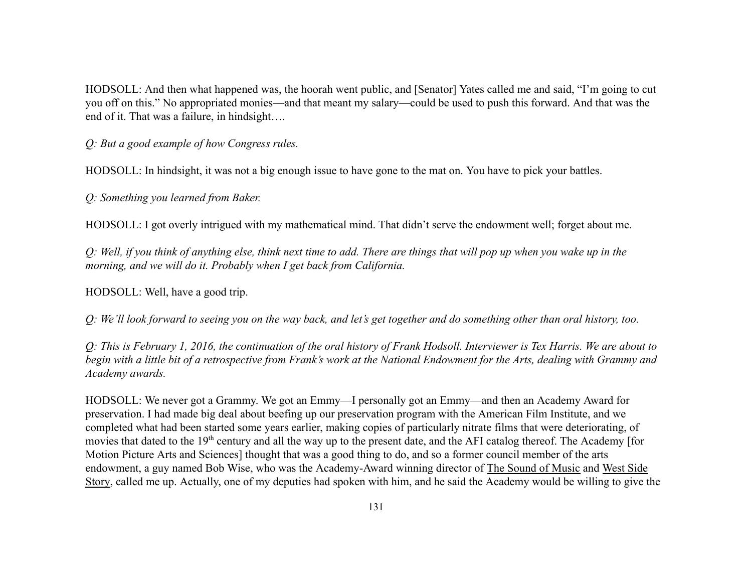HODSOLL: And then what happened was, the hoorah went public, and [Senator] Yates called me and said, "I'm going to cut you off on this." No appropriated monies—and that meant my salary—could be used to push this forward. And that was the end of it. That was a failure, in hindsight….

*Q: But a good example of how Congress rules.*

HODSOLL: In hindsight, it was not a big enough issue to have gone to the mat on. You have to pick your battles.

*Q: Something you learned from Baker.*

HODSOLL: I got overly intrigued with my mathematical mind. That didn't serve the endowment well; forget about me.

*Q: Well, if you think of anything else, think next time to add. There are things that will pop up when you wake up in the morning, and we will do it. Probably when I get back from California.*

HODSOLL: Well, have a good trip.

*Q: We'll look forward to seeing you on the way back, and let's get together and do something other than oral history, too.*

*Q: This is February 1, 2016, the continuation of the oral history of Frank Hodsoll. Interviewer is Tex Harris. We are about to begin with a little bit of a retrospective from Frank's work at the National Endowment for the Arts, dealing with Grammy and Academy awards.*

HODSOLL: We never got a Grammy. We got an Emmy—I personally got an Emmy—and then an Academy Award for preservation. I had made big deal about beefing up our preservation program with the American Film Institute, and we completed what had been started some years earlier, making copies of particularly nitrate films that were deteriorating, of movies that dated to the 19th century and all the way up to the present date, and the AFI catalog thereof. The Academy [for Motion Picture Arts and Sciences] thought that was a good thing to do, and so a former council member of the arts endowment, a guy named Bob Wise, who was the Academy-Award winning director of The Sound of Music and West Side Story, called me up. Actually, one of my deputies had spoken with him, and he said the Academy would be willing to give the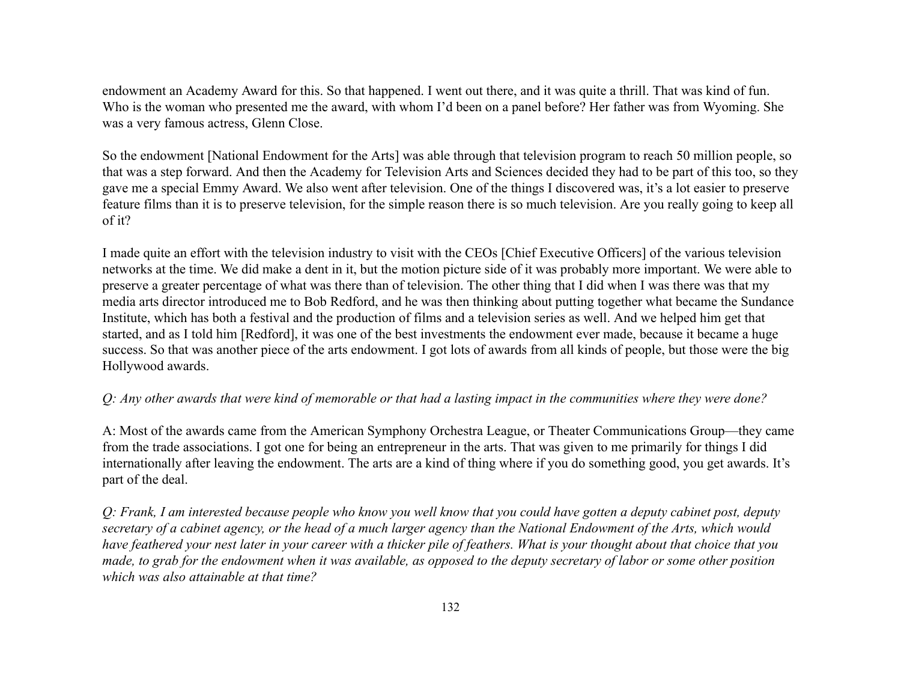endowment an Academy Award for this. So that happened. I went out there, and it was quite a thrill. That was kind of fun. Who is the woman who presented me the award, with whom I'd been on a panel before? Her father was from Wyoming. She was a very famous actress, Glenn Close.

So the endowment [National Endowment for the Arts] was able through that television program to reach 50 million people, so that was a step forward. And then the Academy for Television Arts and Sciences decided they had to be part of this too, so they gave me a special Emmy Award. We also went after television. One of the things I discovered was, it's a lot easier to preserve feature films than it is to preserve television, for the simple reason there is so much television. Are you really going to keep all of it?

I made quite an effort with the television industry to visit with the CEOs [Chief Executive Officers] of the various television networks at the time. We did make a dent in it, but the motion picture side of it was probably more important. We were able to preserve a greater percentage of what was there than of television. The other thing that I did when I was there was that my media arts director introduced me to Bob Redford, and he was then thinking about putting together what became the Sundance Institute, which has both a festival and the production of films and a television series as well. And we helped him get that started, and as I told him [Redford], it was one of the best investments the endowment ever made, because it became a huge success. So that was another piece of the arts endowment. I got lots of awards from all kinds of people, but those were the big Hollywood awards.

*Q: Any other awards that were kind of memorable or that had a lasting impact in the communities where they were done?*

A: Most of the awards came from the American Symphony Orchestra League, or Theater Communications Group—they came from the trade associations. I got one for being an entrepreneur in the arts. That was given to me primarily for things I did internationally after leaving the endowment. The arts are a kind of thing where if you do something good, you get awards. It's part of the deal.

*Q: Frank, I am interested because people who know you well know that you could have gotten a deputy cabinet post, deputy secretary of a cabinet agency, or the head of a much larger agency than the National Endowment of the Arts, which would have feathered your nest later in your career with a thicker pile of feathers. What is your thought about that choice that you made, to grab for the endowment when it was available, as opposed to the deputy secretary of labor or some other position which was also attainable at that time?*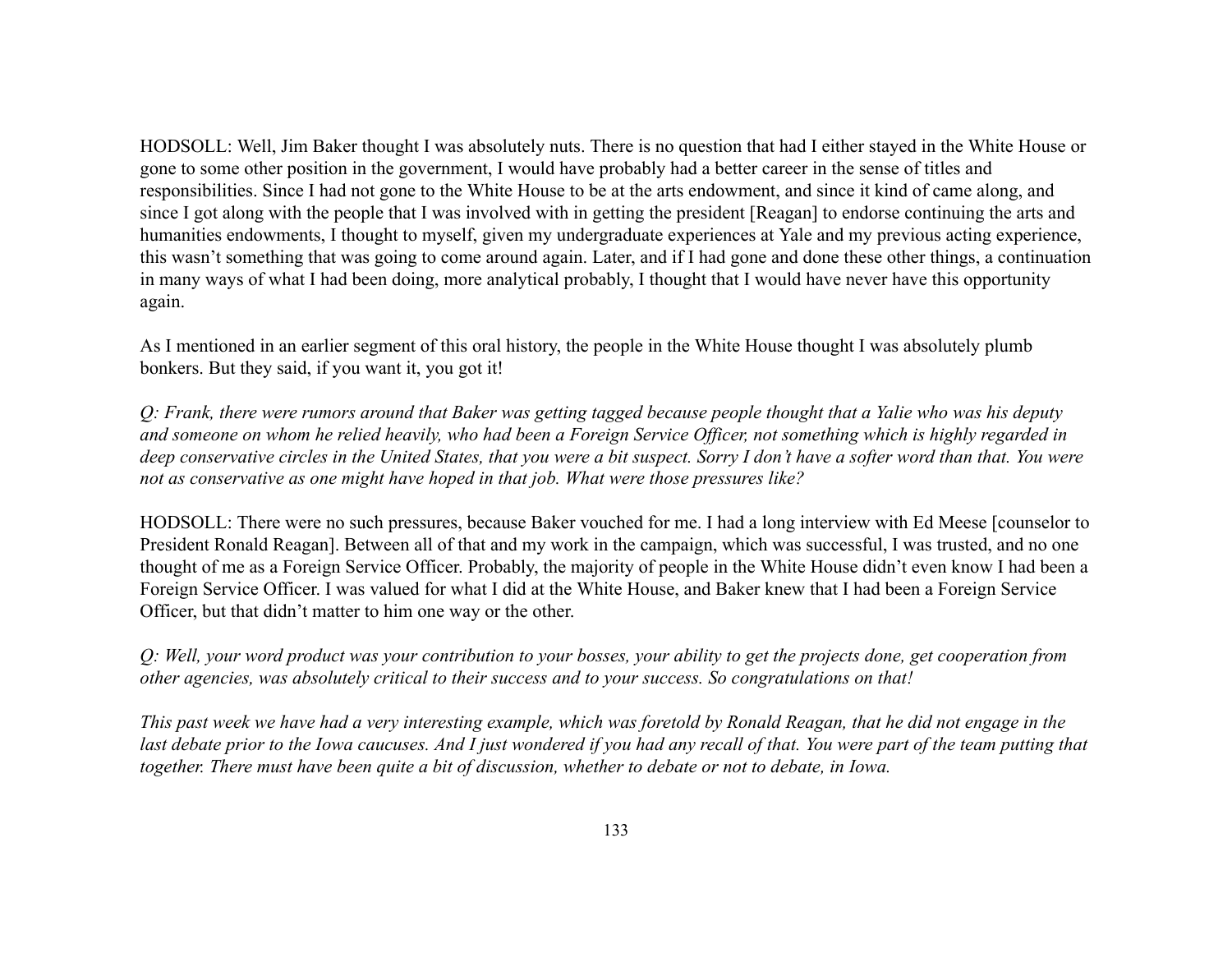HODSOLL: Well, Jim Baker thought I was absolutely nuts. There is no question that had I either stayed in the White House or gone to some other position in the government, I would have probably had a better career in the sense of titles and responsibilities. Since I had not gone to the White House to be at the arts endowment, and since it kind of came along, and since I got along with the people that I was involved with in getting the president [Reagan] to endorse continuing the arts and humanities endowments, I thought to myself, given my undergraduate experiences at Yale and my previous acting experience, this wasn't something that was going to come around again. Later, and if I had gone and done these other things, a continuation in many ways of what I had been doing, more analytical probably, I thought that I would have never have this opportunity again.

As I mentioned in an earlier segment of this oral history, the people in the White House thought I was absolutely plumb bonkers. But they said, if you want it, you got it!

*Q: Frank, there were rumors around that Baker was getting tagged because people thought that a Yalie who was his deputy and someone on whom he relied heavily, who had been a Foreign Service Officer, not something which is highly regarded in deep conservative circles in the United States, that you were a bit suspect. Sorry I don't have a softer word than that. You were not as conservative as one might have hoped in that job. What were those pressures like?*

HODSOLL: There were no such pressures, because Baker vouched for me. I had a long interview with Ed Meese [counselor to President Ronald Reagan]. Between all of that and my work in the campaign, which was successful, I was trusted, and no one thought of me as a Foreign Service Officer. Probably, the majority of people in the White House didn't even know I had been a Foreign Service Officer. I was valued for what I did at the White House, and Baker knew that I had been a Foreign Service Officer, but that didn't matter to him one way or the other.

*Q: Well, your word product was your contribution to your bosses, your ability to get the projects done, get cooperation from other agencies, was absolutely critical to their success and to your success. So congratulations on that!*

*This past week we have had a very interesting example, which was foretold by Ronald Reagan, that he did not engage in the last debate prior to the Iowa caucuses. And I just wondered if you had any recall of that. You were part of the team putting that together. There must have been quite a bit of discussion, whether to debate or not to debate, in Iowa.*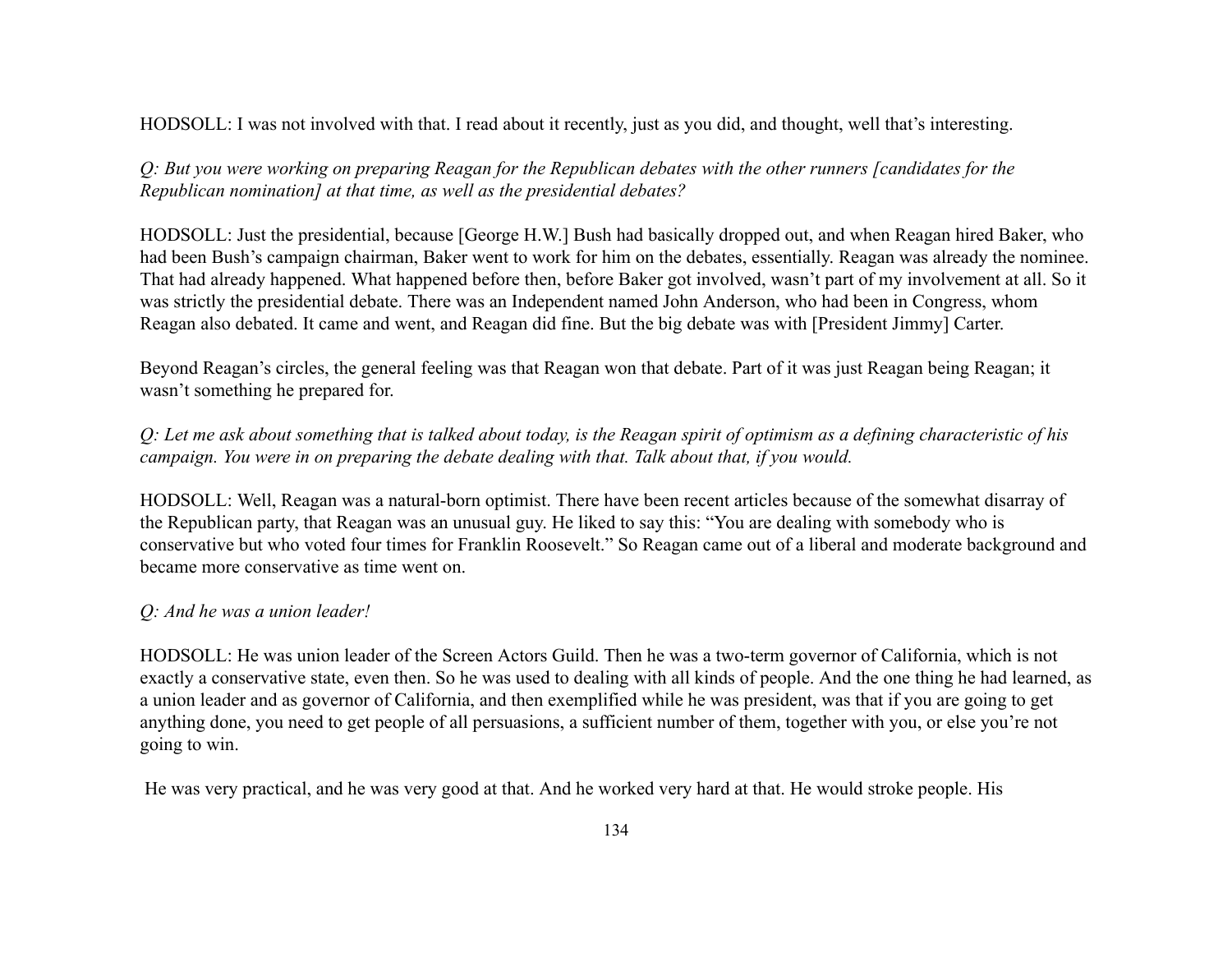HODSOLL: I was not involved with that. I read about it recently, just as you did, and thought, well that's interesting.

*Q: But you were working on preparing Reagan for the Republican debates with the other runners [candidates for the Republican nomination] at that time, as well as the presidential debates?*

HODSOLL: Just the presidential, because [George H.W.] Bush had basically dropped out, and when Reagan hired Baker, who had been Bush's campaign chairman, Baker went to work for him on the debates, essentially. Reagan was already the nominee. That had already happened. What happened before then, before Baker got involved, wasn't part of my involvement at all. So it was strictly the presidential debate. There was an Independent named John Anderson, who had been in Congress, whom Reagan also debated. It came and went, and Reagan did fine. But the big debate was with [President Jimmy] Carter.

Beyond Reagan's circles, the general feeling was that Reagan won that debate. Part of it was just Reagan being Reagan; it wasn't something he prepared for.

*Q: Let me ask about something that is talked about today, is the Reagan spirit of optimism as a defining characteristic of his campaign. You were in on preparing the debate dealing with that. Talk about that, if you would.*

HODSOLL: Well, Reagan was a natural-born optimist. There have been recent articles because of the somewhat disarray of the Republican party, that Reagan was an unusual guy. He liked to say this: "You are dealing with somebody who is conservative but who voted four times for Franklin Roosevelt." So Reagan came out of a liberal and moderate background and became more conservative as time went on.

*Q: And he was a union leader!*

HODSOLL: He was union leader of the Screen Actors Guild. Then he was a two-term governor of California, which is not exactly a conservative state, even then. So he was used to dealing with all kinds of people. And the one thing he had learned, as a union leader and as governor of California, and then exemplified while he was president, was that if you are going to get anything done, you need to get people of all persuasions, a sufficient number of them, together with you, or else you're not going to win.

He was very practical, and he was very good at that. And he worked very hard at that. He would stroke people. His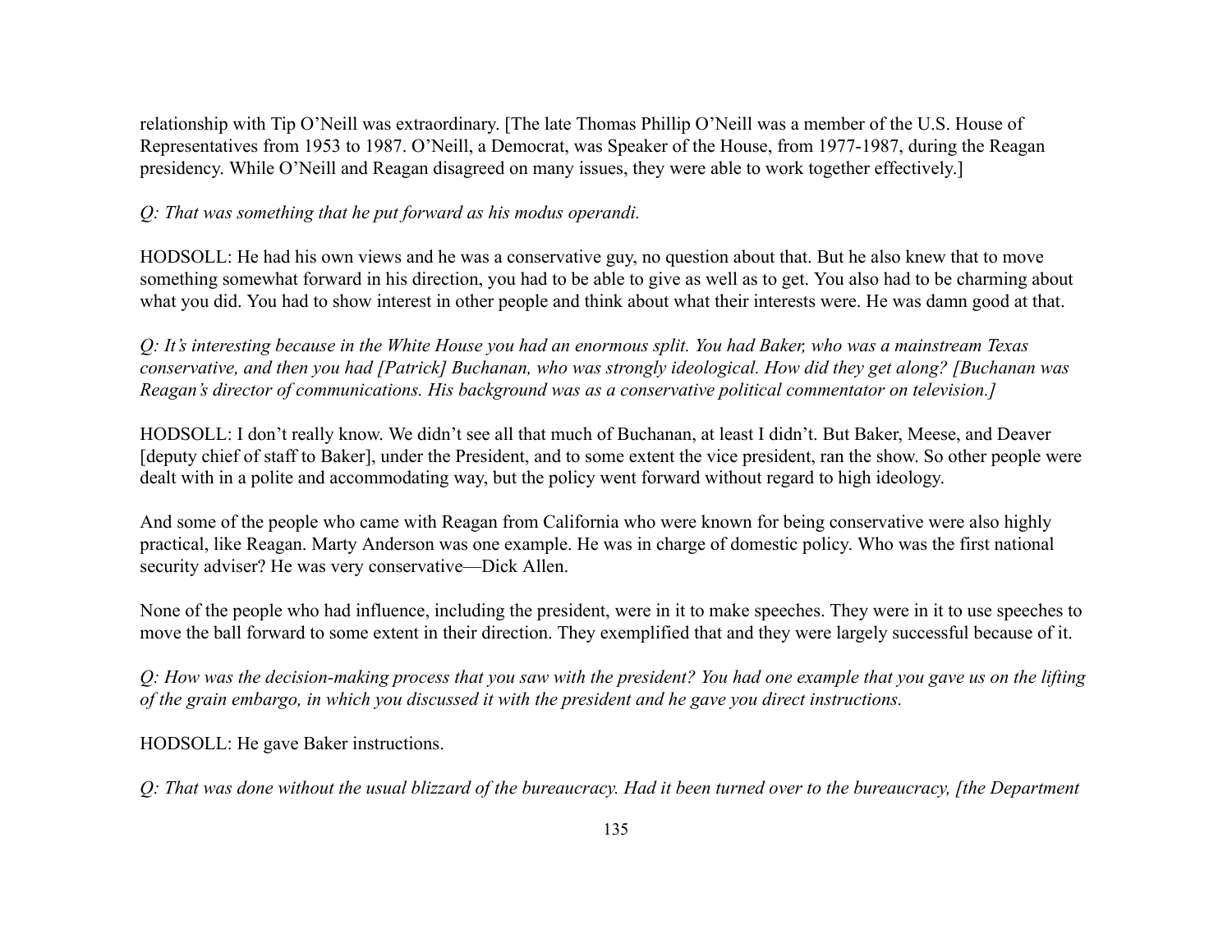relationship with Tip O'Neill was extraordinary. [The late Thomas Phillip O'Neill was a member of the U.S. House of Representatives from 1953 to 1987. O'Neill, a Democrat, was Speaker of the House, from 1977-1987, during the Reagan presidency. While O'Neill and Reagan disagreed on many issues, they were able to work together effectively.]

*Q: That was something that he put forward as his modus operandi.*

HODSOLL: He had his own views and he was a conservative guy, no question about that. But he also knew that to move something somewhat forward in his direction, you had to be able to give as well as to get. You also had to be charming about what you did. You had to show interest in other people and think about what their interests were. He was damn good at that.

*Q: It's interesting because in the White House you had an enormous split. You had Baker, who was a mainstream Texas conservative, and then you had [Patrick] Buchanan, who was strongly ideological. How did they get along? [Buchanan was Reagan's director of communications. His background was as a conservative political commentator on television.]*

HODSOLL: I don't really know. We didn't see all that much of Buchanan, at least I didn't. But Baker, Meese, and Deaver [deputy chief of staff to Baker], under the President, and to some extent the vice president, ran the show. So other people were dealt with in a polite and accommodating way, but the policy went forward without regard to high ideology.

And some of the people who came with Reagan from California who were known for being conservative were also highly practical, like Reagan. Marty Anderson was one example. He was in charge of domestic policy. Who was the first national security adviser? He was very conservative—Dick Allen.

None of the people who had influence, including the president, were in it to make speeches. They were in it to use speeches to move the ball forward to some extent in their direction. They exemplified that and they were largely successful because of it.

*Q: How was the decision-making process that you saw with the president? You had one example that you gave us on the lifting of the grain embargo, in which you discussed it with the president and he gave you direct instructions.*

HODSOLL: He gave Baker instructions.

*Q: That was done without the usual blizzard of the bureaucracy. Had it been turned over to the bureaucracy, [the Department*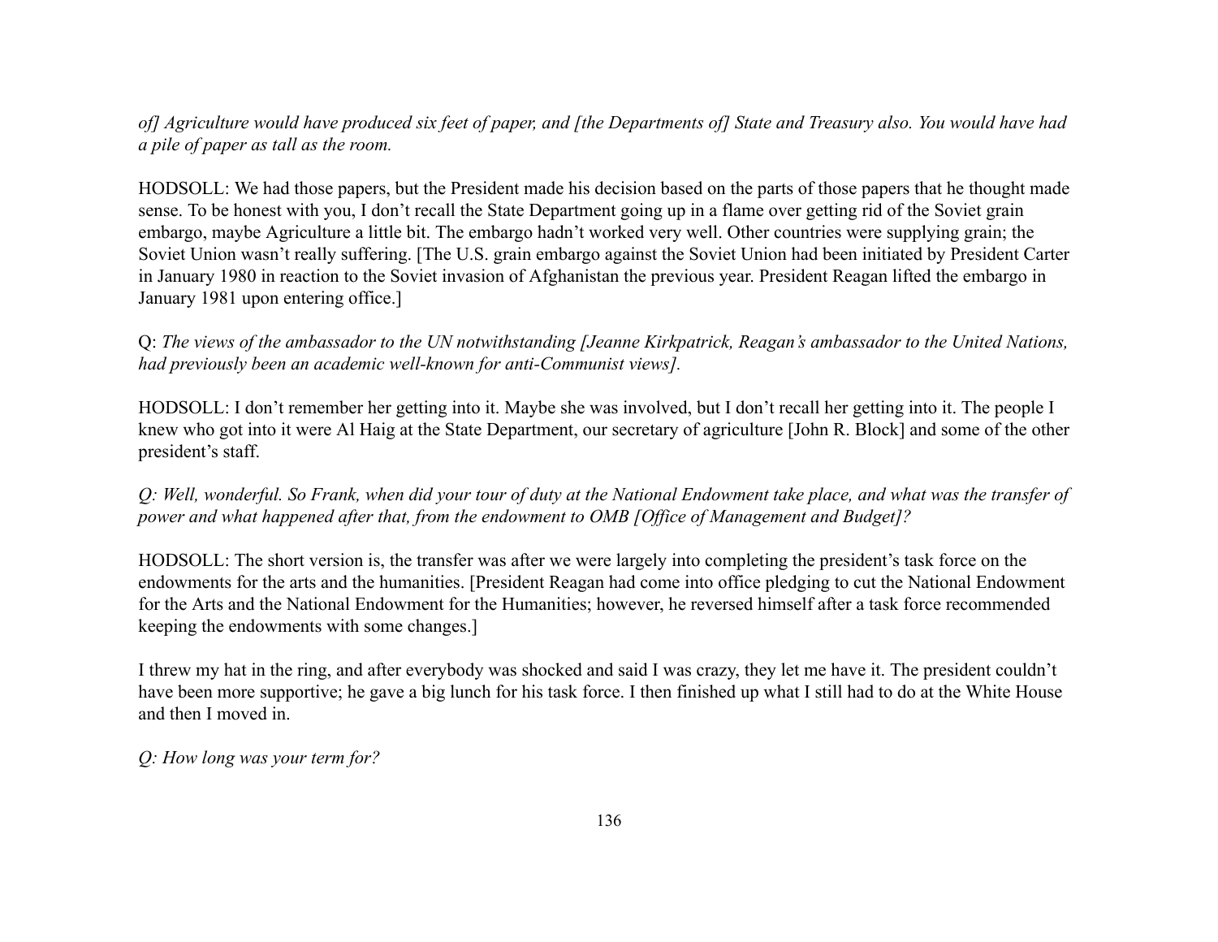*of] Agriculture would have produced six feet of paper, and [the Departments of] State and Treasury also. You would have had a pile of paper as tall as the room.*

HODSOLL: We had those papers, but the President made his decision based on the parts of those papers that he thought made sense. To be honest with you, I don't recall the State Department going up in a flame over getting rid of the Soviet grain embargo, maybe Agriculture a little bit. The embargo hadn't worked very well. Other countries were supplying grain; the Soviet Union wasn't really suffering. [The U.S. grain embargo against the Soviet Union had been initiated by President Carter in January 1980 in reaction to the Soviet invasion of Afghanistan the previous year. President Reagan lifted the embargo in January 1981 upon entering office.]

Q: *The views of the ambassador to the UN notwithstanding [Jeanne Kirkpatrick, Reagan's ambassador to the United Nations, had previously been an academic well-known for anti-Communist views].*

HODSOLL: I don't remember her getting into it. Maybe she was involved, but I don't recall her getting into it. The people I knew who got into it were Al Haig at the State Department, our secretary of agriculture [John R. Block] and some of the other president's staff.

*Q: Well, wonderful. So Frank, when did your tour of duty at the National Endowment take place, and what was the transfer of power and what happened after that, from the endowment to OMB [Office of Management and Budget]?*

HODSOLL: The short version is, the transfer was after we were largely into completing the president's task force on the endowments for the arts and the humanities. [President Reagan had come into office pledging to cut the National Endowment for the Arts and the National Endowment for the Humanities; however, he reversed himself after a task force recommended keeping the endowments with some changes.]

I threw my hat in the ring, and after everybody was shocked and said I was crazy, they let me have it. The president couldn't have been more supportive; he gave a big lunch for his task force. I then finished up what I still had to do at the White House and then I moved in.

*Q: How long was your term for?*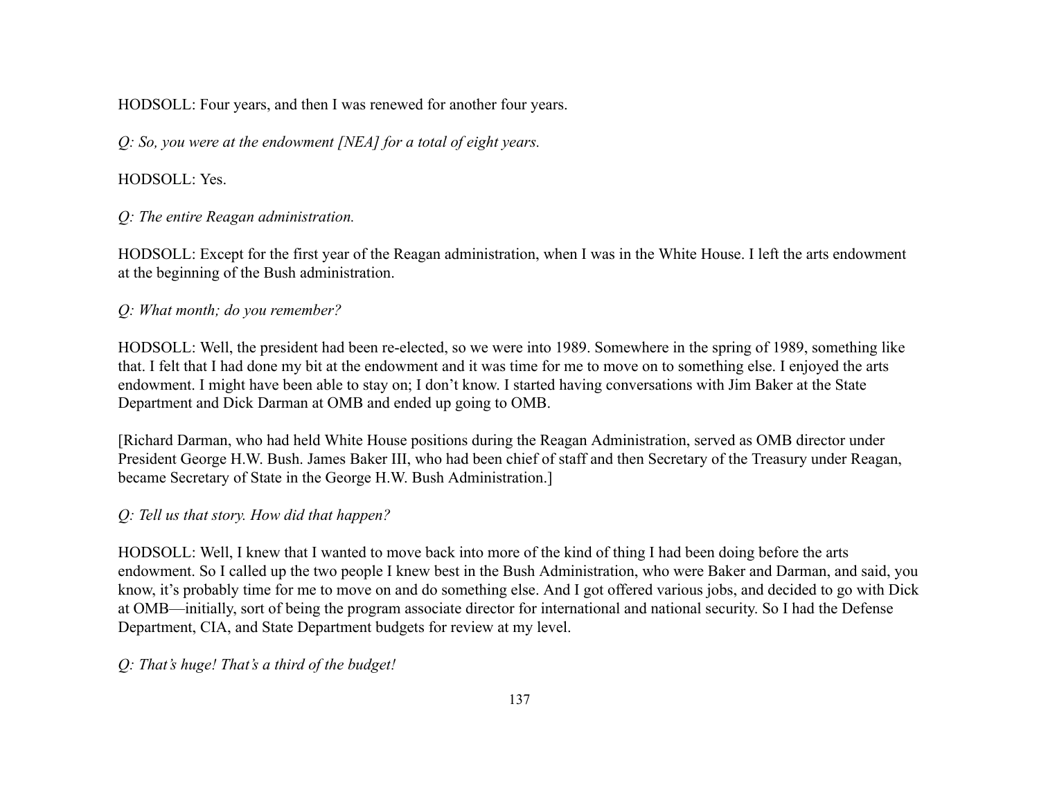HODSOLL: Four years, and then I was renewed for another four years.

*Q: So, you were at the endowment [NEA] for a total of eight years.*

HODSOLL: Yes.

*Q: The entire Reagan administration.*

HODSOLL: Except for the first year of the Reagan administration, when I was in the White House. I left the arts endowment at the beginning of the Bush administration.

*Q: What month; do you remember?*

HODSOLL: Well, the president had been re-elected, so we were into 1989. Somewhere in the spring of 1989, something like that. I felt that I had done my bit at the endowment and it was time for me to move on to something else. I enjoyed the arts endowment. I might have been able to stay on; I don't know. I started having conversations with Jim Baker at the State Department and Dick Darman at OMB and ended up going to OMB.

[Richard Darman, who had held White House positions during the Reagan Administration, served as OMB director under President George H.W. Bush. James Baker III, who had been chief of staff and then Secretary of the Treasury under Reagan, became Secretary of State in the George H.W. Bush Administration.]

*Q: Tell us that story. How did that happen?*

HODSOLL: Well, I knew that I wanted to move back into more of the kind of thing I had been doing before the arts endowment. So I called up the two people I knew best in the Bush Administration, who were Baker and Darman, and said, you know, it's probably time for me to move on and do something else. And I got offered various jobs, and decided to go with Dick at OMB—initially, sort of being the program associate director for international and national security. So I had the Defense Department, CIA, and State Department budgets for review at my level.

*Q: That's huge! That's a third of the budget!*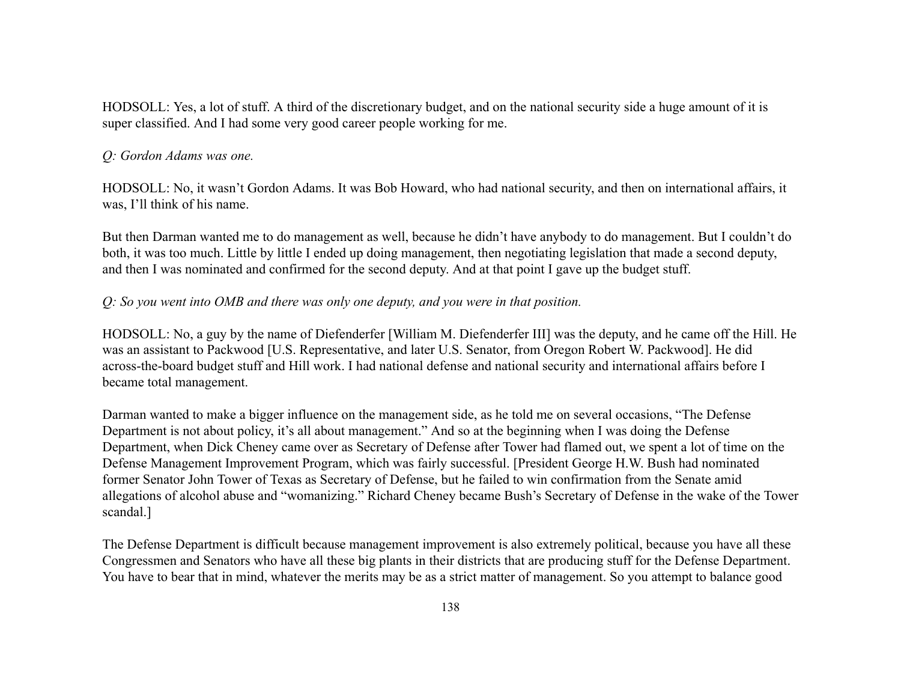HODSOLL: Yes, a lot of stuff. A third of the discretionary budget, and on the national security side a huge amount of it is super classified. And I had some very good career people working for me.

*Q: Gordon Adams was one.*

HODSOLL: No, it wasn't Gordon Adams. It was Bob Howard, who had national security, and then on international affairs, it was, I'll think of his name.

But then Darman wanted me to do management as well, because he didn't have anybody to do management. But I couldn't do both, it was too much. Little by little I ended up doing management, then negotiating legislation that made a second deputy, and then I was nominated and confirmed for the second deputy. And at that point I gave up the budget stuff.

*Q: So you went into OMB and there was only one deputy, and you were in that position.*

HODSOLL: No, a guy by the name of Diefenderfer [William M. Diefenderfer III] was the deputy, and he came off the Hill. He was an assistant to Packwood [U.S. Representative, and later U.S. Senator, from Oregon Robert W. Packwood]. He did across-the-board budget stuff and Hill work. I had national defense and national security and international affairs before I became total management.

Darman wanted to make a bigger influence on the management side, as he told me on several occasions, "The Defense Department is not about policy, it's all about management." And so at the beginning when I was doing the Defense Department, when Dick Cheney came over as Secretary of Defense after Tower had flamed out, we spent a lot of time on the Defense Management Improvement Program, which was fairly successful. [President George H.W. Bush had nominated former Senator John Tower of Texas as Secretary of Defense, but he failed to win confirmation from the Senate amid allegations of alcohol abuse and "womanizing." Richard Cheney became Bush's Secretary of Defense in the wake of the Tower scandal.]

The Defense Department is difficult because management improvement is also extremely political, because you have all these Congressmen and Senators who have all these big plants in their districts that are producing stuff for the Defense Department. You have to bear that in mind, whatever the merits may be as a strict matter of management. So you attempt to balance good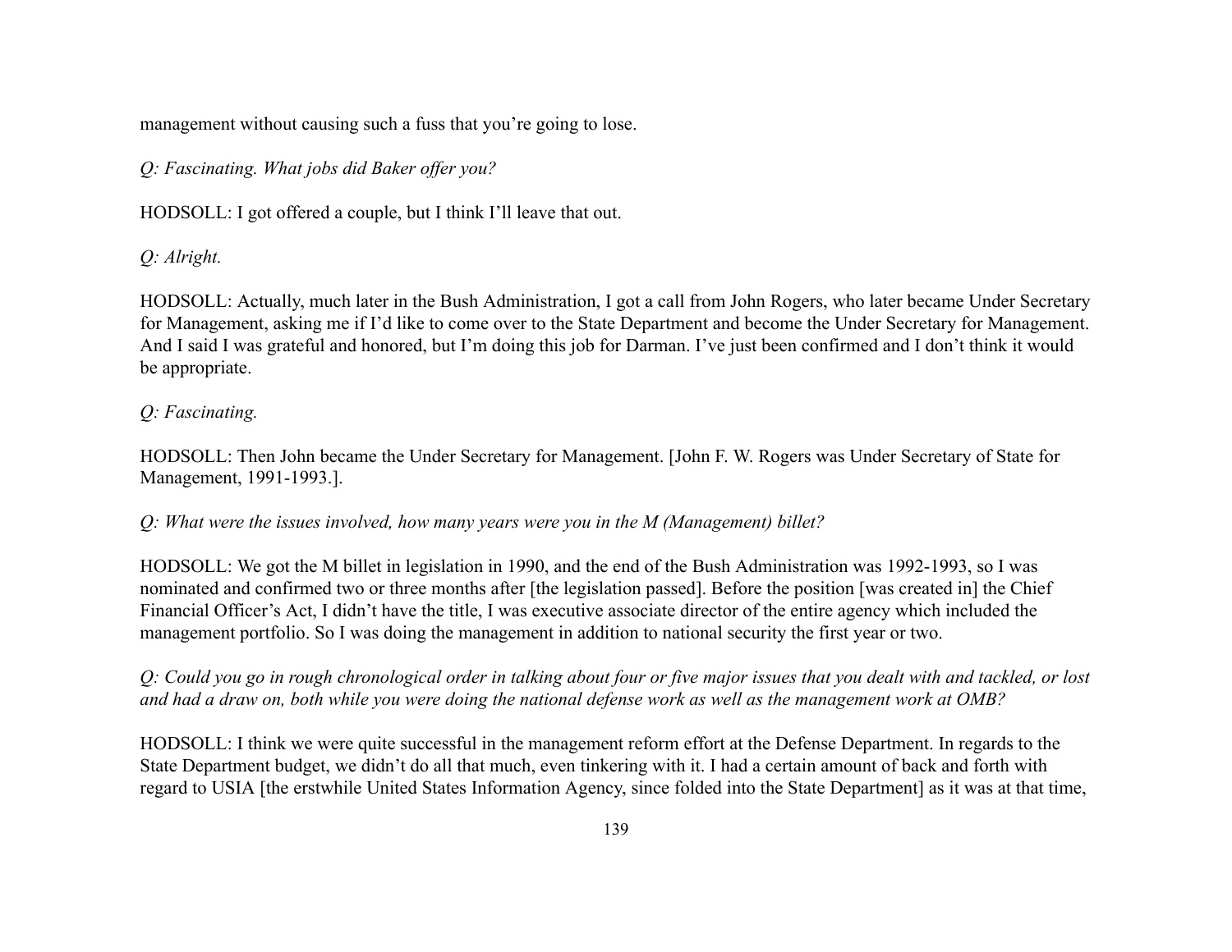management without causing such a fuss that you're going to lose.

*Q: Fascinating. What jobs did Baker offer you?*

HODSOLL: I got offered a couple, but I think I'll leave that out.

*Q: Alright.*

HODSOLL: Actually, much later in the Bush Administration, I got a call from John Rogers, who later became Under Secretary for Management, asking me if I'd like to come over to the State Department and become the Under Secretary for Management. And I said I was grateful and honored, but I'm doing this job for Darman. I've just been confirmed and I don't think it would be appropriate.

*Q: Fascinating.*

HODSOLL: Then John became the Under Secretary for Management. [John F. W. Rogers was Under Secretary of State for Management, 1991-1993.].

*Q: What were the issues involved, how many years were you in the M (Management) billet?*

HODSOLL: We got the M billet in legislation in 1990, and the end of the Bush Administration was 1992-1993, so I was nominated and confirmed two or three months after [the legislation passed]. Before the position [was created in] the Chief Financial Officer's Act, I didn't have the title, I was executive associate director of the entire agency which included the management portfolio. So I was doing the management in addition to national security the first year or two.

*Q: Could you go in rough chronological order in talking about four or five major issues that you dealt with and tackled, or lost and had a draw on, both while you were doing the national defense work as well as the management work at OMB?*

HODSOLL: I think we were quite successful in the management reform effort at the Defense Department. In regards to the State Department budget, we didn't do all that much, even tinkering with it. I had a certain amount of back and forth with regard to USIA [the erstwhile United States Information Agency, since folded into the State Department] as it was at that time,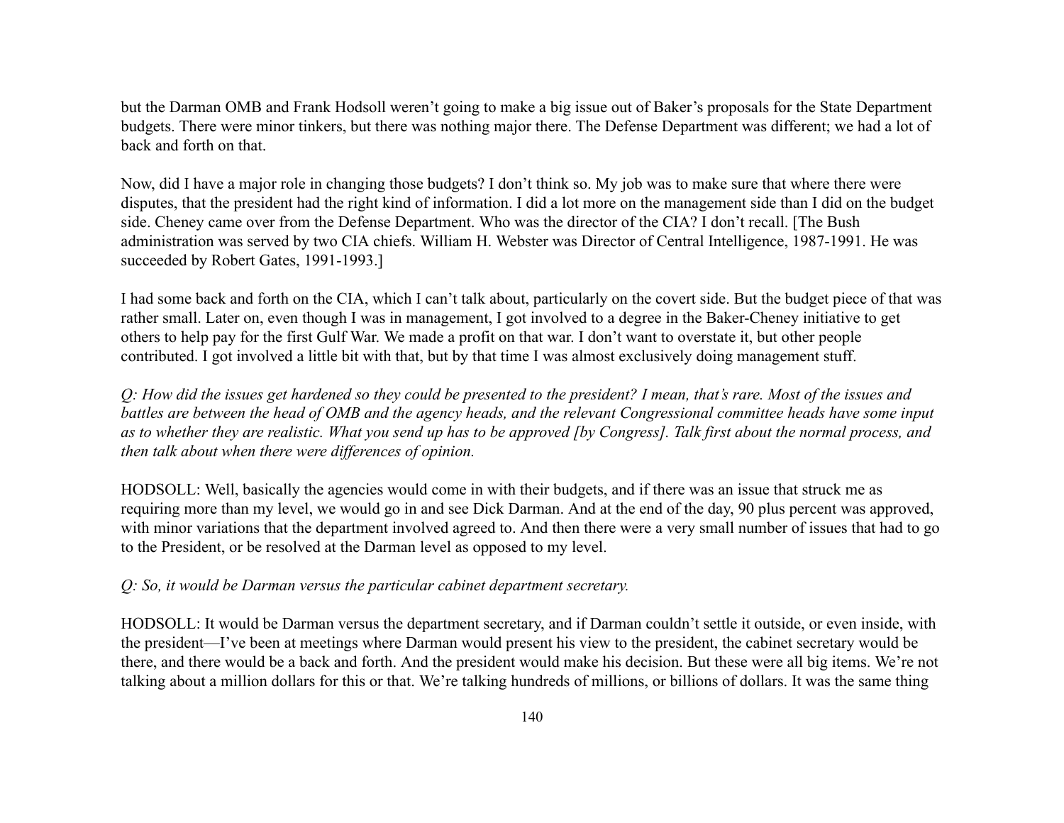but the Darman OMB and Frank Hodsoll weren't going to make a big issue out of Baker's proposals for the State Department budgets. There were minor tinkers, but there was nothing major there. The Defense Department was different; we had a lot of back and forth on that.

Now, did I have a major role in changing those budgets? I don't think so. My job was to make sure that where there were disputes, that the president had the right kind of information. I did a lot more on the management side than I did on the budget side. Cheney came over from the Defense Department. Who was the director of the CIA? I don't recall. [The Bush administration was served by two CIA chiefs. William H. Webster was Director of Central Intelligence, 1987-1991. He was succeeded by Robert Gates, 1991-1993.]

I had some back and forth on the CIA, which I can't talk about, particularly on the covert side. But the budget piece of that was rather small. Later on, even though I was in management, I got involved to a degree in the Baker-Cheney initiative to get others to help pay for the first Gulf War. We made a profit on that war. I don't want to overstate it, but other people contributed. I got involved a little bit with that, but by that time I was almost exclusively doing management stuff.

*Q: How did the issues get hardened so they could be presented to the president? I mean, that's rare. Most of the issues and battles are between the head of OMB and the agency heads, and the relevant Congressional committee heads have some input as to whether they are realistic. What you send up has to be approved [by Congress]. Talk first about the normal process, and then talk about when there were differences of opinion.*

HODSOLL: Well, basically the agencies would come in with their budgets, and if there was an issue that struck me as requiring more than my level, we would go in and see Dick Darman. And at the end of the day, 90 plus percent was approved, with minor variations that the department involved agreed to. And then there were a very small number of issues that had to go to the President, or be resolved at the Darman level as opposed to my level.

*Q: So, it would be Darman versus the particular cabinet department secretary.*

HODSOLL: It would be Darman versus the department secretary, and if Darman couldn't settle it outside, or even inside, with the president—I've been at meetings where Darman would present his view to the president, the cabinet secretary would be there, and there would be a back and forth. And the president would make his decision. But these were all big items. We're not talking about a million dollars for this or that. We're talking hundreds of millions, or billions of dollars. It was the same thing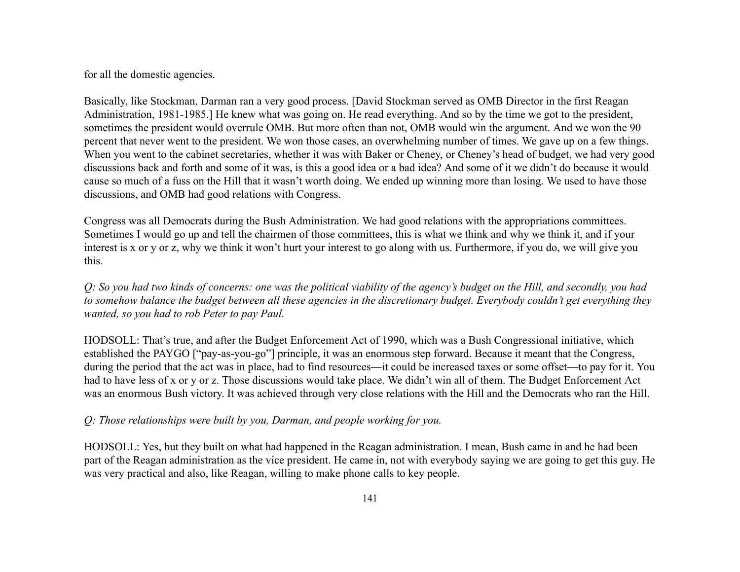for all the domestic agencies.

Basically, like Stockman, Darman ran a very good process. [David Stockman served as OMB Director in the first Reagan Administration, 1981-1985.] He knew what was going on. He read everything. And so by the time we got to the president, sometimes the president would overrule OMB. But more often than not, OMB would win the argument. And we won the 90 percent that never went to the president. We won those cases, an overwhelming number of times. We gave up on a few things. When you went to the cabinet secretaries, whether it was with Baker or Cheney, or Cheney's head of budget, we had very good discussions back and forth and some of it was, is this a good idea or a bad idea? And some of it we didn't do because it would cause so much of a fuss on the Hill that it wasn't worth doing. We ended up winning more than losing. We used to have those discussions, and OMB had good relations with Congress.

Congress was all Democrats during the Bush Administration. We had good relations with the appropriations committees. Sometimes I would go up and tell the chairmen of those committees, this is what we think and why we think it, and if your interest is x or y or z, why we think it won't hurt your interest to go along with us. Furthermore, if you do, we will give you this.

*Q: So you had two kinds of concerns: one was the political viability of the agency's budget on the Hill, and secondly, you had to somehow balance the budget between all these agencies in the discretionary budget. Everybody couldn't get everything they wanted, so you had to rob Peter to pay Paul.*

HODSOLL: That's true, and after the Budget Enforcement Act of 1990, which was a Bush Congressional initiative, which established the PAYGO ["pay-as-you-go"] principle, it was an enormous step forward. Because it meant that the Congress, during the period that the act was in place, had to find resources—it could be increased taxes or some offset—to pay for it. You had to have less of x or y or z. Those discussions would take place. We didn't win all of them. The Budget Enforcement Act was an enormous Bush victory. It was achieved through very close relations with the Hill and the Democrats who ran the Hill.

*Q: Those relationships were built by you, Darman, and people working for you.*

HODSOLL: Yes, but they built on what had happened in the Reagan administration. I mean, Bush came in and he had been part of the Reagan administration as the vice president. He came in, not with everybody saying we are going to get this guy. He was very practical and also, like Reagan, willing to make phone calls to key people.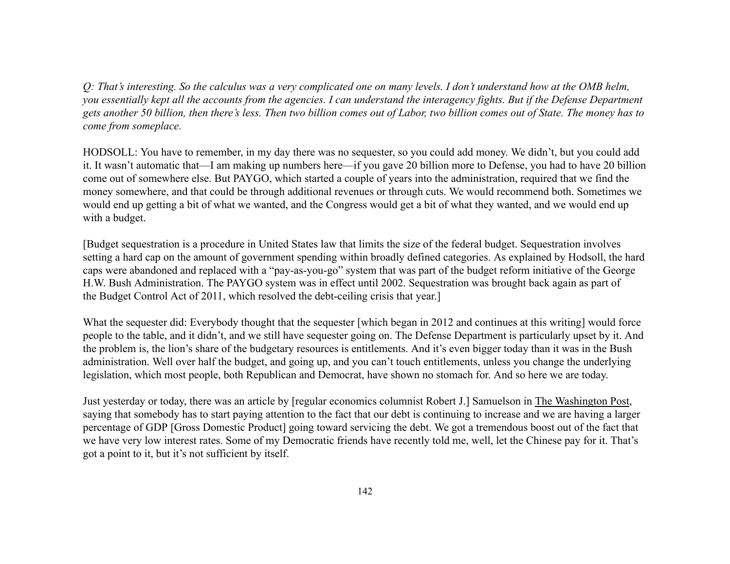*Q: That's interesting. So the calculus was a very complicated one on many levels. I don't understand how at the OMB helm, you essentially kept all the accounts from the agencies. I can understand the interagency fights. But if the Defense Department gets another 50 billion, then there's less. Then two billion comes out of Labor, two billion comes out of State. The money has to come from someplace.*

HODSOLL: You have to remember, in my day there was no sequester, so you could add money. We didn't, but you could add it. It wasn't automatic that—I am making up numbers here—if you gave 20 billion more to Defense, you had to have 20 billion come out of somewhere else. But PAYGO, which started a couple of years into the administration, required that we find the money somewhere, and that could be through additional revenues or through cuts. We would recommend both. Sometimes we would end up getting a bit of what we wanted, and the Congress would get a bit of what they wanted, and we would end up with a budget.

[Budget sequestration is a procedure in United States law that limits the size of the federal budget. Sequestration involves setting a hard cap on the amount of government spending within broadly defined categories. As explained by Hodsoll, the hard caps were abandoned and replaced with a "pay-as-you-go" system that was part of the budget reform initiative of the George H.W. Bush Administration. The PAYGO system was in effect until 2002. Sequestration was brought back again as part of the Budget Control Act of 2011, which resolved the debt-ceiling crisis that year.]

What the sequester did: Everybody thought that the sequester [which began in 2012 and continues at this writing] would force people to the table, and it didn't, and we still have sequester going on. The Defense Department is particularly upset by it. And the problem is, the lion's share of the budgetary resources is entitlements. And it's even bigger today than it was in the Bush administration. Well over half the budget, and going up, and you can't touch entitlements, unless you change the underlying legislation, which most people, both Republican and Democrat, have shown no stomach for. And so here we are today.

Just yesterday or today, there was an article by [regular economics columnist Robert J.] Samuelson in The Washington Post, saying that somebody has to start paying attention to the fact that our debt is continuing to increase and we are having a larger percentage of GDP [Gross Domestic Product] going toward servicing the debt. We got a tremendous boost out of the fact that we have very low interest rates. Some of my Democratic friends have recently told me, well, let the Chinese pay for it. That's got a point to it, but it's not sufficient by itself.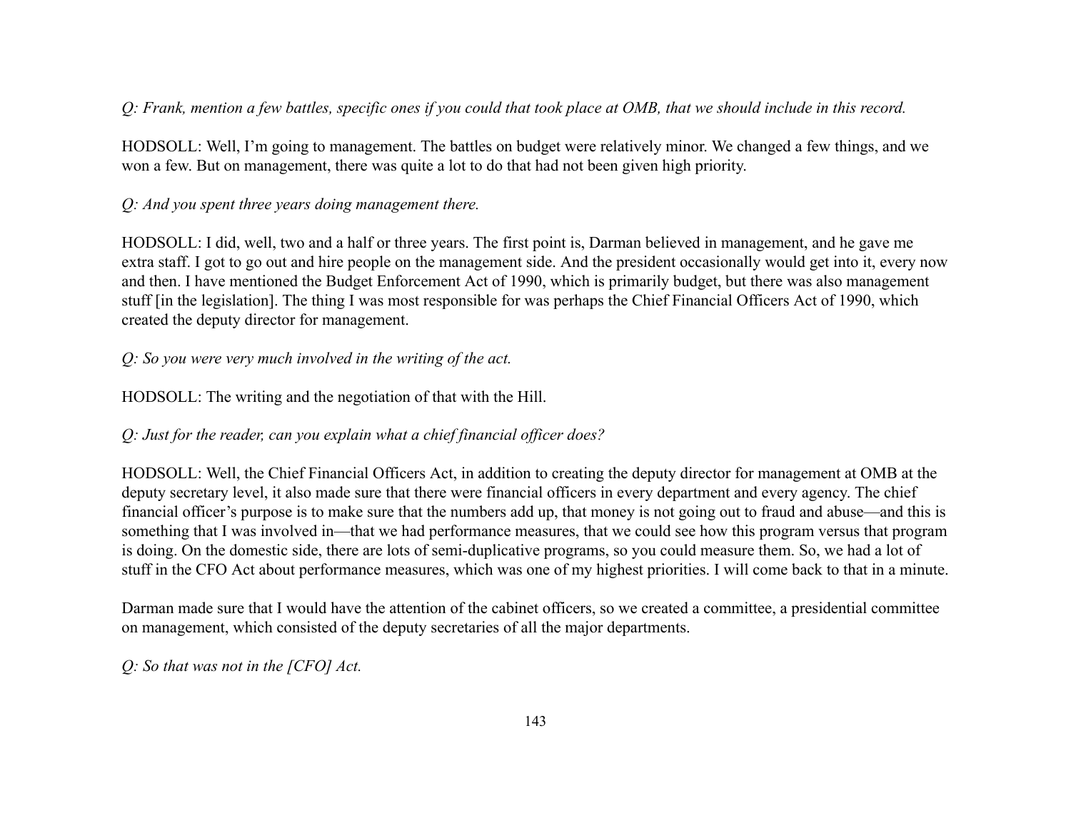*Q: Frank, mention a few battles, specific ones if you could that took place at OMB, that we should include in this record.*

HODSOLL: Well, I'm going to management. The battles on budget were relatively minor. We changed a few things, and we won a few. But on management, there was quite a lot to do that had not been given high priority.

*Q: And you spent three years doing management there.*

HODSOLL: I did, well, two and a half or three years. The first point is, Darman believed in management, and he gave me extra staff. I got to go out and hire people on the management side. And the president occasionally would get into it, every now and then. I have mentioned the Budget Enforcement Act of 1990, which is primarily budget, but there was also management stuff [in the legislation]. The thing I was most responsible for was perhaps the Chief Financial Officers Act of 1990, which created the deputy director for management.

*Q: So you were very much involved in the writing of the act.*

HODSOLL: The writing and the negotiation of that with the Hill.

*Q: Just for the reader, can you explain what a chief financial officer does?*

HODSOLL: Well, the Chief Financial Officers Act, in addition to creating the deputy director for management at OMB at the deputy secretary level, it also made sure that there were financial officers in every department and every agency. The chief financial officer's purpose is to make sure that the numbers add up, that money is not going out to fraud and abuse—and this is something that I was involved in—that we had performance measures, that we could see how this program versus that program is doing. On the domestic side, there are lots of semi-duplicative programs, so you could measure them. So, we had a lot of stuff in the CFO Act about performance measures, which was one of my highest priorities. I will come back to that in a minute.

Darman made sure that I would have the attention of the cabinet officers, so we created a committee, a presidential committee on management, which consisted of the deputy secretaries of all the major departments.

*Q: So that was not in the [CFO] Act.*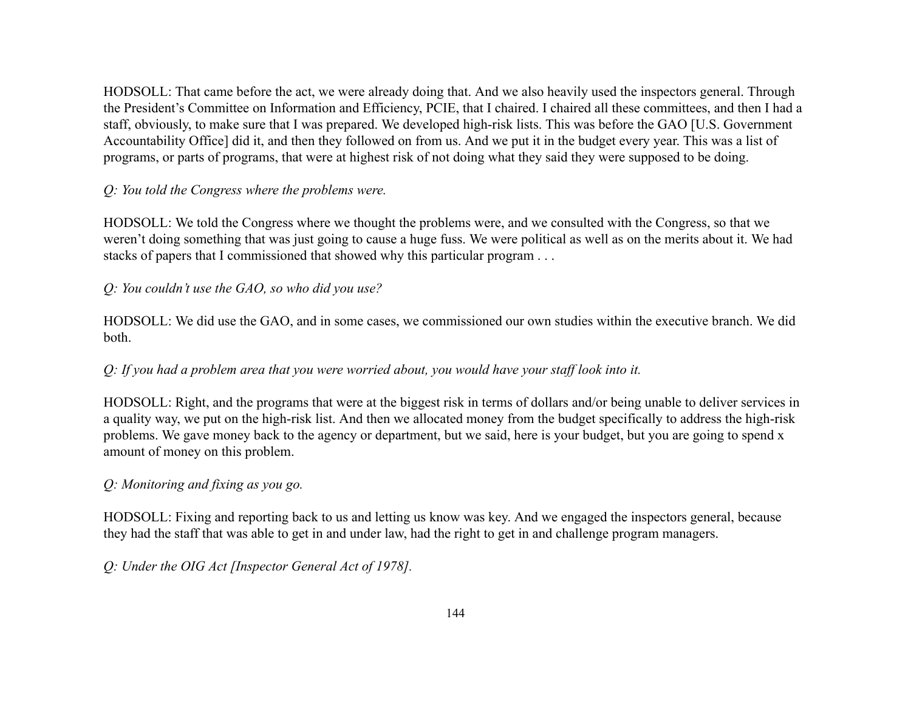HODSOLL: That came before the act, we were already doing that. And we also heavily used the inspectors general. Through the President's Committee on Information and Efficiency, PCIE, that I chaired. I chaired all these committees, and then I had a staff, obviously, to make sure that I was prepared. We developed high-risk lists. This was before the GAO [U.S. Government Accountability Office] did it, and then they followed on from us. And we put it in the budget every year. This was a list of programs, or parts of programs, that were at highest risk of not doing what they said they were supposed to be doing.

*Q: You told the Congress where the problems were.*

HODSOLL: We told the Congress where we thought the problems were, and we consulted with the Congress, so that we weren't doing something that was just going to cause a huge fuss. We were political as well as on the merits about it. We had stacks of papers that I commissioned that showed why this particular program . . .

*Q: You couldn't use the GAO, so who did you use?*

HODSOLL: We did use the GAO, and in some cases, we commissioned our own studies within the executive branch. We did both.

*Q: If you had a problem area that you were worried about, you would have your staff look into it.*

HODSOLL: Right, and the programs that were at the biggest risk in terms of dollars and/or being unable to deliver services in a quality way, we put on the high-risk list. And then we allocated money from the budget specifically to address the high-risk problems. We gave money back to the agency or department, but we said, here is your budget, but you are going to spend x amount of money on this problem.

*Q: Monitoring and fixing as you go.*

HODSOLL: Fixing and reporting back to us and letting us know was key. And we engaged the inspectors general, because they had the staff that was able to get in and under law, had the right to get in and challenge program managers.

*Q: Under the OIG Act [Inspector General Act of 1978].*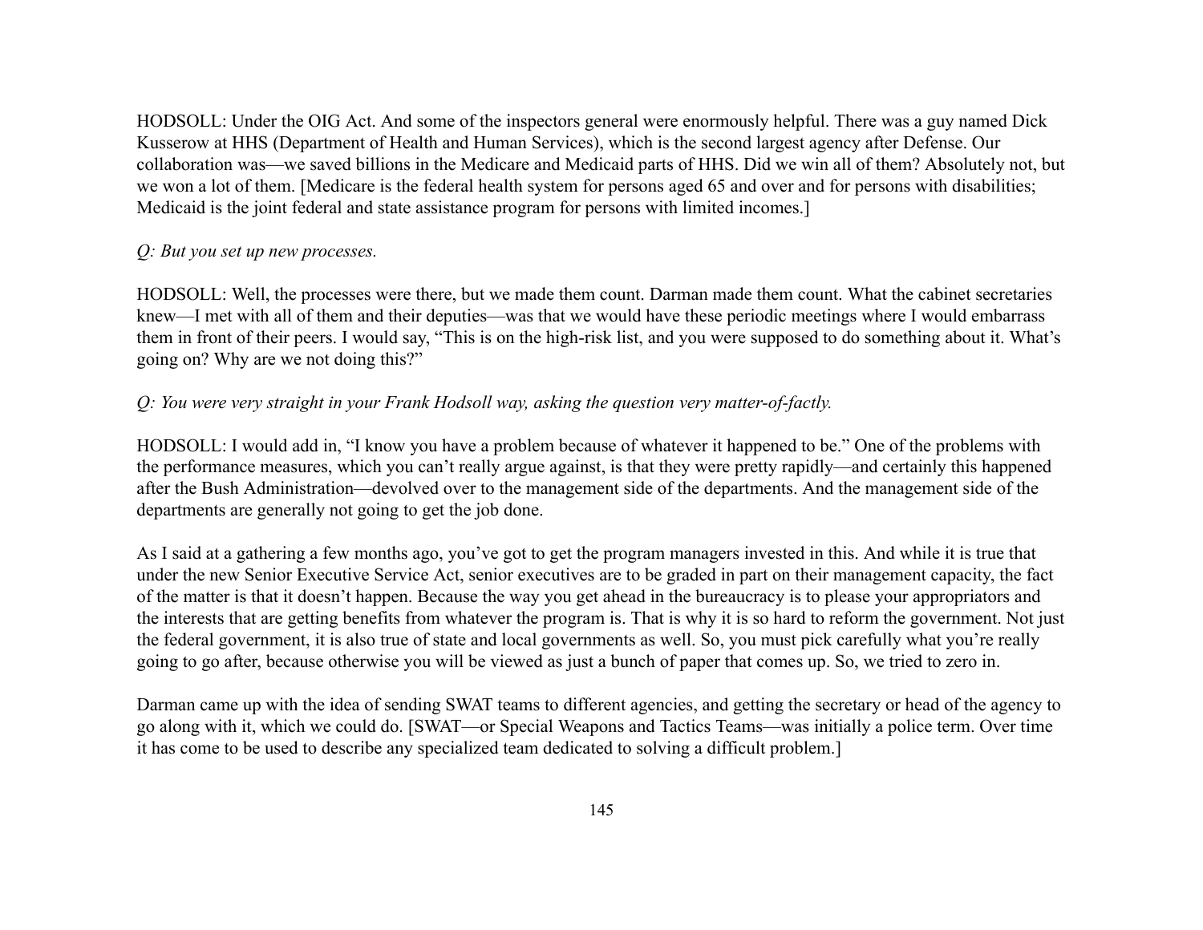HODSOLL: Under the OIG Act. And some of the inspectors general were enormously helpful. There was a guy named Dick Kusserow at HHS (Department of Health and Human Services), which is the second largest agency after Defense. Our collaboration was—we saved billions in the Medicare and Medicaid parts of HHS. Did we win all of them? Absolutely not, but we won a lot of them. [Medicare is the federal health system for persons aged 65 and over and for persons with disabilities; Medicaid is the joint federal and state assistance program for persons with limited incomes.]

*Q: But you set up new processes.*

HODSOLL: Well, the processes were there, but we made them count. Darman made them count. What the cabinet secretaries knew—I met with all of them and their deputies—was that we would have these periodic meetings where I would embarrass them in front of their peers. I would say, "This is on the high-risk list, and you were supposed to do something about it. What's going on? Why are we not doing this?"

*Q: You were very straight in your Frank Hodsoll way, asking the question very matter-of-factly.*

HODSOLL: I would add in, "I know you have a problem because of whatever it happened to be." One of the problems with the performance measures, which you can't really argue against, is that they were pretty rapidly—and certainly this happened after the Bush Administration—devolved over to the management side of the departments. And the management side of the departments are generally not going to get the job done.

As I said at a gathering a few months ago, you've got to get the program managers invested in this. And while it is true that under the new Senior Executive Service Act, senior executives are to be graded in part on their management capacity, the fact of the matter is that it doesn't happen. Because the way you get ahead in the bureaucracy is to please your appropriators and the interests that are getting benefits from whatever the program is. That is why it is so hard to reform the government. Not just the federal government, it is also true of state and local governments as well. So, you must pick carefully what you're really going to go after, because otherwise you will be viewed as just a bunch of paper that comes up. So, we tried to zero in.

Darman came up with the idea of sending SWAT teams to different agencies, and getting the secretary or head of the agency to go along with it, which we could do. [SWAT—or Special Weapons and Tactics Teams—was initially a police term. Over time it has come to be used to describe any specialized team dedicated to solving a difficult problem.]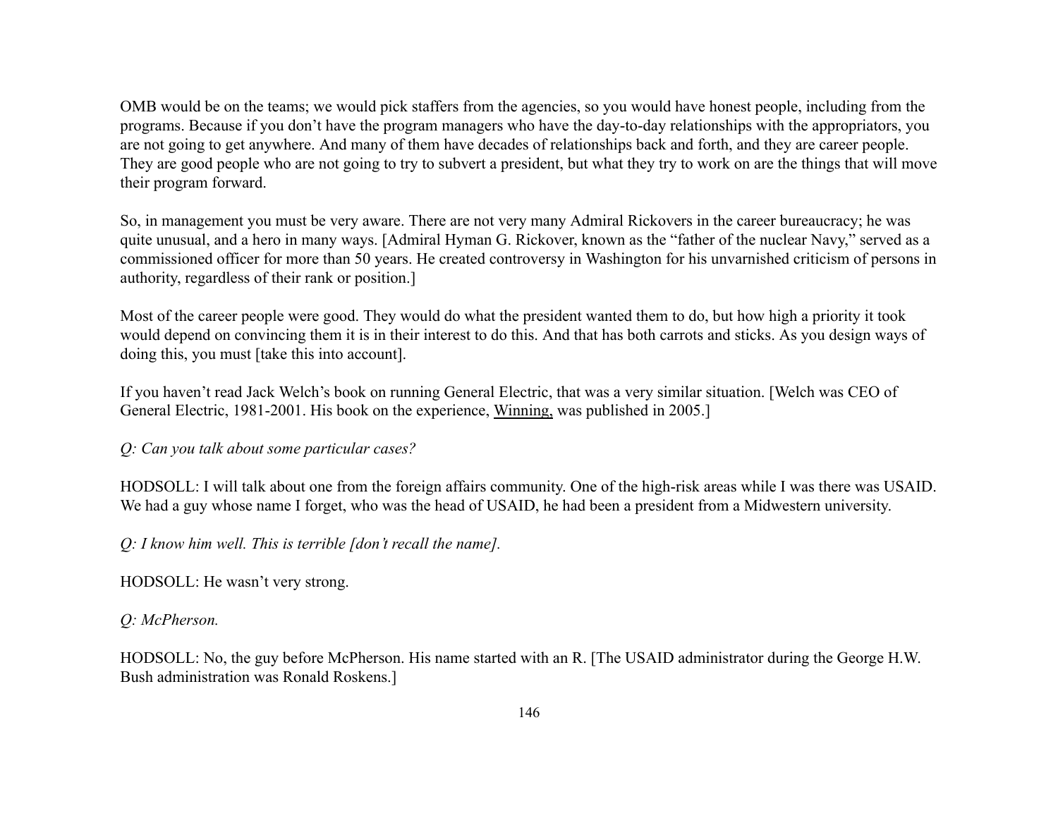OMB would be on the teams; we would pick staffers from the agencies, so you would have honest people, including from the programs. Because if you don't have the program managers who have the day-to-day relationships with the appropriators, you are not going to get anywhere. And many of them have decades of relationships back and forth, and they are career people. They are good people who are not going to try to subvert a president, but what they try to work on are the things that will move their program forward.

So, in management you must be very aware. There are not very many Admiral Rickovers in the career bureaucracy; he was quite unusual, and a hero in many ways. [Admiral Hyman G. Rickover, known as the "father of the nuclear Navy," served as a commissioned officer for more than 50 years. He created controversy in Washington for his unvarnished criticism of persons in authority, regardless of their rank or position.]

Most of the career people were good. They would do what the president wanted them to do, but how high a priority it took would depend on convincing them it is in their interest to do this. And that has both carrots and sticks. As you design ways of doing this, you must [take this into account].

If you haven't read Jack Welch's book on running General Electric, that was a very similar situation. [Welch was CEO of General Electric, 1981-2001. His book on the experience, Winning, was published in 2005.]

*Q: Can you talk about some particular cases?*

HODSOLL: I will talk about one from the foreign affairs community. One of the high-risk areas while I was there was USAID. We had a guy whose name I forget, who was the head of USAID, he had been a president from a Midwestern university.

*Q: I know him well. This is terrible [don't recall the name].*

HODSOLL: He wasn't very strong.

*Q: McPherson.*

HODSOLL: No, the guy before McPherson. His name started with an R. [The USAID administrator during the George H.W. Bush administration was Ronald Roskens.]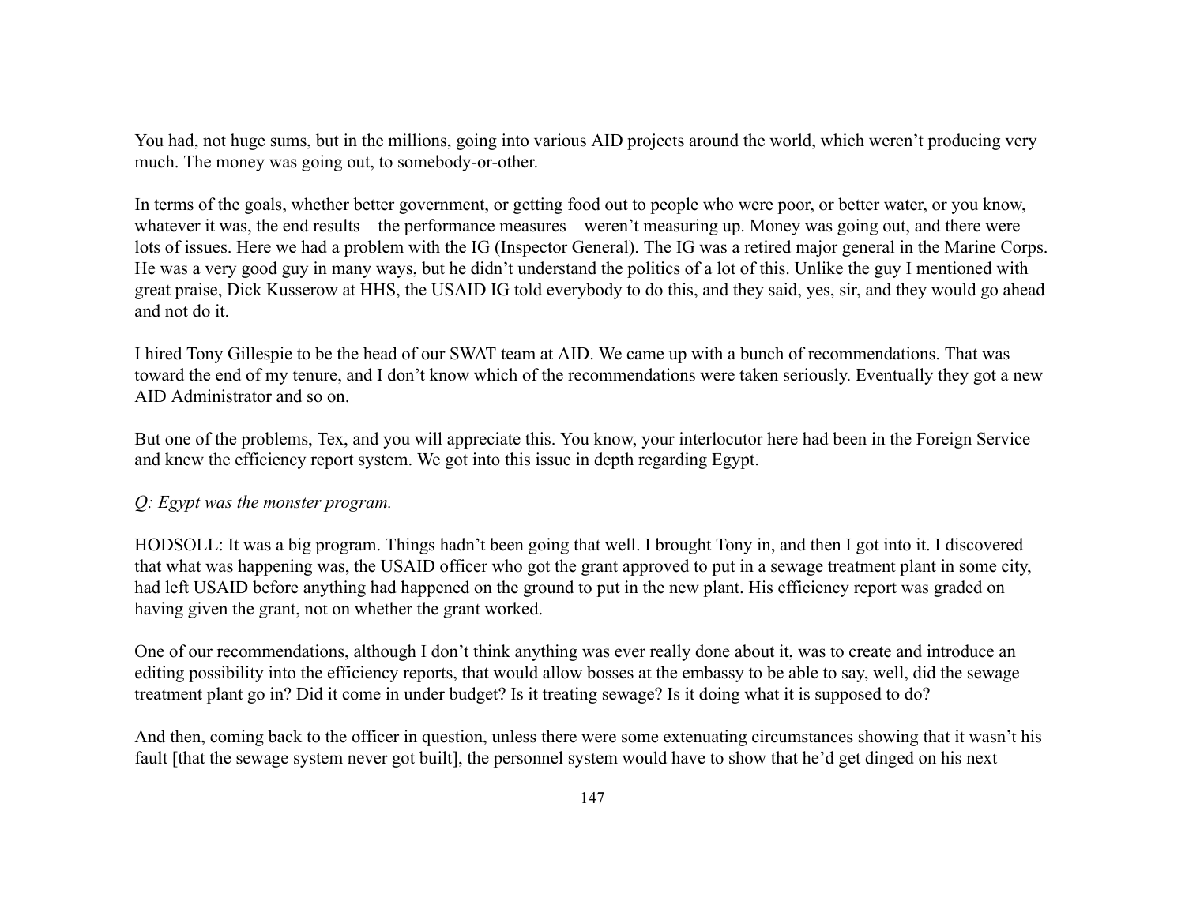You had, not huge sums, but in the millions, going into various AID projects around the world, which weren't producing very much. The money was going out, to somebody-or-other.

In terms of the goals, whether better government, or getting food out to people who were poor, or better water, or you know, whatever it was, the end results—the performance measures—weren't measuring up. Money was going out, and there were lots of issues. Here we had a problem with the IG (Inspector General). The IG was a retired major general in the Marine Corps. He was a very good guy in many ways, but he didn't understand the politics of a lot of this. Unlike the guy I mentioned with great praise, Dick Kusserow at HHS, the USAID IG told everybody to do this, and they said, yes, sir, and they would go ahead and not do it.

I hired Tony Gillespie to be the head of our SWAT team at AID. We came up with a bunch of recommendations. That was toward the end of my tenure, and I don't know which of the recommendations were taken seriously. Eventually they got a new AID Administrator and so on.

But one of the problems, Tex, and you will appreciate this. You know, your interlocutor here had been in the Foreign Service and knew the efficiency report system. We got into this issue in depth regarding Egypt.

*Q: Egypt was the monster program.*

HODSOLL: It was a big program. Things hadn't been going that well. I brought Tony in, and then I got into it. I discovered that what was happening was, the USAID officer who got the grant approved to put in a sewage treatment plant in some city, had left USAID before anything had happened on the ground to put in the new plant. His efficiency report was graded on having given the grant, not on whether the grant worked.

One of our recommendations, although I don't think anything was ever really done about it, was to create and introduce an editing possibility into the efficiency reports, that would allow bosses at the embassy to be able to say, well, did the sewage treatment plant go in? Did it come in under budget? Is it treating sewage? Is it doing what it is supposed to do?

And then, coming back to the officer in question, unless there were some extenuating circumstances showing that it wasn't his fault [that the sewage system never got built], the personnel system would have to show that he'd get dinged on his next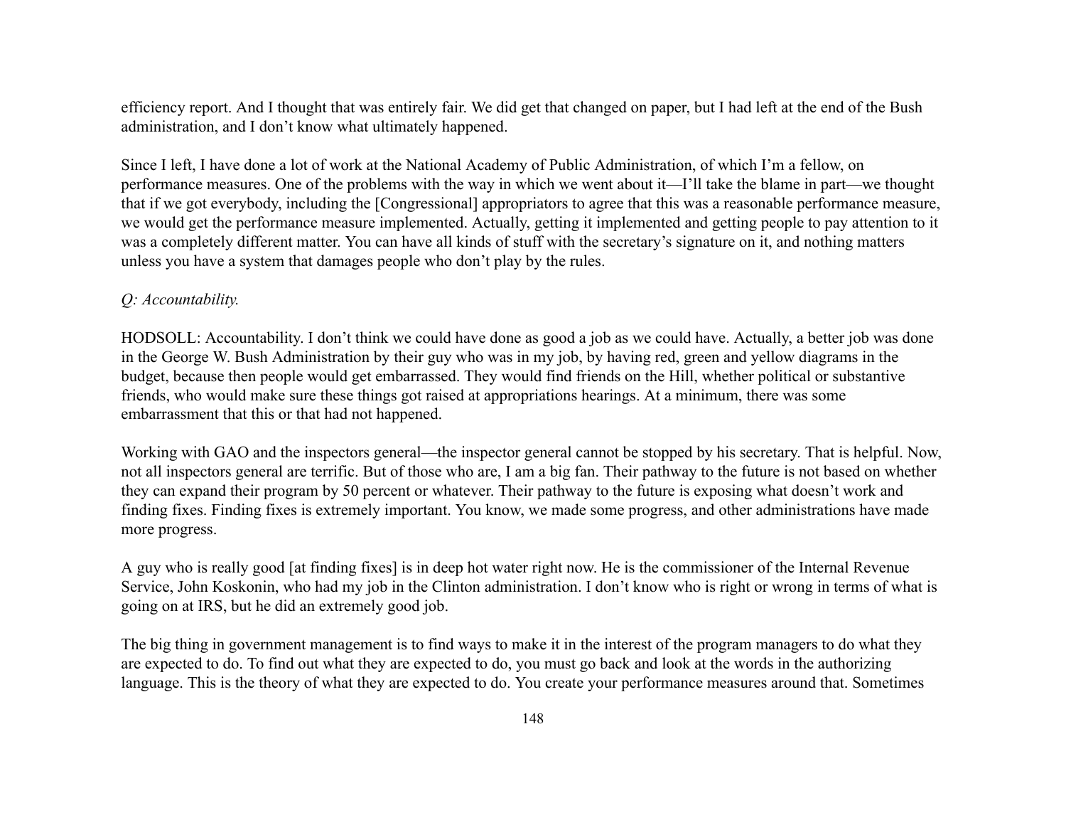efficiency report. And I thought that was entirely fair. We did get that changed on paper, but I had left at the end of the Bush administration, and I don't know what ultimately happened.

Since I left, I have done a lot of work at the National Academy of Public Administration, of which I'm a fellow, on performance measures. One of the problems with the way in which we went about it—I'll take the blame in part—we thought that if we got everybody, including the [Congressional] appropriators to agree that this was a reasonable performance measure, we would get the performance measure implemented. Actually, getting it implemented and getting people to pay attention to it was a completely different matter. You can have all kinds of stuff with the secretary's signature on it, and nothing matters unless you have a system that damages people who don't play by the rules.

*Q: Accountability.*

HODSOLL: Accountability. I don't think we could have done as good a job as we could have. Actually, a better job was done in the George W. Bush Administration by their guy who was in my job, by having red, green and yellow diagrams in the budget, because then people would get embarrassed. They would find friends on the Hill, whether political or substantive friends, who would make sure these things got raised at appropriations hearings. At a minimum, there was some embarrassment that this or that had not happened.

Working with GAO and the inspectors general—the inspector general cannot be stopped by his secretary. That is helpful. Now, not all inspectors general are terrific. But of those who are, I am a big fan. Their pathway to the future is not based on whether they can expand their program by 50 percent or whatever. Their pathway to the future is exposing what doesn't work and finding fixes. Finding fixes is extremely important. You know, we made some progress, and other administrations have made more progress.

A guy who is really good [at finding fixes] is in deep hot water right now. He is the commissioner of the Internal Revenue Service, John Koskonin, who had my job in the Clinton administration. I don't know who is right or wrong in terms of what is going on at IRS, but he did an extremely good job.

The big thing in government management is to find ways to make it in the interest of the program managers to do what they are expected to do. To find out what they are expected to do, you must go back and look at the words in the authorizing language. This is the theory of what they are expected to do. You create your performance measures around that. Sometimes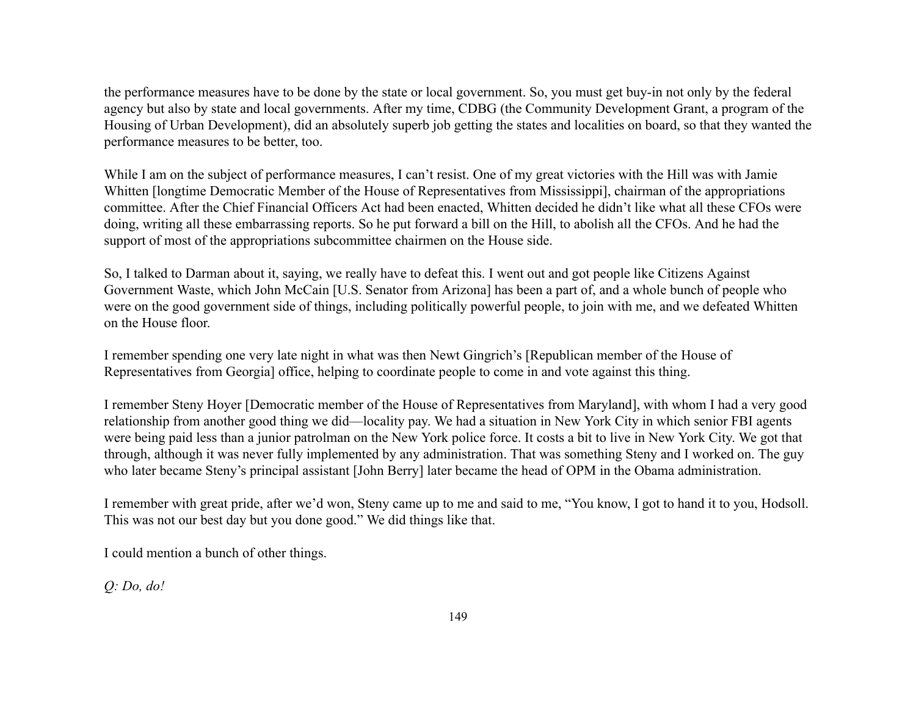the performance measures have to be done by the state or local government. So, you must get buy-in not only by the federal agency but also by state and local governments. After my time, CDBG (the Community Development Grant, a program of the Housing of Urban Development), did an absolutely superb job getting the states and localities on board, so that they wanted the performance measures to be better, too.

While I am on the subject of performance measures, I can't resist. One of my great victories with the Hill was with Jamie Whitten [longtime Democratic Member of the House of Representatives from Mississippi], chairman of the appropriations committee. After the Chief Financial Officers Act had been enacted, Whitten decided he didn't like what all these CFOs were doing, writing all these embarrassing reports. So he put forward a bill on the Hill, to abolish all the CFOs. And he had the support of most of the appropriations subcommittee chairmen on the House side.

So, I talked to Darman about it, saying, we really have to defeat this. I went out and got people like Citizens Against Government Waste, which John McCain [U.S. Senator from Arizona] has been a part of, and a whole bunch of people who were on the good government side of things, including politically powerful people, to join with me, and we defeated Whitten on the House floor.

I remember spending one very late night in what was then Newt Gingrich's [Republican member of the House of Representatives from Georgia] office, helping to coordinate people to come in and vote against this thing.

I remember Steny Hoyer [Democratic member of the House of Representatives from Maryland], with whom I had a very good relationship from another good thing we did—locality pay. We had a situation in New York City in which senior FBI agents were being paid less than a junior patrolman on the New York police force. It costs a bit to live in New York City. We got that through, although it was never fully implemented by any administration. That was something Steny and I worked on. The guy who later became Steny's principal assistant [John Berry] later became the head of OPM in the Obama administration.

I remember with great pride, after we'd won, Steny came up to me and said to me, "You know, I got to hand it to you, Hodsoll. This was not our best day but you done good." We did things like that.

I could mention a bunch of other things.

*Q: Do, do!*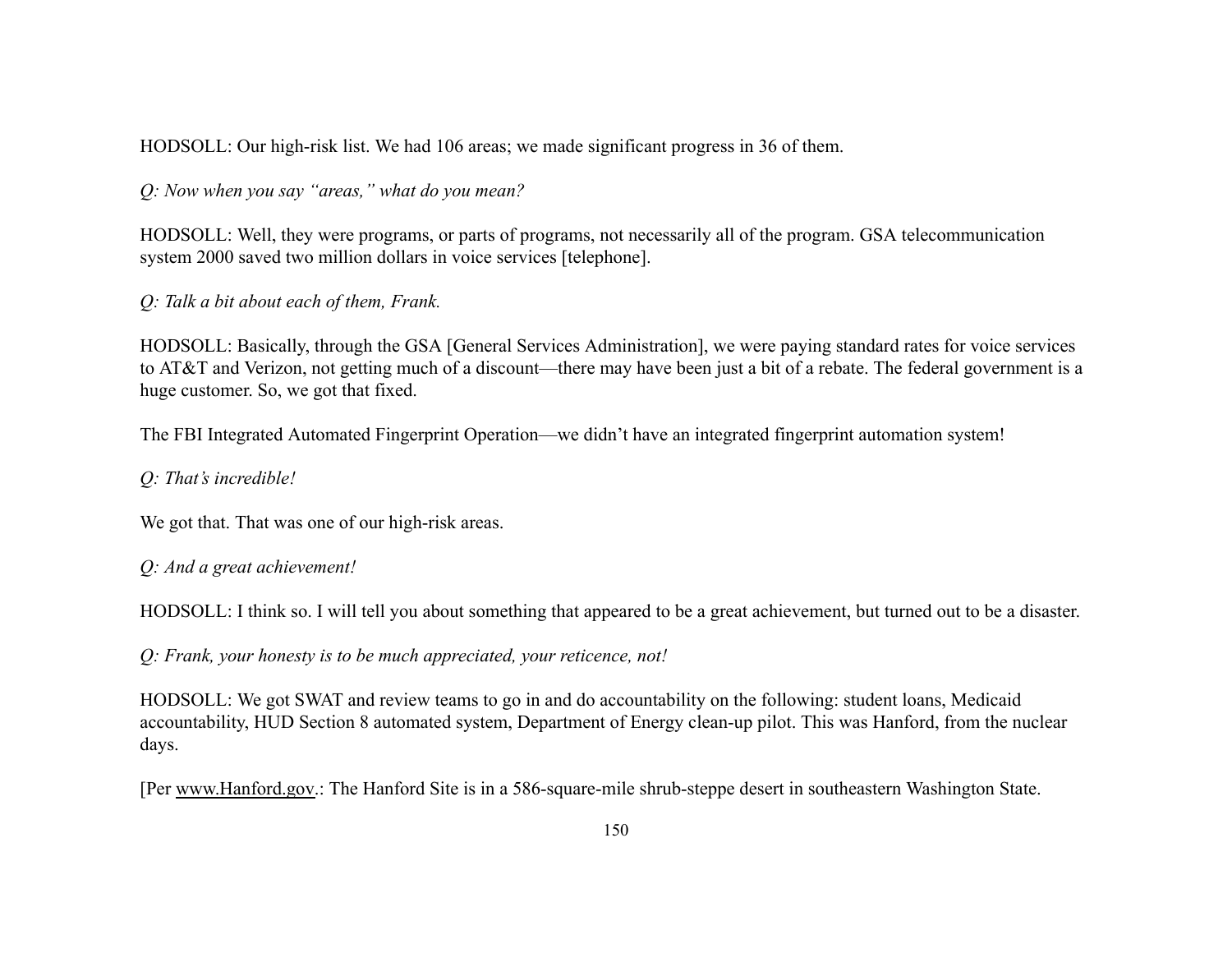HODSOLL: Our high-risk list. We had 106 areas; we made significant progress in 36 of them.

*Q: Now when you say "areas," what do you mean?*

HODSOLL: Well, they were programs, or parts of programs, not necessarily all of the program. GSA telecommunication system 2000 saved two million dollars in voice services [telephone].

*Q: Talk a bit about each of them, Frank.*

HODSOLL: Basically, through the GSA [General Services Administration], we were paying standard rates for voice services to AT&T and Verizon, not getting much of a discount—there may have been just a bit of a rebate. The federal government is a huge customer. So, we got that fixed.

The FBI Integrated Automated Fingerprint Operation—we didn't have an integrated fingerprint automation system!

*Q: That's incredible!*

We got that. That was one of our high-risk areas.

*Q: And a great achievement!*

HODSOLL: I think so. I will tell you about something that appeared to be a great achievement, but turned out to be a disaster.

*Q: Frank, your honesty is to be much appreciated, your reticence, not!*

HODSOLL: We got SWAT and review teams to go in and do accountability on the following: student loans, Medicaid accountability, HUD Section 8 automated system, Department of Energy clean-up pilot. This was Hanford, from the nuclear days.

[Per www.Hanford.gov.: The Hanford Site is in a 586-square-mile shrub-steppe desert in southeastern Washington State.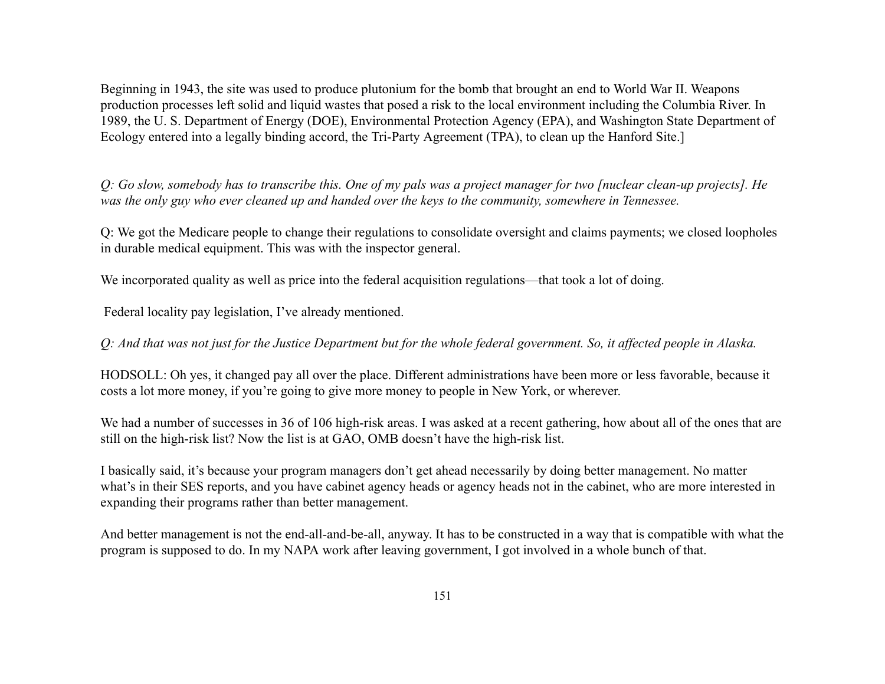Beginning in 1943, the site was used to produce plutonium for the bomb that brought an end to World War II. Weapons production processes left solid and liquid wastes that posed a risk to the local environment including the Columbia River. In 1989, the U. S. Department of Energy (DOE), Environmental Protection Agency (EPA), and Washington State Department of Ecology entered into a legally binding accord, the Tri-Party Agreement (TPA), to clean up the Hanford Site.]

*Q: Go slow, somebody has to transcribe this. One of my pals was a project manager for two [nuclear clean-up projects]. He was the only guy who ever cleaned up and handed over the keys to the community, somewhere in Tennessee.*

Q: We got the Medicare people to change their regulations to consolidate oversight and claims payments; we closed loopholes in durable medical equipment. This was with the inspector general.

We incorporated quality as well as price into the federal acquisition regulations—that took a lot of doing.

Federal locality pay legislation, I've already mentioned.

*Q: And that was not just for the Justice Department but for the whole federal government. So, it affected people in Alaska.*

HODSOLL: Oh yes, it changed pay all over the place. Different administrations have been more or less favorable, because it costs a lot more money, if you're going to give more money to people in New York, or wherever.

We had a number of successes in 36 of 106 high-risk areas. I was asked at a recent gathering, how about all of the ones that are still on the high-risk list? Now the list is at GAO, OMB doesn't have the high-risk list.

I basically said, it's because your program managers don't get ahead necessarily by doing better management. No matter what's in their SES reports, and you have cabinet agency heads or agency heads not in the cabinet, who are more interested in expanding their programs rather than better management.

And better management is not the end-all-and-be-all, anyway. It has to be constructed in a way that is compatible with what the program is supposed to do. In my NAPA work after leaving government, I got involved in a whole bunch of that.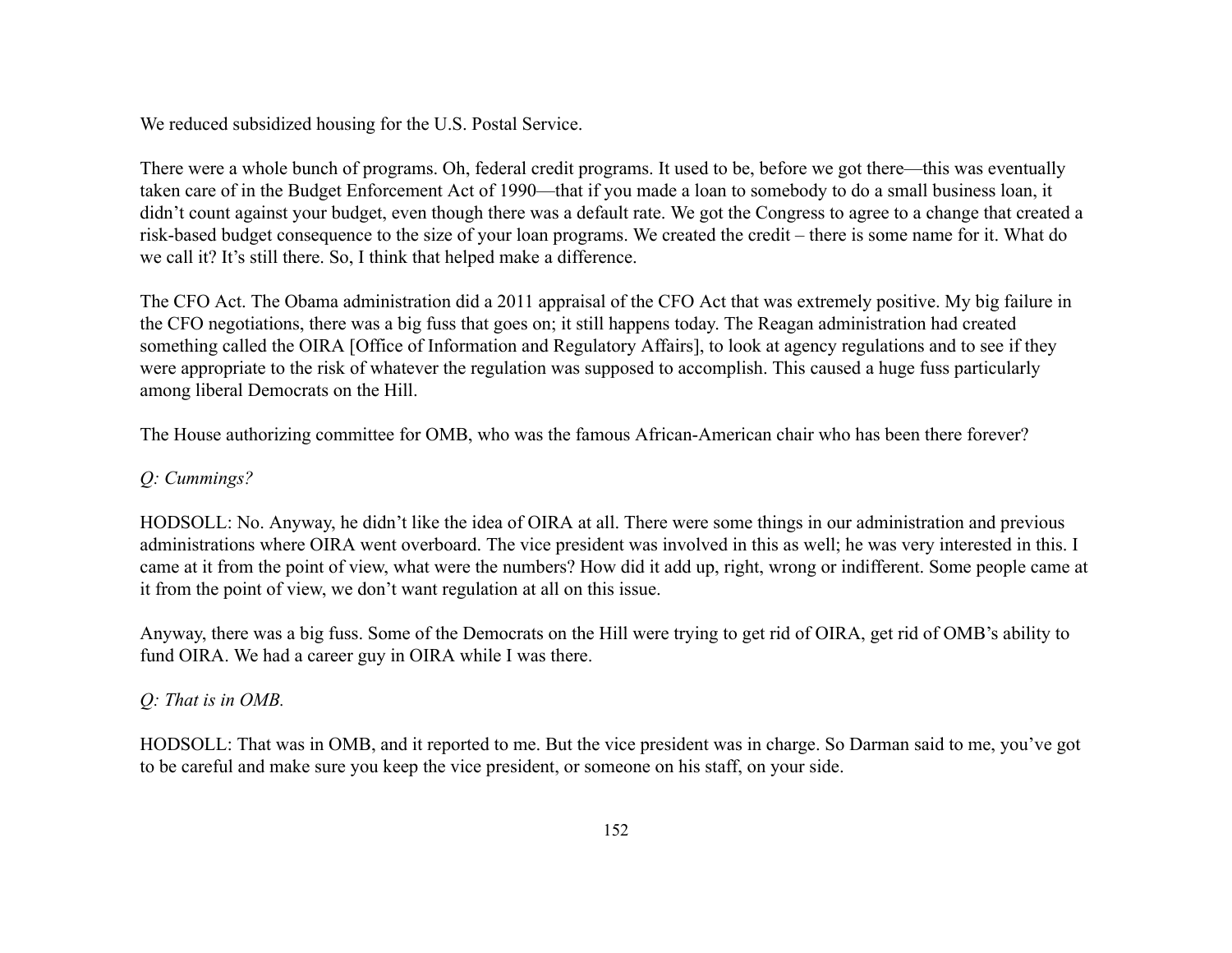We reduced subsidized housing for the U.S. Postal Service.

There were a whole bunch of programs. Oh, federal credit programs. It used to be, before we got there—this was eventually taken care of in the Budget Enforcement Act of 1990—that if you made a loan to somebody to do a small business loan, it didn't count against your budget, even though there was a default rate. We got the Congress to agree to a change that created a risk-based budget consequence to the size of your loan programs. We created the credit – there is some name for it. What do we call it? It's still there. So, I think that helped make a difference.

The CFO Act. The Obama administration did a 2011 appraisal of the CFO Act that was extremely positive. My big failure in the CFO negotiations, there was a big fuss that goes on; it still happens today. The Reagan administration had created something called the OIRA [Office of Information and Regulatory Affairs], to look at agency regulations and to see if they were appropriate to the risk of whatever the regulation was supposed to accomplish. This caused a huge fuss particularly among liberal Democrats on the Hill.

The House authorizing committee for OMB, who was the famous African-American chair who has been there forever?

*Q: Cummings?*

HODSOLL: No. Anyway, he didn't like the idea of OIRA at all. There were some things in our administration and previous administrations where OIRA went overboard. The vice president was involved in this as well; he was very interested in this. I came at it from the point of view, what were the numbers? How did it add up, right, wrong or indifferent. Some people came at it from the point of view, we don't want regulation at all on this issue.

Anyway, there was a big fuss. Some of the Democrats on the Hill were trying to get rid of OIRA, get rid of OMB's ability to fund OIRA. We had a career guy in OIRA while I was there.

*Q: That is in OMB.*

HODSOLL: That was in OMB, and it reported to me. But the vice president was in charge. So Darman said to me, you've got to be careful and make sure you keep the vice president, or someone on his staff, on your side.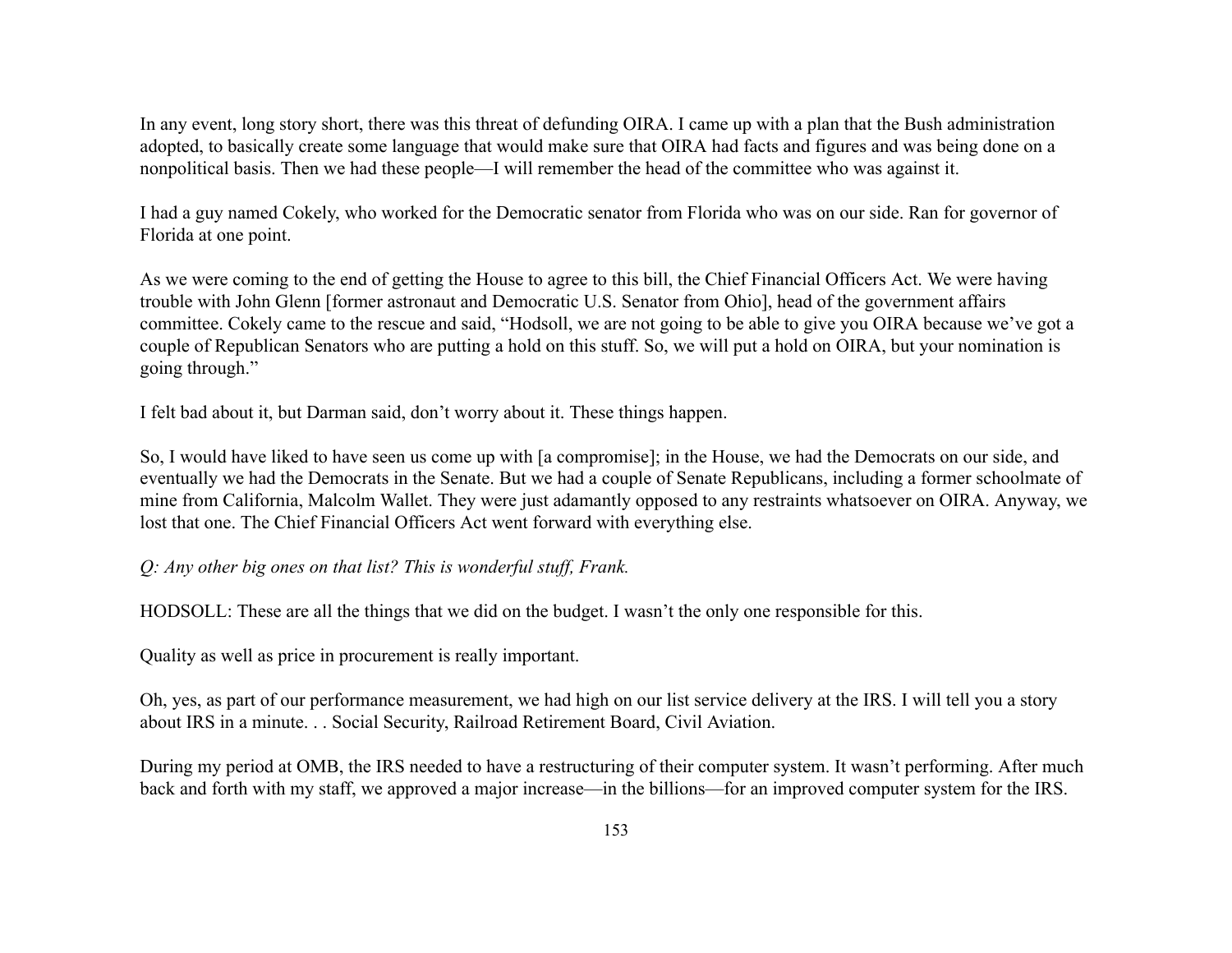In any event, long story short, there was this threat of defunding OIRA. I came up with a plan that the Bush administration adopted, to basically create some language that would make sure that OIRA had facts and figures and was being done on a nonpolitical basis. Then we had these people—I will remember the head of the committee who was against it.

I had a guy named Cokely, who worked for the Democratic senator from Florida who was on our side. Ran for governor of Florida at one point.

As we were coming to the end of getting the House to agree to this bill, the Chief Financial Officers Act. We were having trouble with John Glenn [former astronaut and Democratic U.S. Senator from Ohio], head of the government affairs committee. Cokely came to the rescue and said, "Hodsoll, we are not going to be able to give you OIRA because we've got a couple of Republican Senators who are putting a hold on this stuff. So, we will put a hold on OIRA, but your nomination is going through."

I felt bad about it, but Darman said, don't worry about it. These things happen.

So, I would have liked to have seen us come up with [a compromise]; in the House, we had the Democrats on our side, and eventually we had the Democrats in the Senate. But we had a couple of Senate Republicans, including a former schoolmate of mine from California, Malcolm Wallet. They were just adamantly opposed to any restraints whatsoever on OIRA. Anyway, we lost that one. The Chief Financial Officers Act went forward with everything else.

*Q: Any other big ones on that list? This is wonderful stuff, Frank.*

HODSOLL: These are all the things that we did on the budget. I wasn't the only one responsible for this.

Quality as well as price in procurement is really important.

Oh, yes, as part of our performance measurement, we had high on our list service delivery at the IRS. I will tell you a story about IRS in a minute. . . Social Security, Railroad Retirement Board, Civil Aviation.

During my period at OMB, the IRS needed to have a restructuring of their computer system. It wasn't performing. After much back and forth with my staff, we approved a major increase—in the billions—for an improved computer system for the IRS.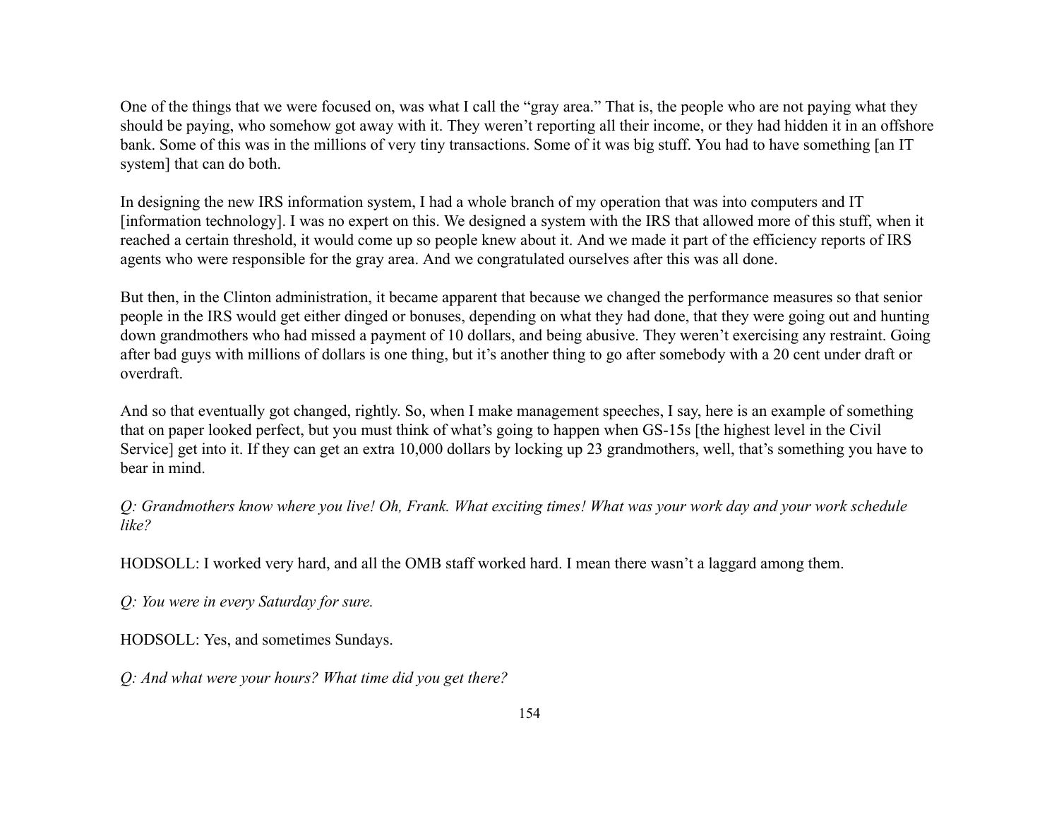One of the things that we were focused on, was what I call the "gray area." That is, the people who are not paying what they should be paying, who somehow got away with it. They weren't reporting all their income, or they had hidden it in an offshore bank. Some of this was in the millions of very tiny transactions. Some of it was big stuff. You had to have something [an IT system] that can do both.

In designing the new IRS information system, I had a whole branch of my operation that was into computers and IT [information technology]. I was no expert on this. We designed a system with the IRS that allowed more of this stuff, when it reached a certain threshold, it would come up so people knew about it. And we made it part of the efficiency reports of IRS agents who were responsible for the gray area. And we congratulated ourselves after this was all done.

But then, in the Clinton administration, it became apparent that because we changed the performance measures so that senior people in the IRS would get either dinged or bonuses, depending on what they had done, that they were going out and hunting down grandmothers who had missed a payment of 10 dollars, and being abusive. They weren't exercising any restraint. Going after bad guys with millions of dollars is one thing, but it's another thing to go after somebody with a 20 cent under draft or overdraft.

And so that eventually got changed, rightly. So, when I make management speeches, I say, here is an example of something that on paper looked perfect, but you must think of what's going to happen when GS-15s [the highest level in the Civil Service] get into it. If they can get an extra 10,000 dollars by locking up 23 grandmothers, well, that's something you have to bear in mind.

*Q: Grandmothers know where you live! Oh, Frank. What exciting times! What was your work day and your work schedule like?*

HODSOLL: I worked very hard, and all the OMB staff worked hard. I mean there wasn't a laggard among them.

*Q: You were in every Saturday for sure.*

HODSOLL: Yes, and sometimes Sundays.

*Q: And what were your hours? What time did you get there?*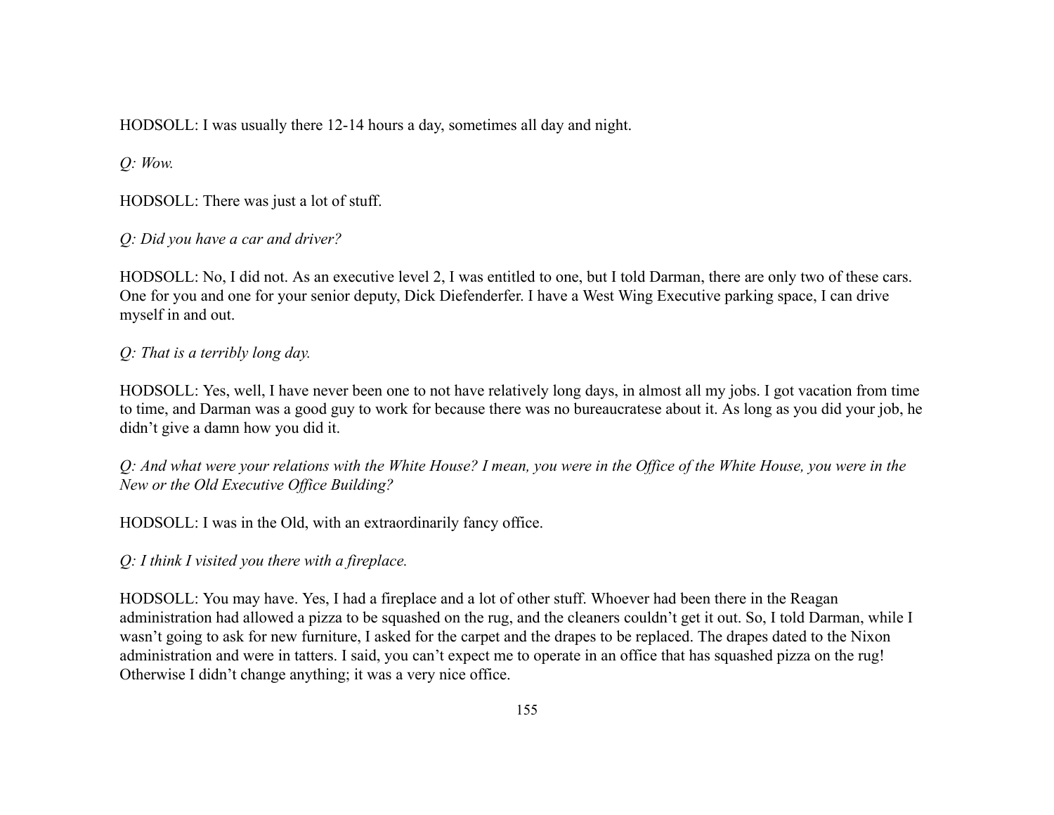HODSOLL: I was usually there 12-14 hours a day, sometimes all day and night.

*Q: Wow.*

HODSOLL: There was just a lot of stuff.

*Q: Did you have a car and driver?*

HODSOLL: No, I did not. As an executive level 2, I was entitled to one, but I told Darman, there are only two of these cars. One for you and one for your senior deputy, Dick Diefenderfer. I have a West Wing Executive parking space, I can drive myself in and out.

*Q: That is a terribly long day.*

HODSOLL: Yes, well, I have never been one to not have relatively long days, in almost all my jobs. I got vacation from time to time, and Darman was a good guy to work for because there was no bureaucratese about it. As long as you did your job, he didn't give a damn how you did it.

*Q: And what were your relations with the White House? I mean, you were in the Office of the White House, you were in the New or the Old Executive Office Building?*

HODSOLL: I was in the Old, with an extraordinarily fancy office.

*Q: I think I visited you there with a fireplace.*

HODSOLL: You may have. Yes, I had a fireplace and a lot of other stuff. Whoever had been there in the Reagan administration had allowed a pizza to be squashed on the rug, and the cleaners couldn't get it out. So, I told Darman, while I wasn't going to ask for new furniture, I asked for the carpet and the drapes to be replaced. The drapes dated to the Nixon administration and were in tatters. I said, you can't expect me to operate in an office that has squashed pizza on the rug! Otherwise I didn't change anything; it was a very nice office.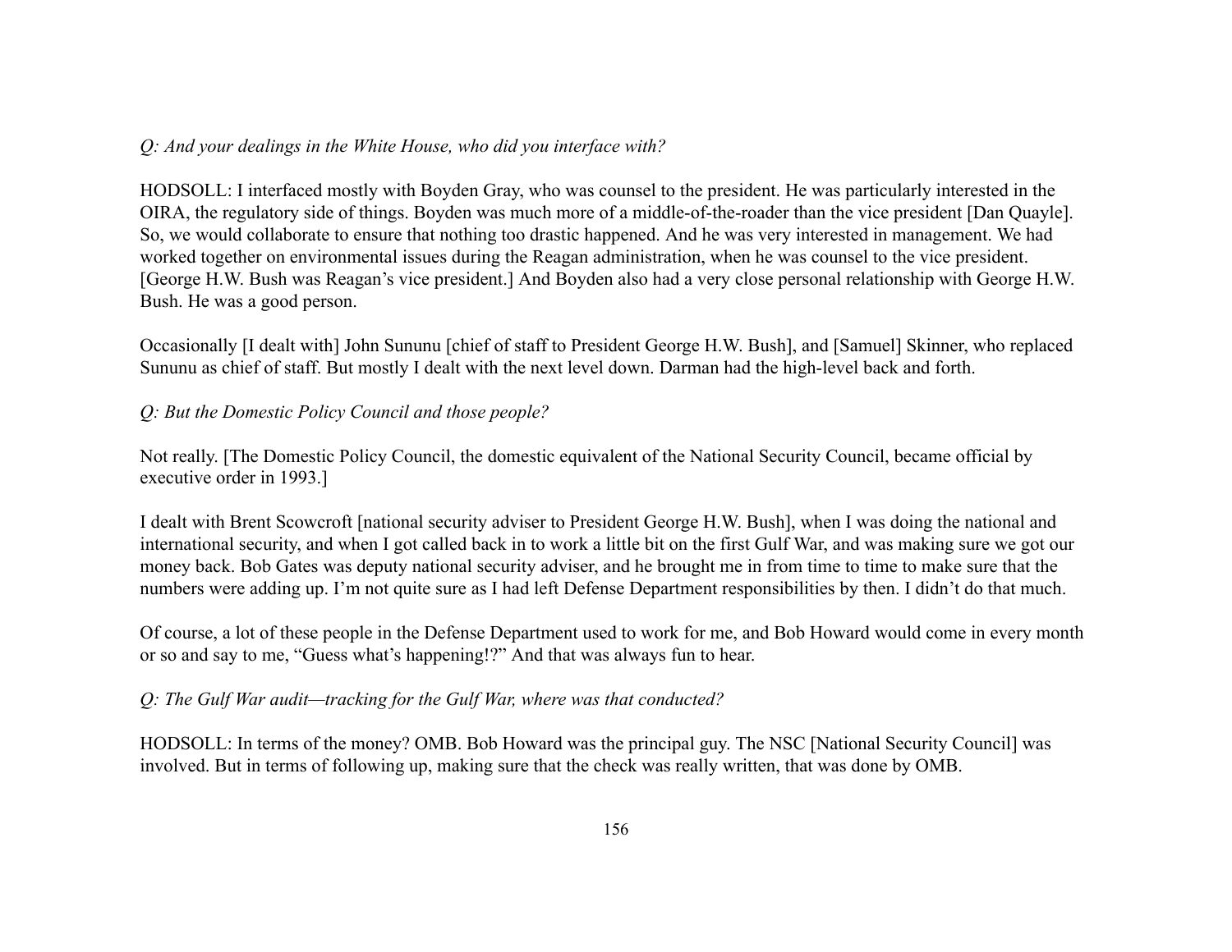*Q: And your dealings in the White House, who did you interface with?*

HODSOLL: I interfaced mostly with Boyden Gray, who was counsel to the president. He was particularly interested in the OIRA, the regulatory side of things. Boyden was much more of a middle-of-the-roader than the vice president [Dan Quayle]. So, we would collaborate to ensure that nothing too drastic happened. And he was very interested in management. We had worked together on environmental issues during the Reagan administration, when he was counsel to the vice president. [George H.W. Bush was Reagan's vice president.] And Boyden also had a very close personal relationship with George H.W. Bush. He was a good person.

Occasionally [I dealt with] John Sununu [chief of staff to President George H.W. Bush], and [Samuel] Skinner, who replaced Sununu as chief of staff. But mostly I dealt with the next level down. Darman had the high-level back and forth.

*Q: But the Domestic Policy Council and those people?*

Not really. [The Domestic Policy Council, the domestic equivalent of the National Security Council, became official by executive order in 1993.]

I dealt with Brent Scowcroft [national security adviser to President George H.W. Bush], when I was doing the national and international security, and when I got called back in to work a little bit on the first Gulf War, and was making sure we got our money back. Bob Gates was deputy national security adviser, and he brought me in from time to time to make sure that the numbers were adding up. I'm not quite sure as I had left Defense Department responsibilities by then. I didn't do that much.

Of course, a lot of these people in the Defense Department used to work for me, and Bob Howard would come in every month or so and say to me, "Guess what's happening!?" And that was always fun to hear.

*Q: The Gulf War audit—tracking for the Gulf War, where was that conducted?*

HODSOLL: In terms of the money? OMB. Bob Howard was the principal guy. The NSC [National Security Council] was involved. But in terms of following up, making sure that the check was really written, that was done by OMB.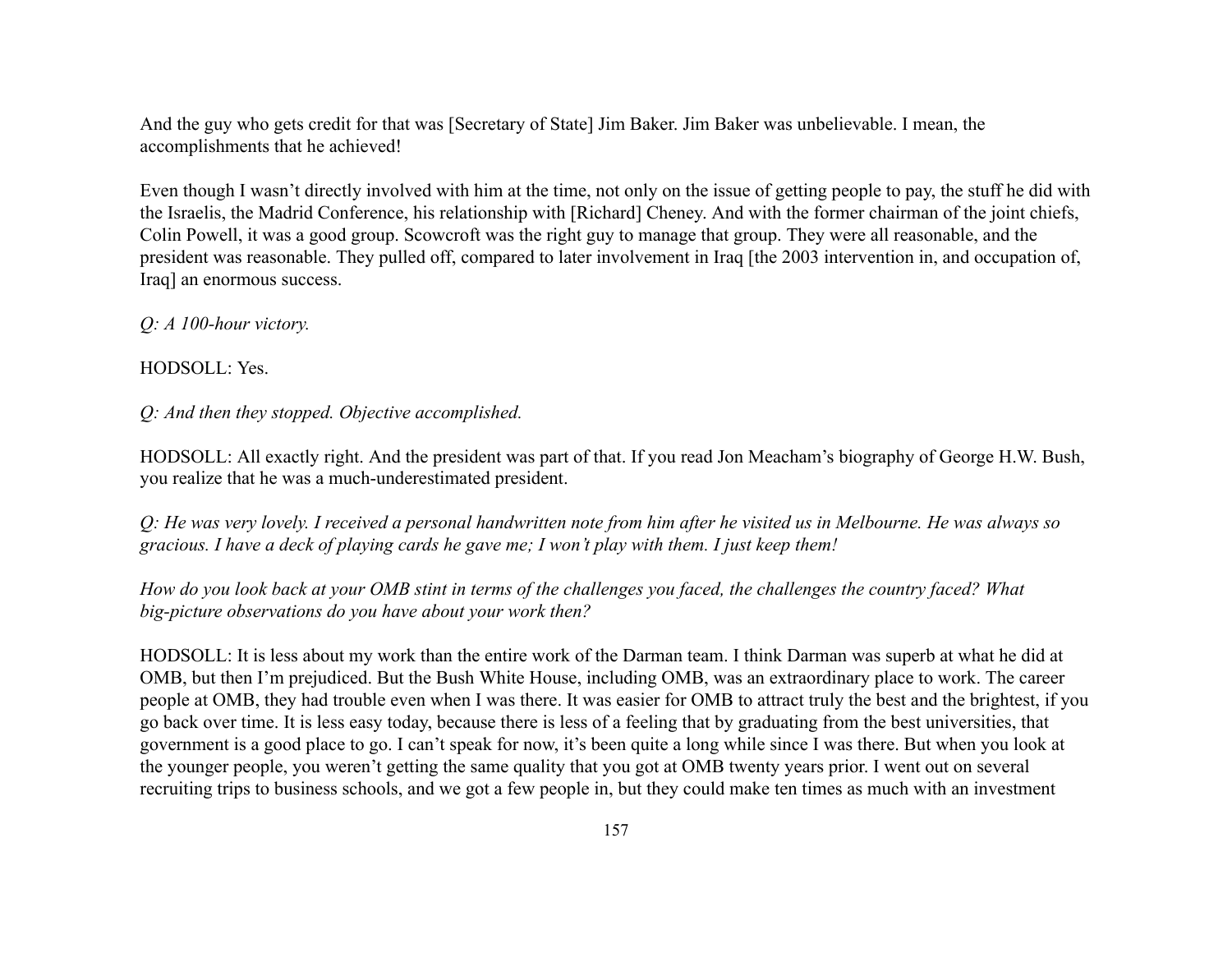And the guy who gets credit for that was [Secretary of State] Jim Baker. Jim Baker was unbelievable. I mean, the accomplishments that he achieved!

Even though I wasn't directly involved with him at the time, not only on the issue of getting people to pay, the stuff he did with the Israelis, the Madrid Conference, his relationship with [Richard] Cheney. And with the former chairman of the joint chiefs, Colin Powell, it was a good group. Scowcroft was the right guy to manage that group. They were all reasonable, and the president was reasonable. They pulled off, compared to later involvement in Iraq [the 2003 intervention in, and occupation of, Iraq] an enormous success.

*Q: A 100-hour victory.*

HODSOLL: Yes.

*Q: And then they stopped. Objective accomplished.*

HODSOLL: All exactly right. And the president was part of that. If you read Jon Meacham's biography of George H.W. Bush, you realize that he was a much-underestimated president.

*Q: He was very lovely. I received a personal handwritten note from him after he visited us in Melbourne. He was always so gracious. I have a deck of playing cards he gave me; I won't play with them. I just keep them!*

*How do you look back at your OMB stint in terms of the challenges you faced, the challenges the country faced? What big-picture observations do you have about your work then?*

HODSOLL: It is less about my work than the entire work of the Darman team. I think Darman was superb at what he did at OMB, but then I'm prejudiced. But the Bush White House, including OMB, was an extraordinary place to work. The career people at OMB, they had trouble even when I was there. It was easier for OMB to attract truly the best and the brightest, if you go back over time. It is less easy today, because there is less of a feeling that by graduating from the best universities, that government is a good place to go. I can't speak for now, it's been quite a long while since I was there. But when you look at the younger people, you weren't getting the same quality that you got at OMB twenty years prior. I went out on several recruiting trips to business schools, and we got a few people in, but they could make ten times as much with an investment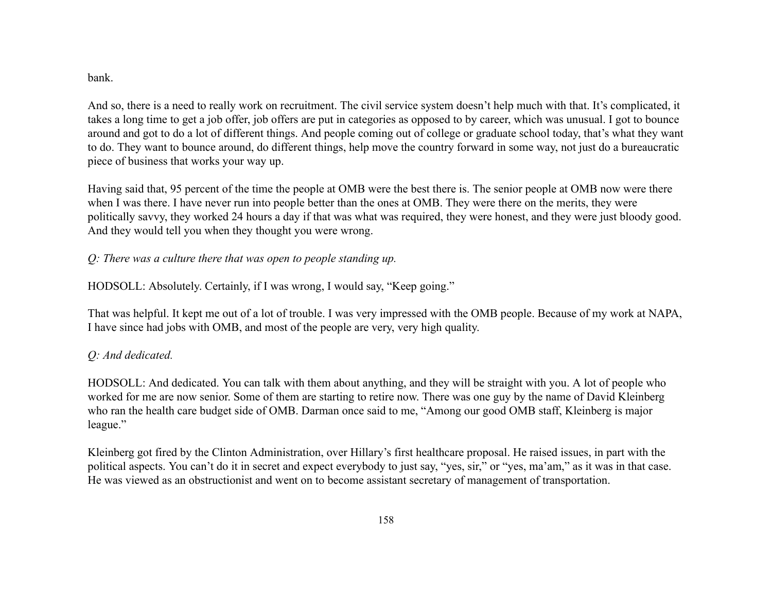bank.

And so, there is a need to really work on recruitment. The civil service system doesn't help much with that. It's complicated, it takes a long time to get a job offer, job offers are put in categories as opposed to by career, which was unusual. I got to bounce around and got to do a lot of different things. And people coming out of college or graduate school today, that's what they want to do. They want to bounce around, do different things, help move the country forward in some way, not just do a bureaucratic piece of business that works your way up.

Having said that, 95 percent of the time the people at OMB were the best there is. The senior people at OMB now were there when I was there. I have never run into people better than the ones at OMB. They were there on the merits, they were politically savvy, they worked 24 hours a day if that was what was required, they were honest, and they were just bloody good. And they would tell you when they thought you were wrong.

*Q: There was a culture there that was open to people standing up.*

HODSOLL: Absolutely. Certainly, if I was wrong, I would say, "Keep going."

That was helpful. It kept me out of a lot of trouble. I was very impressed with the OMB people. Because of my work at NAPA, I have since had jobs with OMB, and most of the people are very, very high quality.

*Q: And dedicated.*

HODSOLL: And dedicated. You can talk with them about anything, and they will be straight with you. A lot of people who worked for me are now senior. Some of them are starting to retire now. There was one guy by the name of David Kleinberg who ran the health care budget side of OMB. Darman once said to me, "Among our good OMB staff, Kleinberg is major league."

Kleinberg got fired by the Clinton Administration, over Hillary's first healthcare proposal. He raised issues, in part with the political aspects. You can't do it in secret and expect everybody to just say, "yes, sir," or "yes, ma'am," as it was in that case. He was viewed as an obstructionist and went on to become assistant secretary of management of transportation.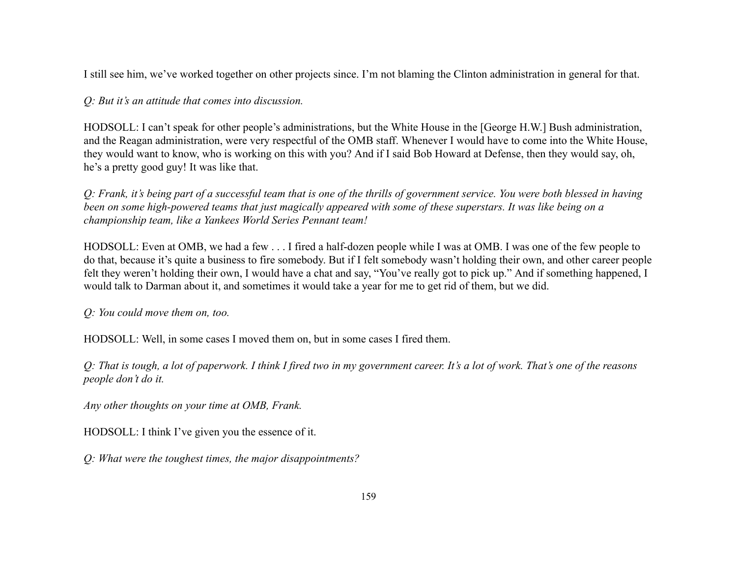I still see him, we've worked together on other projects since. I'm not blaming the Clinton administration in general for that.

*Q: But it's an attitude that comes into discussion.*

HODSOLL: I can't speak for other people's administrations, but the White House in the [George H.W.] Bush administration, and the Reagan administration, were very respectful of the OMB staff. Whenever I would have to come into the White House, they would want to know, who is working on this with you? And if I said Bob Howard at Defense, then they would say, oh, he's a pretty good guy! It was like that.

*Q: Frank, it's being part of a successful team that is one of the thrills of government service. You were both blessed in having been on some high-powered teams that just magically appeared with some of these superstars. It was like being on a championship team, like a Yankees World Series Pennant team!*

HODSOLL: Even at OMB, we had a few . . . I fired a half-dozen people while I was at OMB. I was one of the few people to do that, because it's quite a business to fire somebody. But if I felt somebody wasn't holding their own, and other career people felt they weren't holding their own, I would have a chat and say, "You've really got to pick up." And if something happened, I would talk to Darman about it, and sometimes it would take a year for me to get rid of them, but we did.

*Q: You could move them on, too.*

HODSOLL: Well, in some cases I moved them on, but in some cases I fired them.

*Q: That is tough, a lot of paperwork. I think I fired two in my government career. It's a lot of work. That's one of the reasons people don't do it.*

*Any other thoughts on your time at OMB, Frank.*

HODSOLL: I think I've given you the essence of it.

*Q: What were the toughest times, the major disappointments?*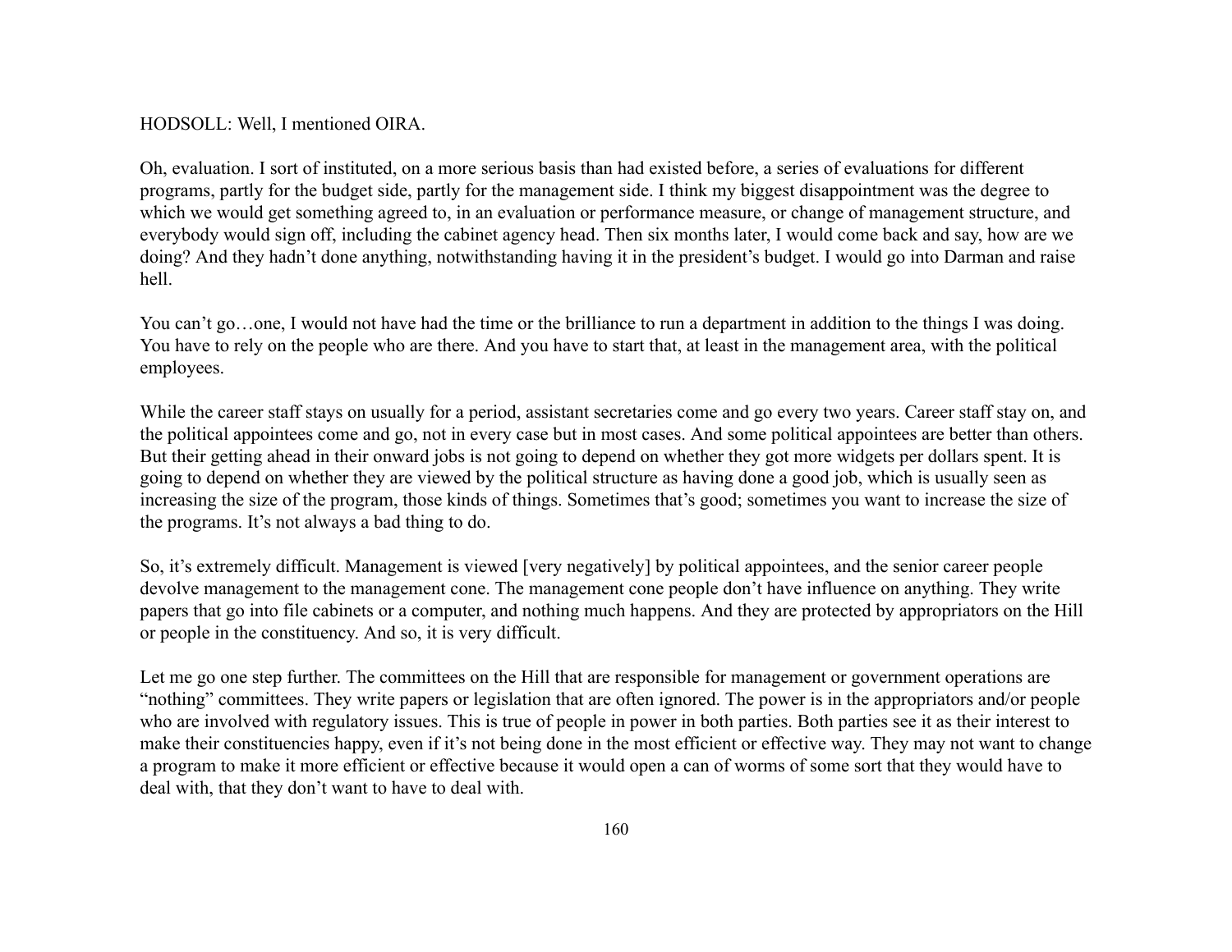HODSOLL: Well, I mentioned OIRA.

Oh, evaluation. I sort of instituted, on a more serious basis than had existed before, a series of evaluations for different programs, partly for the budget side, partly for the management side. I think my biggest disappointment was the degree to which we would get something agreed to, in an evaluation or performance measure, or change of management structure, and everybody would sign off, including the cabinet agency head. Then six months later, I would come back and say, how are we doing? And they hadn't done anything, notwithstanding having it in the president's budget. I would go into Darman and raise hell.

You can't go…one, I would not have had the time or the brilliance to run a department in addition to the things I was doing. You have to rely on the people who are there. And you have to start that, at least in the management area, with the political employees.

While the career staff stays on usually for a period, assistant secretaries come and go every two years. Career staff stay on, and the political appointees come and go, not in every case but in most cases. And some political appointees are better than others. But their getting ahead in their onward jobs is not going to depend on whether they got more widgets per dollars spent. It is going to depend on whether they are viewed by the political structure as having done a good job, which is usually seen as increasing the size of the program, those kinds of things. Sometimes that's good; sometimes you want to increase the size of the programs. It's not always a bad thing to do.

So, it's extremely difficult. Management is viewed [very negatively] by political appointees, and the senior career people devolve management to the management cone. The management cone people don't have influence on anything. They write papers that go into file cabinets or a computer, and nothing much happens. And they are protected by appropriators on the Hill or people in the constituency. And so, it is very difficult.

Let me go one step further. The committees on the Hill that are responsible for management or government operations are "nothing" committees. They write papers or legislation that are often ignored. The power is in the appropriators and/or people who are involved with regulatory issues. This is true of people in power in both parties. Both parties see it as their interest to make their constituencies happy, even if it's not being done in the most efficient or effective way. They may not want to change a program to make it more efficient or effective because it would open a can of worms of some sort that they would have to deal with, that they don't want to have to deal with.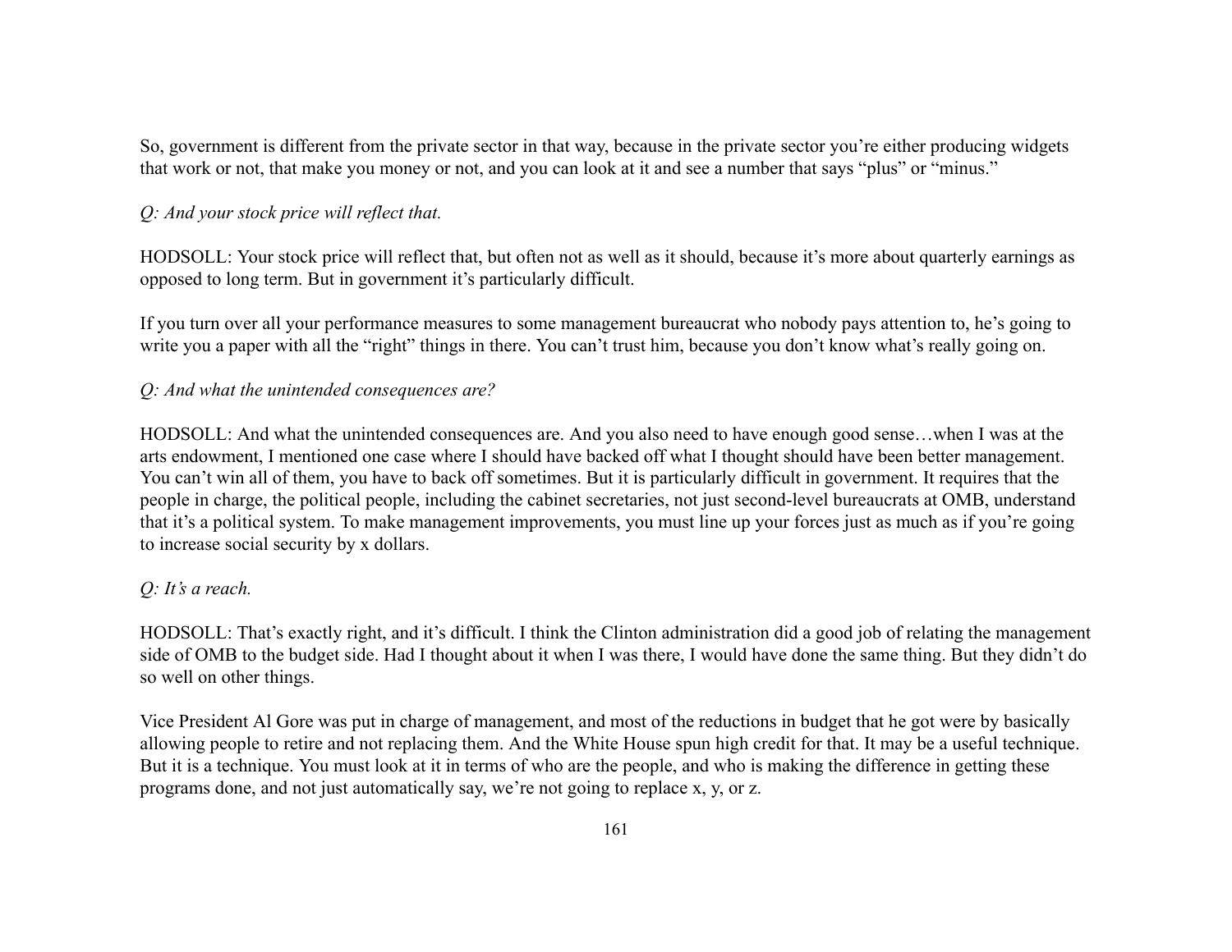So, government is different from the private sector in that way, because in the private sector you're either producing widgets that work or not, that make you money or not, and you can look at it and see a number that says "plus" or "minus."

*Q: And your stock price will reflect that.*

HODSOLL: Your stock price will reflect that, but often not as well as it should, because it's more about quarterly earnings as opposed to long term. But in government it's particularly difficult.

If you turn over all your performance measures to some management bureaucrat who nobody pays attention to, he's going to write you a paper with all the "right" things in there. You can't trust him, because you don't know what's really going on.

*Q: And what the unintended consequences are?*

HODSOLL: And what the unintended consequences are. And you also need to have enough good sense…when I was at the arts endowment, I mentioned one case where I should have backed off what I thought should have been better management. You can't win all of them, you have to back off sometimes. But it is particularly difficult in government. It requires that the people in charge, the political people, including the cabinet secretaries, not just second-level bureaucrats at OMB, understand that it's a political system. To make management improvements, you must line up your forces just as much as if you're going to increase social security by x dollars.

*Q: It's a reach.*

HODSOLL: That's exactly right, and it's difficult. I think the Clinton administration did a good job of relating the management side of OMB to the budget side. Had I thought about it when I was there, I would have done the same thing. But they didn't do so well on other things.

Vice President Al Gore was put in charge of management, and most of the reductions in budget that he got were by basically allowing people to retire and not replacing them. And the White House spun high credit for that. It may be a useful technique. But it is a technique. You must look at it in terms of who are the people, and who is making the difference in getting these programs done, and not just automatically say, we're not going to replace x, y, or z.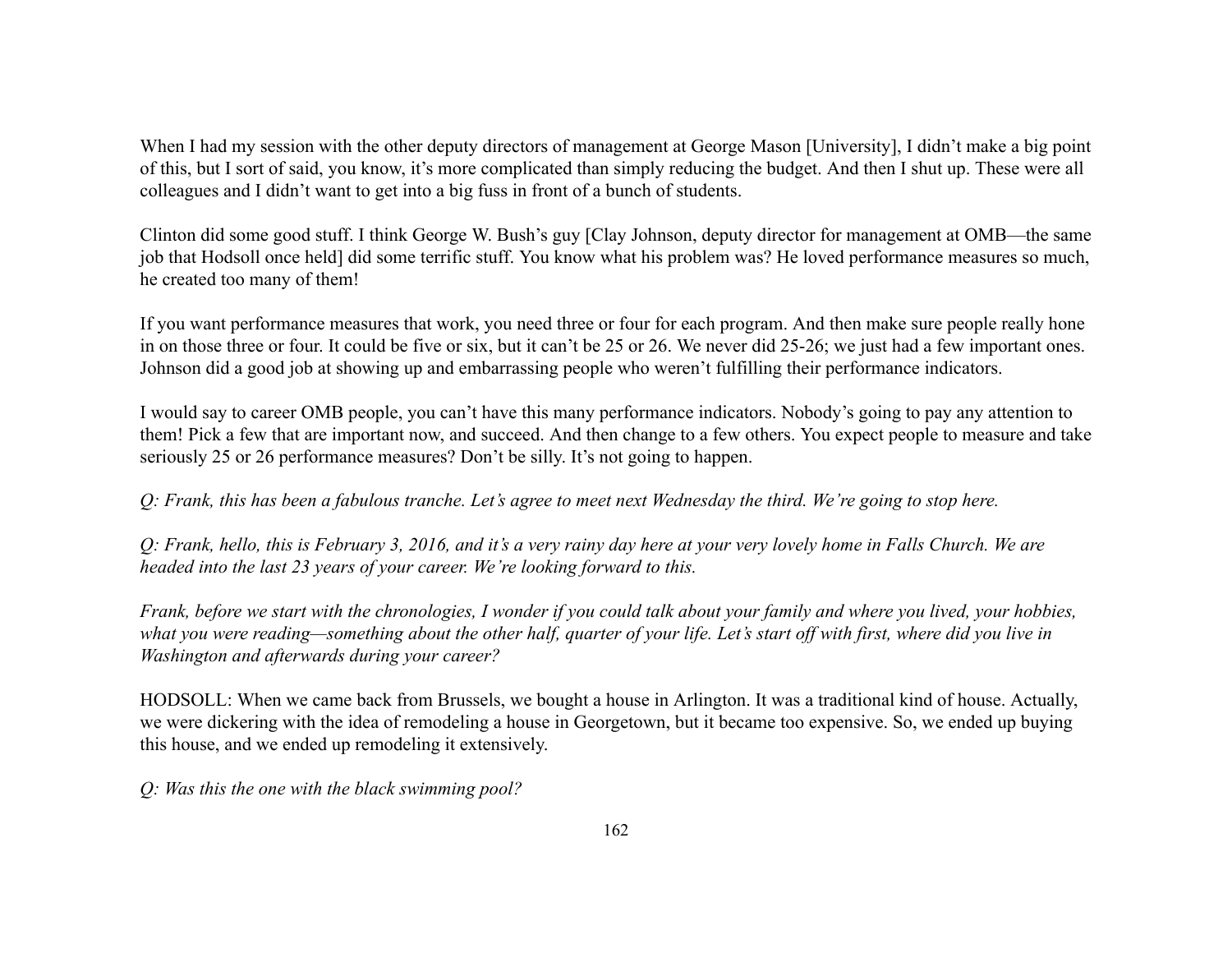When I had my session with the other deputy directors of management at George Mason [University], I didn't make a big point of this, but I sort of said, you know, it's more complicated than simply reducing the budget. And then I shut up. These were all colleagues and I didn't want to get into a big fuss in front of a bunch of students.

Clinton did some good stuff. I think George W. Bush's guy [Clay Johnson, deputy director for management at OMB—the same job that Hodsoll once held] did some terrific stuff. You know what his problem was? He loved performance measures so much, he created too many of them!

If you want performance measures that work, you need three or four for each program. And then make sure people really hone in on those three or four. It could be five or six, but it can't be 25 or 26. We never did 25-26; we just had a few important ones. Johnson did a good job at showing up and embarrassing people who weren't fulfilling their performance indicators.

I would say to career OMB people, you can't have this many performance indicators. Nobody's going to pay any attention to them! Pick a few that are important now, and succeed. And then change to a few others. You expect people to measure and take seriously 25 or 26 performance measures? Don't be silly. It's not going to happen.

*Q: Frank, this has been a fabulous tranche. Let's agree to meet next Wednesday the third. We're going to stop here.*

*Q: Frank, hello, this is February 3, 2016, and it's a very rainy day here at your very lovely home in Falls Church. We are headed into the last 23 years of your career. We're looking forward to this.*

*Frank, before we start with the chronologies, I wonder if you could talk about your family and where you lived, your hobbies, what you were reading—something about the other half, quarter of your life. Let's start off with first, where did you live in Washington and afterwards during your career?*

HODSOLL: When we came back from Brussels, we bought a house in Arlington. It was a traditional kind of house. Actually, we were dickering with the idea of remodeling a house in Georgetown, but it became too expensive. So, we ended up buying this house, and we ended up remodeling it extensively.

*Q: Was this the one with the black swimming pool?*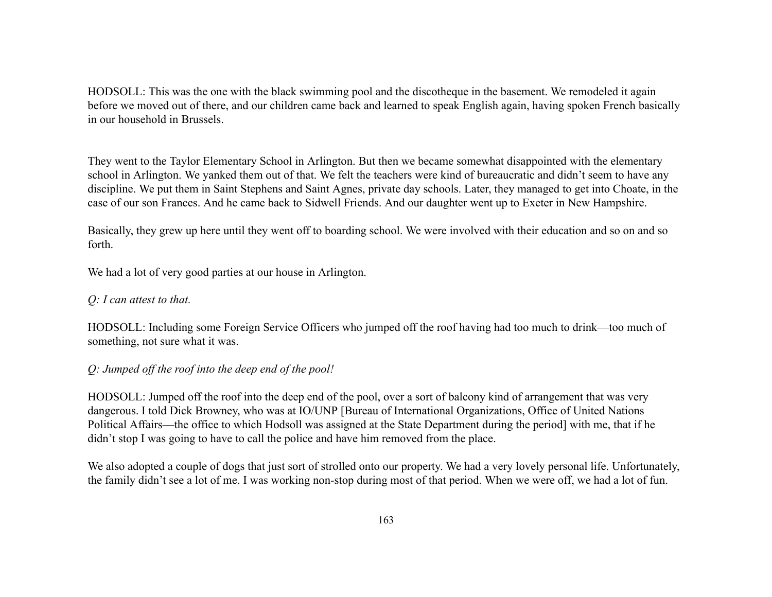HODSOLL: This was the one with the black swimming pool and the discotheque in the basement. We remodeled it again before we moved out of there, and our children came back and learned to speak English again, having spoken French basically in our household in Brussels.

They went to the Taylor Elementary School in Arlington. But then we became somewhat disappointed with the elementary school in Arlington. We yanked them out of that. We felt the teachers were kind of bureaucratic and didn't seem to have any discipline. We put them in Saint Stephens and Saint Agnes, private day schools. Later, they managed to get into Choate, in the case of our son Frances. And he came back to Sidwell Friends. And our daughter went up to Exeter in New Hampshire.

Basically, they grew up here until they went off to boarding school. We were involved with their education and so on and so forth.

We had a lot of very good parties at our house in Arlington.

*Q: I can attest to that.*

HODSOLL: Including some Foreign Service Officers who jumped off the roof having had too much to drink—too much of something, not sure what it was.

*Q: Jumped off the roof into the deep end of the pool!*

HODSOLL: Jumped off the roof into the deep end of the pool, over a sort of balcony kind of arrangement that was very dangerous. I told Dick Browney, who was at IO/UNP [Bureau of International Organizations, Office of United Nations Political Affairs—the office to which Hodsoll was assigned at the State Department during the period] with me, that if he didn't stop I was going to have to call the police and have him removed from the place.

We also adopted a couple of dogs that just sort of strolled onto our property. We had a very lovely personal life. Unfortunately, the family didn't see a lot of me. I was working non-stop during most of that period. When we were off, we had a lot of fun.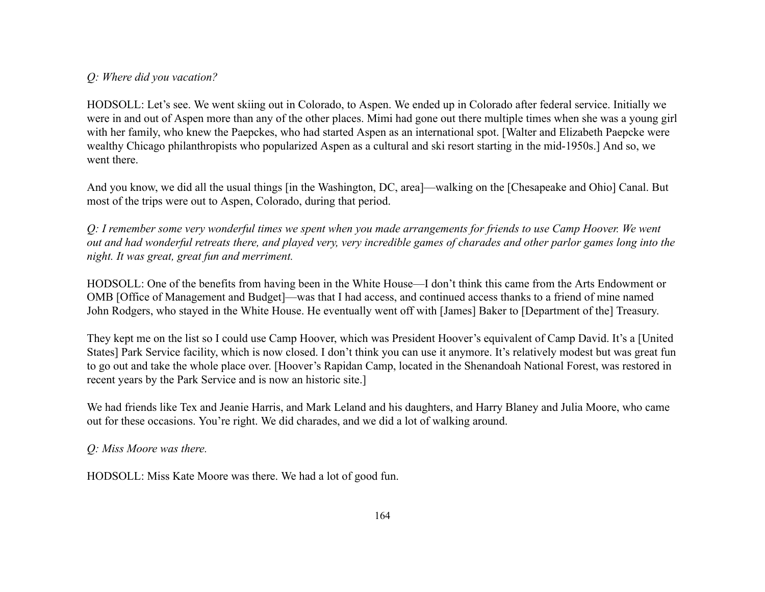*Q: Where did you vacation?*

HODSOLL: Let's see. We went skiing out in Colorado, to Aspen. We ended up in Colorado after federal service. Initially we were in and out of Aspen more than any of the other places. Mimi had gone out there multiple times when she was a young girl with her family, who knew the Paepckes, who had started Aspen as an international spot. [Walter and Elizabeth Paepcke were wealthy Chicago philanthropists who popularized Aspen as a cultural and ski resort starting in the mid-1950s.] And so, we went there.

And you know, we did all the usual things [in the Washington, DC, area]—walking on the [Chesapeake and Ohio] Canal. But most of the trips were out to Aspen, Colorado, during that period.

*Q: I remember some very wonderful times we spent when you made arrangements for friends to use Camp Hoover. We went out and had wonderful retreats there, and played very, very incredible games of charades and other parlor games long into the night. It was great, great fun and merriment.*

HODSOLL: One of the benefits from having been in the White House—I don't think this came from the Arts Endowment or OMB [Office of Management and Budget]—was that I had access, and continued access thanks to a friend of mine named John Rodgers, who stayed in the White House. He eventually went off with [James] Baker to [Department of the] Treasury.

They kept me on the list so I could use Camp Hoover, which was President Hoover's equivalent of Camp David. It's a [United States] Park Service facility, which is now closed. I don't think you can use it anymore. It's relatively modest but was great fun to go out and take the whole place over. [Hoover's Rapidan Camp, located in the Shenandoah National Forest, was restored in recent years by the Park Service and is now an historic site.]

We had friends like Tex and Jeanie Harris, and Mark Leland and his daughters, and Harry Blaney and Julia Moore, who came out for these occasions. You're right. We did charades, and we did a lot of walking around.

*Q: Miss Moore was there.*

HODSOLL: Miss Kate Moore was there. We had a lot of good fun.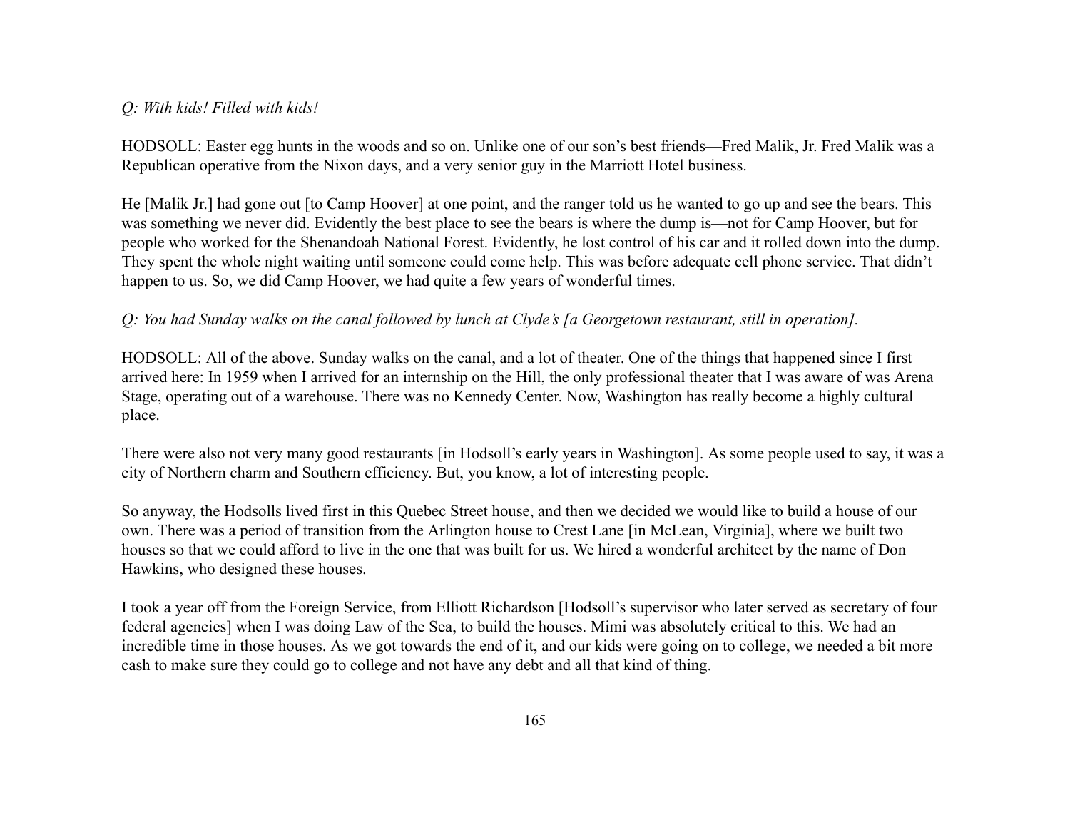*Q: With kids! Filled with kids!*

HODSOLL: Easter egg hunts in the woods and so on. Unlike one of our son's best friends—Fred Malik, Jr. Fred Malik was a Republican operative from the Nixon days, and a very senior guy in the Marriott Hotel business.

He [Malik Jr.] had gone out [to Camp Hoover] at one point, and the ranger told us he wanted to go up and see the bears. This was something we never did. Evidently the best place to see the bears is where the dump is—not for Camp Hoover, but for people who worked for the Shenandoah National Forest. Evidently, he lost control of his car and it rolled down into the dump. They spent the whole night waiting until someone could come help. This was before adequate cell phone service. That didn't happen to us. So, we did Camp Hoover, we had quite a few years of wonderful times.

*Q: You had Sunday walks on the canal followed by lunch at Clyde's [a Georgetown restaurant, still in operation].*

HODSOLL: All of the above. Sunday walks on the canal, and a lot of theater. One of the things that happened since I first arrived here: In 1959 when I arrived for an internship on the Hill, the only professional theater that I was aware of was Arena Stage, operating out of a warehouse. There was no Kennedy Center. Now, Washington has really become a highly cultural place.

There were also not very many good restaurants [in Hodsoll's early years in Washington]. As some people used to say, it was a city of Northern charm and Southern efficiency. But, you know, a lot of interesting people.

So anyway, the Hodsolls lived first in this Quebec Street house, and then we decided we would like to build a house of our own. There was a period of transition from the Arlington house to Crest Lane [in McLean, Virginia], where we built two houses so that we could afford to live in the one that was built for us. We hired a wonderful architect by the name of Don Hawkins, who designed these houses.

I took a year off from the Foreign Service, from Elliott Richardson [Hodsoll's supervisor who later served as secretary of four federal agencies] when I was doing Law of the Sea, to build the houses. Mimi was absolutely critical to this. We had an incredible time in those houses. As we got towards the end of it, and our kids were going on to college, we needed a bit more cash to make sure they could go to college and not have any debt and all that kind of thing.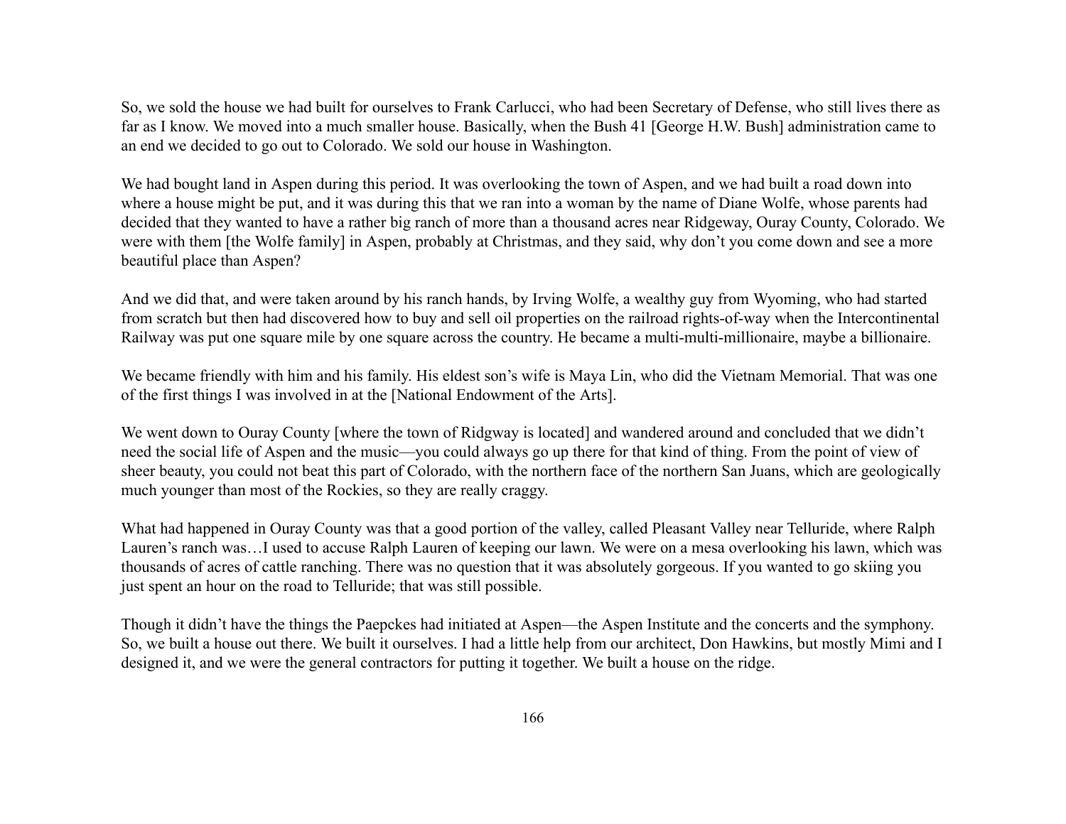So, we sold the house we had built for ourselves to Frank Carlucci, who had been Secretary of Defense, who still lives there as far as I know. We moved into a much smaller house. Basically, when the Bush 41 [George H.W. Bush] administration came to an end we decided to go out to Colorado. We sold our house in Washington.

We had bought land in Aspen during this period. It was overlooking the town of Aspen, and we had built a road down into where a house might be put, and it was during this that we ran into a woman by the name of Diane Wolfe, whose parents had decided that they wanted to have a rather big ranch of more than a thousand acres near Ridgeway, Ouray County, Colorado. We were with them [the Wolfe family] in Aspen, probably at Christmas, and they said, why don't you come down and see a more beautiful place than Aspen?

And we did that, and were taken around by his ranch hands, by Irving Wolfe, a wealthy guy from Wyoming, who had started from scratch but then had discovered how to buy and sell oil properties on the railroad rights-of-way when the Intercontinental Railway was put one square mile by one square across the country. He became a multi-multi-millionaire, maybe a billionaire.

We became friendly with him and his family. His eldest son's wife is Maya Lin, who did the Vietnam Memorial. That was one of the first things I was involved in at the [National Endowment of the Arts].

We went down to Ouray County [where the town of Ridgway is located] and wandered around and concluded that we didn't need the social life of Aspen and the music—you could always go up there for that kind of thing. From the point of view of sheer beauty, you could not beat this part of Colorado, with the northern face of the northern San Juans, which are geologically much younger than most of the Rockies, so they are really craggy.

What had happened in Ouray County was that a good portion of the valley, called Pleasant Valley near Telluride, where Ralph Lauren's ranch was…I used to accuse Ralph Lauren of keeping our lawn. We were on a mesa overlooking his lawn, which was thousands of acres of cattle ranching. There was no question that it was absolutely gorgeous. If you wanted to go skiing you just spent an hour on the road to Telluride; that was still possible.

Though it didn't have the things the Paepckes had initiated at Aspen—the Aspen Institute and the concerts and the symphony. So, we built a house out there. We built it ourselves. I had a little help from our architect, Don Hawkins, but mostly Mimi and I designed it, and we were the general contractors for putting it together. We built a house on the ridge.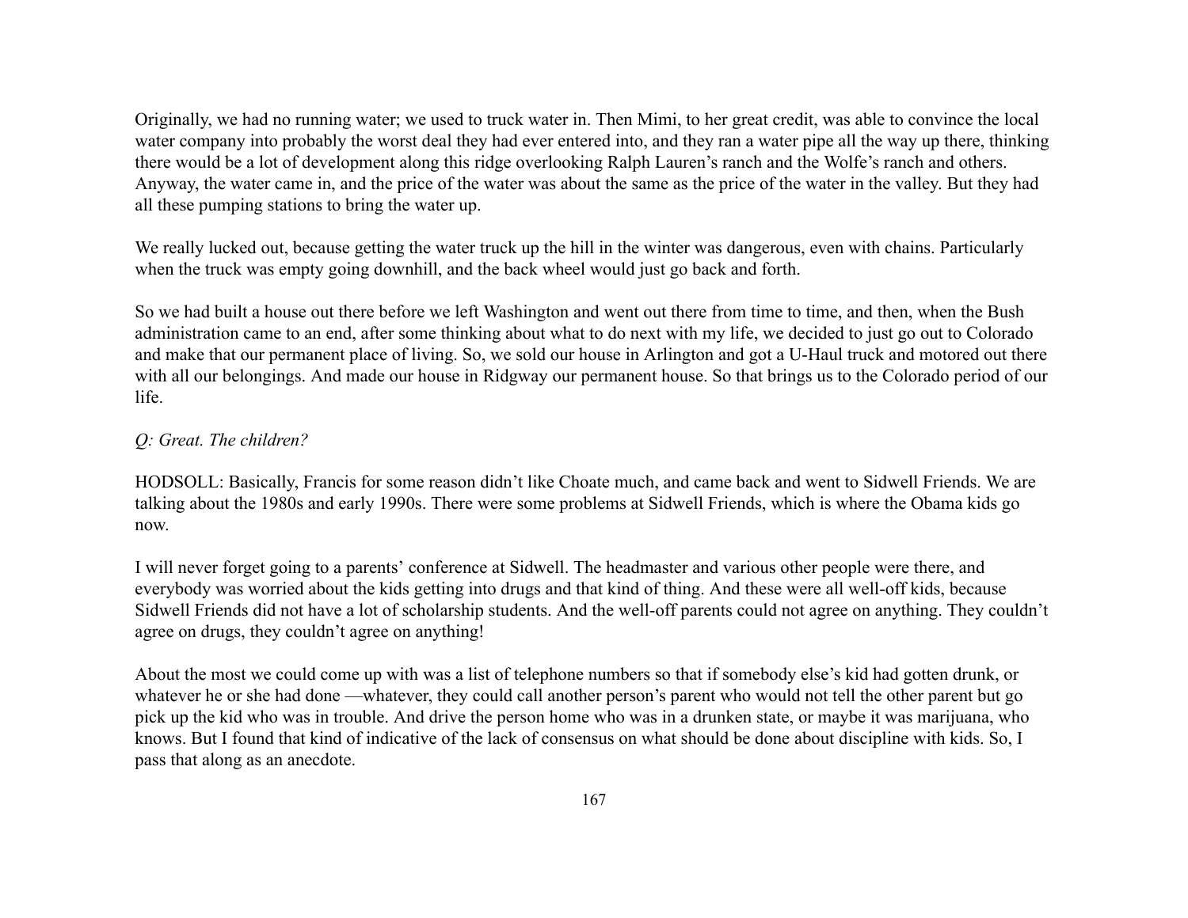Originally, we had no running water; we used to truck water in. Then Mimi, to her great credit, was able to convince the local water company into probably the worst deal they had ever entered into, and they ran a water pipe all the way up there, thinking there would be a lot of development along this ridge overlooking Ralph Lauren's ranch and the Wolfe's ranch and others. Anyway, the water came in, and the price of the water was about the same as the price of the water in the valley. But they had all these pumping stations to bring the water up.

We really lucked out, because getting the water truck up the hill in the winter was dangerous, even with chains. Particularly when the truck was empty going downhill, and the back wheel would just go back and forth.

So we had built a house out there before we left Washington and went out there from time to time, and then, when the Bush administration came to an end, after some thinking about what to do next with my life, we decided to just go out to Colorado and make that our permanent place of living. So, we sold our house in Arlington and got a U-Haul truck and motored out there with all our belongings. And made our house in Ridgway our permanent house. So that brings us to the Colorado period of our life.

*Q: Great. The children?*

HODSOLL: Basically, Francis for some reason didn't like Choate much, and came back and went to Sidwell Friends. We are talking about the 1980s and early 1990s. There were some problems at Sidwell Friends, which is where the Obama kids go now.

I will never forget going to a parents' conference at Sidwell. The headmaster and various other people were there, and everybody was worried about the kids getting into drugs and that kind of thing. And these were all well-off kids, because Sidwell Friends did not have a lot of scholarship students. And the well-off parents could not agree on anything. They couldn't agree on drugs, they couldn't agree on anything!

About the most we could come up with was a list of telephone numbers so that if somebody else's kid had gotten drunk, or whatever he or she had done —whatever, they could call another person's parent who would not tell the other parent but go pick up the kid who was in trouble. And drive the person home who was in a drunken state, or maybe it was marijuana, who knows. But I found that kind of indicative of the lack of consensus on what should be done about discipline with kids. So, I pass that along as an anecdote.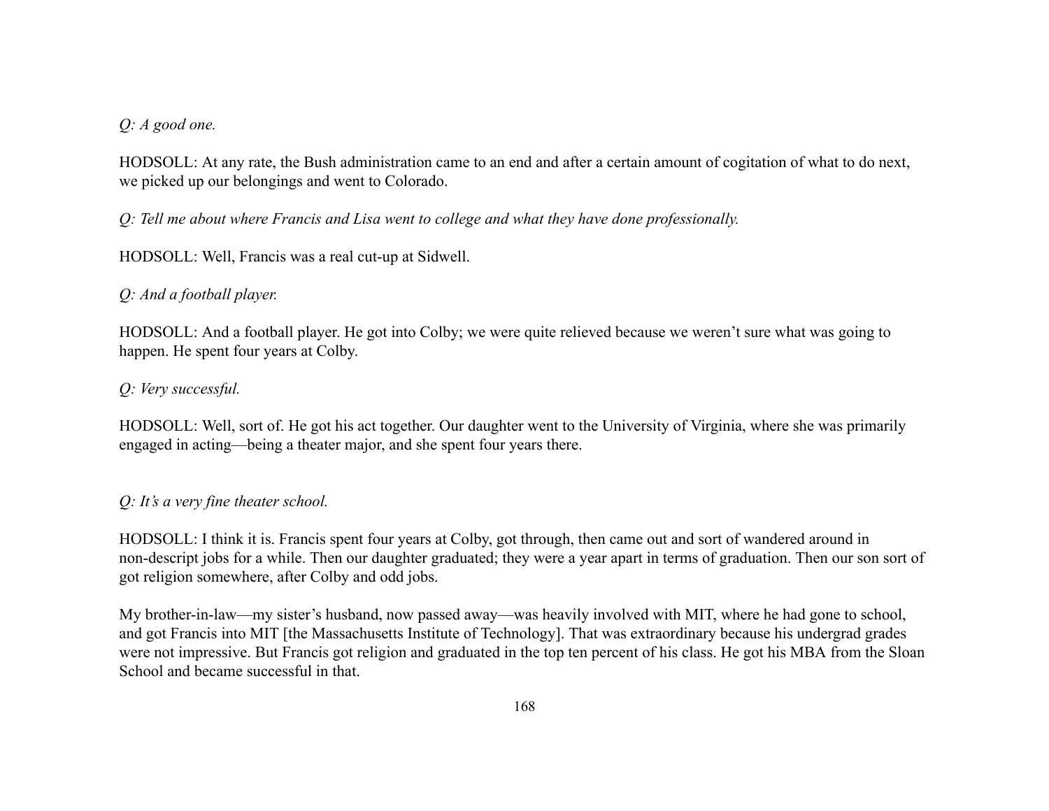*Q: A good one.*

HODSOLL: At any rate, the Bush administration came to an end and after a certain amount of cogitation of what to do next, we picked up our belongings and went to Colorado.

*Q: Tell me about where Francis and Lisa went to college and what they have done professionally.*

HODSOLL: Well, Francis was a real cut-up at Sidwell.

*Q: And a football player.*

HODSOLL: And a football player. He got into Colby; we were quite relieved because we weren't sure what was going to happen. He spent four years at Colby.

*Q: Very successful.*

HODSOLL: Well, sort of. He got his act together. Our daughter went to the University of Virginia, where she was primarily engaged in acting—being a theater major, and she spent four years there.

*Q: It's a very fine theater school.*

HODSOLL: I think it is. Francis spent four years at Colby, got through, then came out and sort of wandered around in non-descript jobs for a while. Then our daughter graduated; they were a year apart in terms of graduation. Then our son sort of got religion somewhere, after Colby and odd jobs.

My brother-in-law—my sister's husband, now passed away—was heavily involved with MIT, where he had gone to school, and got Francis into MIT [the Massachusetts Institute of Technology]. That was extraordinary because his undergrad grades were not impressive. But Francis got religion and graduated in the top ten percent of his class. He got his MBA from the Sloan School and became successful in that.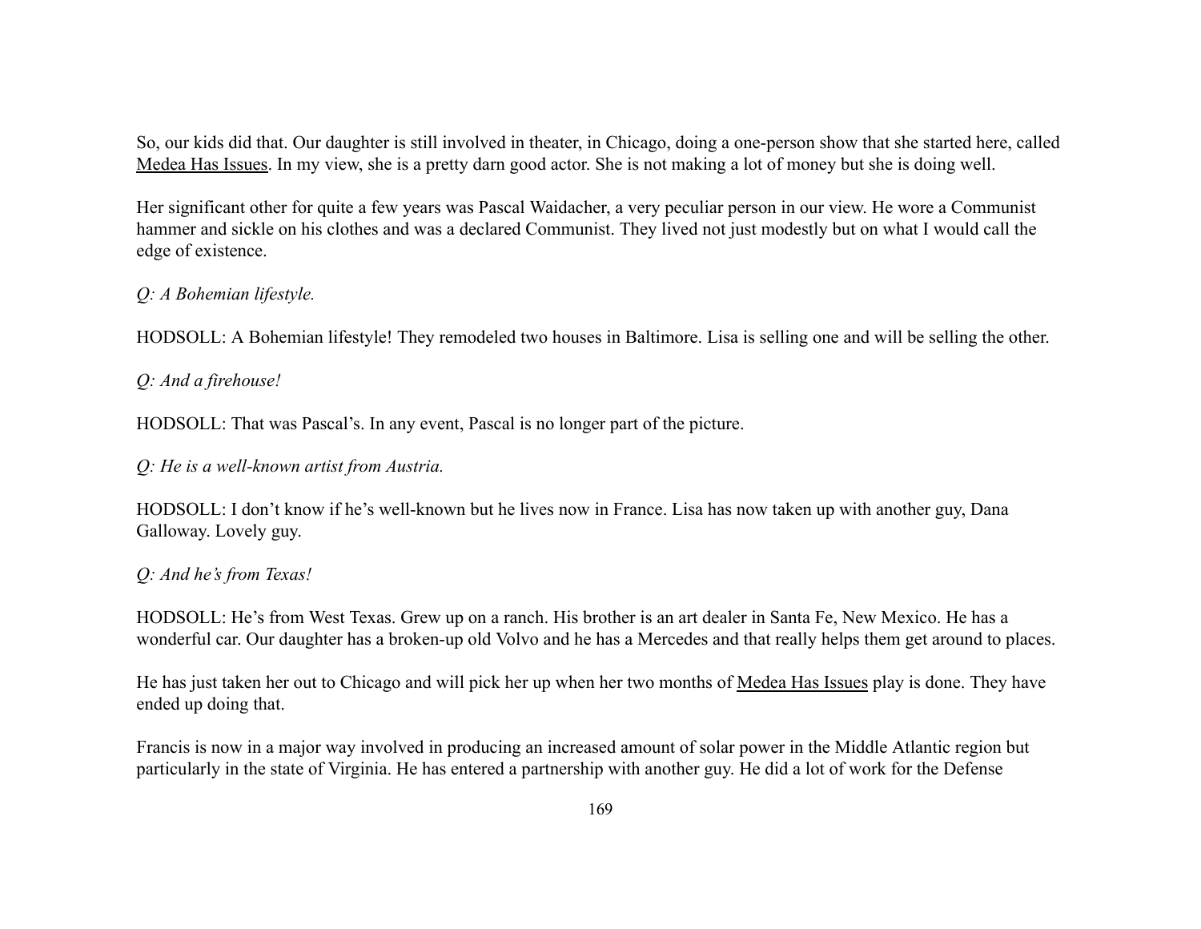So, our kids did that. Our daughter is still involved in theater, in Chicago, doing a one-person show that she started here, called Medea Has Issues. In my view, she is a pretty darn good actor. She is not making a lot of money but she is doing well.

Her significant other for quite a few years was Pascal Waidacher, a very peculiar person in our view. He wore a Communist hammer and sickle on his clothes and was a declared Communist. They lived not just modestly but on what I would call the edge of existence.

*Q: A Bohemian lifestyle.*

HODSOLL: A Bohemian lifestyle! They remodeled two houses in Baltimore. Lisa is selling one and will be selling the other.

*Q: And a firehouse!*

HODSOLL: That was Pascal's. In any event, Pascal is no longer part of the picture.

*Q: He is a well-known artist from Austria.*

HODSOLL: I don't know if he's well-known but he lives now in France. Lisa has now taken up with another guy, Dana Galloway. Lovely guy.

*Q: And he's from Texas!*

HODSOLL: He's from West Texas. Grew up on a ranch. His brother is an art dealer in Santa Fe, New Mexico. He has a wonderful car. Our daughter has a broken-up old Volvo and he has a Mercedes and that really helps them get around to places.

He has just taken her out to Chicago and will pick her up when her two months of Medea Has Issues play is done. They have ended up doing that.

Francis is now in a major way involved in producing an increased amount of solar power in the Middle Atlantic region but particularly in the state of Virginia. He has entered a partnership with another guy. He did a lot of work for the Defense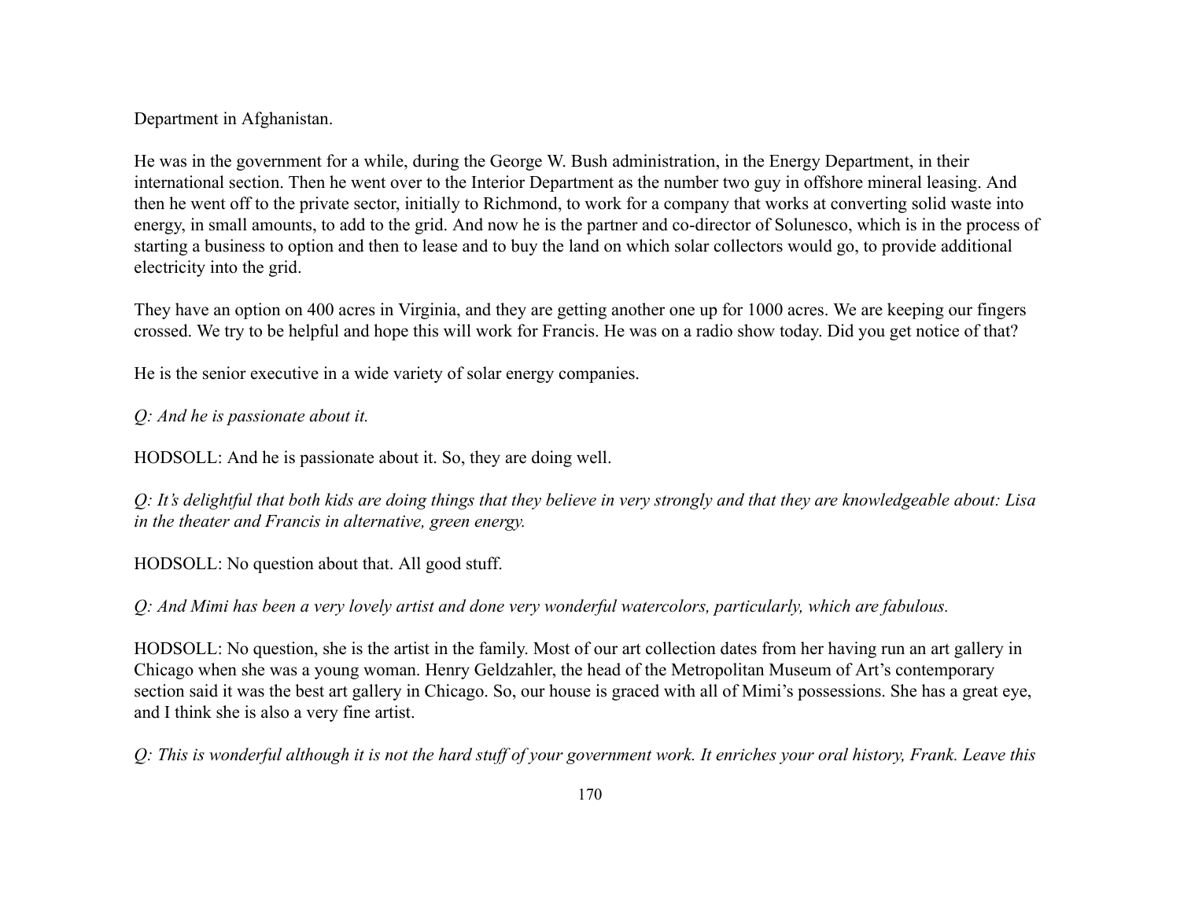Department in Afghanistan.

He was in the government for a while, during the George W. Bush administration, in the Energy Department, in their international section. Then he went over to the Interior Department as the number two guy in offshore mineral leasing. And then he went off to the private sector, initially to Richmond, to work for a company that works at converting solid waste into energy, in small amounts, to add to the grid. And now he is the partner and co-director of Solunesco, which is in the process of starting a business to option and then to lease and to buy the land on which solar collectors would go, to provide additional electricity into the grid.

They have an option on 400 acres in Virginia, and they are getting another one up for 1000 acres. We are keeping our fingers crossed. We try to be helpful and hope this will work for Francis. He was on a radio show today. Did you get notice of that?

He is the senior executive in a wide variety of solar energy companies.

*Q: And he is passionate about it.*

HODSOLL: And he is passionate about it. So, they are doing well.

*Q: It's delightful that both kids are doing things that they believe in very strongly and that they are knowledgeable about: Lisa in the theater and Francis in alternative, green energy.*

HODSOLL: No question about that. All good stuff.

*Q: And Mimi has been a very lovely artist and done very wonderful watercolors, particularly, which are fabulous.*

HODSOLL: No question, she is the artist in the family. Most of our art collection dates from her having run an art gallery in Chicago when she was a young woman. Henry Geldzahler, the head of the Metropolitan Museum of Art's contemporary section said it was the best art gallery in Chicago. So, our house is graced with all of Mimi's possessions. She has a great eye, and I think she is also a very fine artist.

*Q: This is wonderful although it is not the hard stuff of your government work. It enriches your oral history, Frank. Leave this*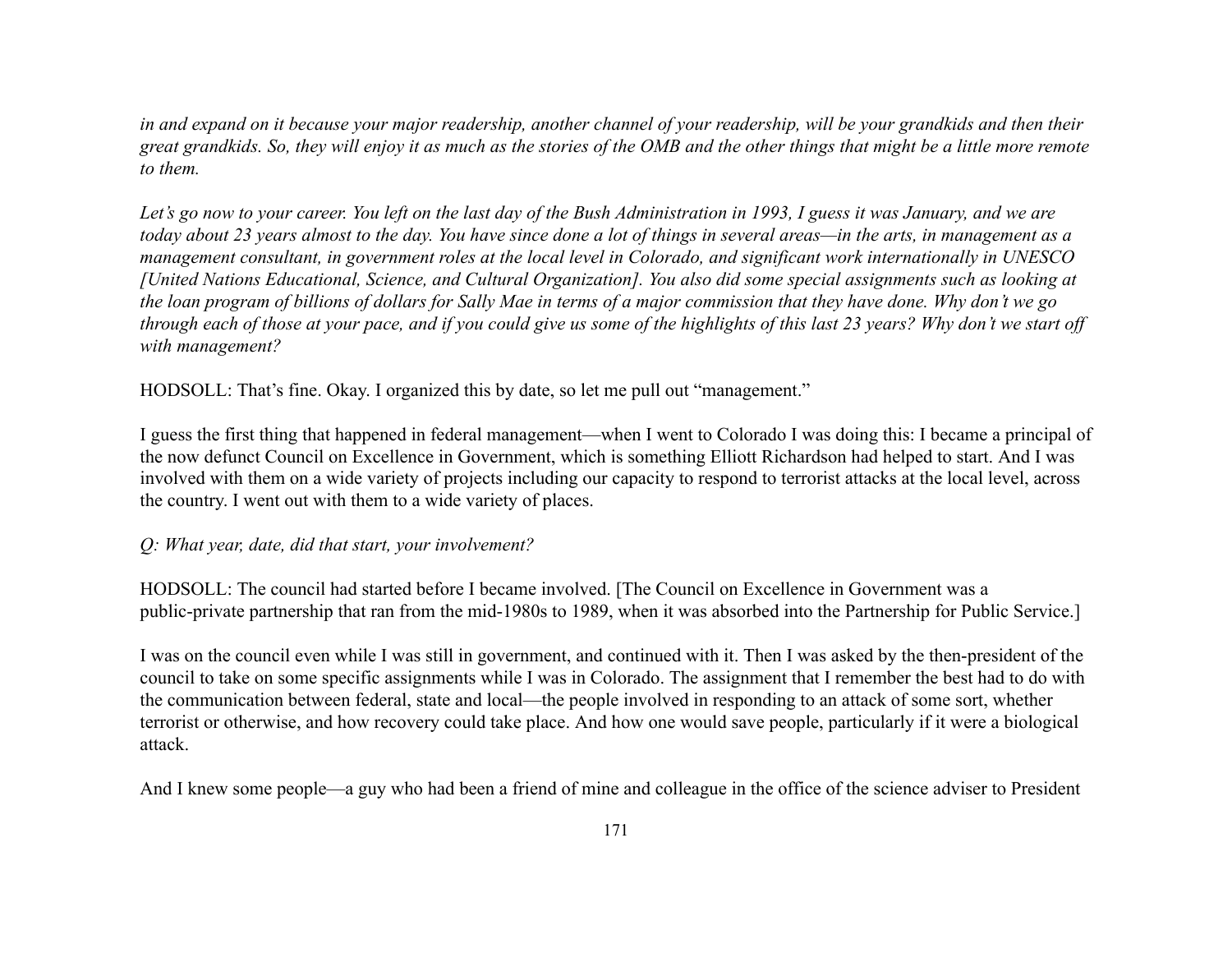*in and expand on it because your major readership, another channel of your readership, will be your grandkids and then their great grandkids. So, they will enjoy it as much as the stories of the OMB and the other things that might be a little more remote to them.*

*Let's go now to your career. You left on the last day of the Bush Administration in 1993, I guess it was January, and we are today about 23 years almost to the day. You have since done a lot of things in several areas—in the arts, in management as a management consultant, in government roles at the local level in Colorado, and significant work internationally in UNESCO [United Nations Educational, Science, and Cultural Organization]. You also did some special assignments such as looking at the loan program of billions of dollars for Sally Mae in terms of a major commission that they have done. Why don't we go through each of those at your pace, and if you could give us some of the highlights of this last 23 years? Why don't we start off with management?*

HODSOLL: That's fine. Okay. I organized this by date, so let me pull out "management."

I guess the first thing that happened in federal management—when I went to Colorado I was doing this: I became a principal of the now defunct Council on Excellence in Government, which is something Elliott Richardson had helped to start. And I was involved with them on a wide variety of projects including our capacity to respond to terrorist attacks at the local level, across the country. I went out with them to a wide variety of places.

*Q: What year, date, did that start, your involvement?*

HODSOLL: The council had started before I became involved. [The Council on Excellence in Government was a public-private partnership that ran from the mid-1980s to 1989, when it was absorbed into the Partnership for Public Service.]

I was on the council even while I was still in government, and continued with it. Then I was asked by the then-president of the council to take on some specific assignments while I was in Colorado. The assignment that I remember the best had to do with the communication between federal, state and local—the people involved in responding to an attack of some sort, whether terrorist or otherwise, and how recovery could take place. And how one would save people, particularly if it were a biological attack.

And I knew some people—a guy who had been a friend of mine and colleague in the office of the science adviser to President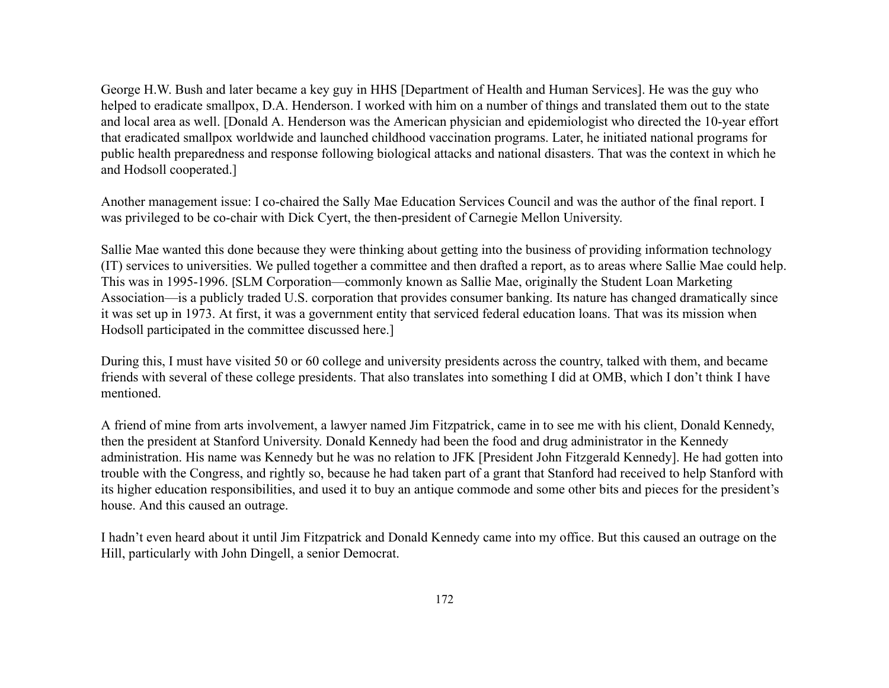George H.W. Bush and later became a key guy in HHS [Department of Health and Human Services]. He was the guy who helped to eradicate smallpox, D.A. Henderson. I worked with him on a number of things and translated them out to the state and local area as well. [Donald A. Henderson was the American physician and epidemiologist who directed the 10-year effort that eradicated smallpox worldwide and launched childhood vaccination programs. Later, he initiated national programs for public health preparedness and response following biological attacks and national disasters. That was the context in which he and Hodsoll cooperated.]

Another management issue: I co-chaired the Sally Mae Education Services Council and was the author of the final report. I was privileged to be co-chair with Dick Cyert, the then-president of Carnegie Mellon University.

Sallie Mae wanted this done because they were thinking about getting into the business of providing information technology (IT) services to universities. We pulled together a committee and then drafted a report, as to areas where Sallie Mae could help. This was in 1995-1996. [SLM Corporation—commonly known as Sallie Mae, originally the Student Loan Marketing Association—is a publicly traded U.S. corporation that provides consumer banking. Its nature has changed dramatically since it was set up in 1973. At first, it was a government entity that serviced federal education loans. That was its mission when Hodsoll participated in the committee discussed here.]

During this, I must have visited 50 or 60 college and university presidents across the country, talked with them, and became friends with several of these college presidents. That also translates into something I did at OMB, which I don't think I have mentioned.

A friend of mine from arts involvement, a lawyer named Jim Fitzpatrick, came in to see me with his client, Donald Kennedy, then the president at Stanford University. Donald Kennedy had been the food and drug administrator in the Kennedy administration. His name was Kennedy but he was no relation to JFK [President John Fitzgerald Kennedy]. He had gotten into trouble with the Congress, and rightly so, because he had taken part of a grant that Stanford had received to help Stanford with its higher education responsibilities, and used it to buy an antique commode and some other bits and pieces for the president's house. And this caused an outrage.

I hadn't even heard about it until Jim Fitzpatrick and Donald Kennedy came into my office. But this caused an outrage on the Hill, particularly with John Dingell, a senior Democrat.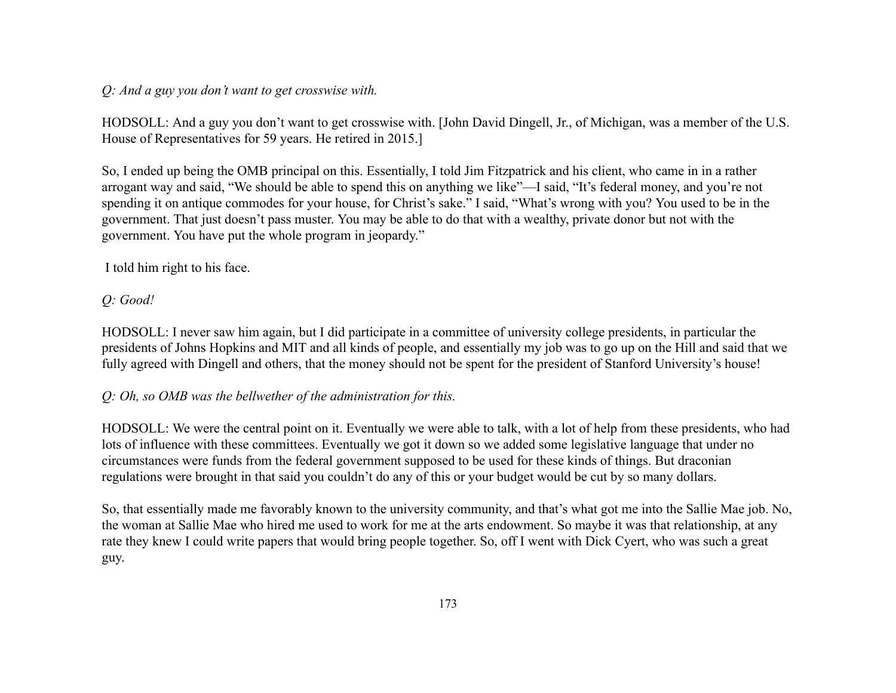*Q: And a guy you don't want to get crosswise with.*

HODSOLL: And a guy you don't want to get crosswise with. [John David Dingell, Jr., of Michigan, was a member of the U.S. House of Representatives for 59 years. He retired in 2015.]

So, I ended up being the OMB principal on this. Essentially, I told Jim Fitzpatrick and his client, who came in in a rather arrogant way and said, "We should be able to spend this on anything we like"—I said, "It's federal money, and you're not spending it on antique commodes for your house, for Christ's sake." I said, "What's wrong with you? You used to be in the government. That just doesn't pass muster. You may be able to do that with a wealthy, private donor but not with the government. You have put the whole program in jeopardy."

I told him right to his face.

*Q: Good!*

HODSOLL: I never saw him again, but I did participate in a committee of university college presidents, in particular the presidents of Johns Hopkins and MIT and all kinds of people, and essentially my job was to go up on the Hill and said that we fully agreed with Dingell and others, that the money should not be spent for the president of Stanford University's house!

*Q: Oh, so OMB was the bellwether of the administration for this.*

HODSOLL: We were the central point on it. Eventually we were able to talk, with a lot of help from these presidents, who had lots of influence with these committees. Eventually we got it down so we added some legislative language that under no circumstances were funds from the federal government supposed to be used for these kinds of things. But draconian regulations were brought in that said you couldn't do any of this or your budget would be cut by so many dollars.

So, that essentially made me favorably known to the university community, and that's what got me into the Sallie Mae job. No, the woman at Sallie Mae who hired me used to work for me at the arts endowment. So maybe it was that relationship, at any rate they knew I could write papers that would bring people together. So, off I went with Dick Cyert, who was such a great guy.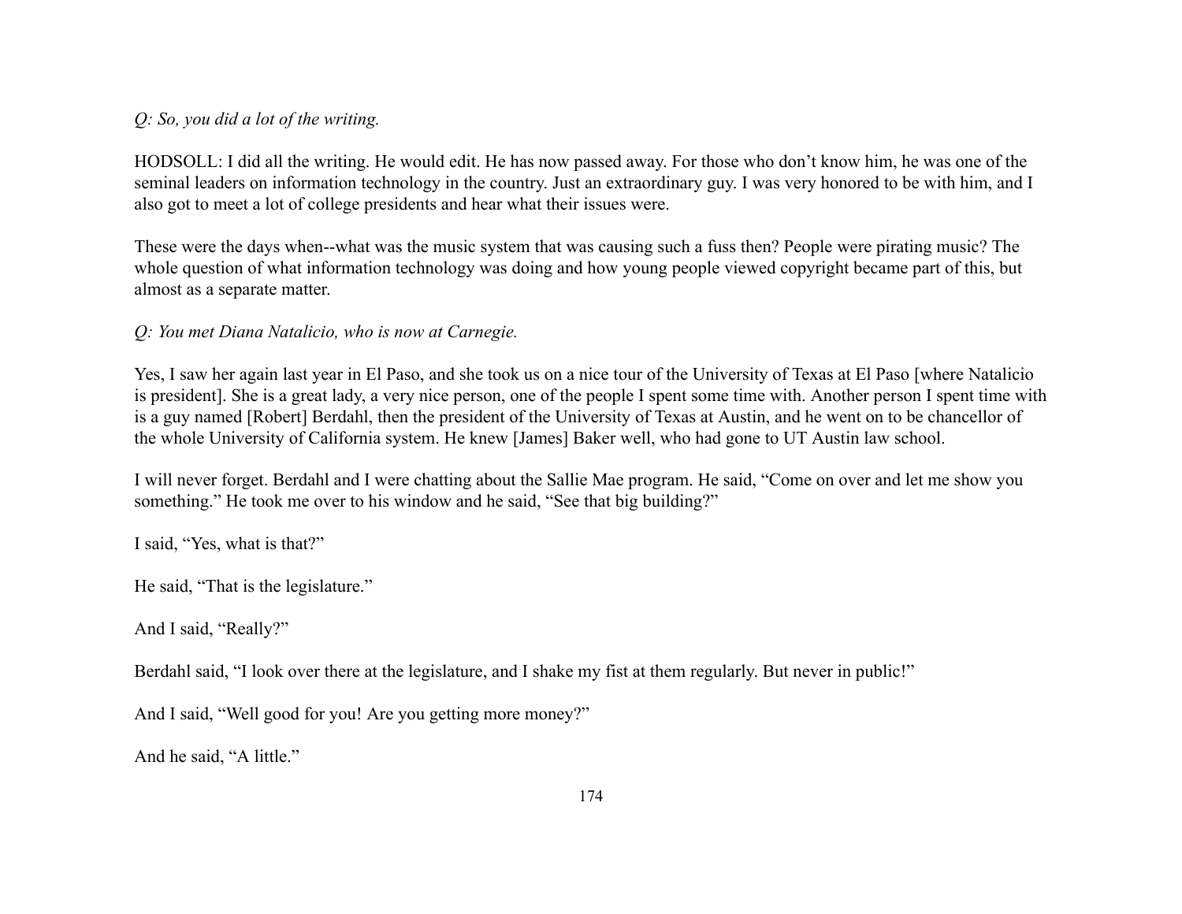*Q: So, you did a lot of the writing.*

HODSOLL: I did all the writing. He would edit. He has now passed away. For those who don't know him, he was one of the seminal leaders on information technology in the country. Just an extraordinary guy. I was very honored to be with him, and I also got to meet a lot of college presidents and hear what their issues were.

These were the days when--what was the music system that was causing such a fuss then? People were pirating music? The whole question of what information technology was doing and how young people viewed copyright became part of this, but almost as a separate matter.

*Q: You met Diana Natalicio, who is now at Carnegie.*

Yes, I saw her again last year in El Paso, and she took us on a nice tour of the University of Texas at El Paso [where Natalicio is president]. She is a great lady, a very nice person, one of the people I spent some time with. Another person I spent time with is a guy named [Robert] Berdahl, then the president of the University of Texas at Austin, and he went on to be chancellor of the whole University of California system. He knew [James] Baker well, who had gone to UT Austin law school.

I will never forget. Berdahl and I were chatting about the Sallie Mae program. He said, "Come on over and let me show you something." He took me over to his window and he said, "See that big building?"

I said, "Yes, what is that?"

He said, "That is the legislature."

And I said, "Really?"

Berdahl said, "I look over there at the legislature, and I shake my fist at them regularly. But never in public!"

And I said, "Well good for you! Are you getting more money?"

And he said, "A little."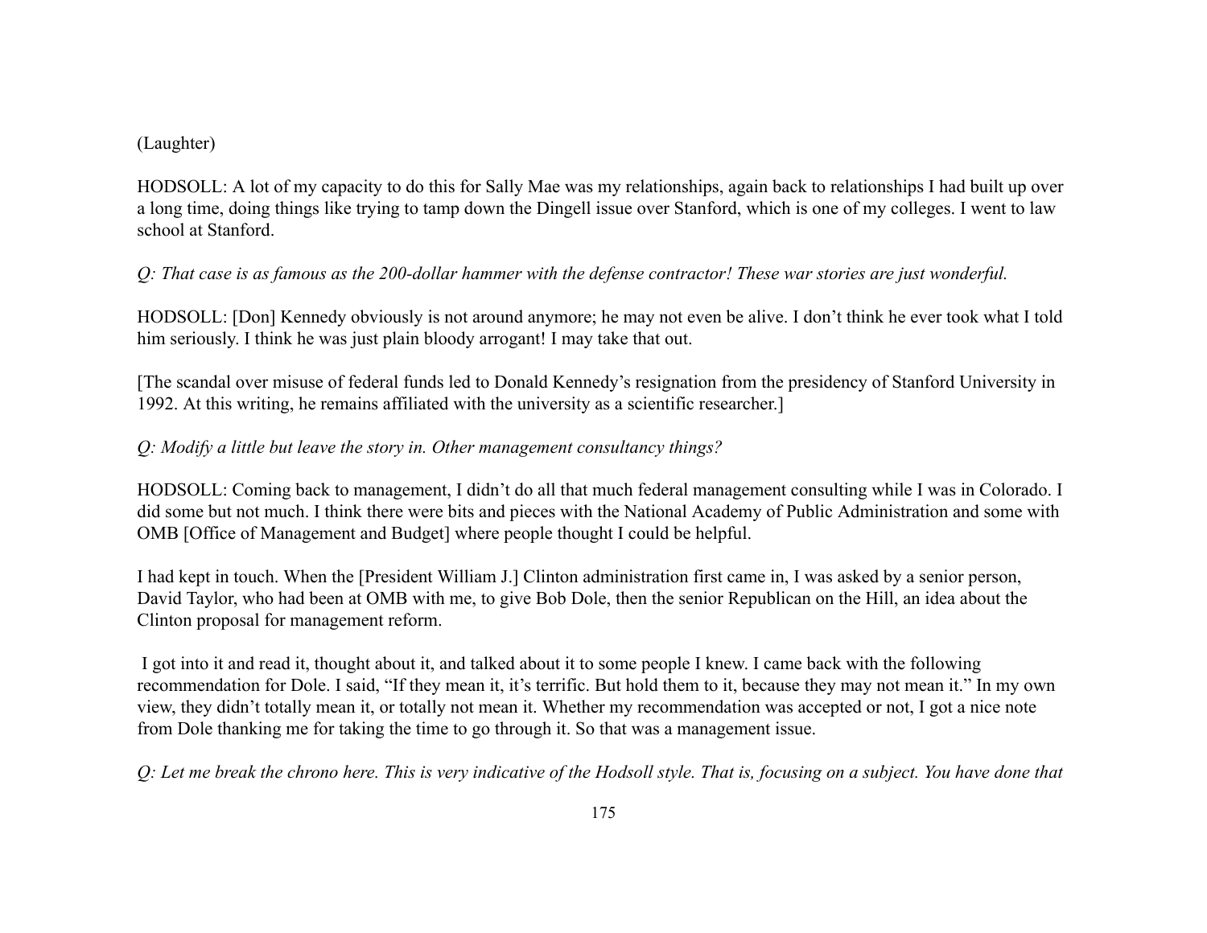(Laughter)

HODSOLL: A lot of my capacity to do this for Sally Mae was my relationships, again back to relationships I had built up over a long time, doing things like trying to tamp down the Dingell issue over Stanford, which is one of my colleges. I went to law school at Stanford.

*Q: That case is as famous as the 200-dollar hammer with the defense contractor! These war stories are just wonderful.*

HODSOLL: [Don] Kennedy obviously is not around anymore; he may not even be alive. I don't think he ever took what I told him seriously. I think he was just plain bloody arrogant! I may take that out.

[The scandal over misuse of federal funds led to Donald Kennedy's resignation from the presidency of Stanford University in 1992. At this writing, he remains affiliated with the university as a scientific researcher.]

*Q: Modify a little but leave the story in. Other management consultancy things?*

HODSOLL: Coming back to management, I didn't do all that much federal management consulting while I was in Colorado. I did some but not much. I think there were bits and pieces with the National Academy of Public Administration and some with OMB [Office of Management and Budget] where people thought I could be helpful.

I had kept in touch. When the [President William J.] Clinton administration first came in, I was asked by a senior person, David Taylor, who had been at OMB with me, to give Bob Dole, then the senior Republican on the Hill, an idea about the Clinton proposal for management reform.

I got into it and read it, thought about it, and talked about it to some people I knew. I came back with the following recommendation for Dole. I said, "If they mean it, it's terrific. But hold them to it, because they may not mean it." In my own view, they didn't totally mean it, or totally not mean it. Whether my recommendation was accepted or not, I got a nice note from Dole thanking me for taking the time to go through it. So that was a management issue.

*Q: Let me break the chrono here. This is very indicative of the Hodsoll style. That is, focusing on a subject. You have done that*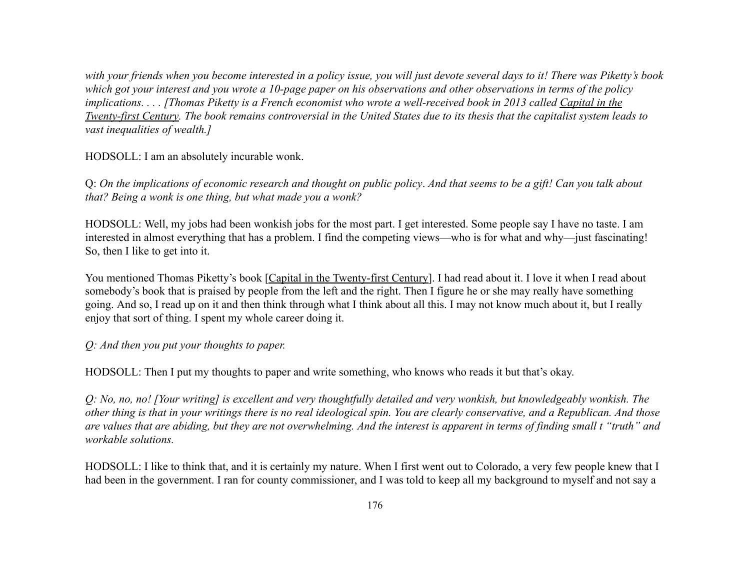*with your friends when you become interested in a policy issue, you will just devote several days to it! There was Piketty's book which got your interest and you wrote a 10-page paper on his observations and other observations in terms of the policy implications. . . . [Thomas Piketty is a French economist who wrote a well-received book in 2013 called Capital in the Twenty-first Century. The book remains controversial in the United States due to its thesis that the capitalist system leads to vast inequalities of wealth.]*

HODSOLL: I am an absolutely incurable wonk.

Q: *On the implications of economic research and thought on public policy*. *And that seems to be a gift! Can you talk about that? Being a wonk is one thing, but what made you a wonk?*

HODSOLL: Well, my jobs had been wonkish jobs for the most part. I get interested. Some people say I have no taste. I am interested in almost everything that has a problem. I find the competing views—who is for what and why—just fascinating! So, then I like to get into it.

You mentioned Thomas Piketty's book [Capital in the Twenty-first Century]. I had read about it. I love it when I read about somebody's book that is praised by people from the left and the right. Then I figure he or she may really have something going. And so, I read up on it and then think through what I think about all this. I may not know much about it, but I really enjoy that sort of thing. I spent my whole career doing it.

*Q: And then you put your thoughts to paper.*

HODSOLL: Then I put my thoughts to paper and write something, who knows who reads it but that's okay.

*Q: No, no, no! [Your writing] is excellent and very thoughtfully detailed and very wonkish, but knowledgeably wonkish. The other thing is that in your writings there is no real ideological spin. You are clearly conservative, and a Republican. And those are values that are abiding, but they are not overwhelming. And the interest is apparent in terms of finding small t "truth" and workable solutions.*

HODSOLL: I like to think that, and it is certainly my nature. When I first went out to Colorado, a very few people knew that I had been in the government. I ran for county commissioner, and I was told to keep all my background to myself and not say a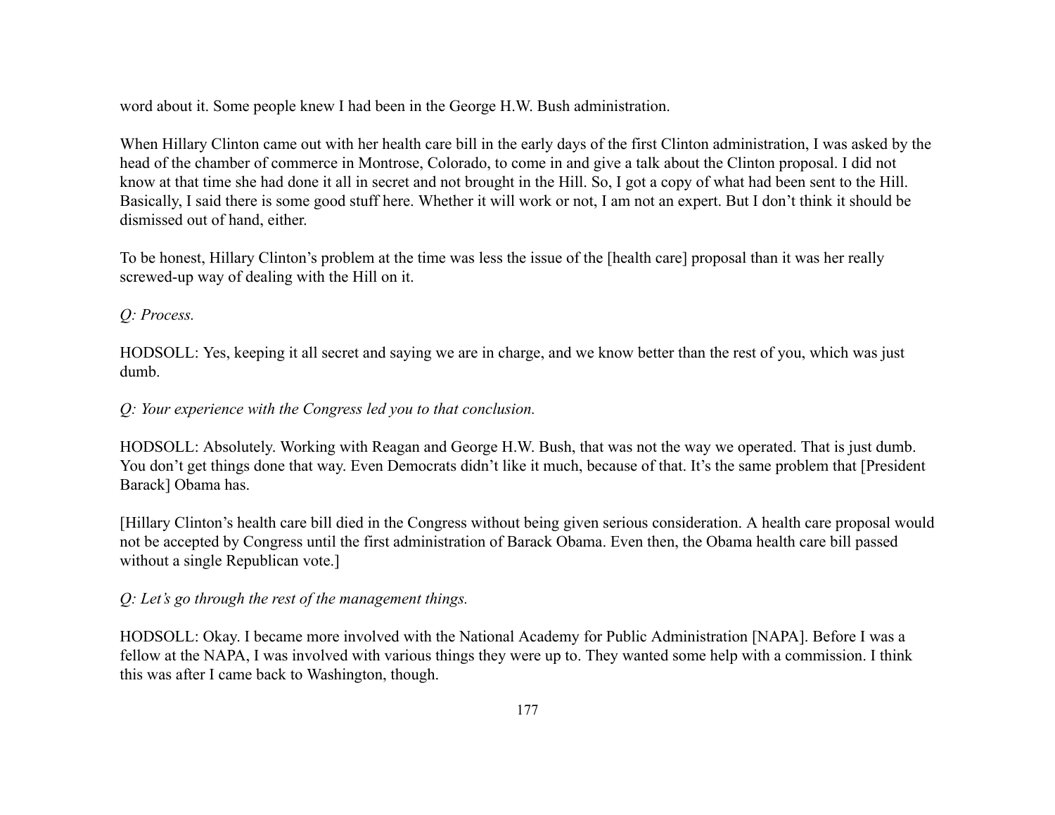word about it. Some people knew I had been in the George H.W. Bush administration.

When Hillary Clinton came out with her health care bill in the early days of the first Clinton administration, I was asked by the head of the chamber of commerce in Montrose, Colorado, to come in and give a talk about the Clinton proposal. I did not know at that time she had done it all in secret and not brought in the Hill. So, I got a copy of what had been sent to the Hill. Basically, I said there is some good stuff here. Whether it will work or not, I am not an expert. But I don't think it should be dismissed out of hand, either.

To be honest, Hillary Clinton's problem at the time was less the issue of the [health care] proposal than it was her really screwed-up way of dealing with the Hill on it.

*Q: Process.*

HODSOLL: Yes, keeping it all secret and saying we are in charge, and we know better than the rest of you, which was just dumb.

*Q: Your experience with the Congress led you to that conclusion.*

HODSOLL: Absolutely. Working with Reagan and George H.W. Bush, that was not the way we operated. That is just dumb. You don't get things done that way. Even Democrats didn't like it much, because of that. It's the same problem that [President Barack] Obama has.

[Hillary Clinton's health care bill died in the Congress without being given serious consideration. A health care proposal would not be accepted by Congress until the first administration of Barack Obama. Even then, the Obama health care bill passed without a single Republican vote.]

*Q: Let's go through the rest of the management things.*

HODSOLL: Okay. I became more involved with the National Academy for Public Administration [NAPA]. Before I was a fellow at the NAPA, I was involved with various things they were up to. They wanted some help with a commission. I think this was after I came back to Washington, though.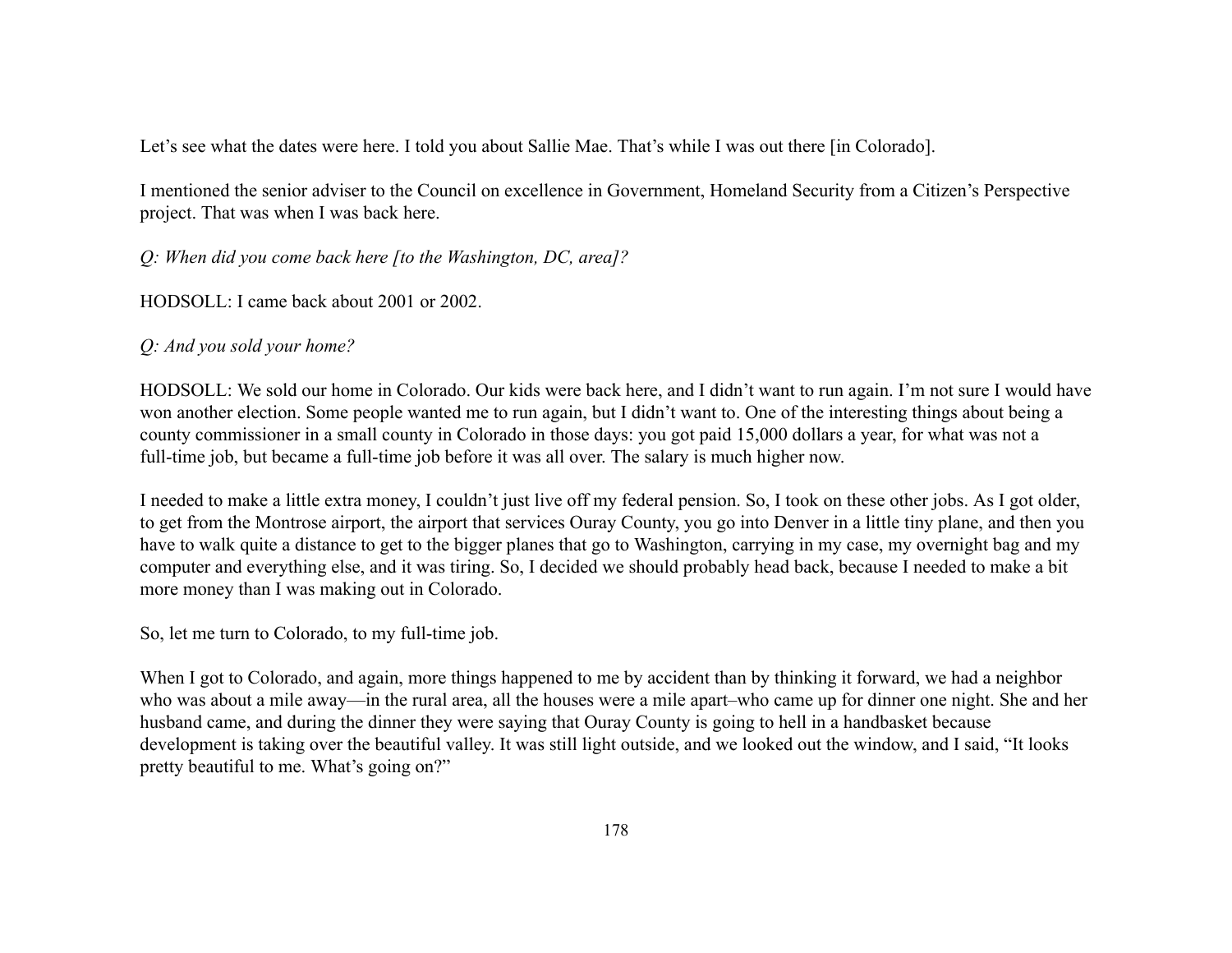Let's see what the dates were here. I told you about Sallie Mae. That's while I was out there [in Colorado].

I mentioned the senior adviser to the Council on excellence in Government, Homeland Security from a Citizen's Perspective project. That was when I was back here.

*Q: When did you come back here [to the Washington, DC, area]?*

HODSOLL: I came back about 2001 or 2002.

*Q: And you sold your home?*

HODSOLL: We sold our home in Colorado. Our kids were back here, and I didn't want to run again. I'm not sure I would have won another election. Some people wanted me to run again, but I didn't want to. One of the interesting things about being a county commissioner in a small county in Colorado in those days: you got paid 15,000 dollars a year, for what was not a full-time job, but became a full-time job before it was all over. The salary is much higher now.

I needed to make a little extra money, I couldn't just live off my federal pension. So, I took on these other jobs. As I got older, to get from the Montrose airport, the airport that services Ouray County, you go into Denver in a little tiny plane, and then you have to walk quite a distance to get to the bigger planes that go to Washington, carrying in my case, my overnight bag and my computer and everything else, and it was tiring. So, I decided we should probably head back, because I needed to make a bit more money than I was making out in Colorado.

So, let me turn to Colorado, to my full-time job.

When I got to Colorado, and again, more things happened to me by accident than by thinking it forward, we had a neighbor who was about a mile away—in the rural area, all the houses were a mile apart–who came up for dinner one night. She and her husband came, and during the dinner they were saying that Ouray County is going to hell in a handbasket because development is taking over the beautiful valley. It was still light outside, and we looked out the window, and I said, "It looks pretty beautiful to me. What's going on?"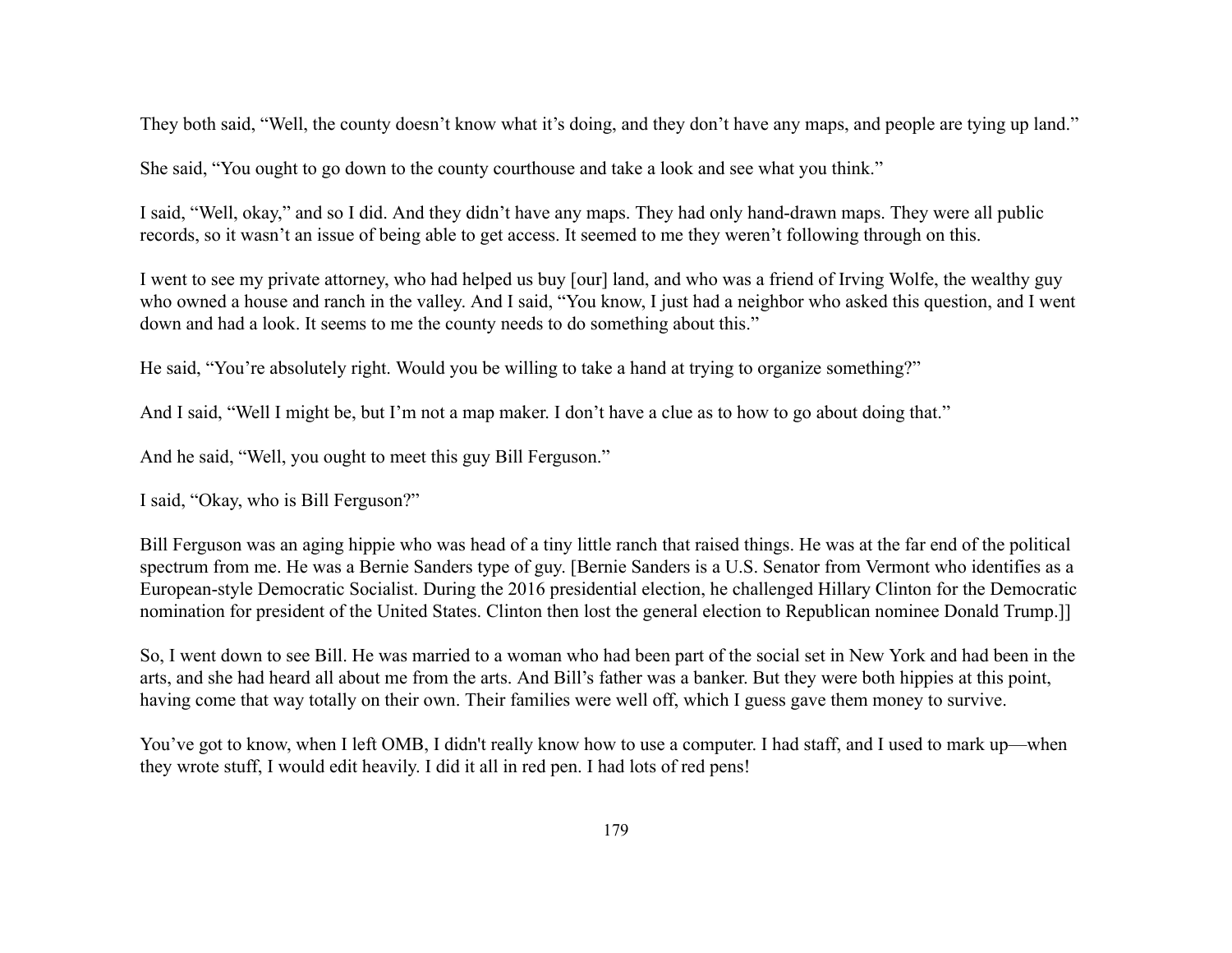They both said, "Well, the county doesn't know what it's doing, and they don't have any maps, and people are tying up land."

She said, "You ought to go down to the county courthouse and take a look and see what you think."

I said, "Well, okay," and so I did. And they didn't have any maps. They had only hand-drawn maps. They were all public records, so it wasn't an issue of being able to get access. It seemed to me they weren't following through on this.

I went to see my private attorney, who had helped us buy [our] land, and who was a friend of Irving Wolfe, the wealthy guy who owned a house and ranch in the valley. And I said, "You know, I just had a neighbor who asked this question, and I went down and had a look. It seems to me the county needs to do something about this."

He said, "You're absolutely right. Would you be willing to take a hand at trying to organize something?"

And I said, "Well I might be, but I'm not a map maker. I don't have a clue as to how to go about doing that."

And he said, "Well, you ought to meet this guy Bill Ferguson."

I said, "Okay, who is Bill Ferguson?"

Bill Ferguson was an aging hippie who was head of a tiny little ranch that raised things. He was at the far end of the political spectrum from me. He was a Bernie Sanders type of guy. [Bernie Sanders is a U.S. Senator from Vermont who identifies as a European-style Democratic Socialist. During the 2016 presidential election, he challenged Hillary Clinton for the Democratic nomination for president of the United States. Clinton then lost the general election to Republican nominee Donald Trump.]]

So, I went down to see Bill. He was married to a woman who had been part of the social set in New York and had been in the arts, and she had heard all about me from the arts. And Bill's father was a banker. But they were both hippies at this point, having come that way totally on their own. Their families were well off, which I guess gave them money to survive.

You've got to know, when I left OMB, I didn't really know how to use a computer. I had staff, and I used to mark up—when they wrote stuff, I would edit heavily. I did it all in red pen. I had lots of red pens!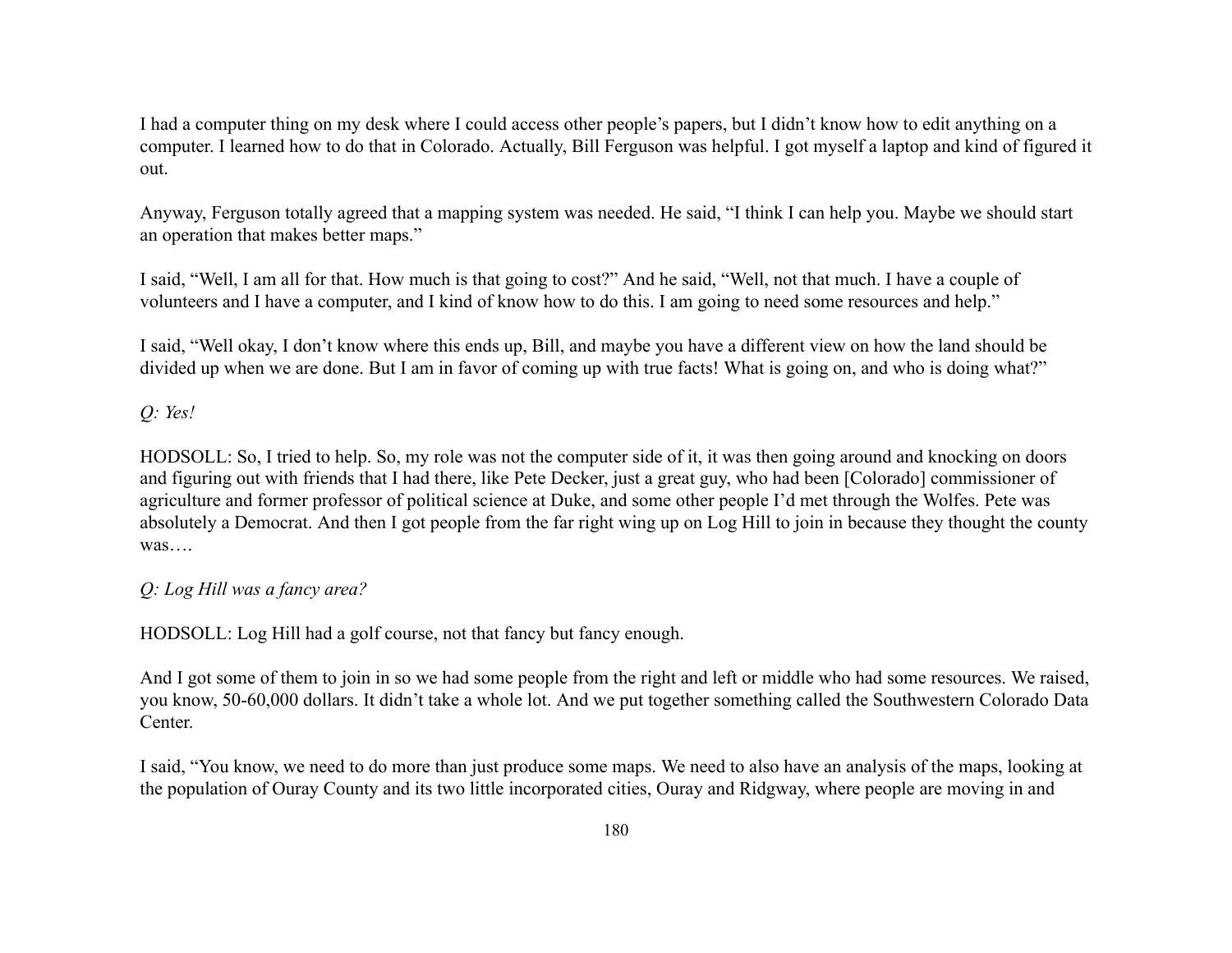I had a computer thing on my desk where I could access other people's papers, but I didn't know how to edit anything on a computer. I learned how to do that in Colorado. Actually, Bill Ferguson was helpful. I got myself a laptop and kind of figured it out.

Anyway, Ferguson totally agreed that a mapping system was needed. He said, "I think I can help you. Maybe we should start an operation that makes better maps."

I said, "Well, I am all for that. How much is that going to cost?" And he said, "Well, not that much. I have a couple of volunteers and I have a computer, and I kind of know how to do this. I am going to need some resources and help."

I said, "Well okay, I don't know where this ends up, Bill, and maybe you have a different view on how the land should be divided up when we are done. But I am in favor of coming up with true facts! What is going on, and who is doing what?"

*Q: Yes!*

HODSOLL: So, I tried to help. So, my role was not the computer side of it, it was then going around and knocking on doors and figuring out with friends that I had there, like Pete Decker, just a great guy, who had been [Colorado] commissioner of agriculture and former professor of political science at Duke, and some other people I'd met through the Wolfes. Pete was absolutely a Democrat. And then I got people from the far right wing up on Log Hill to join in because they thought the county was….

*Q: Log Hill was a fancy area?*

HODSOLL: Log Hill had a golf course, not that fancy but fancy enough.

And I got some of them to join in so we had some people from the right and left or middle who had some resources. We raised, you know, 50-60,000 dollars. It didn't take a whole lot. And we put together something called the Southwestern Colorado Data Center.

I said, "You know, we need to do more than just produce some maps. We need to also have an analysis of the maps, looking at the population of Ouray County and its two little incorporated cities, Ouray and Ridgway, where people are moving in and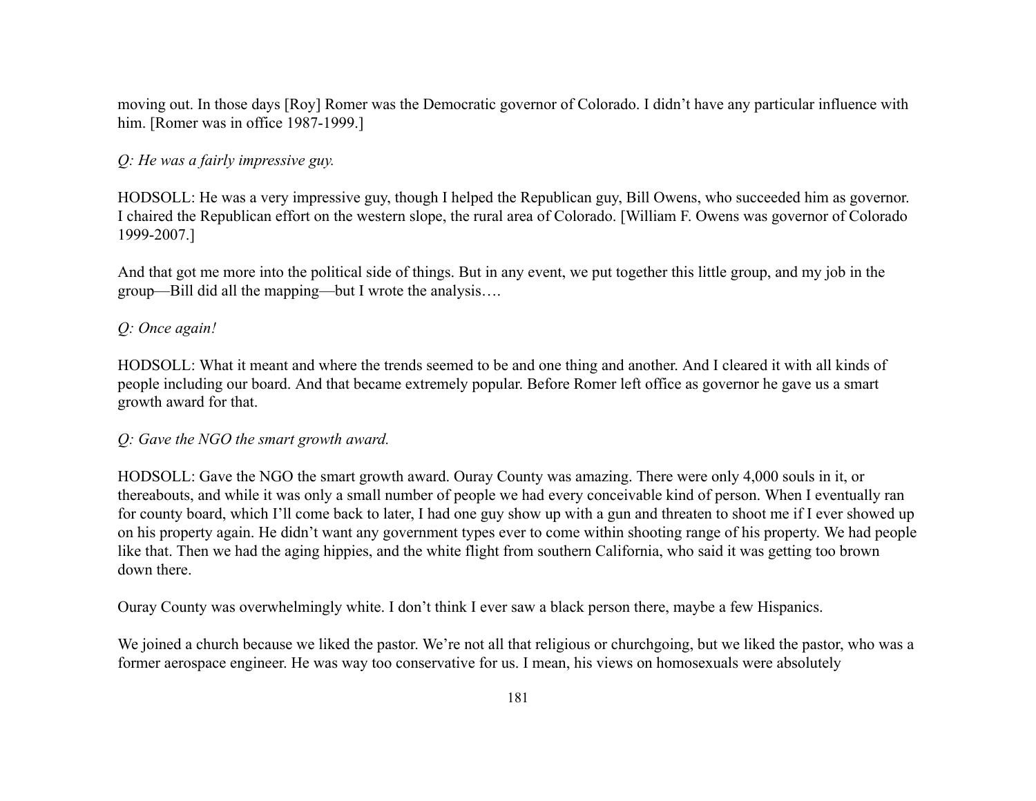moving out. In those days [Roy] Romer was the Democratic governor of Colorado. I didn't have any particular influence with him. [Romer was in office 1987-1999.]

*Q: He was a fairly impressive guy.*

HODSOLL: He was a very impressive guy, though I helped the Republican guy, Bill Owens, who succeeded him as governor. I chaired the Republican effort on the western slope, the rural area of Colorado. [William F. Owens was governor of Colorado 1999-2007.]

And that got me more into the political side of things. But in any event, we put together this little group, and my job in the group—Bill did all the mapping—but I wrote the analysis….

*Q: Once again!*

HODSOLL: What it meant and where the trends seemed to be and one thing and another. And I cleared it with all kinds of people including our board. And that became extremely popular. Before Romer left office as governor he gave us a smart growth award for that.

*Q: Gave the NGO the smart growth award.*

HODSOLL: Gave the NGO the smart growth award. Ouray County was amazing. There were only 4,000 souls in it, or thereabouts, and while it was only a small number of people we had every conceivable kind of person. When I eventually ran for county board, which I'll come back to later, I had one guy show up with a gun and threaten to shoot me if I ever showed up on his property again. He didn't want any government types ever to come within shooting range of his property. We had people like that. Then we had the aging hippies, and the white flight from southern California, who said it was getting too brown down there.

Ouray County was overwhelmingly white. I don't think I ever saw a black person there, maybe a few Hispanics.

We joined a church because we liked the pastor. We're not all that religious or churchgoing, but we liked the pastor, who was a former aerospace engineer. He was way too conservative for us. I mean, his views on homosexuals were absolutely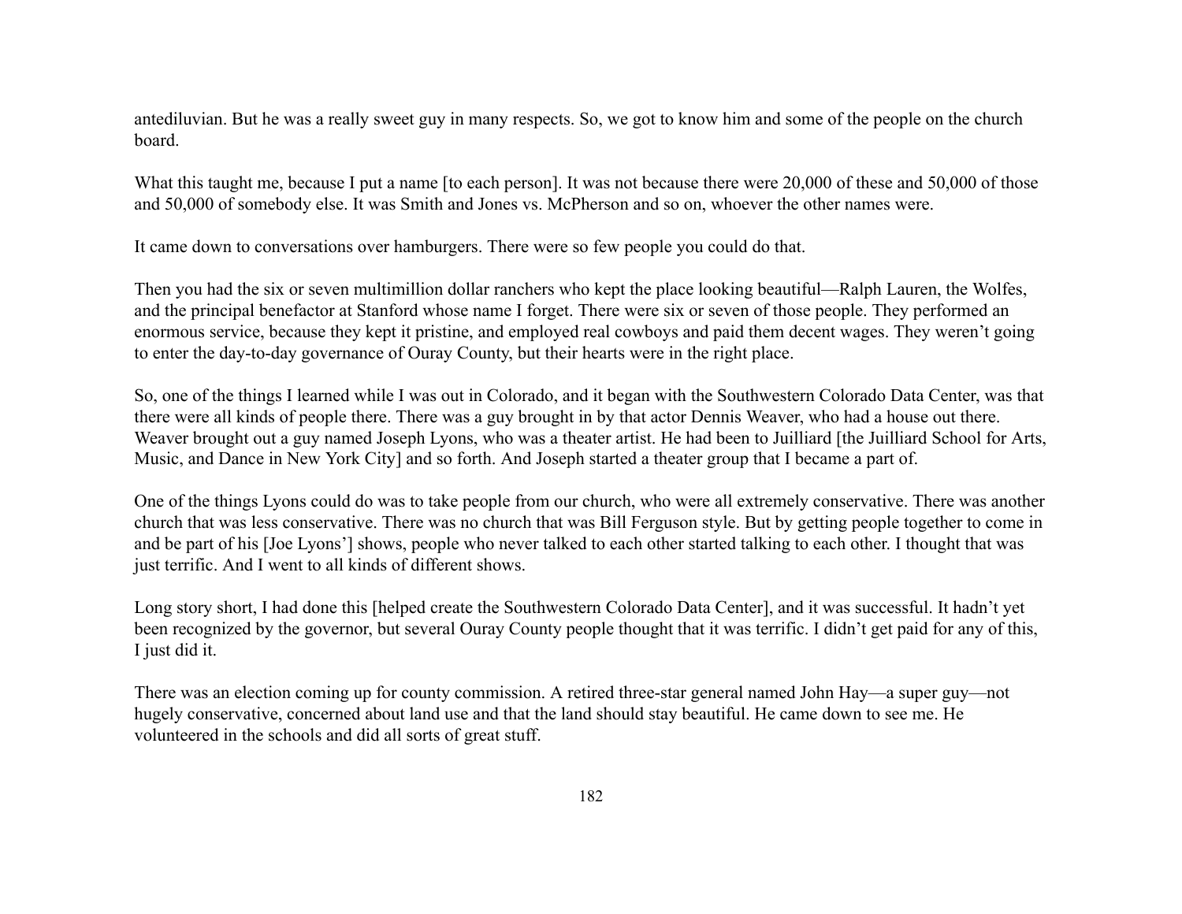antediluvian. But he was a really sweet guy in many respects. So, we got to know him and some of the people on the church board.

What this taught me, because I put a name [to each person]. It was not because there were 20,000 of these and 50,000 of those and 50,000 of somebody else. It was Smith and Jones vs. McPherson and so on, whoever the other names were.

It came down to conversations over hamburgers. There were so few people you could do that.

Then you had the six or seven multimillion dollar ranchers who kept the place looking beautiful—Ralph Lauren, the Wolfes, and the principal benefactor at Stanford whose name I forget. There were six or seven of those people. They performed an enormous service, because they kept it pristine, and employed real cowboys and paid them decent wages. They weren't going to enter the day-to-day governance of Ouray County, but their hearts were in the right place.

So, one of the things I learned while I was out in Colorado, and it began with the Southwestern Colorado Data Center, was that there were all kinds of people there. There was a guy brought in by that actor Dennis Weaver, who had a house out there. Weaver brought out a guy named Joseph Lyons, who was a theater artist. He had been to Juilliard [the Juilliard School for Arts, Music, and Dance in New York City] and so forth. And Joseph started a theater group that I became a part of.

One of the things Lyons could do was to take people from our church, who were all extremely conservative. There was another church that was less conservative. There was no church that was Bill Ferguson style. But by getting people together to come in and be part of his [Joe Lyons'] shows, people who never talked to each other started talking to each other. I thought that was just terrific. And I went to all kinds of different shows.

Long story short, I had done this [helped create the Southwestern Colorado Data Center], and it was successful. It hadn't yet been recognized by the governor, but several Ouray County people thought that it was terrific. I didn't get paid for any of this, I just did it.

There was an election coming up for county commission. A retired three-star general named John Hay—a super guy—not hugely conservative, concerned about land use and that the land should stay beautiful. He came down to see me. He volunteered in the schools and did all sorts of great stuff.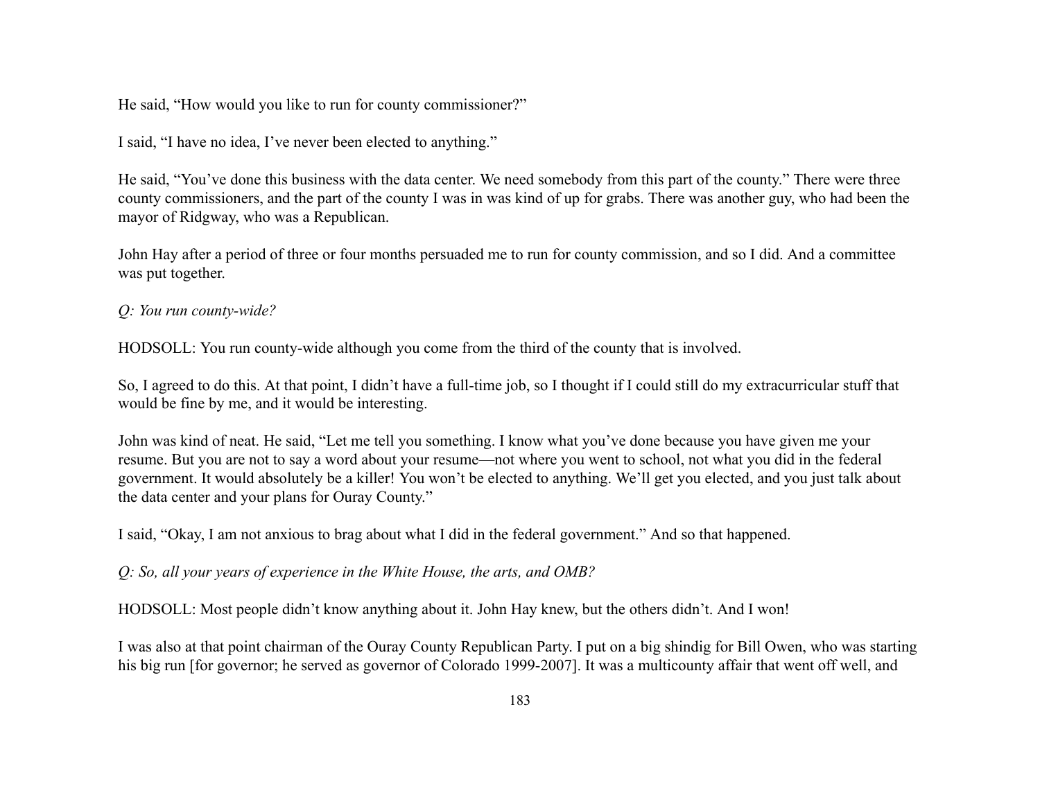He said, “How would you like to run for county commissioner?”

I said, “I have no idea, I’ve never been elected to anything.”

He said, “You’ve done this business with the data center. We need somebody from this part of the county.” There were three county commissioners, and the part of the county I was in was kind of up for grabs. There was another guy, who had been the mayor of Ridgway, who was a Republican.

John Hay after a period of three or four months persuaded me to run for county commission, and so I did. And a committee was put together.

*Q: You run county-wide?*

HODSOLL: You run county-wide although you come from the third of the county that is involved.

So, I agreed to do this. At that point, I didn’t have a full-time job, so I thought if I could still do my extracurricular stuff that would be fine by me, and it would be interesting.

John was kind of neat. He said, “Let me tell you something. I know what you’ve done because you have given me your resume. But you are not to say a word about your resume—not where you went to school, not what you did in the federal government. It would absolutely be a killer! You won’t be elected to anything. We’ll get you elected, and you just talk about the data center and your plans for Ouray County.”

I said, “Okay, I am not anxious to brag about what I did in the federal government.” And so that happened.

*Q: So, all your years of experience in the White House, the arts, and OMB?*

HODSOLL: Most people didn’t know anything about it. John Hay knew, but the others didn’t. And I won!

I was also at that point chairman of the Ouray County Republican Party. I put on a big shindig for Bill Owen, who was starting his big run [for governor; he served as governor of Colorado 1999-2007]. It was a multicounty affair that went off well, and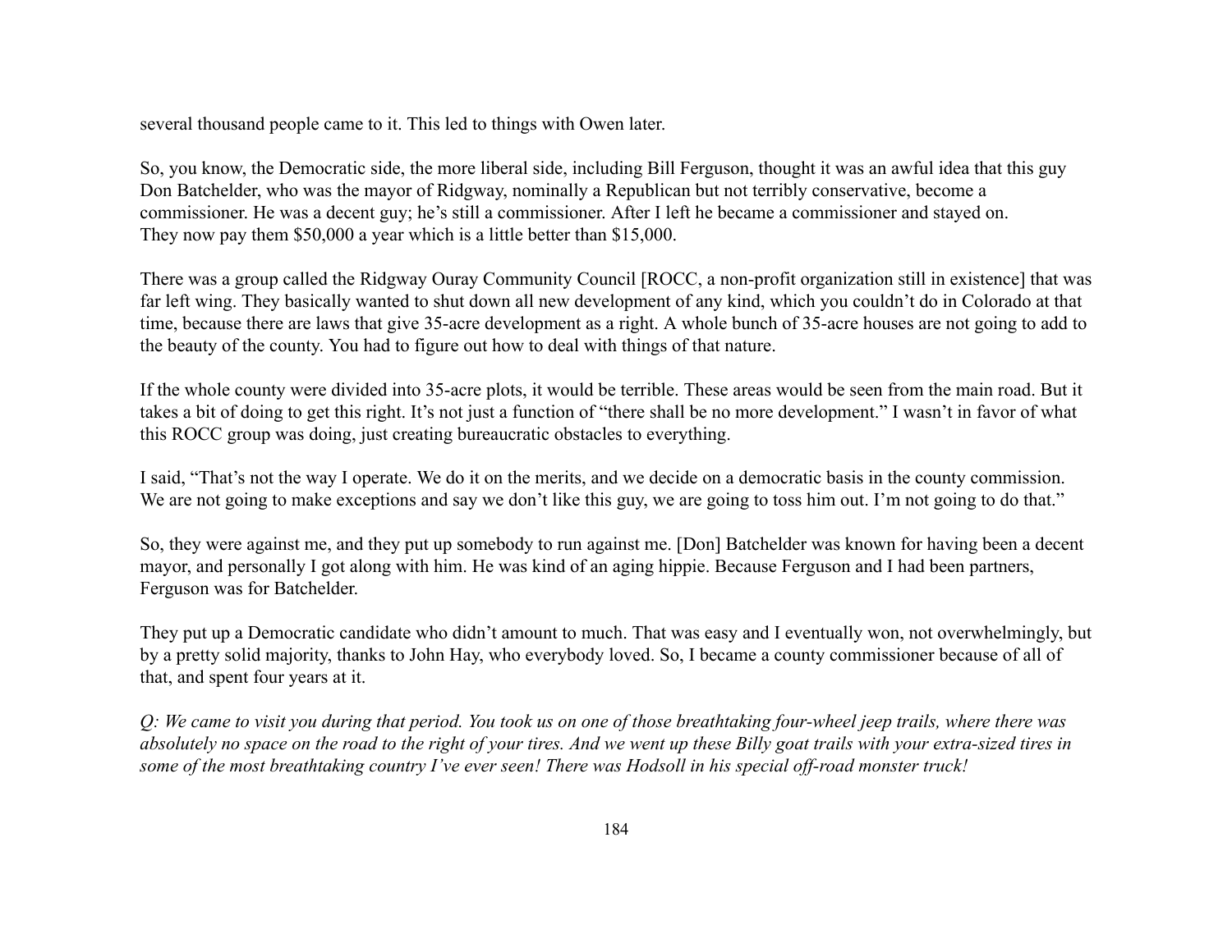several thousand people came to it. This led to things with Owen later.

So, you know, the Democratic side, the more liberal side, including Bill Ferguson, thought it was an awful idea that this guy Don Batchelder, who was the mayor of Ridgway, nominally a Republican but not terribly conservative, become a commissioner. He was a decent guy; he's still a commissioner. After I left he became a commissioner and stayed on. They now pay them $50,000 a year which is a little better than $15,000.

There was a group called the Ridgway Ouray Community Council [ROCC, a non-profit organization still in existence] that was far left wing. They basically wanted to shut down all new development of any kind, which you couldn't do in Colorado at that time, because there are laws that give 35-acre development as a right. A whole bunch of 35-acre houses are not going to add to the beauty of the county. You had to figure out how to deal with things of that nature.

If the whole county were divided into 35-acre plots, it would be terrible. These areas would be seen from the main road. But it takes a bit of doing to get this right. It's not just a function of "there shall be no more development." I wasn't in favor of what this ROCC group was doing, just creating bureaucratic obstacles to everything.

I said, "That's not the way I operate. We do it on the merits, and we decide on a democratic basis in the county commission. We are not going to make exceptions and say we don't like this guy, we are going to toss him out. I'm not going to do that."

So, they were against me, and they put up somebody to run against me. [Don] Batchelder was known for having been a decent mayor, and personally I got along with him. He was kind of an aging hippie. Because Ferguson and I had been partners, Ferguson was for Batchelder.

They put up a Democratic candidate who didn't amount to much. That was easy and I eventually won, not overwhelmingly, but by a pretty solid majority, thanks to John Hay, who everybody loved. So, I became a county commissioner because of all of that, and spent four years at it.

*Q: We came to visit you during that period. You took us on one of those breathtaking four-wheel jeep trails, where there was absolutely no space on the road to the right of your tires. And we went up these Billy goat trails with your extra-sized tires in some of the most breathtaking country I've ever seen! There was Hodsoll in his special off-road monster truck!*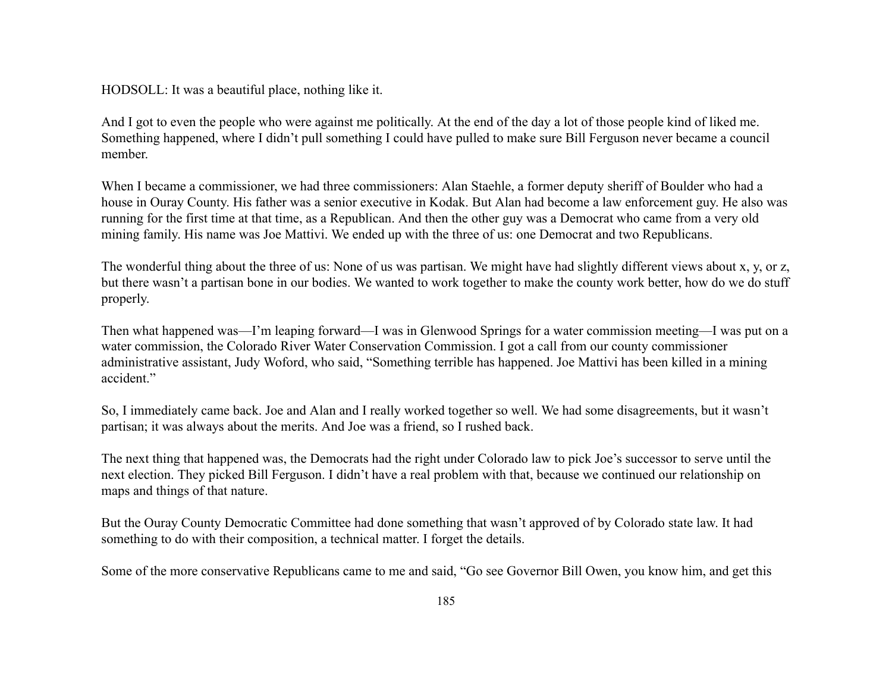HODSOLL: It was a beautiful place, nothing like it.

And I got to even the people who were against me politically. At the end of the day a lot of those people kind of liked me. Something happened, where I didn't pull something I could have pulled to make sure Bill Ferguson never became a council member.

When I became a commissioner, we had three commissioners: Alan Staehle, a former deputy sheriff of Boulder who had a house in Ouray County. His father was a senior executive in Kodak. But Alan had become a law enforcement guy. He also was running for the first time at that time, as a Republican. And then the other guy was a Democrat who came from a very old mining family. His name was Joe Mattivi. We ended up with the three of us: one Democrat and two Republicans.

The wonderful thing about the three of us: None of us was partisan. We might have had slightly different views about x, y, or z, but there wasn't a partisan bone in our bodies. We wanted to work together to make the county work better, how do we do stuff properly.

Then what happened was—I'm leaping forward—I was in Glenwood Springs for a water commission meeting—I was put on a water commission, the Colorado River Water Conservation Commission. I got a call from our county commissioner administrative assistant, Judy Woford, who said, "Something terrible has happened. Joe Mattivi has been killed in a mining accident."

So, I immediately came back. Joe and Alan and I really worked together so well. We had some disagreements, but it wasn't partisan; it was always about the merits. And Joe was a friend, so I rushed back.

The next thing that happened was, the Democrats had the right under Colorado law to pick Joe's successor to serve until the next election. They picked Bill Ferguson. I didn't have a real problem with that, because we continued our relationship on maps and things of that nature.

But the Ouray County Democratic Committee had done something that wasn't approved of by Colorado state law. It had something to do with their composition, a technical matter. I forget the details.

Some of the more conservative Republicans came to me and said, "Go see Governor Bill Owen, you know him, and get this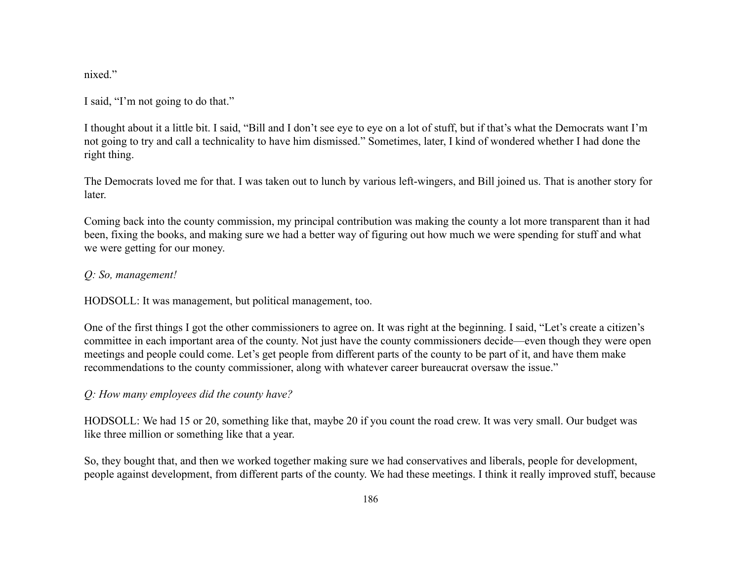nixed."

I said, "I'm not going to do that."

I thought about it a little bit. I said, "Bill and I don't see eye to eye on a lot of stuff, but if that's what the Democrats want I'm not going to try and call a technicality to have him dismissed." Sometimes, later, I kind of wondered whether I had done the right thing.

The Democrats loved me for that. I was taken out to lunch by various left-wingers, and Bill joined us. That is another story for later.

Coming back into the county commission, my principal contribution was making the county a lot more transparent than it had been, fixing the books, and making sure we had a better way of figuring out how much we were spending for stuff and what we were getting for our money.

*Q: So, management!*

HODSOLL: It was management, but political management, too.

One of the first things I got the other commissioners to agree on. It was right at the beginning. I said, "Let's create a citizen's committee in each important area of the county. Not just have the county commissioners decide—even though they were open meetings and people could come. Let's get people from different parts of the county to be part of it, and have them make recommendations to the county commissioner, along with whatever career bureaucrat oversaw the issue."

*Q: How many employees did the county have?*

HODSOLL: We had 15 or 20, something like that, maybe 20 if you count the road crew. It was very small. Our budget was like three million or something like that a year.

So, they bought that, and then we worked together making sure we had conservatives and liberals, people for development, people against development, from different parts of the county. We had these meetings. I think it really improved stuff, because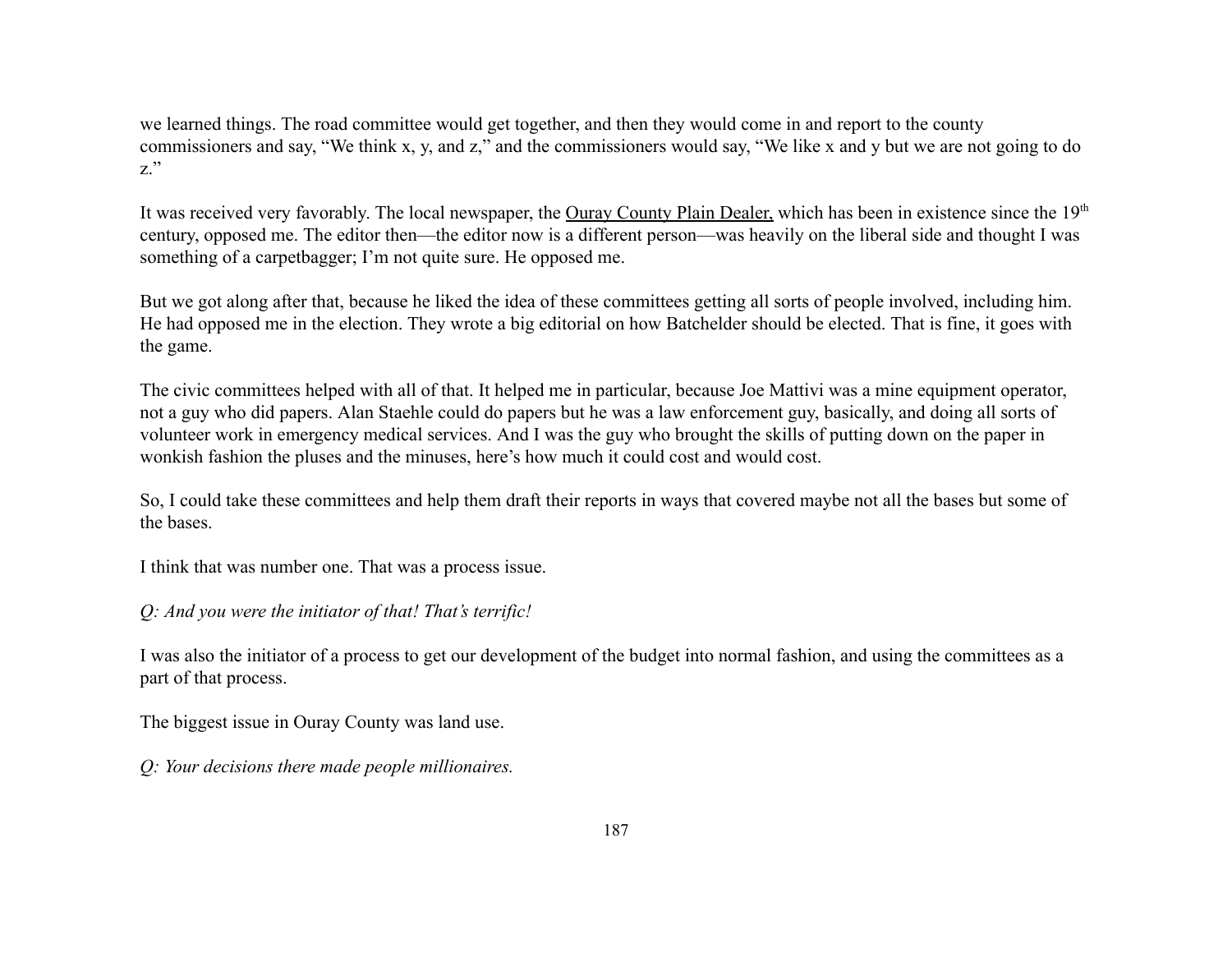we learned things. The road committee would get together, and then they would come in and report to the county commissioners and say, "We think x, y, and z," and the commissioners would say, "We like x and y but we are not going to do z."

It was received very favorably. The local newspaper, the Ouray County Plain Dealer, which has been in existence since the 19th century, opposed me. The editor then—the editor now is a different person—was heavily on the liberal side and thought I was something of a carpetbagger; I'm not quite sure. He opposed me.

But we got along after that, because he liked the idea of these committees getting all sorts of people involved, including him. He had opposed me in the election. They wrote a big editorial on how Batchelder should be elected. That is fine, it goes with the game.

The civic committees helped with all of that. It helped me in particular, because Joe Mattivi was a mine equipment operator, not a guy who did papers. Alan Staehle could do papers but he was a law enforcement guy, basically, and doing all sorts of volunteer work in emergency medical services. And I was the guy who brought the skills of putting down on the paper in wonkish fashion the pluses and the minuses, here's how much it could cost and would cost.

So, I could take these committees and help them draft their reports in ways that covered maybe not all the bases but some of the bases.

I think that was number one. That was a process issue.

*Q: And you were the initiator of that! That's terrific!*

I was also the initiator of a process to get our development of the budget into normal fashion, and using the committees as a part of that process.

The biggest issue in Ouray County was land use.

*Q: Your decisions there made people millionaires.*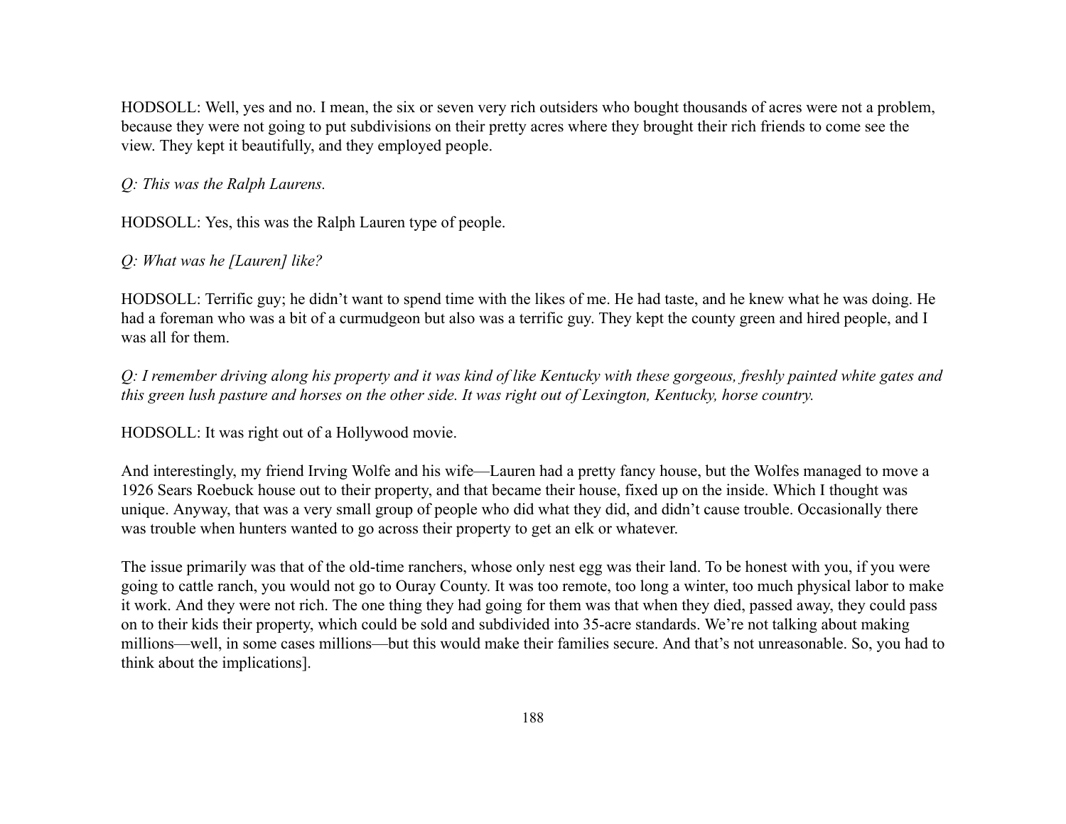HODSOLL: Well, yes and no. I mean, the six or seven very rich outsiders who bought thousands of acres were not a problem, because they were not going to put subdivisions on their pretty acres where they brought their rich friends to come see the view. They kept it beautifully, and they employed people.

*Q: This was the Ralph Laurens.*

HODSOLL: Yes, this was the Ralph Lauren type of people.

*Q: What was he [Lauren] like?*

HODSOLL: Terrific guy; he didn't want to spend time with the likes of me. He had taste, and he knew what he was doing. He had a foreman who was a bit of a curmudgeon but also was a terrific guy. They kept the county green and hired people, and I was all for them.

*Q: I remember driving along his property and it was kind of like Kentucky with these gorgeous, freshly painted white gates and this green lush pasture and horses on the other side. It was right out of Lexington, Kentucky, horse country.*

HODSOLL: It was right out of a Hollywood movie.

And interestingly, my friend Irving Wolfe and his wife—Lauren had a pretty fancy house, but the Wolfes managed to move a 1926 Sears Roebuck house out to their property, and that became their house, fixed up on the inside. Which I thought was unique. Anyway, that was a very small group of people who did what they did, and didn't cause trouble. Occasionally there was trouble when hunters wanted to go across their property to get an elk or whatever.

The issue primarily was that of the old-time ranchers, whose only nest egg was their land. To be honest with you, if you were going to cattle ranch, you would not go to Ouray County. It was too remote, too long a winter, too much physical labor to make it work. And they were not rich. The one thing they had going for them was that when they died, passed away, they could pass on to their kids their property, which could be sold and subdivided into 35-acre standards. We're not talking about making millions—well, in some cases millions—but this would make their families secure. And that's not unreasonable. So, you had to think about the implications].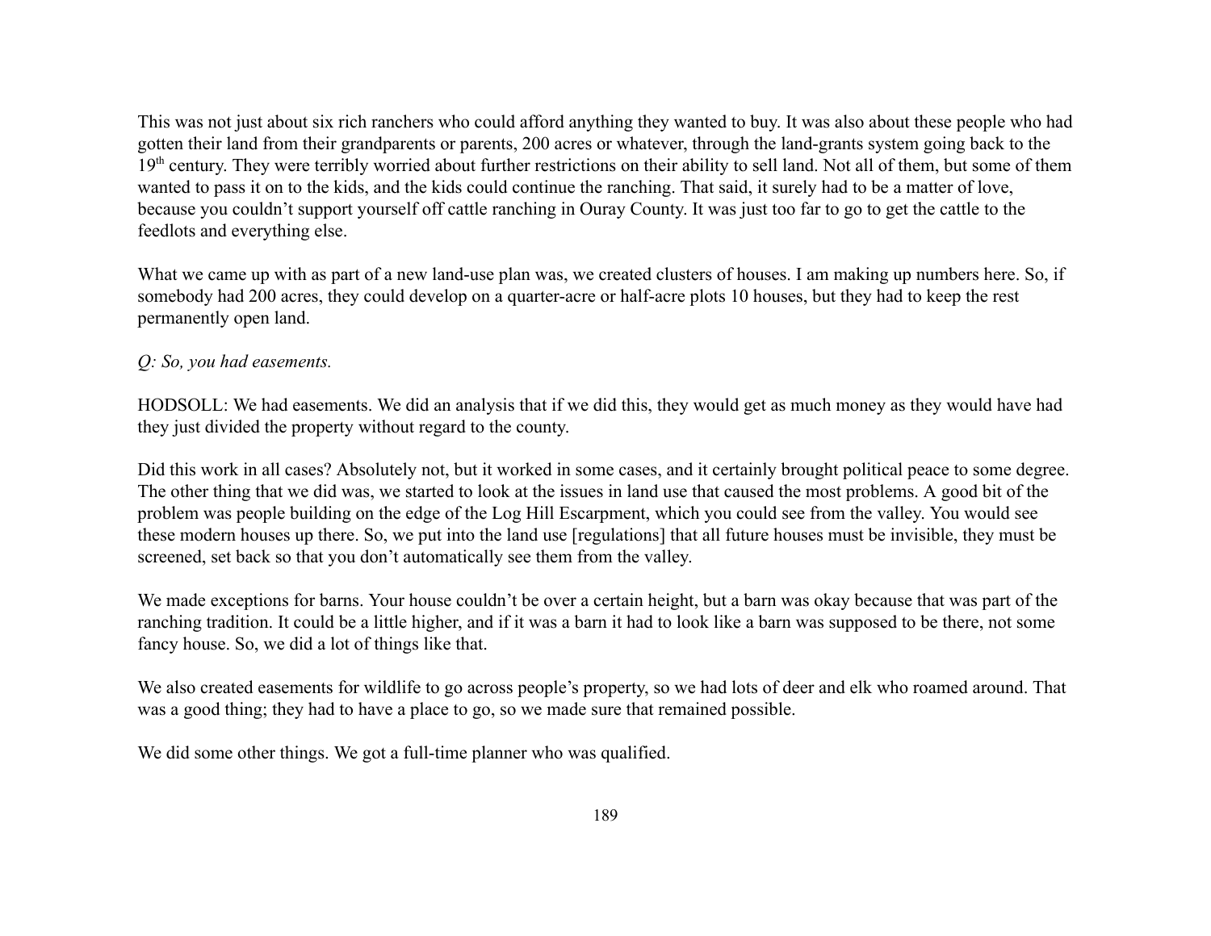This was not just about six rich ranchers who could afford anything they wanted to buy. It was also about these people who had gotten their land from their grandparents or parents, 200 acres or whatever, through the land-grants system going back to the 19th century. They were terribly worried about further restrictions on their ability to sell land. Not all of them, but some of them wanted to pass it on to the kids, and the kids could continue the ranching. That said, it surely had to be a matter of love, because you couldn't support yourself off cattle ranching in Ouray County. It was just too far to go to get the cattle to the feedlots and everything else.

What we came up with as part of a new land-use plan was, we created clusters of houses. I am making up numbers here. So, if somebody had 200 acres, they could develop on a quarter-acre or half-acre plots 10 houses, but they had to keep the rest permanently open land.

*Q: So, you had easements.*

HODSOLL: We had easements. We did an analysis that if we did this, they would get as much money as they would have had they just divided the property without regard to the county.

Did this work in all cases? Absolutely not, but it worked in some cases, and it certainly brought political peace to some degree. The other thing that we did was, we started to look at the issues in land use that caused the most problems. A good bit of the problem was people building on the edge of the Log Hill Escarpment, which you could see from the valley. You would see these modern houses up there. So, we put into the land use [regulations] that all future houses must be invisible, they must be screened, set back so that you don't automatically see them from the valley.

We made exceptions for barns. Your house couldn't be over a certain height, but a barn was okay because that was part of the ranching tradition. It could be a little higher, and if it was a barn it had to look like a barn was supposed to be there, not some fancy house. So, we did a lot of things like that.

We also created easements for wildlife to go across people's property, so we had lots of deer and elk who roamed around. That was a good thing; they had to have a place to go, so we made sure that remained possible.

We did some other things. We got a full-time planner who was qualified.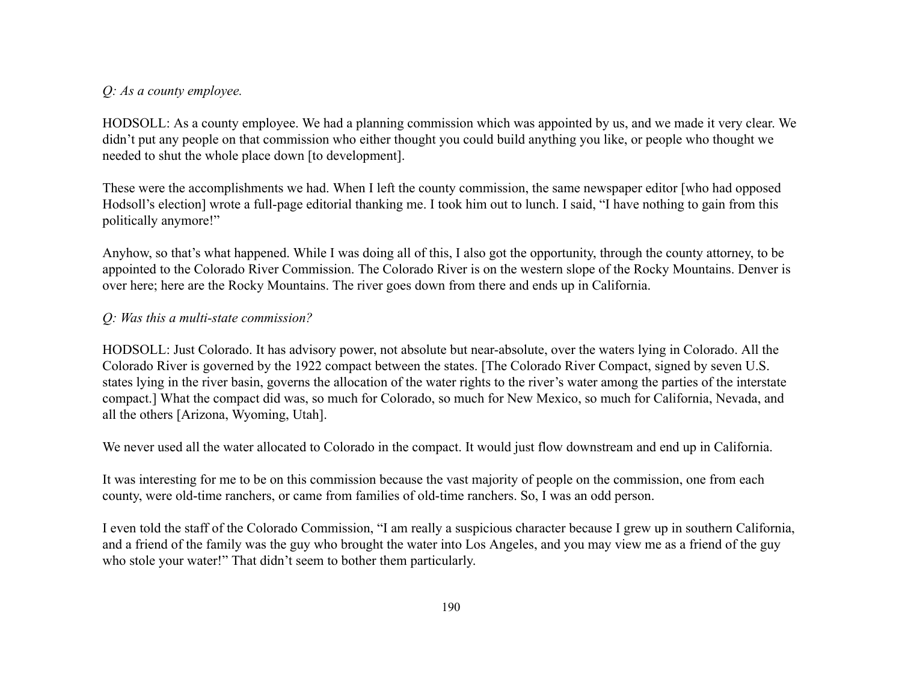*Q: As a county employee.*

HODSOLL: As a county employee. We had a planning commission which was appointed by us, and we made it very clear. We didn't put any people on that commission who either thought you could build anything you like, or people who thought we needed to shut the whole place down [to development].

These were the accomplishments we had. When I left the county commission, the same newspaper editor [who had opposed Hodsoll's election] wrote a full-page editorial thanking me. I took him out to lunch. I said, "I have nothing to gain from this politically anymore!"

Anyhow, so that's what happened. While I was doing all of this, I also got the opportunity, through the county attorney, to be appointed to the Colorado River Commission. The Colorado River is on the western slope of the Rocky Mountains. Denver is over here; here are the Rocky Mountains. The river goes down from there and ends up in California.

*Q: Was this a multi-state commission?*

HODSOLL: Just Colorado. It has advisory power, not absolute but near-absolute, over the waters lying in Colorado. All the Colorado River is governed by the 1922 compact between the states. [The Colorado River Compact, signed by seven U.S. states lying in the river basin, governs the allocation of the water rights to the river's water among the parties of the interstate compact.] What the compact did was, so much for Colorado, so much for New Mexico, so much for California, Nevada, and all the others [Arizona, Wyoming, Utah].

We never used all the water allocated to Colorado in the compact. It would just flow downstream and end up in California.

It was interesting for me to be on this commission because the vast majority of people on the commission, one from each county, were old-time ranchers, or came from families of old-time ranchers. So, I was an odd person.

I even told the staff of the Colorado Commission, "I am really a suspicious character because I grew up in southern California, and a friend of the family was the guy who brought the water into Los Angeles, and you may view me as a friend of the guy who stole your water!" That didn't seem to bother them particularly.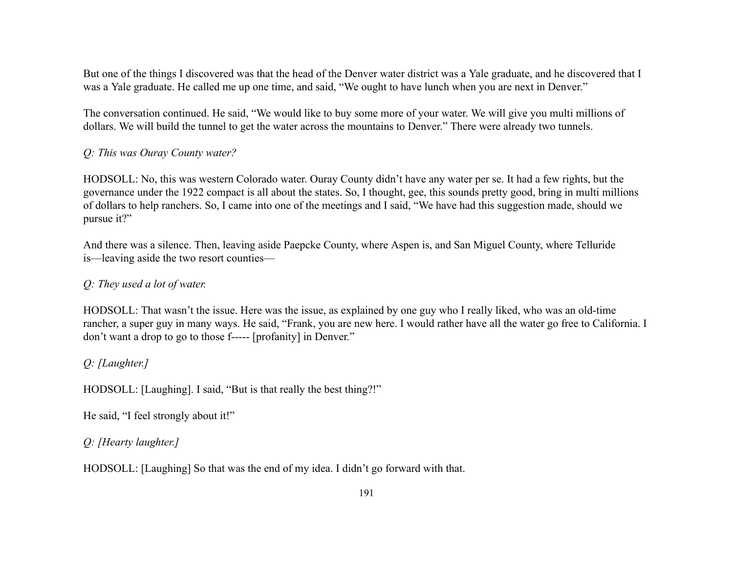But one of the things I discovered was that the head of the Denver water district was a Yale graduate, and he discovered that I was a Yale graduate. He called me up one time, and said, "We ought to have lunch when you are next in Denver."

The conversation continued. He said, "We would like to buy some more of your water. We will give you multi millions of dollars. We will build the tunnel to get the water across the mountains to Denver." There were already two tunnels.

*Q: This was Ouray County water?*

HODSOLL: No, this was western Colorado water. Ouray County didn't have any water per se. It had a few rights, but the governance under the 1922 compact is all about the states. So, I thought, gee, this sounds pretty good, bring in multi millions of dollars to help ranchers. So, I came into one of the meetings and I said, "We have had this suggestion made, should we pursue it?"

And there was a silence. Then, leaving aside Paepcke County, where Aspen is, and San Miguel County, where Telluride is—leaving aside the two resort counties—

*Q: They used a lot of water.*

HODSOLL: That wasn't the issue. Here was the issue, as explained by one guy who I really liked, who was an old-time rancher, a super guy in many ways. He said, "Frank, you are new here. I would rather have all the water go free to California. I don't want a drop to go to those f----- [profanity] in Denver."

*Q: [Laughter.]*

HODSOLL: [Laughing]. I said, "But is that really the best thing?!"

He said, "I feel strongly about it!"

*Q: [Hearty laughter.]*

HODSOLL: [Laughing] So that was the end of my idea. I didn't go forward with that.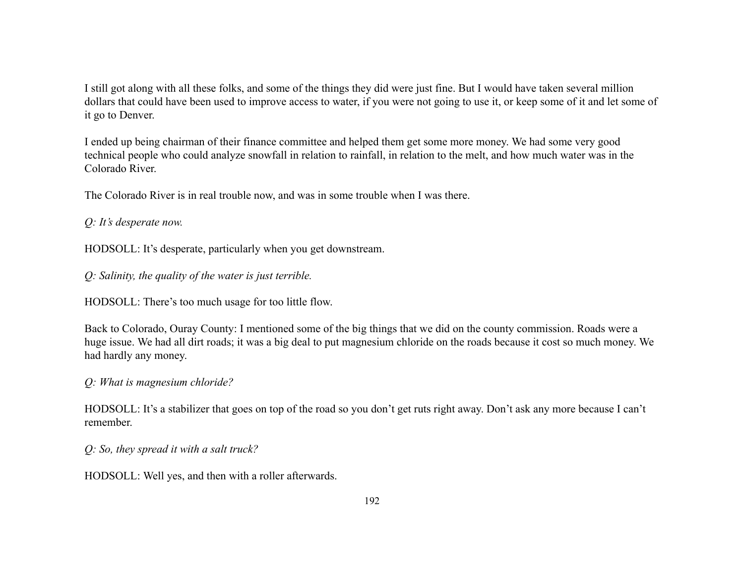I still got along with all these folks, and some of the things they did were just fine. But I would have taken several million dollars that could have been used to improve access to water, if you were not going to use it, or keep some of it and let some of it go to Denver.

I ended up being chairman of their finance committee and helped them get some more money. We had some very good technical people who could analyze snowfall in relation to rainfall, in relation to the melt, and how much water was in the Colorado River.

The Colorado River is in real trouble now, and was in some trouble when I was there.

*Q: It's desperate now.*

HODSOLL: It's desperate, particularly when you get downstream.

*Q: Salinity, the quality of the water is just terrible.*

HODSOLL: There's too much usage for too little flow.

Back to Colorado, Ouray County: I mentioned some of the big things that we did on the county commission. Roads were a huge issue. We had all dirt roads; it was a big deal to put magnesium chloride on the roads because it cost so much money. We had hardly any money.

*Q: What is magnesium chloride?*

HODSOLL: It's a stabilizer that goes on top of the road so you don't get ruts right away. Don't ask any more because I can't remember.

*Q: So, they spread it with a salt truck?*

HODSOLL: Well yes, and then with a roller afterwards.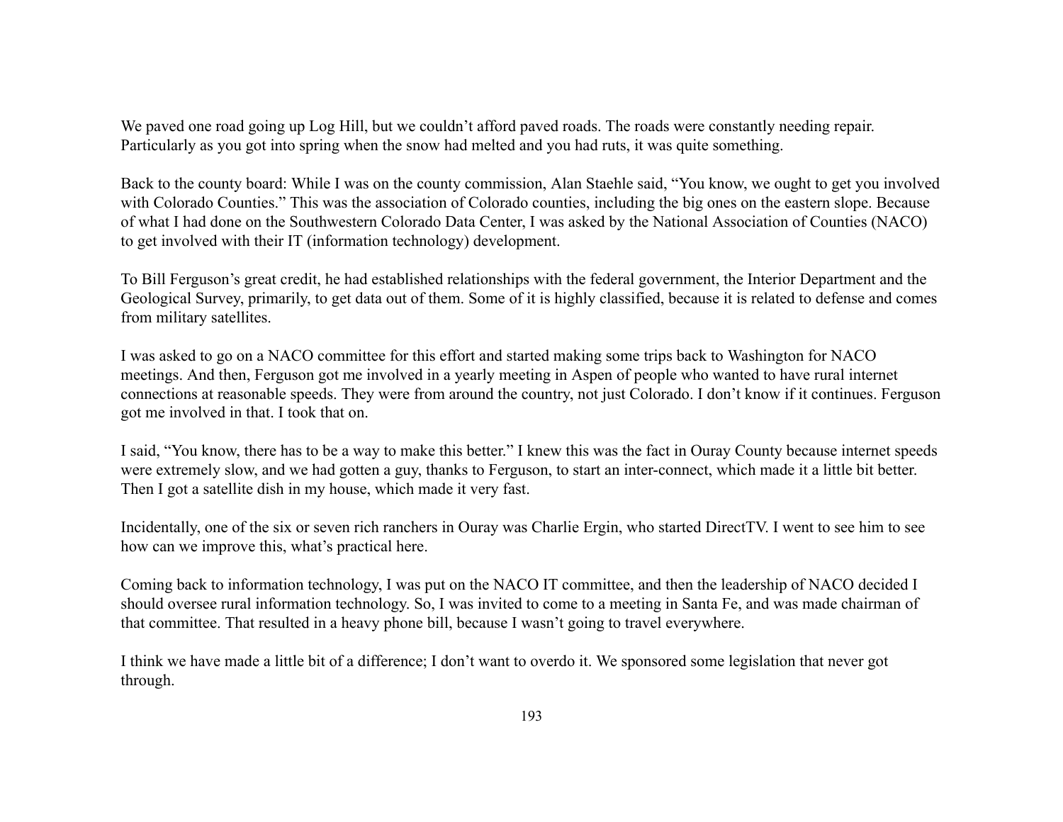We paved one road going up Log Hill, but we couldn't afford paved roads. The roads were constantly needing repair. Particularly as you got into spring when the snow had melted and you had ruts, it was quite something.

Back to the county board: While I was on the county commission, Alan Staehle said, "You know, we ought to get you involved with Colorado Counties." This was the association of Colorado counties, including the big ones on the eastern slope. Because of what I had done on the Southwestern Colorado Data Center, I was asked by the National Association of Counties (NACO) to get involved with their IT (information technology) development.

To Bill Ferguson's great credit, he had established relationships with the federal government, the Interior Department and the Geological Survey, primarily, to get data out of them. Some of it is highly classified, because it is related to defense and comes from military satellites.

I was asked to go on a NACO committee for this effort and started making some trips back to Washington for NACO meetings. And then, Ferguson got me involved in a yearly meeting in Aspen of people who wanted to have rural internet connections at reasonable speeds. They were from around the country, not just Colorado. I don't know if it continues. Ferguson got me involved in that. I took that on.

I said, "You know, there has to be a way to make this better." I knew this was the fact in Ouray County because internet speeds were extremely slow, and we had gotten a guy, thanks to Ferguson, to start an inter-connect, which made it a little bit better. Then I got a satellite dish in my house, which made it very fast.

Incidentally, one of the six or seven rich ranchers in Ouray was Charlie Ergin, who started DirectTV. I went to see him to see how can we improve this, what's practical here.

Coming back to information technology, I was put on the NACO IT committee, and then the leadership of NACO decided I should oversee rural information technology. So, I was invited to come to a meeting in Santa Fe, and was made chairman of that committee. That resulted in a heavy phone bill, because I wasn't going to travel everywhere.

I think we have made a little bit of a difference; I don't want to overdo it. We sponsored some legislation that never got through.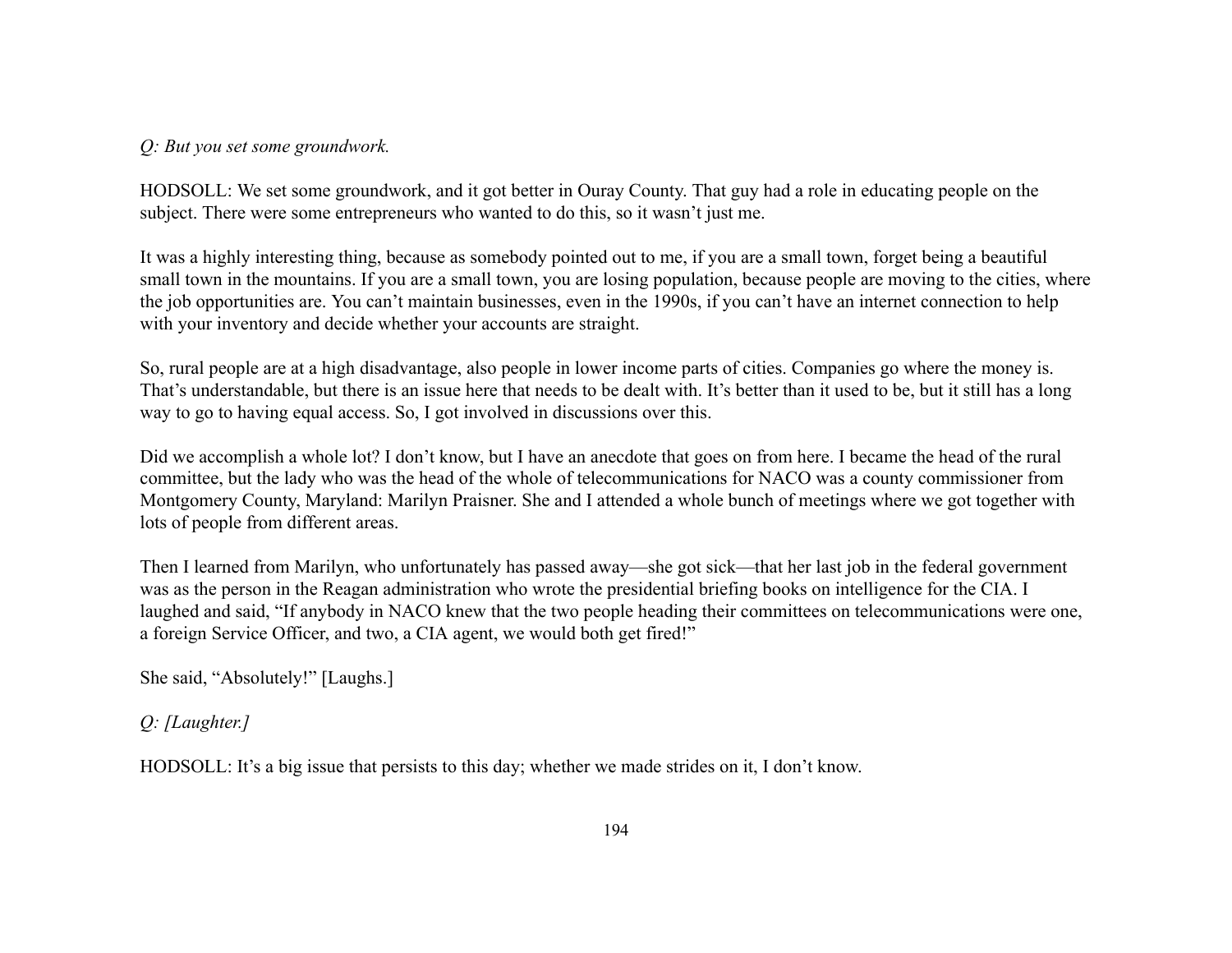*Q: But you set some groundwork.*

HODSOLL: We set some groundwork, and it got better in Ouray County. That guy had a role in educating people on the subject. There were some entrepreneurs who wanted to do this, so it wasn't just me.

It was a highly interesting thing, because as somebody pointed out to me, if you are a small town, forget being a beautiful small town in the mountains. If you are a small town, you are losing population, because people are moving to the cities, where the job opportunities are. You can't maintain businesses, even in the 1990s, if you can't have an internet connection to help with your inventory and decide whether your accounts are straight.

So, rural people are at a high disadvantage, also people in lower income parts of cities. Companies go where the money is. That's understandable, but there is an issue here that needs to be dealt with. It's better than it used to be, but it still has a long way to go to having equal access. So, I got involved in discussions over this.

Did we accomplish a whole lot? I don't know, but I have an anecdote that goes on from here. I became the head of the rural committee, but the lady who was the head of the whole of telecommunications for NACO was a county commissioner from Montgomery County, Maryland: Marilyn Praisner. She and I attended a whole bunch of meetings where we got together with lots of people from different areas.

Then I learned from Marilyn, who unfortunately has passed away—she got sick—that her last job in the federal government was as the person in the Reagan administration who wrote the presidential briefing books on intelligence for the CIA. I laughed and said, "If anybody in NACO knew that the two people heading their committees on telecommunications were one, a foreign Service Officer, and two, a CIA agent, we would both get fired!"

She said, "Absolutely!" [Laughs.]

*Q: [Laughter.]*

HODSOLL: It's a big issue that persists to this day; whether we made strides on it, I don't know.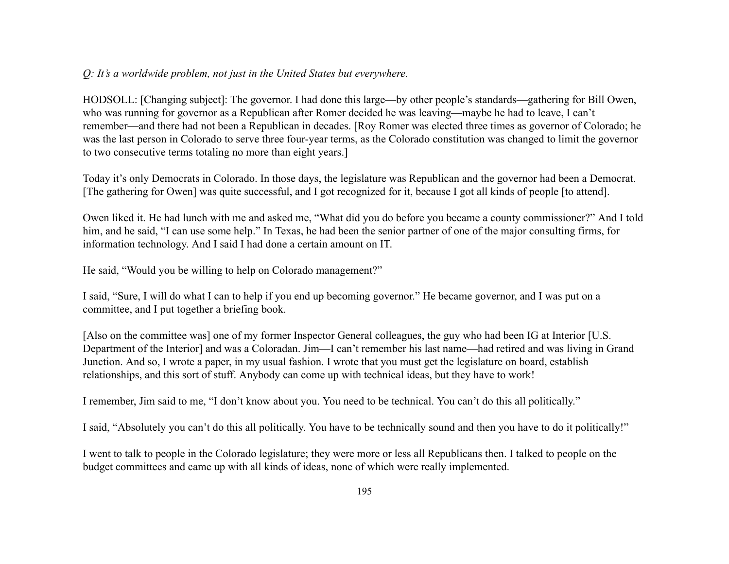*Q: It's a worldwide problem, not just in the United States but everywhere.*

HODSOLL: [Changing subject]: The governor. I had done this large—by other people's standards—gathering for Bill Owen, who was running for governor as a Republican after Romer decided he was leaving—maybe he had to leave, I can't remember—and there had not been a Republican in decades. [Roy Romer was elected three times as governor of Colorado; he was the last person in Colorado to serve three four-year terms, as the Colorado constitution was changed to limit the governor to two consecutive terms totaling no more than eight years.]

Today it's only Democrats in Colorado. In those days, the legislature was Republican and the governor had been a Democrat. [The gathering for Owen] was quite successful, and I got recognized for it, because I got all kinds of people [to attend].

Owen liked it. He had lunch with me and asked me, "What did you do before you became a county commissioner?" And I told him, and he said, "I can use some help." In Texas, he had been the senior partner of one of the major consulting firms, for information technology. And I said I had done a certain amount on IT.

He said, "Would you be willing to help on Colorado management?"

I said, "Sure, I will do what I can to help if you end up becoming governor." He became governor, and I was put on a committee, and I put together a briefing book.

[Also on the committee was] one of my former Inspector General colleagues, the guy who had been IG at Interior [U.S. Department of the Interior] and was a Coloradan. Jim—I can't remember his last name—had retired and was living in Grand Junction. And so, I wrote a paper, in my usual fashion. I wrote that you must get the legislature on board, establish relationships, and this sort of stuff. Anybody can come up with technical ideas, but they have to work!

I remember, Jim said to me, "I don't know about you. You need to be technical. You can't do this all politically."

I said, "Absolutely you can't do this all politically. You have to be technically sound and then you have to do it politically!"

I went to talk to people in the Colorado legislature; they were more or less all Republicans then. I talked to people on the budget committees and came up with all kinds of ideas, none of which were really implemented.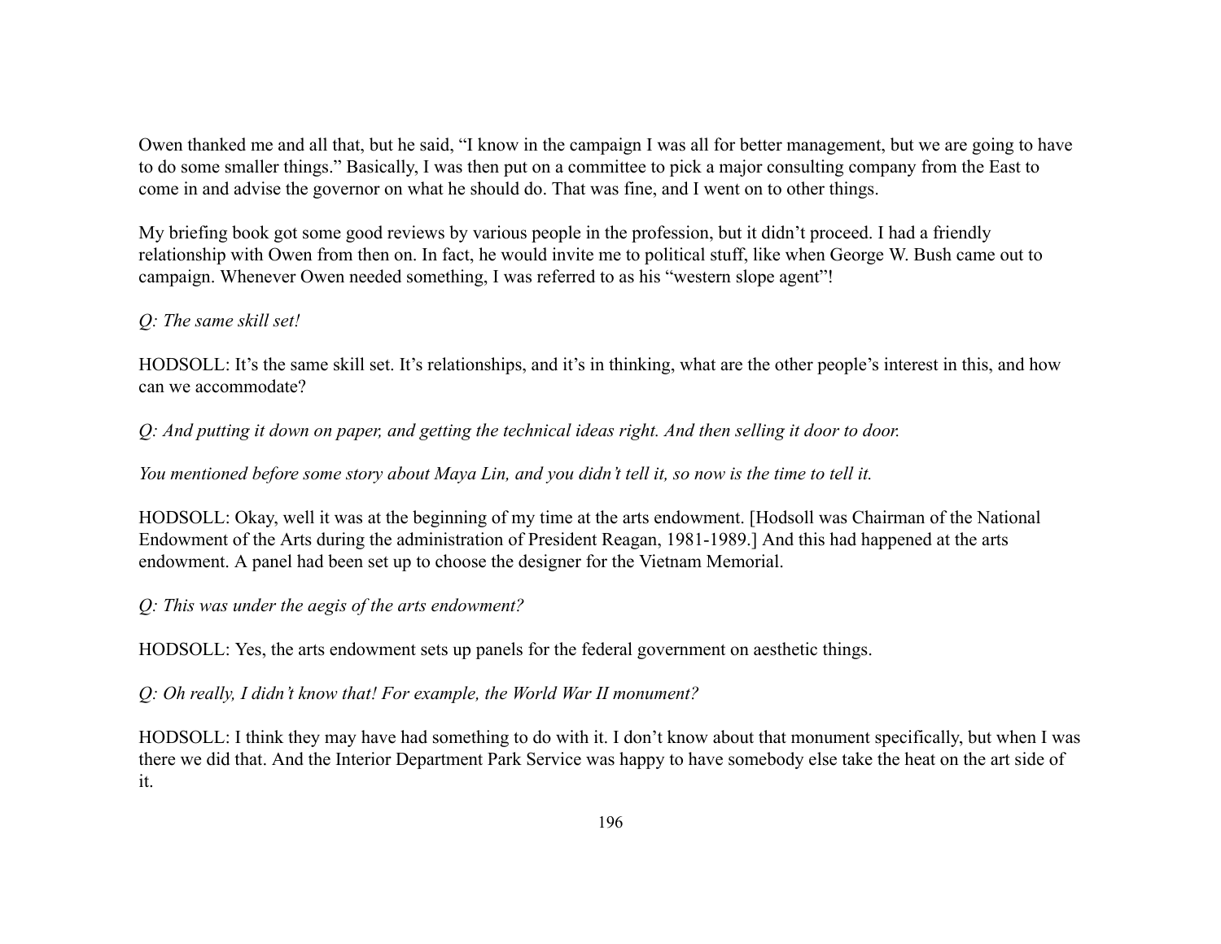Owen thanked me and all that, but he said, “I know in the campaign I was all for better management, but we are going to have to do some smaller things.” Basically, I was then put on a committee to pick a major consulting company from the East to come in and advise the governor on what he should do. That was fine, and I went on to other things.

My briefing book got some good reviews by various people in the profession, but it didn’t proceed. I had a friendly relationship with Owen from then on. In fact, he would invite me to political stuff, like when George W. Bush came out to campaign. Whenever Owen needed something, I was referred to as his “western slope agent”!

*Q: The same skill set!*

HODSOLL: It’s the same skill set. It’s relationships, and it’s in thinking, what are the other people’s interest in this, and how can we accommodate?

*Q: And putting it down on paper, and getting the technical ideas right. And then selling it door to door.*

*You mentioned before some story about Maya Lin, and you didn’t tell it, so now is the time to tell it.*

HODSOLL: Okay, well it was at the beginning of my time at the arts endowment. [Hodsoll was Chairman of the National Endowment of the Arts during the administration of President Reagan, 1981-1989.] And this had happened at the arts endowment. A panel had been set up to choose the designer for the Vietnam Memorial.

*Q: This was under the aegis of the arts endowment?*

HODSOLL: Yes, the arts endowment sets up panels for the federal government on aesthetic things.

*Q: Oh really, I didn’t know that! For example, the World War II monument?*

HODSOLL: I think they may have had something to do with it. I don’t know about that monument specifically, but when I was there we did that. And the Interior Department Park Service was happy to have somebody else take the heat on the art side of it.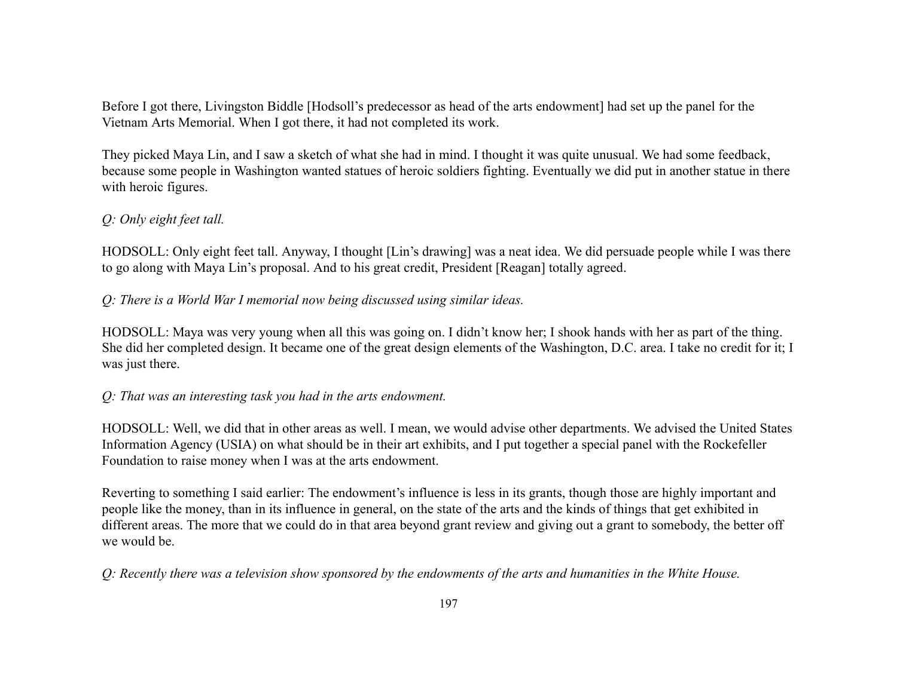Before I got there, Livingston Biddle [Hodsoll's predecessor as head of the arts endowment] had set up the panel for the Vietnam Arts Memorial. When I got there, it had not completed its work.

They picked Maya Lin, and I saw a sketch of what she had in mind. I thought it was quite unusual. We had some feedback, because some people in Washington wanted statues of heroic soldiers fighting. Eventually we did put in another statue in there with heroic figures.

*Q: Only eight feet tall.*

HODSOLL: Only eight feet tall. Anyway, I thought [Lin's drawing] was a neat idea. We did persuade people while I was there to go along with Maya Lin's proposal. And to his great credit, President [Reagan] totally agreed.

*Q: There is a World War I memorial now being discussed using similar ideas.*

HODSOLL: Maya was very young when all this was going on. I didn't know her; I shook hands with her as part of the thing. She did her completed design. It became one of the great design elements of the Washington, D.C. area. I take no credit for it; I was just there.

*Q: That was an interesting task you had in the arts endowment.*

HODSOLL: Well, we did that in other areas as well. I mean, we would advise other departments. We advised the United States Information Agency (USIA) on what should be in their art exhibits, and I put together a special panel with the Rockefeller Foundation to raise money when I was at the arts endowment.

Reverting to something I said earlier: The endowment's influence is less in its grants, though those are highly important and people like the money, than in its influence in general, on the state of the arts and the kinds of things that get exhibited in different areas. The more that we could do in that area beyond grant review and giving out a grant to somebody, the better off we would be.

*Q: Recently there was a television show sponsored by the endowments of the arts and humanities in the White House.*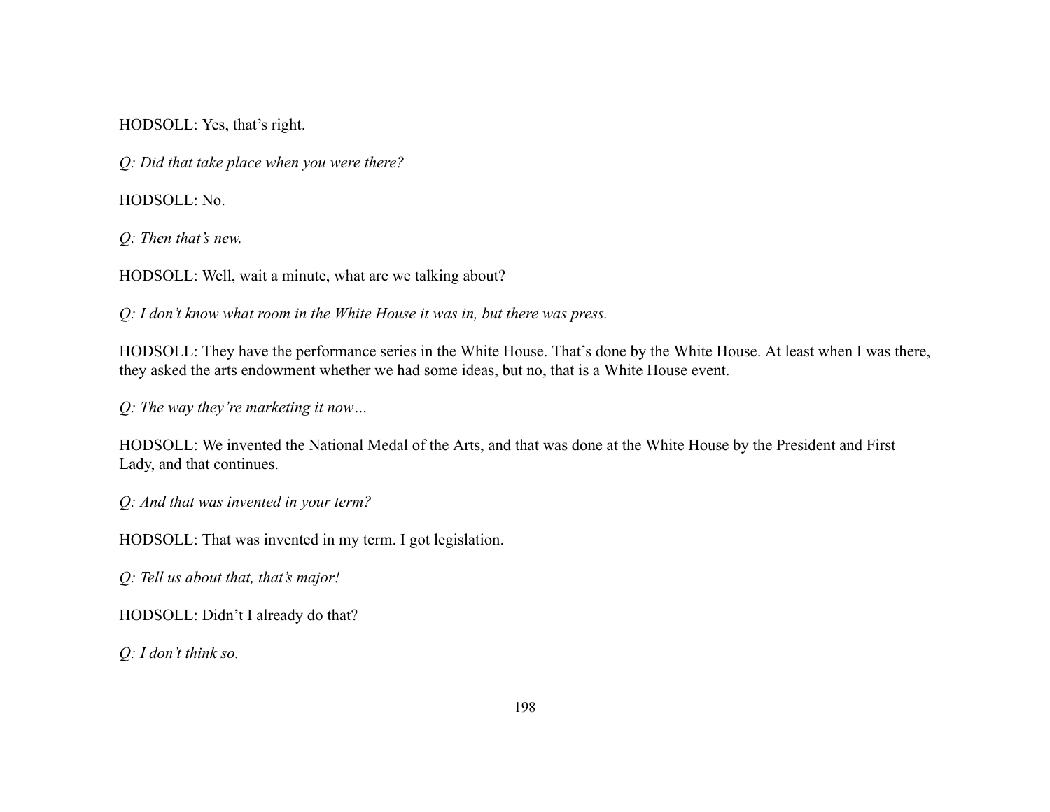HODSOLL: Yes, that’s right.

*Q: Did that take place when you were there?*

HODSOLL: No.

*Q: Then that’s new.*

HODSOLL: Well, wait a minute, what are we talking about?

*Q: I don’t know what room in the White House it was in, but there was press.*

HODSOLL: They have the performance series in the White House. That’s done by the White House. At least when I was there, they asked the arts endowment whether we had some ideas, but no, that is a White House event.

*Q: The way they’re marketing it now…*

HODSOLL: We invented the National Medal of the Arts, and that was done at the White House by the President and First Lady, and that continues.

*Q: And that was invented in your term?*

HODSOLL: That was invented in my term. I got legislation.

*Q: Tell us about that, that’s major!*

HODSOLL: Didn’t I already do that?

*Q: I don’t think so.*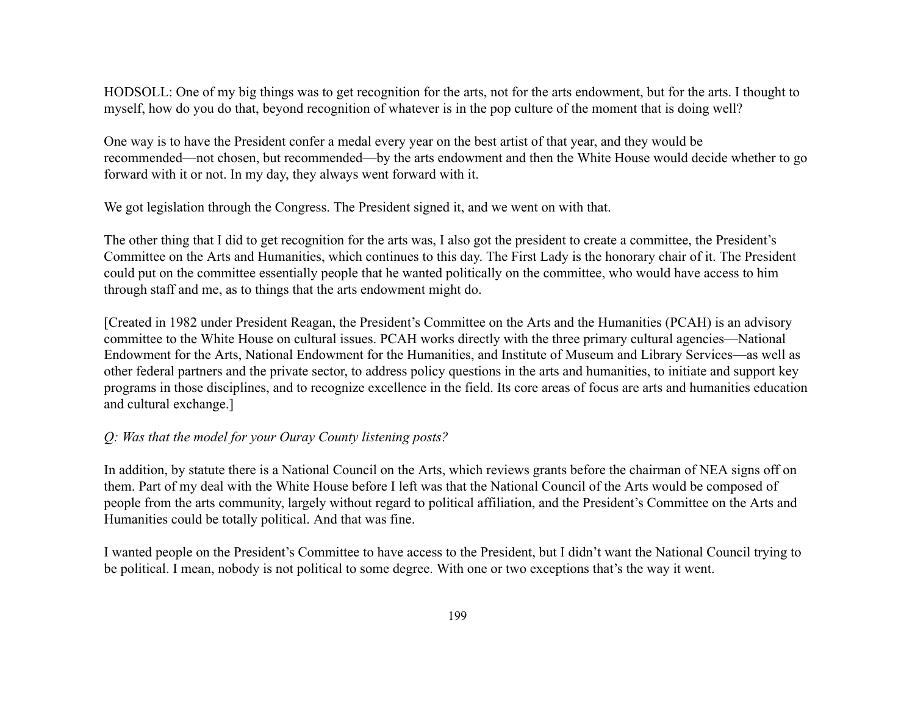HODSOLL: One of my big things was to get recognition for the arts, not for the arts endowment, but for the arts. I thought to myself, how do you do that, beyond recognition of whatever is in the pop culture of the moment that is doing well?

One way is to have the President confer a medal every year on the best artist of that year, and they would be recommended—not chosen, but recommended—by the arts endowment and then the White House would decide whether to go forward with it or not. In my day, they always went forward with it.

We got legislation through the Congress. The President signed it, and we went on with that.

The other thing that I did to get recognition for the arts was, I also got the president to create a committee, the President's Committee on the Arts and Humanities, which continues to this day. The First Lady is the honorary chair of it. The President could put on the committee essentially people that he wanted politically on the committee, who would have access to him through staff and me, as to things that the arts endowment might do.

[Created in 1982 under President Reagan, the President's Committee on the Arts and the Humanities (PCAH) is an advisory committee to the White House on cultural issues. PCAH works directly with the three primary cultural agencies—National Endowment for the Arts, National Endowment for the Humanities, and Institute of Museum and Library Services—as well as other federal partners and the private sector, to address policy questions in the arts and humanities, to initiate and support key programs in those disciplines, and to recognize excellence in the field. Its core areas of focus are arts and humanities education and cultural exchange.]

*Q: Was that the model for your Ouray County listening posts?*

In addition, by statute there is a National Council on the Arts, which reviews grants before the chairman of NEA signs off on them. Part of my deal with the White House before I left was that the National Council of the Arts would be composed of people from the arts community, largely without regard to political affiliation, and the President's Committee on the Arts and Humanities could be totally political. And that was fine.

I wanted people on the President's Committee to have access to the President, but I didn't want the National Council trying to be political. I mean, nobody is not political to some degree. With one or two exceptions that's the way it went.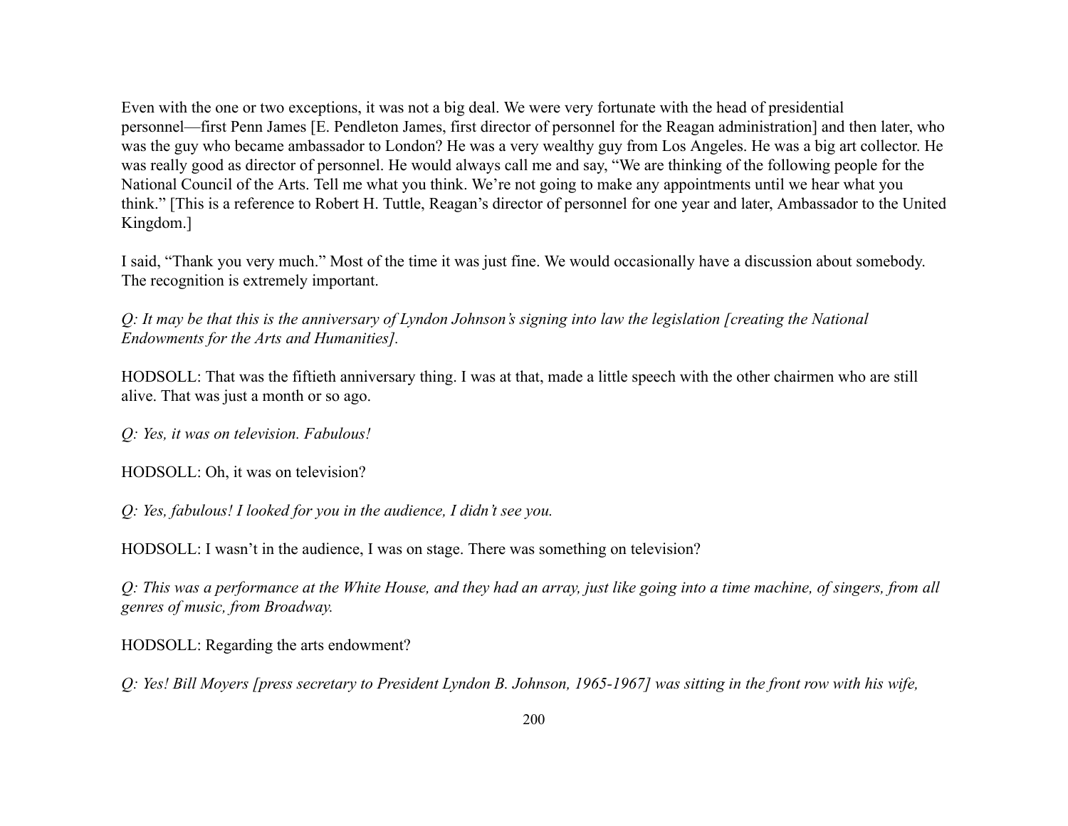Even with the one or two exceptions, it was not a big deal. We were very fortunate with the head of presidential personnel—first Penn James [E. Pendleton James, first director of personnel for the Reagan administration] and then later, who was the guy who became ambassador to London? He was a very wealthy guy from Los Angeles. He was a big art collector. He was really good as director of personnel. He would always call me and say, "We are thinking of the following people for the National Council of the Arts. Tell me what you think. We're not going to make any appointments until we hear what you think." [This is a reference to Robert H. Tuttle, Reagan's director of personnel for one year and later, Ambassador to the United Kingdom.]

I said, "Thank you very much." Most of the time it was just fine. We would occasionally have a discussion about somebody. The recognition is extremely important.

*Q: It may be that this is the anniversary of Lyndon Johnson's signing into law the legislation [creating the National Endowments for the Arts and Humanities].*

HODSOLL: That was the fiftieth anniversary thing. I was at that, made a little speech with the other chairmen who are still alive. That was just a month or so ago.

*Q: Yes, it was on television. Fabulous!*

HODSOLL: Oh, it was on television?

*Q: Yes, fabulous! I looked for you in the audience, I didn't see you.*

HODSOLL: I wasn't in the audience, I was on stage. There was something on television?

*Q: This was a performance at the White House, and they had an array, just like going into a time machine, of singers, from all genres of music, from Broadway.*

HODSOLL: Regarding the arts endowment?

*Q: Yes! Bill Moyers [press secretary to President Lyndon B. Johnson, 1965-1967] was sitting in the front row with his wife,*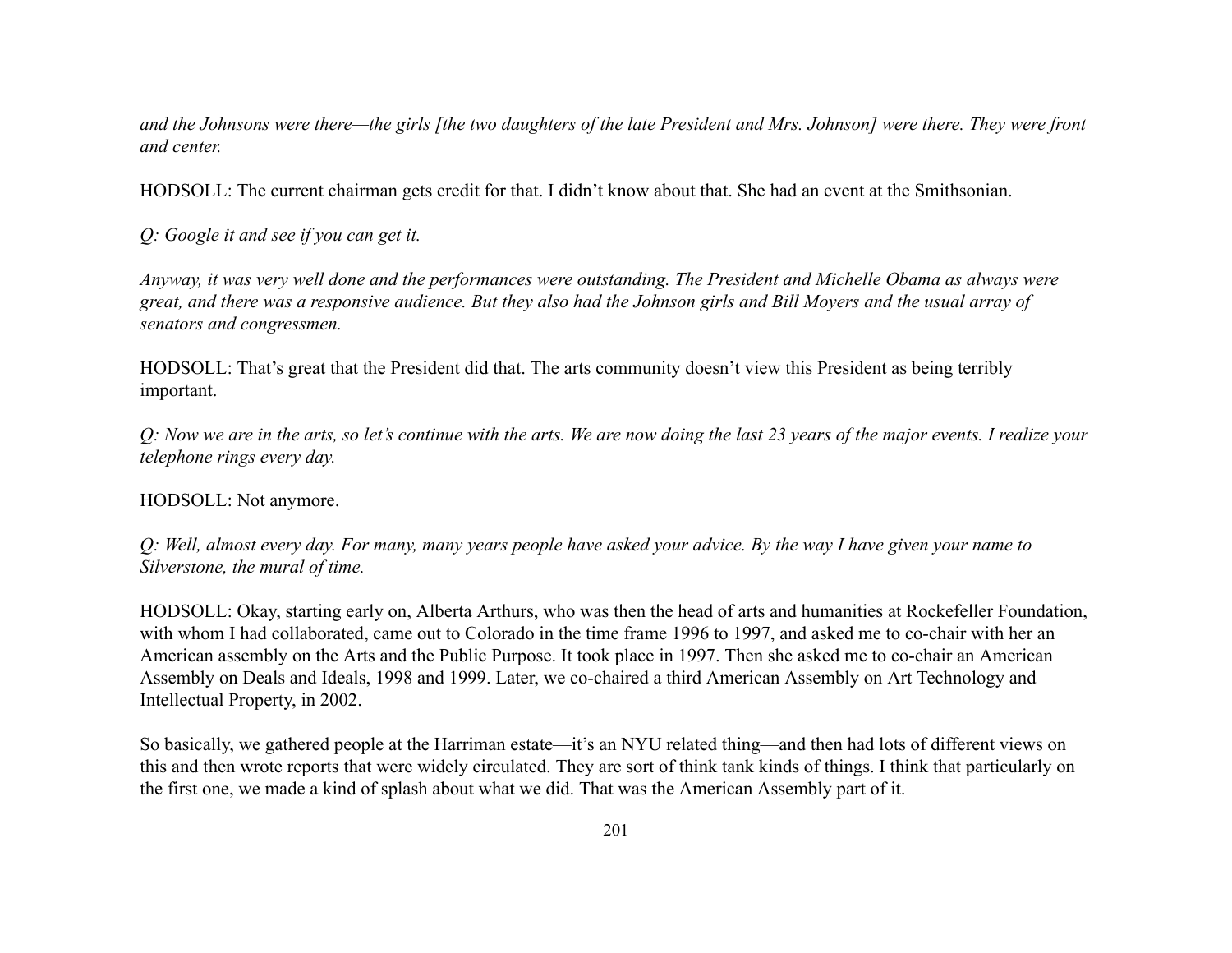*and the Johnsons were there—the girls [the two daughters of the late President and Mrs. Johnson] were there. They were front and center.*

HODSOLL: The current chairman gets credit for that. I didn't know about that. She had an event at the Smithsonian.

*Q: Google it and see if you can get it.*

*Anyway, it was very well done and the performances were outstanding. The President and Michelle Obama as always were great, and there was a responsive audience. But they also had the Johnson girls and Bill Moyers and the usual array of senators and congressmen.*

HODSOLL: That's great that the President did that. The arts community doesn't view this President as being terribly important.

*Q: Now we are in the arts, so let's continue with the arts. We are now doing the last 23 years of the major events. I realize your telephone rings every day.*

HODSOLL: Not anymore.

*Q: Well, almost every day. For many, many years people have asked your advice. By the way I have given your name to Silverstone, the mural of time.*

HODSOLL: Okay, starting early on, Alberta Arthurs, who was then the head of arts and humanities at Rockefeller Foundation, with whom I had collaborated, came out to Colorado in the time frame 1996 to 1997, and asked me to co-chair with her an American assembly on the Arts and the Public Purpose. It took place in 1997. Then she asked me to co-chair an American Assembly on Deals and Ideals, 1998 and 1999. Later, we co-chaired a third American Assembly on Art Technology and Intellectual Property, in 2002.

So basically, we gathered people at the Harriman estate—it's an NYU related thing—and then had lots of different views on this and then wrote reports that were widely circulated. They are sort of think tank kinds of things. I think that particularly on the first one, we made a kind of splash about what we did. That was the American Assembly part of it.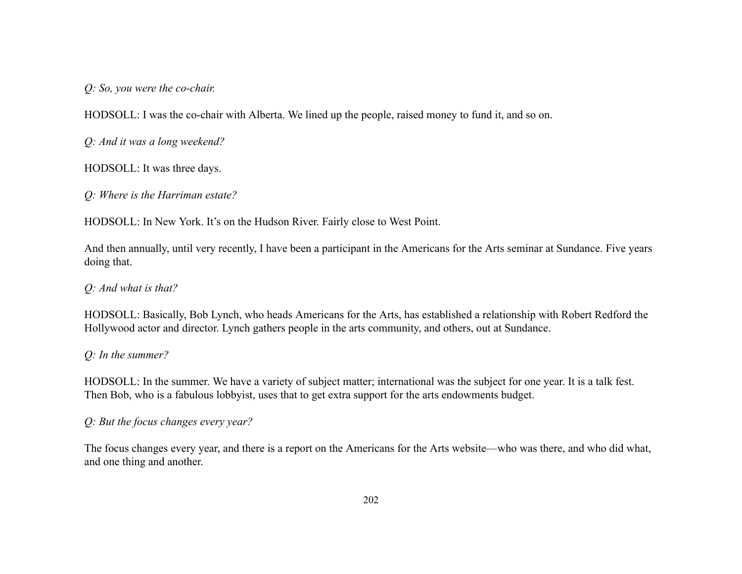*Q: So, you were the co-chair.*

HODSOLL: I was the co-chair with Alberta. We lined up the people, raised money to fund it, and so on.

*Q: And it was a long weekend?*

HODSOLL: It was three days.

*Q: Where is the Harriman estate?*

HODSOLL: In New York. It's on the Hudson River. Fairly close to West Point.

And then annually, until very recently, I have been a participant in the Americans for the Arts seminar at Sundance. Five years doing that.

*Q: And what is that?*

HODSOLL: Basically, Bob Lynch, who heads Americans for the Arts, has established a relationship with Robert Redford the Hollywood actor and director. Lynch gathers people in the arts community, and others, out at Sundance.

*Q: In the summer?*

HODSOLL: In the summer. We have a variety of subject matter; international was the subject for one year. It is a talk fest. Then Bob, who is a fabulous lobbyist, uses that to get extra support for the arts endowments budget.

*Q: But the focus changes every year?*

The focus changes every year, and there is a report on the Americans for the Arts website—who was there, and who did what, and one thing and another.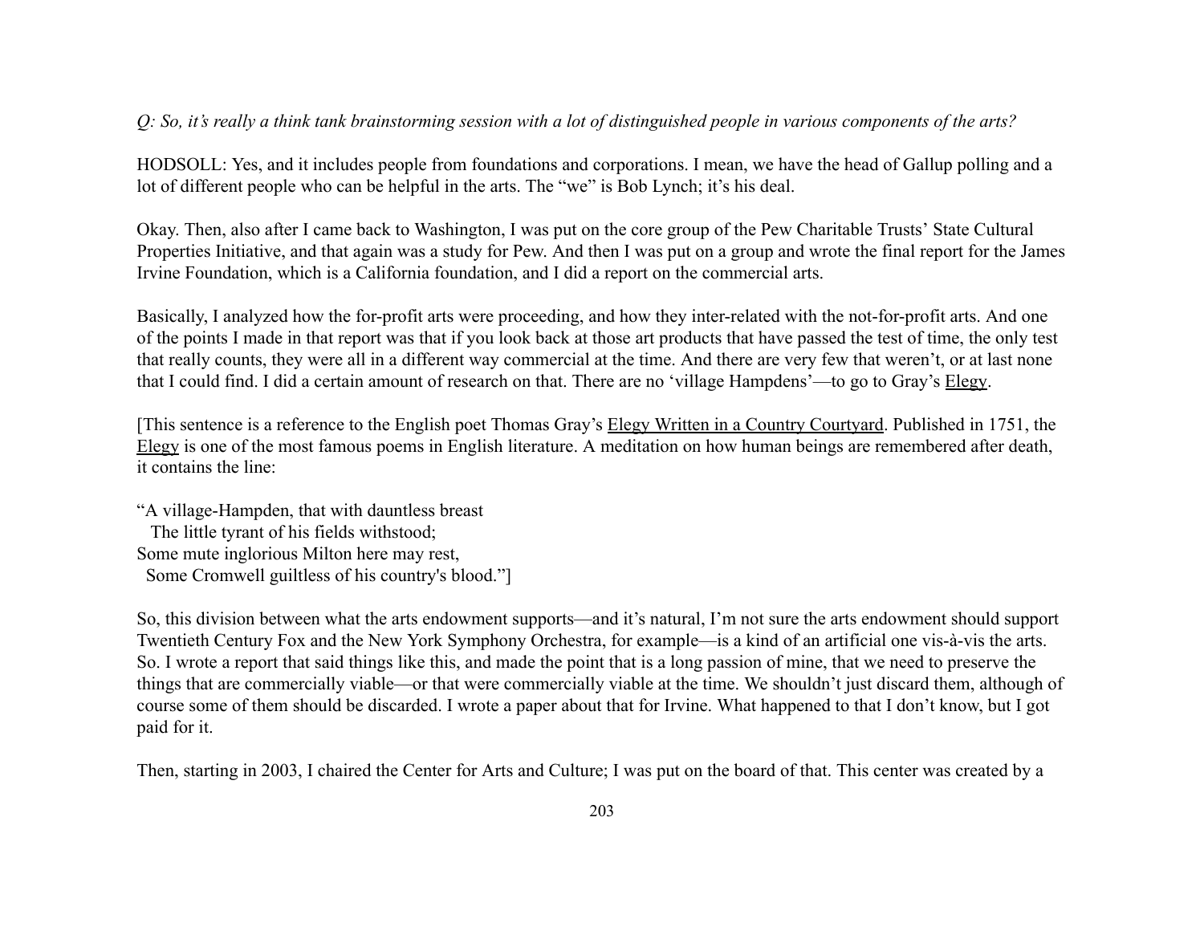*Q: So, it's really a think tank brainstorming session with a lot of distinguished people in various components of the arts?*

HODSOLL: Yes, and it includes people from foundations and corporations. I mean, we have the head of Gallup polling and a lot of different people who can be helpful in the arts. The "we" is Bob Lynch; it's his deal.

Okay. Then, also after I came back to Washington, I was put on the core group of the Pew Charitable Trusts' State Cultural Properties Initiative, and that again was a study for Pew. And then I was put on a group and wrote the final report for the James Irvine Foundation, which is a California foundation, and I did a report on the commercial arts.

Basically, I analyzed how the for-profit arts were proceeding, and how they inter-related with the not-for-profit arts. And one of the points I made in that report was that if you look back at those art products that have passed the test of time, the only test that really counts, they were all in a different way commercial at the time. And there are very few that weren't, or at last none that I could find. I did a certain amount of research on that. There are no 'village Hampdens'—to go to Gray's Elegy.

[This sentence is a reference to the English poet Thomas Gray's Elegy Written in a Country Courtyard. Published in 1751, the Elegy is one of the most famous poems in English literature. A meditation on how human beings are remembered after death, it contains the line:

"A village-Hampden, that with dauntless breast
The little tyrant of his fields withstood;
Some mute inglorious Milton here may rest,
Some Cromwell guiltless of his country's blood."]

So, this division between what the arts endowment supports—and it's natural, I'm not sure the arts endowment should support Twentieth Century Fox and the New York Symphony Orchestra, for example—is a kind of an artificial one vis-à-vis the arts. So. I wrote a report that said things like this, and made the point that is a long passion of mine, that we need to preserve the things that are commercially viable—or that were commercially viable at the time. We shouldn't just discard them, although of course some of them should be discarded. I wrote a paper about that for Irvine. What happened to that I don't know, but I got paid for it.

Then, starting in 2003, I chaired the Center for Arts and Culture; I was put on the board of that. This center was created by a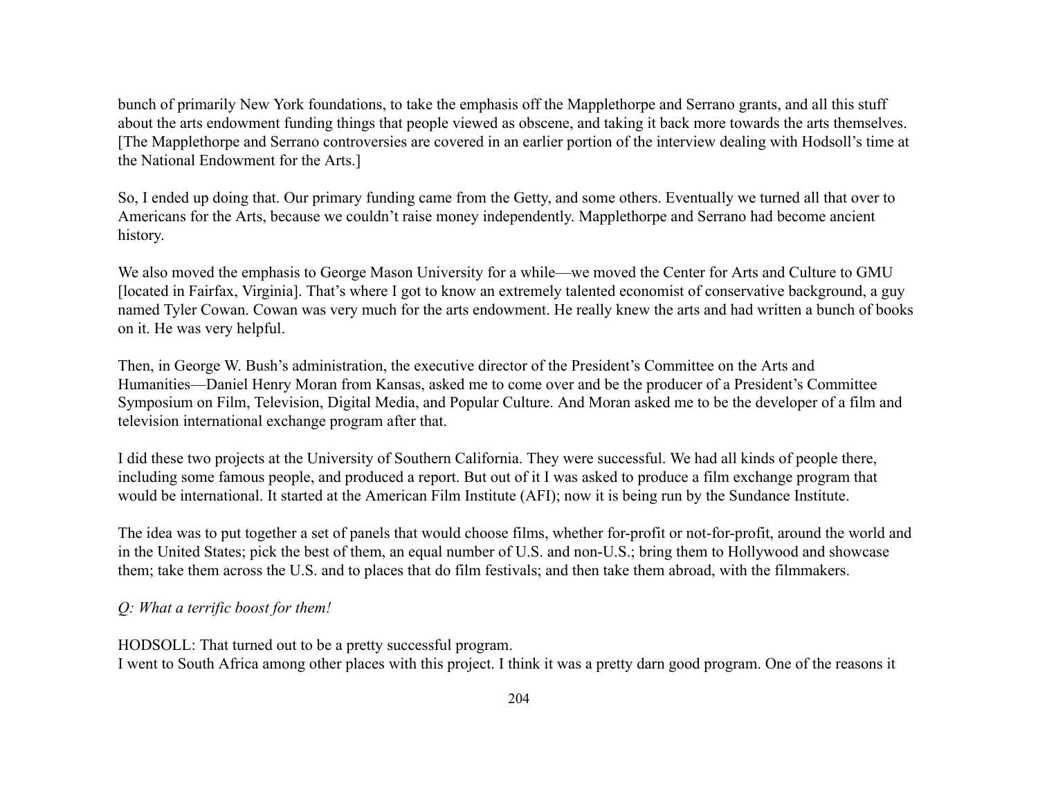bunch of primarily New York foundations, to take the emphasis off the Mapplethorpe and Serrano grants, and all this stuff about the arts endowment funding things that people viewed as obscene, and taking it back more towards the arts themselves. [The Mapplethorpe and Serrano controversies are covered in an earlier portion of the interview dealing with Hodsoll's time at the National Endowment for the Arts.]

So, I ended up doing that. Our primary funding came from the Getty, and some others. Eventually we turned all that over to Americans for the Arts, because we couldn't raise money independently. Mapplethorpe and Serrano had become ancient history.

We also moved the emphasis to George Mason University for a while—we moved the Center for Arts and Culture to GMU [located in Fairfax, Virginia]. That's where I got to know an extremely talented economist of conservative background, a guy named Tyler Cowan. Cowan was very much for the arts endowment. He really knew the arts and had written a bunch of books on it. He was very helpful.

Then, in George W. Bush's administration, the executive director of the President's Committee on the Arts and Humanities—Daniel Henry Moran from Kansas, asked me to come over and be the producer of a President's Committee Symposium on Film, Television, Digital Media, and Popular Culture. And Moran asked me to be the developer of a film and television international exchange program after that.

I did these two projects at the University of Southern California. They were successful. We had all kinds of people there, including some famous people, and produced a report. But out of it I was asked to produce a film exchange program that would be international. It started at the American Film Institute (AFI); now it is being run by the Sundance Institute.

The idea was to put together a set of panels that would choose films, whether for-profit or not-for-profit, around the world and in the United States; pick the best of them, an equal number of U.S. and non-U.S.; bring them to Hollywood and showcase them; take them across the U.S. and to places that do film festivals; and then take them abroad, with the filmmakers.

*Q: What a terrific boost for them!*

HODSOLL: That turned out to be a pretty successful program.
I went to South Africa among other places with this project. I think it was a pretty darn good program. One of the reasons it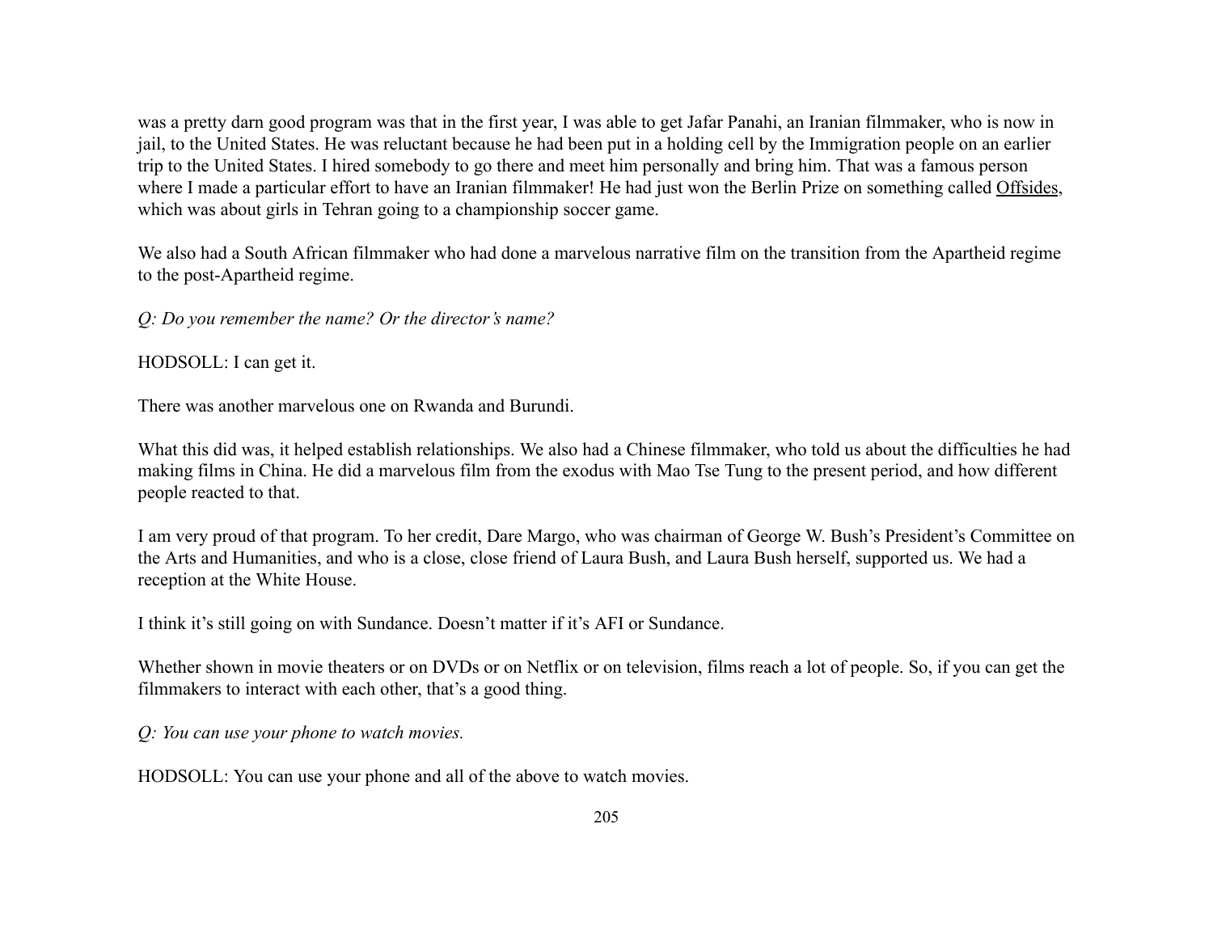was a pretty darn good program was that in the first year, I was able to get Jafar Panahi, an Iranian filmmaker, who is now in jail, to the United States. He was reluctant because he had been put in a holding cell by the Immigration people on an earlier trip to the United States. I hired somebody to go there and meet him personally and bring him. That was a famous person where I made a particular effort to have an Iranian filmmaker! He had just won the Berlin Prize on something called Offsides, which was about girls in Tehran going to a championship soccer game.

We also had a South African filmmaker who had done a marvelous narrative film on the transition from the Apartheid regime to the post-Apartheid regime.

*Q: Do you remember the name? Or the director's name?*

HODSOLL: I can get it.

There was another marvelous one on Rwanda and Burundi.

What this did was, it helped establish relationships. We also had a Chinese filmmaker, who told us about the difficulties he had making films in China. He did a marvelous film from the exodus with Mao Tse Tung to the present period, and how different people reacted to that.

I am very proud of that program. To her credit, Dare Margo, who was chairman of George W. Bush's President's Committee on the Arts and Humanities, and who is a close, close friend of Laura Bush, and Laura Bush herself, supported us. We had a reception at the White House.

I think it's still going on with Sundance. Doesn't matter if it's AFI or Sundance.

Whether shown in movie theaters or on DVDs or on Netflix or on television, films reach a lot of people. So, if you can get the filmmakers to interact with each other, that's a good thing.

*Q: You can use your phone to watch movies.*

HODSOLL: You can use your phone and all of the above to watch movies.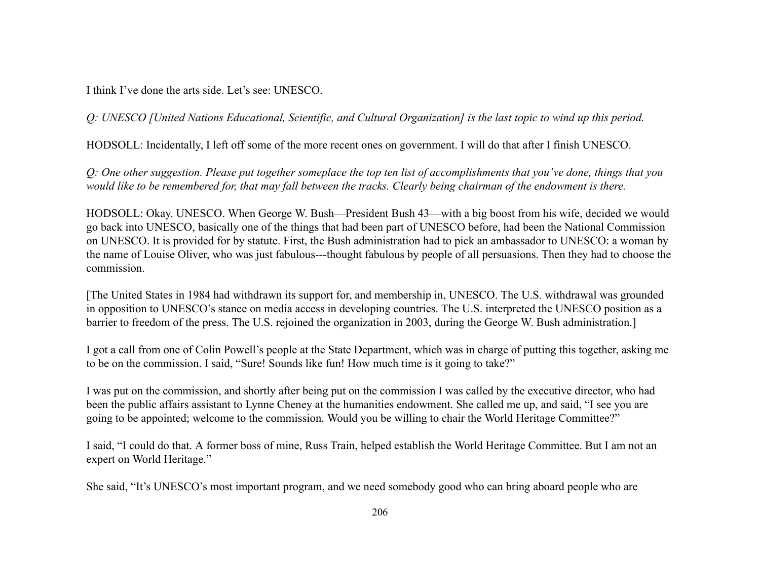I think I've done the arts side. Let's see: UNESCO.

*Q: UNESCO [United Nations Educational, Scientific, and Cultural Organization] is the last topic to wind up this period.*

HODSOLL: Incidentally, I left off some of the more recent ones on government. I will do that after I finish UNESCO.

*Q: One other suggestion. Please put together someplace the top ten list of accomplishments that you've done, things that you would like to be remembered for, that may fall between the tracks. Clearly being chairman of the endowment is there.*

HODSOLL: Okay. UNESCO. When George W. Bush—President Bush 43—with a big boost from his wife, decided we would go back into UNESCO, basically one of the things that had been part of UNESCO before, had been the National Commission on UNESCO. It is provided for by statute. First, the Bush administration had to pick an ambassador to UNESCO: a woman by the name of Louise Oliver, who was just fabulous---thought fabulous by people of all persuasions. Then they had to choose the commission.

[The United States in 1984 had withdrawn its support for, and membership in, UNESCO. The U.S. withdrawal was grounded in opposition to UNESCO's stance on media access in developing countries. The U.S. interpreted the UNESCO position as a barrier to freedom of the press. The U.S. rejoined the organization in 2003, during the George W. Bush administration.]

I got a call from one of Colin Powell's people at the State Department, which was in charge of putting this together, asking me to be on the commission. I said, "Sure! Sounds like fun! How much time is it going to take?"

I was put on the commission, and shortly after being put on the commission I was called by the executive director, who had been the public affairs assistant to Lynne Cheney at the humanities endowment. She called me up, and said, "I see you are going to be appointed; welcome to the commission. Would you be willing to chair the World Heritage Committee?"

I said, "I could do that. A former boss of mine, Russ Train, helped establish the World Heritage Committee. But I am not an expert on World Heritage."

She said, "It's UNESCO's most important program, and we need somebody good who can bring aboard people who are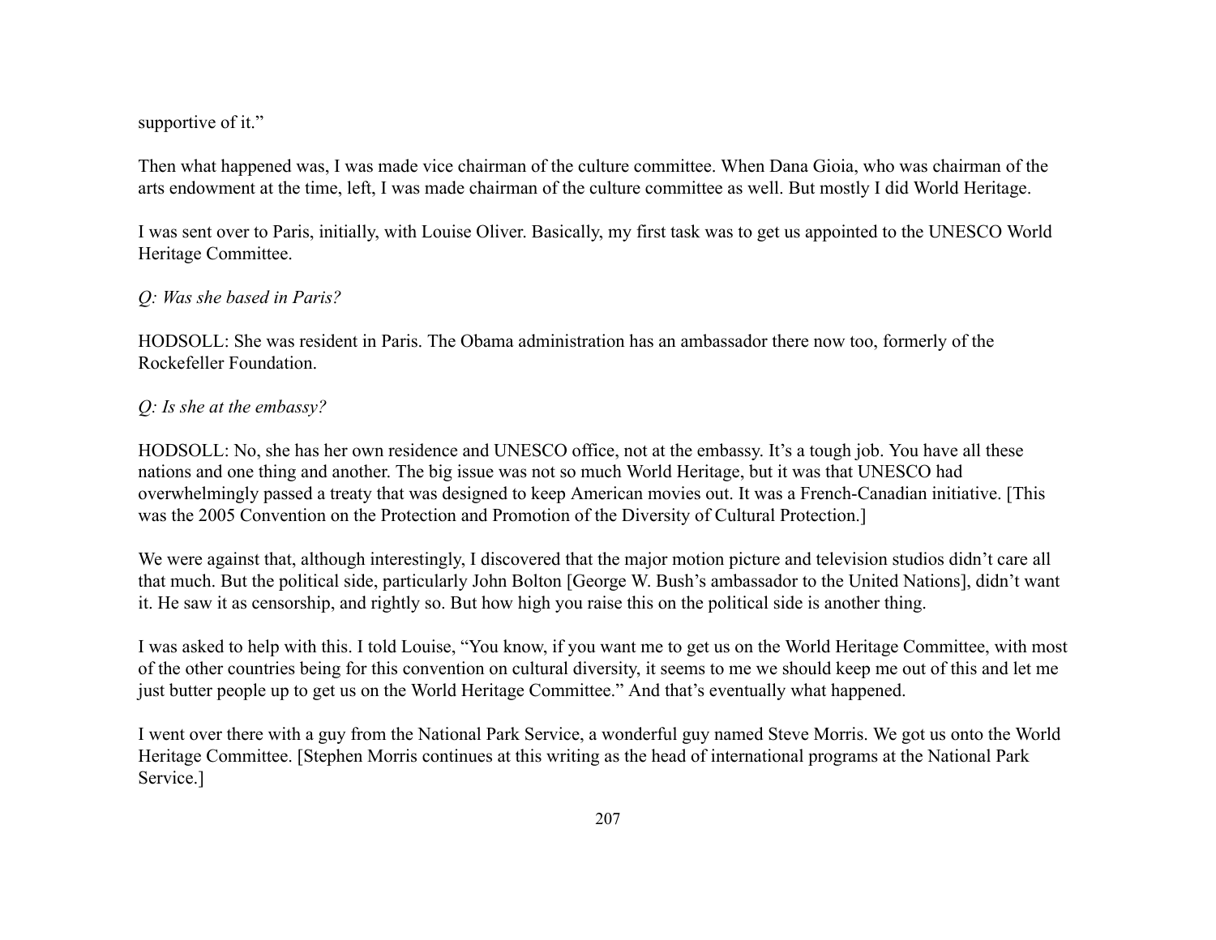supportive of it."

Then what happened was, I was made vice chairman of the culture committee. When Dana Gioia, who was chairman of the arts endowment at the time, left, I was made chairman of the culture committee as well. But mostly I did World Heritage.

I was sent over to Paris, initially, with Louise Oliver. Basically, my first task was to get us appointed to the UNESCO World Heritage Committee.

*Q: Was she based in Paris?*

HODSOLL: She was resident in Paris. The Obama administration has an ambassador there now too, formerly of the Rockefeller Foundation.

*Q: Is she at the embassy?*

HODSOLL: No, she has her own residence and UNESCO office, not at the embassy. It's a tough job. You have all these nations and one thing and another. The big issue was not so much World Heritage, but it was that UNESCO had overwhelmingly passed a treaty that was designed to keep American movies out. It was a French-Canadian initiative. [This was the 2005 Convention on the Protection and Promotion of the Diversity of Cultural Protection.]

We were against that, although interestingly, I discovered that the major motion picture and television studios didn't care all that much. But the political side, particularly John Bolton [George W. Bush's ambassador to the United Nations], didn't want it. He saw it as censorship, and rightly so. But how high you raise this on the political side is another thing.

I was asked to help with this. I told Louise, "You know, if you want me to get us on the World Heritage Committee, with most of the other countries being for this convention on cultural diversity, it seems to me we should keep me out of this and let me just butter people up to get us on the World Heritage Committee." And that's eventually what happened.

I went over there with a guy from the National Park Service, a wonderful guy named Steve Morris. We got us onto the World Heritage Committee. [Stephen Morris continues at this writing as the head of international programs at the National Park Service.]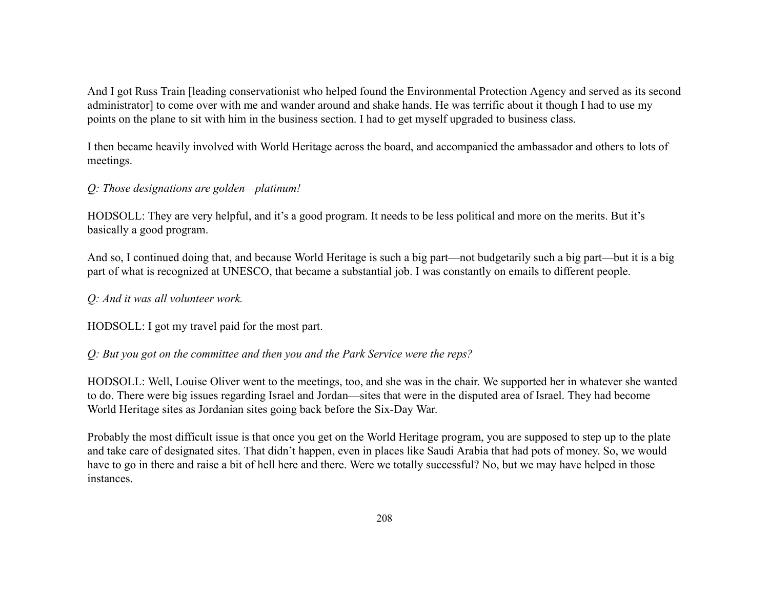And I got Russ Train [leading conservationist who helped found the Environmental Protection Agency and served as its second administrator] to come over with me and wander around and shake hands. He was terrific about it though I had to use my points on the plane to sit with him in the business section. I had to get myself upgraded to business class.

I then became heavily involved with World Heritage across the board, and accompanied the ambassador and others to lots of meetings.

*Q: Those designations are golden—platinum!*

HODSOLL: They are very helpful, and it's a good program. It needs to be less political and more on the merits. But it's basically a good program.

And so, I continued doing that, and because World Heritage is such a big part—not budgetarily such a big part—but it is a big part of what is recognized at UNESCO, that became a substantial job. I was constantly on emails to different people.

*Q: And it was all volunteer work.*

HODSOLL: I got my travel paid for the most part.

*Q: But you got on the committee and then you and the Park Service were the reps?*

HODSOLL: Well, Louise Oliver went to the meetings, too, and she was in the chair. We supported her in whatever she wanted to do. There were big issues regarding Israel and Jordan—sites that were in the disputed area of Israel. They had become World Heritage sites as Jordanian sites going back before the Six-Day War.

Probably the most difficult issue is that once you get on the World Heritage program, you are supposed to step up to the plate and take care of designated sites. That didn't happen, even in places like Saudi Arabia that had pots of money. So, we would have to go in there and raise a bit of hell here and there. Were we totally successful? No, but we may have helped in those instances.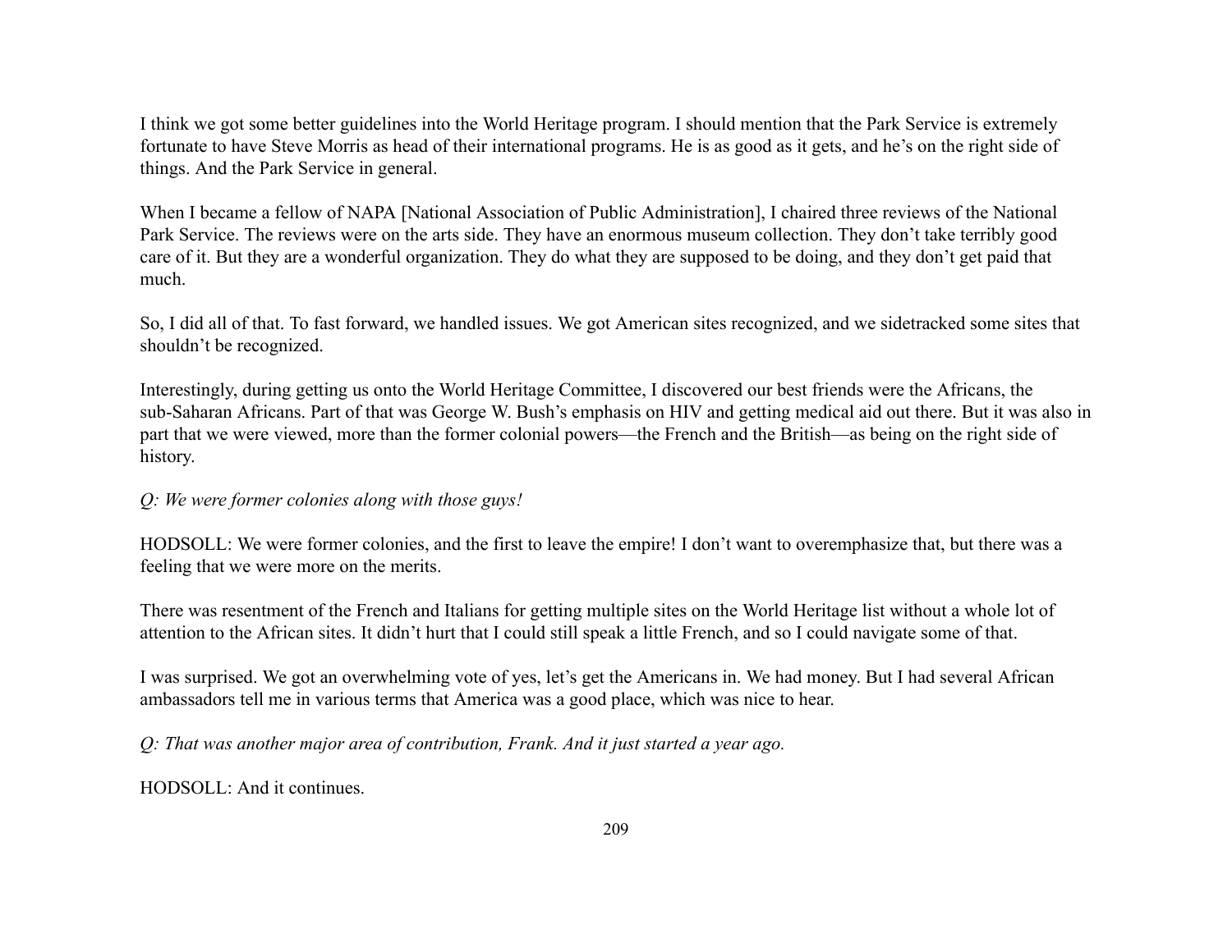I think we got some better guidelines into the World Heritage program. I should mention that the Park Service is extremely fortunate to have Steve Morris as head of their international programs. He is as good as it gets, and he's on the right side of things. And the Park Service in general.

When I became a fellow of NAPA [National Association of Public Administration], I chaired three reviews of the National Park Service. The reviews were on the arts side. They have an enormous museum collection. They don't take terribly good care of it. But they are a wonderful organization. They do what they are supposed to be doing, and they don't get paid that much.

So, I did all of that. To fast forward, we handled issues. We got American sites recognized, and we sidetracked some sites that shouldn't be recognized.

Interestingly, during getting us onto the World Heritage Committee, I discovered our best friends were the Africans, the sub-Saharan Africans. Part of that was George W. Bush's emphasis on HIV and getting medical aid out there. But it was also in part that we were viewed, more than the former colonial powers—the French and the British—as being on the right side of history.

*Q: We were former colonies along with those guys!*

HODSOLL: We were former colonies, and the first to leave the empire! I don't want to overemphasize that, but there was a feeling that we were more on the merits.

There was resentment of the French and Italians for getting multiple sites on the World Heritage list without a whole lot of attention to the African sites. It didn't hurt that I could still speak a little French, and so I could navigate some of that.

I was surprised. We got an overwhelming vote of yes, let's get the Americans in. We had money. But I had several African ambassadors tell me in various terms that America was a good place, which was nice to hear.

*Q: That was another major area of contribution, Frank. And it just started a year ago.*

HODSOLL: And it continues.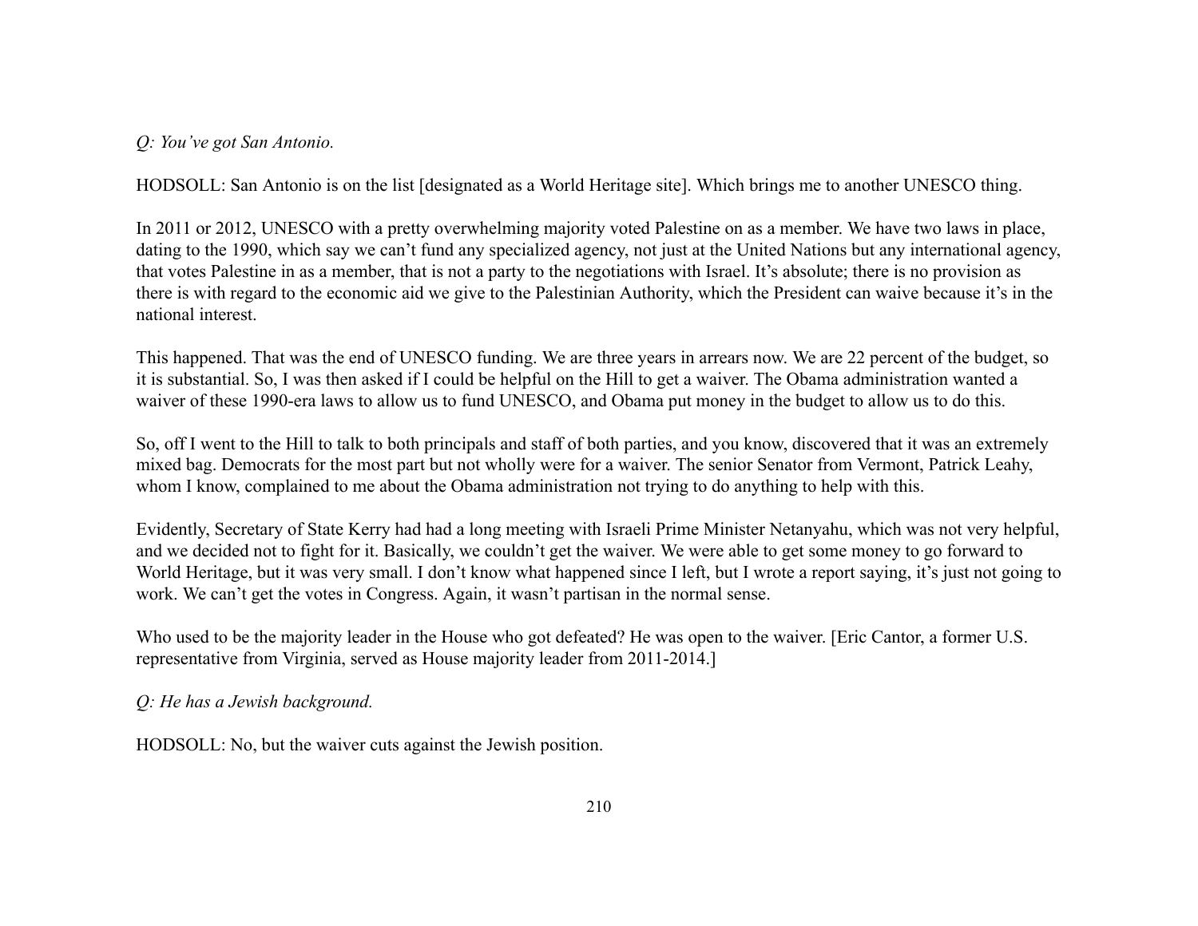*Q: You've got San Antonio.*

HODSOLL: San Antonio is on the list [designated as a World Heritage site]. Which brings me to another UNESCO thing.

In 2011 or 2012, UNESCO with a pretty overwhelming majority voted Palestine on as a member. We have two laws in place, dating to the 1990, which say we can't fund any specialized agency, not just at the United Nations but any international agency, that votes Palestine in as a member, that is not a party to the negotiations with Israel. It's absolute; there is no provision as there is with regard to the economic aid we give to the Palestinian Authority, which the President can waive because it's in the national interest.

This happened. That was the end of UNESCO funding. We are three years in arrears now. We are 22 percent of the budget, so it is substantial. So, I was then asked if I could be helpful on the Hill to get a waiver. The Obama administration wanted a waiver of these 1990-era laws to allow us to fund UNESCO, and Obama put money in the budget to allow us to do this.

So, off I went to the Hill to talk to both principals and staff of both parties, and you know, discovered that it was an extremely mixed bag. Democrats for the most part but not wholly were for a waiver. The senior Senator from Vermont, Patrick Leahy, whom I know, complained to me about the Obama administration not trying to do anything to help with this.

Evidently, Secretary of State Kerry had had a long meeting with Israeli Prime Minister Netanyahu, which was not very helpful, and we decided not to fight for it. Basically, we couldn't get the waiver. We were able to get some money to go forward to World Heritage, but it was very small. I don't know what happened since I left, but I wrote a report saying, it's just not going to work. We can't get the votes in Congress. Again, it wasn't partisan in the normal sense.

Who used to be the majority leader in the House who got defeated? He was open to the waiver. [Eric Cantor, a former U.S. representative from Virginia, served as House majority leader from 2011-2014.]

*Q: He has a Jewish background.*

HODSOLL: No, but the waiver cuts against the Jewish position.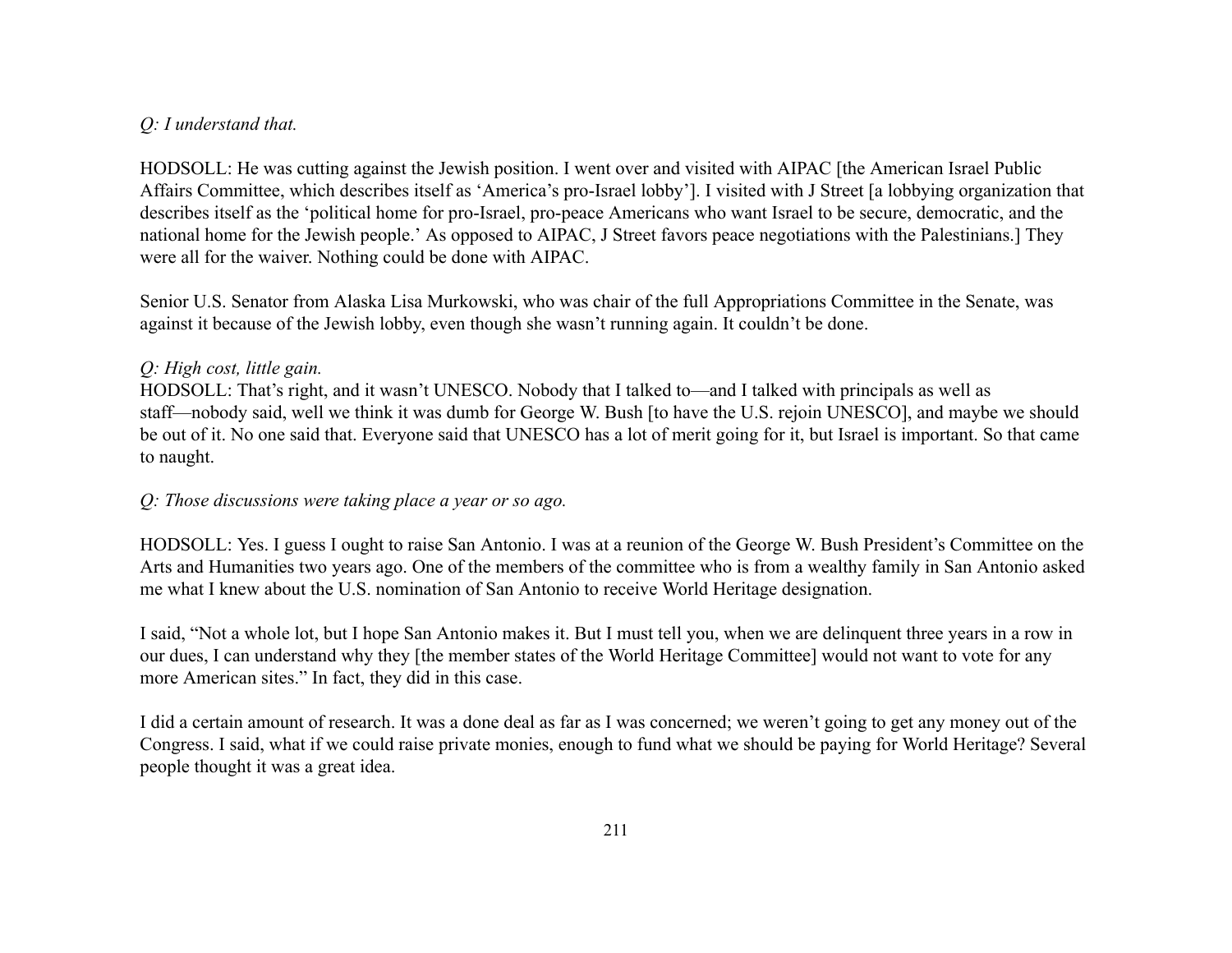*Q: I understand that.*

HODSOLL: He was cutting against the Jewish position. I went over and visited with AIPAC [the American Israel Public Affairs Committee, which describes itself as 'America's pro-Israel lobby']. I visited with J Street [a lobbying organization that describes itself as the 'political home for pro-Israel, pro-peace Americans who want Israel to be secure, democratic, and the national home for the Jewish people.' As opposed to AIPAC, J Street favors peace negotiations with the Palestinians.] They were all for the waiver. Nothing could be done with AIPAC.

Senior U.S. Senator from Alaska Lisa Murkowski, who was chair of the full Appropriations Committee in the Senate, was against it because of the Jewish lobby, even though she wasn't running again. It couldn't be done.

*Q: High cost, little gain.*

HODSOLL: That's right, and it wasn't UNESCO. Nobody that I talked to—and I talked with principals as well as staff—nobody said, well we think it was dumb for George W. Bush [to have the U.S. rejoin UNESCO], and maybe we should be out of it. No one said that. Everyone said that UNESCO has a lot of merit going for it, but Israel is important. So that came to naught.

*Q: Those discussions were taking place a year or so ago.*

HODSOLL: Yes. I guess I ought to raise San Antonio. I was at a reunion of the George W. Bush President's Committee on the Arts and Humanities two years ago. One of the members of the committee who is from a wealthy family in San Antonio asked me what I knew about the U.S. nomination of San Antonio to receive World Heritage designation.

I said, "Not a whole lot, but I hope San Antonio makes it. But I must tell you, when we are delinquent three years in a row in our dues, I can understand why they [the member states of the World Heritage Committee] would not want to vote for any more American sites." In fact, they did in this case.

I did a certain amount of research. It was a done deal as far as I was concerned; we weren't going to get any money out of the Congress. I said, what if we could raise private monies, enough to fund what we should be paying for World Heritage? Several people thought it was a great idea.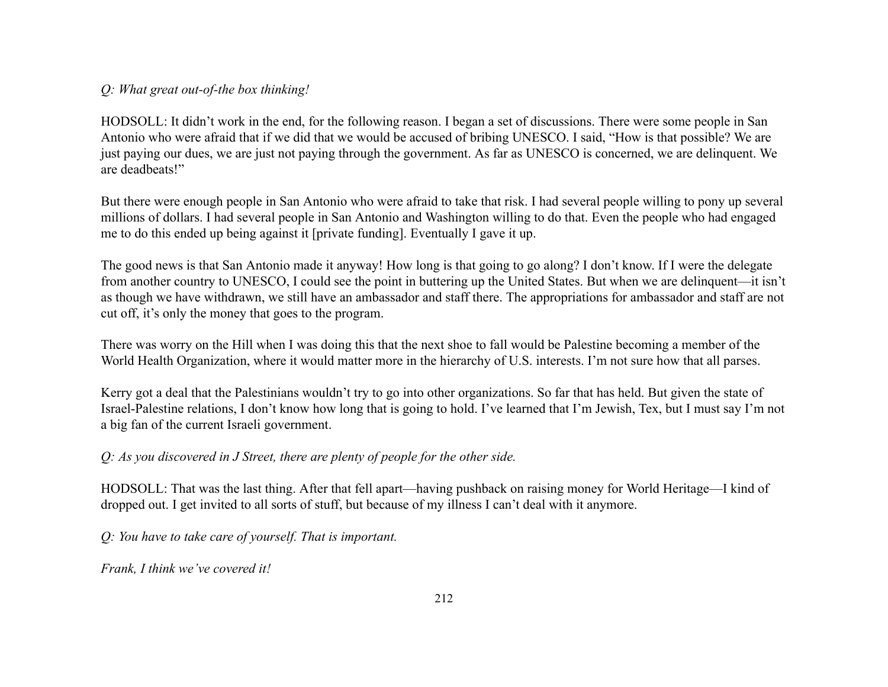*Q: What great out-of-the box thinking!*

HODSOLL: It didn't work in the end, for the following reason. I began a set of discussions. There were some people in San Antonio who were afraid that if we did that we would be accused of bribing UNESCO. I said, "How is that possible? We are just paying our dues, we are just not paying through the government. As far as UNESCO is concerned, we are delinquent. We are deadbeats!"

But there were enough people in San Antonio who were afraid to take that risk. I had several people willing to pony up several millions of dollars. I had several people in San Antonio and Washington willing to do that. Even the people who had engaged me to do this ended up being against it [private funding]. Eventually I gave it up.

The good news is that San Antonio made it anyway! How long is that going to go along? I don't know. If I were the delegate from another country to UNESCO, I could see the point in buttering up the United States. But when we are delinquent—it isn't as though we have withdrawn, we still have an ambassador and staff there. The appropriations for ambassador and staff are not cut off, it's only the money that goes to the program.

There was worry on the Hill when I was doing this that the next shoe to fall would be Palestine becoming a member of the World Health Organization, where it would matter more in the hierarchy of U.S. interests. I'm not sure how that all parses.

Kerry got a deal that the Palestinians wouldn't try to go into other organizations. So far that has held. But given the state of Israel-Palestine relations, I don't know how long that is going to hold. I've learned that I'm Jewish, Tex, but I must say I'm not a big fan of the current Israeli government.

*Q: As you discovered in J Street, there are plenty of people for the other side.*

HODSOLL: That was the last thing. After that fell apart—having pushback on raising money for World Heritage—I kind of dropped out. I get invited to all sorts of stuff, but because of my illness I can't deal with it anymore.

*Q: You have to take care of yourself. That is important.*

*Frank, I think we've covered it!*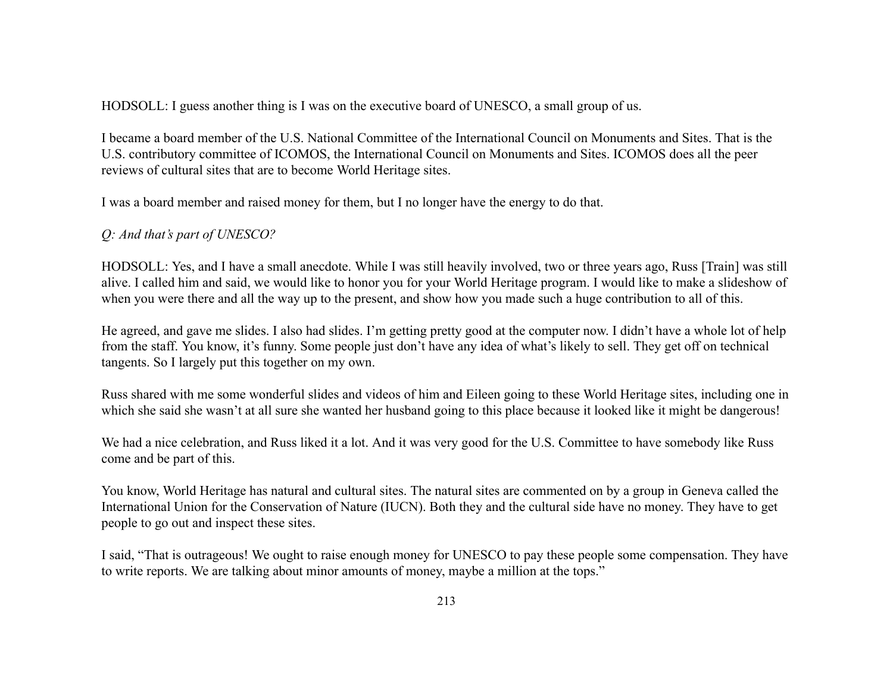HODSOLL: I guess another thing is I was on the executive board of UNESCO, a small group of us.

I became a board member of the U.S. National Committee of the International Council on Monuments and Sites. That is the U.S. contributory committee of ICOMOS, the International Council on Monuments and Sites. ICOMOS does all the peer reviews of cultural sites that are to become World Heritage sites.

I was a board member and raised money for them, but I no longer have the energy to do that.

*Q: And that's part of UNESCO?*

HODSOLL: Yes, and I have a small anecdote. While I was still heavily involved, two or three years ago, Russ [Train] was still alive. I called him and said, we would like to honor you for your World Heritage program. I would like to make a slideshow of when you were there and all the way up to the present, and show how you made such a huge contribution to all of this.

He agreed, and gave me slides. I also had slides. I'm getting pretty good at the computer now. I didn't have a whole lot of help from the staff. You know, it's funny. Some people just don't have any idea of what's likely to sell. They get off on technical tangents. So I largely put this together on my own.

Russ shared with me some wonderful slides and videos of him and Eileen going to these World Heritage sites, including one in which she said she wasn't at all sure she wanted her husband going to this place because it looked like it might be dangerous!

We had a nice celebration, and Russ liked it a lot. And it was very good for the U.S. Committee to have somebody like Russ come and be part of this.

You know, World Heritage has natural and cultural sites. The natural sites are commented on by a group in Geneva called the International Union for the Conservation of Nature (IUCN). Both they and the cultural side have no money. They have to get people to go out and inspect these sites.

I said, "That is outrageous! We ought to raise enough money for UNESCO to pay these people some compensation. They have to write reports. We are talking about minor amounts of money, maybe a million at the tops."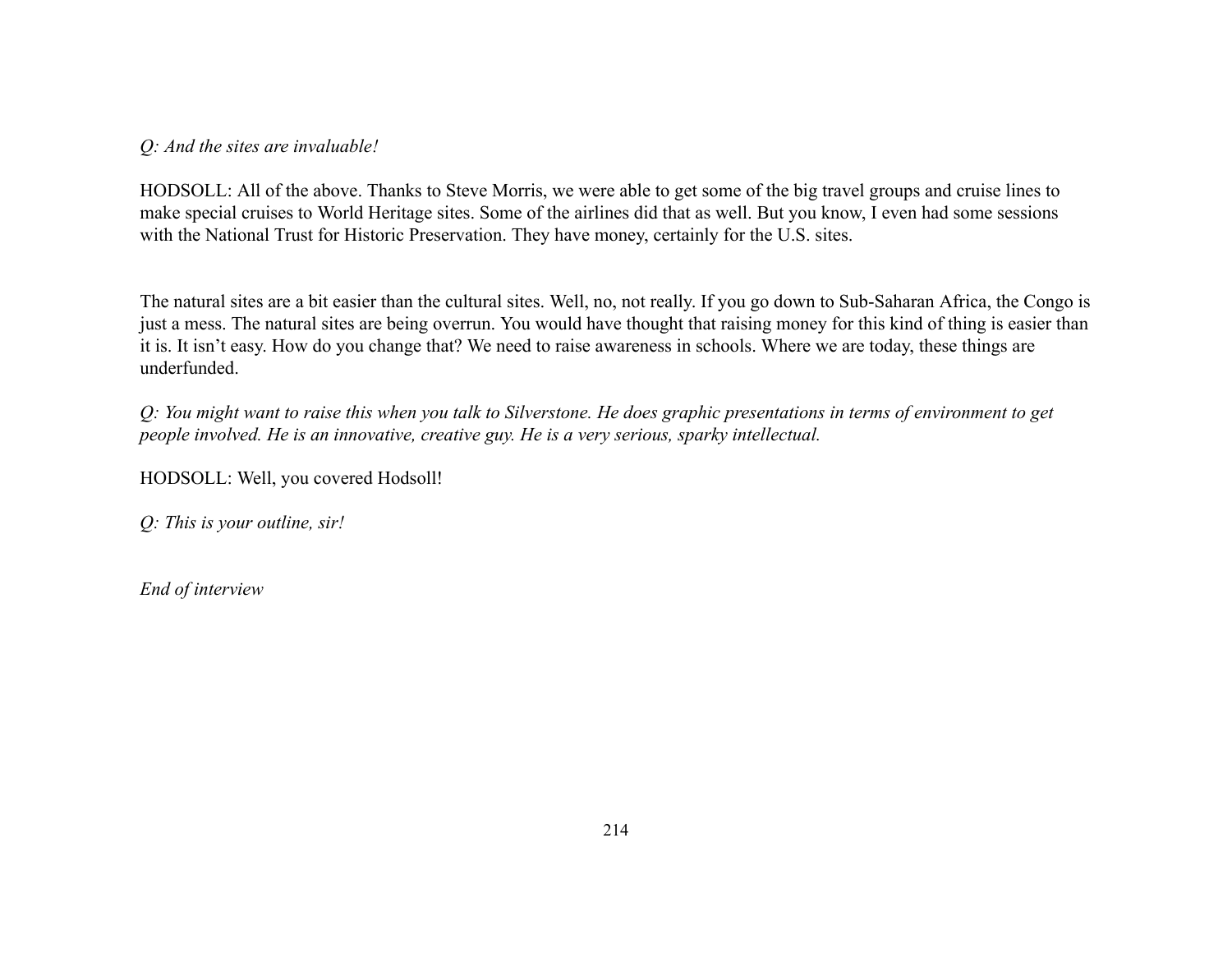*Q: And the sites are invaluable!*

HODSOLL: All of the above. Thanks to Steve Morris, we were able to get some of the big travel groups and cruise lines to make special cruises to World Heritage sites. Some of the airlines did that as well. But you know, I even had some sessions with the National Trust for Historic Preservation. They have money, certainly for the U.S. sites.

The natural sites are a bit easier than the cultural sites. Well, no, not really. If you go down to Sub-Saharan Africa, the Congo is just a mess. The natural sites are being overrun. You would have thought that raising money for this kind of thing is easier than it is. It isn't easy. How do you change that? We need to raise awareness in schools. Where we are today, these things are underfunded.

*Q: You might want to raise this when you talk to Silverstone. He does graphic presentations in terms of environment to get people involved. He is an innovative, creative guy. He is a very serious, sparky intellectual.*

HODSOLL: Well, you covered Hodsoll!

*Q: This is your outline, sir!*

*End of interview*